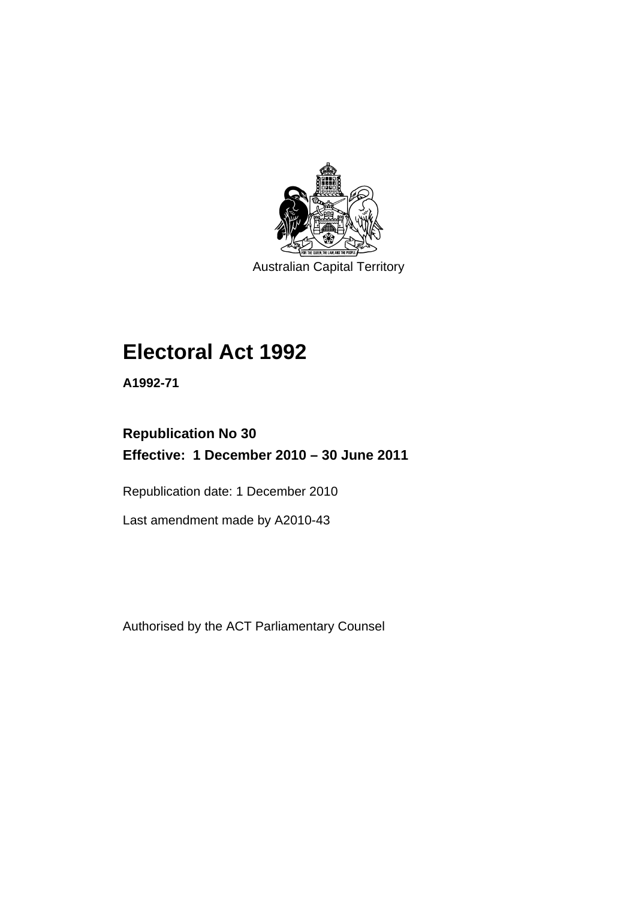Australian Capital Territory

# Electoral Act 1992

**A1992-71**

**Republication No 30**
**Effective: 1 December 2010 – 30 June 2011**

Republication date: 1 December 2010

Last amendment made by A2010-43

Authorised by the ACT Parliamentary Counsel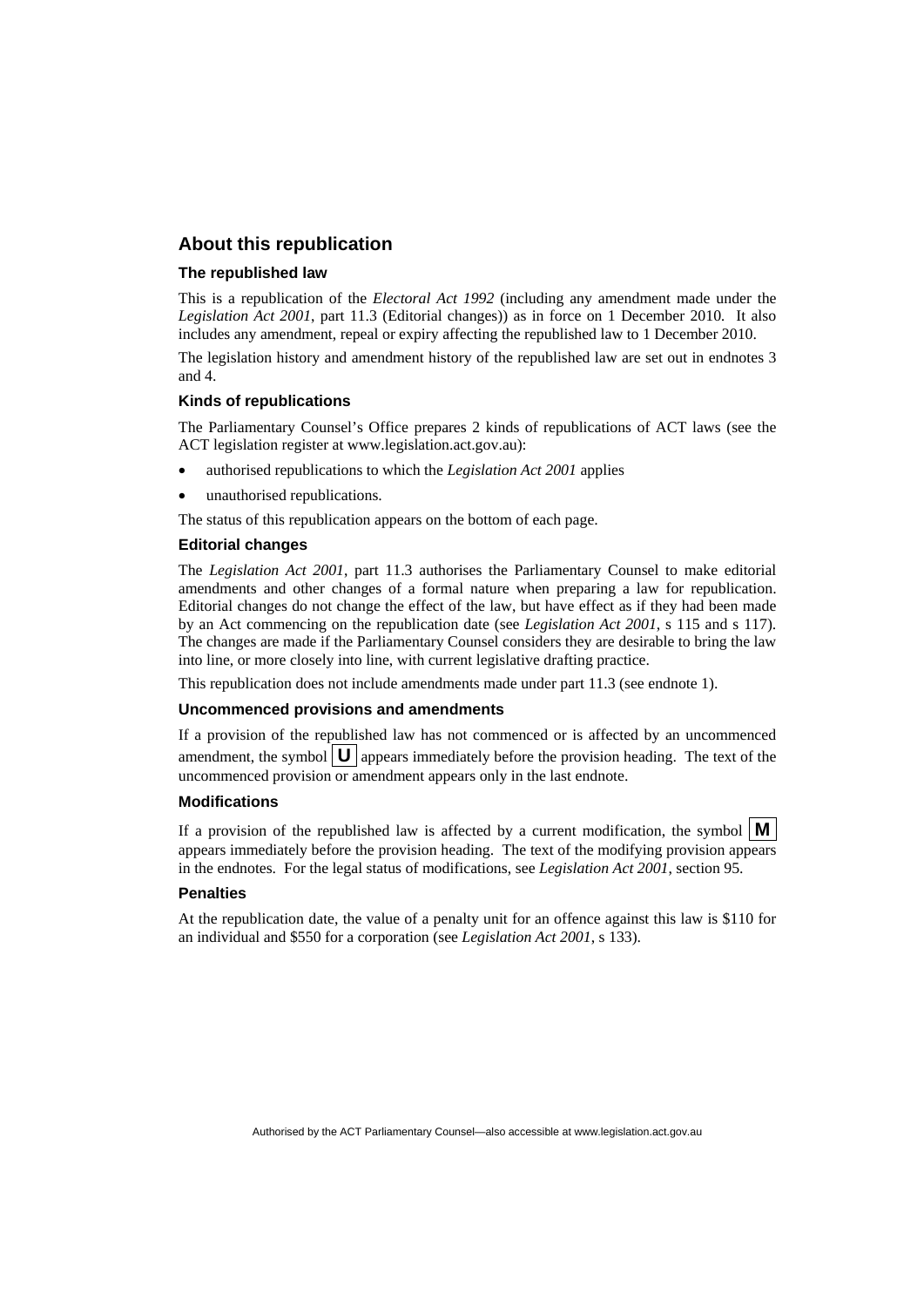## About this republication

### The republished law

This is a republication of the *Electoral Act 1992* (including any amendment made under the *Legislation Act 2001*, part 11.3 (Editorial changes)) as in force on 1 December 2010. It also includes any amendment, repeal or expiry affecting the republished law to 1 December 2010.

The legislation history and amendment history of the republished law are set out in endnotes 3 and 4.

### Kinds of republications

The Parliamentary Counsel's Office prepares 2 kinds of republications of ACT laws (see the ACT legislation register at www.legislation.act.gov.au):

- authorised republications to which the *Legislation Act 2001* applies
- unauthorised republications.

The status of this republication appears on the bottom of each page.

### Editorial changes

The *Legislation Act 2001*, part 11.3 authorises the Parliamentary Counsel to make editorial amendments and other changes of a formal nature when preparing a law for republication. Editorial changes do not change the effect of the law, but have effect as if they had been made by an Act commencing on the republication date (see *Legislation Act 2001*, s 115 and s 117). The changes are made if the Parliamentary Counsel considers they are desirable to bring the law into line, or more closely into line, with current legislative drafting practice.

This republication does not include amendments made under part 11.3 (see endnote 1).

### Uncommenced provisions and amendments

If a provision of the republished law has not commenced or is affected by an uncommenced amendment, the symbol **U** appears immediately before the provision heading. The text of the uncommenced provision or amendment appears only in the last endnote.

### Modifications

If a provision of the republished law is affected by a current modification, the symbol **M** appears immediately before the provision heading. The text of the modifying provision appears in the endnotes. For the legal status of modifications, see *Legislation Act 2001*, section 95.

### Penalties

At the republication date, the value of a penalty unit for an offence against this law is $110 for an individual and $550 for a corporation (see *Legislation Act 2001*, s 133).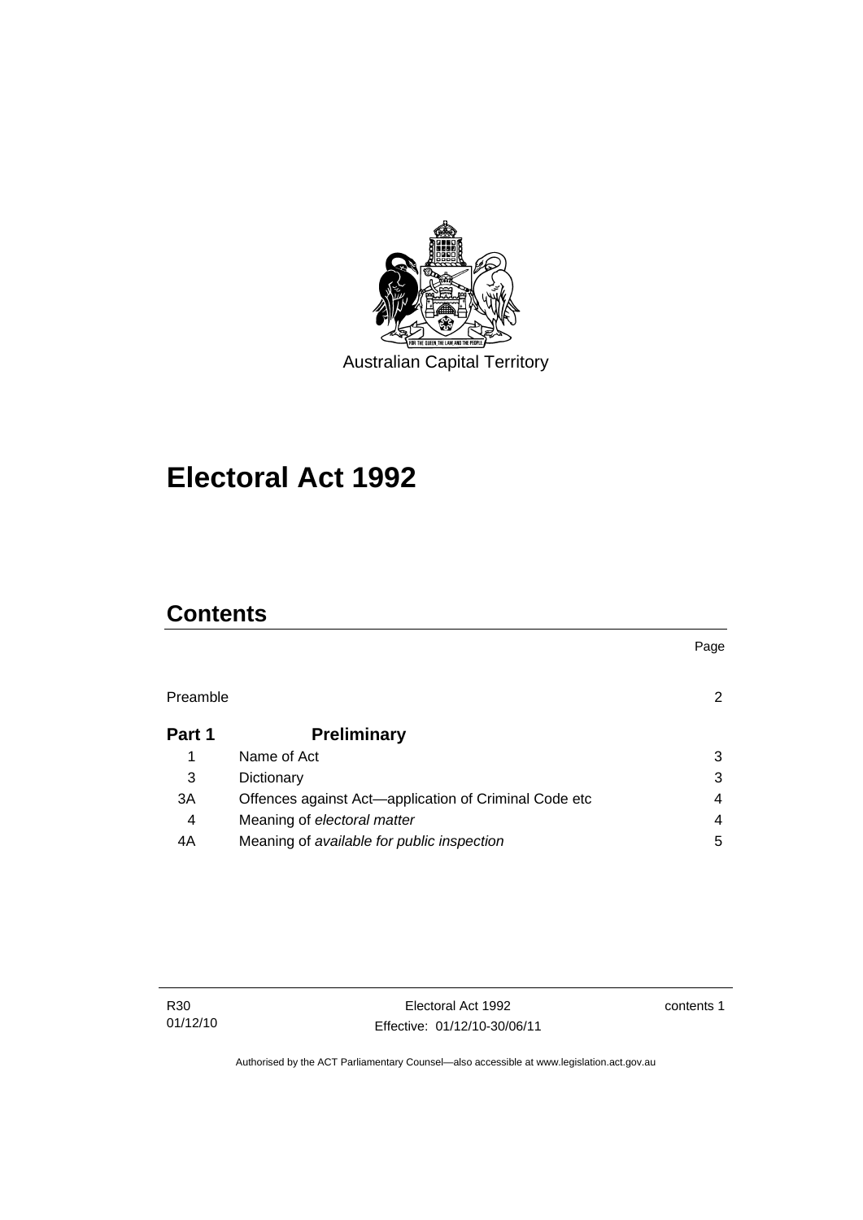Australian Capital Territory

# Electoral Act 1992

## Contents

| | | Page |
|---|---|---|
| Preamble | | 2 |
| **Part 1** | **Preliminary** | |
| 1 | Name of Act | 3 |
| 3 | Dictionary | 3 |
| 3A | Offences against Act—application of Criminal Code etc | 4 |
| 4 | Meaning of *electoral matter* | 4 |
| 4A | Meaning of *available for public inspection* | 5 |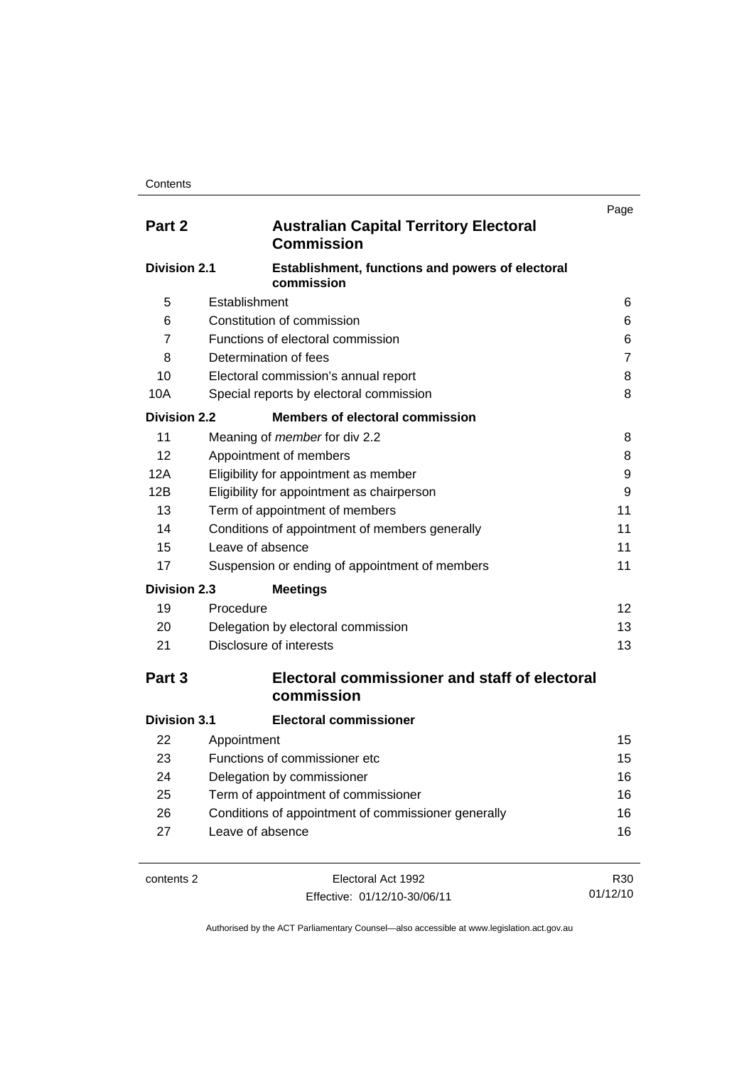| | | Page |
|---|---|---|
| **Part 2** | **Australian Capital Territory Electoral Commission** | |
| **Division 2.1** | **Establishment, functions and powers of electoral commission** | |
| 5 | Establishment | 6 |
| 6 | Constitution of commission | 6 |
| 7 | Functions of electoral commission | 6 |
| 8 | Determination of fees | 7 |
| 10 | Electoral commission's annual report | 8 |
| 10A | Special reports by electoral commission | 8 |
| **Division 2.2** | **Members of electoral commission** | |
| 11 | Meaning of *member* for div 2.2 | 8 |
| 12 | Appointment of members | 8 |
| 12A | Eligibility for appointment as member | 9 |
| 12B | Eligibility for appointment as chairperson | 9 |
| 13 | Term of appointment of members | 11 |
| 14 | Conditions of appointment of members generally | 11 |
| 15 | Leave of absence | 11 |
| 17 | Suspension or ending of appointment of members | 11 |
| **Division 2.3** | **Meetings** | |
| 19 | Procedure | 12 |
| 20 | Delegation by electoral commission | 13 |
| 21 | Disclosure of interests | 13 |
| **Part 3** | **Electoral commissioner and staff of electoral commission** | |
| **Division 3.1** | **Electoral commissioner** | |
| 22 | Appointment | 15 |
| 23 | Functions of commissioner etc | 15 |
| 24 | Delegation by commissioner | 16 |
| 25 | Term of appointment of commissioner | 16 |
| 26 | Conditions of appointment of commissioner generally | 16 |
| 27 | Leave of absence | 16 |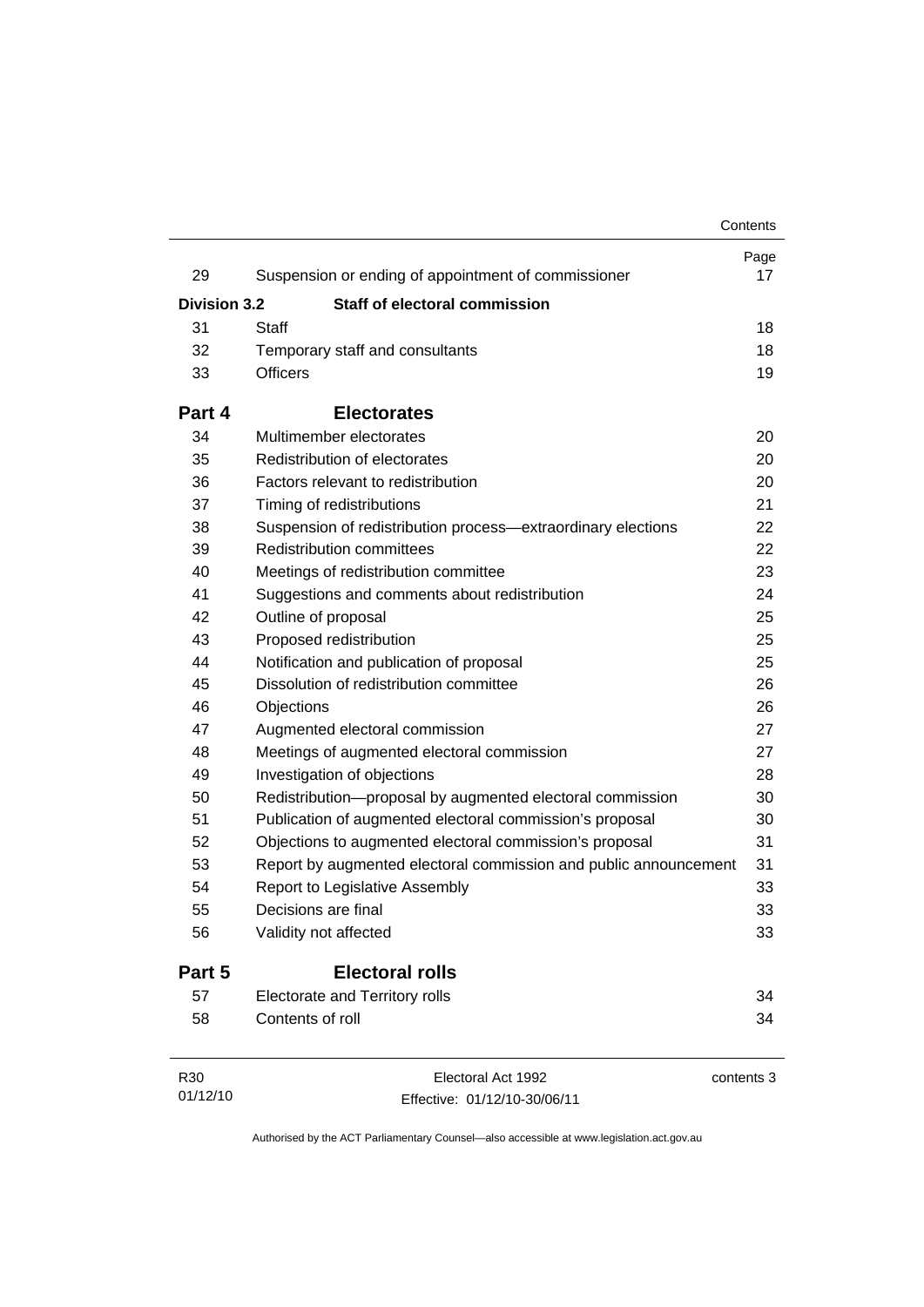| | | Page |
|---|---|---|
| 29 | Suspension or ending of appointment of commissioner | 17 |
| **Division 3.2** | **Staff of electoral commission** | |
| 31 | Staff | 18 |
| 32 | Temporary staff and consultants | 18 |
| 33 | Officers | 19 |
| **Part 4** | **Electorates** | |
| 34 | Multimember electorates | 20 |
| 35 | Redistribution of electorates | 20 |
| 36 | Factors relevant to redistribution | 20 |
| 37 | Timing of redistributions | 21 |
| 38 | Suspension of redistribution process—extraordinary elections | 22 |
| 39 | Redistribution committees | 22 |
| 40 | Meetings of redistribution committee | 23 |
| 41 | Suggestions and comments about redistribution | 24 |
| 42 | Outline of proposal | 25 |
| 43 | Proposed redistribution | 25 |
| 44 | Notification and publication of proposal | 25 |
| 45 | Dissolution of redistribution committee | 26 |
| 46 | Objections | 26 |
| 47 | Augmented electoral commission | 27 |
| 48 | Meetings of augmented electoral commission | 27 |
| 49 | Investigation of objections | 28 |
| 50 | Redistribution—proposal by augmented electoral commission | 30 |
| 51 | Publication of augmented electoral commission's proposal | 30 |
| 52 | Objections to augmented electoral commission's proposal | 31 |
| 53 | Report by augmented electoral commission and public announcement | 31 |
| 54 | Report to Legislative Assembly | 33 |
| 55 | Decisions are final | 33 |
| 56 | Validity not affected | 33 |
| **Part 5** | **Electoral rolls** | |
| 57 | Electorate and Territory rolls | 34 |
| 58 | Contents of roll | 34 |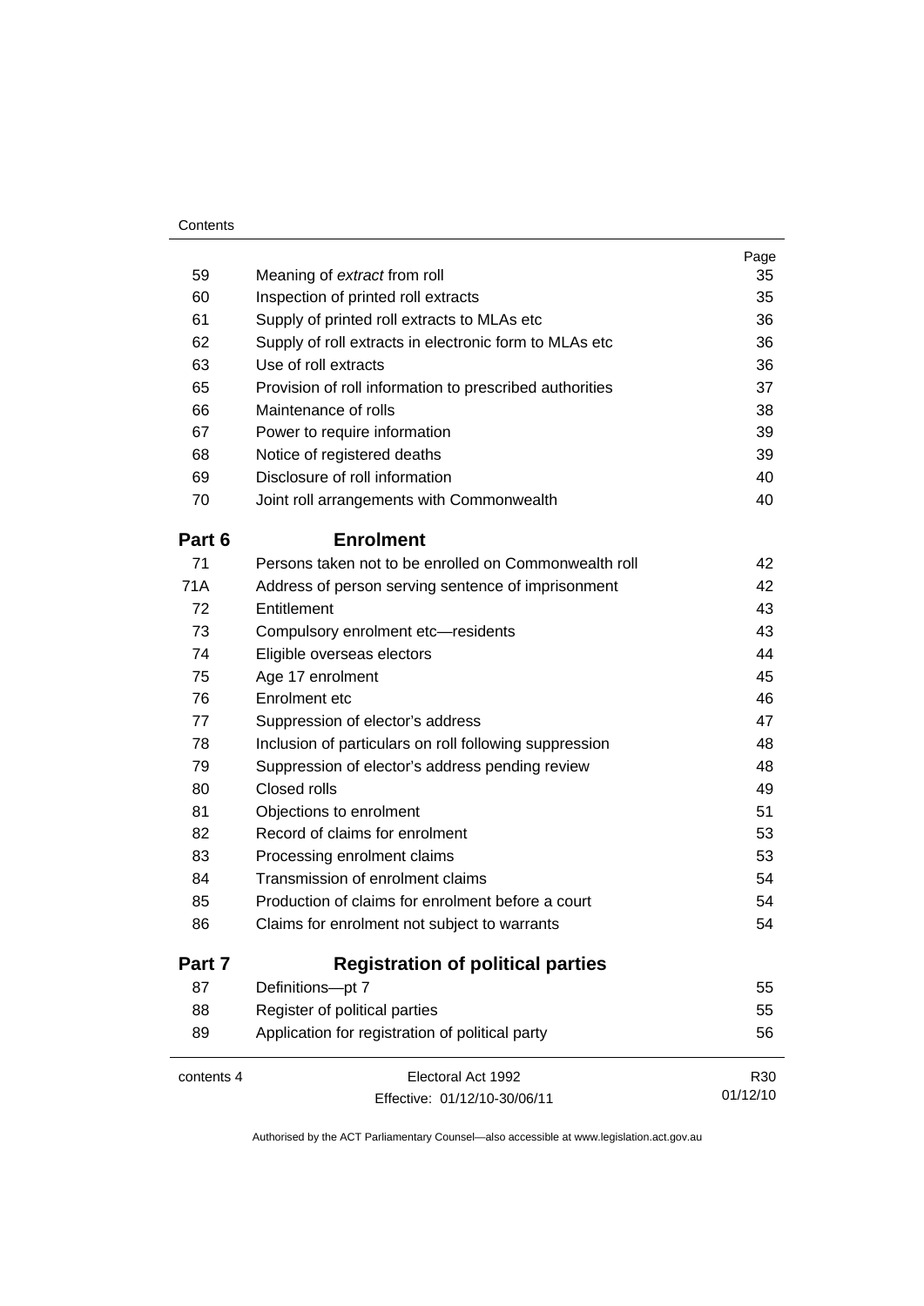| | | Page |
|---|---|---|
| 59 | Meaning of *extract* from roll | 35 |
| 60 | Inspection of printed roll extracts | 35 |
| 61 | Supply of printed roll extracts to MLAs etc | 36 |
| 62 | Supply of roll extracts in electronic form to MLAs etc | 36 |
| 63 | Use of roll extracts | 36 |
| 65 | Provision of roll information to prescribed authorities | 37 |
| 66 | Maintenance of rolls | 38 |
| 67 | Power to require information | 39 |
| 68 | Notice of registered deaths | 39 |
| 69 | Disclosure of roll information | 40 |
| 70 | Joint roll arrangements with Commonwealth | 40 |

## Part 6 Enrolment

| | | |
|---|---|---|
| 71 | Persons taken not to be enrolled on Commonwealth roll | 42 |
| 71A | Address of person serving sentence of imprisonment | 42 |
| 72 | Entitlement | 43 |
| 73 | Compulsory enrolment etc—residents | 43 |
| 74 | Eligible overseas electors | 44 |
| 75 | Age 17 enrolment | 45 |
| 76 | Enrolment etc | 46 |
| 77 | Suppression of elector's address | 47 |
| 78 | Inclusion of particulars on roll following suppression | 48 |
| 79 | Suppression of elector's address pending review | 48 |
| 80 | Closed rolls | 49 |
| 81 | Objections to enrolment | 51 |
| 82 | Record of claims for enrolment | 53 |
| 83 | Processing enrolment claims | 53 |
| 84 | Transmission of enrolment claims | 54 |
| 85 | Production of claims for enrolment before a court | 54 |
| 86 | Claims for enrolment not subject to warrants | 54 |

## Part 7 Registration of political parties

| | | |
|---|---|---|
| 87 | Definitions—pt 7 | 55 |
| 88 | Register of political parties | 55 |
| 89 | Application for registration of political party | 56 |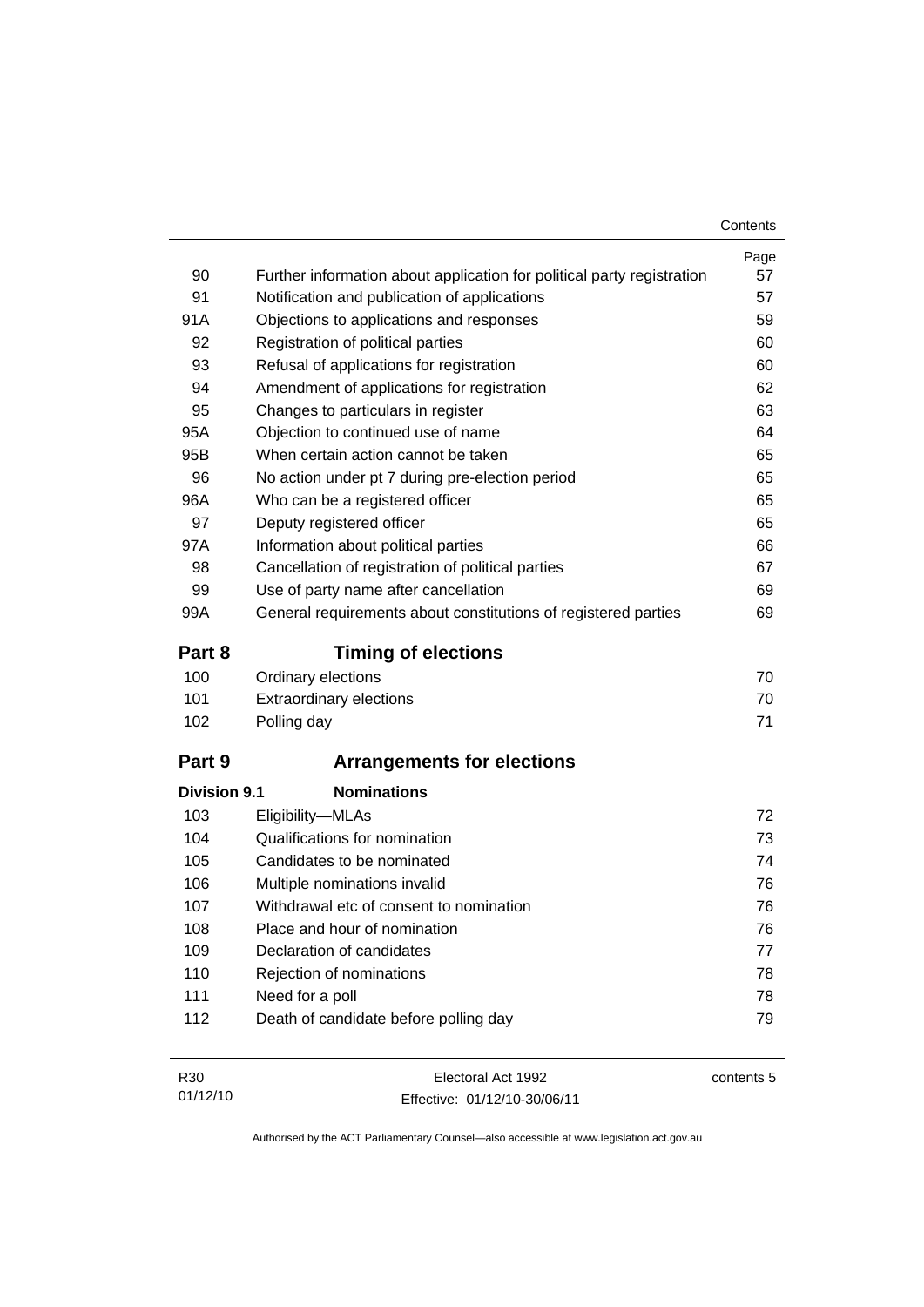| | | Page |
|---|---|---|
| 90 | Further information about application for political party registration | 57 |
| 91 | Notification and publication of applications | 57 |
| 91A | Objections to applications and responses | 59 |
| 92 | Registration of political parties | 60 |
| 93 | Refusal of applications for registration | 60 |
| 94 | Amendment of applications for registration | 62 |
| 95 | Changes to particulars in register | 63 |
| 95A | Objection to continued use of name | 64 |
| 95B | When certain action cannot be taken | 65 |
| 96 | No action under pt 7 during pre-election period | 65 |
| 96A | Who can be a registered officer | 65 |
| 97 | Deputy registered officer | 65 |
| 97A | Information about political parties | 66 |
| 98 | Cancellation of registration of political parties | 67 |
| 99 | Use of party name after cancellation | 69 |
| 99A | General requirements about constitutions of registered parties | 69 |

## Part 8 Timing of elections

| | | |
|---|---|---|
| 100 | Ordinary elections | 70 |
| 101 | Extraordinary elections | 70 |
| 102 | Polling day | 71 |

## Part 9 Arrangements for elections

### Division 9.1 Nominations

| | | |
|---|---|---|
| 103 | Eligibility—MLAs | 72 |
| 104 | Qualifications for nomination | 73 |
| 105 | Candidates to be nominated | 74 |
| 106 | Multiple nominations invalid | 76 |
| 107 | Withdrawal etc of consent to nomination | 76 |
| 108 | Place and hour of nomination | 76 |
| 109 | Declaration of candidates | 77 |
| 110 | Rejection of nominations | 78 |
| 111 | Need for a poll | 78 |
| 112 | Death of candidate before polling day | 79 |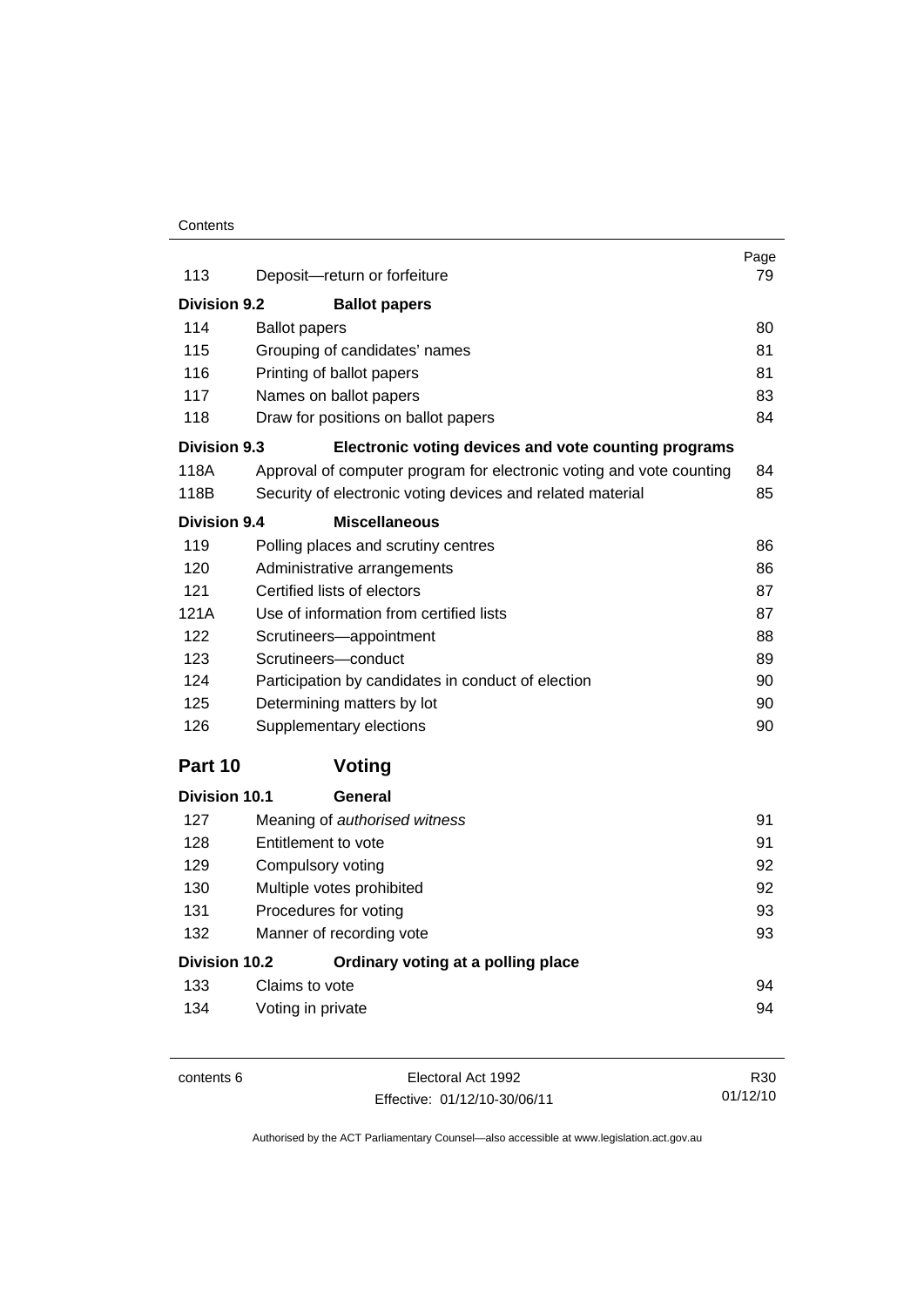| | | Page |
|---|---|---|
| 113 | Deposit—return or forfeiture | 79 |
| **Division 9.2** | **Ballot papers** | |
| 114 | Ballot papers | 80 |
| 115 | Grouping of candidates' names | 81 |
| 116 | Printing of ballot papers | 81 |
| 117 | Names on ballot papers | 83 |
| 118 | Draw for positions on ballot papers | 84 |
| **Division 9.3** | **Electronic voting devices and vote counting programs** | |
| 118A | Approval of computer program for electronic voting and vote counting | 84 |
| 118B | Security of electronic voting devices and related material | 85 |
| **Division 9.4** | **Miscellaneous** | |
| 119 | Polling places and scrutiny centres | 86 |
| 120 | Administrative arrangements | 86 |
| 121 | Certified lists of electors | 87 |
| 121A | Use of information from certified lists | 87 |
| 122 | Scrutineers—appointment | 88 |
| 123 | Scrutineers—conduct | 89 |
| 124 | Participation by candidates in conduct of election | 90 |
| 125 | Determining matters by lot | 90 |
| 126 | Supplementary elections | 90 |

## Part 10 Voting

| | | |
|---|---|---|
| **Division 10.1** | **General** | |
| 127 | Meaning of *authorised witness* | 91 |
| 128 | Entitlement to vote | 91 |
| 129 | Compulsory voting | 92 |
| 130 | Multiple votes prohibited | 92 |
| 131 | Procedures for voting | 93 |
| 132 | Manner of recording vote | 93 |
| **Division 10.2** | **Ordinary voting at a polling place** | |
| 133 | Claims to vote | 94 |
| 134 | Voting in private | 94 |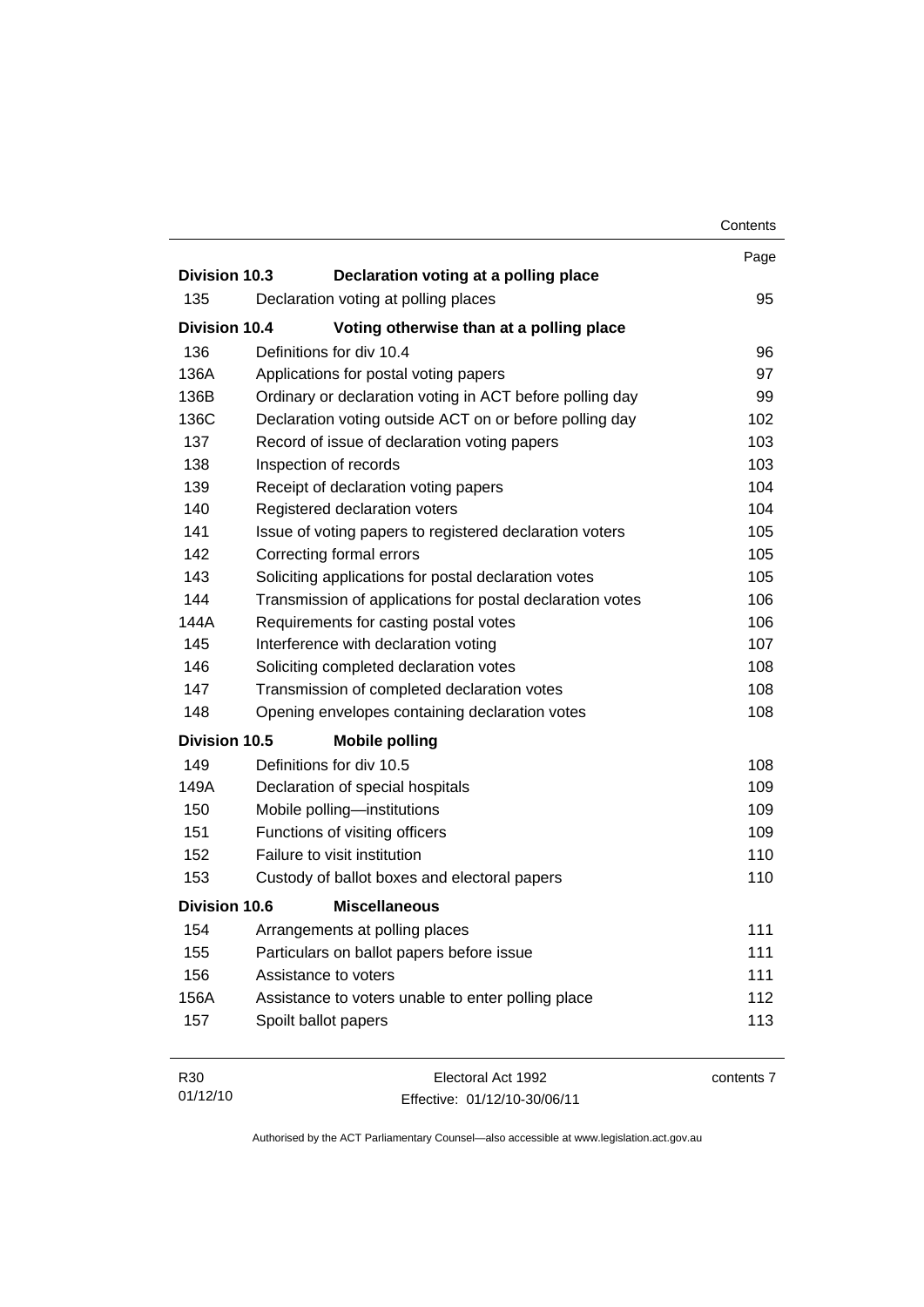| | | Page |
|---|---|---|
| **Division 10.3** | **Declaration voting at a polling place** | |
| 135 | Declaration voting at polling places | 95 |
| **Division 10.4** | **Voting otherwise than at a polling place** | |
| 136 | Definitions for div 10.4 | 96 |
| 136A | Applications for postal voting papers | 97 |
| 136B | Ordinary or declaration voting in ACT before polling day | 99 |
| 136C | Declaration voting outside ACT on or before polling day | 102 |
| 137 | Record of issue of declaration voting papers | 103 |
| 138 | Inspection of records | 103 |
| 139 | Receipt of declaration voting papers | 104 |
| 140 | Registered declaration voters | 104 |
| 141 | Issue of voting papers to registered declaration voters | 105 |
| 142 | Correcting formal errors | 105 |
| 143 | Soliciting applications for postal declaration votes | 105 |
| 144 | Transmission of applications for postal declaration votes | 106 |
| 144A | Requirements for casting postal votes | 106 |
| 145 | Interference with declaration voting | 107 |
| 146 | Soliciting completed declaration votes | 108 |
| 147 | Transmission of completed declaration votes | 108 |
| 148 | Opening envelopes containing declaration votes | 108 |
| **Division 10.5** | **Mobile polling** | |
| 149 | Definitions for div 10.5 | 108 |
| 149A | Declaration of special hospitals | 109 |
| 150 | Mobile polling—institutions | 109 |
| 151 | Functions of visiting officers | 109 |
| 152 | Failure to visit institution | 110 |
| 153 | Custody of ballot boxes and electoral papers | 110 |
| **Division 10.6** | **Miscellaneous** | |
| 154 | Arrangements at polling places | 111 |
| 155 | Particulars on ballot papers before issue | 111 |
| 156 | Assistance to voters | 111 |
| 156A | Assistance to voters unable to enter polling place | 112 |
| 157 | Spoilt ballot papers | 113 |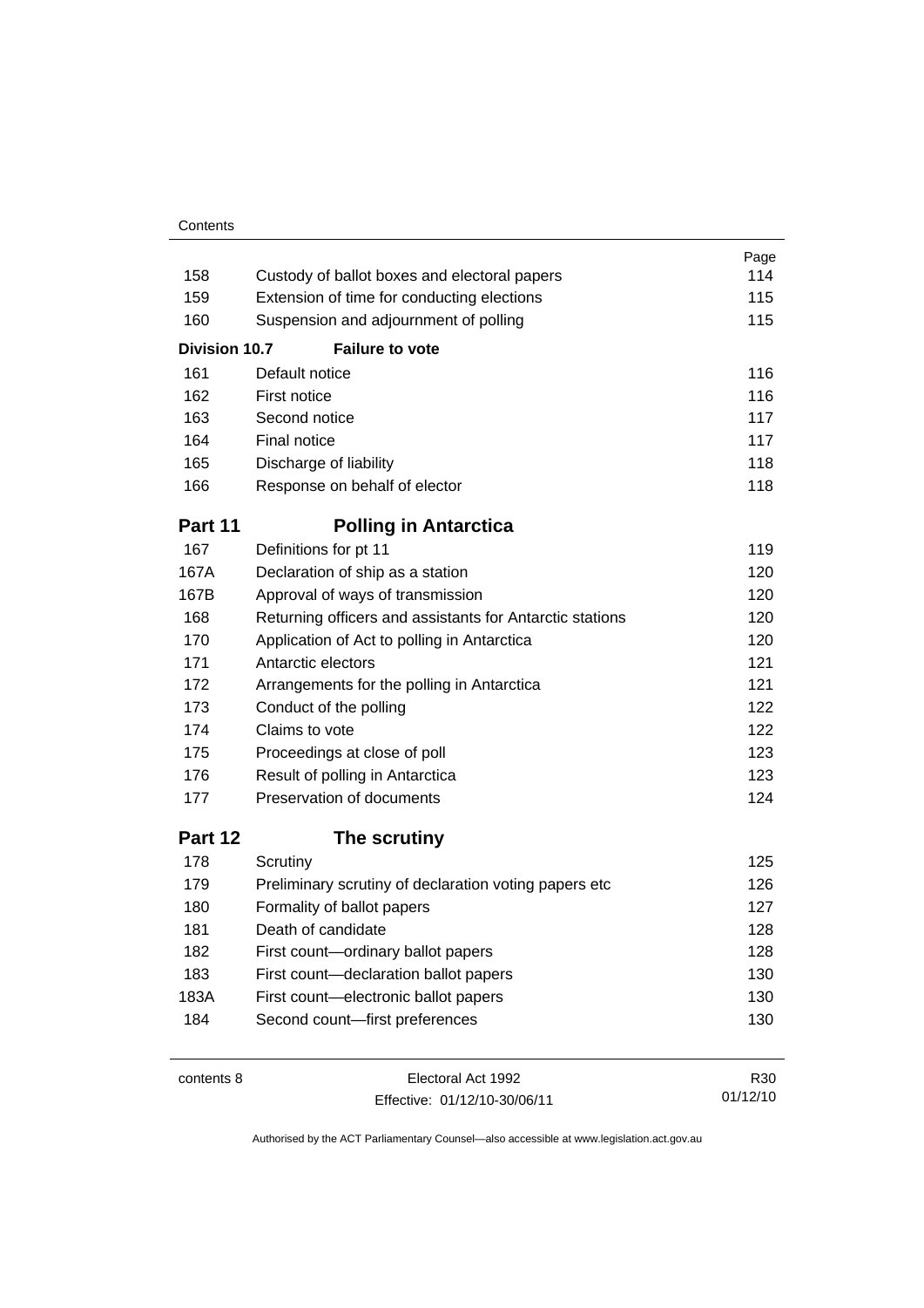| | | Page |
|---|---|---|
| 158 | Custody of ballot boxes and electoral papers | 114 |
| 159 | Extension of time for conducting elections | 115 |
| 160 | Suspension and adjournment of polling | 115 |
| **Division 10.7** | **Failure to vote** | |
| 161 | Default notice | 116 |
| 162 | First notice | 116 |
| 163 | Second notice | 117 |
| 164 | Final notice | 117 |
| 165 | Discharge of liability | 118 |
| 166 | Response on behalf of elector | 118 |
| **Part 11** | **Polling in Antarctica** | |
| 167 | Definitions for pt 11 | 119 |
| 167A | Declaration of ship as a station | 120 |
| 167B | Approval of ways of transmission | 120 |
| 168 | Returning officers and assistants for Antarctic stations | 120 |
| 170 | Application of Act to polling in Antarctica | 120 |
| 171 | Antarctic electors | 121 |
| 172 | Arrangements for the polling in Antarctica | 121 |
| 173 | Conduct of the polling | 122 |
| 174 | Claims to vote | 122 |
| 175 | Proceedings at close of poll | 123 |
| 176 | Result of polling in Antarctica | 123 |
| 177 | Preservation of documents | 124 |
| **Part 12** | **The scrutiny** | |
| 178 | Scrutiny | 125 |
| 179 | Preliminary scrutiny of declaration voting papers etc | 126 |
| 180 | Formality of ballot papers | 127 |
| 181 | Death of candidate | 128 |
| 182 | First count—ordinary ballot papers | 128 |
| 183 | First count—declaration ballot papers | 130 |
| 183A | First count—electronic ballot papers | 130 |
| 184 | Second count—first preferences | 130 |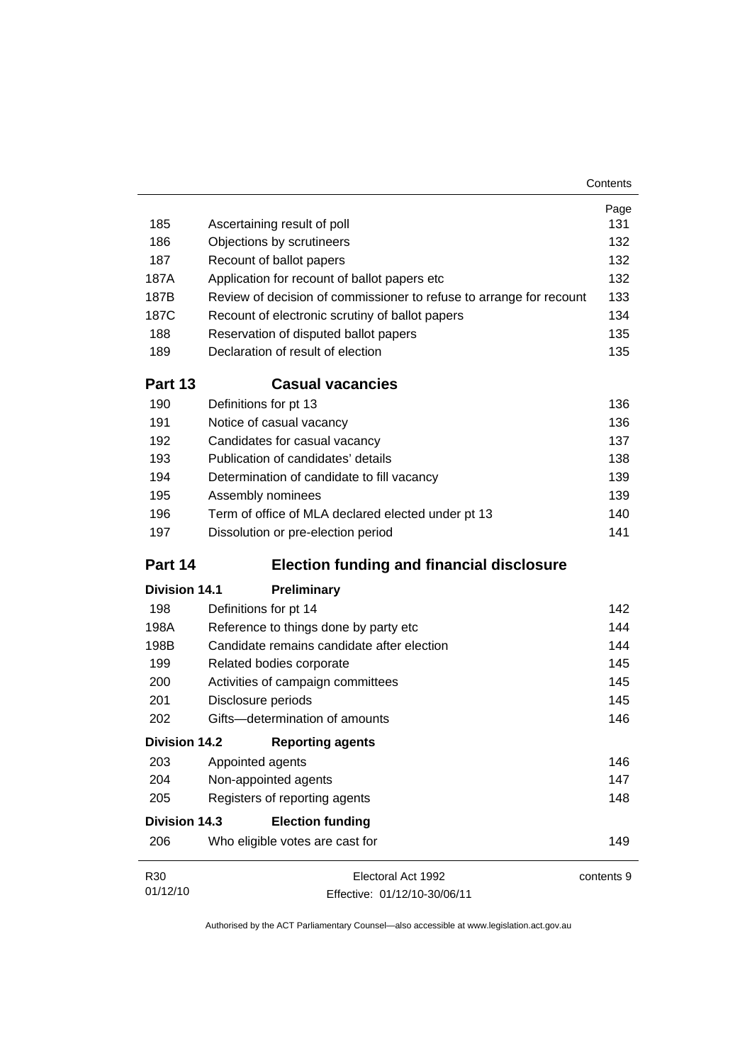| | | Page |
|---|---|---|
| 185 | Ascertaining result of poll | 131 |
| 186 | Objections by scrutineers | 132 |
| 187 | Recount of ballot papers | 132 |
| 187A | Application for recount of ballot papers etc | 132 |
| 187B | Review of decision of commissioner to refuse to arrange for recount | 133 |
| 187C | Recount of electronic scrutiny of ballot papers | 134 |
| 188 | Reservation of disputed ballot papers | 135 |
| 189 | Declaration of result of election | 135 |

## Part 13 Casual vacancies

| | | |
|---|---|---|
| 190 | Definitions for pt 13 | 136 |
| 191 | Notice of casual vacancy | 136 |
| 192 | Candidates for casual vacancy | 137 |
| 193 | Publication of candidates' details | 138 |
| 194 | Determination of candidate to fill vacancy | 139 |
| 195 | Assembly nominees | 139 |
| 196 | Term of office of MLA declared elected under pt 13 | 140 |
| 197 | Dissolution or pre-election period | 141 |

## Part 14 Election funding and financial disclosure

### Division 14.1 Preliminary

| | | |
|---|---|---|
| 198 | Definitions for pt 14 | 142 |
| 198A | Reference to things done by party etc | 144 |
| 198B | Candidate remains candidate after election | 144 |
| 199 | Related bodies corporate | 145 |
| 200 | Activities of campaign committees | 145 |
| 201 | Disclosure periods | 145 |
| 202 | Gifts—determination of amounts | 146 |

### Division 14.2 Reporting agents

| | | |
|---|---|---|
| 203 | Appointed agents | 146 |
| 204 | Non-appointed agents | 147 |
| 205 | Registers of reporting agents | 148 |

### Division 14.3 Election funding

| | | |
|---|---|---|
| 206 | Who eligible votes are cast for | 149 |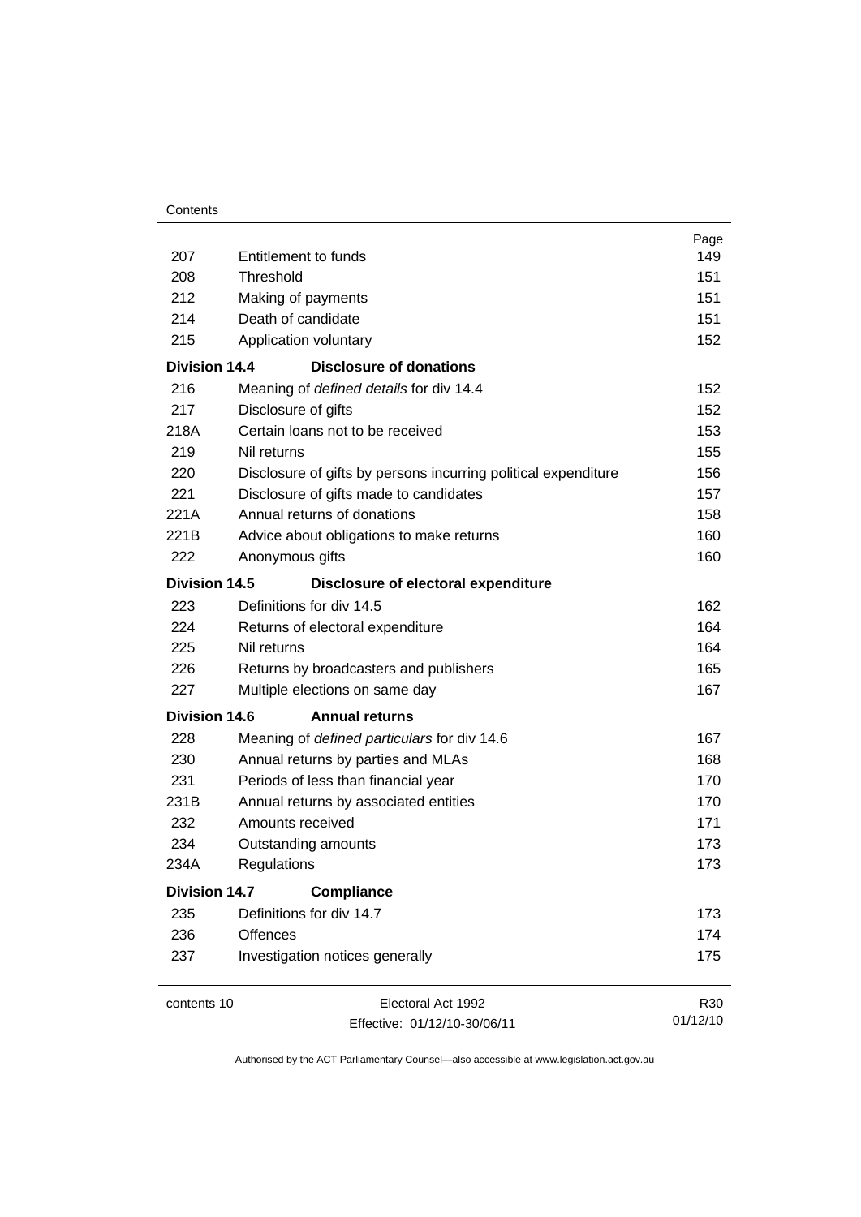| | | Page |
|---|---|---|
| 207 | Entitlement to funds | 149 |
| 208 | Threshold | 151 |
| 212 | Making of payments | 151 |
| 214 | Death of candidate | 151 |
| 215 | Application voluntary | 152 |
| **Division 14.4** | **Disclosure of donations** | |
| 216 | Meaning of *defined details* for div 14.4 | 152 |
| 217 | Disclosure of gifts | 152 |
| 218A | Certain loans not to be received | 153 |
| 219 | Nil returns | 155 |
| 220 | Disclosure of gifts by persons incurring political expenditure | 156 |
| 221 | Disclosure of gifts made to candidates | 157 |
| 221A | Annual returns of donations | 158 |
| 221B | Advice about obligations to make returns | 160 |
| 222 | Anonymous gifts | 160 |
| **Division 14.5** | **Disclosure of electoral expenditure** | |
| 223 | Definitions for div 14.5 | 162 |
| 224 | Returns of electoral expenditure | 164 |
| 225 | Nil returns | 164 |
| 226 | Returns by broadcasters and publishers | 165 |
| 227 | Multiple elections on same day | 167 |
| **Division 14.6** | **Annual returns** | |
| 228 | Meaning of *defined particulars* for div 14.6 | 167 |
| 230 | Annual returns by parties and MLAs | 168 |
| 231 | Periods of less than financial year | 170 |
| 231B | Annual returns by associated entities | 170 |
| 232 | Amounts received | 171 |
| 234 | Outstanding amounts | 173 |
| 234A | Regulations | 173 |
| **Division 14.7** | **Compliance** | |
| 235 | Definitions for div 14.7 | 173 |
| 236 | Offences | 174 |
| 237 | Investigation notices generally | 175 |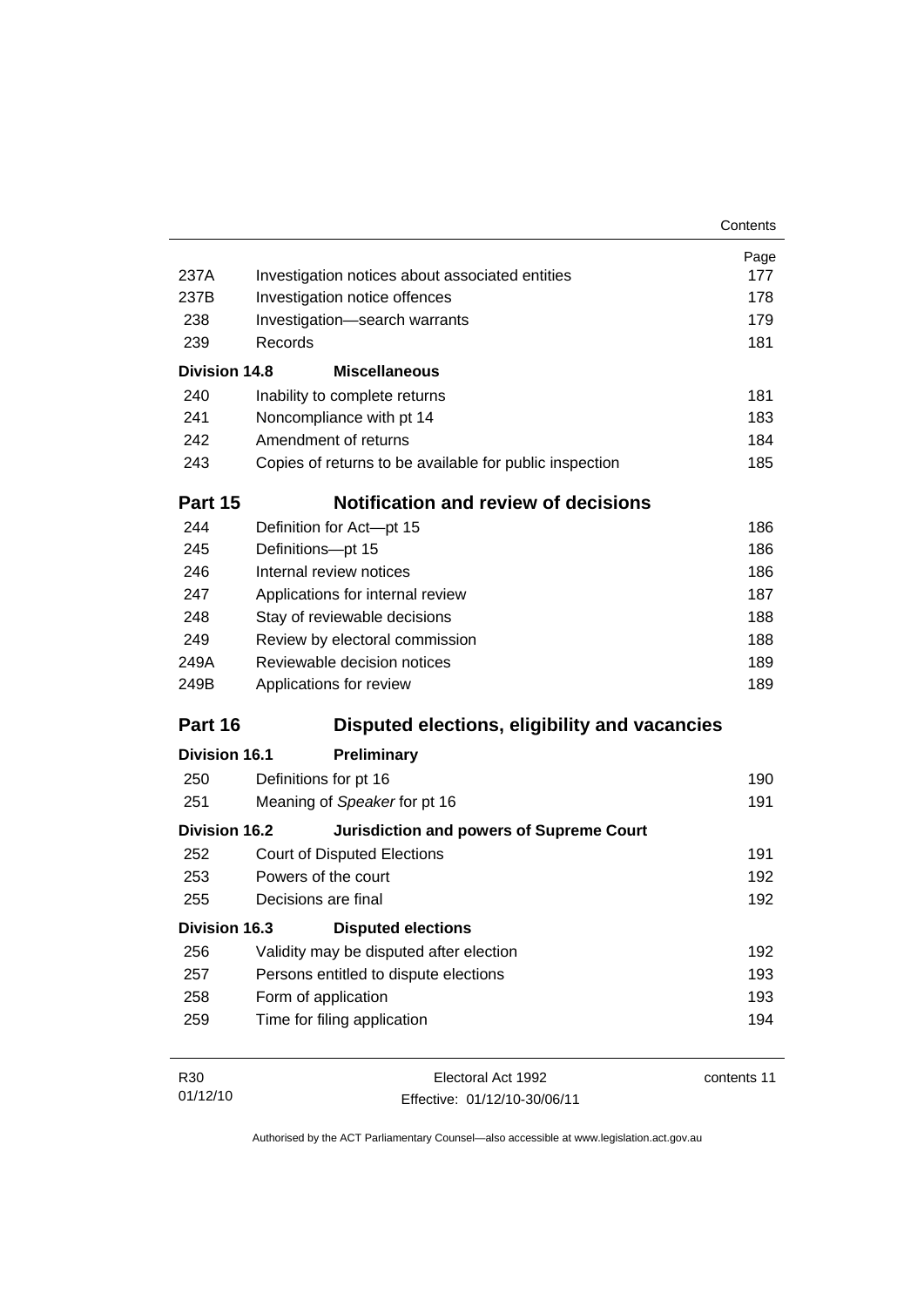| | | Page |
|---|---|---|
| 237A | Investigation notices about associated entities | 177 |
| 237B | Investigation notice offences | 178 |
| 238 | Investigation—search warrants | 179 |
| 239 | Records | 181 |
| **Division 14.8** | **Miscellaneous** | |
| 240 | Inability to complete returns | 181 |
| 241 | Noncompliance with pt 14 | 183 |
| 242 | Amendment of returns | 184 |
| 243 | Copies of returns to be available for public inspection | 185 |
| **Part 15** | **Notification and review of decisions** | |
| 244 | Definition for Act—pt 15 | 186 |
| 245 | Definitions—pt 15 | 186 |
| 246 | Internal review notices | 186 |
| 247 | Applications for internal review | 187 |
| 248 | Stay of reviewable decisions | 188 |
| 249 | Review by electoral commission | 188 |
| 249A | Reviewable decision notices | 189 |
| 249B | Applications for review | 189 |
| **Part 16** | **Disputed elections, eligibility and vacancies** | |
| **Division 16.1** | **Preliminary** | |
| 250 | Definitions for pt 16 | 190 |
| 251 | Meaning of *Speaker* for pt 16 | 191 |
| **Division 16.2** | **Jurisdiction and powers of Supreme Court** | |
| 252 | Court of Disputed Elections | 191 |
| 253 | Powers of the court | 192 |
| 255 | Decisions are final | 192 |
| **Division 16.3** | **Disputed elections** | |
| 256 | Validity may be disputed after election | 192 |
| 257 | Persons entitled to dispute elections | 193 |
| 258 | Form of application | 193 |
| 259 | Time for filing application | 194 |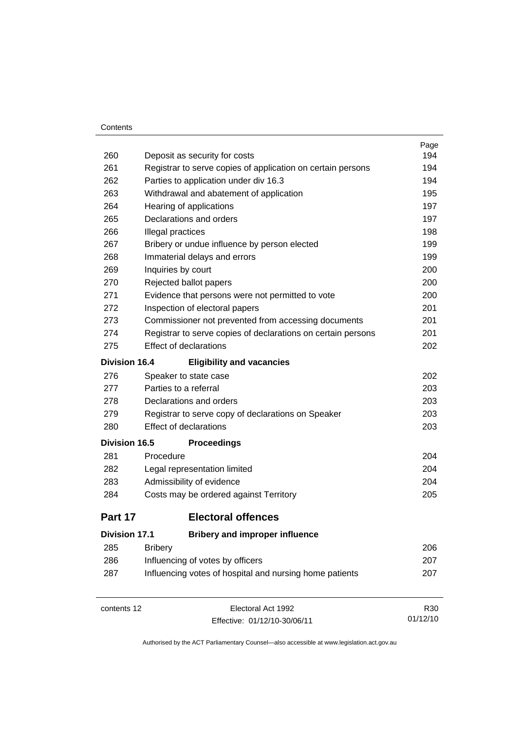| | | Page |
|---|---|---|
| 260 | Deposit as security for costs | 194 |
| 261 | Registrar to serve copies of application on certain persons | 194 |
| 262 | Parties to application under div 16.3 | 194 |
| 263 | Withdrawal and abatement of application | 195 |
| 264 | Hearing of applications | 197 |
| 265 | Declarations and orders | 197 |
| 266 | Illegal practices | 198 |
| 267 | Bribery or undue influence by person elected | 199 |
| 268 | Immaterial delays and errors | 199 |
| 269 | Inquiries by court | 200 |
| 270 | Rejected ballot papers | 200 |
| 271 | Evidence that persons were not permitted to vote | 200 |
| 272 | Inspection of electoral papers | 201 |
| 273 | Commissioner not prevented from accessing documents | 201 |
| 274 | Registrar to serve copies of declarations on certain persons | 201 |
| 275 | Effect of declarations | 202 |
| **Division 16.4** | **Eligibility and vacancies** | |
| 276 | Speaker to state case | 202 |
| 277 | Parties to a referral | 203 |
| 278 | Declarations and orders | 203 |
| 279 | Registrar to serve copy of declarations on Speaker | 203 |
| 280 | Effect of declarations | 203 |
| **Division 16.5** | **Proceedings** | |
| 281 | Procedure | 204 |
| 282 | Legal representation limited | 204 |
| 283 | Admissibility of evidence | 204 |
| 284 | Costs may be ordered against Territory | 205 |
| **Part 17** | **Electoral offences** | |
| **Division 17.1** | **Bribery and improper influence** | |
| 285 | Bribery | 206 |
| 286 | Influencing of votes by officers | 207 |
| 287 | Influencing votes of hospital and nursing home patients | 207 |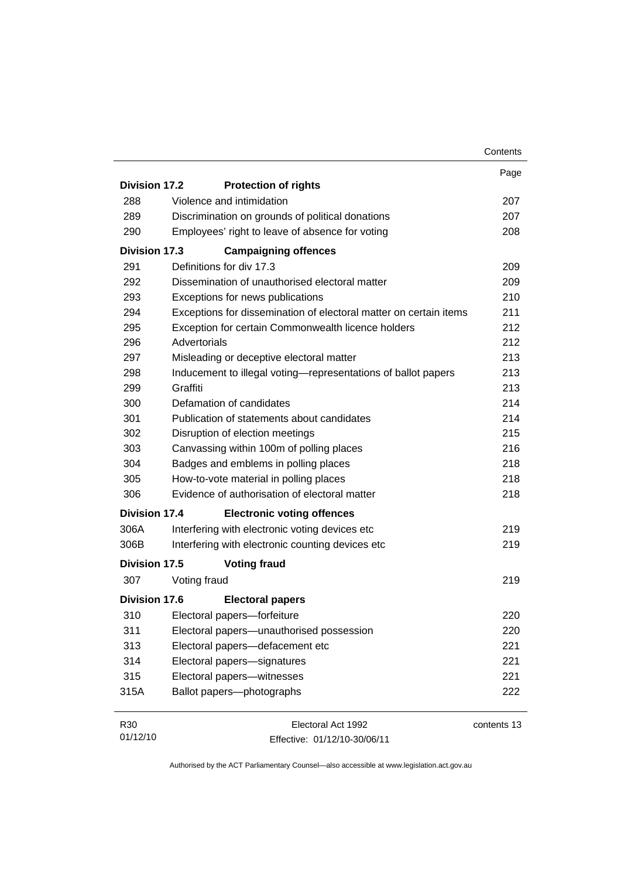| | | Page |
|---|---|---|
| **Division 17.2** | **Protection of rights** | |
| 288 | Violence and intimidation | 207 |
| 289 | Discrimination on grounds of political donations | 207 |
| 290 | Employees' right to leave of absence for voting | 208 |
| **Division 17.3** | **Campaigning offences** | |
| 291 | Definitions for div 17.3 | 209 |
| 292 | Dissemination of unauthorised electoral matter | 209 |
| 293 | Exceptions for news publications | 210 |
| 294 | Exceptions for dissemination of electoral matter on certain items | 211 |
| 295 | Exception for certain Commonwealth licence holders | 212 |
| 296 | Advertorials | 212 |
| 297 | Misleading or deceptive electoral matter | 213 |
| 298 | Inducement to illegal voting—representations of ballot papers | 213 |
| 299 | Graffiti | 213 |
| 300 | Defamation of candidates | 214 |
| 301 | Publication of statements about candidates | 214 |
| 302 | Disruption of election meetings | 215 |
| 303 | Canvassing within 100m of polling places | 216 |
| 304 | Badges and emblems in polling places | 218 |
| 305 | How-to-vote material in polling places | 218 |
| 306 | Evidence of authorisation of electoral matter | 218 |
| **Division 17.4** | **Electronic voting offences** | |
| 306A | Interfering with electronic voting devices etc | 219 |
| 306B | Interfering with electronic counting devices etc | 219 |
| **Division 17.5** | **Voting fraud** | |
| 307 | Voting fraud | 219 |
| **Division 17.6** | **Electoral papers** | |
| 310 | Electoral papers—forfeiture | 220 |
| 311 | Electoral papers—unauthorised possession | 220 |
| 313 | Electoral papers—defacement etc | 221 |
| 314 | Electoral papers—signatures | 221 |
| 315 | Electoral papers—witnesses | 221 |
| 315A | Ballot papers—photographs | 222 |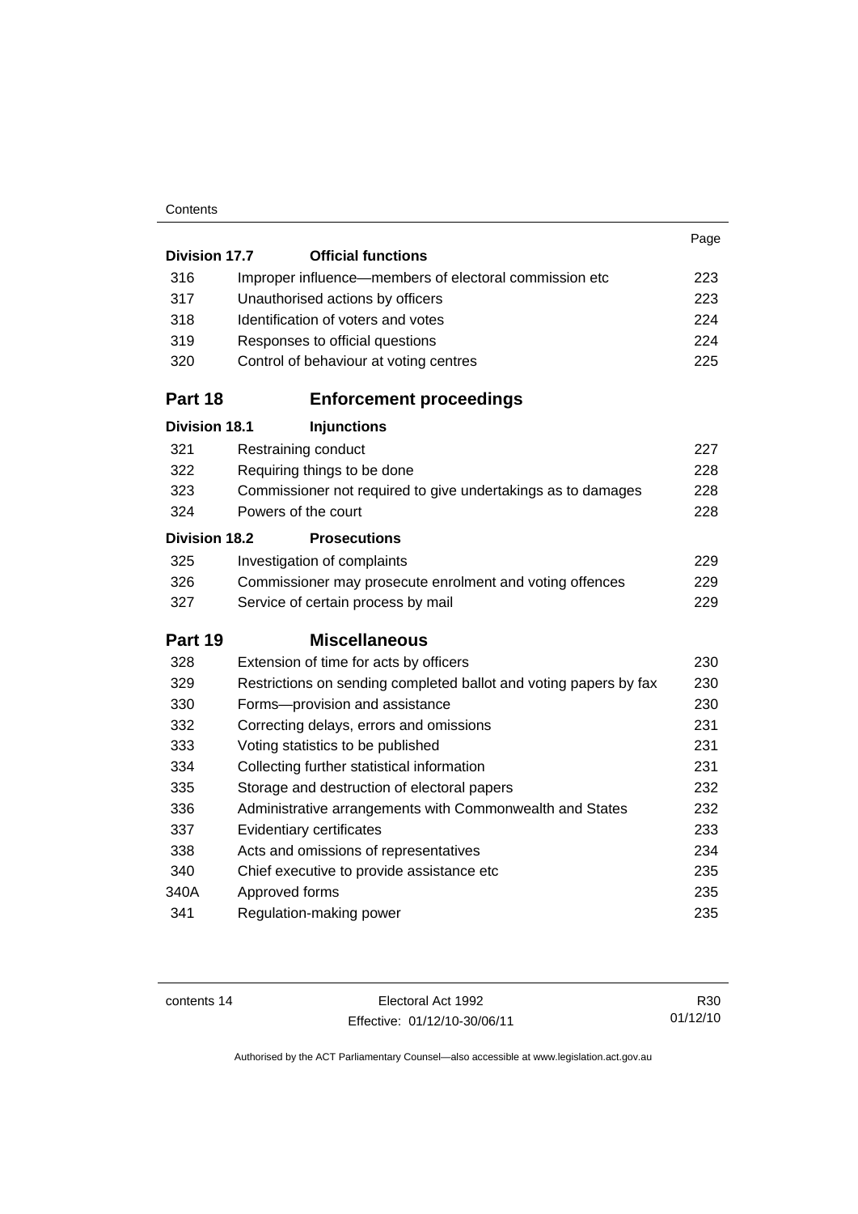| | | Page |
|---|---|---|
| **Division 17.7** | **Official functions** | |
| 316 | Improper influence—members of electoral commission etc | 223 |
| 317 | Unauthorised actions by officers | 223 |
| 318 | Identification of voters and votes | 224 |
| 319 | Responses to official questions | 224 |
| 320 | Control of behaviour at voting centres | 225 |
| **Part 18** | **Enforcement proceedings** | |
| **Division 18.1** | **Injunctions** | |
| 321 | Restraining conduct | 227 |
| 322 | Requiring things to be done | 228 |
| 323 | Commissioner not required to give undertakings as to damages | 228 |
| 324 | Powers of the court | 228 |
| **Division 18.2** | **Prosecutions** | |
| 325 | Investigation of complaints | 229 |
| 326 | Commissioner may prosecute enrolment and voting offences | 229 |
| 327 | Service of certain process by mail | 229 |
| **Part 19** | **Miscellaneous** | |
| 328 | Extension of time for acts by officers | 230 |
| 329 | Restrictions on sending completed ballot and voting papers by fax | 230 |
| 330 | Forms—provision and assistance | 230 |
| 332 | Correcting delays, errors and omissions | 231 |
| 333 | Voting statistics to be published | 231 |
| 334 | Collecting further statistical information | 231 |
| 335 | Storage and destruction of electoral papers | 232 |
| 336 | Administrative arrangements with Commonwealth and States | 232 |
| 337 | Evidentiary certificates | 233 |
| 338 | Acts and omissions of representatives | 234 |
| 340 | Chief executive to provide assistance etc | 235 |
| 340A | Approved forms | 235 |
| 341 | Regulation-making power | 235 |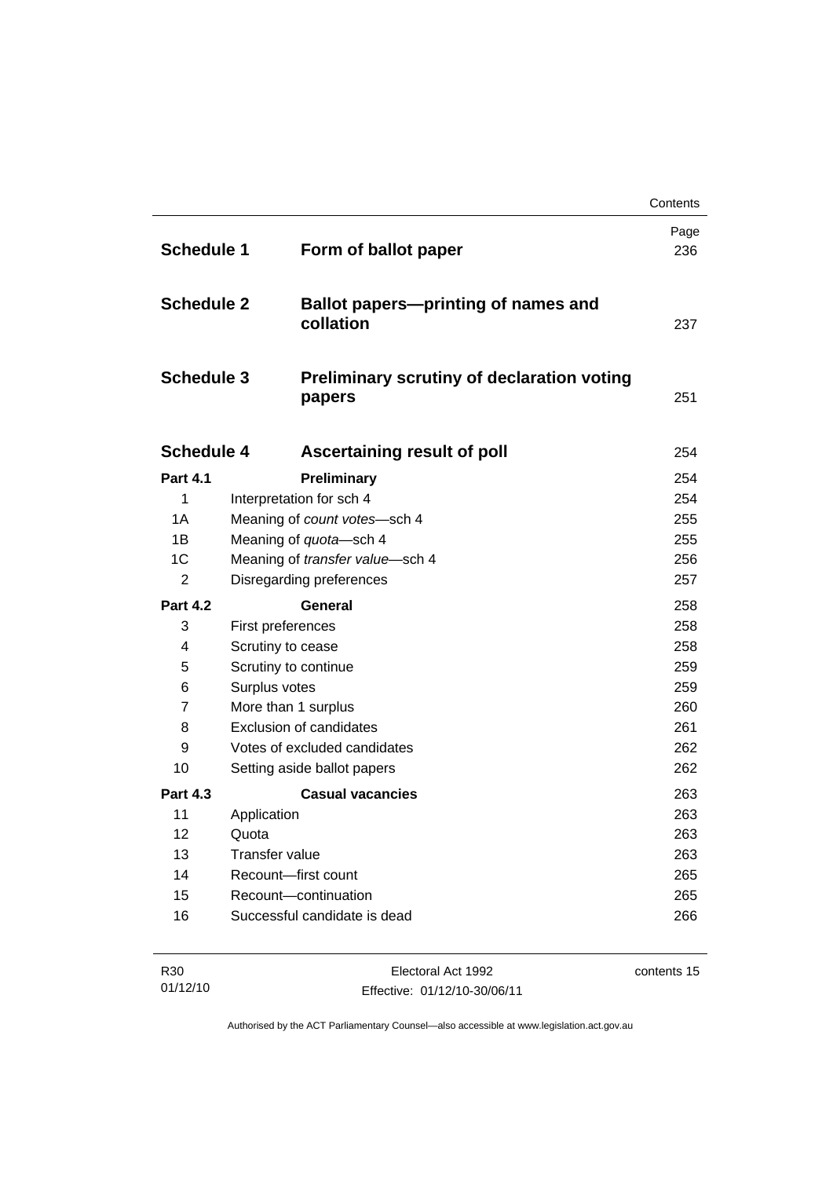| | | Page |
|---|---|---|
| **Schedule 1** | **Form of ballot paper** | 236 |
| **Schedule 2** | **Ballot papers—printing of names and collation** | 237 |
| **Schedule 3** | **Preliminary scrutiny of declaration voting papers** | 251 |
| **Schedule 4** | **Ascertaining result of poll** | 254 |
| **Part 4.1** | **Preliminary** | 254 |
| 1 | Interpretation for sch 4 | 254 |
| 1A | Meaning of *count votes*—sch 4 | 255 |
| 1B | Meaning of *quota*—sch 4 | 255 |
| 1C | Meaning of *transfer value*—sch 4 | 256 |
| 2 | Disregarding preferences | 257 |
| **Part 4.2** | **General** | 258 |
| 3 | First preferences | 258 |
| 4 | Scrutiny to cease | 258 |
| 5 | Scrutiny to continue | 259 |
| 6 | Surplus votes | 259 |
| 7 | More than 1 surplus | 260 |
| 8 | Exclusion of candidates | 261 |
| 9 | Votes of excluded candidates | 262 |
| 10 | Setting aside ballot papers | 262 |
| **Part 4.3** | **Casual vacancies** | 263 |
| 11 | Application | 263 |
| 12 | Quota | 263 |
| 13 | Transfer value | 263 |
| 14 | Recount—first count | 265 |
| 15 | Recount—continuation | 265 |
| 16 | Successful candidate is dead | 266 |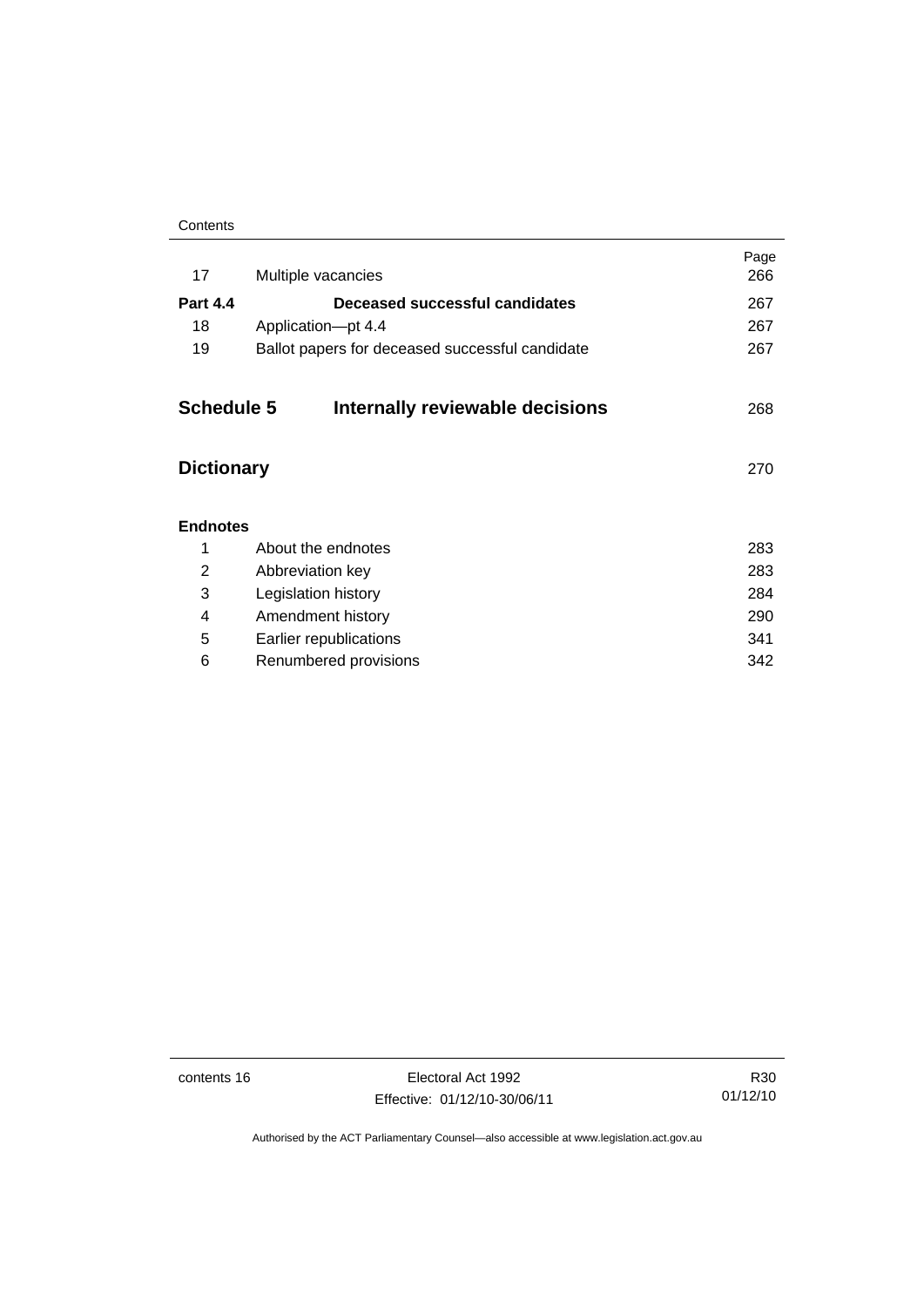| | | Page |
|---|---|---|
| 17 | Multiple vacancies | 266 |
| **Part 4.4** | **Deceased successful candidates** | 267 |
| 18 | Application—pt 4.4 | 267 |
| 19 | Ballot papers for deceased successful candidate | 267 |

## Schedule 5 Internally reviewable decisions 268

## Dictionary 270

**Endnotes**

| | | |
|---|---|---|
| 1 | About the endnotes | 283 |
| 2 | Abbreviation key | 283 |
| 3 | Legislation history | 284 |
| 4 | Amendment history | 290 |
| 5 | Earlier republications | 341 |
| 6 | Renumbered provisions | 342 |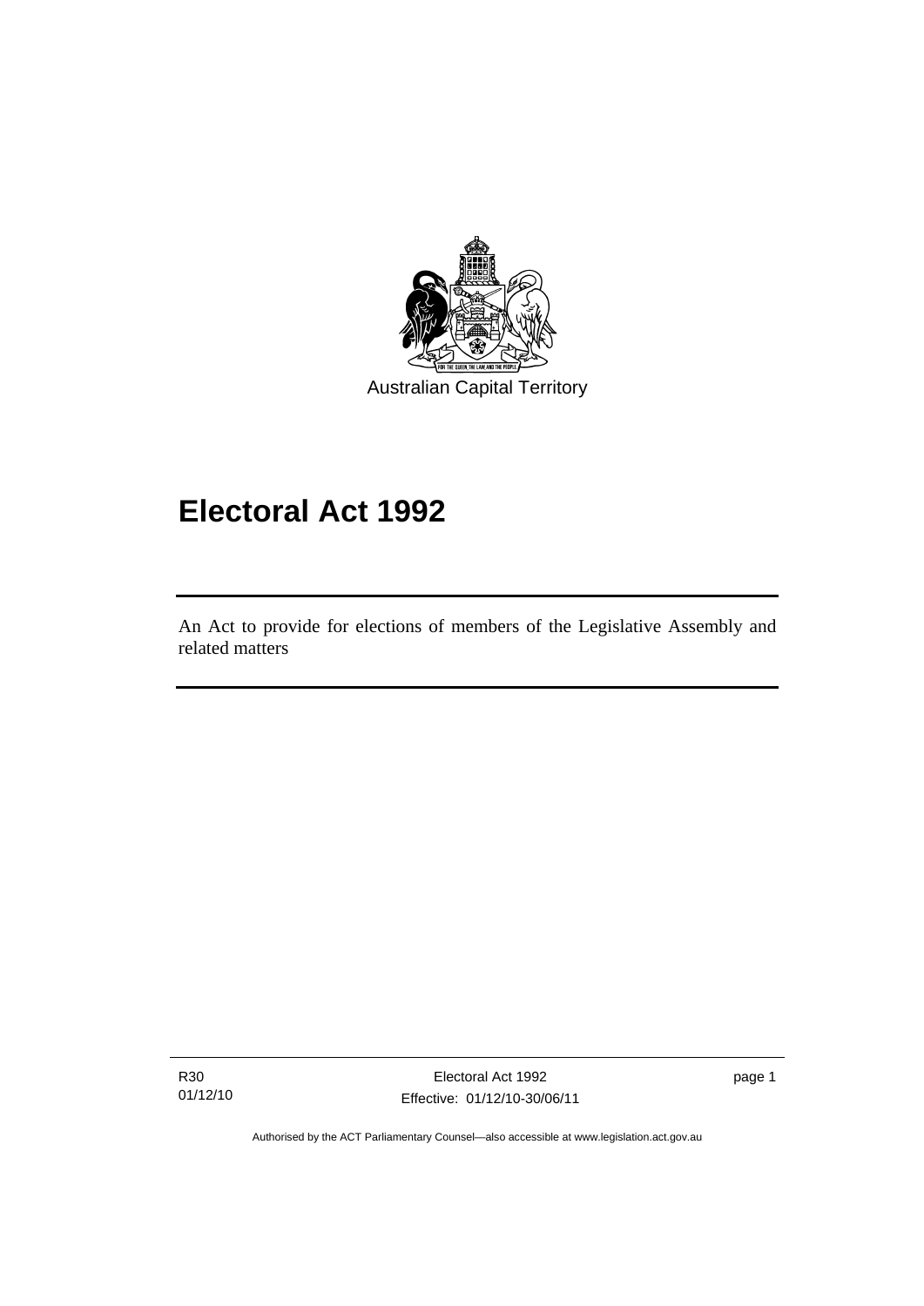Australian Capital Territory

# Electoral Act 1992

An Act to provide for elections of members of the Legislative Assembly and related matters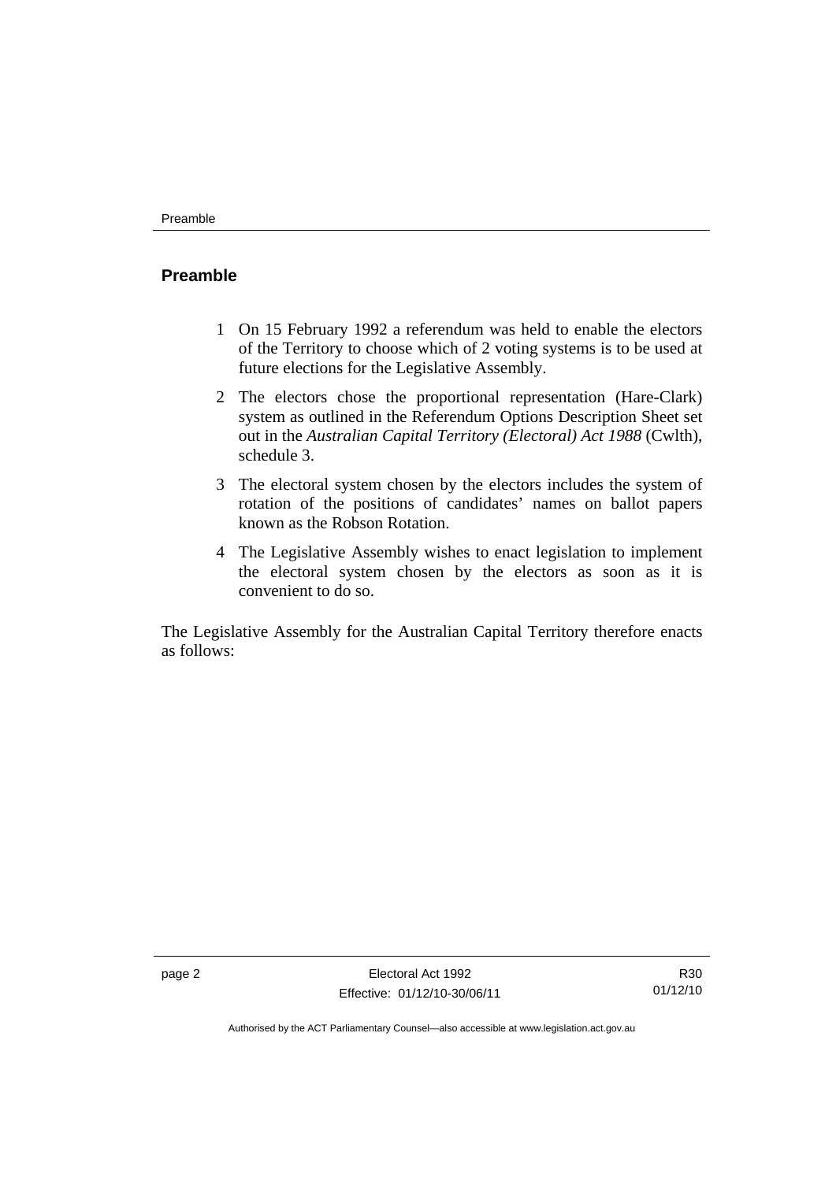## Preamble

1 On 15 February 1992 a referendum was held to enable the electors of the Territory to choose which of 2 voting systems is to be used at future elections for the Legislative Assembly.

2 The electors chose the proportional representation (Hare-Clark) system as outlined in the Referendum Options Description Sheet set out in the *Australian Capital Territory (Electoral) Act 1988* (Cwlth), schedule 3.

3 The electoral system chosen by the electors includes the system of rotation of the positions of candidates' names on ballot papers known as the Robson Rotation.

4 The Legislative Assembly wishes to enact legislation to implement the electoral system chosen by the electors as soon as it is convenient to do so.

The Legislative Assembly for the Australian Capital Territory therefore enacts as follows: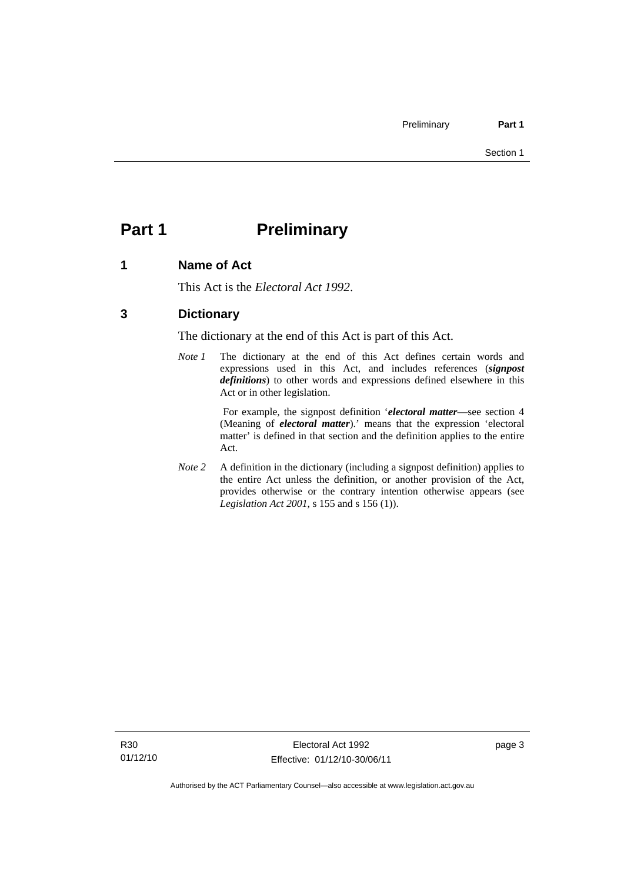# Part 1 Preliminary

## 1 Name of Act

This Act is the *Electoral Act 1992*.

## 3 Dictionary

The dictionary at the end of this Act is part of this Act.

*Note 1* The dictionary at the end of this Act defines certain words and expressions used in this Act, and includes references (***signpost definitions***) to other words and expressions defined elsewhere in this Act or in other legislation.

For example, the signpost definition '***electoral matter***—see section 4 (Meaning of ***electoral matter***).' means that the expression 'electoral matter' is defined in that section and the definition applies to the entire Act.

*Note 2* A definition in the dictionary (including a signpost definition) applies to the entire Act unless the definition, or another provision of the Act, provides otherwise or the contrary intention otherwise appears (see *Legislation Act 2001*, s 155 and s 156 (1)).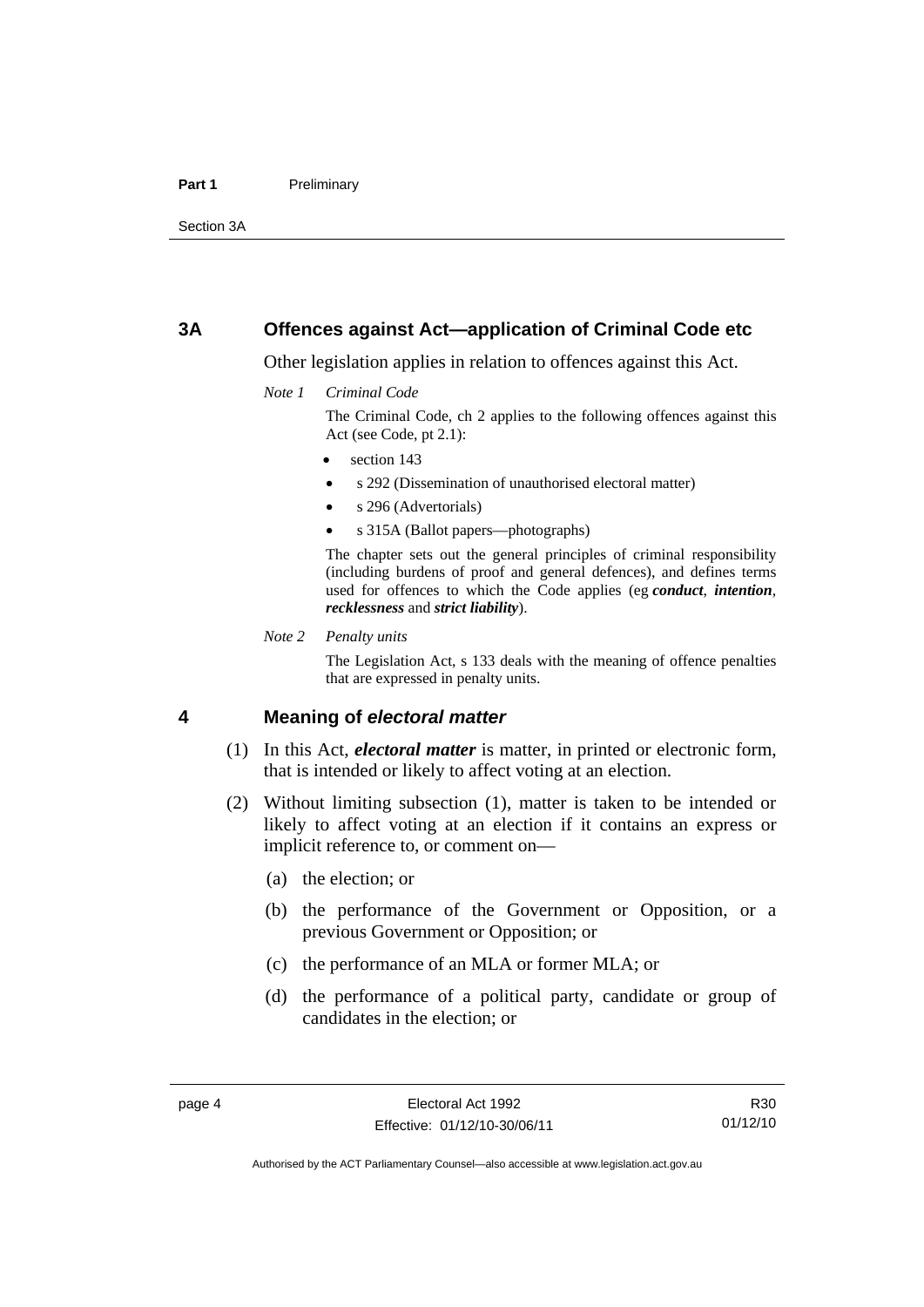## 3A Offences against Act—application of Criminal Code etc

Other legislation applies in relation to offences against this Act.

*Note 1 Criminal Code*

The Criminal Code, ch 2 applies to the following offences against this Act (see Code, pt 2.1):

- section 143
- s 292 (Dissemination of unauthorised electoral matter)
- s 296 (Advertorials)
- s 315A (Ballot papers—photographs)

The chapter sets out the general principles of criminal responsibility (including burdens of proof and general defences), and defines terms used for offences to which the Code applies (eg ***conduct***, ***intention***, ***recklessness*** and ***strict liability***).

*Note 2 Penalty units*

The Legislation Act, s 133 deals with the meaning of offence penalties that are expressed in penalty units.

## 4 Meaning of *electoral matter*

(1) In this Act, ***electoral matter*** is matter, in printed or electronic form, that is intended or likely to affect voting at an election.

(2) Without limiting subsection (1), matter is taken to be intended or likely to affect voting at an election if it contains an express or implicit reference to, or comment on—

(a) the election; or

(b) the performance of the Government or Opposition, or a previous Government or Opposition; or

(c) the performance of an MLA or former MLA; or

(d) the performance of a political party, candidate or group of candidates in the election; or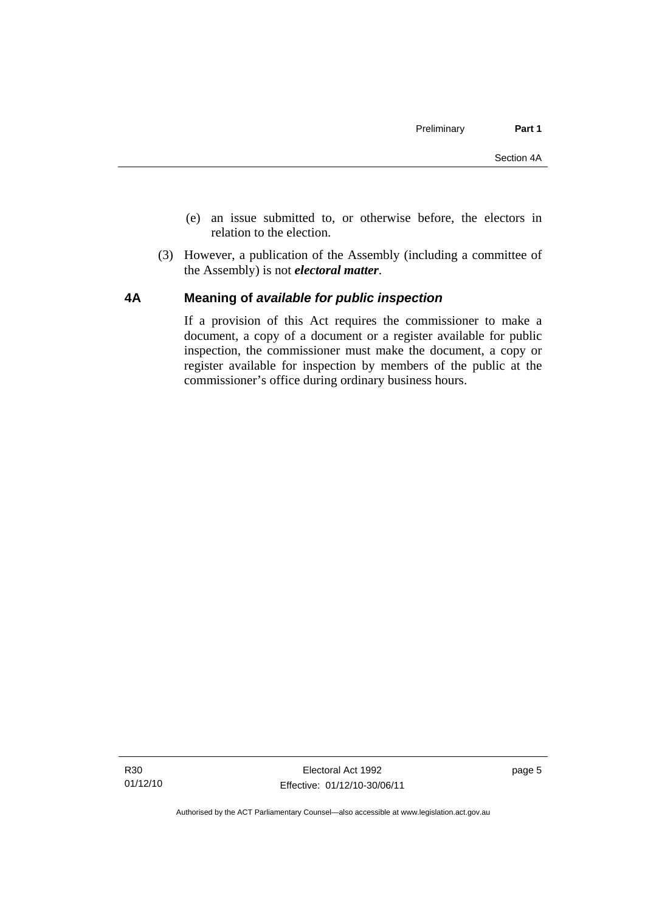(e) an issue submitted to, or otherwise before, the electors in relation to the election.

(3) However, a publication of the Assembly (including a committee of the Assembly) is not ***electoral matter***.

## 4A Meaning of *available for public inspection*

If a provision of this Act requires the commissioner to make a document, a copy of a document or a register available for public inspection, the commissioner must make the document, a copy or register available for inspection by members of the public at the commissioner's office during ordinary business hours.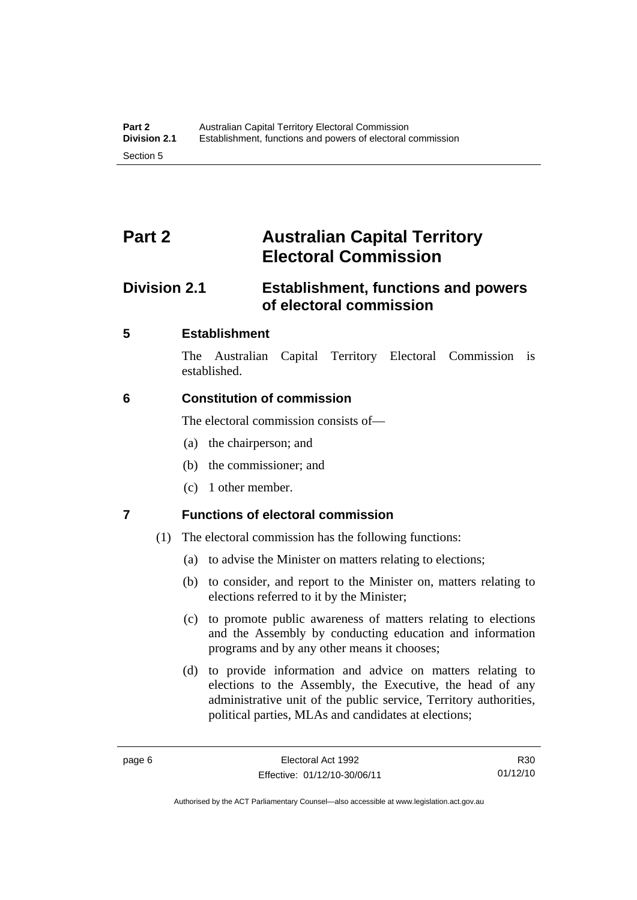# Part 2 Australian Capital Territory Electoral Commission

## Division 2.1 Establishment, functions and powers of electoral commission

### 5 Establishment

The Australian Capital Territory Electoral Commission is established.

### 6 Constitution of commission

The electoral commission consists of—

(a) the chairperson; and

(b) the commissioner; and

(c) 1 other member.

### 7 Functions of electoral commission

(1) The electoral commission has the following functions:

(a) to advise the Minister on matters relating to elections;

(b) to consider, and report to the Minister on, matters relating to elections referred to it by the Minister;

(c) to promote public awareness of matters relating to elections and the Assembly by conducting education and information programs and by any other means it chooses;

(d) to provide information and advice on matters relating to elections to the Assembly, the Executive, the head of any administrative unit of the public service, Territory authorities, political parties, MLAs and candidates at elections;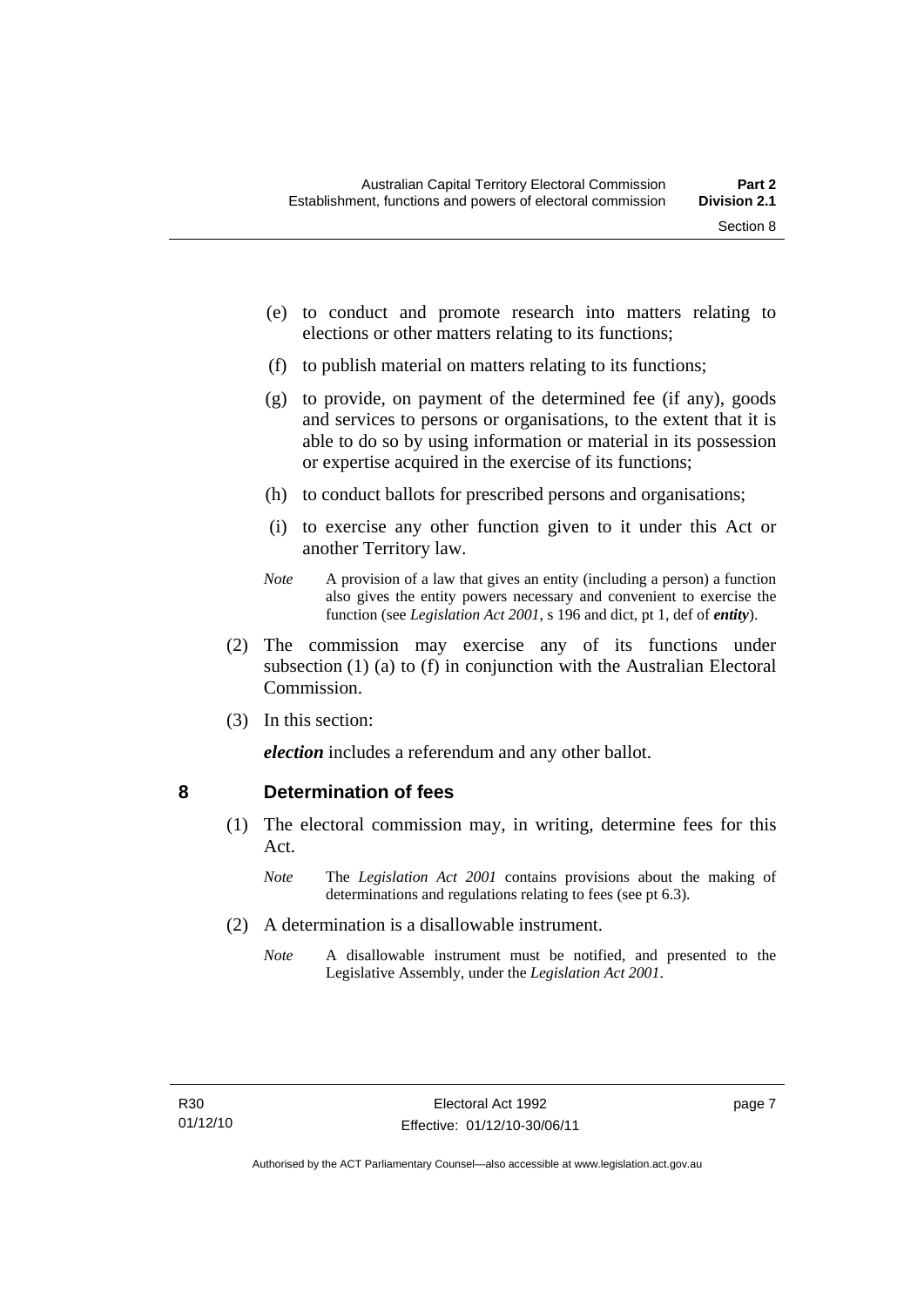(e) to conduct and promote research into matters relating to elections or other matters relating to its functions;

(f) to publish material on matters relating to its functions;

(g) to provide, on payment of the determined fee (if any), goods and services to persons or organisations, to the extent that it is able to do so by using information or material in its possession or expertise acquired in the exercise of its functions;

(h) to conduct ballots for prescribed persons and organisations;

(i) to exercise any other function given to it under this Act or another Territory law.

*Note* A provision of a law that gives an entity (including a person) a function also gives the entity powers necessary and convenient to exercise the function (see *Legislation Act 2001*, s 196 and dict, pt 1, def of ***entity***).

(2) The commission may exercise any of its functions under subsection (1) (a) to (f) in conjunction with the Australian Electoral Commission.

(3) In this section:

***election*** includes a referendum and any other ballot.

## 8 Determination of fees

(1) The electoral commission may, in writing, determine fees for this Act.

*Note* The *Legislation Act 2001* contains provisions about the making of determinations and regulations relating to fees (see pt 6.3).

(2) A determination is a disallowable instrument.

*Note* A disallowable instrument must be notified, and presented to the Legislative Assembly, under the *Legislation Act 2001*.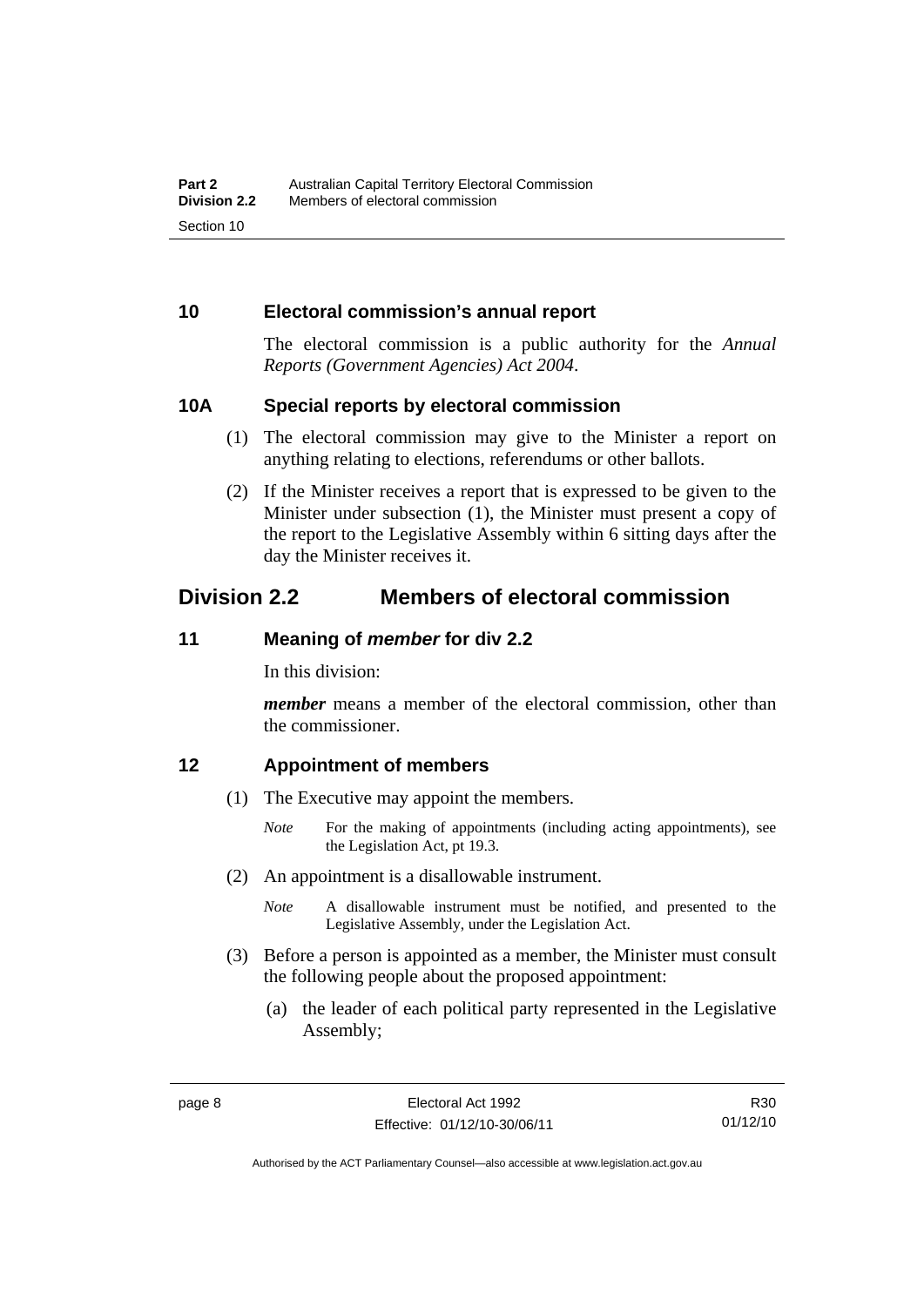### 10 Electoral commission's annual report

The electoral commission is a public authority for the *Annual Reports (Government Agencies) Act 2004*.

### 10A Special reports by electoral commission

(1) The electoral commission may give to the Minister a report on anything relating to elections, referendums or other ballots.

(2) If the Minister receives a report that is expressed to be given to the Minister under subsection (1), the Minister must present a copy of the report to the Legislative Assembly within 6 sitting days after the day the Minister receives it.

## Division 2.2 Members of electoral commission

### 11 Meaning of *member* for div 2.2

In this division:

***member*** means a member of the electoral commission, other than the commissioner.

### 12 Appointment of members

(1) The Executive may appoint the members.

*Note* For the making of appointments (including acting appointments), see the Legislation Act, pt 19.3.

(2) An appointment is a disallowable instrument.

*Note* A disallowable instrument must be notified, and presented to the Legislative Assembly, under the Legislation Act.

(3) Before a person is appointed as a member, the Minister must consult the following people about the proposed appointment:

(a) the leader of each political party represented in the Legislative Assembly;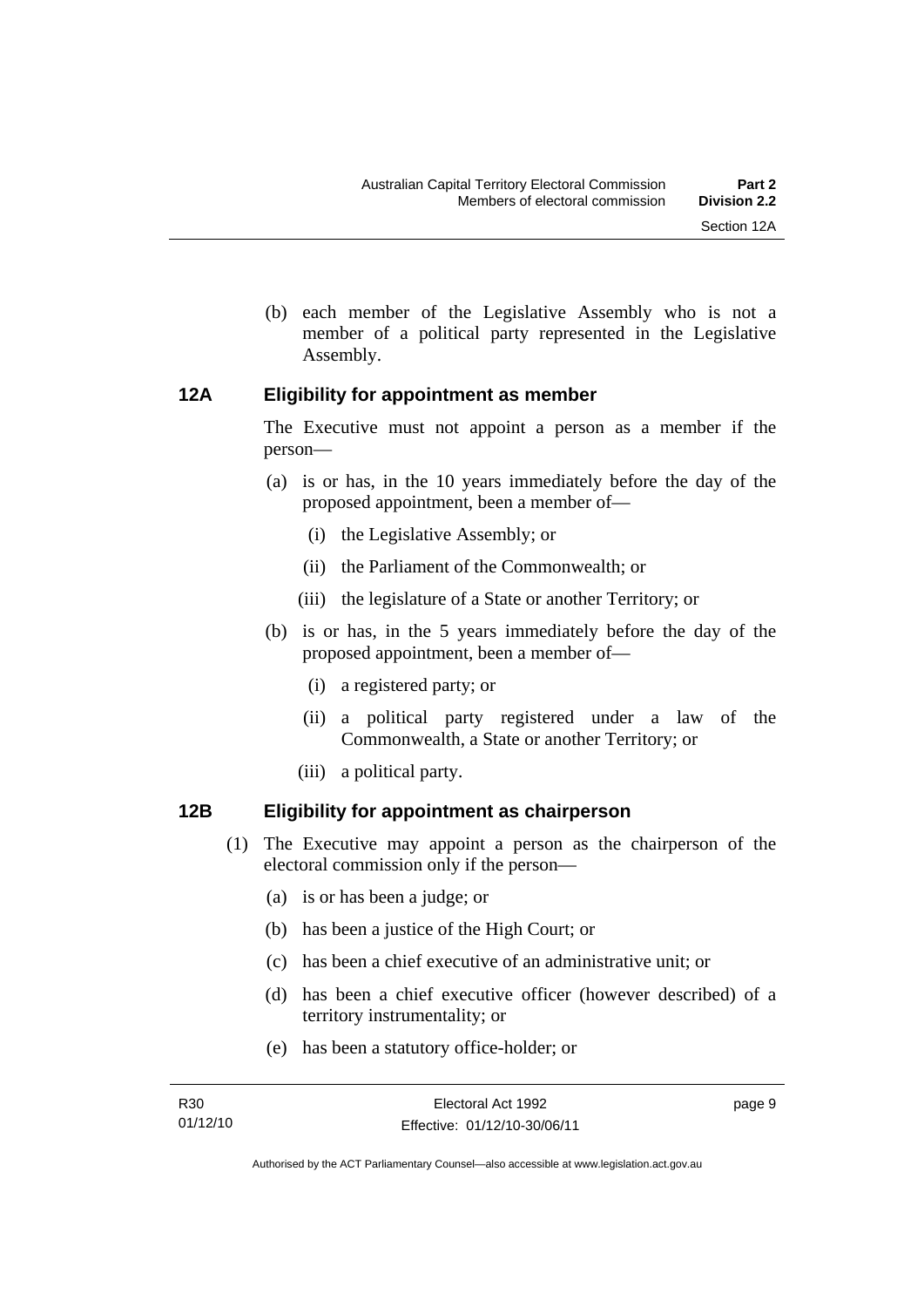(b) each member of the Legislative Assembly who is not a member of a political party represented in the Legislative Assembly.

### 12A Eligibility for appointment as member

The Executive must not appoint a person as a member if the person—

(a) is or has, in the 10 years immediately before the day of the proposed appointment, been a member of—

(i) the Legislative Assembly; or

(ii) the Parliament of the Commonwealth; or

(iii) the legislature of a State or another Territory; or

(b) is or has, in the 5 years immediately before the day of the proposed appointment, been a member of—

(i) a registered party; or

(ii) a political party registered under a law of the Commonwealth, a State or another Territory; or

(iii) a political party.

### 12B Eligibility for appointment as chairperson

(1) The Executive may appoint a person as the chairperson of the electoral commission only if the person—

(a) is or has been a judge; or

(b) has been a justice of the High Court; or

(c) has been a chief executive of an administrative unit; or

(d) has been a chief executive officer (however described) of a territory instrumentality; or

(e) has been a statutory office-holder; or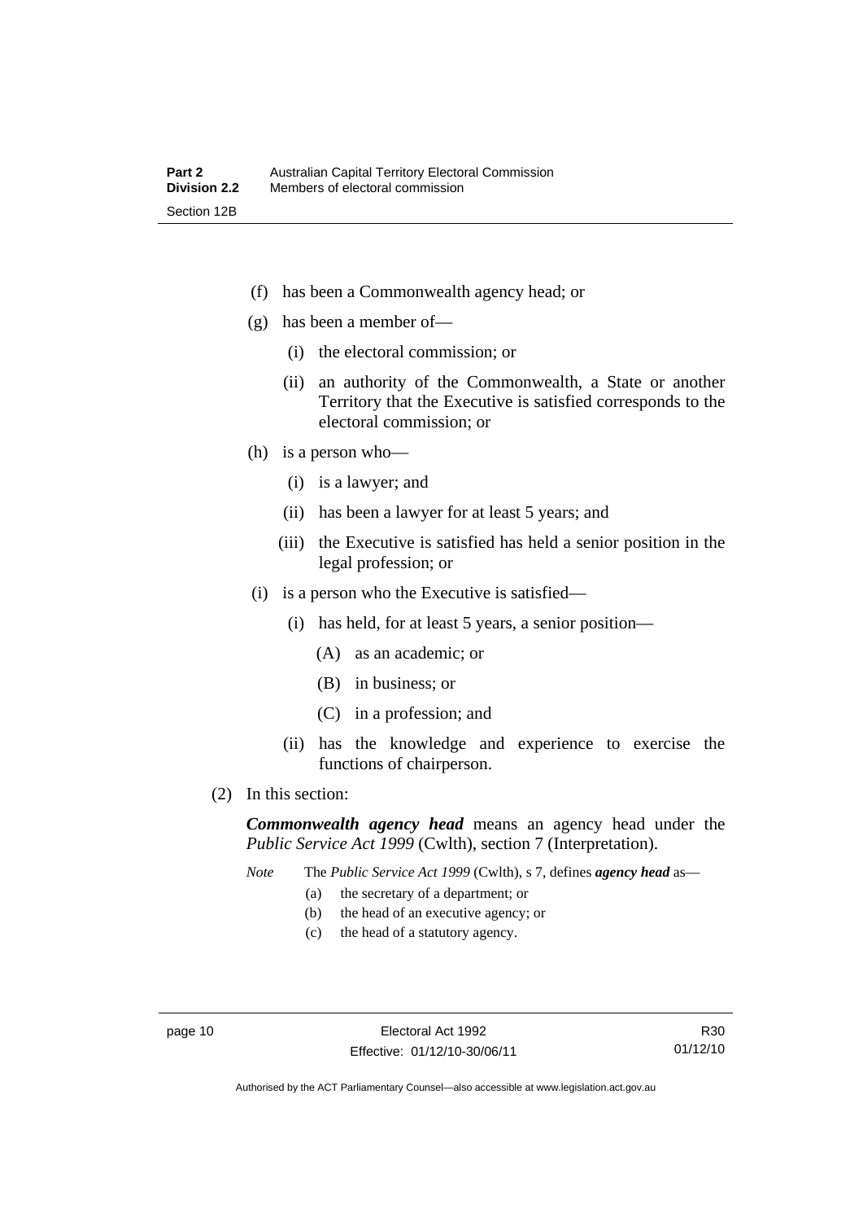(f) has been a Commonwealth agency head; or

(g) has been a member of—

   (i) the electoral commission; or

   (ii) an authority of the Commonwealth, a State or another Territory that the Executive is satisfied corresponds to the electoral commission; or

(h) is a person who—

   (i) is a lawyer; and

   (ii) has been a lawyer for at least 5 years; and

   (iii) the Executive is satisfied has held a senior position in the legal profession; or

(i) is a person who the Executive is satisfied—

   (i) has held, for at least 5 years, a senior position—

      (A) as an academic; or

      (B) in business; or

      (C) in a profession; and

   (ii) has the knowledge and experience to exercise the functions of chairperson.

(2) In this section:

***Commonwealth agency head*** means an agency head under the *Public Service Act 1999* (Cwlth), section 7 (Interpretation).

*Note* The *Public Service Act 1999* (Cwlth), s 7, defines ***agency head*** as—

(a) the secretary of a department; or

(b) the head of an executive agency; or

(c) the head of a statutory agency.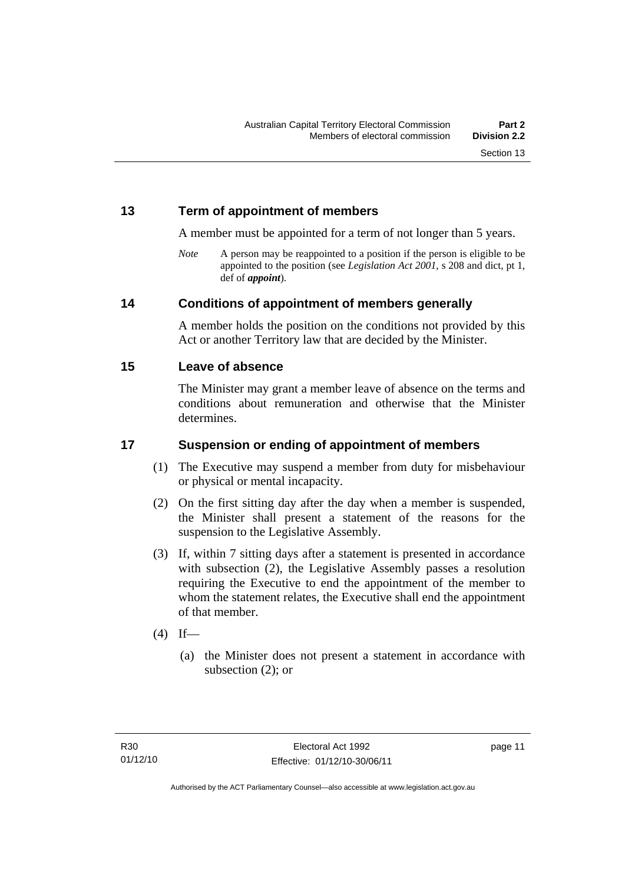## 13 Term of appointment of members

A member must be appointed for a term of not longer than 5 years.

*Note* A person may be reappointed to a position if the person is eligible to be appointed to the position (see *Legislation Act 2001*, s 208 and dict, pt 1, def of ***appoint***).

## 14 Conditions of appointment of members generally

A member holds the position on the conditions not provided by this Act or another Territory law that are decided by the Minister.

## 15 Leave of absence

The Minister may grant a member leave of absence on the terms and conditions about remuneration and otherwise that the Minister determines.

## 17 Suspension or ending of appointment of members

(1) The Executive may suspend a member from duty for misbehaviour or physical or mental incapacity.

(2) On the first sitting day after the day when a member is suspended, the Minister shall present a statement of the reasons for the suspension to the Legislative Assembly.

(3) If, within 7 sitting days after a statement is presented in accordance with subsection (2), the Legislative Assembly passes a resolution requiring the Executive to end the appointment of the member to whom the statement relates, the Executive shall end the appointment of that member.

(4) If—

(a) the Minister does not present a statement in accordance with subsection (2); or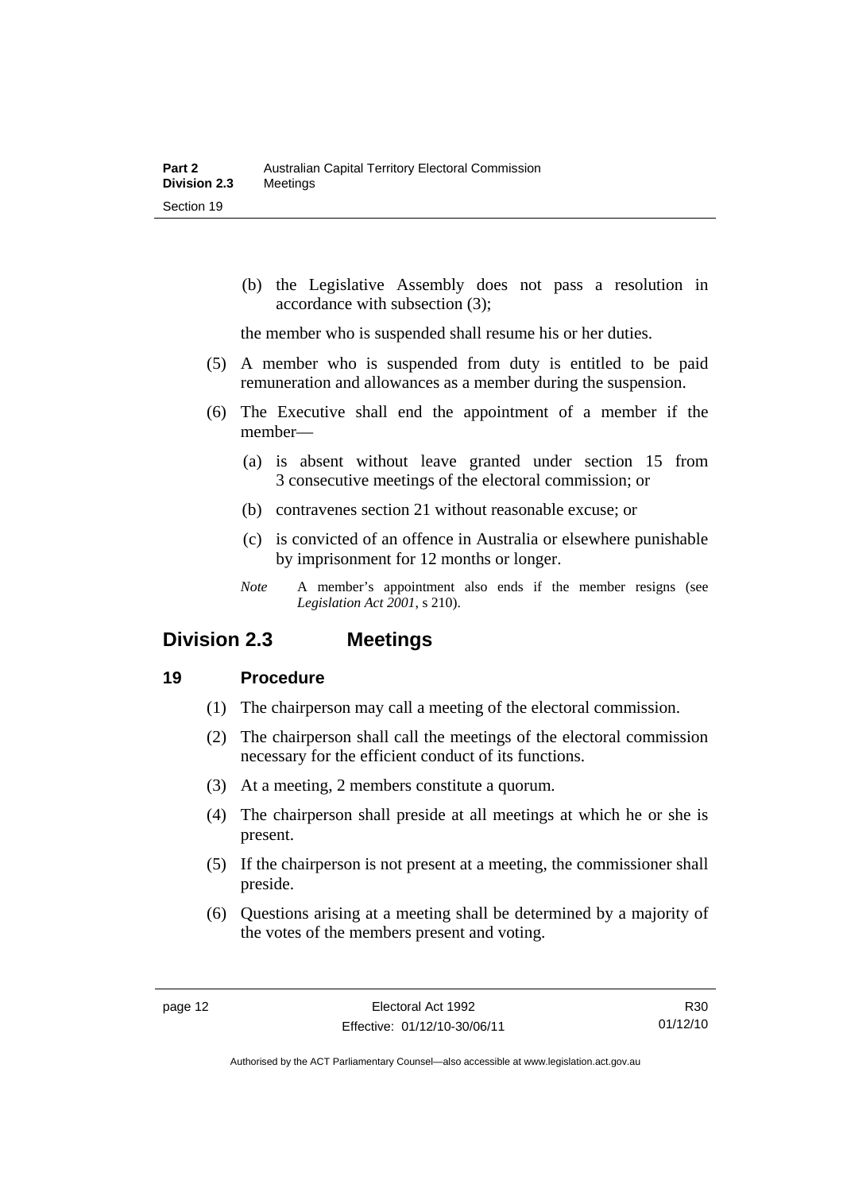(b) the Legislative Assembly does not pass a resolution in accordance with subsection (3);

the member who is suspended shall resume his or her duties.

(5) A member who is suspended from duty is entitled to be paid remuneration and allowances as a member during the suspension.

(6) The Executive shall end the appointment of a member if the member—

(a) is absent without leave granted under section 15 from 3 consecutive meetings of the electoral commission; or

(b) contravenes section 21 without reasonable excuse; or

(c) is convicted of an offence in Australia or elsewhere punishable by imprisonment for 12 months or longer.

*Note* A member's appointment also ends if the member resigns (see *Legislation Act 2001*, s 210).

## Division 2.3 Meetings

### 19 Procedure

(1) The chairperson may call a meeting of the electoral commission.

(2) The chairperson shall call the meetings of the electoral commission necessary for the efficient conduct of its functions.

(3) At a meeting, 2 members constitute a quorum.

(4) The chairperson shall preside at all meetings at which he or she is present.

(5) If the chairperson is not present at a meeting, the commissioner shall preside.

(6) Questions arising at a meeting shall be determined by a majority of the votes of the members present and voting.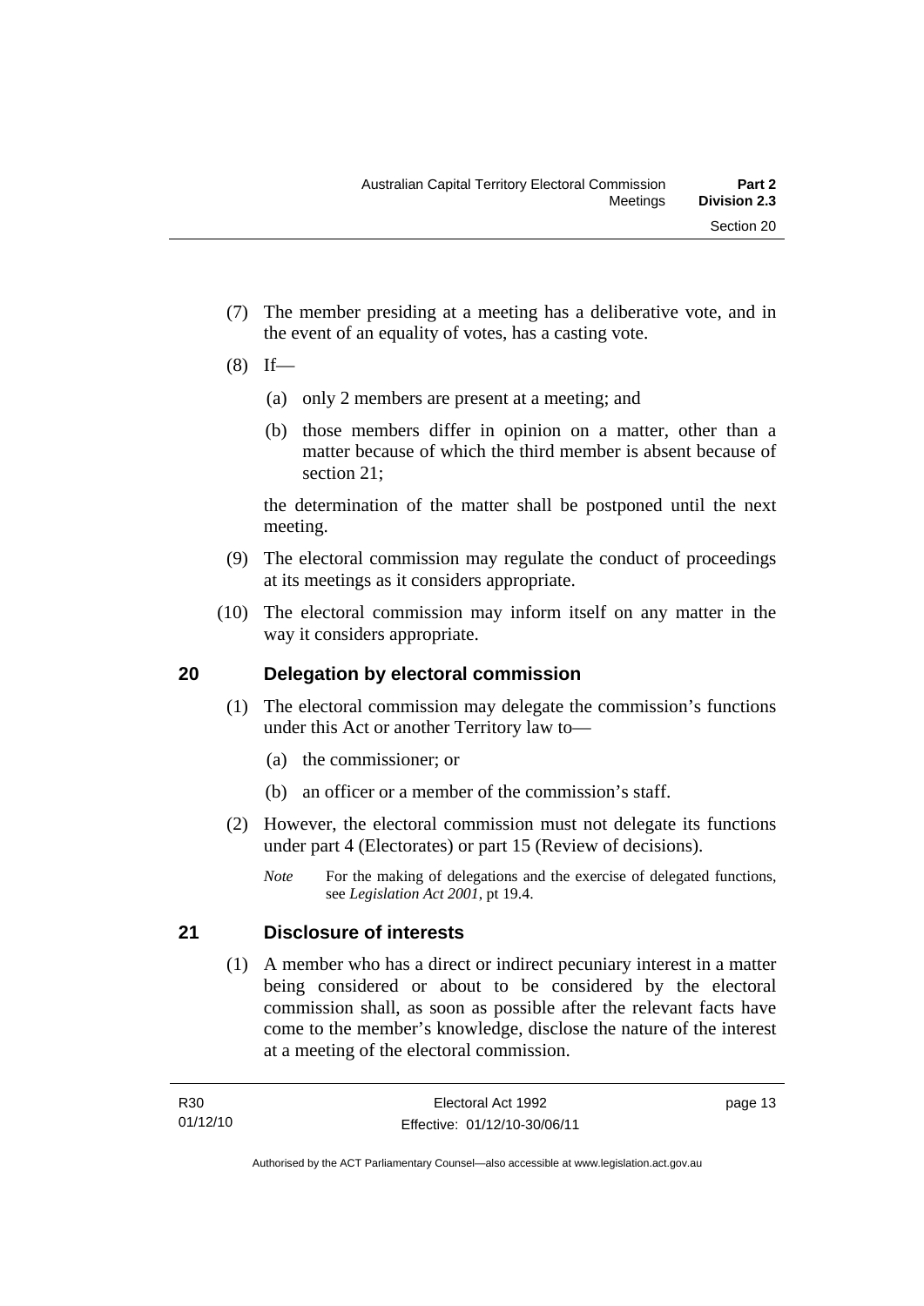(7) The member presiding at a meeting has a deliberative vote, and in the event of an equality of votes, has a casting vote.

(8) If—

(a) only 2 members are present at a meeting; and

(b) those members differ in opinion on a matter, other than a matter because of which the third member is absent because of section 21;

the determination of the matter shall be postponed until the next meeting.

(9) The electoral commission may regulate the conduct of proceedings at its meetings as it considers appropriate.

(10) The electoral commission may inform itself on any matter in the way it considers appropriate.

## 20 Delegation by electoral commission

(1) The electoral commission may delegate the commission's functions under this Act or another Territory law to—

(a) the commissioner; or

(b) an officer or a member of the commission's staff.

(2) However, the electoral commission must not delegate its functions under part 4 (Electorates) or part 15 (Review of decisions).

*Note* For the making of delegations and the exercise of delegated functions, see *Legislation Act 2001*, pt 19.4.

## 21 Disclosure of interests

(1) A member who has a direct or indirect pecuniary interest in a matter being considered or about to be considered by the electoral commission shall, as soon as possible after the relevant facts have come to the member's knowledge, disclose the nature of the interest at a meeting of the electoral commission.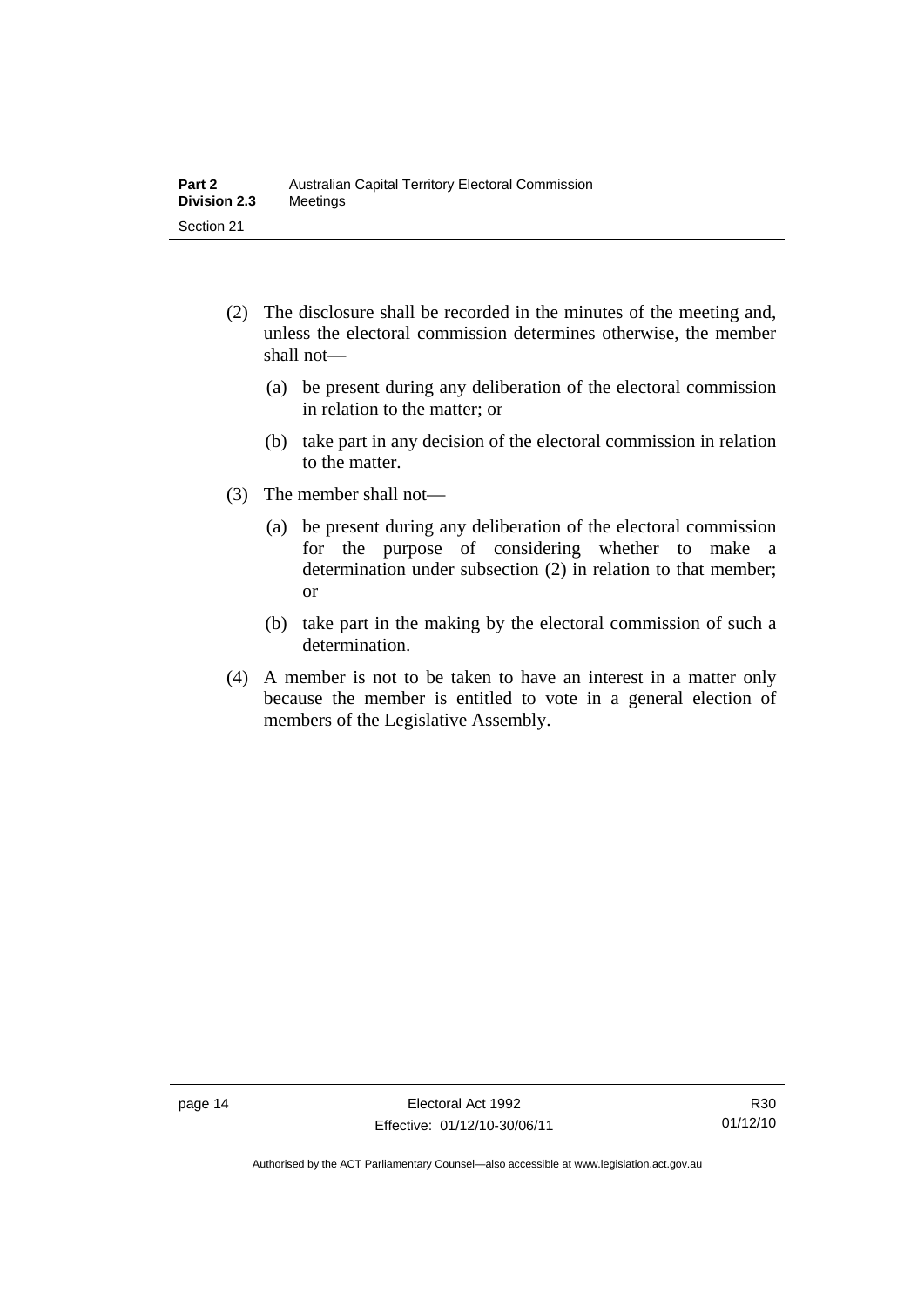(2) The disclosure shall be recorded in the minutes of the meeting and, unless the electoral commission determines otherwise, the member shall not—

(a) be present during any deliberation of the electoral commission in relation to the matter; or

(b) take part in any decision of the electoral commission in relation to the matter.

(3) The member shall not—

(a) be present during any deliberation of the electoral commission for the purpose of considering whether to make a determination under subsection (2) in relation to that member; or

(b) take part in the making by the electoral commission of such a determination.

(4) A member is not to be taken to have an interest in a matter only because the member is entitled to vote in a general election of members of the Legislative Assembly.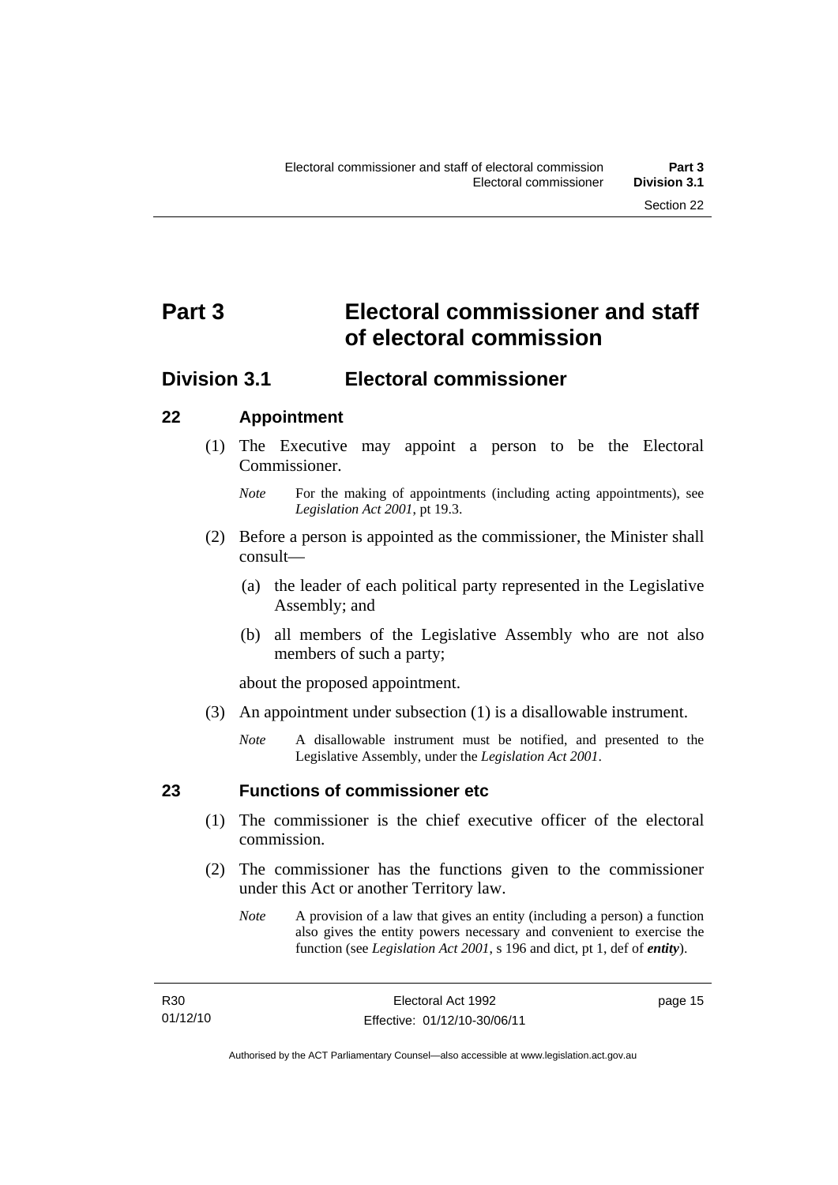# Part 3 Electoral commissioner and staff of electoral commission

## Division 3.1 Electoral commissioner

### 22 Appointment

(1) The Executive may appoint a person to be the Electoral Commissioner.

*Note* For the making of appointments (including acting appointments), see *Legislation Act 2001*, pt 19.3.

(2) Before a person is appointed as the commissioner, the Minister shall consult—

(a) the leader of each political party represented in the Legislative Assembly; and

(b) all members of the Legislative Assembly who are not also members of such a party;

about the proposed appointment.

(3) An appointment under subsection (1) is a disallowable instrument.

*Note* A disallowable instrument must be notified, and presented to the Legislative Assembly, under the *Legislation Act 2001*.

### 23 Functions of commissioner etc

(1) The commissioner is the chief executive officer of the electoral commission.

(2) The commissioner has the functions given to the commissioner under this Act or another Territory law.

*Note* A provision of a law that gives an entity (including a person) a function also gives the entity powers necessary and convenient to exercise the function (see *Legislation Act 2001*, s 196 and dict, pt 1, def of ***entity***).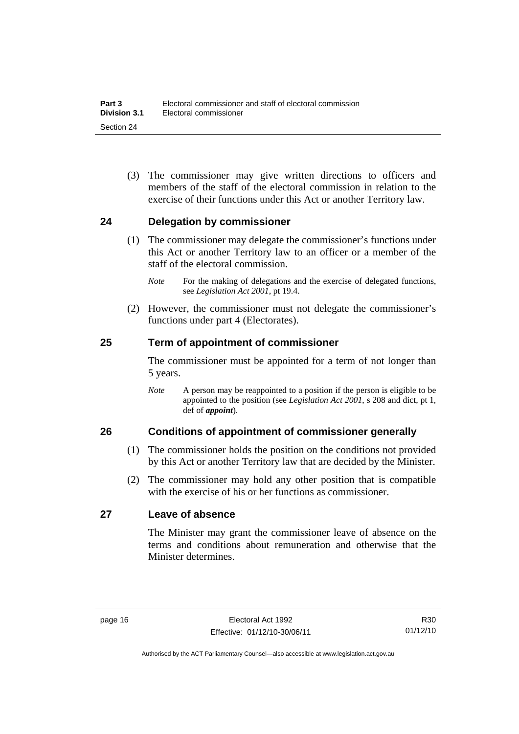(3) The commissioner may give written directions to officers and members of the staff of the electoral commission in relation to the exercise of their functions under this Act or another Territory law.

## 24 Delegation by commissioner

(1) The commissioner may delegate the commissioner's functions under this Act or another Territory law to an officer or a member of the staff of the electoral commission.

*Note* For the making of delegations and the exercise of delegated functions, see *Legislation Act 2001*, pt 19.4.

(2) However, the commissioner must not delegate the commissioner's functions under part 4 (Electorates).

## 25 Term of appointment of commissioner

The commissioner must be appointed for a term of not longer than 5 years.

*Note* A person may be reappointed to a position if the person is eligible to be appointed to the position (see *Legislation Act 2001*, s 208 and dict, pt 1, def of ***appoint***).

## 26 Conditions of appointment of commissioner generally

(1) The commissioner holds the position on the conditions not provided by this Act or another Territory law that are decided by the Minister.

(2) The commissioner may hold any other position that is compatible with the exercise of his or her functions as commissioner.

## 27 Leave of absence

The Minister may grant the commissioner leave of absence on the terms and conditions about remuneration and otherwise that the Minister determines.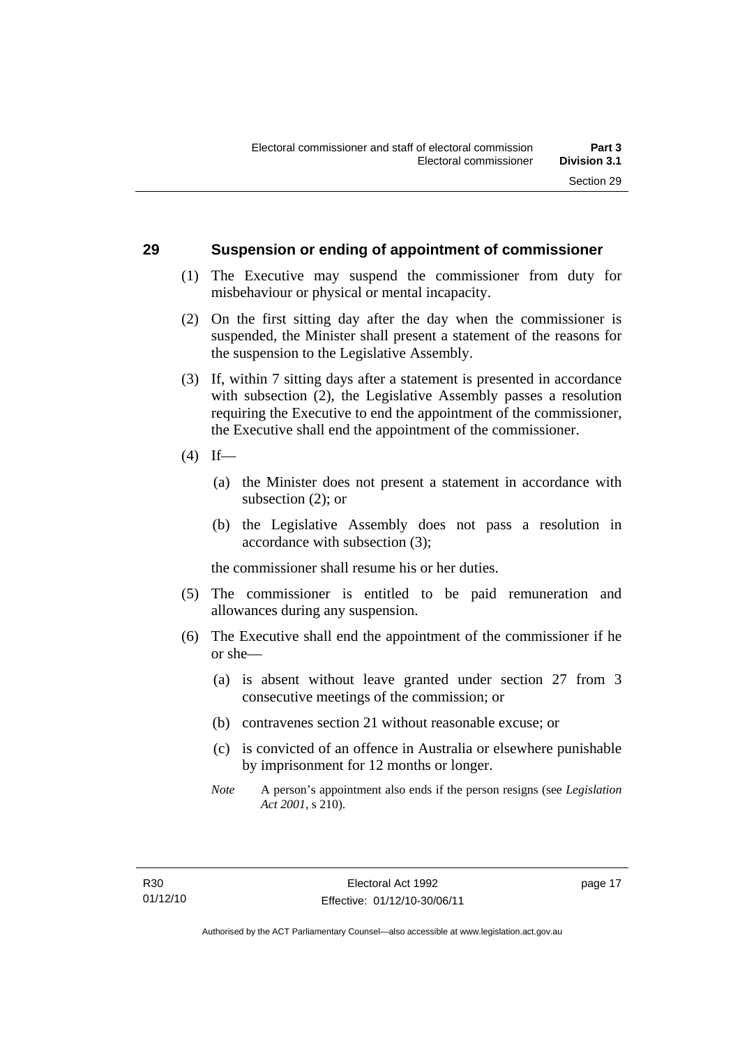## 29 Suspension or ending of appointment of commissioner

(1) The Executive may suspend the commissioner from duty for misbehaviour or physical or mental incapacity.

(2) On the first sitting day after the day when the commissioner is suspended, the Minister shall present a statement of the reasons for the suspension to the Legislative Assembly.

(3) If, within 7 sitting days after a statement is presented in accordance with subsection (2), the Legislative Assembly passes a resolution requiring the Executive to end the appointment of the commissioner, the Executive shall end the appointment of the commissioner.

(4) If—

(a) the Minister does not present a statement in accordance with subsection (2); or

(b) the Legislative Assembly does not pass a resolution in accordance with subsection (3);

the commissioner shall resume his or her duties.

(5) The commissioner is entitled to be paid remuneration and allowances during any suspension.

(6) The Executive shall end the appointment of the commissioner if he or she—

(a) is absent without leave granted under section 27 from 3 consecutive meetings of the commission; or

(b) contravenes section 21 without reasonable excuse; or

(c) is convicted of an offence in Australia or elsewhere punishable by imprisonment for 12 months or longer.

*Note* A person's appointment also ends if the person resigns (see *Legislation Act 2001*, s 210).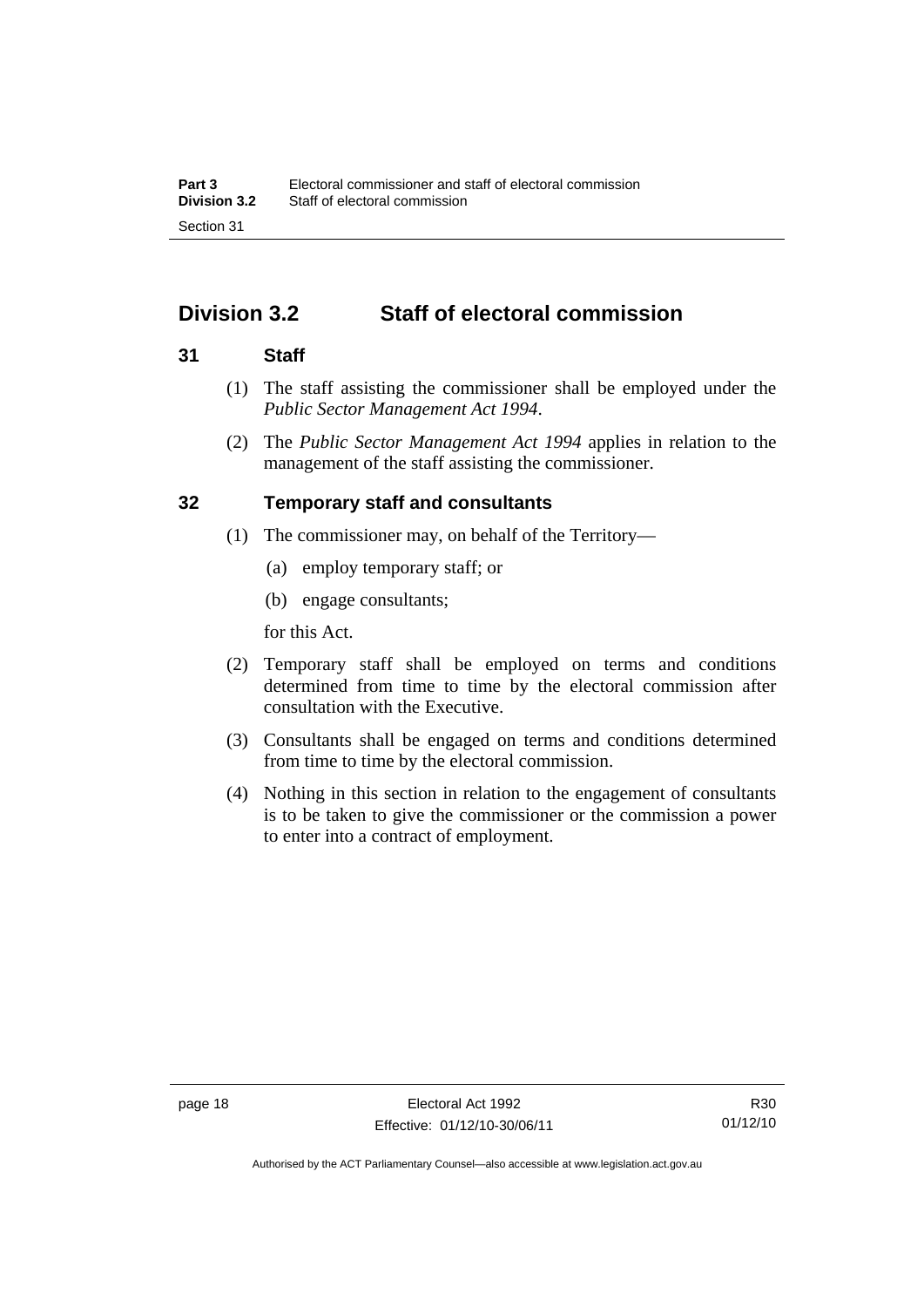## Division 3.2 Staff of electoral commission

### 31 Staff

(1) The staff assisting the commissioner shall be employed under the *Public Sector Management Act 1994*.

(2) The *Public Sector Management Act 1994* applies in relation to the management of the staff assisting the commissioner.

### 32 Temporary staff and consultants

(1) The commissioner may, on behalf of the Territory—

(a) employ temporary staff; or

(b) engage consultants;

for this Act.

(2) Temporary staff shall be employed on terms and conditions determined from time to time by the electoral commission after consultation with the Executive.

(3) Consultants shall be engaged on terms and conditions determined from time to time by the electoral commission.

(4) Nothing in this section in relation to the engagement of consultants is to be taken to give the commissioner or the commission a power to enter into a contract of employment.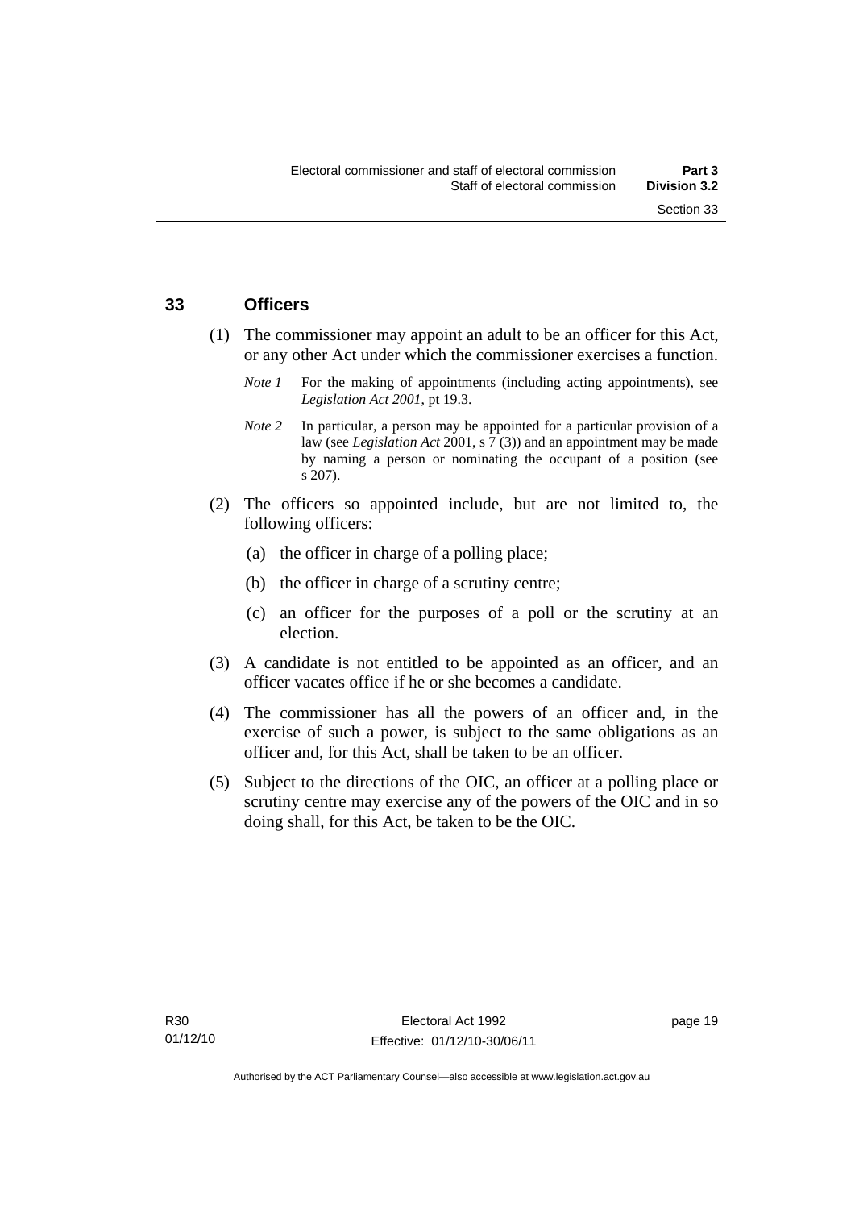## 33 Officers

(1) The commissioner may appoint an adult to be an officer for this Act, or any other Act under which the commissioner exercises a function.

*Note 1* For the making of appointments (including acting appointments), see *Legislation Act 2001*, pt 19.3.

*Note 2* In particular, a person may be appointed for a particular provision of a law (see *Legislation Act* 2001, s 7 (3)) and an appointment may be made by naming a person or nominating the occupant of a position (see s 207).

(2) The officers so appointed include, but are not limited to, the following officers:

(a) the officer in charge of a polling place;

(b) the officer in charge of a scrutiny centre;

(c) an officer for the purposes of a poll or the scrutiny at an election.

(3) A candidate is not entitled to be appointed as an officer, and an officer vacates office if he or she becomes a candidate.

(4) The commissioner has all the powers of an officer and, in the exercise of such a power, is subject to the same obligations as an officer and, for this Act, shall be taken to be an officer.

(5) Subject to the directions of the OIC, an officer at a polling place or scrutiny centre may exercise any of the powers of the OIC and in so doing shall, for this Act, be taken to be the OIC.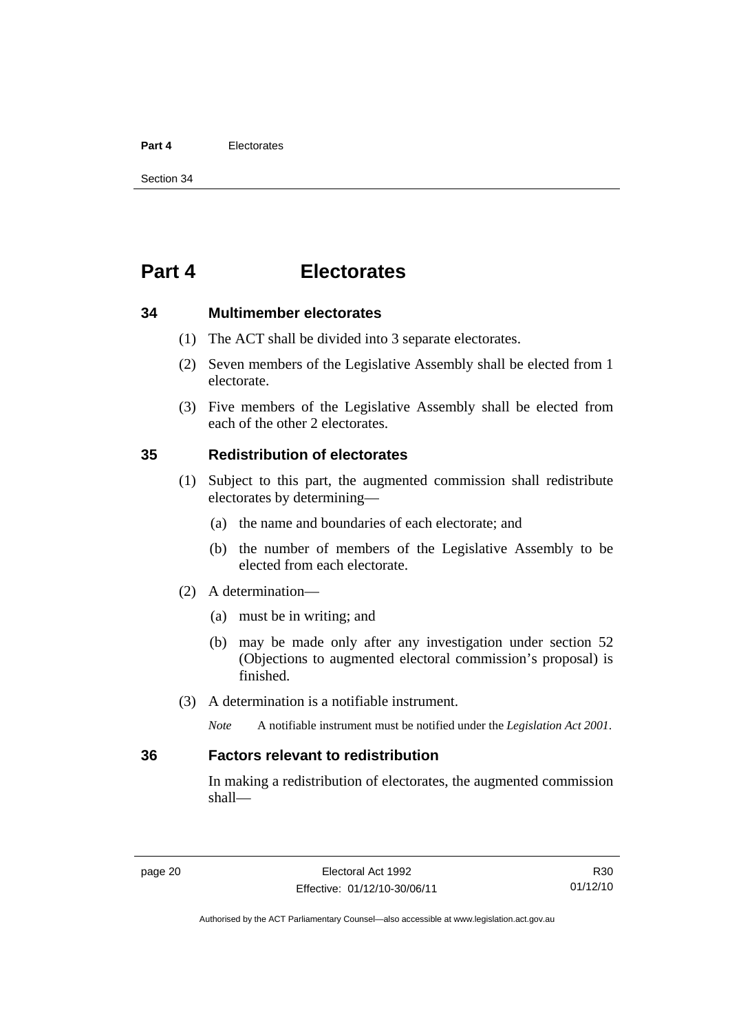# Part 4 Electorates

### 34 Multimember electorates

(1) The ACT shall be divided into 3 separate electorates.

(2) Seven members of the Legislative Assembly shall be elected from 1 electorate.

(3) Five members of the Legislative Assembly shall be elected from each of the other 2 electorates.

### 35 Redistribution of electorates

(1) Subject to this part, the augmented commission shall redistribute electorates by determining—

(a) the name and boundaries of each electorate; and

(b) the number of members of the Legislative Assembly to be elected from each electorate.

(2) A determination—

(a) must be in writing; and

(b) may be made only after any investigation under section 52 (Objections to augmented electoral commission's proposal) is finished.

(3) A determination is a notifiable instrument.

*Note* A notifiable instrument must be notified under the *Legislation Act 2001*.

### 36 Factors relevant to redistribution

In making a redistribution of electorates, the augmented commission shall—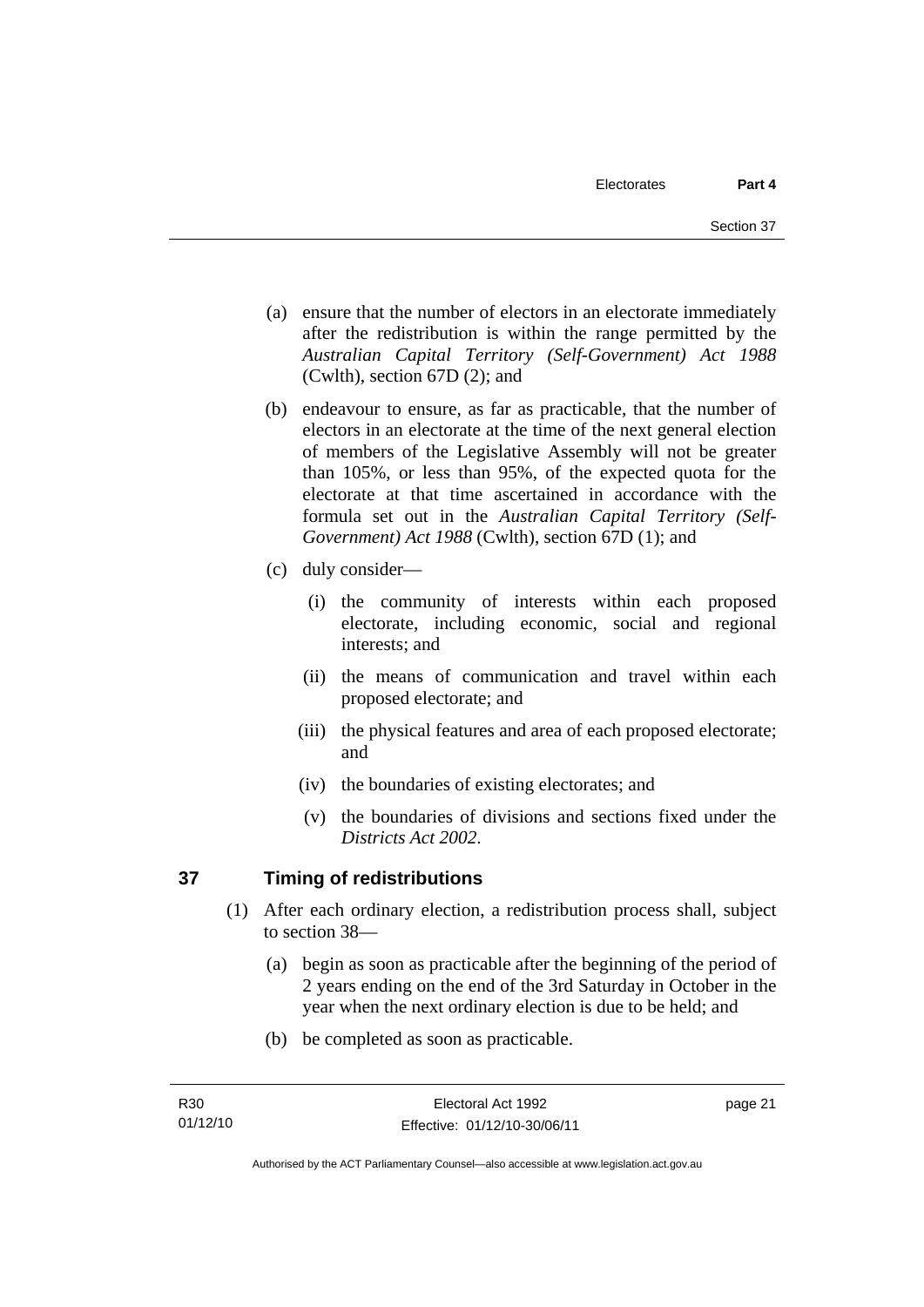(a) ensure that the number of electors in an electorate immediately after the redistribution is within the range permitted by the *Australian Capital Territory (Self-Government) Act 1988* (Cwlth), section 67D (2); and

(b) endeavour to ensure, as far as practicable, that the number of electors in an electorate at the time of the next general election of members of the Legislative Assembly will not be greater than 105%, or less than 95%, of the expected quota for the electorate at that time ascertained in accordance with the formula set out in the *Australian Capital Territory (Self-Government) Act 1988* (Cwlth), section 67D (1); and

(c) duly consider—

(i) the community of interests within each proposed electorate, including economic, social and regional interests; and

(ii) the means of communication and travel within each proposed electorate; and

(iii) the physical features and area of each proposed electorate; and

(iv) the boundaries of existing electorates; and

(v) the boundaries of divisions and sections fixed under the *Districts Act 2002*.

## 37 Timing of redistributions

(1) After each ordinary election, a redistribution process shall, subject to section 38—

(a) begin as soon as practicable after the beginning of the period of 2 years ending on the end of the 3rd Saturday in October in the year when the next ordinary election is due to be held; and

(b) be completed as soon as practicable.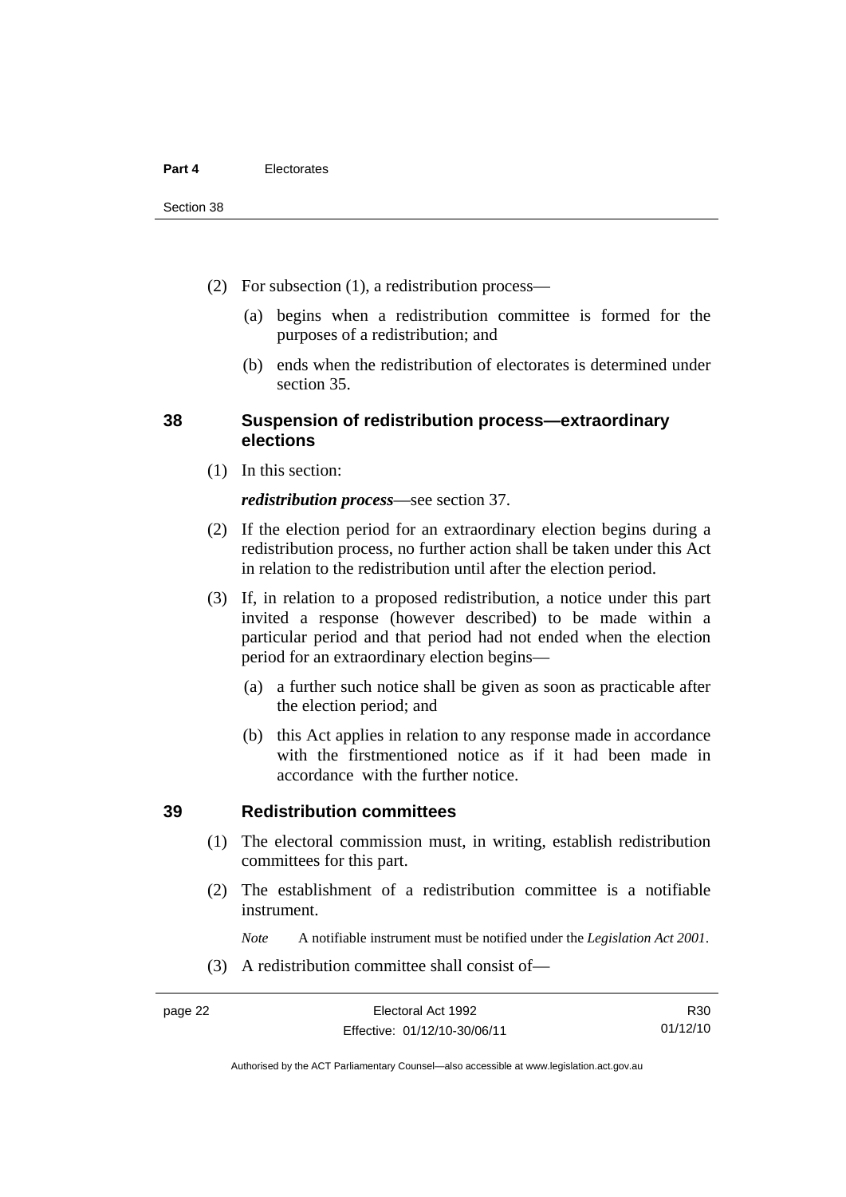(2) For subsection (1), a redistribution process—

(a) begins when a redistribution committee is formed for the purposes of a redistribution; and

(b) ends when the redistribution of electorates is determined under section 35.

## 38 Suspension of redistribution process—extraordinary elections

(1) In this section:

***redistribution process***—see section 37.

(2) If the election period for an extraordinary election begins during a redistribution process, no further action shall be taken under this Act in relation to the redistribution until after the election period.

(3) If, in relation to a proposed redistribution, a notice under this part invited a response (however described) to be made within a particular period and that period had not ended when the election period for an extraordinary election begins—

(a) a further such notice shall be given as soon as practicable after the election period; and

(b) this Act applies in relation to any response made in accordance with the firstmentioned notice as if it had been made in accordance with the further notice.

## 39 Redistribution committees

(1) The electoral commission must, in writing, establish redistribution committees for this part.

(2) The establishment of a redistribution committee is a notifiable instrument.

*Note* A notifiable instrument must be notified under the *Legislation Act 2001*.

(3) A redistribution committee shall consist of—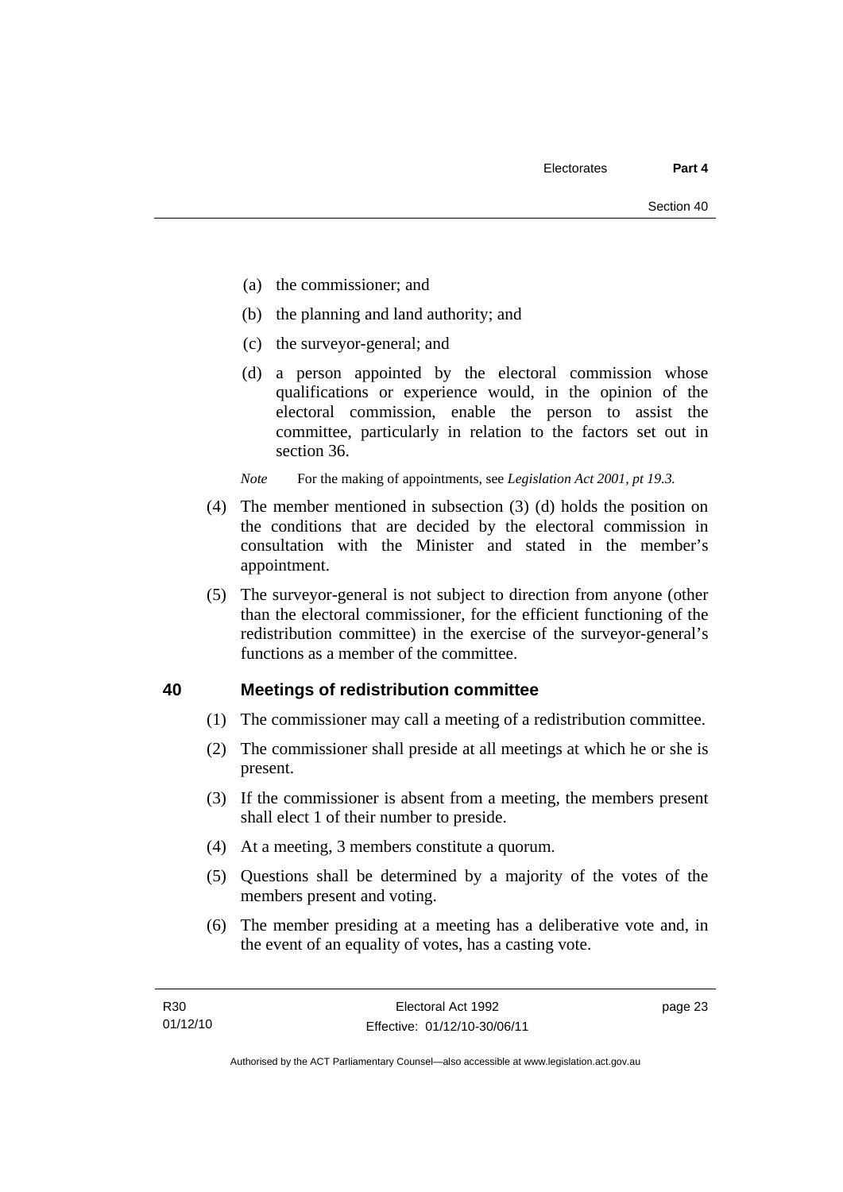(a) the commissioner; and

(b) the planning and land authority; and

(c) the surveyor-general; and

(d) a person appointed by the electoral commission whose qualifications or experience would, in the opinion of the electoral commission, enable the person to assist the committee, particularly in relation to the factors set out in section 36.

*Note* For the making of appointments, see *Legislation Act 2001, pt 19.3.*

(4) The member mentioned in subsection (3) (d) holds the position on the conditions that are decided by the electoral commission in consultation with the Minister and stated in the member's appointment.

(5) The surveyor-general is not subject to direction from anyone (other than the electoral commissioner, for the efficient functioning of the redistribution committee) in the exercise of the surveyor-general's functions as a member of the committee.

## 40 Meetings of redistribution committee

(1) The commissioner may call a meeting of a redistribution committee.

(2) The commissioner shall preside at all meetings at which he or she is present.

(3) If the commissioner is absent from a meeting, the members present shall elect 1 of their number to preside.

(4) At a meeting, 3 members constitute a quorum.

(5) Questions shall be determined by a majority of the votes of the members present and voting.

(6) The member presiding at a meeting has a deliberative vote and, in the event of an equality of votes, has a casting vote.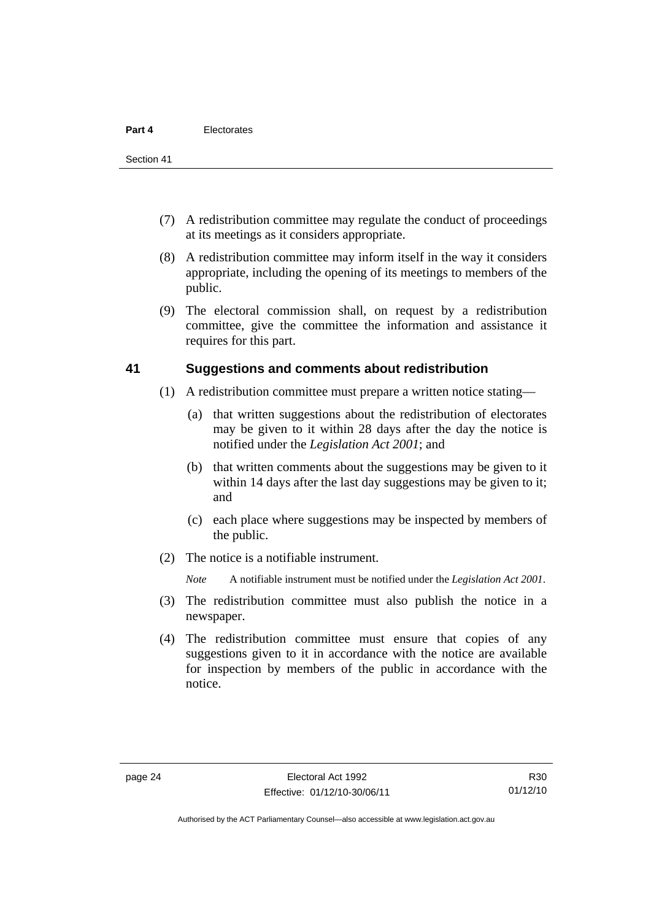(7) A redistribution committee may regulate the conduct of proceedings at its meetings as it considers appropriate.

(8) A redistribution committee may inform itself in the way it considers appropriate, including the opening of its meetings to members of the public.

(9) The electoral commission shall, on request by a redistribution committee, give the committee the information and assistance it requires for this part.

## 41 Suggestions and comments about redistribution

(1) A redistribution committee must prepare a written notice stating—

(a) that written suggestions about the redistribution of electorates may be given to it within 28 days after the day the notice is notified under the *Legislation Act 2001*; and

(b) that written comments about the suggestions may be given to it within 14 days after the last day suggestions may be given to it; and

(c) each place where suggestions may be inspected by members of the public.

(2) The notice is a notifiable instrument.

*Note* A notifiable instrument must be notified under the *Legislation Act 2001*.

(3) The redistribution committee must also publish the notice in a newspaper.

(4) The redistribution committee must ensure that copies of any suggestions given to it in accordance with the notice are available for inspection by members of the public in accordance with the notice.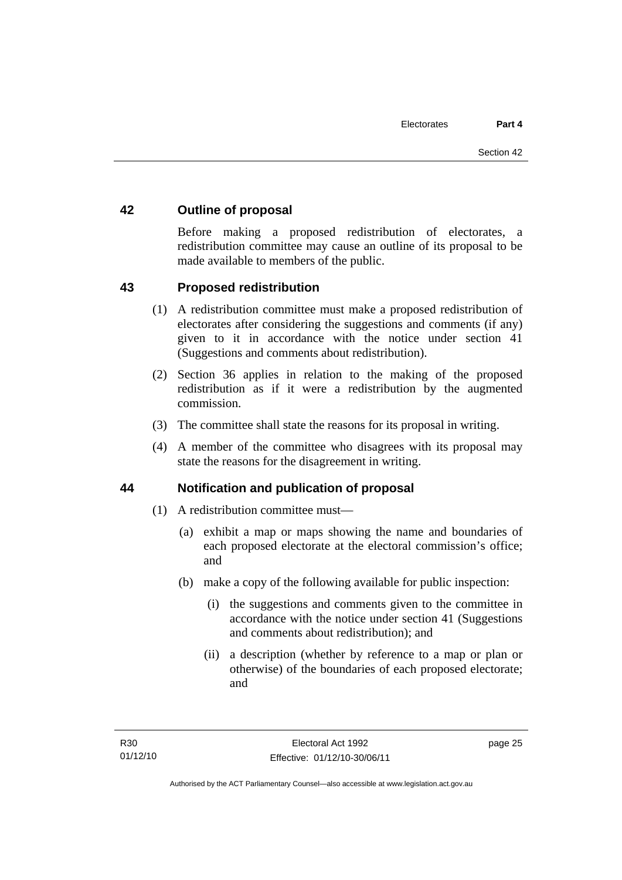## 42 Outline of proposal

Before making a proposed redistribution of electorates, a redistribution committee may cause an outline of its proposal to be made available to members of the public.

## 43 Proposed redistribution

(1) A redistribution committee must make a proposed redistribution of electorates after considering the suggestions and comments (if any) given to it in accordance with the notice under section 41 (Suggestions and comments about redistribution).

(2) Section 36 applies in relation to the making of the proposed redistribution as if it were a redistribution by the augmented commission.

(3) The committee shall state the reasons for its proposal in writing.

(4) A member of the committee who disagrees with its proposal may state the reasons for the disagreement in writing.

## 44 Notification and publication of proposal

(1) A redistribution committee must—

(a) exhibit a map or maps showing the name and boundaries of each proposed electorate at the electoral commission's office; and

(b) make a copy of the following available for public inspection:

(i) the suggestions and comments given to the committee in accordance with the notice under section 41 (Suggestions and comments about redistribution); and

(ii) a description (whether by reference to a map or plan or otherwise) of the boundaries of each proposed electorate; and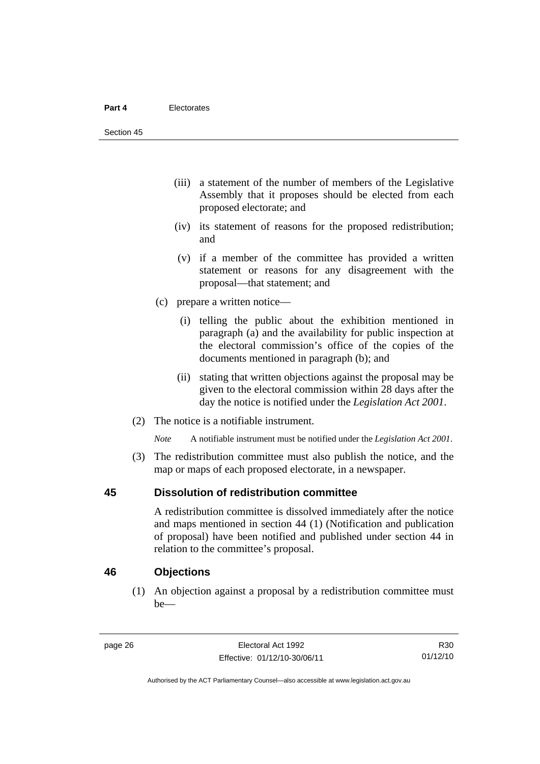(iii) a statement of the number of members of the Legislative Assembly that it proposes should be elected from each proposed electorate; and

(iv) its statement of reasons for the proposed redistribution; and

(v) if a member of the committee has provided a written statement or reasons for any disagreement with the proposal—that statement; and

(c) prepare a written notice—

(i) telling the public about the exhibition mentioned in paragraph (a) and the availability for public inspection at the electoral commission's office of the copies of the documents mentioned in paragraph (b); and

(ii) stating that written objections against the proposal may be given to the electoral commission within 28 days after the day the notice is notified under the *Legislation Act 2001*.

(2) The notice is a notifiable instrument.

*Note* A notifiable instrument must be notified under the *Legislation Act 2001*.

(3) The redistribution committee must also publish the notice, and the map or maps of each proposed electorate, in a newspaper.

## 45 Dissolution of redistribution committee

A redistribution committee is dissolved immediately after the notice and maps mentioned in section 44 (1) (Notification and publication of proposal) have been notified and published under section 44 in relation to the committee's proposal.

## 46 Objections

(1) An objection against a proposal by a redistribution committee must be—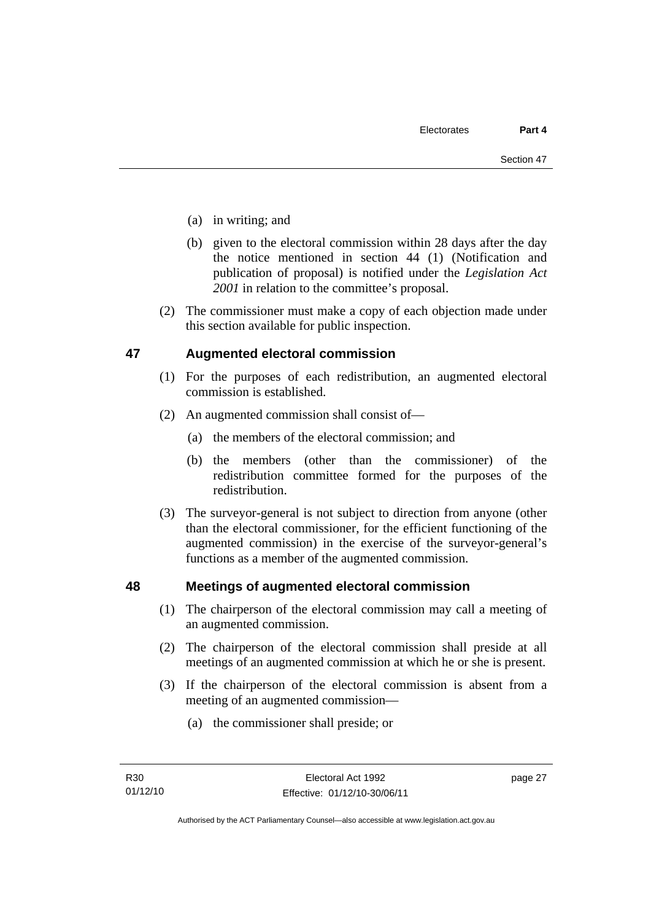(a) in writing; and

(b) given to the electoral commission within 28 days after the day the notice mentioned in section 44 (1) (Notification and publication of proposal) is notified under the *Legislation Act 2001* in relation to the committee's proposal.

(2) The commissioner must make a copy of each objection made under this section available for public inspection.

## 47 Augmented electoral commission

(1) For the purposes of each redistribution, an augmented electoral commission is established.

(2) An augmented commission shall consist of—

(a) the members of the electoral commission; and

(b) the members (other than the commissioner) of the redistribution committee formed for the purposes of the redistribution.

(3) The surveyor-general is not subject to direction from anyone (other than the electoral commissioner, for the efficient functioning of the augmented commission) in the exercise of the surveyor-general's functions as a member of the augmented commission.

## 48 Meetings of augmented electoral commission

(1) The chairperson of the electoral commission may call a meeting of an augmented commission.

(2) The chairperson of the electoral commission shall preside at all meetings of an augmented commission at which he or she is present.

(3) If the chairperson of the electoral commission is absent from a meeting of an augmented commission—

(a) the commissioner shall preside; or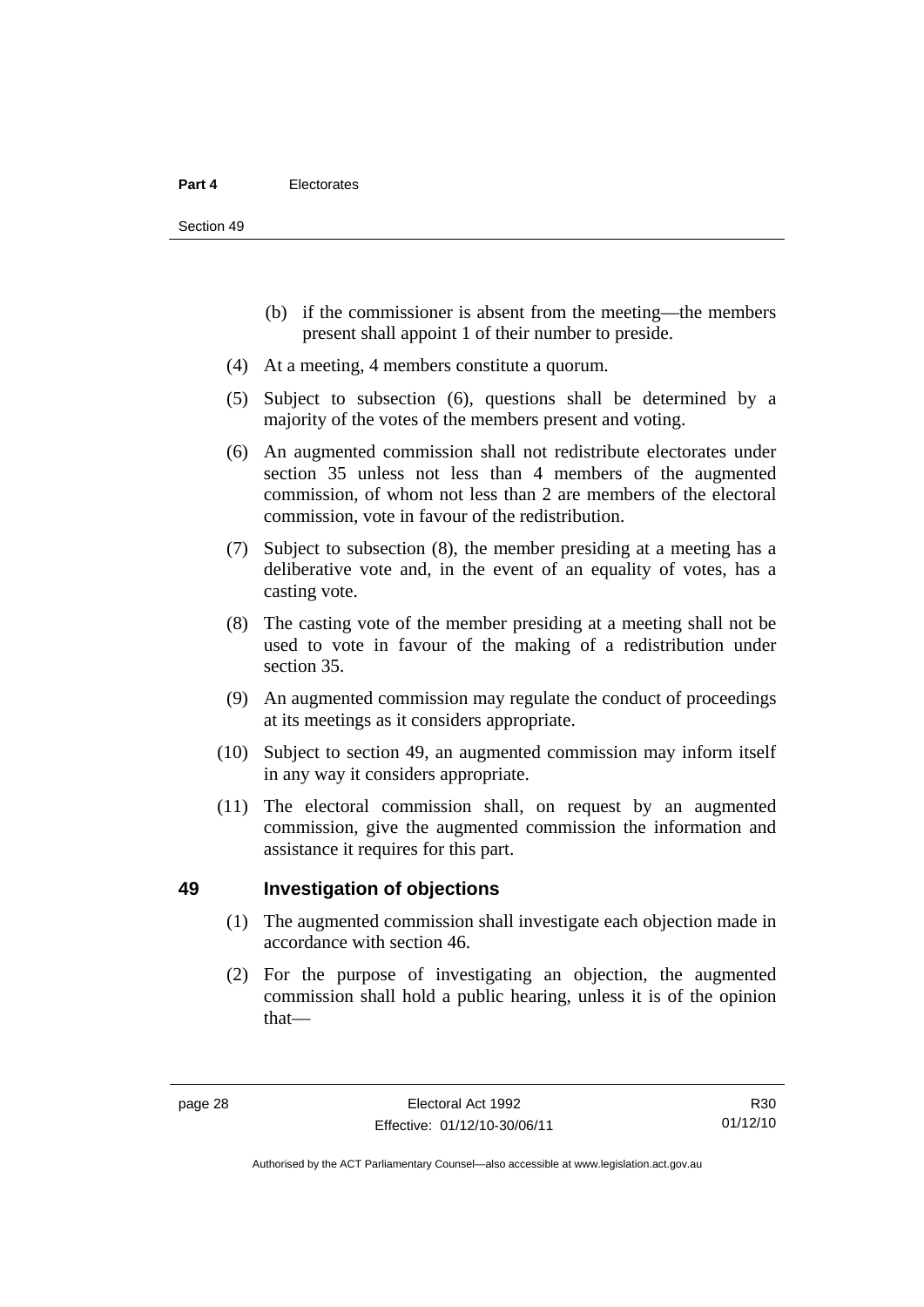(b) if the commissioner is absent from the meeting—the members present shall appoint 1 of their number to preside.

(4) At a meeting, 4 members constitute a quorum.

(5) Subject to subsection (6), questions shall be determined by a majority of the votes of the members present and voting.

(6) An augmented commission shall not redistribute electorates under section 35 unless not less than 4 members of the augmented commission, of whom not less than 2 are members of the electoral commission, vote in favour of the redistribution.

(7) Subject to subsection (8), the member presiding at a meeting has a deliberative vote and, in the event of an equality of votes, has a casting vote.

(8) The casting vote of the member presiding at a meeting shall not be used to vote in favour of the making of a redistribution under section 35.

(9) An augmented commission may regulate the conduct of proceedings at its meetings as it considers appropriate.

(10) Subject to section 49, an augmented commission may inform itself in any way it considers appropriate.

(11) The electoral commission shall, on request by an augmented commission, give the augmented commission the information and assistance it requires for this part.

## 49 Investigation of objections

(1) The augmented commission shall investigate each objection made in accordance with section 46.

(2) For the purpose of investigating an objection, the augmented commission shall hold a public hearing, unless it is of the opinion that—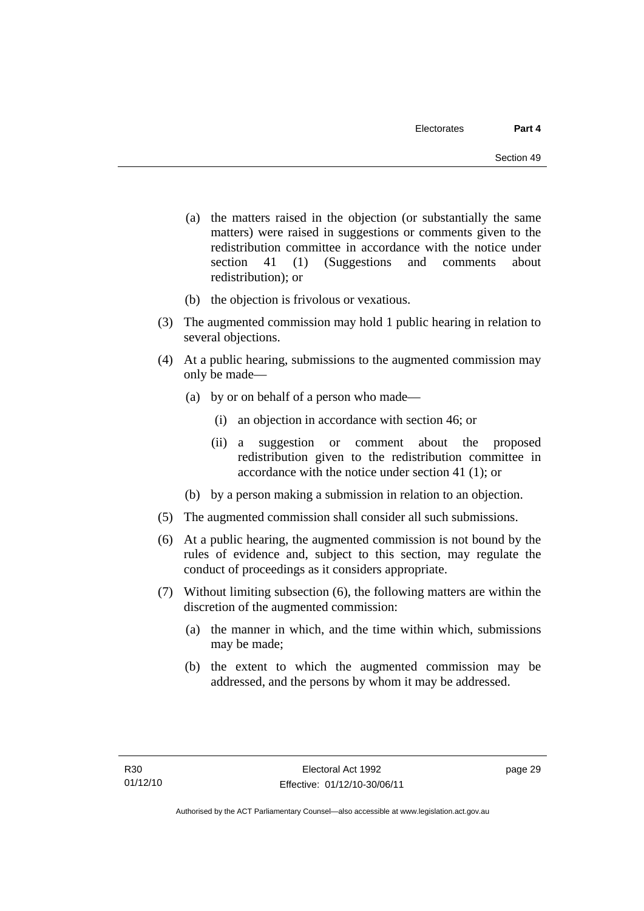(a) the matters raised in the objection (or substantially the same matters) were raised in suggestions or comments given to the redistribution committee in accordance with the notice under section 41 (1) (Suggestions and comments about redistribution); or

(b) the objection is frivolous or vexatious.

(3) The augmented commission may hold 1 public hearing in relation to several objections.

(4) At a public hearing, submissions to the augmented commission may only be made—

(a) by or on behalf of a person who made—

(i) an objection in accordance with section 46; or

(ii) a suggestion or comment about the proposed redistribution given to the redistribution committee in accordance with the notice under section 41 (1); or

(b) by a person making a submission in relation to an objection.

(5) The augmented commission shall consider all such submissions.

(6) At a public hearing, the augmented commission is not bound by the rules of evidence and, subject to this section, may regulate the conduct of proceedings as it considers appropriate.

(7) Without limiting subsection (6), the following matters are within the discretion of the augmented commission:

(a) the manner in which, and the time within which, submissions may be made;

(b) the extent to which the augmented commission may be addressed, and the persons by whom it may be addressed.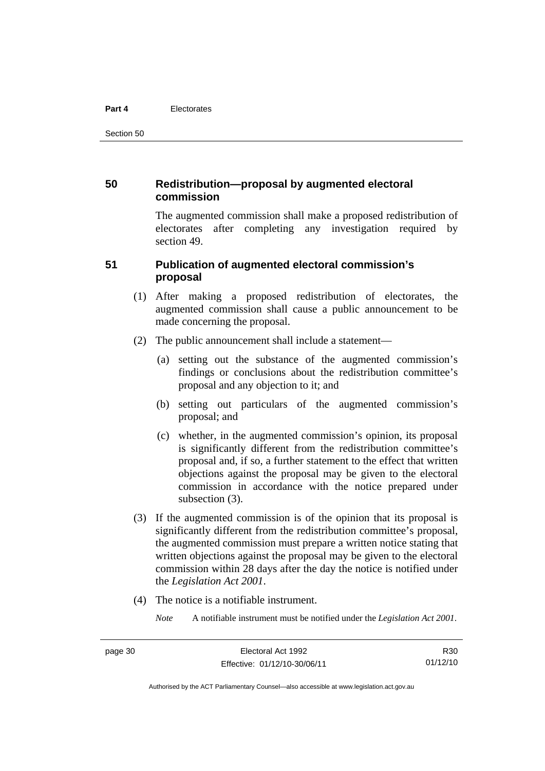## 50 Redistribution—proposal by augmented electoral commission

The augmented commission shall make a proposed redistribution of electorates after completing any investigation required by section 49.

## 51 Publication of augmented electoral commission's proposal

(1) After making a proposed redistribution of electorates, the augmented commission shall cause a public announcement to be made concerning the proposal.

(2) The public announcement shall include a statement—

(a) setting out the substance of the augmented commission's findings or conclusions about the redistribution committee's proposal and any objection to it; and

(b) setting out particulars of the augmented commission's proposal; and

(c) whether, in the augmented commission's opinion, its proposal is significantly different from the redistribution committee's proposal and, if so, a further statement to the effect that written objections against the proposal may be given to the electoral commission in accordance with the notice prepared under subsection (3).

(3) If the augmented commission is of the opinion that its proposal is significantly different from the redistribution committee's proposal, the augmented commission must prepare a written notice stating that written objections against the proposal may be given to the electoral commission within 28 days after the day the notice is notified under the *Legislation Act 2001*.

(4) The notice is a notifiable instrument.

*Note* A notifiable instrument must be notified under the *Legislation Act 2001*.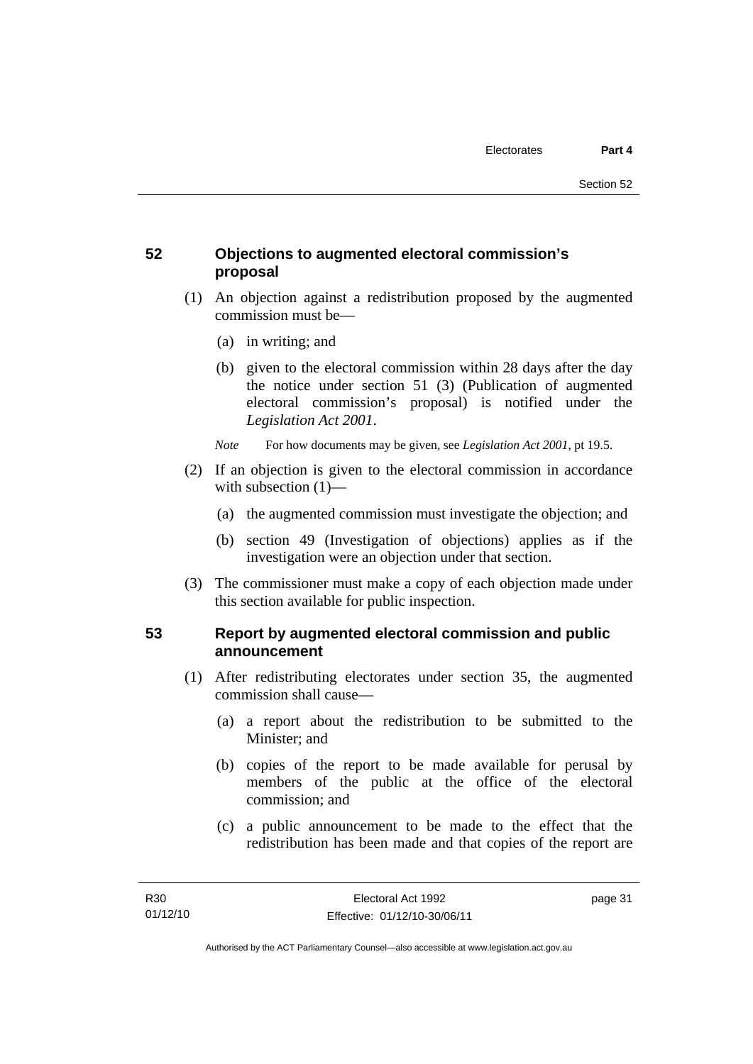## 52 Objections to augmented electoral commission's proposal

(1) An objection against a redistribution proposed by the augmented commission must be—

(a) in writing; and

(b) given to the electoral commission within 28 days after the day the notice under section 51 (3) (Publication of augmented electoral commission's proposal) is notified under the *Legislation Act 2001*.

*Note* For how documents may be given, see *Legislation Act 2001*, pt 19.5.

(2) If an objection is given to the electoral commission in accordance with subsection (1)—

(a) the augmented commission must investigate the objection; and

(b) section 49 (Investigation of objections) applies as if the investigation were an objection under that section.

(3) The commissioner must make a copy of each objection made under this section available for public inspection.

## 53 Report by augmented electoral commission and public announcement

(1) After redistributing electorates under section 35, the augmented commission shall cause—

(a) a report about the redistribution to be submitted to the Minister; and

(b) copies of the report to be made available for perusal by members of the public at the office of the electoral commission; and

(c) a public announcement to be made to the effect that the redistribution has been made and that copies of the report are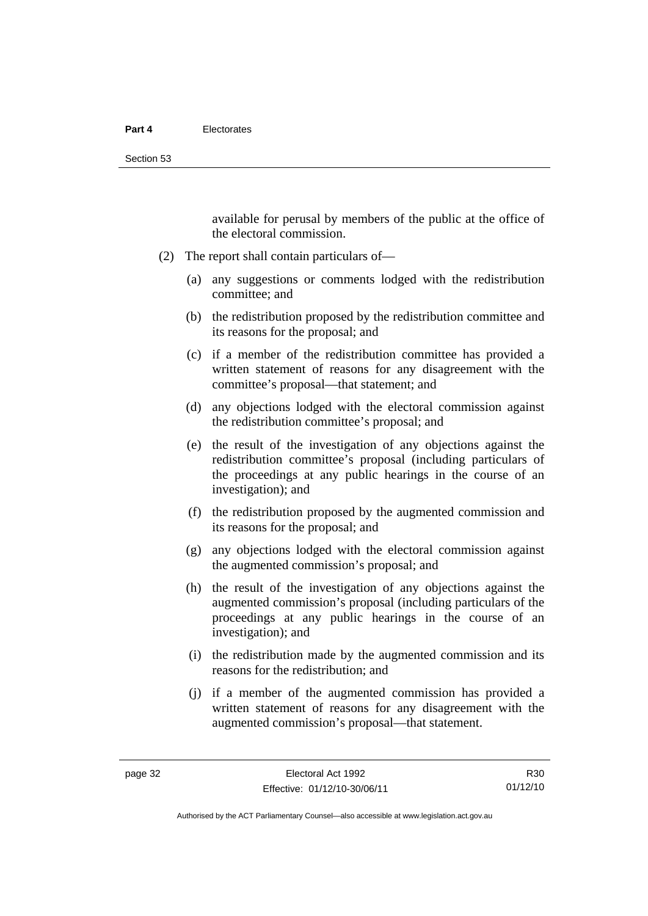available for perusal by members of the public at the office of the electoral commission.

(2) The report shall contain particulars of—

(a) any suggestions or comments lodged with the redistribution committee; and

(b) the redistribution proposed by the redistribution committee and its reasons for the proposal; and

(c) if a member of the redistribution committee has provided a written statement of reasons for any disagreement with the committee's proposal—that statement; and

(d) any objections lodged with the electoral commission against the redistribution committee's proposal; and

(e) the result of the investigation of any objections against the redistribution committee's proposal (including particulars of the proceedings at any public hearings in the course of an investigation); and

(f) the redistribution proposed by the augmented commission and its reasons for the proposal; and

(g) any objections lodged with the electoral commission against the augmented commission's proposal; and

(h) the result of the investigation of any objections against the augmented commission's proposal (including particulars of the proceedings at any public hearings in the course of an investigation); and

(i) the redistribution made by the augmented commission and its reasons for the redistribution; and

(j) if a member of the augmented commission has provided a written statement of reasons for any disagreement with the augmented commission's proposal—that statement.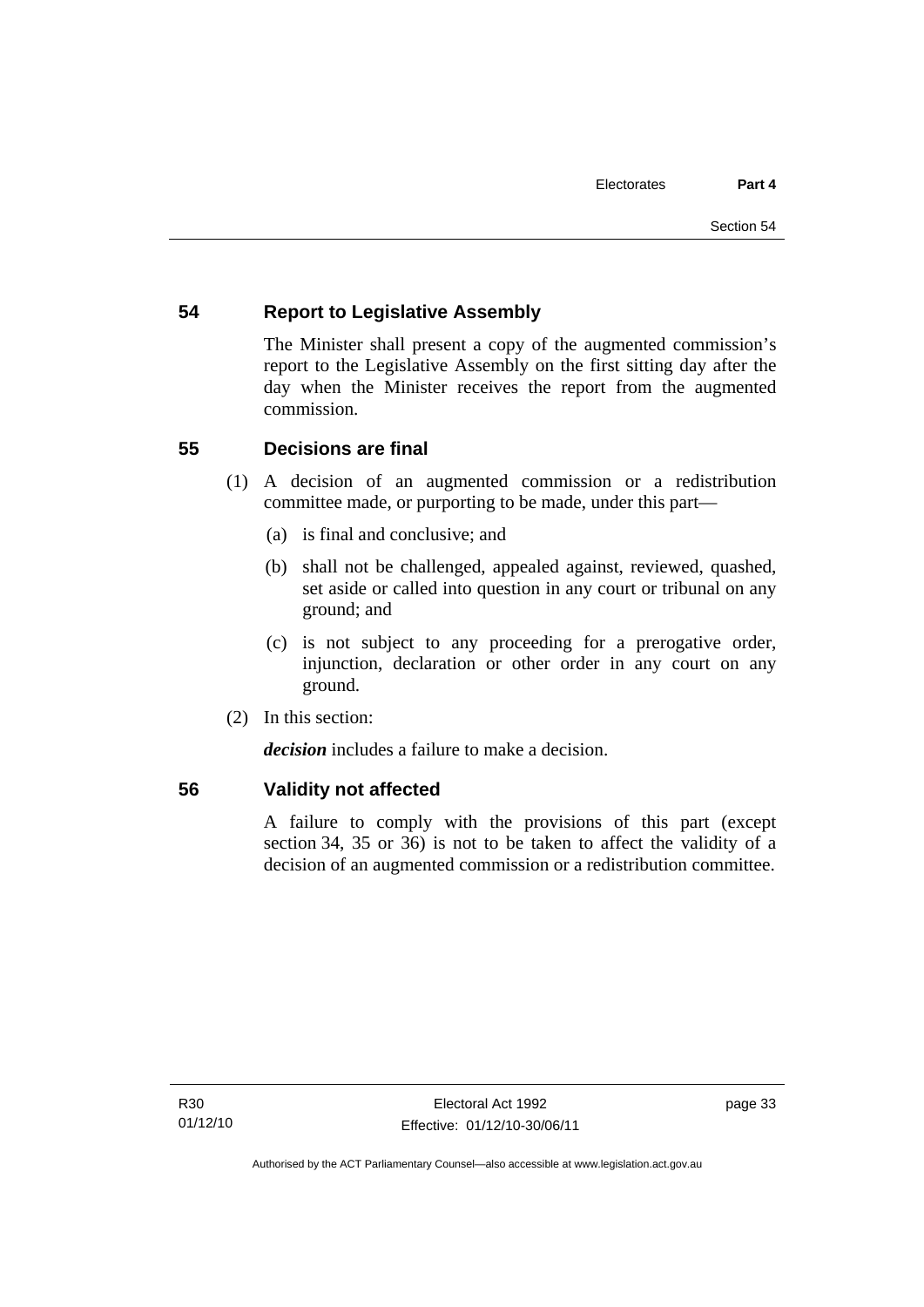## 54 Report to Legislative Assembly

The Minister shall present a copy of the augmented commission's report to the Legislative Assembly on the first sitting day after the day when the Minister receives the report from the augmented commission.

## 55 Decisions are final

(1) A decision of an augmented commission or a redistribution committee made, or purporting to be made, under this part—

(a) is final and conclusive; and

(b) shall not be challenged, appealed against, reviewed, quashed, set aside or called into question in any court or tribunal on any ground; and

(c) is not subject to any proceeding for a prerogative order, injunction, declaration or other order in any court on any ground.

(2) In this section:

***decision*** includes a failure to make a decision.

## 56 Validity not affected

A failure to comply with the provisions of this part (except section 34, 35 or 36) is not to be taken to affect the validity of a decision of an augmented commission or a redistribution committee.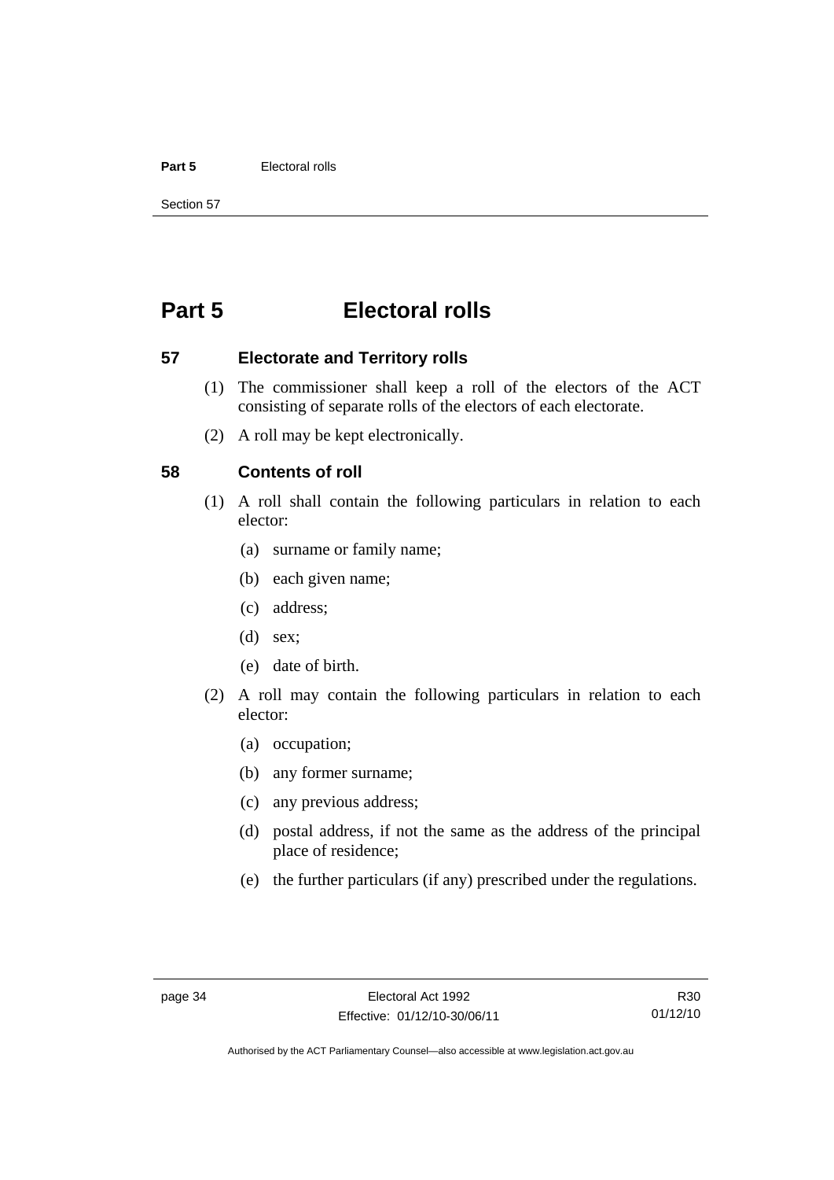# Part 5 Electoral rolls

## 57 Electorate and Territory rolls

(1) The commissioner shall keep a roll of the electors of the ACT consisting of separate rolls of the electors of each electorate.

(2) A roll may be kept electronically.

## 58 Contents of roll

(1) A roll shall contain the following particulars in relation to each elector:

- (a) surname or family name;
- (b) each given name;
- (c) address;
- (d) sex;
- (e) date of birth.

(2) A roll may contain the following particulars in relation to each elector:

- (a) occupation;
- (b) any former surname;
- (c) any previous address;
- (d) postal address, if not the same as the address of the principal place of residence;
- (e) the further particulars (if any) prescribed under the regulations.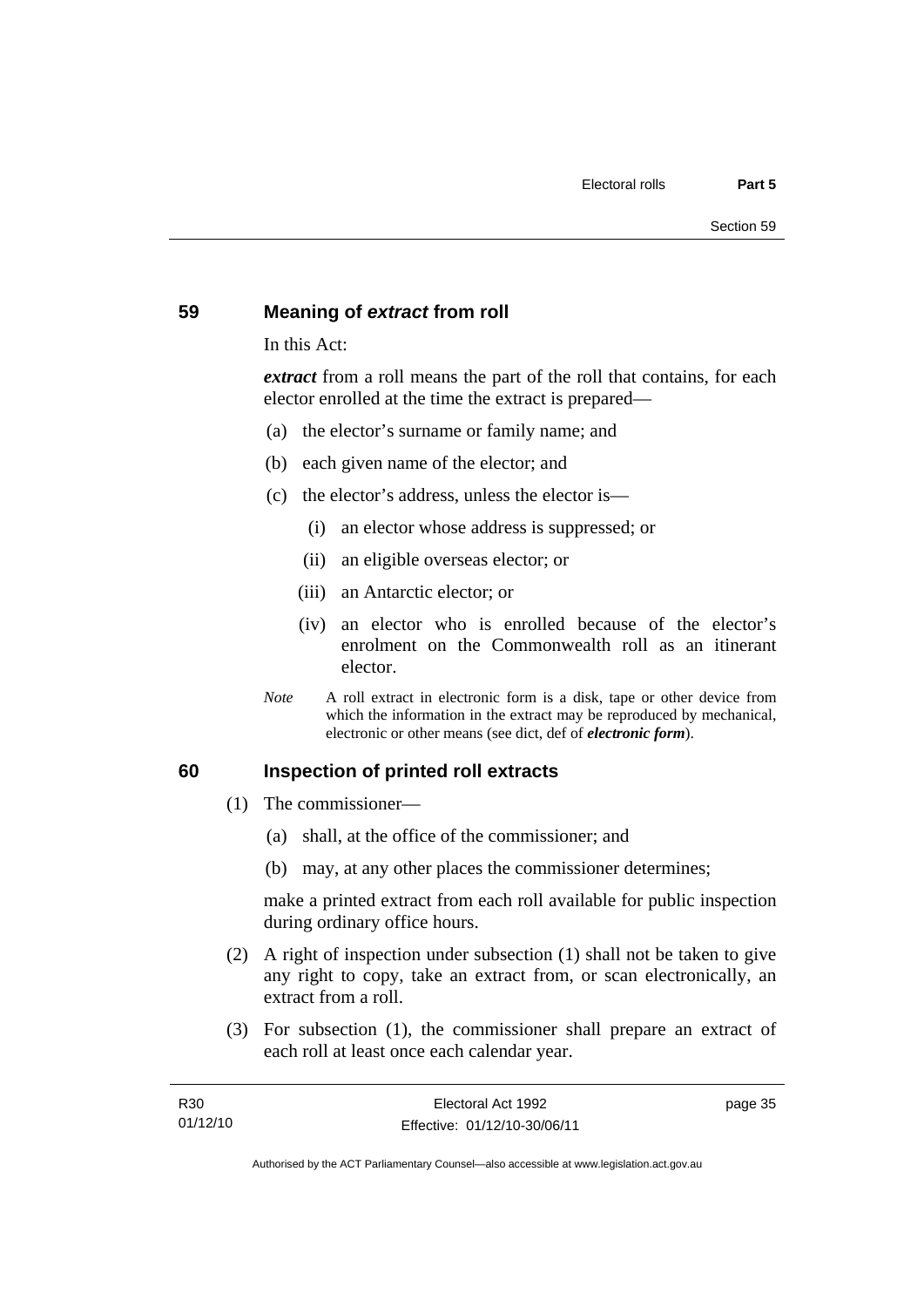## 59 Meaning of *extract* from roll

In this Act:

***extract*** from a roll means the part of the roll that contains, for each elector enrolled at the time the extract is prepared—

(a) the elector's surname or family name; and

(b) each given name of the elector; and

(c) the elector's address, unless the elector is—

(i) an elector whose address is suppressed; or

(ii) an eligible overseas elector; or

(iii) an Antarctic elector; or

(iv) an elector who is enrolled because of the elector's enrolment on the Commonwealth roll as an itinerant elector.

*Note* A roll extract in electronic form is a disk, tape or other device from which the information in the extract may be reproduced by mechanical, electronic or other means (see dict, def of ***electronic form***).

## 60 Inspection of printed roll extracts

(1) The commissioner—

(a) shall, at the office of the commissioner; and

(b) may, at any other places the commissioner determines;

make a printed extract from each roll available for public inspection during ordinary office hours.

(2) A right of inspection under subsection (1) shall not be taken to give any right to copy, take an extract from, or scan electronically, an extract from a roll.

(3) For subsection (1), the commissioner shall prepare an extract of each roll at least once each calendar year.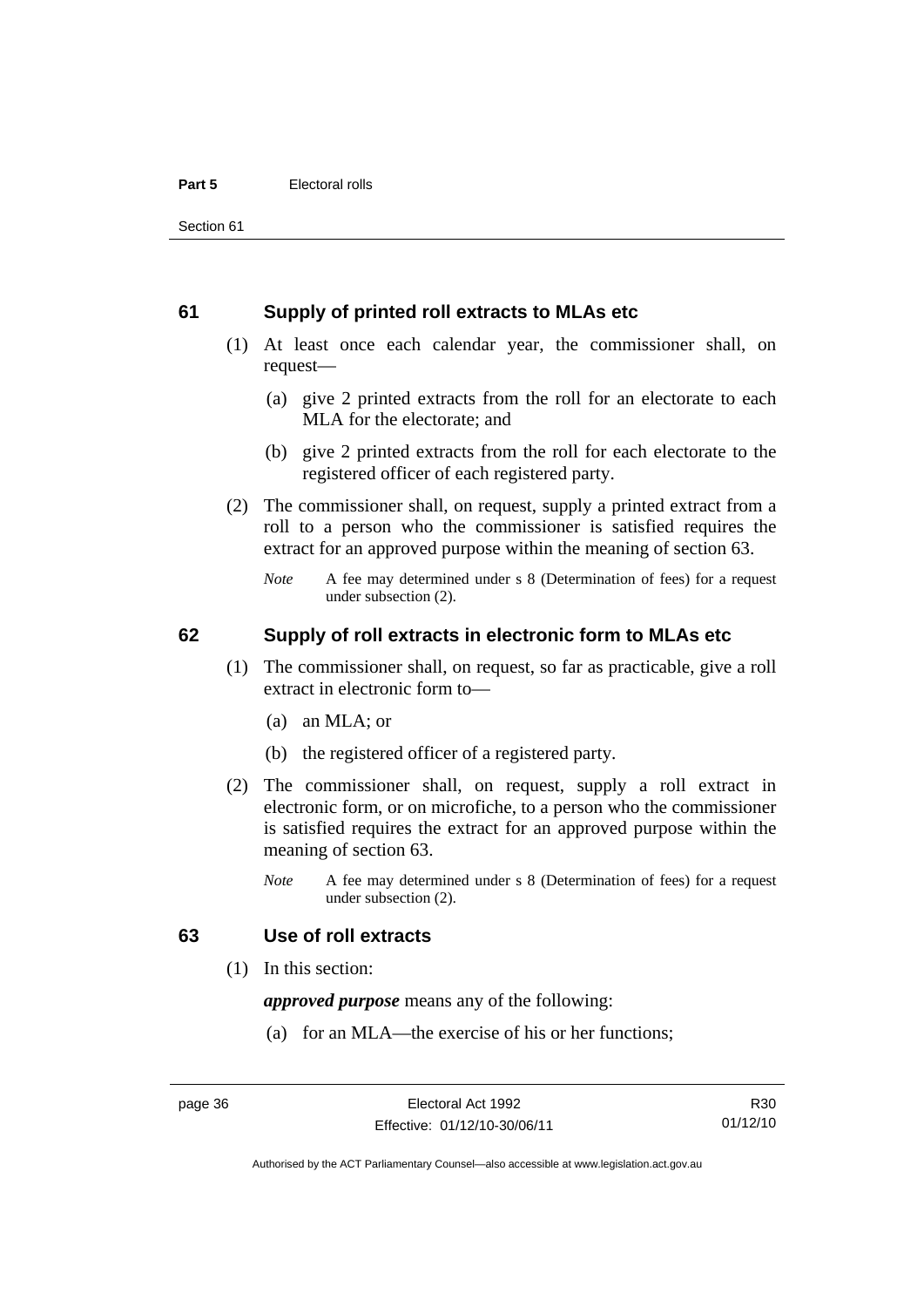## 61 Supply of printed roll extracts to MLAs etc

(1) At least once each calendar year, the commissioner shall, on request—

(a) give 2 printed extracts from the roll for an electorate to each MLA for the electorate; and

(b) give 2 printed extracts from the roll for each electorate to the registered officer of each registered party.

(2) The commissioner shall, on request, supply a printed extract from a roll to a person who the commissioner is satisfied requires the extract for an approved purpose within the meaning of section 63.

*Note* A fee may determined under s 8 (Determination of fees) for a request under subsection (2).

## 62 Supply of roll extracts in electronic form to MLAs etc

(1) The commissioner shall, on request, so far as practicable, give a roll extract in electronic form to—

(a) an MLA; or

(b) the registered officer of a registered party.

(2) The commissioner shall, on request, supply a roll extract in electronic form, or on microfiche, to a person who the commissioner is satisfied requires the extract for an approved purpose within the meaning of section 63.

*Note* A fee may determined under s 8 (Determination of fees) for a request under subsection (2).

## 63 Use of roll extracts

(1) In this section:

***approved purpose*** means any of the following:

(a) for an MLA—the exercise of his or her functions;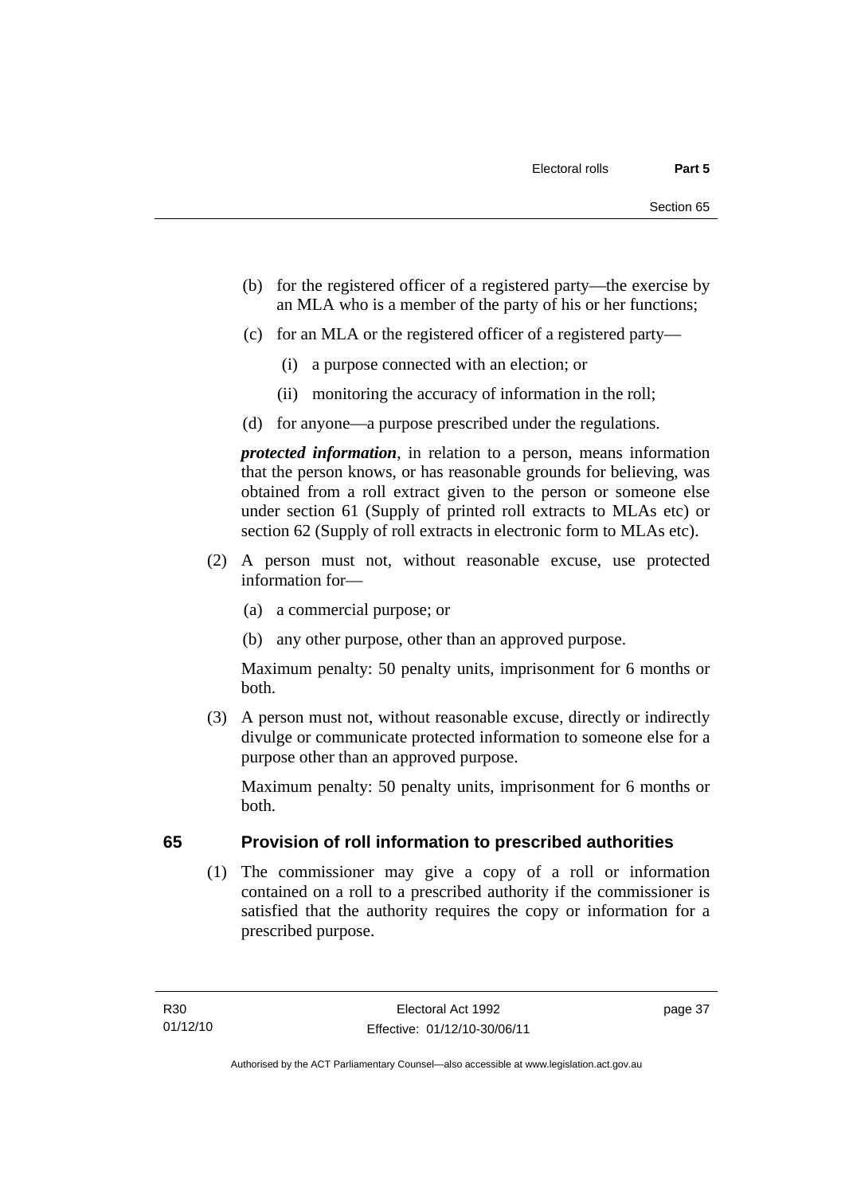(b) for the registered officer of a registered party—the exercise by an MLA who is a member of the party of his or her functions;

(c) for an MLA or the registered officer of a registered party—

(i) a purpose connected with an election; or

(ii) monitoring the accuracy of information in the roll;

(d) for anyone—a purpose prescribed under the regulations.

***protected information***, in relation to a person, means information that the person knows, or has reasonable grounds for believing, was obtained from a roll extract given to the person or someone else under section 61 (Supply of printed roll extracts to MLAs etc) or section 62 (Supply of roll extracts in electronic form to MLAs etc).

(2) A person must not, without reasonable excuse, use protected information for—

(a) a commercial purpose; or

(b) any other purpose, other than an approved purpose.

Maximum penalty: 50 penalty units, imprisonment for 6 months or both.

(3) A person must not, without reasonable excuse, directly or indirectly divulge or communicate protected information to someone else for a purpose other than an approved purpose.

Maximum penalty: 50 penalty units, imprisonment for 6 months or both.

## 65 Provision of roll information to prescribed authorities

(1) The commissioner may give a copy of a roll or information contained on a roll to a prescribed authority if the commissioner is satisfied that the authority requires the copy or information for a prescribed purpose.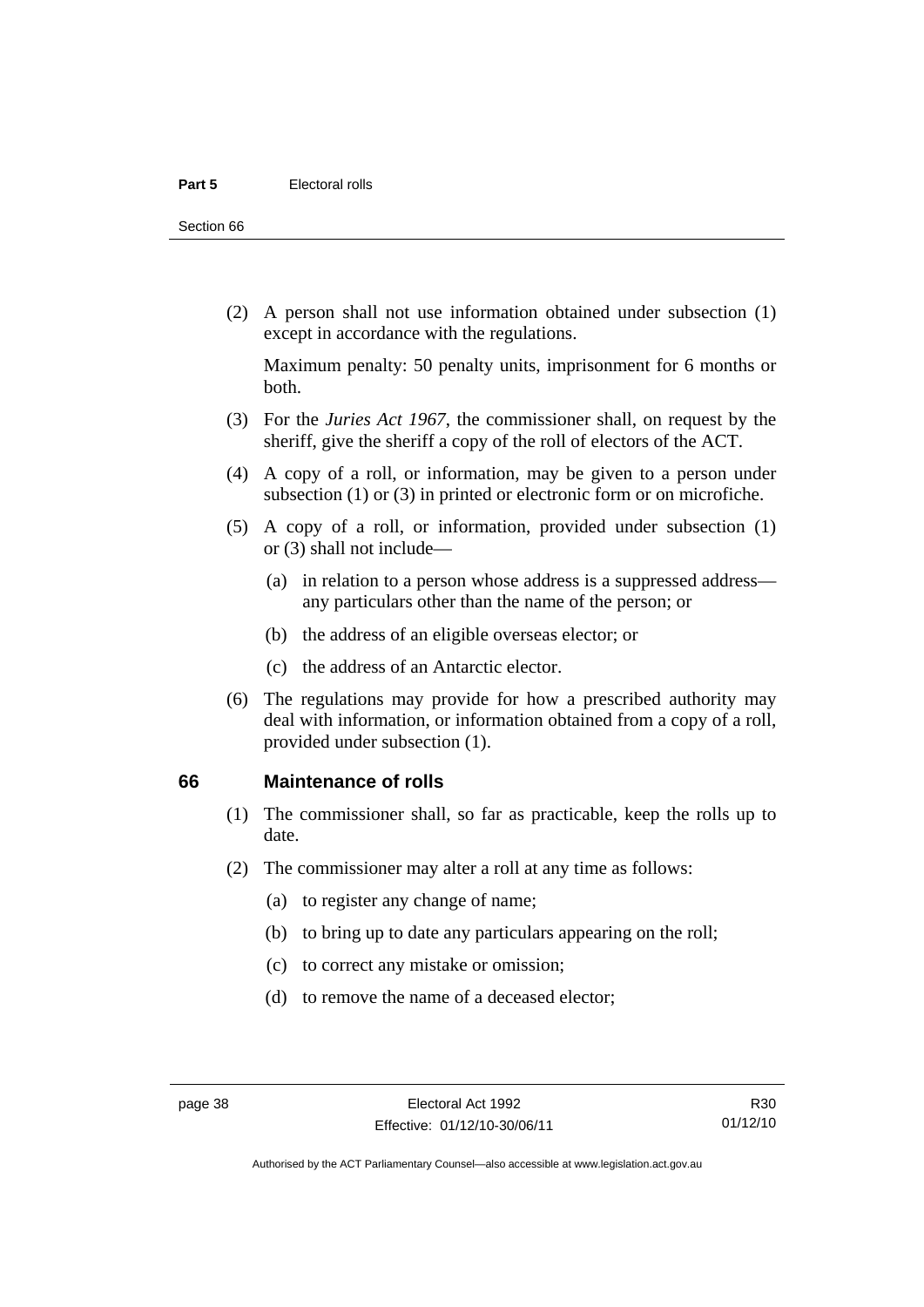(2) A person shall not use information obtained under subsection (1) except in accordance with the regulations.

Maximum penalty: 50 penalty units, imprisonment for 6 months or both.

(3) For the *Juries Act 1967*, the commissioner shall, on request by the sheriff, give the sheriff a copy of the roll of electors of the ACT.

(4) A copy of a roll, or information, may be given to a person under subsection (1) or (3) in printed or electronic form or on microfiche.

(5) A copy of a roll, or information, provided under subsection (1) or (3) shall not include—

(a) in relation to a person whose address is a suppressed address—any particulars other than the name of the person; or

(b) the address of an eligible overseas elector; or

(c) the address of an Antarctic elector.

(6) The regulations may provide for how a prescribed authority may deal with information, or information obtained from a copy of a roll, provided under subsection (1).

## 66 Maintenance of rolls

(1) The commissioner shall, so far as practicable, keep the rolls up to date.

(2) The commissioner may alter a roll at any time as follows:

(a) to register any change of name;

(b) to bring up to date any particulars appearing on the roll;

(c) to correct any mistake or omission;

(d) to remove the name of a deceased elector;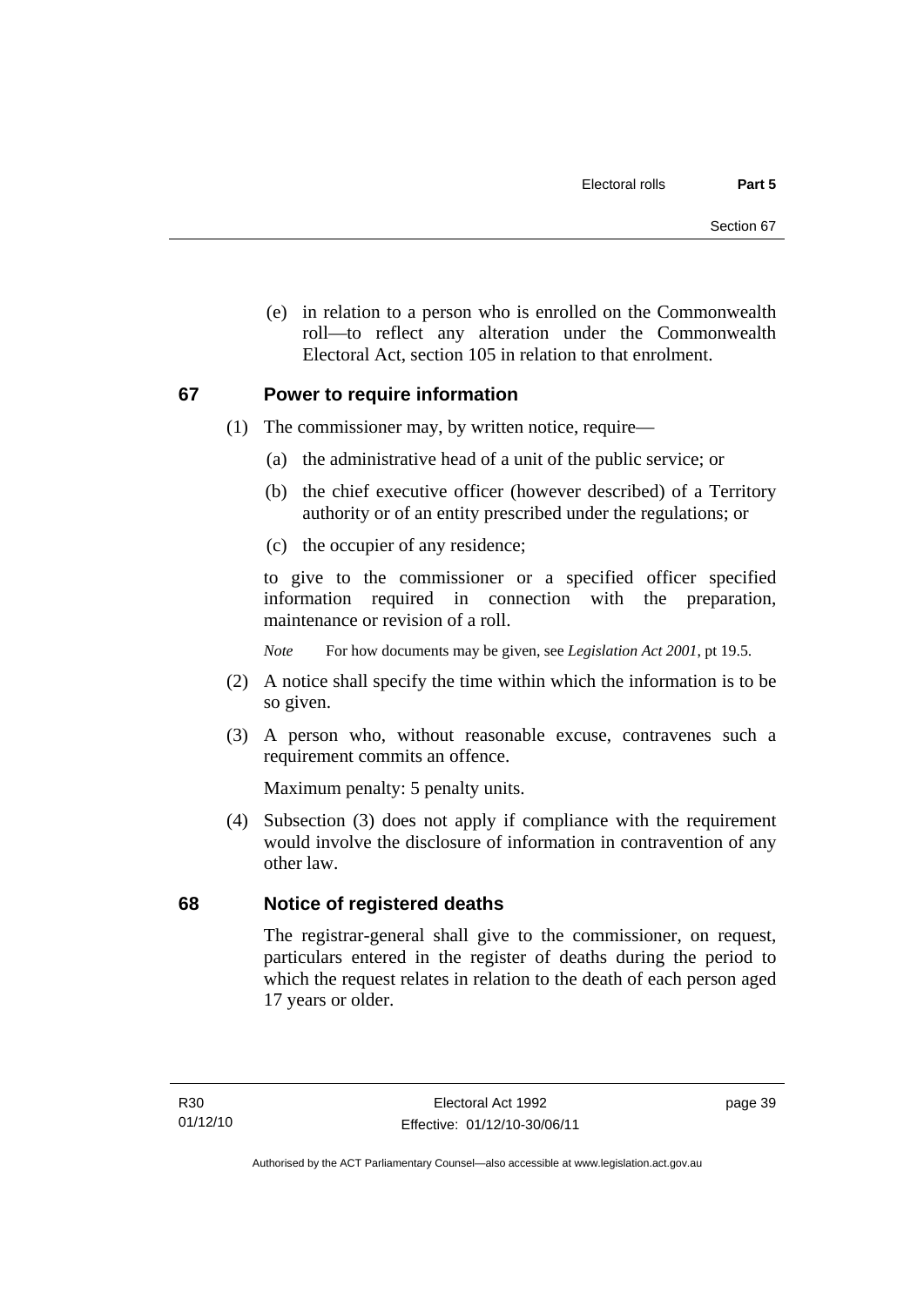(e) in relation to a person who is enrolled on the Commonwealth roll—to reflect any alteration under the Commonwealth Electoral Act, section 105 in relation to that enrolment.

## 67 Power to require information

(1) The commissioner may, by written notice, require—

(a) the administrative head of a unit of the public service; or

(b) the chief executive officer (however described) of a Territory authority or of an entity prescribed under the regulations; or

(c) the occupier of any residence;

to give to the commissioner or a specified officer specified information required in connection with the preparation, maintenance or revision of a roll.

*Note* For how documents may be given, see *Legislation Act 2001*, pt 19.5.

(2) A notice shall specify the time within which the information is to be so given.

(3) A person who, without reasonable excuse, contravenes such a requirement commits an offence.

Maximum penalty: 5 penalty units.

(4) Subsection (3) does not apply if compliance with the requirement would involve the disclosure of information in contravention of any other law.

## 68 Notice of registered deaths

The registrar-general shall give to the commissioner, on request, particulars entered in the register of deaths during the period to which the request relates in relation to the death of each person aged 17 years or older.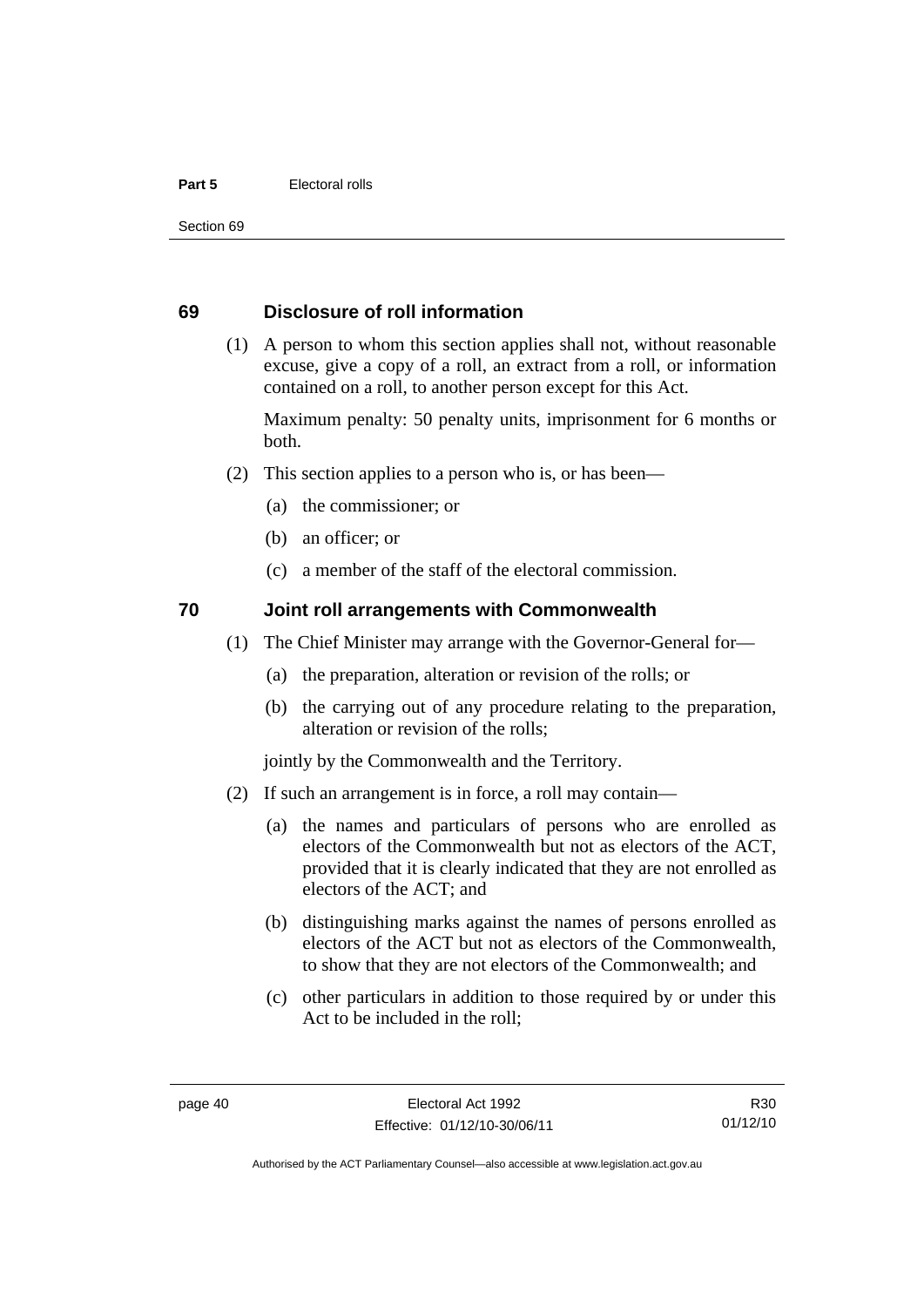## 69 Disclosure of roll information

(1) A person to whom this section applies shall not, without reasonable excuse, give a copy of a roll, an extract from a roll, or information contained on a roll, to another person except for this Act.

Maximum penalty: 50 penalty units, imprisonment for 6 months or both.

(2) This section applies to a person who is, or has been—

(a) the commissioner; or

(b) an officer; or

(c) a member of the staff of the electoral commission.

## 70 Joint roll arrangements with Commonwealth

(1) The Chief Minister may arrange with the Governor-General for—

(a) the preparation, alteration or revision of the rolls; or

(b) the carrying out of any procedure relating to the preparation, alteration or revision of the rolls;

jointly by the Commonwealth and the Territory.

(2) If such an arrangement is in force, a roll may contain—

(a) the names and particulars of persons who are enrolled as electors of the Commonwealth but not as electors of the ACT, provided that it is clearly indicated that they are not enrolled as electors of the ACT; and

(b) distinguishing marks against the names of persons enrolled as electors of the ACT but not as electors of the Commonwealth, to show that they are not electors of the Commonwealth; and

(c) other particulars in addition to those required by or under this Act to be included in the roll;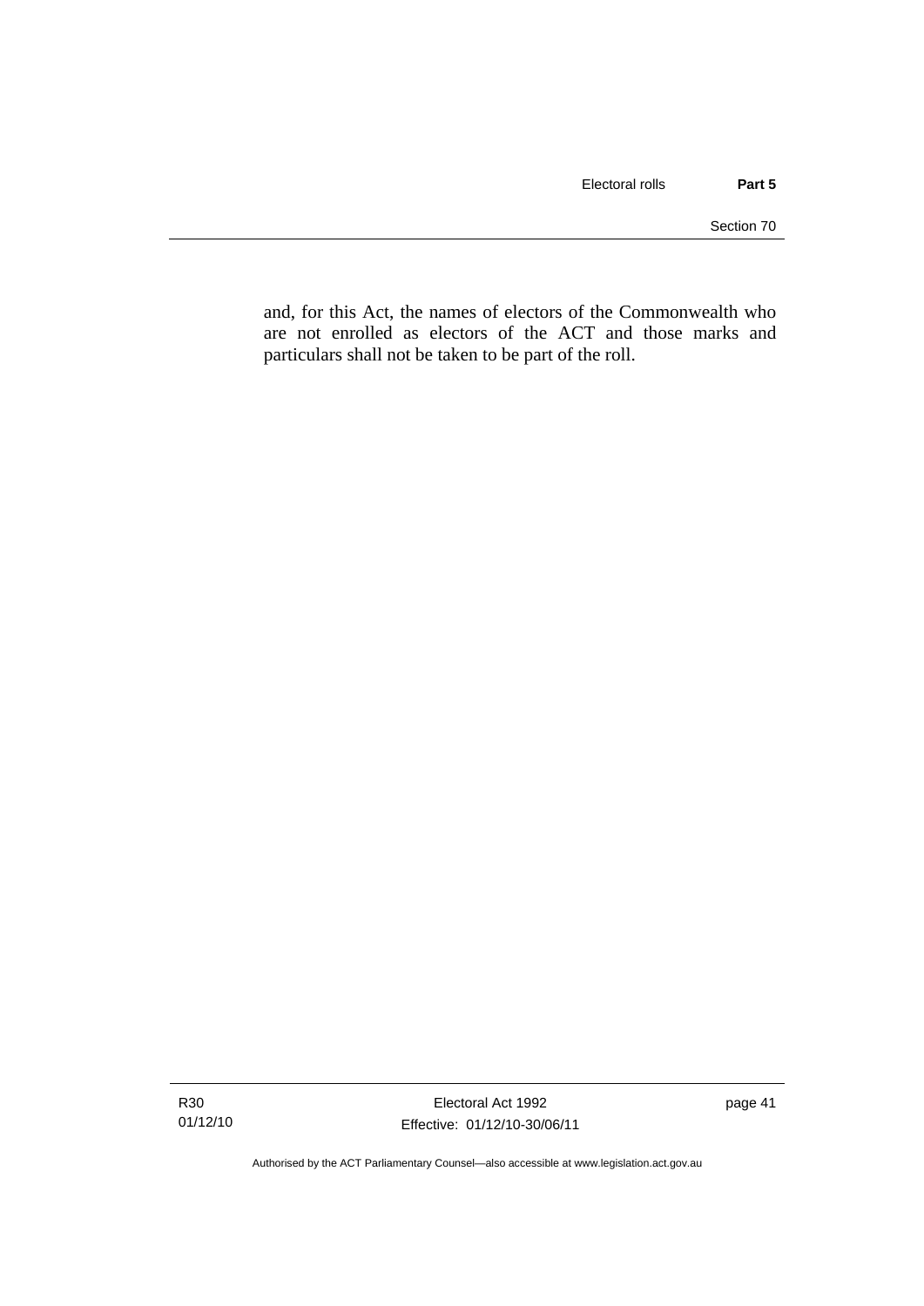and, for this Act, the names of electors of the Commonwealth who are not enrolled as electors of the ACT and those marks and particulars shall not be taken to be part of the roll.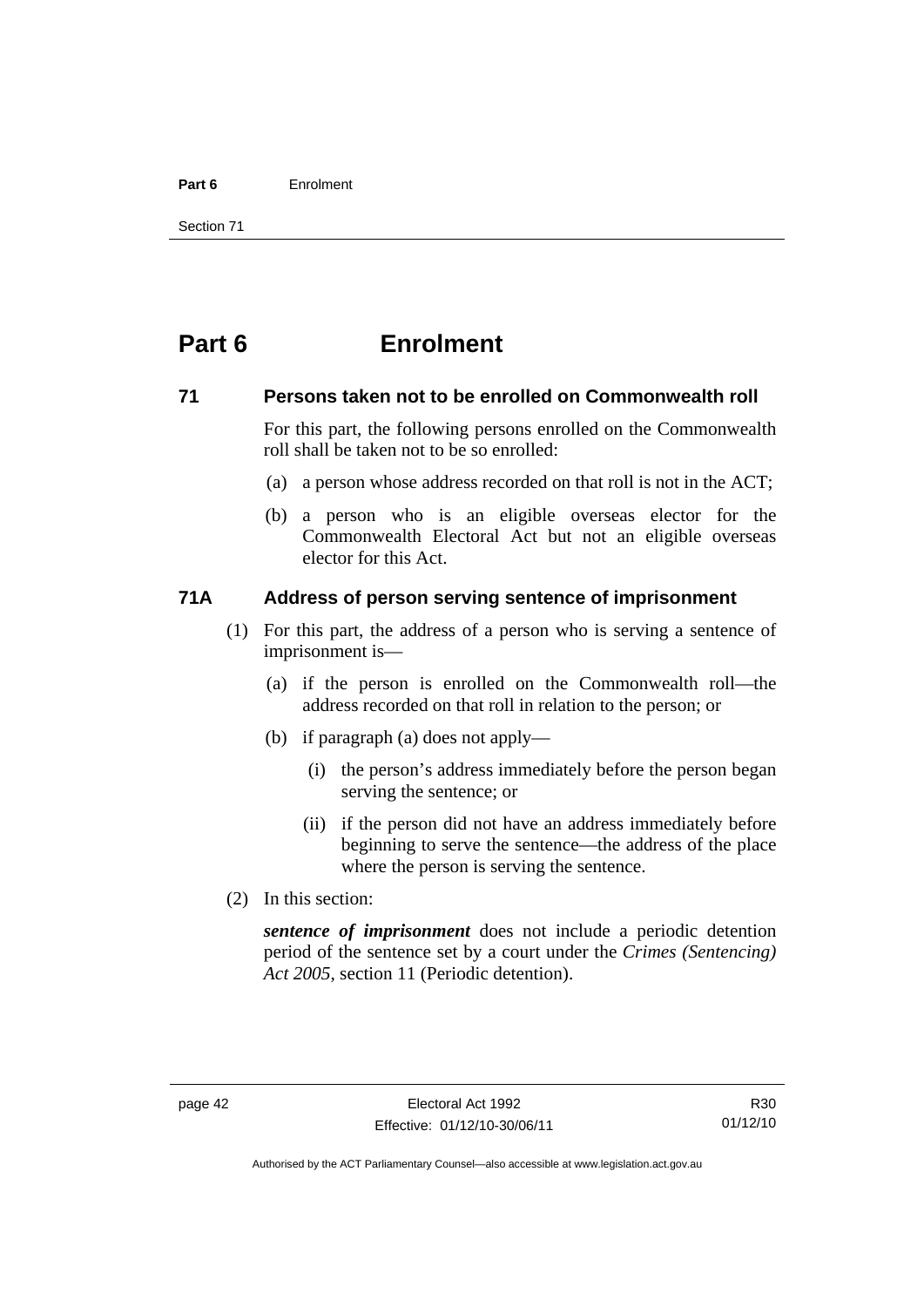# Part 6 Enrolment

## 71 Persons taken not to be enrolled on Commonwealth roll

For this part, the following persons enrolled on the Commonwealth roll shall be taken not to be so enrolled:

(a) a person whose address recorded on that roll is not in the ACT;

(b) a person who is an eligible overseas elector for the Commonwealth Electoral Act but not an eligible overseas elector for this Act.

## 71A Address of person serving sentence of imprisonment

(1) For this part, the address of a person who is serving a sentence of imprisonment is—

(a) if the person is enrolled on the Commonwealth roll—the address recorded on that roll in relation to the person; or

(b) if paragraph (a) does not apply—

(i) the person's address immediately before the person began serving the sentence; or

(ii) if the person did not have an address immediately before beginning to serve the sentence—the address of the place where the person is serving the sentence.

(2) In this section:

***sentence of imprisonment*** does not include a periodic detention period of the sentence set by a court under the *Crimes (Sentencing) Act 2005*, section 11 (Periodic detention).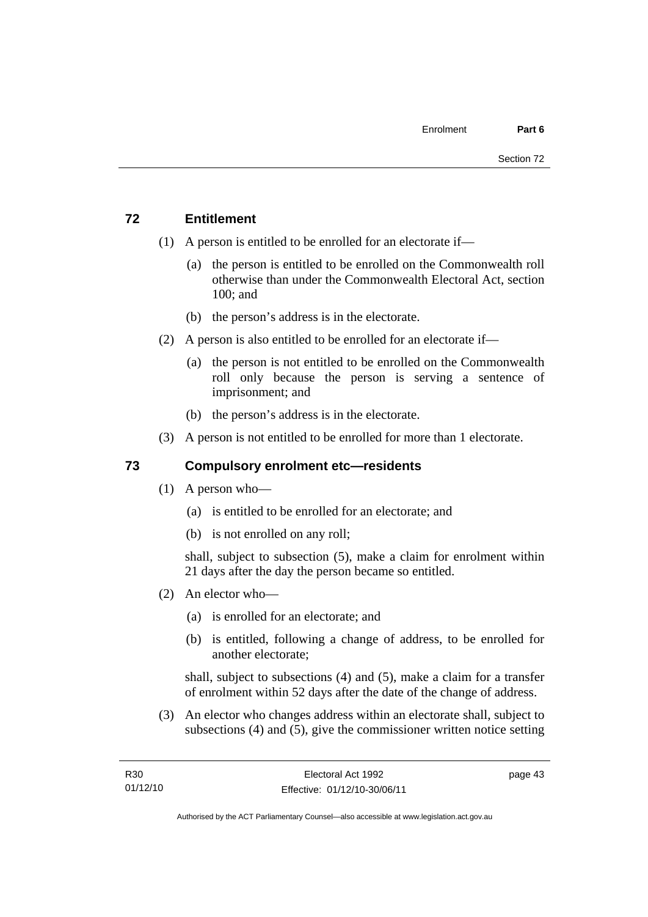## 72 Entitlement

(1) A person is entitled to be enrolled for an electorate if—

(a) the person is entitled to be enrolled on the Commonwealth roll otherwise than under the Commonwealth Electoral Act, section 100; and

(b) the person's address is in the electorate.

(2) A person is also entitled to be enrolled for an electorate if—

(a) the person is not entitled to be enrolled on the Commonwealth roll only because the person is serving a sentence of imprisonment; and

(b) the person's address is in the electorate.

(3) A person is not entitled to be enrolled for more than 1 electorate.

## 73 Compulsory enrolment etc—residents

(1) A person who—

(a) is entitled to be enrolled for an electorate; and

(b) is not enrolled on any roll;

shall, subject to subsection (5), make a claim for enrolment within 21 days after the day the person became so entitled.

(2) An elector who—

(a) is enrolled for an electorate; and

(b) is entitled, following a change of address, to be enrolled for another electorate;

shall, subject to subsections (4) and (5), make a claim for a transfer of enrolment within 52 days after the date of the change of address.

(3) An elector who changes address within an electorate shall, subject to subsections (4) and (5), give the commissioner written notice setting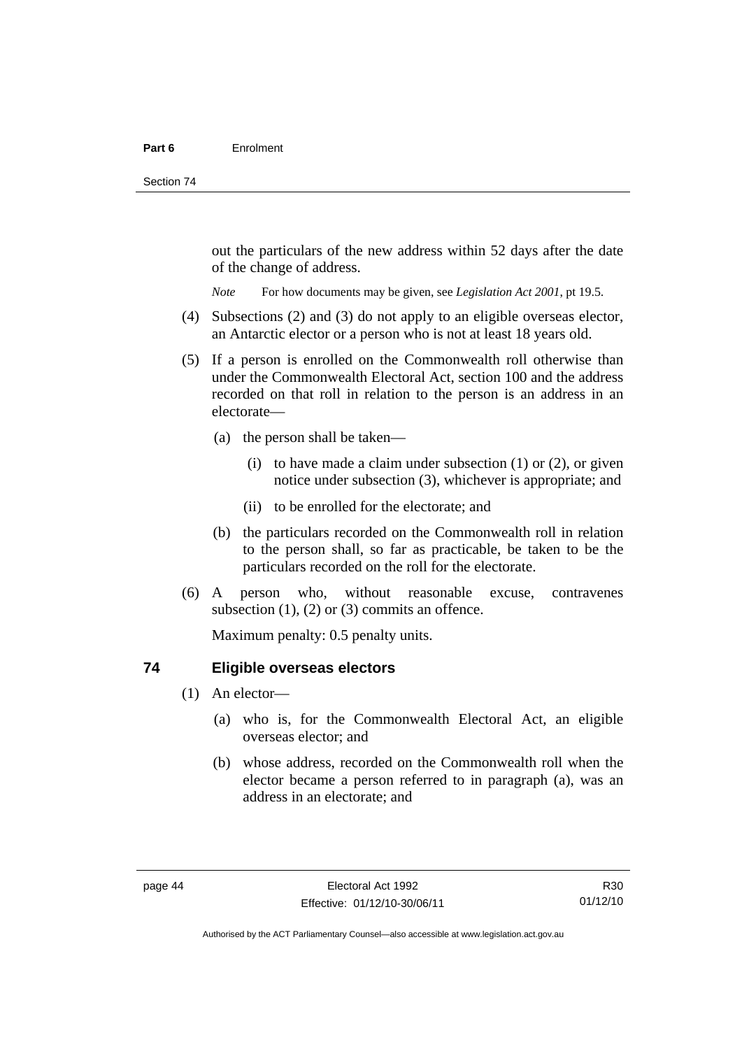out the particulars of the new address within 52 days after the date of the change of address.

*Note* For how documents may be given, see *Legislation Act 2001*, pt 19.5.

(4) Subsections (2) and (3) do not apply to an eligible overseas elector, an Antarctic elector or a person who is not at least 18 years old.

(5) If a person is enrolled on the Commonwealth roll otherwise than under the Commonwealth Electoral Act, section 100 and the address recorded on that roll in relation to the person is an address in an electorate—

(a) the person shall be taken—

(i) to have made a claim under subsection (1) or (2), or given notice under subsection (3), whichever is appropriate; and

(ii) to be enrolled for the electorate; and

(b) the particulars recorded on the Commonwealth roll in relation to the person shall, so far as practicable, be taken to be the particulars recorded on the roll for the electorate.

(6) A person who, without reasonable excuse, contravenes subsection (1), (2) or (3) commits an offence.

Maximum penalty: 0.5 penalty units.

## 74 Eligible overseas electors

(1) An elector—

(a) who is, for the Commonwealth Electoral Act, an eligible overseas elector; and

(b) whose address, recorded on the Commonwealth roll when the elector became a person referred to in paragraph (a), was an address in an electorate; and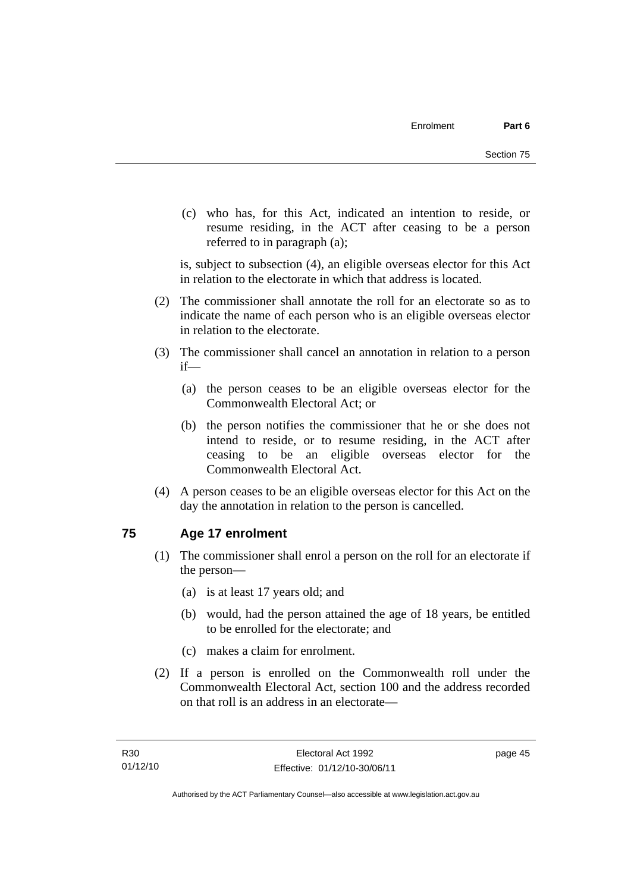(c) who has, for this Act, indicated an intention to reside, or resume residing, in the ACT after ceasing to be a person referred to in paragraph (a);

is, subject to subsection (4), an eligible overseas elector for this Act in relation to the electorate in which that address is located.

(2) The commissioner shall annotate the roll for an electorate so as to indicate the name of each person who is an eligible overseas elector in relation to the electorate.

(3) The commissioner shall cancel an annotation in relation to a person if—

(a) the person ceases to be an eligible overseas elector for the Commonwealth Electoral Act; or

(b) the person notifies the commissioner that he or she does not intend to reside, or to resume residing, in the ACT after ceasing to be an eligible overseas elector for the Commonwealth Electoral Act.

(4) A person ceases to be an eligible overseas elector for this Act on the day the annotation in relation to the person is cancelled.

## 75 Age 17 enrolment

(1) The commissioner shall enrol a person on the roll for an electorate if the person—

(a) is at least 17 years old; and

(b) would, had the person attained the age of 18 years, be entitled to be enrolled for the electorate; and

(c) makes a claim for enrolment.

(2) If a person is enrolled on the Commonwealth roll under the Commonwealth Electoral Act, section 100 and the address recorded on that roll is an address in an electorate—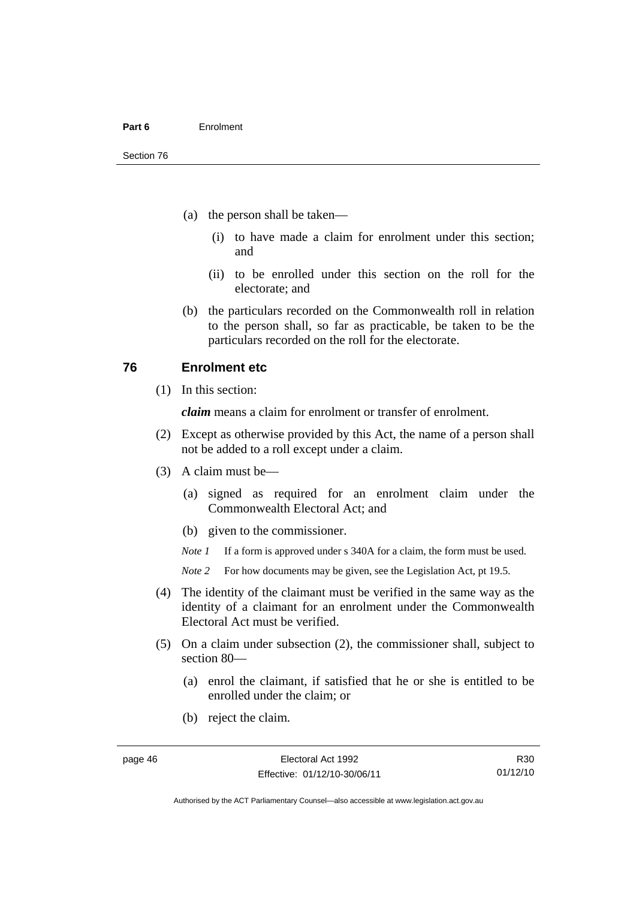(a) the person shall be taken—

(i) to have made a claim for enrolment under this section; and

(ii) to be enrolled under this section on the roll for the electorate; and

(b) the particulars recorded on the Commonwealth roll in relation to the person shall, so far as practicable, be taken to be the particulars recorded on the roll for the electorate.

## 76 Enrolment etc

(1) In this section:

***claim*** means a claim for enrolment or transfer of enrolment.

(2) Except as otherwise provided by this Act, the name of a person shall not be added to a roll except under a claim.

(3) A claim must be—

(a) signed as required for an enrolment claim under the Commonwealth Electoral Act; and

(b) given to the commissioner.

*Note 1* If a form is approved under s 340A for a claim, the form must be used.

*Note 2* For how documents may be given, see the Legislation Act, pt 19.5.

(4) The identity of the claimant must be verified in the same way as the identity of a claimant for an enrolment under the Commonwealth Electoral Act must be verified.

(5) On a claim under subsection (2), the commissioner shall, subject to section 80—

(a) enrol the claimant, if satisfied that he or she is entitled to be enrolled under the claim; or

(b) reject the claim.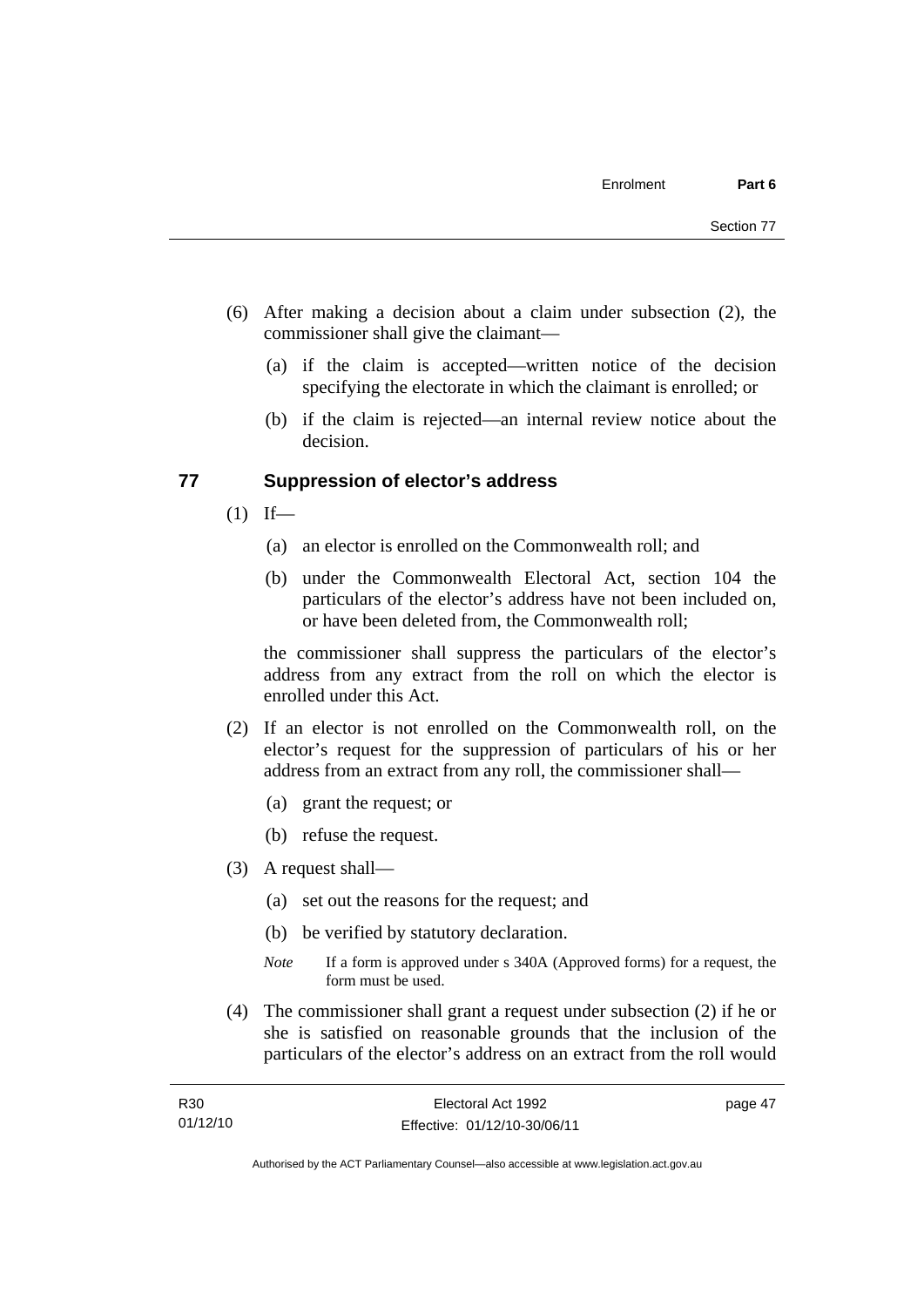(6) After making a decision about a claim under subsection (2), the commissioner shall give the claimant—

  (a) if the claim is accepted—written notice of the decision specifying the electorate in which the claimant is enrolled; or

  (b) if the claim is rejected—an internal review notice about the decision.

## 77 Suppression of elector's address

(1) If—

  (a) an elector is enrolled on the Commonwealth roll; and

  (b) under the Commonwealth Electoral Act, section 104 the particulars of the elector's address have not been included on, or have been deleted from, the Commonwealth roll;

the commissioner shall suppress the particulars of the elector's address from any extract from the roll on which the elector is enrolled under this Act.

(2) If an elector is not enrolled on the Commonwealth roll, on the elector's request for the suppression of particulars of his or her address from an extract from any roll, the commissioner shall—

  (a) grant the request; or

  (b) refuse the request.

(3) A request shall—

  (a) set out the reasons for the request; and

  (b) be verified by statutory declaration.

*Note* If a form is approved under s 340A (Approved forms) for a request, the form must be used.

(4) The commissioner shall grant a request under subsection (2) if he or she is satisfied on reasonable grounds that the inclusion of the particulars of the elector's address on an extract from the roll would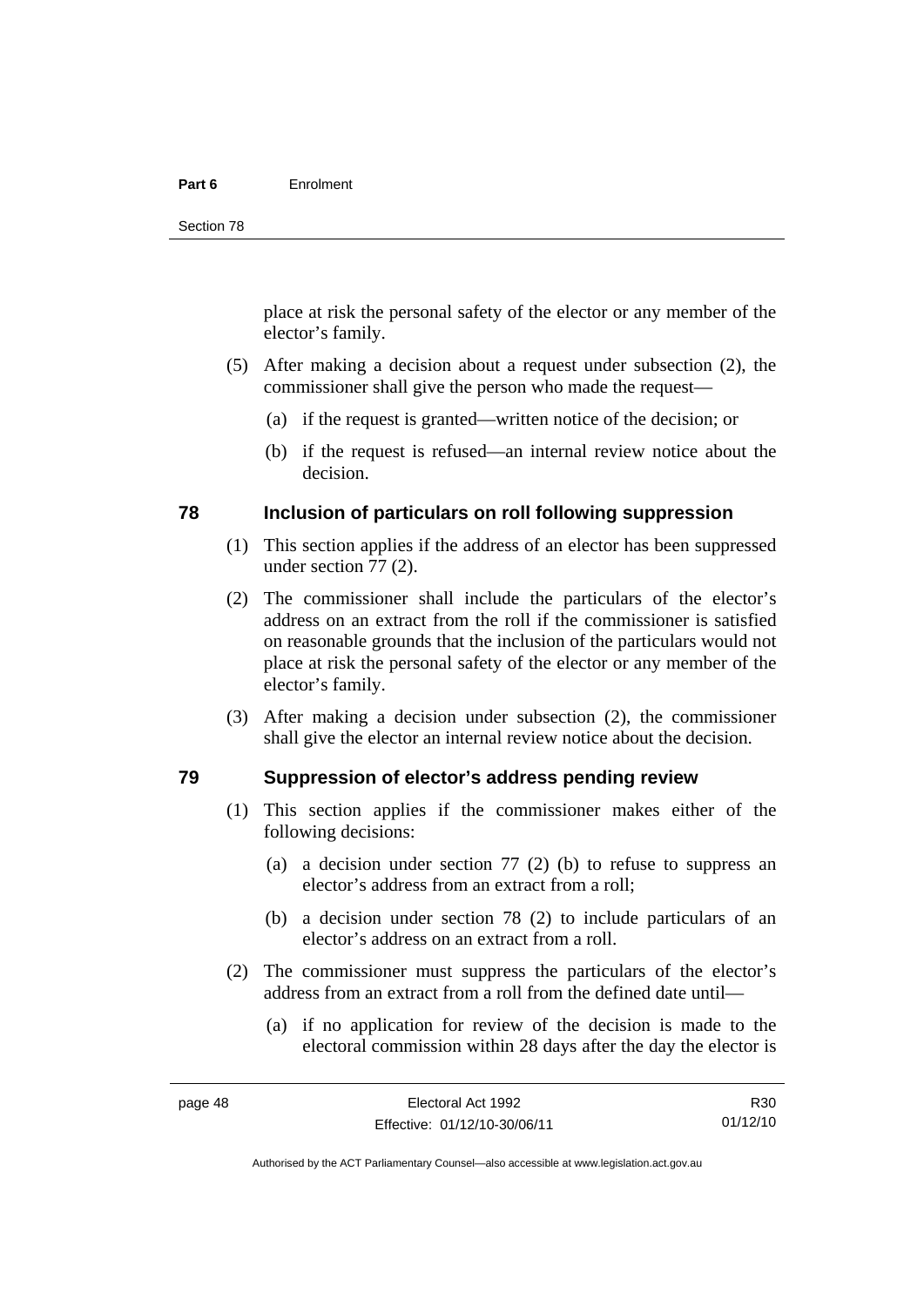place at risk the personal safety of the elector or any member of the elector's family.

(5) After making a decision about a request under subsection (2), the commissioner shall give the person who made the request—

(a) if the request is granted—written notice of the decision; or

(b) if the request is refused—an internal review notice about the decision.

## 78 Inclusion of particulars on roll following suppression

(1) This section applies if the address of an elector has been suppressed under section 77 (2).

(2) The commissioner shall include the particulars of the elector's address on an extract from the roll if the commissioner is satisfied on reasonable grounds that the inclusion of the particulars would not place at risk the personal safety of the elector or any member of the elector's family.

(3) After making a decision under subsection (2), the commissioner shall give the elector an internal review notice about the decision.

## 79 Suppression of elector's address pending review

(1) This section applies if the commissioner makes either of the following decisions:

(a) a decision under section 77 (2) (b) to refuse to suppress an elector's address from an extract from a roll;

(b) a decision under section 78 (2) to include particulars of an elector's address on an extract from a roll.

(2) The commissioner must suppress the particulars of the elector's address from an extract from a roll from the defined date until—

(a) if no application for review of the decision is made to the electoral commission within 28 days after the day the elector is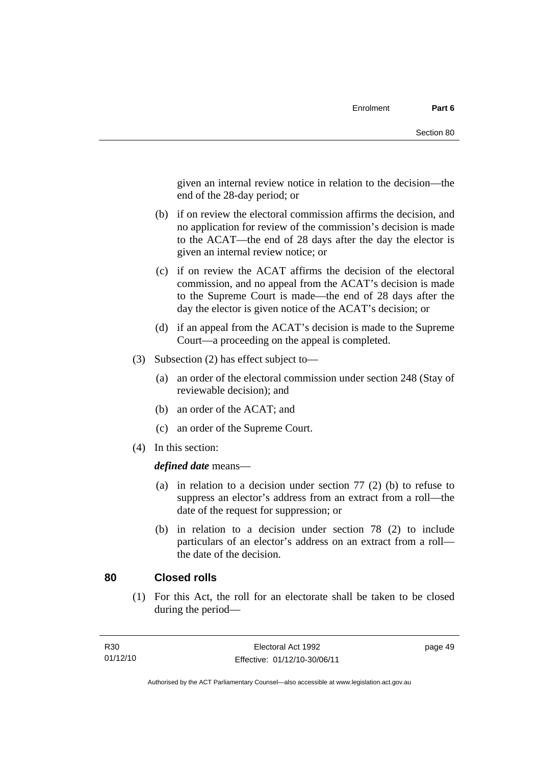given an internal review notice in relation to the decision—the end of the 28-day period; or

(b) if on review the electoral commission affirms the decision, and no application for review of the commission's decision is made to the ACAT—the end of 28 days after the day the elector is given an internal review notice; or

(c) if on review the ACAT affirms the decision of the electoral commission, and no appeal from the ACAT's decision is made to the Supreme Court is made—the end of 28 days after the day the elector is given notice of the ACAT's decision; or

(d) if an appeal from the ACAT's decision is made to the Supreme Court—a proceeding on the appeal is completed.

(3) Subsection (2) has effect subject to—

(a) an order of the electoral commission under section 248 (Stay of reviewable decision); and

(b) an order of the ACAT; and

(c) an order of the Supreme Court.

(4) In this section:

***defined date*** means—

(a) in relation to a decision under section 77 (2) (b) to refuse to suppress an elector's address from an extract from a roll—the date of the request for suppression; or

(b) in relation to a decision under section 78 (2) to include particulars of an elector's address on an extract from a roll—the date of the decision.

## 80 Closed rolls

(1) For this Act, the roll for an electorate shall be taken to be closed during the period—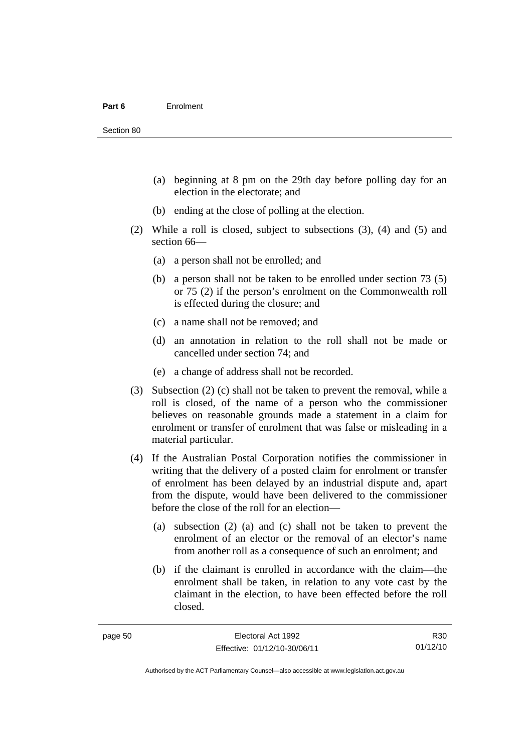(a) beginning at 8 pm on the 29th day before polling day for an election in the electorate; and

(b) ending at the close of polling at the election.

(2) While a roll is closed, subject to subsections (3), (4) and (5) and section 66—

(a) a person shall not be enrolled; and

(b) a person shall not be taken to be enrolled under section 73 (5) or 75 (2) if the person's enrolment on the Commonwealth roll is effected during the closure; and

(c) a name shall not be removed; and

(d) an annotation in relation to the roll shall not be made or cancelled under section 74; and

(e) a change of address shall not be recorded.

(3) Subsection (2) (c) shall not be taken to prevent the removal, while a roll is closed, of the name of a person who the commissioner believes on reasonable grounds made a statement in a claim for enrolment or transfer of enrolment that was false or misleading in a material particular.

(4) If the Australian Postal Corporation notifies the commissioner in writing that the delivery of a posted claim for enrolment or transfer of enrolment has been delayed by an industrial dispute and, apart from the dispute, would have been delivered to the commissioner before the close of the roll for an election—

(a) subsection (2) (a) and (c) shall not be taken to prevent the enrolment of an elector or the removal of an elector's name from another roll as a consequence of such an enrolment; and

(b) if the claimant is enrolled in accordance with the claim—the enrolment shall be taken, in relation to any vote cast by the claimant in the election, to have been effected before the roll closed.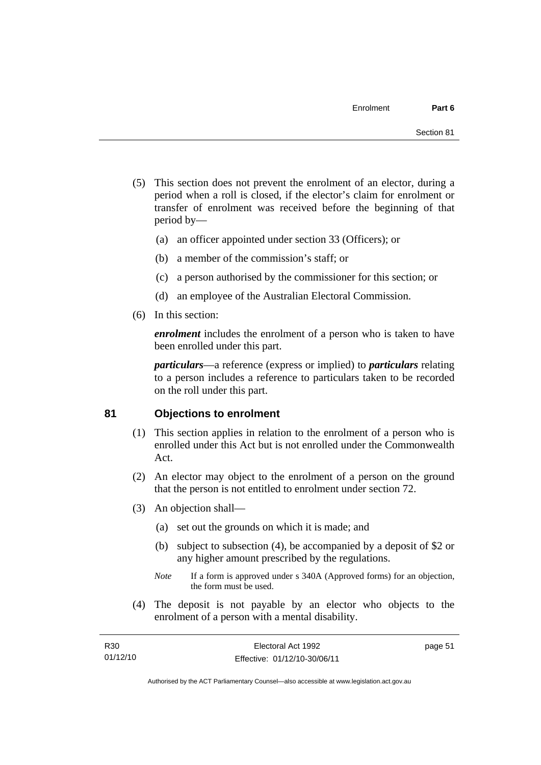(5) This section does not prevent the enrolment of an elector, during a period when a roll is closed, if the elector's claim for enrolment or transfer of enrolment was received before the beginning of that period by—

(a) an officer appointed under section 33 (Officers); or

(b) a member of the commission's staff; or

(c) a person authorised by the commissioner for this section; or

(d) an employee of the Australian Electoral Commission.

(6) In this section:

***enrolment*** includes the enrolment of a person who is taken to have been enrolled under this part.

***particulars***—a reference (express or implied) to ***particulars*** relating to a person includes a reference to particulars taken to be recorded on the roll under this part.

## 81 Objections to enrolment

(1) This section applies in relation to the enrolment of a person who is enrolled under this Act but is not enrolled under the Commonwealth Act.

(2) An elector may object to the enrolment of a person on the ground that the person is not entitled to enrolment under section 72.

(3) An objection shall—

(a) set out the grounds on which it is made; and

(b) subject to subsection (4), be accompanied by a deposit of $2 or any higher amount prescribed by the regulations.

*Note* If a form is approved under s 340A (Approved forms) for an objection, the form must be used.

(4) The deposit is not payable by an elector who objects to the enrolment of a person with a mental disability.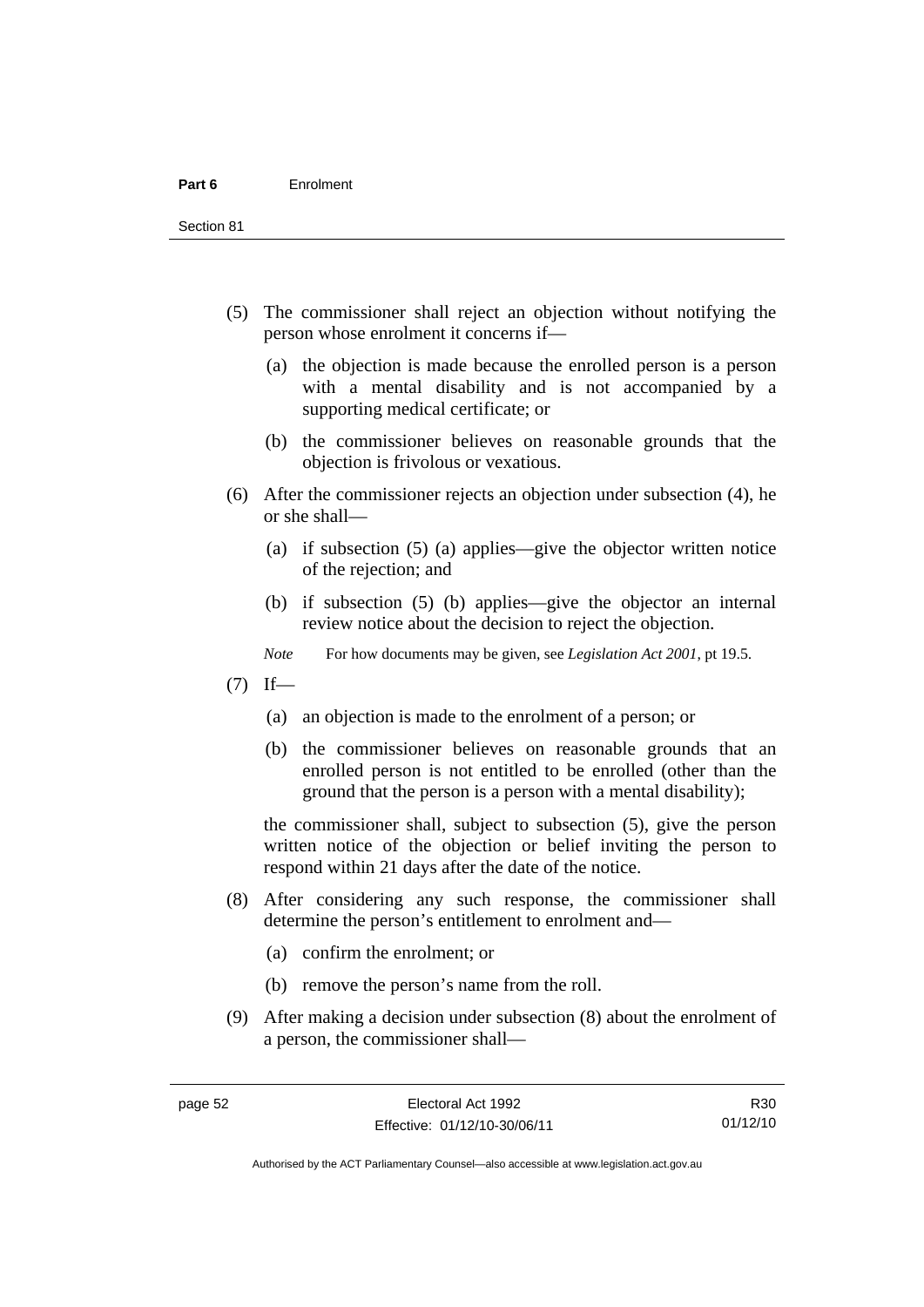(5) The commissioner shall reject an objection without notifying the person whose enrolment it concerns if—

  (a) the objection is made because the enrolled person is a person with a mental disability and is not accompanied by a supporting medical certificate; or

  (b) the commissioner believes on reasonable grounds that the objection is frivolous or vexatious.

(6) After the commissioner rejects an objection under subsection (4), he or she shall—

  (a) if subsection (5) (a) applies—give the objector written notice of the rejection; and

  (b) if subsection (5) (b) applies—give the objector an internal review notice about the decision to reject the objection.

*Note* For how documents may be given, see *Legislation Act 2001*, pt 19.5.

(7) If—

  (a) an objection is made to the enrolment of a person; or

  (b) the commissioner believes on reasonable grounds that an enrolled person is not entitled to be enrolled (other than the ground that the person is a person with a mental disability);

the commissioner shall, subject to subsection (5), give the person written notice of the objection or belief inviting the person to respond within 21 days after the date of the notice.

(8) After considering any such response, the commissioner shall determine the person's entitlement to enrolment and—

  (a) confirm the enrolment; or

  (b) remove the person's name from the roll.

(9) After making a decision under subsection (8) about the enrolment of a person, the commissioner shall—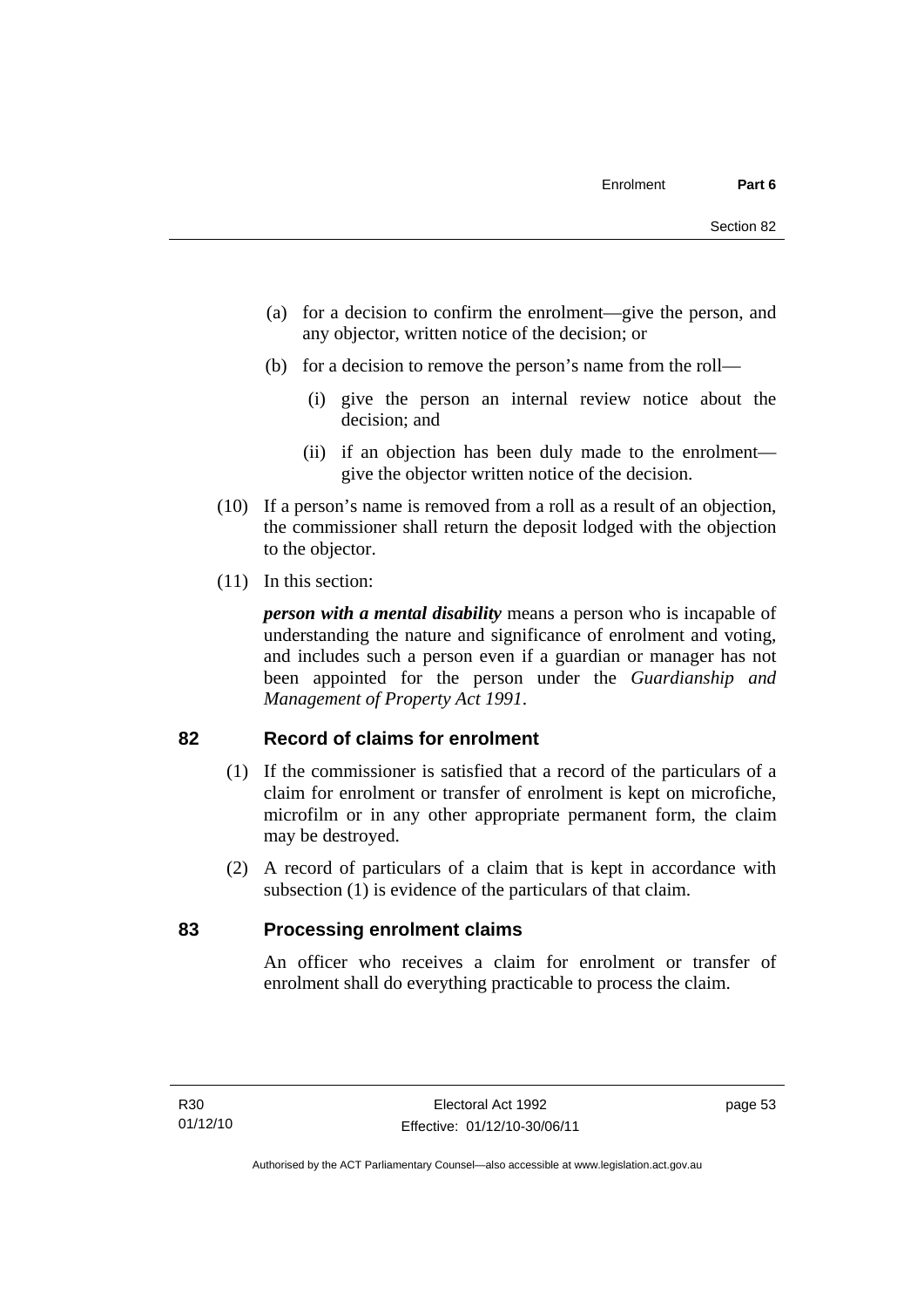(a) for a decision to confirm the enrolment—give the person, and any objector, written notice of the decision; or

(b) for a decision to remove the person's name from the roll—

(i) give the person an internal review notice about the decision; and

(ii) if an objection has been duly made to the enrolment—give the objector written notice of the decision.

(10) If a person's name is removed from a roll as a result of an objection, the commissioner shall return the deposit lodged with the objection to the objector.

(11) In this section:

***person with a mental disability*** means a person who is incapable of understanding the nature and significance of enrolment and voting, and includes such a person even if a guardian or manager has not been appointed for the person under the *Guardianship and Management of Property Act 1991*.

## 82 Record of claims for enrolment

(1) If the commissioner is satisfied that a record of the particulars of a claim for enrolment or transfer of enrolment is kept on microfiche, microfilm or in any other appropriate permanent form, the claim may be destroyed.

(2) A record of particulars of a claim that is kept in accordance with subsection (1) is evidence of the particulars of that claim.

## 83 Processing enrolment claims

An officer who receives a claim for enrolment or transfer of enrolment shall do everything practicable to process the claim.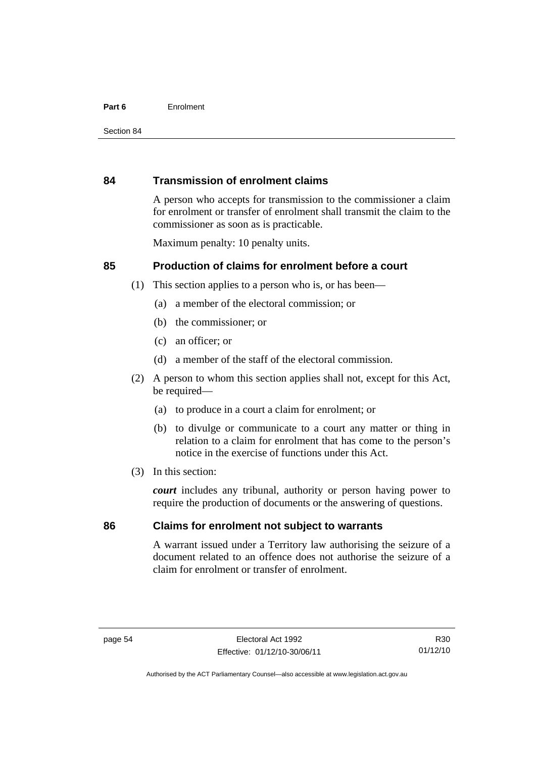## 84 Transmission of enrolment claims

A person who accepts for transmission to the commissioner a claim for enrolment or transfer of enrolment shall transmit the claim to the commissioner as soon as is practicable.

Maximum penalty: 10 penalty units.

## 85 Production of claims for enrolment before a court

(1) This section applies to a person who is, or has been—

(a) a member of the electoral commission; or

(b) the commissioner; or

(c) an officer; or

(d) a member of the staff of the electoral commission.

(2) A person to whom this section applies shall not, except for this Act, be required—

(a) to produce in a court a claim for enrolment; or

(b) to divulge or communicate to a court any matter or thing in relation to a claim for enrolment that has come to the person's notice in the exercise of functions under this Act.

(3) In this section:

***court*** includes any tribunal, authority or person having power to require the production of documents or the answering of questions.

## 86 Claims for enrolment not subject to warrants

A warrant issued under a Territory law authorising the seizure of a document related to an offence does not authorise the seizure of a claim for enrolment or transfer of enrolment.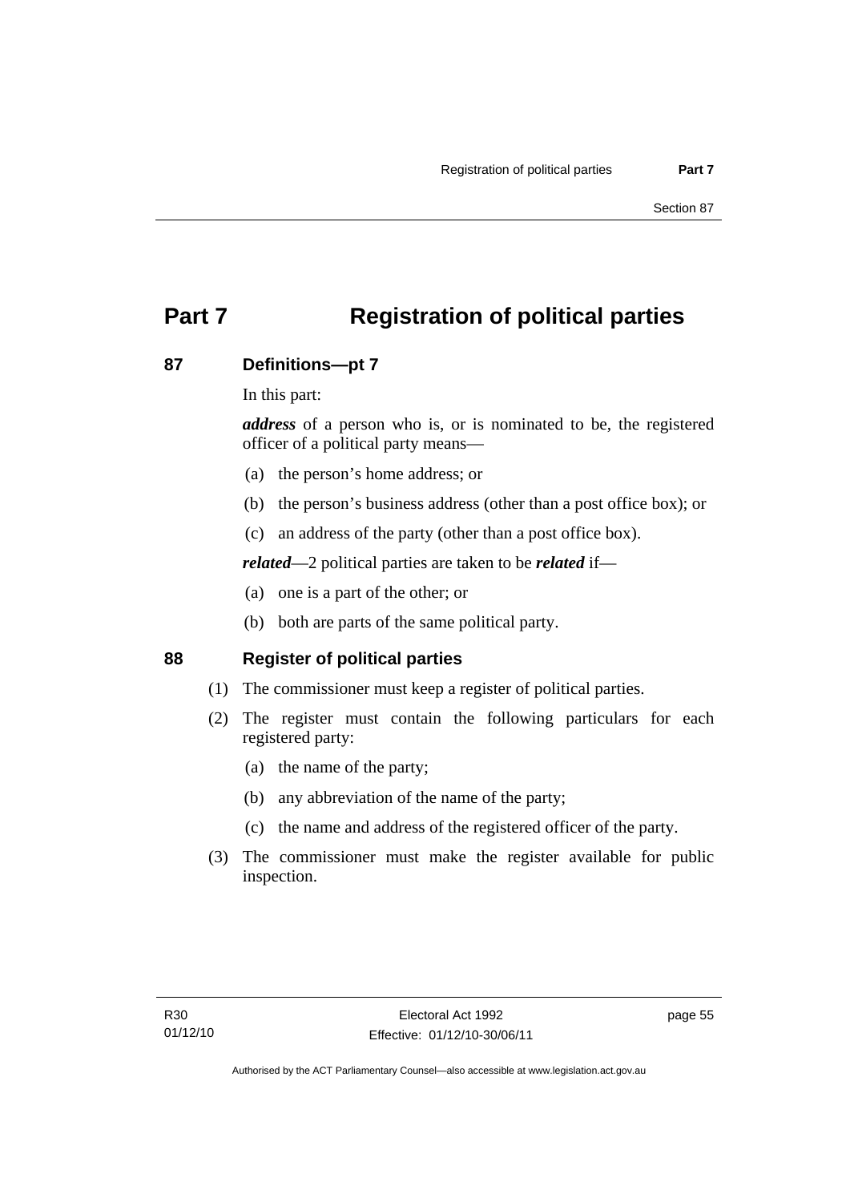# Part 7 Registration of political parties

## 87 Definitions—pt 7

In this part:

***address*** of a person who is, or is nominated to be, the registered officer of a political party means—

(a) the person's home address; or

(b) the person's business address (other than a post office box); or

(c) an address of the party (other than a post office box).

***related***—2 political parties are taken to be ***related*** if—

(a) one is a part of the other; or

(b) both are parts of the same political party.

## 88 Register of political parties

(1) The commissioner must keep a register of political parties.

(2) The register must contain the following particulars for each registered party:

(a) the name of the party;

(b) any abbreviation of the name of the party;

(c) the name and address of the registered officer of the party.

(3) The commissioner must make the register available for public inspection.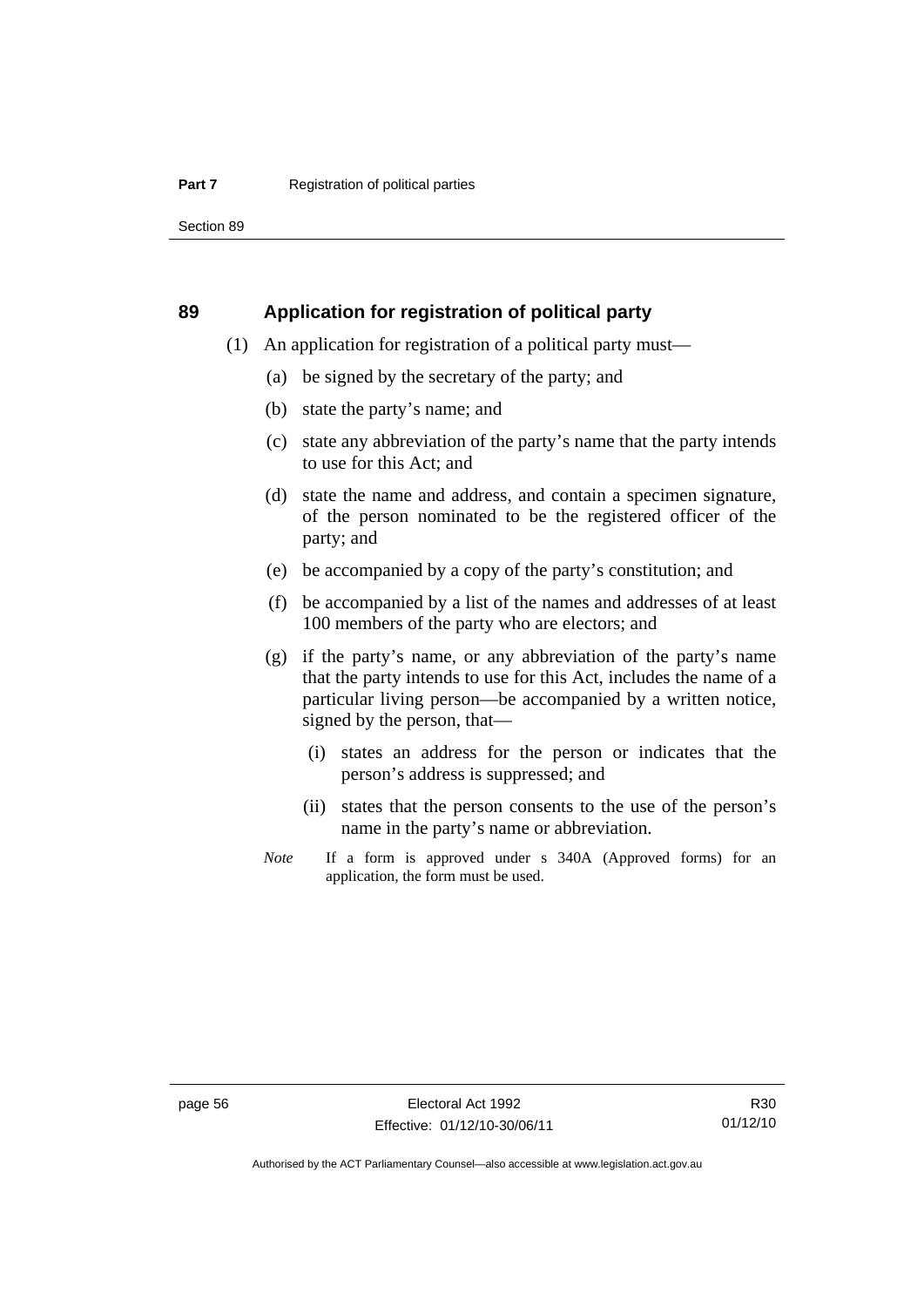## 89 Application for registration of political party

(1) An application for registration of a political party must—

(a) be signed by the secretary of the party; and

(b) state the party's name; and

(c) state any abbreviation of the party's name that the party intends to use for this Act; and

(d) state the name and address, and contain a specimen signature, of the person nominated to be the registered officer of the party; and

(e) be accompanied by a copy of the party's constitution; and

(f) be accompanied by a list of the names and addresses of at least 100 members of the party who are electors; and

(g) if the party's name, or any abbreviation of the party's name that the party intends to use for this Act, includes the name of a particular living person—be accompanied by a written notice, signed by the person, that—

(i) states an address for the person or indicates that the person's address is suppressed; and

(ii) states that the person consents to the use of the person's name in the party's name or abbreviation.

*Note* If a form is approved under s 340A (Approved forms) for an application, the form must be used.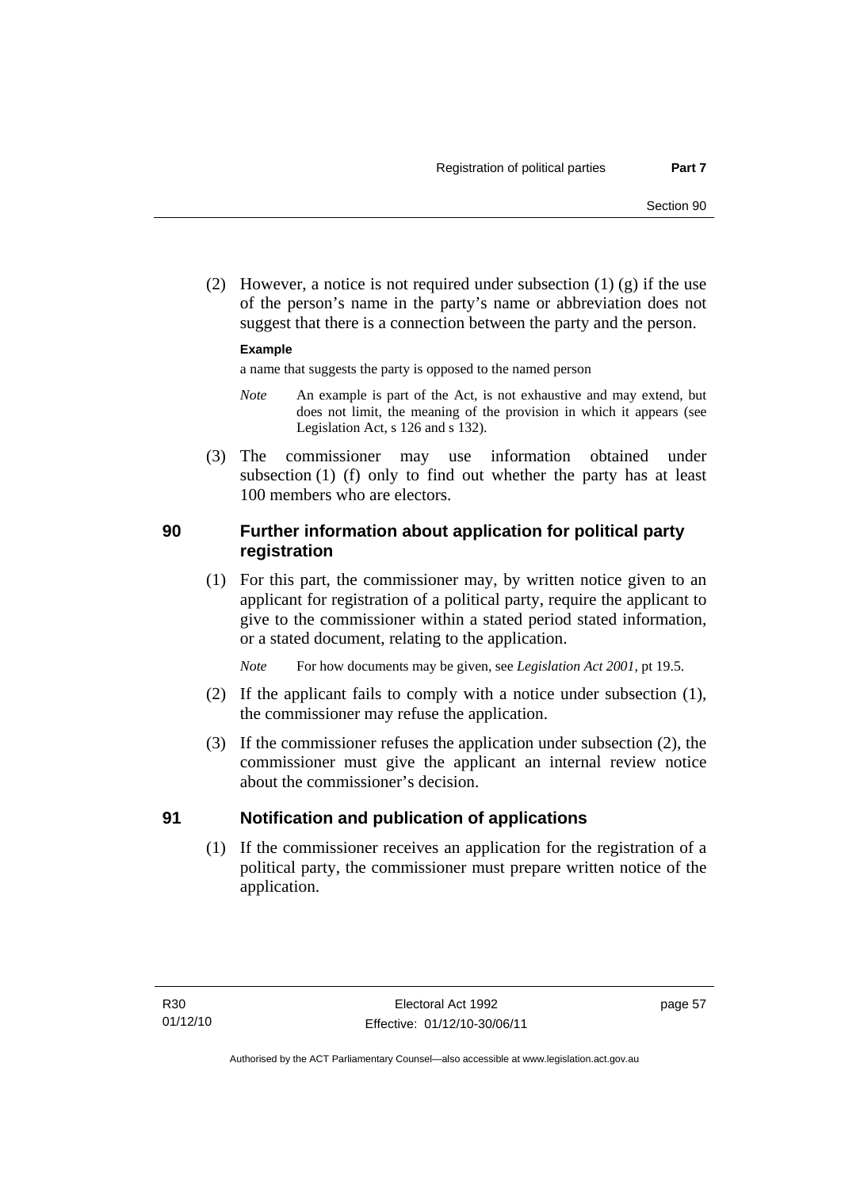(2) However, a notice is not required under subsection (1) (g) if the use of the person's name in the party's name or abbreviation does not suggest that there is a connection between the party and the person.

**Example**

a name that suggests the party is opposed to the named person

*Note* An example is part of the Act, is not exhaustive and may extend, but does not limit, the meaning of the provision in which it appears (see Legislation Act, s 126 and s 132).

(3) The commissioner may use information obtained under subsection (1) (f) only to find out whether the party has at least 100 members who are electors.

## 90 Further information about application for political party registration

(1) For this part, the commissioner may, by written notice given to an applicant for registration of a political party, require the applicant to give to the commissioner within a stated period stated information, or a stated document, relating to the application.

*Note* For how documents may be given, see *Legislation Act 2001*, pt 19.5.

(2) If the applicant fails to comply with a notice under subsection (1), the commissioner may refuse the application.

(3) If the commissioner refuses the application under subsection (2), the commissioner must give the applicant an internal review notice about the commissioner's decision.

## 91 Notification and publication of applications

(1) If the commissioner receives an application for the registration of a political party, the commissioner must prepare written notice of the application.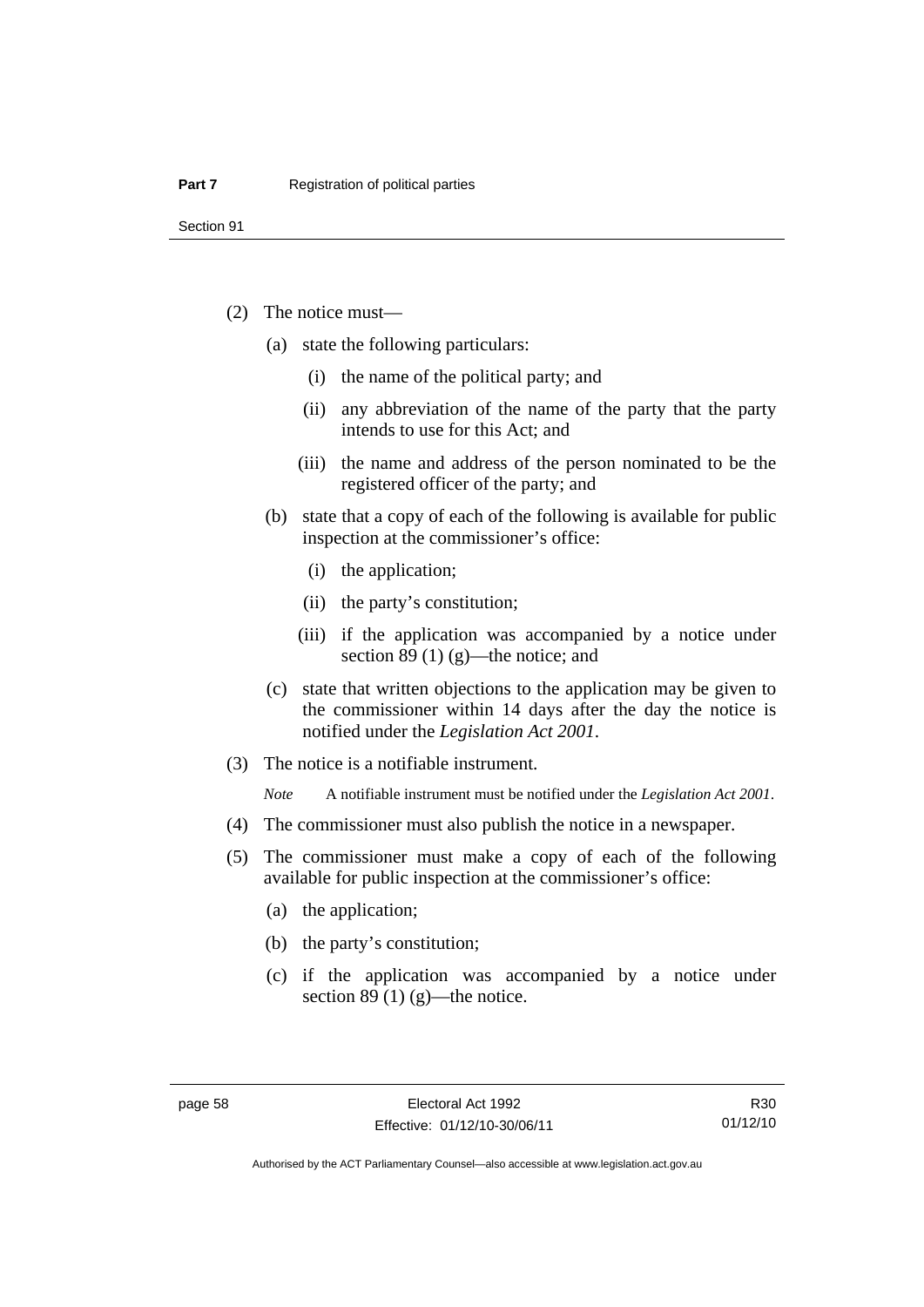(2) The notice must—

(a) state the following particulars:

(i) the name of the political party; and

(ii) any abbreviation of the name of the party that the party intends to use for this Act; and

(iii) the name and address of the person nominated to be the registered officer of the party; and

(b) state that a copy of each of the following is available for public inspection at the commissioner's office:

(i) the application;

(ii) the party's constitution;

(iii) if the application was accompanied by a notice under section 89 (1) (g)—the notice; and

(c) state that written objections to the application may be given to the commissioner within 14 days after the day the notice is notified under the *Legislation Act 2001*.

(3) The notice is a notifiable instrument.

*Note* A notifiable instrument must be notified under the *Legislation Act 2001*.

(4) The commissioner must also publish the notice in a newspaper.

(5) The commissioner must make a copy of each of the following available for public inspection at the commissioner's office:

(a) the application;

(b) the party's constitution;

(c) if the application was accompanied by a notice under section 89 (1) (g)—the notice.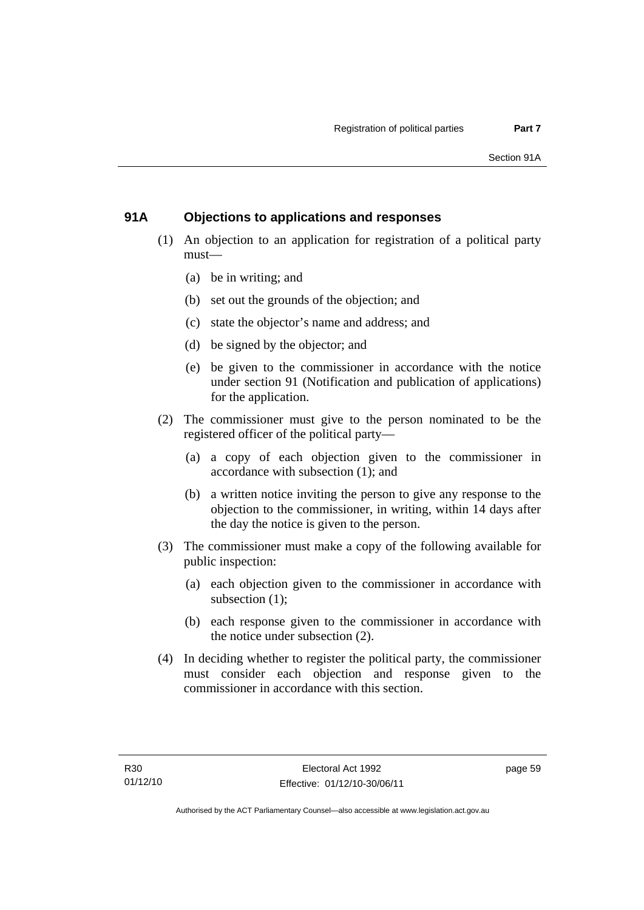## 91A Objections to applications and responses

(1) An objection to an application for registration of a political party must—

(a) be in writing; and

(b) set out the grounds of the objection; and

(c) state the objector's name and address; and

(d) be signed by the objector; and

(e) be given to the commissioner in accordance with the notice under section 91 (Notification and publication of applications) for the application.

(2) The commissioner must give to the person nominated to be the registered officer of the political party—

(a) a copy of each objection given to the commissioner in accordance with subsection (1); and

(b) a written notice inviting the person to give any response to the objection to the commissioner, in writing, within 14 days after the day the notice is given to the person.

(3) The commissioner must make a copy of the following available for public inspection:

(a) each objection given to the commissioner in accordance with subsection (1);

(b) each response given to the commissioner in accordance with the notice under subsection (2).

(4) In deciding whether to register the political party, the commissioner must consider each objection and response given to the commissioner in accordance with this section.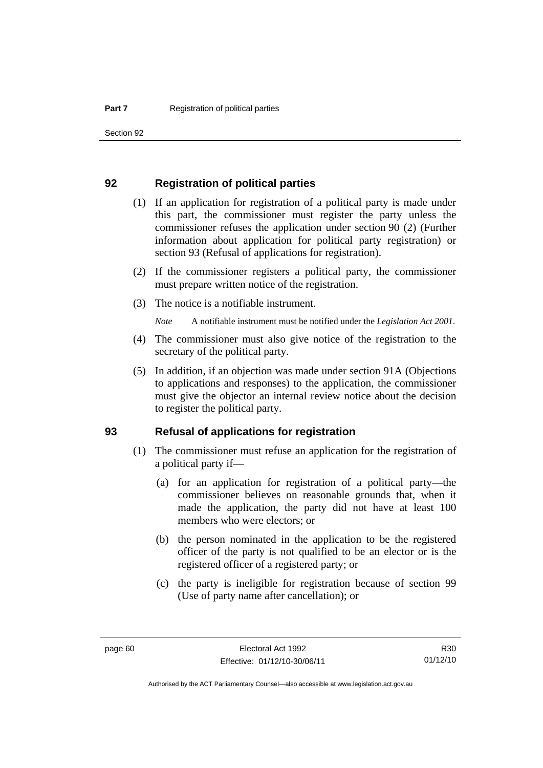## 92 Registration of political parties

(1) If an application for registration of a political party is made under this part, the commissioner must register the party unless the commissioner refuses the application under section 90 (2) (Further information about application for political party registration) or section 93 (Refusal of applications for registration).

(2) If the commissioner registers a political party, the commissioner must prepare written notice of the registration.

(3) The notice is a notifiable instrument.

*Note* A notifiable instrument must be notified under the *Legislation Act 2001*.

(4) The commissioner must also give notice of the registration to the secretary of the political party.

(5) In addition, if an objection was made under section 91A (Objections to applications and responses) to the application, the commissioner must give the objector an internal review notice about the decision to register the political party.

## 93 Refusal of applications for registration

(1) The commissioner must refuse an application for the registration of a political party if—

(a) for an application for registration of a political party—the commissioner believes on reasonable grounds that, when it made the application, the party did not have at least 100 members who were electors; or

(b) the person nominated in the application to be the registered officer of the party is not qualified to be an elector or is the registered officer of a registered party; or

(c) the party is ineligible for registration because of section 99 (Use of party name after cancellation); or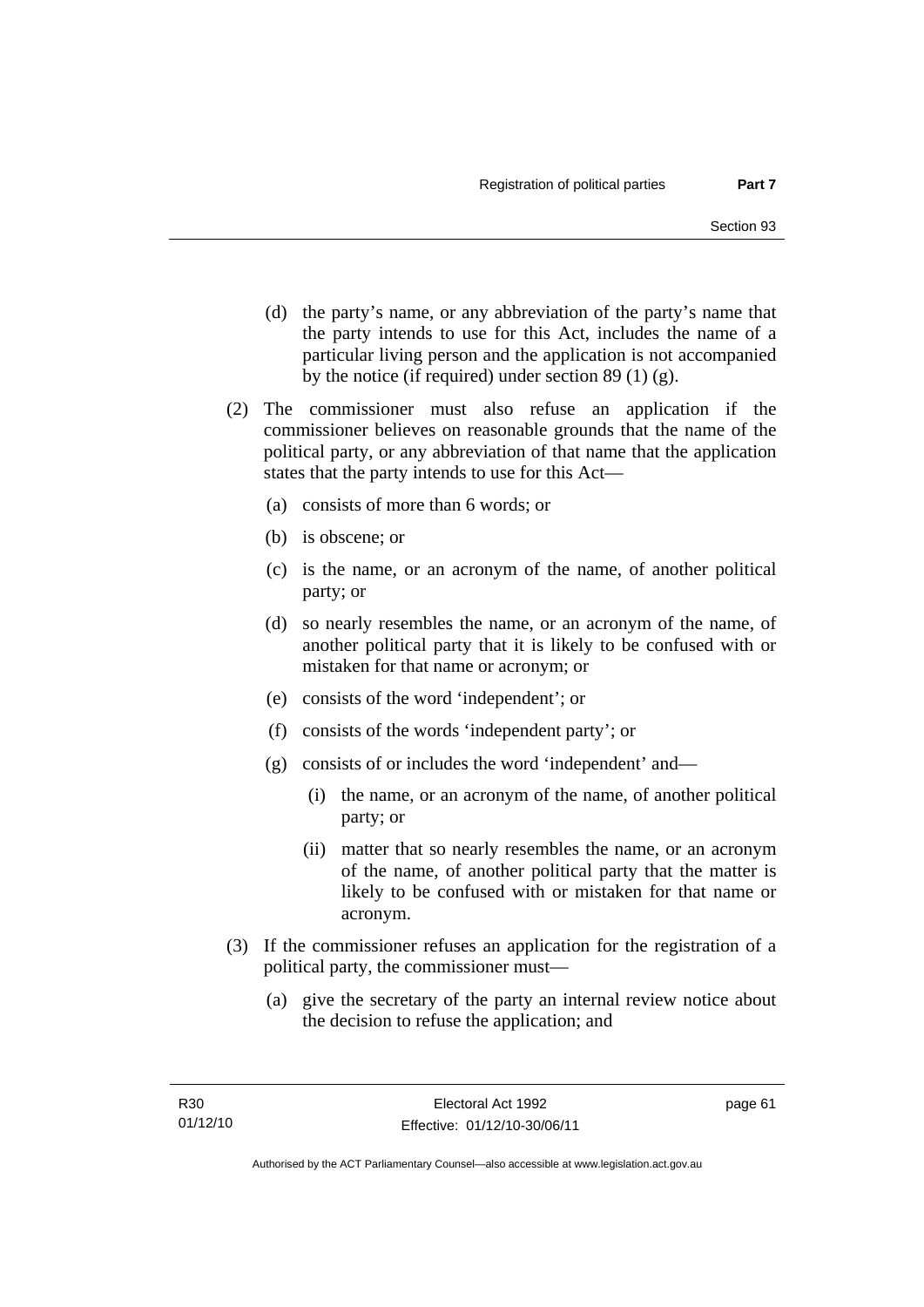(d) the party's name, or any abbreviation of the party's name that the party intends to use for this Act, includes the name of a particular living person and the application is not accompanied by the notice (if required) under section 89 (1) (g).

(2) The commissioner must also refuse an application if the commissioner believes on reasonable grounds that the name of the political party, or any abbreviation of that name that the application states that the party intends to use for this Act—

(a) consists of more than 6 words; or

(b) is obscene; or

(c) is the name, or an acronym of the name, of another political party; or

(d) so nearly resembles the name, or an acronym of the name, of another political party that it is likely to be confused with or mistaken for that name or acronym; or

(e) consists of the word 'independent'; or

(f) consists of the words 'independent party'; or

(g) consists of or includes the word 'independent' and—

(i) the name, or an acronym of the name, of another political party; or

(ii) matter that so nearly resembles the name, or an acronym of the name, of another political party that the matter is likely to be confused with or mistaken for that name or acronym.

(3) If the commissioner refuses an application for the registration of a political party, the commissioner must—

(a) give the secretary of the party an internal review notice about the decision to refuse the application; and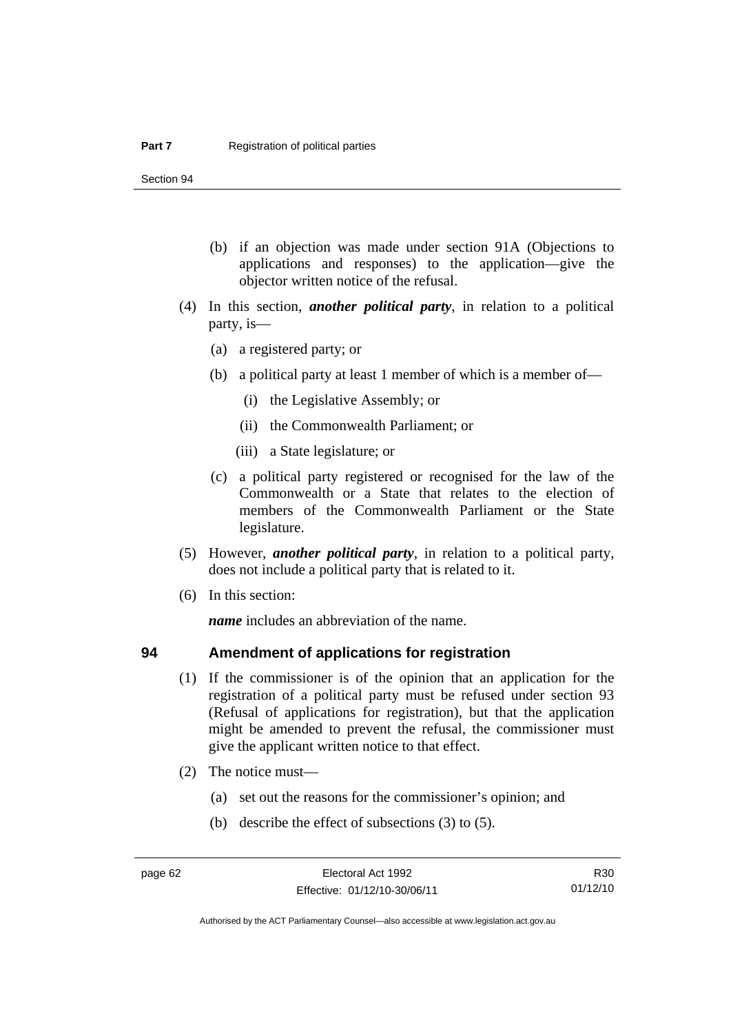(b) if an objection was made under section 91A (Objections to applications and responses) to the application—give the objector written notice of the refusal.

(4) In this section, ***another political party***, in relation to a political party, is—

(a) a registered party; or

(b) a political party at least 1 member of which is a member of—

(i) the Legislative Assembly; or

(ii) the Commonwealth Parliament; or

(iii) a State legislature; or

(c) a political party registered or recognised for the law of the Commonwealth or a State that relates to the election of members of the Commonwealth Parliament or the State legislature.

(5) However, ***another political party***, in relation to a political party, does not include a political party that is related to it.

(6) In this section:

***name*** includes an abbreviation of the name.

## 94 Amendment of applications for registration

(1) If the commissioner is of the opinion that an application for the registration of a political party must be refused under section 93 (Refusal of applications for registration), but that the application might be amended to prevent the refusal, the commissioner must give the applicant written notice to that effect.

(2) The notice must—

(a) set out the reasons for the commissioner's opinion; and

(b) describe the effect of subsections (3) to (5).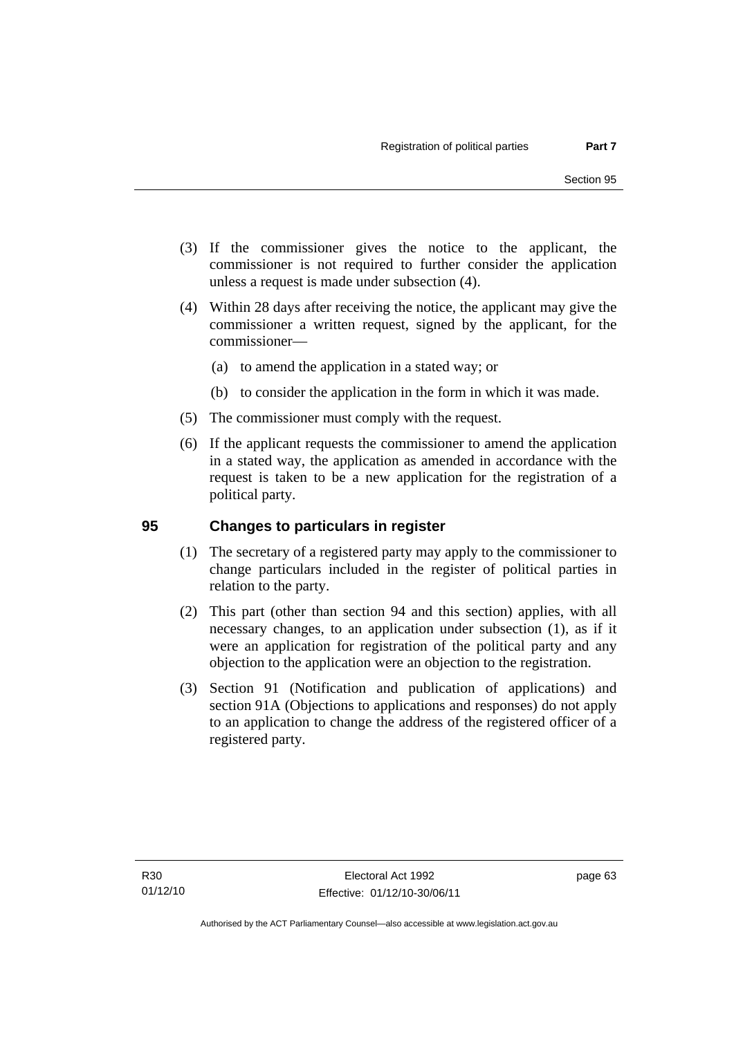(3) If the commissioner gives the notice to the applicant, the commissioner is not required to further consider the application unless a request is made under subsection (4).

(4) Within 28 days after receiving the notice, the applicant may give the commissioner a written request, signed by the applicant, for the commissioner—

(a) to amend the application in a stated way; or

(b) to consider the application in the form in which it was made.

(5) The commissioner must comply with the request.

(6) If the applicant requests the commissioner to amend the application in a stated way, the application as amended in accordance with the request is taken to be a new application for the registration of a political party.

## 95 Changes to particulars in register

(1) The secretary of a registered party may apply to the commissioner to change particulars included in the register of political parties in relation to the party.

(2) This part (other than section 94 and this section) applies, with all necessary changes, to an application under subsection (1), as if it were an application for registration of the political party and any objection to the application were an objection to the registration.

(3) Section 91 (Notification and publication of applications) and section 91A (Objections to applications and responses) do not apply to an application to change the address of the registered officer of a registered party.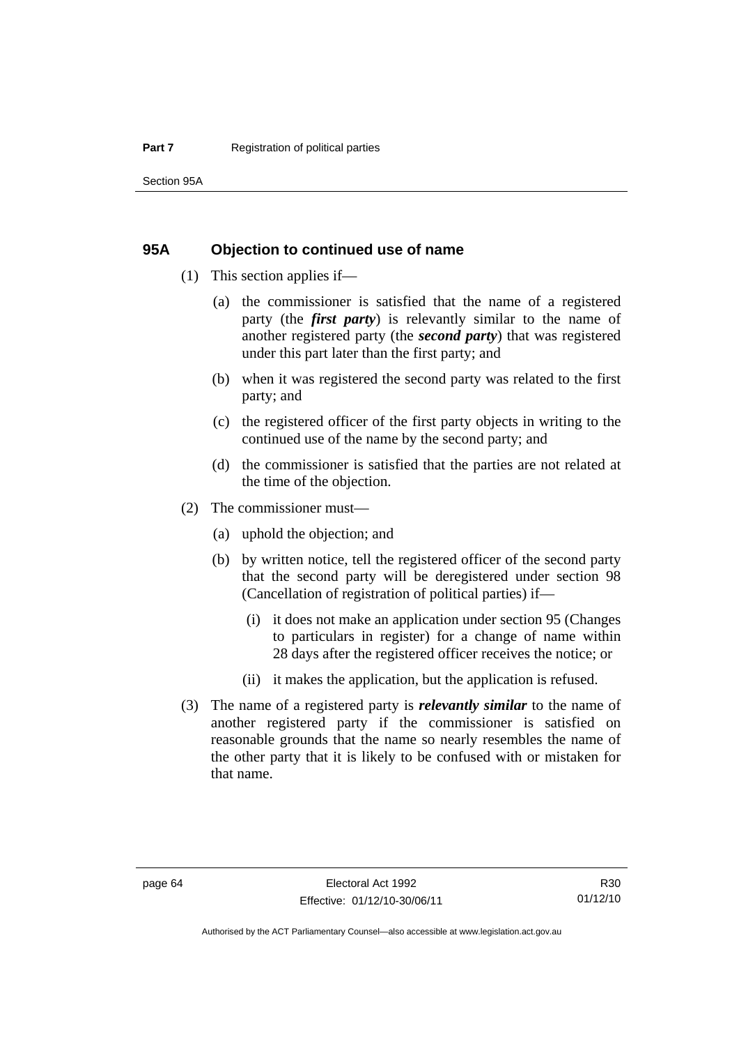## 95A Objection to continued use of name

(1) This section applies if—

(a) the commissioner is satisfied that the name of a registered party (the ***first party***) is relevantly similar to the name of another registered party (the ***second party***) that was registered under this part later than the first party; and

(b) when it was registered the second party was related to the first party; and

(c) the registered officer of the first party objects in writing to the continued use of the name by the second party; and

(d) the commissioner is satisfied that the parties are not related at the time of the objection.

(2) The commissioner must—

(a) uphold the objection; and

(b) by written notice, tell the registered officer of the second party that the second party will be deregistered under section 98 (Cancellation of registration of political parties) if—

(i) it does not make an application under section 95 (Changes to particulars in register) for a change of name within 28 days after the registered officer receives the notice; or

(ii) it makes the application, but the application is refused.

(3) The name of a registered party is ***relevantly similar*** to the name of another registered party if the commissioner is satisfied on reasonable grounds that the name so nearly resembles the name of the other party that it is likely to be confused with or mistaken for that name.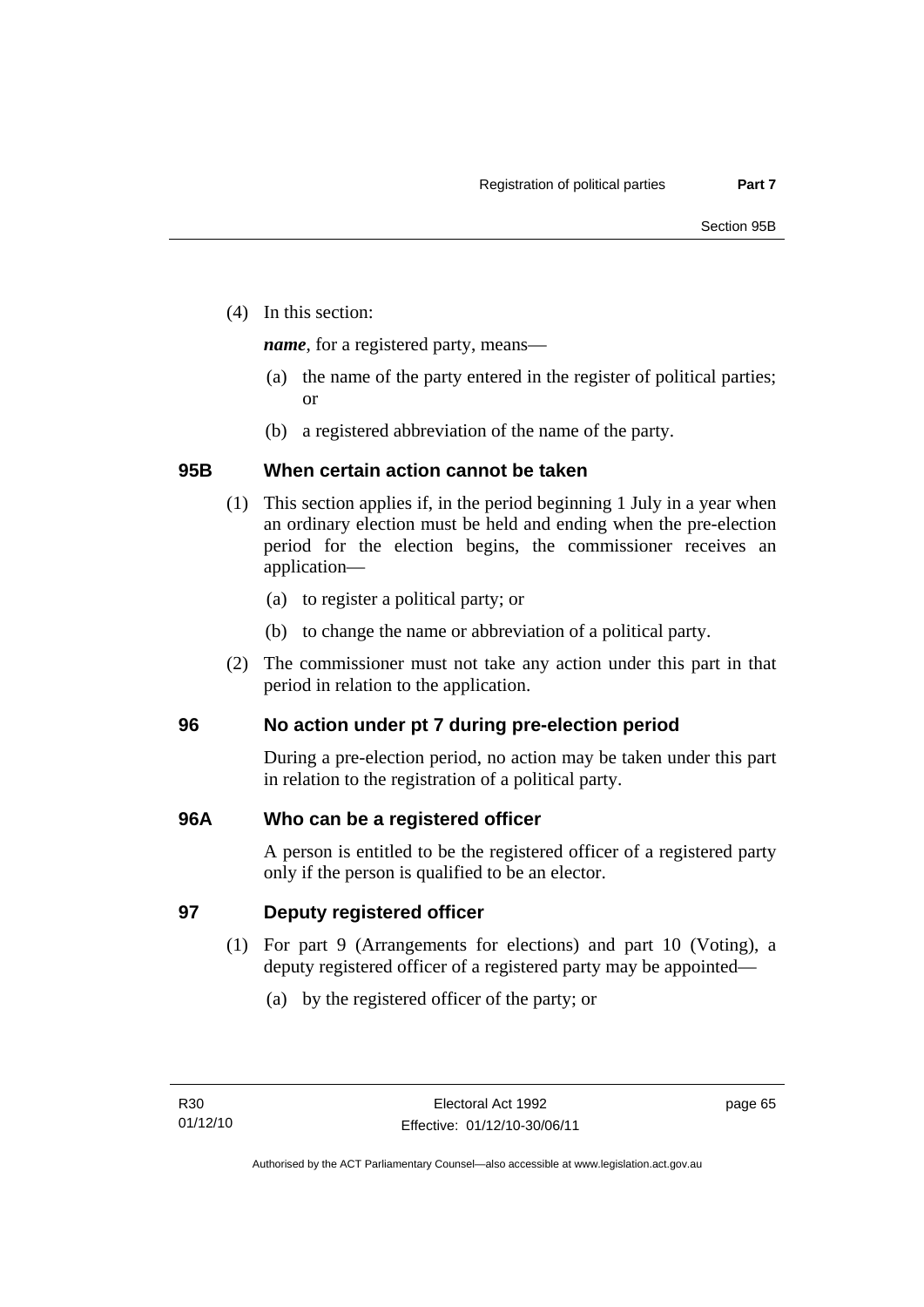(4) In this section:

***name***, for a registered party, means—

- (a) the name of the party entered in the register of political parties; or
- (b) a registered abbreviation of the name of the party.

## 95B When certain action cannot be taken

(1) This section applies if, in the period beginning 1 July in a year when an ordinary election must be held and ending when the pre-election period for the election begins, the commissioner receives an application—

- (a) to register a political party; or
- (b) to change the name or abbreviation of a political party.

(2) The commissioner must not take any action under this part in that period in relation to the application.

## 96 No action under pt 7 during pre-election period

During a pre-election period, no action may be taken under this part in relation to the registration of a political party.

## 96A Who can be a registered officer

A person is entitled to be the registered officer of a registered party only if the person is qualified to be an elector.

## 97 Deputy registered officer

(1) For part 9 (Arrangements for elections) and part 10 (Voting), a deputy registered officer of a registered party may be appointed—

- (a) by the registered officer of the party; or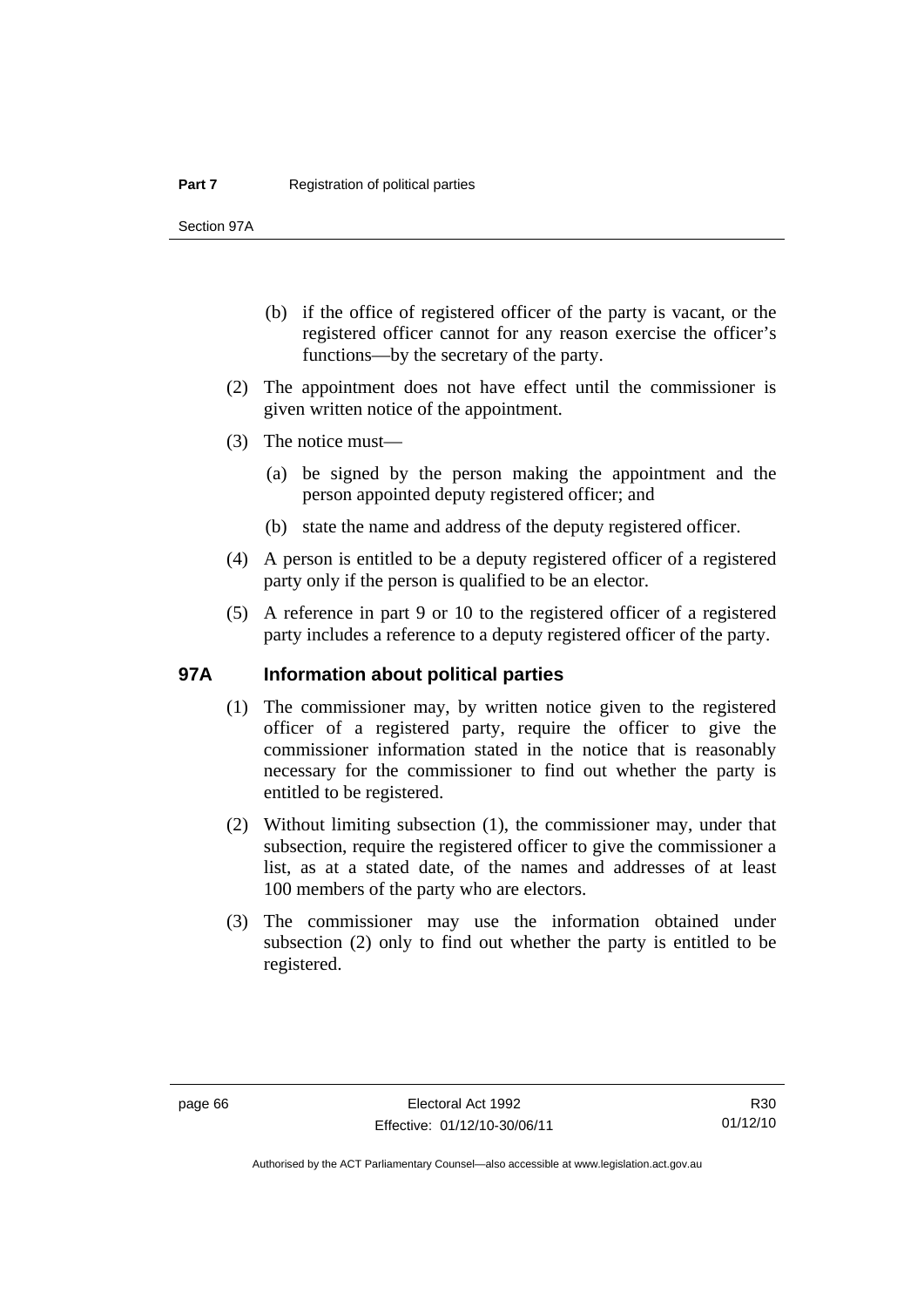(b) if the office of registered officer of the party is vacant, or the registered officer cannot for any reason exercise the officer's functions—by the secretary of the party.

(2) The appointment does not have effect until the commissioner is given written notice of the appointment.

(3) The notice must—

(a) be signed by the person making the appointment and the person appointed deputy registered officer; and

(b) state the name and address of the deputy registered officer.

(4) A person is entitled to be a deputy registered officer of a registered party only if the person is qualified to be an elector.

(5) A reference in part 9 or 10 to the registered officer of a registered party includes a reference to a deputy registered officer of the party.

## 97A Information about political parties

(1) The commissioner may, by written notice given to the registered officer of a registered party, require the officer to give the commissioner information stated in the notice that is reasonably necessary for the commissioner to find out whether the party is entitled to be registered.

(2) Without limiting subsection (1), the commissioner may, under that subsection, require the registered officer to give the commissioner a list, as at a stated date, of the names and addresses of at least 100 members of the party who are electors.

(3) The commissioner may use the information obtained under subsection (2) only to find out whether the party is entitled to be registered.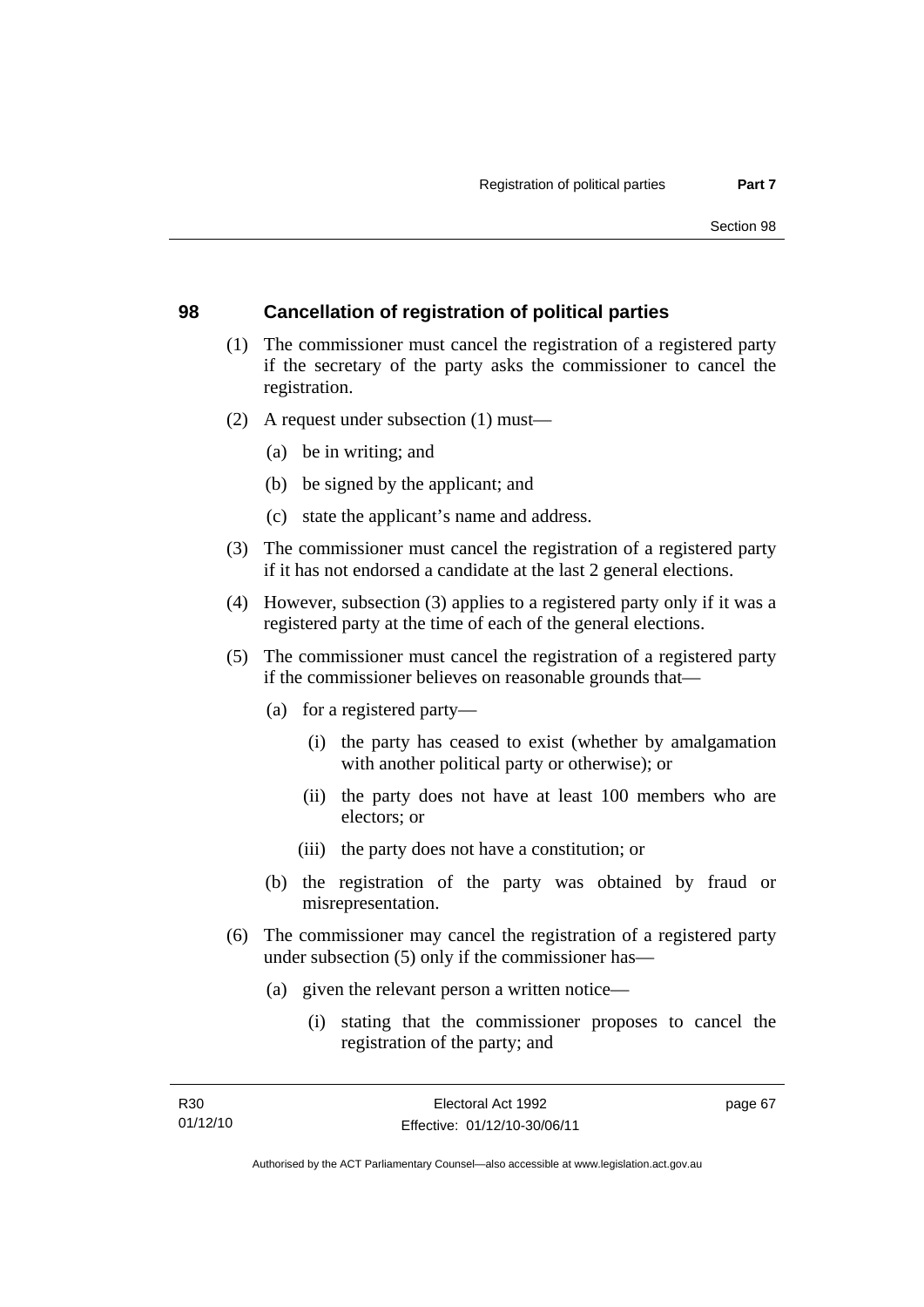## 98 Cancellation of registration of political parties

(1) The commissioner must cancel the registration of a registered party if the secretary of the party asks the commissioner to cancel the registration.

(2) A request under subsection (1) must—

(a) be in writing; and

(b) be signed by the applicant; and

(c) state the applicant's name and address.

(3) The commissioner must cancel the registration of a registered party if it has not endorsed a candidate at the last 2 general elections.

(4) However, subsection (3) applies to a registered party only if it was a registered party at the time of each of the general elections.

(5) The commissioner must cancel the registration of a registered party if the commissioner believes on reasonable grounds that—

(a) for a registered party—

(i) the party has ceased to exist (whether by amalgamation with another political party or otherwise); or

(ii) the party does not have at least 100 members who are electors; or

(iii) the party does not have a constitution; or

(b) the registration of the party was obtained by fraud or misrepresentation.

(6) The commissioner may cancel the registration of a registered party under subsection (5) only if the commissioner has—

(a) given the relevant person a written notice—

(i) stating that the commissioner proposes to cancel the registration of the party; and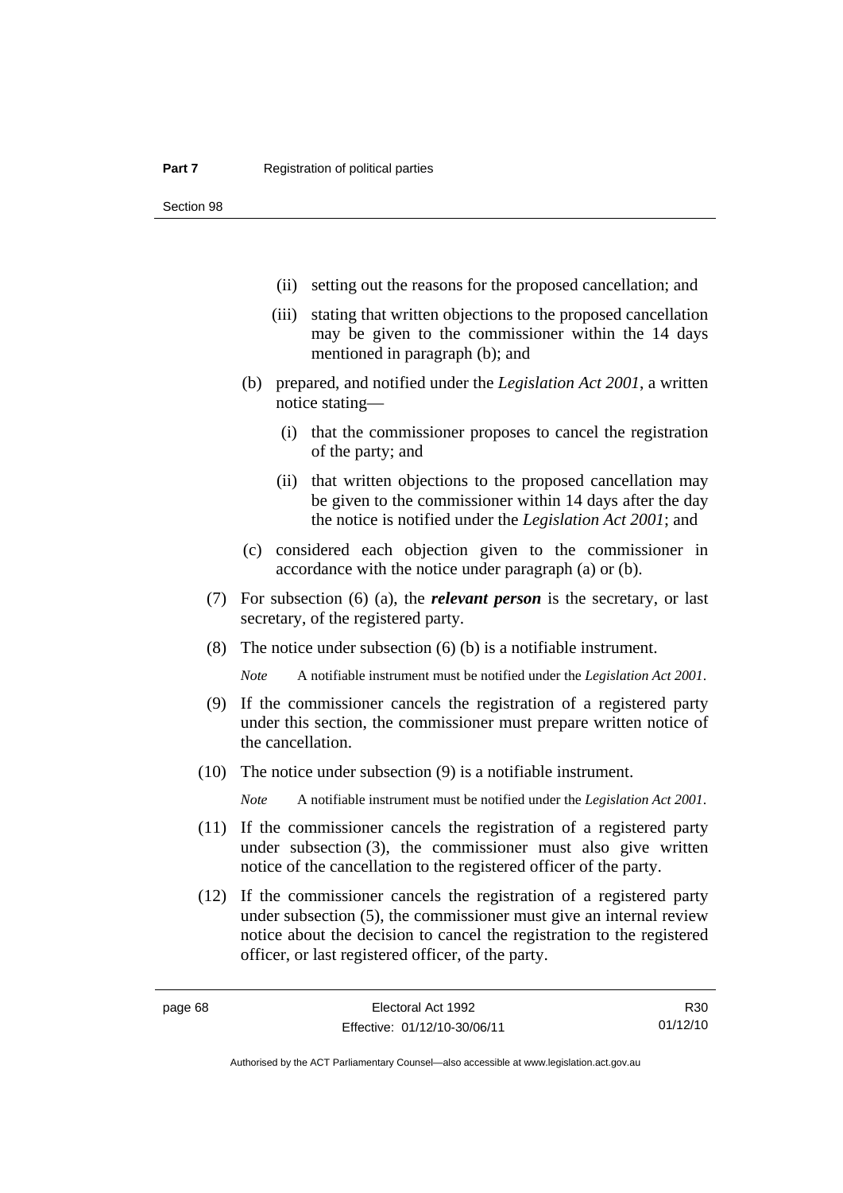(ii) setting out the reasons for the proposed cancellation; and

(iii) stating that written objections to the proposed cancellation may be given to the commissioner within the 14 days mentioned in paragraph (b); and

(b) prepared, and notified under the *Legislation Act 2001*, a written notice stating—

(i) that the commissioner proposes to cancel the registration of the party; and

(ii) that written objections to the proposed cancellation may be given to the commissioner within 14 days after the day the notice is notified under the *Legislation Act 2001*; and

(c) considered each objection given to the commissioner in accordance with the notice under paragraph (a) or (b).

(7) For subsection (6) (a), the ***relevant person*** is the secretary, or last secretary, of the registered party.

(8) The notice under subsection (6) (b) is a notifiable instrument.

*Note* A notifiable instrument must be notified under the *Legislation Act 2001*.

(9) If the commissioner cancels the registration of a registered party under this section, the commissioner must prepare written notice of the cancellation.

(10) The notice under subsection (9) is a notifiable instrument.

*Note* A notifiable instrument must be notified under the *Legislation Act 2001*.

(11) If the commissioner cancels the registration of a registered party under subsection (3), the commissioner must also give written notice of the cancellation to the registered officer of the party.

(12) If the commissioner cancels the registration of a registered party under subsection (5), the commissioner must give an internal review notice about the decision to cancel the registration to the registered officer, or last registered officer, of the party.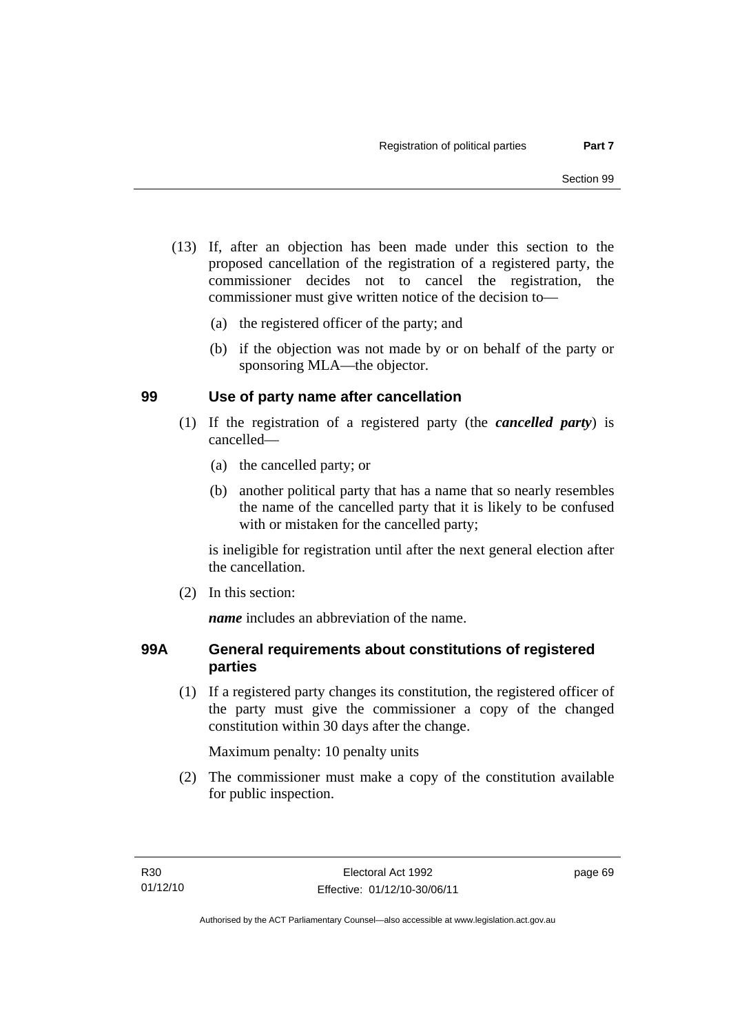(13) If, after an objection has been made under this section to the proposed cancellation of the registration of a registered party, the commissioner decides not to cancel the registration, the commissioner must give written notice of the decision to—

(a) the registered officer of the party; and

(b) if the objection was not made by or on behalf of the party or sponsoring MLA—the objector.

## 99 Use of party name after cancellation

(1) If the registration of a registered party (the ***cancelled party***) is cancelled—

(a) the cancelled party; or

(b) another political party that has a name that so nearly resembles the name of the cancelled party that it is likely to be confused with or mistaken for the cancelled party;

is ineligible for registration until after the next general election after the cancellation.

(2) In this section:

***name*** includes an abbreviation of the name.

## 99A General requirements about constitutions of registered parties

(1) If a registered party changes its constitution, the registered officer of the party must give the commissioner a copy of the changed constitution within 30 days after the change.

Maximum penalty: 10 penalty units

(2) The commissioner must make a copy of the constitution available for public inspection.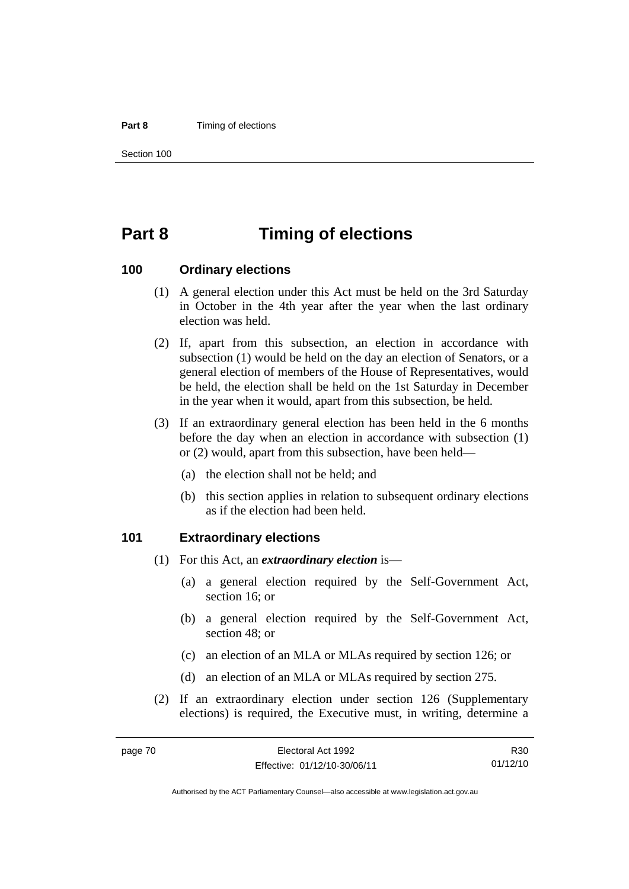# Part 8 Timing of elections

## 100 Ordinary elections

(1) A general election under this Act must be held on the 3rd Saturday in October in the 4th year after the year when the last ordinary election was held.

(2) If, apart from this subsection, an election in accordance with subsection (1) would be held on the day an election of Senators, or a general election of members of the House of Representatives, would be held, the election shall be held on the 1st Saturday in December in the year when it would, apart from this subsection, be held.

(3) If an extraordinary general election has been held in the 6 months before the day when an election in accordance with subsection (1) or (2) would, apart from this subsection, have been held—

- (a) the election shall not be held; and
- (b) this section applies in relation to subsequent ordinary elections as if the election had been held.

## 101 Extraordinary elections

(1) For this Act, an ***extraordinary election*** is—

- (a) a general election required by the Self-Government Act, section 16; or
- (b) a general election required by the Self-Government Act, section 48; or
- (c) an election of an MLA or MLAs required by section 126; or
- (d) an election of an MLA or MLAs required by section 275.

(2) If an extraordinary election under section 126 (Supplementary elections) is required, the Executive must, in writing, determine a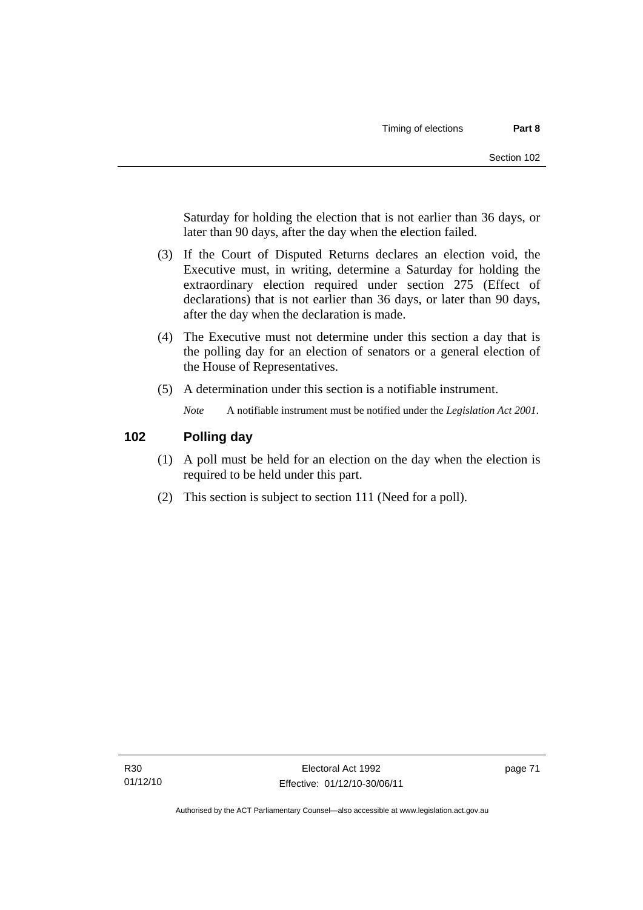Saturday for holding the election that is not earlier than 36 days, or later than 90 days, after the day when the election failed.

(3) If the Court of Disputed Returns declares an election void, the Executive must, in writing, determine a Saturday for holding the extraordinary election required under section 275 (Effect of declarations) that is not earlier than 36 days, or later than 90 days, after the day when the declaration is made.

(4) The Executive must not determine under this section a day that is the polling day for an election of senators or a general election of the House of Representatives.

(5) A determination under this section is a notifiable instrument.

*Note* A notifiable instrument must be notified under the *Legislation Act 2001*.

## 102 Polling day

(1) A poll must be held for an election on the day when the election is required to be held under this part.

(2) This section is subject to section 111 (Need for a poll).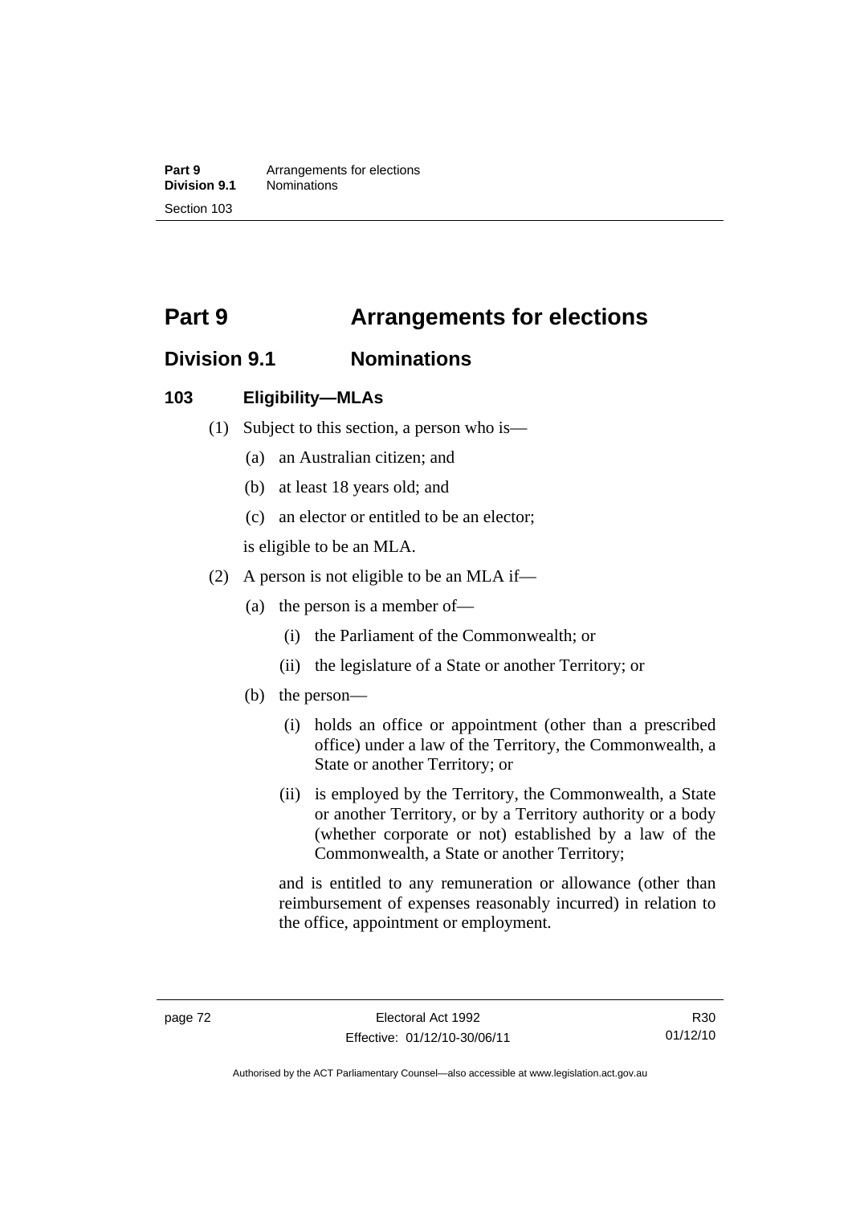# Part 9 Arrangements for elections

## Division 9.1 Nominations

### 103 Eligibility—MLAs

(1) Subject to this section, a person who is—

(a) an Australian citizen; and

(b) at least 18 years old; and

(c) an elector or entitled to be an elector;

is eligible to be an MLA.

(2) A person is not eligible to be an MLA if—

(a) the person is a member of—

(i) the Parliament of the Commonwealth; or

(ii) the legislature of a State or another Territory; or

(b) the person—

(i) holds an office or appointment (other than a prescribed office) under a law of the Territory, the Commonwealth, a State or another Territory; or

(ii) is employed by the Territory, the Commonwealth, a State or another Territory, or by a Territory authority or a body (whether corporate or not) established by a law of the Commonwealth, a State or another Territory;

and is entitled to any remuneration or allowance (other than reimbursement of expenses reasonably incurred) in relation to the office, appointment or employment.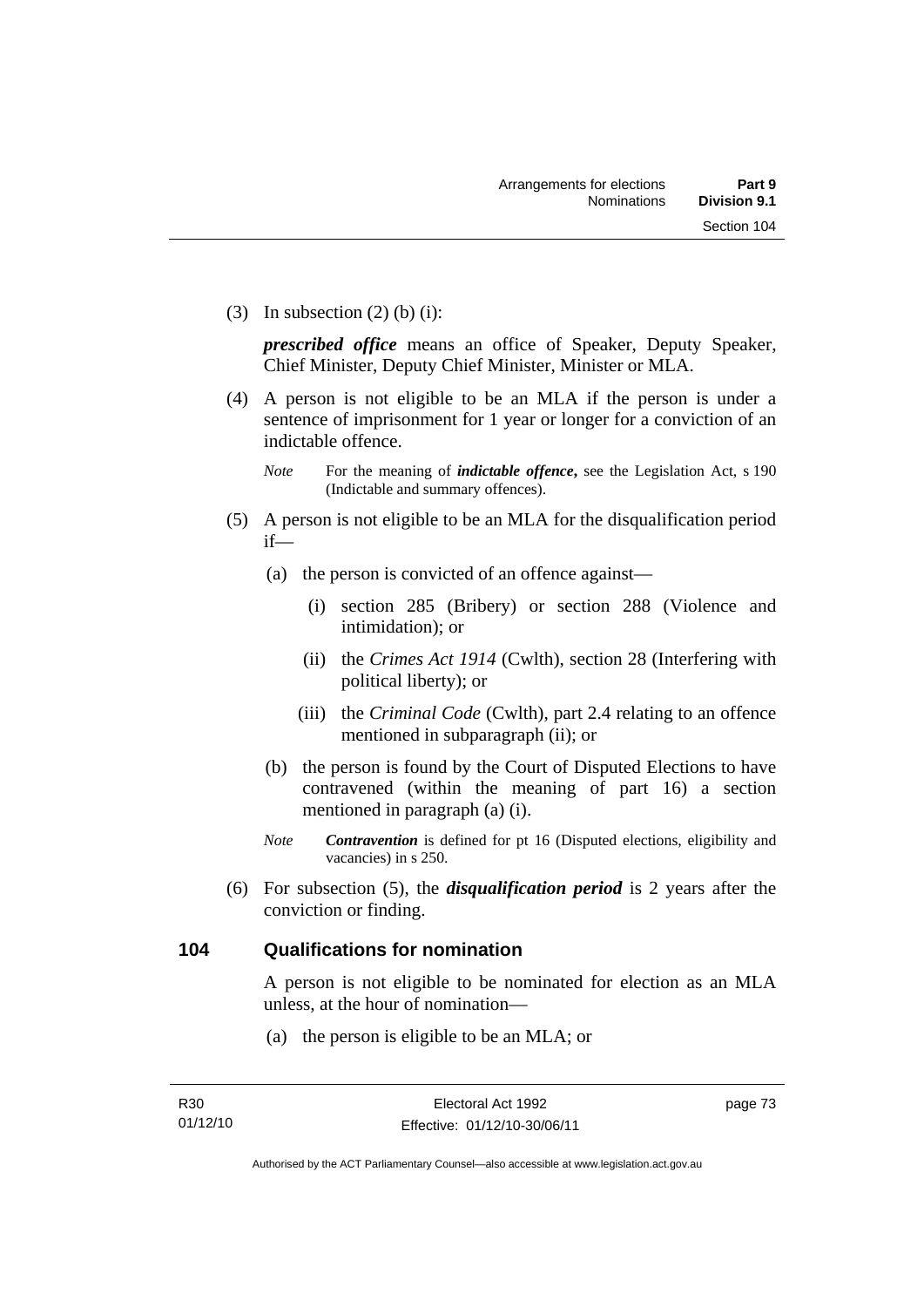(3) In subsection (2) (b) (i):

***prescribed office*** means an office of Speaker, Deputy Speaker, Chief Minister, Deputy Chief Minister, Minister or MLA.

(4) A person is not eligible to be an MLA if the person is under a sentence of imprisonment for 1 year or longer for a conviction of an indictable offence.

*Note* For the meaning of ***indictable offence***, see the Legislation Act, s 190 (Indictable and summary offences).

(5) A person is not eligible to be an MLA for the disqualification period if—

(a) the person is convicted of an offence against—

(i) section 285 (Bribery) or section 288 (Violence and intimidation); or

(ii) the *Crimes Act 1914* (Cwlth), section 28 (Interfering with political liberty); or

(iii) the *Criminal Code* (Cwlth), part 2.4 relating to an offence mentioned in subparagraph (ii); or

(b) the person is found by the Court of Disputed Elections to have contravened (within the meaning of part 16) a section mentioned in paragraph (a) (i).

*Note* ***Contravention*** is defined for pt 16 (Disputed elections, eligibility and vacancies) in s 250.

(6) For subsection (5), the ***disqualification period*** is 2 years after the conviction or finding.

## 104 Qualifications for nomination

A person is not eligible to be nominated for election as an MLA unless, at the hour of nomination—

(a) the person is eligible to be an MLA; or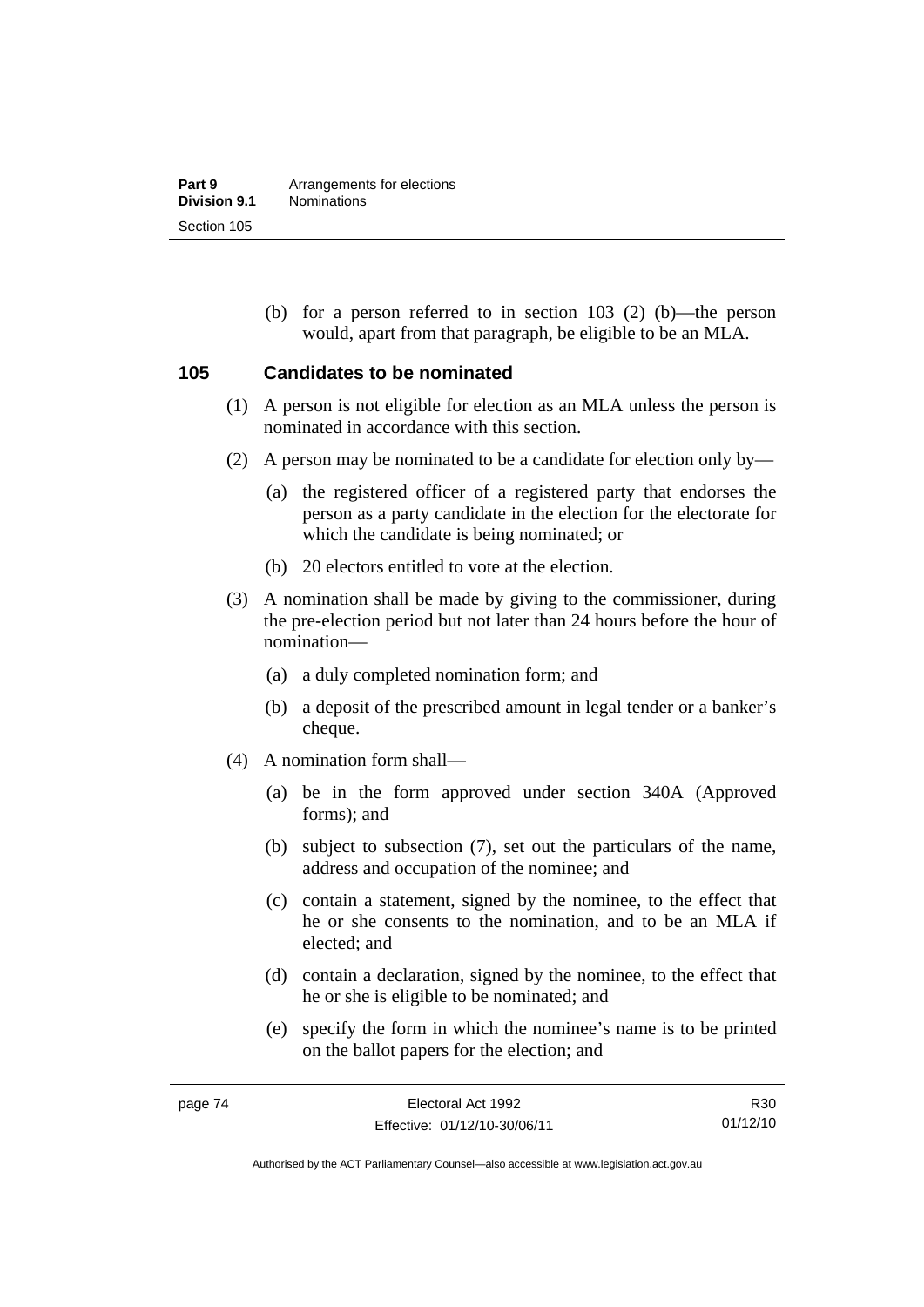(b) for a person referred to in section 103 (2) (b)—the person would, apart from that paragraph, be eligible to be an MLA.

## 105 Candidates to be nominated

(1) A person is not eligible for election as an MLA unless the person is nominated in accordance with this section.

(2) A person may be nominated to be a candidate for election only by—

(a) the registered officer of a registered party that endorses the person as a party candidate in the election for the electorate for which the candidate is being nominated; or

(b) 20 electors entitled to vote at the election.

(3) A nomination shall be made by giving to the commissioner, during the pre-election period but not later than 24 hours before the hour of nomination—

(a) a duly completed nomination form; and

(b) a deposit of the prescribed amount in legal tender or a banker's cheque.

(4) A nomination form shall—

(a) be in the form approved under section 340A (Approved forms); and

(b) subject to subsection (7), set out the particulars of the name, address and occupation of the nominee; and

(c) contain a statement, signed by the nominee, to the effect that he or she consents to the nomination, and to be an MLA if elected; and

(d) contain a declaration, signed by the nominee, to the effect that he or she is eligible to be nominated; and

(e) specify the form in which the nominee's name is to be printed on the ballot papers for the election; and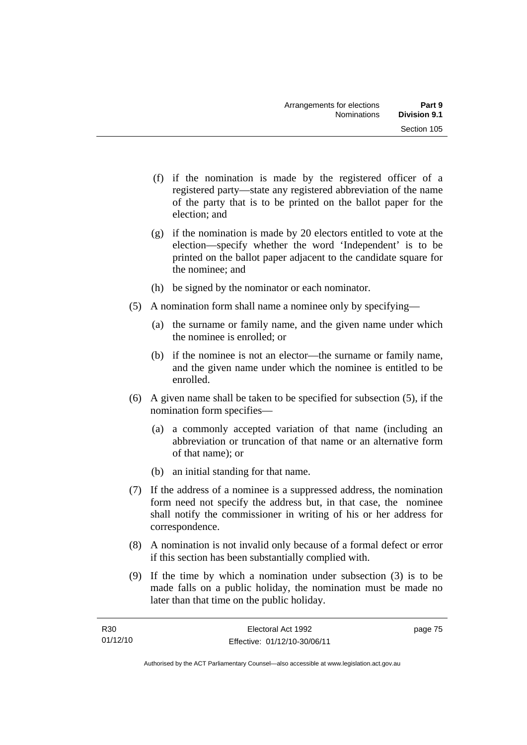(f) if the nomination is made by the registered officer of a registered party—state any registered abbreviation of the name of the party that is to be printed on the ballot paper for the election; and

(g) if the nomination is made by 20 electors entitled to vote at the election—specify whether the word 'Independent' is to be printed on the ballot paper adjacent to the candidate square for the nominee; and

(h) be signed by the nominator or each nominator.

(5) A nomination form shall name a nominee only by specifying—

(a) the surname or family name, and the given name under which the nominee is enrolled; or

(b) if the nominee is not an elector—the surname or family name, and the given name under which the nominee is entitled to be enrolled.

(6) A given name shall be taken to be specified for subsection (5), if the nomination form specifies—

(a) a commonly accepted variation of that name (including an abbreviation or truncation of that name or an alternative form of that name); or

(b) an initial standing for that name.

(7) If the address of a nominee is a suppressed address, the nomination form need not specify the address but, in that case, the nominee shall notify the commissioner in writing of his or her address for correspondence.

(8) A nomination is not invalid only because of a formal defect or error if this section has been substantially complied with.

(9) If the time by which a nomination under subsection (3) is to be made falls on a public holiday, the nomination must be made no later than that time on the public holiday.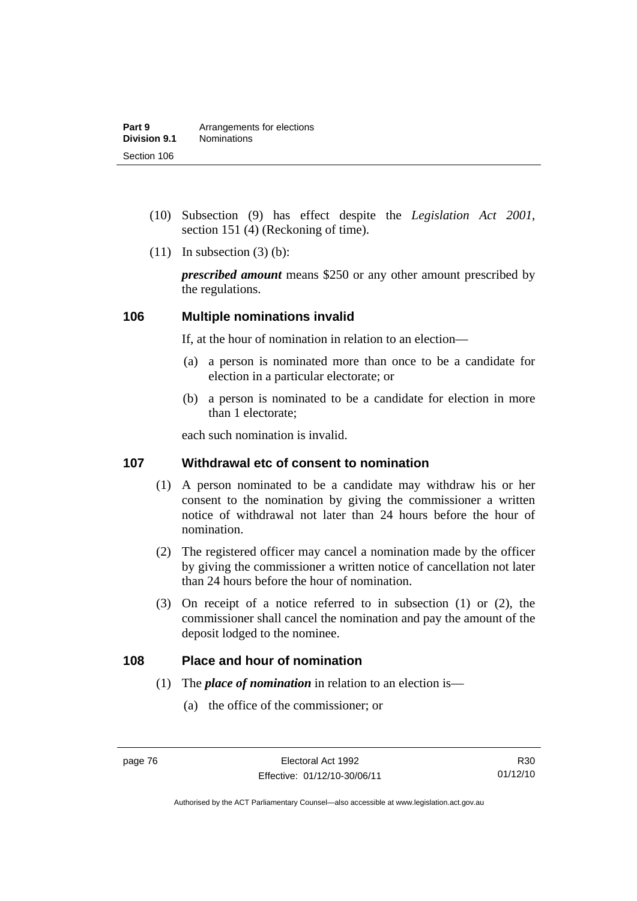(10) Subsection (9) has effect despite the *Legislation Act 2001*, section 151 (4) (Reckoning of time).

(11) In subsection (3) (b):

***prescribed amount*** means $250 or any other amount prescribed by the regulations.

## 106 Multiple nominations invalid

If, at the hour of nomination in relation to an election—

(a) a person is nominated more than once to be a candidate for election in a particular electorate; or

(b) a person is nominated to be a candidate for election in more than 1 electorate;

each such nomination is invalid.

## 107 Withdrawal etc of consent to nomination

(1) A person nominated to be a candidate may withdraw his or her consent to the nomination by giving the commissioner a written notice of withdrawal not later than 24 hours before the hour of nomination.

(2) The registered officer may cancel a nomination made by the officer by giving the commissioner a written notice of cancellation not later than 24 hours before the hour of nomination.

(3) On receipt of a notice referred to in subsection (1) or (2), the commissioner shall cancel the nomination and pay the amount of the deposit lodged to the nominee.

## 108 Place and hour of nomination

(1) The ***place of nomination*** in relation to an election is—

(a) the office of the commissioner; or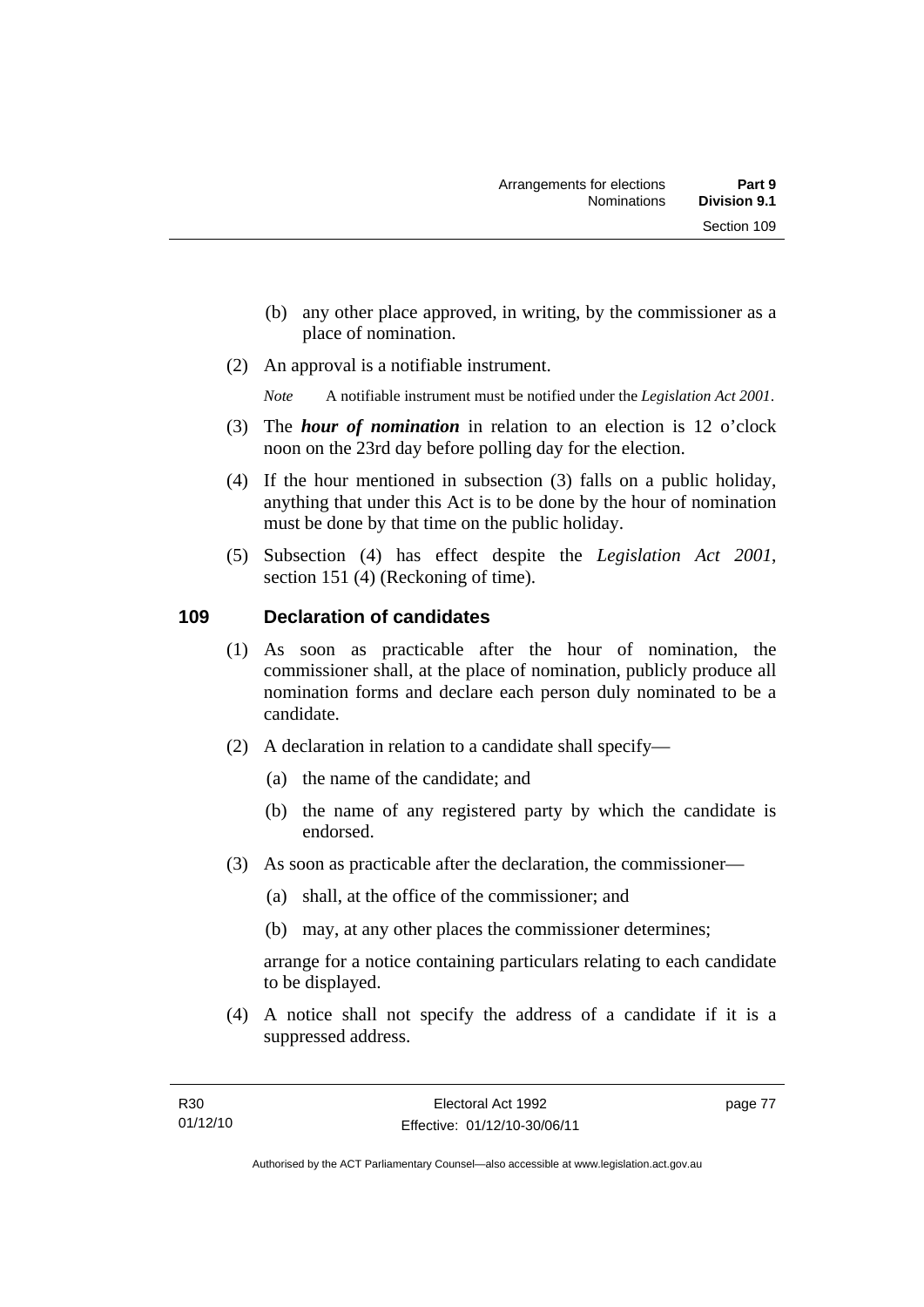(b) any other place approved, in writing, by the commissioner as a place of nomination.

(2) An approval is a notifiable instrument.

*Note* A notifiable instrument must be notified under the *Legislation Act 2001*.

(3) The ***hour of nomination*** in relation to an election is 12 o'clock noon on the 23rd day before polling day for the election.

(4) If the hour mentioned in subsection (3) falls on a public holiday, anything that under this Act is to be done by the hour of nomination must be done by that time on the public holiday.

(5) Subsection (4) has effect despite the *Legislation Act 2001*, section 151 (4) (Reckoning of time).

## 109 Declaration of candidates

(1) As soon as practicable after the hour of nomination, the commissioner shall, at the place of nomination, publicly produce all nomination forms and declare each person duly nominated to be a candidate.

(2) A declaration in relation to a candidate shall specify—

(a) the name of the candidate; and

(b) the name of any registered party by which the candidate is endorsed.

(3) As soon as practicable after the declaration, the commissioner—

(a) shall, at the office of the commissioner; and

(b) may, at any other places the commissioner determines;

arrange for a notice containing particulars relating to each candidate to be displayed.

(4) A notice shall not specify the address of a candidate if it is a suppressed address.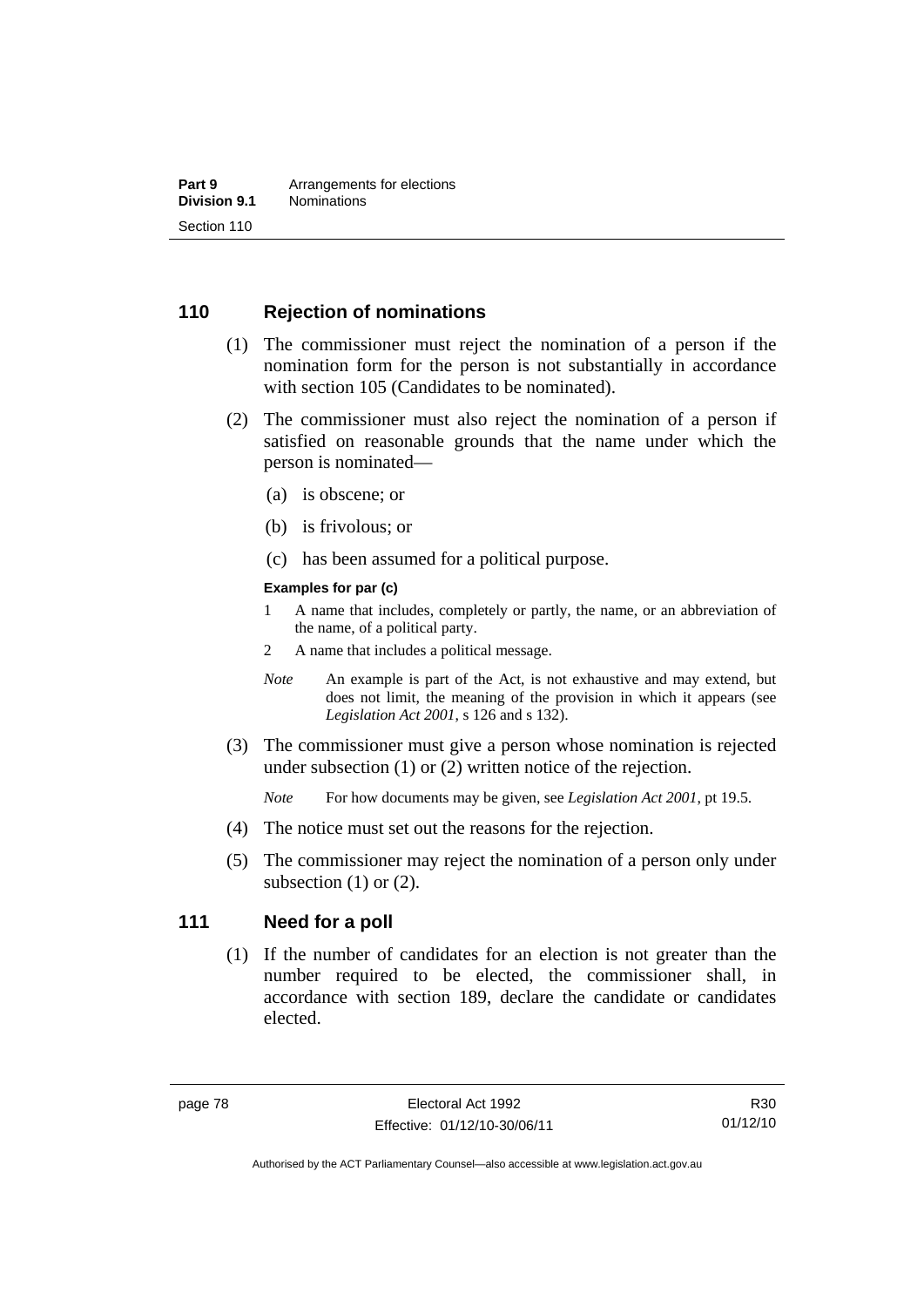## 110 Rejection of nominations

(1) The commissioner must reject the nomination of a person if the nomination form for the person is not substantially in accordance with section 105 (Candidates to be nominated).

(2) The commissioner must also reject the nomination of a person if satisfied on reasonable grounds that the name under which the person is nominated—

(a) is obscene; or

(b) is frivolous; or

(c) has been assumed for a political purpose.

**Examples for par (c)**

1 A name that includes, completely or partly, the name, or an abbreviation of the name, of a political party.

2 A name that includes a political message.

*Note* An example is part of the Act, is not exhaustive and may extend, but does not limit, the meaning of the provision in which it appears (see *Legislation Act 2001*, s 126 and s 132).

(3) The commissioner must give a person whose nomination is rejected under subsection (1) or (2) written notice of the rejection.

*Note* For how documents may be given, see *Legislation Act 2001*, pt 19.5.

(4) The notice must set out the reasons for the rejection.

(5) The commissioner may reject the nomination of a person only under subsection (1) or (2).

## 111 Need for a poll

(1) If the number of candidates for an election is not greater than the number required to be elected, the commissioner shall, in accordance with section 189, declare the candidate or candidates elected.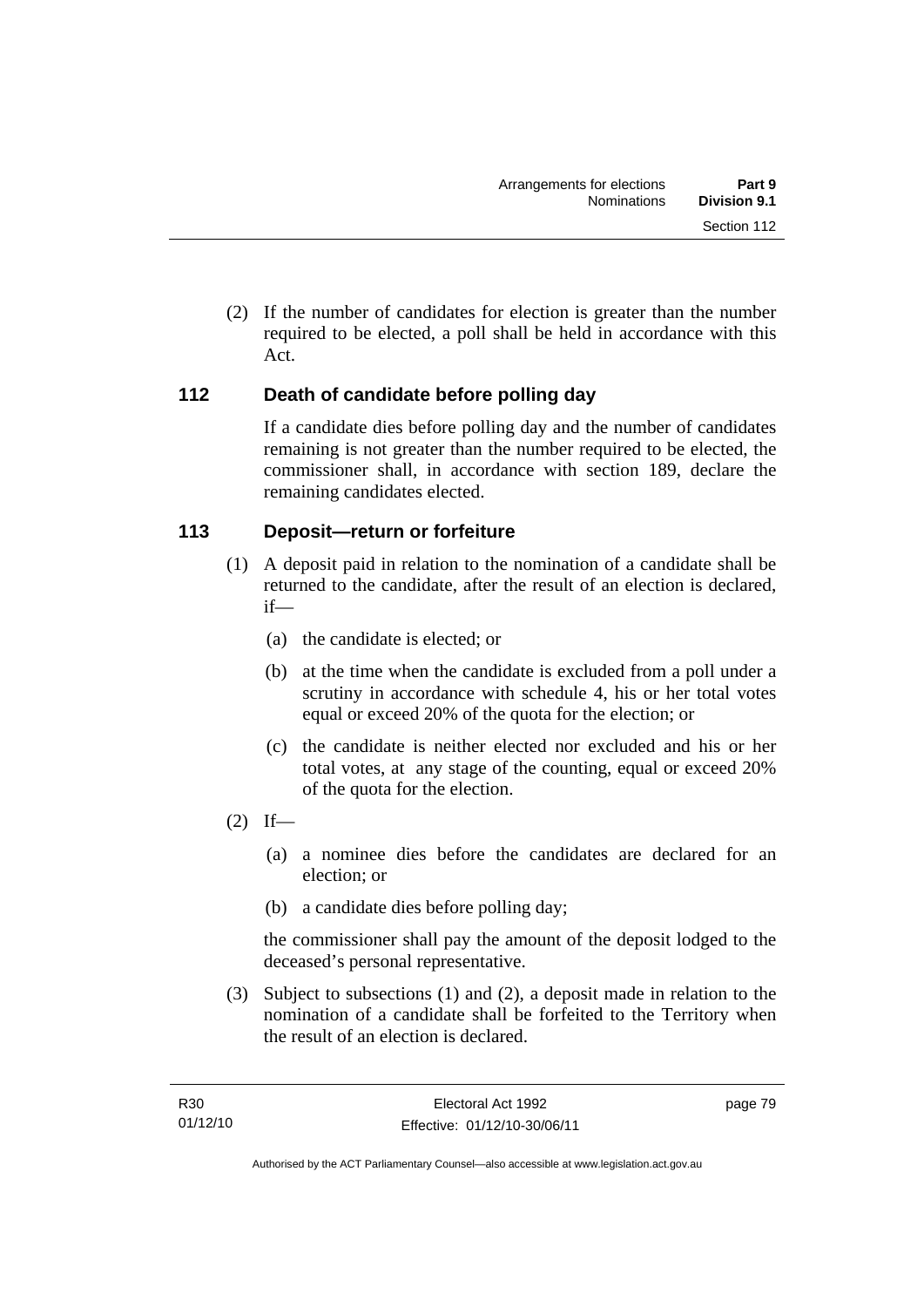(2) If the number of candidates for election is greater than the number required to be elected, a poll shall be held in accordance with this Act.

## 112 Death of candidate before polling day

If a candidate dies before polling day and the number of candidates remaining is not greater than the number required to be elected, the commissioner shall, in accordance with section 189, declare the remaining candidates elected.

## 113 Deposit—return or forfeiture

(1) A deposit paid in relation to the nomination of a candidate shall be returned to the candidate, after the result of an election is declared, if—

(a) the candidate is elected; or

(b) at the time when the candidate is excluded from a poll under a scrutiny in accordance with schedule 4, his or her total votes equal or exceed 20% of the quota for the election; or

(c) the candidate is neither elected nor excluded and his or her total votes, at any stage of the counting, equal or exceed 20% of the quota for the election.

(2) If—

(a) a nominee dies before the candidates are declared for an election; or

(b) a candidate dies before polling day;

the commissioner shall pay the amount of the deposit lodged to the deceased's personal representative.

(3) Subject to subsections (1) and (2), a deposit made in relation to the nomination of a candidate shall be forfeited to the Territory when the result of an election is declared.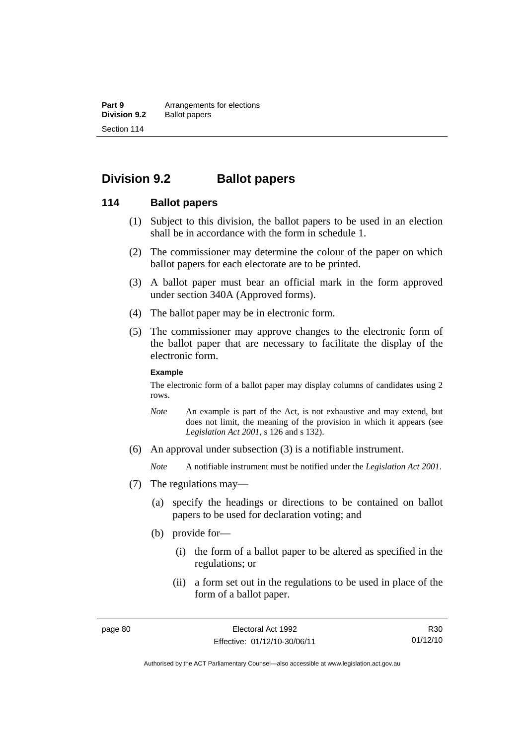## Division 9.2 Ballot papers

### 114 Ballot papers

(1) Subject to this division, the ballot papers to be used in an election shall be in accordance with the form in schedule 1.

(2) The commissioner may determine the colour of the paper on which ballot papers for each electorate are to be printed.

(3) A ballot paper must bear an official mark in the form approved under section 340A (Approved forms).

(4) The ballot paper may be in electronic form.

(5) The commissioner may approve changes to the electronic form of the ballot paper that are necessary to facilitate the display of the electronic form.

**Example**

The electronic form of a ballot paper may display columns of candidates using 2 rows.

*Note* An example is part of the Act, is not exhaustive and may extend, but does not limit, the meaning of the provision in which it appears (see *Legislation Act 2001*, s 126 and s 132).

(6) An approval under subsection (3) is a notifiable instrument.

*Note* A notifiable instrument must be notified under the *Legislation Act 2001*.

(7) The regulations may—

(a) specify the headings or directions to be contained on ballot papers to be used for declaration voting; and

(b) provide for—

(i) the form of a ballot paper to be altered as specified in the regulations; or

(ii) a form set out in the regulations to be used in place of the form of a ballot paper.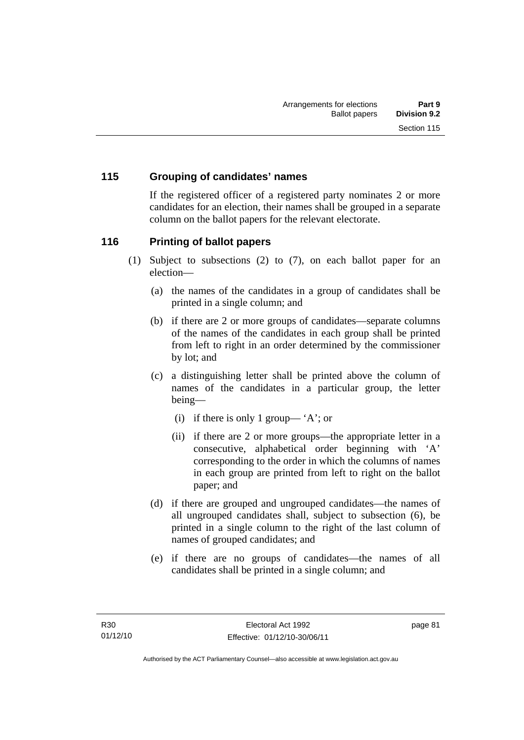### 115 Grouping of candidates' names

If the registered officer of a registered party nominates 2 or more candidates for an election, their names shall be grouped in a separate column on the ballot papers for the relevant electorate.

### 116 Printing of ballot papers

(1) Subject to subsections (2) to (7), on each ballot paper for an election—

(a) the names of the candidates in a group of candidates shall be printed in a single column; and

(b) if there are 2 or more groups of candidates—separate columns of the names of the candidates in each group shall be printed from left to right in an order determined by the commissioner by lot; and

(c) a distinguishing letter shall be printed above the column of names of the candidates in a particular group, the letter being—

(i) if there is only 1 group— 'A'; or

(ii) if there are 2 or more groups—the appropriate letter in a consecutive, alphabetical order beginning with 'A' corresponding to the order in which the columns of names in each group are printed from left to right on the ballot paper; and

(d) if there are grouped and ungrouped candidates—the names of all ungrouped candidates shall, subject to subsection (6), be printed in a single column to the right of the last column of names of grouped candidates; and

(e) if there are no groups of candidates—the names of all candidates shall be printed in a single column; and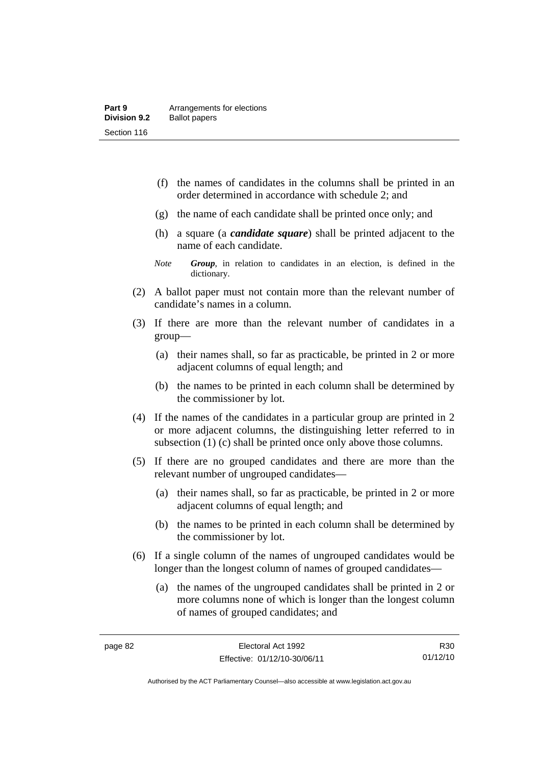(f) the names of candidates in the columns shall be printed in an order determined in accordance with schedule 2; and

(g) the name of each candidate shall be printed once only; and

(h) a square (a ***candidate square***) shall be printed adjacent to the name of each candidate.

*Note* ***Group***, in relation to candidates in an election, is defined in the dictionary.

(2) A ballot paper must not contain more than the relevant number of candidate's names in a column.

(3) If there are more than the relevant number of candidates in a group—

(a) their names shall, so far as practicable, be printed in 2 or more adjacent columns of equal length; and

(b) the names to be printed in each column shall be determined by the commissioner by lot.

(4) If the names of the candidates in a particular group are printed in 2 or more adjacent columns, the distinguishing letter referred to in subsection (1) (c) shall be printed once only above those columns.

(5) If there are no grouped candidates and there are more than the relevant number of ungrouped candidates—

(a) their names shall, so far as practicable, be printed in 2 or more adjacent columns of equal length; and

(b) the names to be printed in each column shall be determined by the commissioner by lot.

(6) If a single column of the names of ungrouped candidates would be longer than the longest column of names of grouped candidates—

(a) the names of the ungrouped candidates shall be printed in 2 or more columns none of which is longer than the longest column of names of grouped candidates; and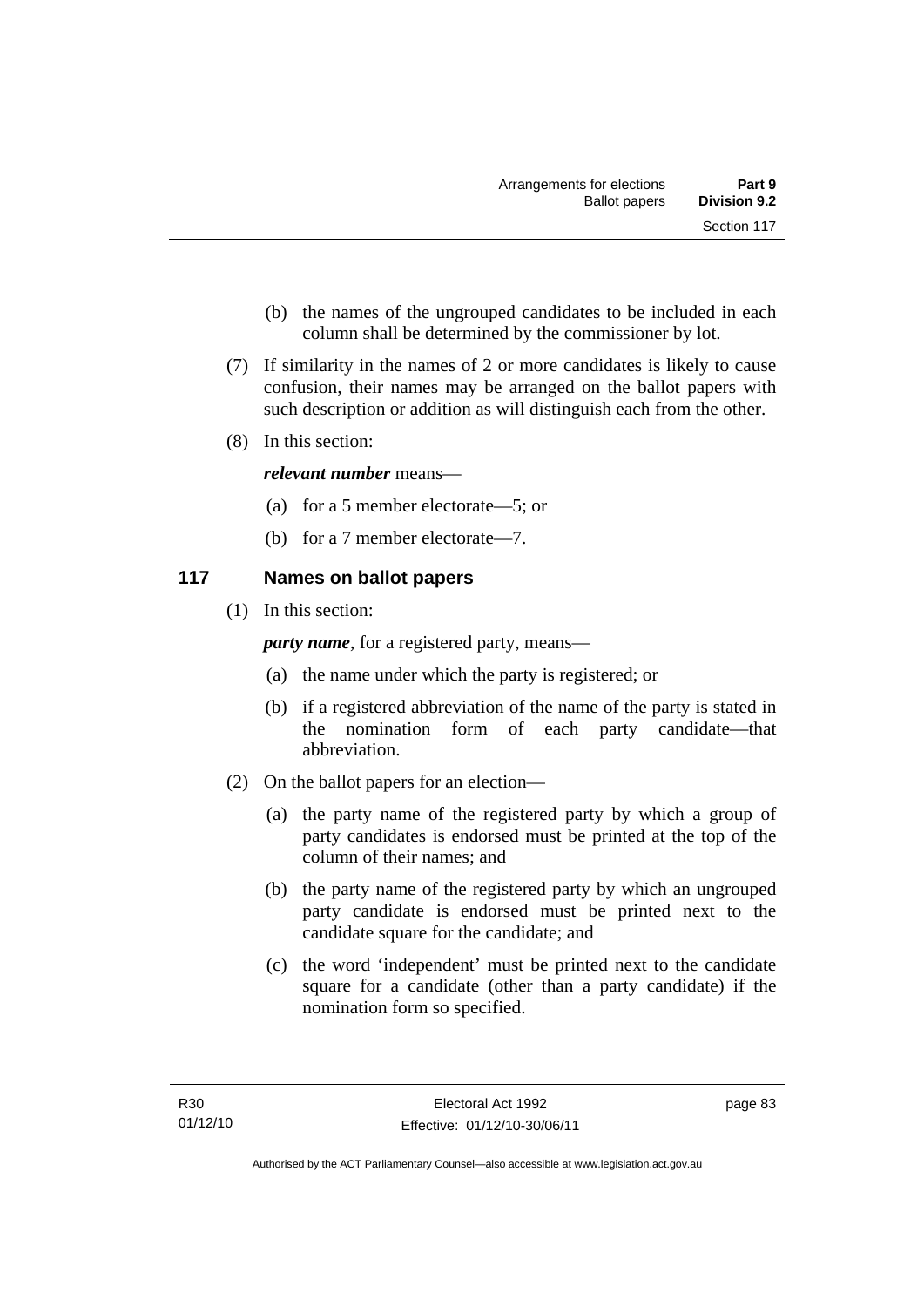(b) the names of the ungrouped candidates to be included in each column shall be determined by the commissioner by lot.

(7) If similarity in the names of 2 or more candidates is likely to cause confusion, their names may be arranged on the ballot papers with such description or addition as will distinguish each from the other.

(8) In this section:

***relevant number*** means—

(a) for a 5 member electorate—5; or

(b) for a 7 member electorate—7.

## 117 Names on ballot papers

(1) In this section:

***party name***, for a registered party, means—

(a) the name under which the party is registered; or

(b) if a registered abbreviation of the name of the party is stated in the nomination form of each party candidate—that abbreviation.

(2) On the ballot papers for an election—

(a) the party name of the registered party by which a group of party candidates is endorsed must be printed at the top of the column of their names; and

(b) the party name of the registered party by which an ungrouped party candidate is endorsed must be printed next to the candidate square for the candidate; and

(c) the word 'independent' must be printed next to the candidate square for a candidate (other than a party candidate) if the nomination form so specified.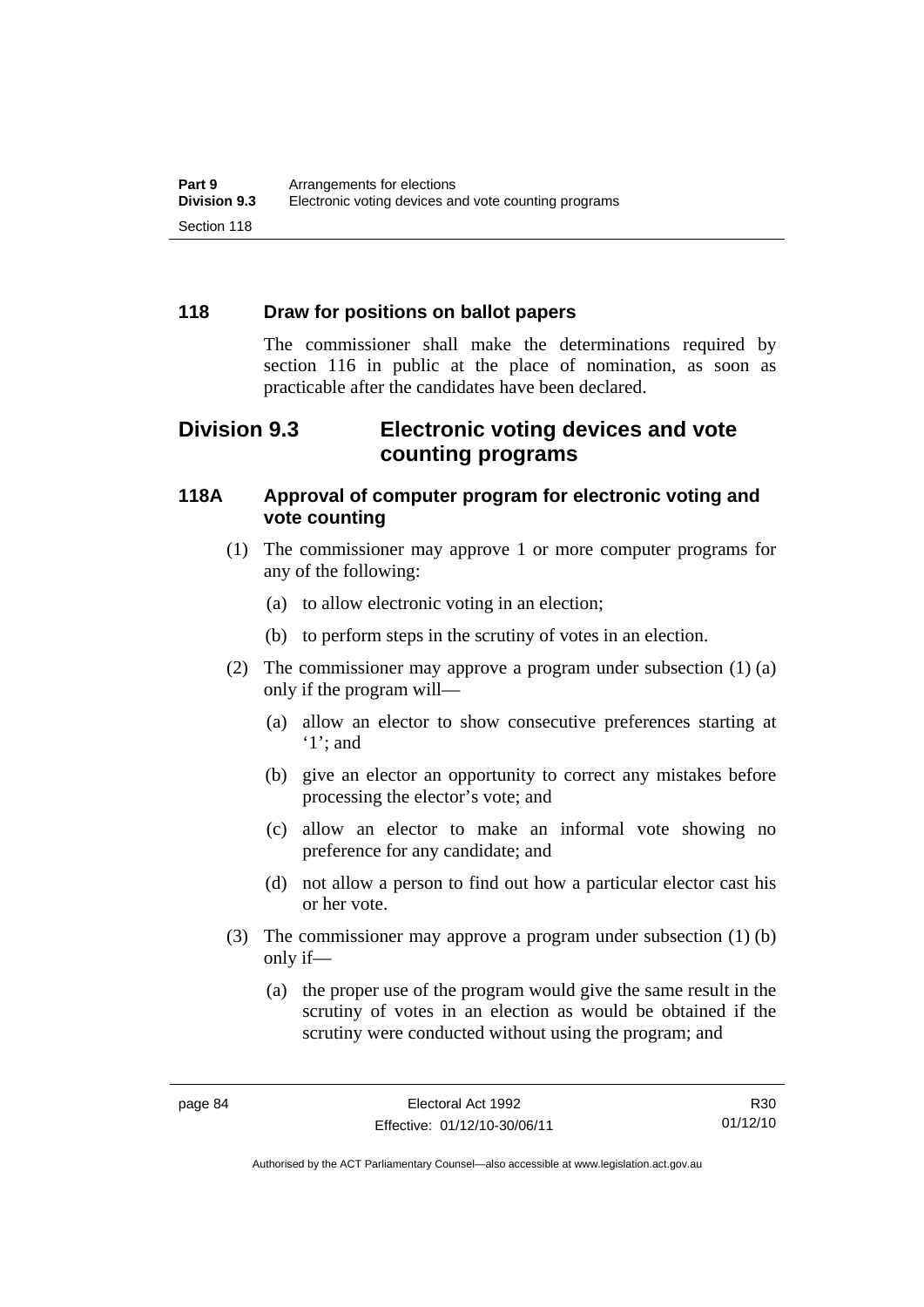### 118 Draw for positions on ballot papers

The commissioner shall make the determinations required by section 116 in public at the place of nomination, as soon as practicable after the candidates have been declared.

## Division 9.3 Electronic voting devices and vote counting programs

### 118A Approval of computer program for electronic voting and vote counting

(1) The commissioner may approve 1 or more computer programs for any of the following:

(a) to allow electronic voting in an election;

(b) to perform steps in the scrutiny of votes in an election.

(2) The commissioner may approve a program under subsection (1) (a) only if the program will—

(a) allow an elector to show consecutive preferences starting at '1'; and

(b) give an elector an opportunity to correct any mistakes before processing the elector's vote; and

(c) allow an elector to make an informal vote showing no preference for any candidate; and

(d) not allow a person to find out how a particular elector cast his or her vote.

(3) The commissioner may approve a program under subsection (1) (b) only if—

(a) the proper use of the program would give the same result in the scrutiny of votes in an election as would be obtained if the scrutiny were conducted without using the program; and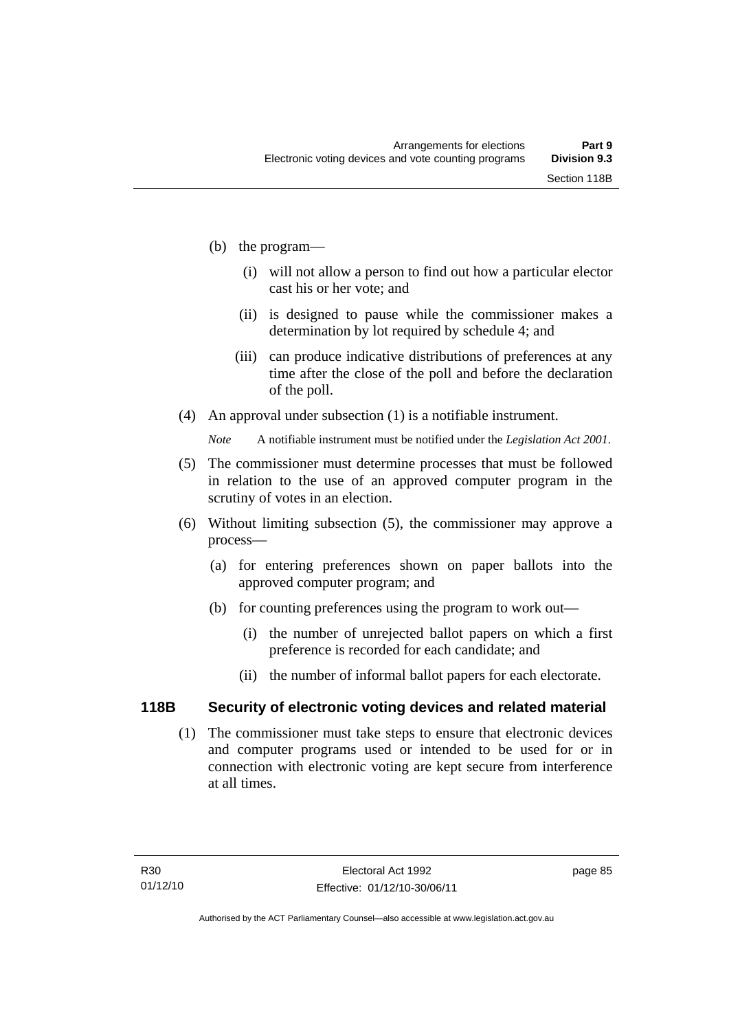(b) the program—

   (i) will not allow a person to find out how a particular elector cast his or her vote; and

   (ii) is designed to pause while the commissioner makes a determination by lot required by schedule 4; and

   (iii) can produce indicative distributions of preferences at any time after the close of the poll and before the declaration of the poll.

(4) An approval under subsection (1) is a notifiable instrument.

*Note* A notifiable instrument must be notified under the *Legislation Act 2001*.

(5) The commissioner must determine processes that must be followed in relation to the use of an approved computer program in the scrutiny of votes in an election.

(6) Without limiting subsection (5), the commissioner may approve a process—

   (a) for entering preferences shown on paper ballots into the approved computer program; and

   (b) for counting preferences using the program to work out—

      (i) the number of unrejected ballot papers on which a first preference is recorded for each candidate; and

      (ii) the number of informal ballot papers for each electorate.

## 118B Security of electronic voting devices and related material

(1) The commissioner must take steps to ensure that electronic devices and computer programs used or intended to be used for or in connection with electronic voting are kept secure from interference at all times.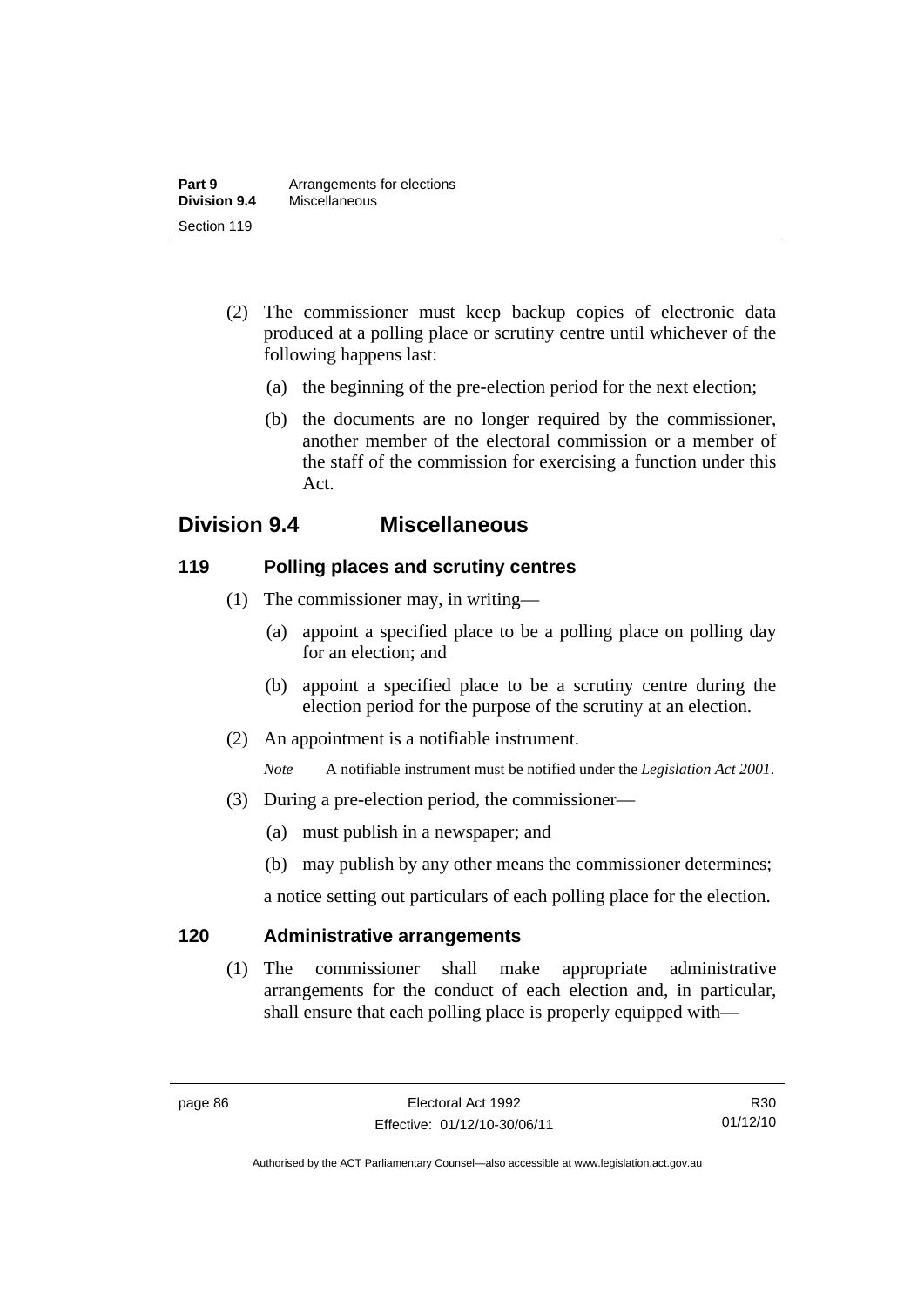(2) The commissioner must keep backup copies of electronic data produced at a polling place or scrutiny centre until whichever of the following happens last:

(a) the beginning of the pre-election period for the next election;

(b) the documents are no longer required by the commissioner, another member of the electoral commission or a member of the staff of the commission for exercising a function under this Act.

## Division 9.4 Miscellaneous

### 119 Polling places and scrutiny centres

(1) The commissioner may, in writing—

(a) appoint a specified place to be a polling place on polling day for an election; and

(b) appoint a specified place to be a scrutiny centre during the election period for the purpose of the scrutiny at an election.

(2) An appointment is a notifiable instrument.

*Note* A notifiable instrument must be notified under the *Legislation Act 2001*.

(3) During a pre-election period, the commissioner—

(a) must publish in a newspaper; and

(b) may publish by any other means the commissioner determines;

a notice setting out particulars of each polling place for the election.

### 120 Administrative arrangements

(1) The commissioner shall make appropriate administrative arrangements for the conduct of each election and, in particular, shall ensure that each polling place is properly equipped with—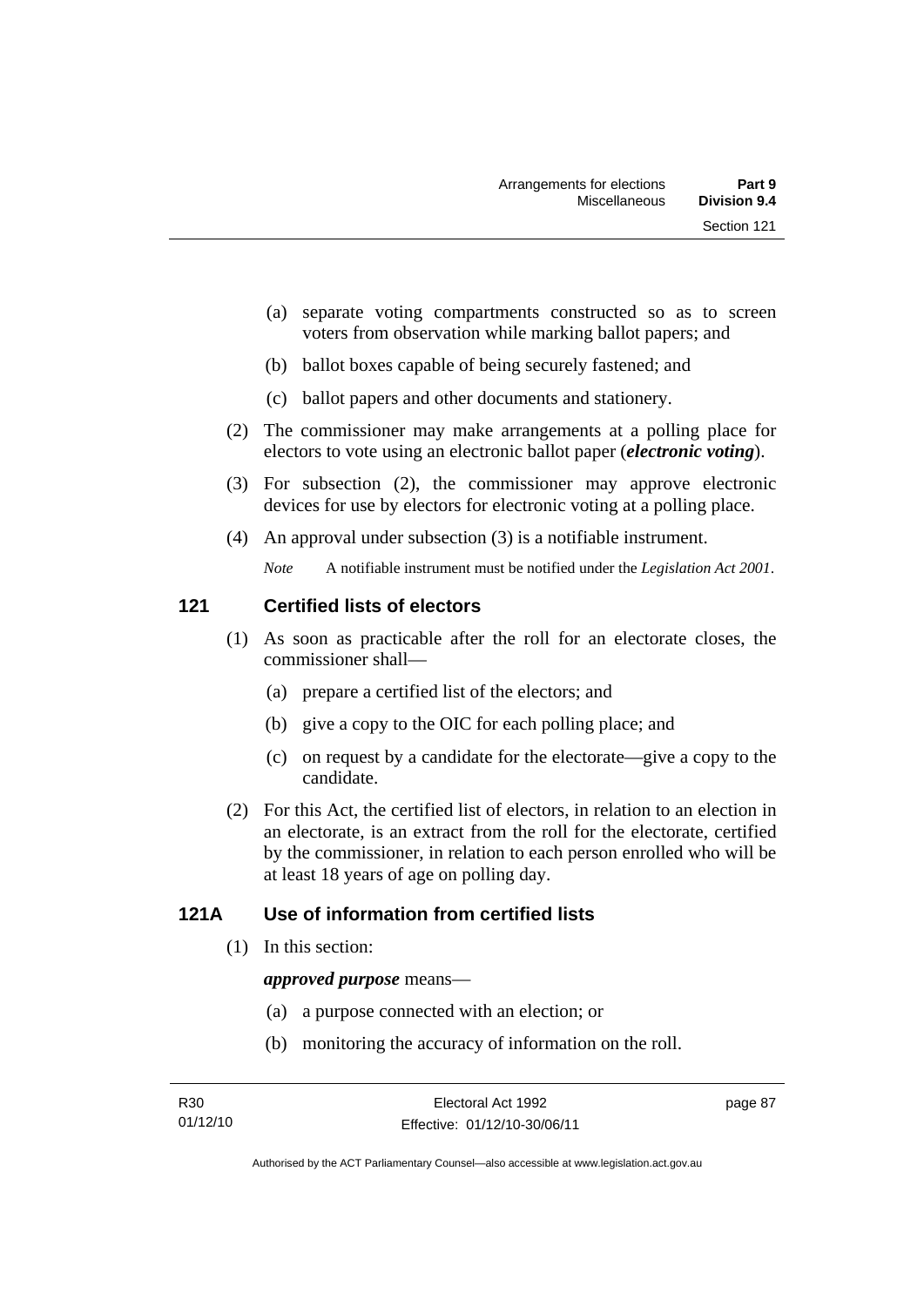(a) separate voting compartments constructed so as to screen voters from observation while marking ballot papers; and

(b) ballot boxes capable of being securely fastened; and

(c) ballot papers and other documents and stationery.

(2) The commissioner may make arrangements at a polling place for electors to vote using an electronic ballot paper (***electronic voting***).

(3) For subsection (2), the commissioner may approve electronic devices for use by electors for electronic voting at a polling place.

(4) An approval under subsection (3) is a notifiable instrument.

*Note* A notifiable instrument must be notified under the *Legislation Act 2001*.

## 121 Certified lists of electors

(1) As soon as practicable after the roll for an electorate closes, the commissioner shall—

(a) prepare a certified list of the electors; and

(b) give a copy to the OIC for each polling place; and

(c) on request by a candidate for the electorate—give a copy to the candidate.

(2) For this Act, the certified list of electors, in relation to an election in an electorate, is an extract from the roll for the electorate, certified by the commissioner, in relation to each person enrolled who will be at least 18 years of age on polling day.

## 121A Use of information from certified lists

(1) In this section:

***approved purpose*** means—

(a) a purpose connected with an election; or

(b) monitoring the accuracy of information on the roll.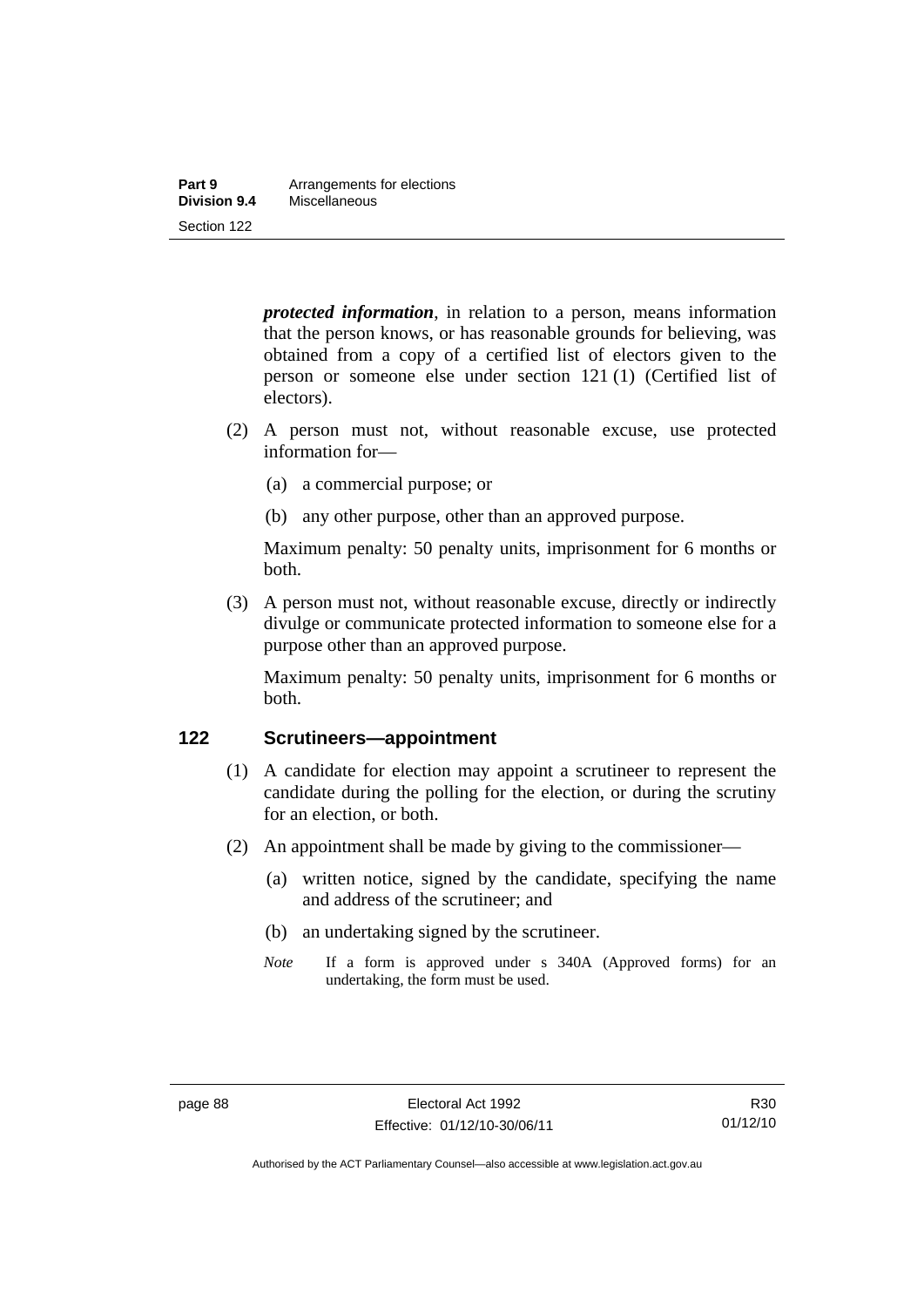***protected information***, in relation to a person, means information that the person knows, or has reasonable grounds for believing, was obtained from a copy of a certified list of electors given to the person or someone else under section 121 (1) (Certified list of electors).

(2) A person must not, without reasonable excuse, use protected information for—

(a) a commercial purpose; or

(b) any other purpose, other than an approved purpose.

Maximum penalty: 50 penalty units, imprisonment for 6 months or both.

(3) A person must not, without reasonable excuse, directly or indirectly divulge or communicate protected information to someone else for a purpose other than an approved purpose.

Maximum penalty: 50 penalty units, imprisonment for 6 months or both.

## 122 Scrutineers—appointment

(1) A candidate for election may appoint a scrutineer to represent the candidate during the polling for the election, or during the scrutiny for an election, or both.

(2) An appointment shall be made by giving to the commissioner—

(a) written notice, signed by the candidate, specifying the name and address of the scrutineer; and

(b) an undertaking signed by the scrutineer.

*Note* If a form is approved under s 340A (Approved forms) for an undertaking, the form must be used.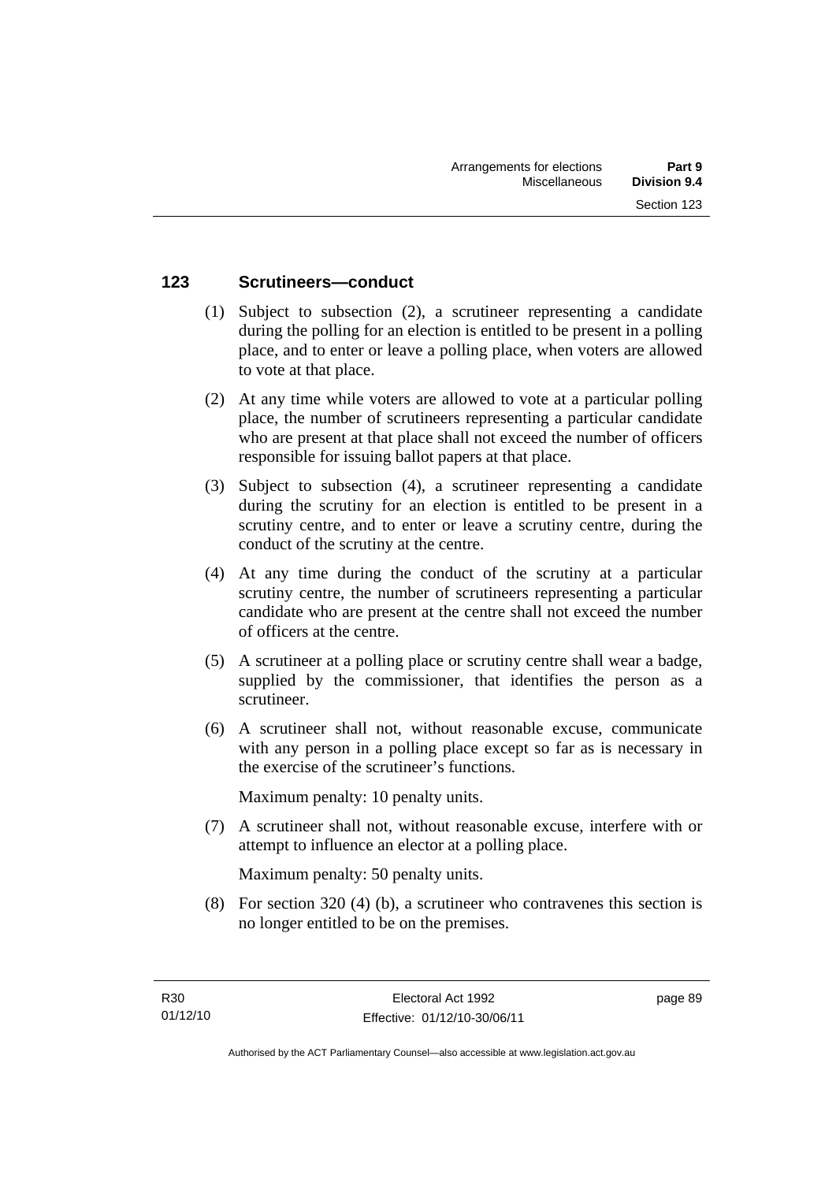## 123 Scrutineers—conduct

(1) Subject to subsection (2), a scrutineer representing a candidate during the polling for an election is entitled to be present in a polling place, and to enter or leave a polling place, when voters are allowed to vote at that place.

(2) At any time while voters are allowed to vote at a particular polling place, the number of scrutineers representing a particular candidate who are present at that place shall not exceed the number of officers responsible for issuing ballot papers at that place.

(3) Subject to subsection (4), a scrutineer representing a candidate during the scrutiny for an election is entitled to be present in a scrutiny centre, and to enter or leave a scrutiny centre, during the conduct of the scrutiny at the centre.

(4) At any time during the conduct of the scrutiny at a particular scrutiny centre, the number of scrutineers representing a particular candidate who are present at the centre shall not exceed the number of officers at the centre.

(5) A scrutineer at a polling place or scrutiny centre shall wear a badge, supplied by the commissioner, that identifies the person as a scrutineer.

(6) A scrutineer shall not, without reasonable excuse, communicate with any person in a polling place except so far as is necessary in the exercise of the scrutineer's functions.

Maximum penalty: 10 penalty units.

(7) A scrutineer shall not, without reasonable excuse, interfere with or attempt to influence an elector at a polling place.

Maximum penalty: 50 penalty units.

(8) For section 320 (4) (b), a scrutineer who contravenes this section is no longer entitled to be on the premises.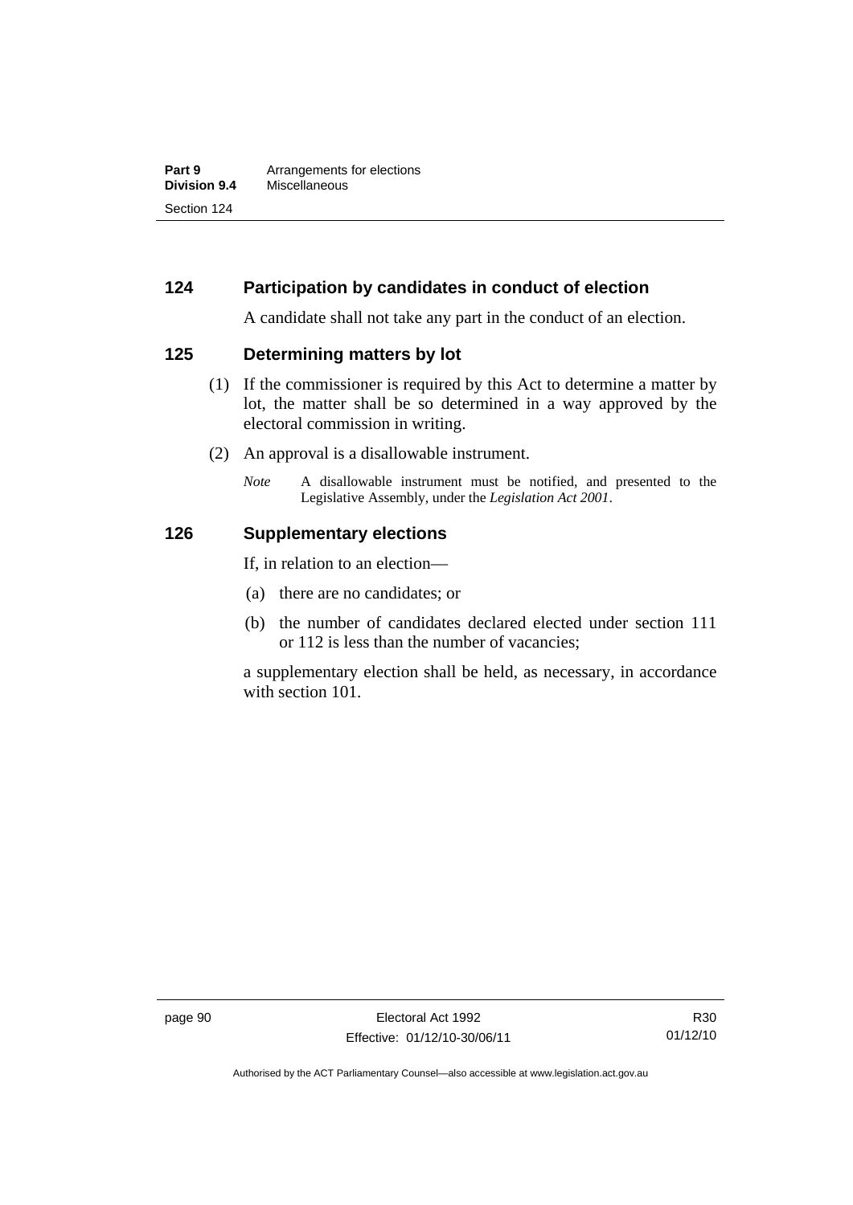## 124 Participation by candidates in conduct of election

A candidate shall not take any part in the conduct of an election.

## 125 Determining matters by lot

(1) If the commissioner is required by this Act to determine a matter by lot, the matter shall be so determined in a way approved by the electoral commission in writing.

(2) An approval is a disallowable instrument.

*Note* A disallowable instrument must be notified, and presented to the Legislative Assembly, under the *Legislation Act 2001*.

## 126 Supplementary elections

If, in relation to an election—

(a) there are no candidates; or

(b) the number of candidates declared elected under section 111 or 112 is less than the number of vacancies;

a supplementary election shall be held, as necessary, in accordance with section 101.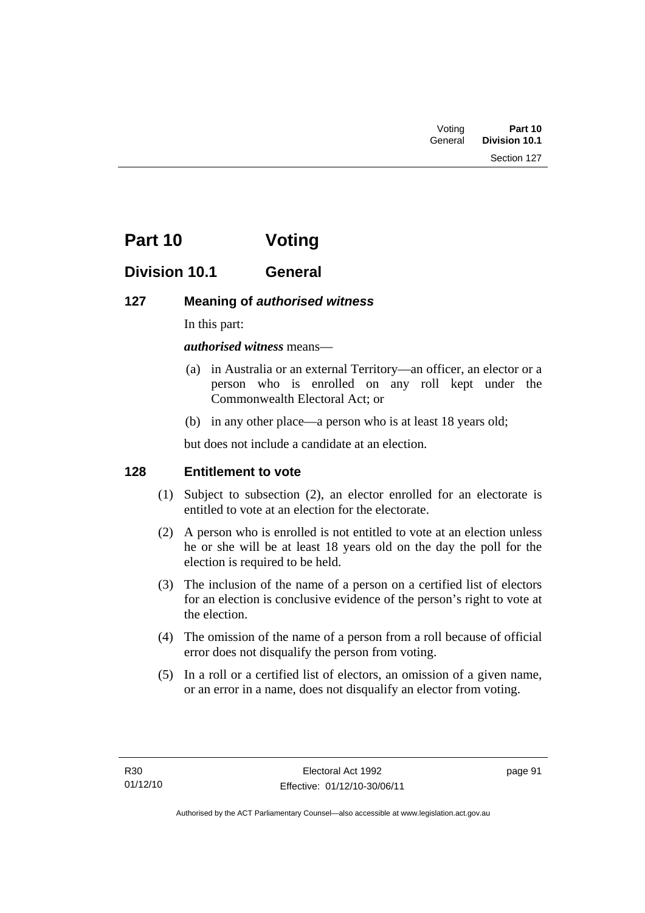# Part 10 Voting

## Division 10.1 General

### 127 Meaning of *authorised witness*

In this part:

***authorised witness*** means—

(a) in Australia or an external Territory—an officer, an elector or a person who is enrolled on any roll kept under the Commonwealth Electoral Act; or

(b) in any other place—a person who is at least 18 years old;

but does not include a candidate at an election.

### 128 Entitlement to vote

(1) Subject to subsection (2), an elector enrolled for an electorate is entitled to vote at an election for the electorate.

(2) A person who is enrolled is not entitled to vote at an election unless he or she will be at least 18 years old on the day the poll for the election is required to be held.

(3) The inclusion of the name of a person on a certified list of electors for an election is conclusive evidence of the person's right to vote at the election.

(4) The omission of the name of a person from a roll because of official error does not disqualify the person from voting.

(5) In a roll or a certified list of electors, an omission of a given name, or an error in a name, does not disqualify an elector from voting.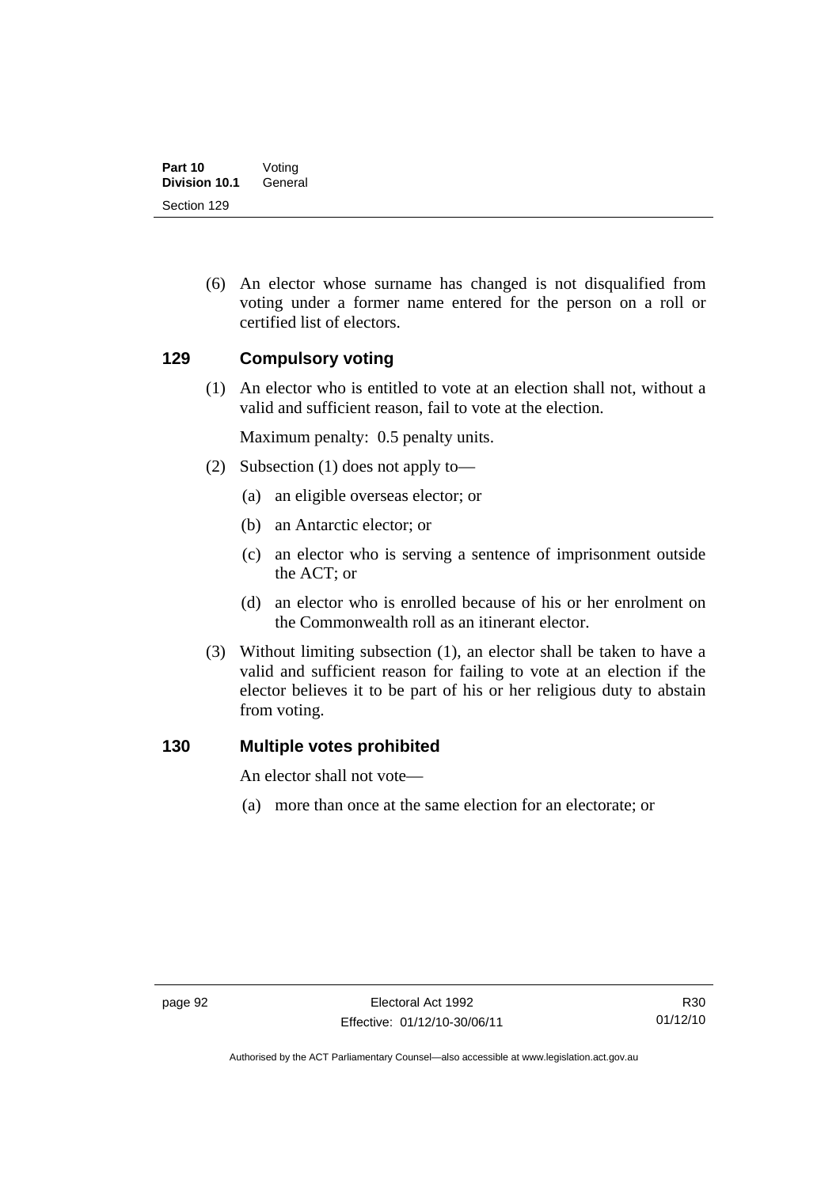(6) An elector whose surname has changed is not disqualified from voting under a former name entered for the person on a roll or certified list of electors.

## 129 Compulsory voting

(1) An elector who is entitled to vote at an election shall not, without a valid and sufficient reason, fail to vote at the election.

Maximum penalty: 0.5 penalty units.

(2) Subsection (1) does not apply to—

(a) an eligible overseas elector; or

(b) an Antarctic elector; or

(c) an elector who is serving a sentence of imprisonment outside the ACT; or

(d) an elector who is enrolled because of his or her enrolment on the Commonwealth roll as an itinerant elector.

(3) Without limiting subsection (1), an elector shall be taken to have a valid and sufficient reason for failing to vote at an election if the elector believes it to be part of his or her religious duty to abstain from voting.

## 130 Multiple votes prohibited

An elector shall not vote—

(a) more than once at the same election for an electorate; or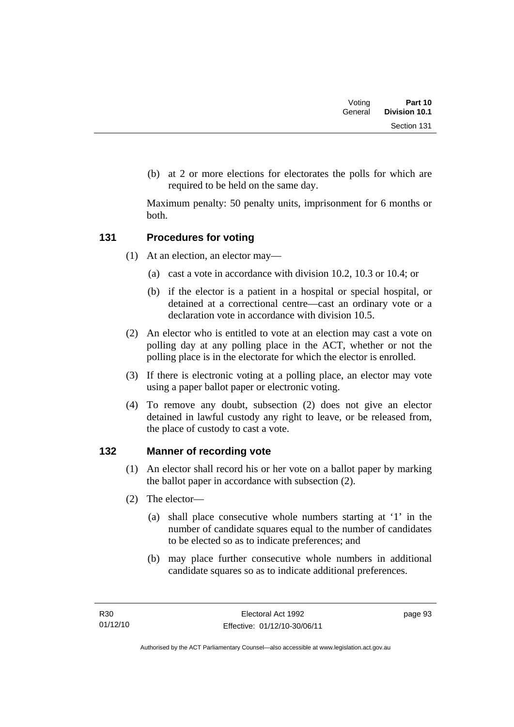(b) at 2 or more elections for electorates the polls for which are required to be held on the same day.

Maximum penalty: 50 penalty units, imprisonment for 6 months or both.

## 131 Procedures for voting

(1) At an election, an elector may—

(a) cast a vote in accordance with division 10.2, 10.3 or 10.4; or

(b) if the elector is a patient in a hospital or special hospital, or detained at a correctional centre—cast an ordinary vote or a declaration vote in accordance with division 10.5.

(2) An elector who is entitled to vote at an election may cast a vote on polling day at any polling place in the ACT, whether or not the polling place is in the electorate for which the elector is enrolled.

(3) If there is electronic voting at a polling place, an elector may vote using a paper ballot paper or electronic voting.

(4) To remove any doubt, subsection (2) does not give an elector detained in lawful custody any right to leave, or be released from, the place of custody to cast a vote.

## 132 Manner of recording vote

(1) An elector shall record his or her vote on a ballot paper by marking the ballot paper in accordance with subsection (2).

(2) The elector—

(a) shall place consecutive whole numbers starting at '1' in the number of candidate squares equal to the number of candidates to be elected so as to indicate preferences; and

(b) may place further consecutive whole numbers in additional candidate squares so as to indicate additional preferences.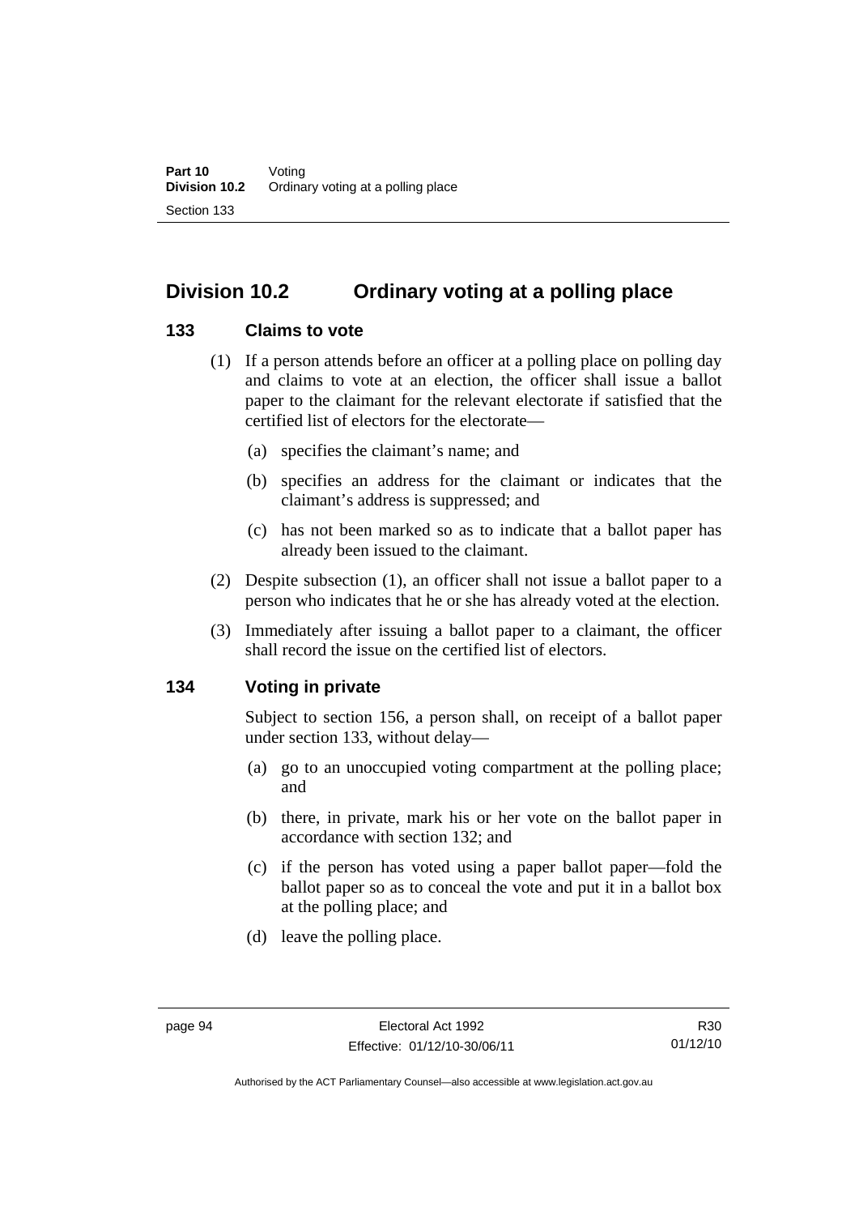## Division 10.2 Ordinary voting at a polling place

### 133 Claims to vote

(1) If a person attends before an officer at a polling place on polling day and claims to vote at an election, the officer shall issue a ballot paper to the claimant for the relevant electorate if satisfied that the certified list of electors for the electorate—

(a) specifies the claimant's name; and

(b) specifies an address for the claimant or indicates that the claimant's address is suppressed; and

(c) has not been marked so as to indicate that a ballot paper has already been issued to the claimant.

(2) Despite subsection (1), an officer shall not issue a ballot paper to a person who indicates that he or she has already voted at the election.

(3) Immediately after issuing a ballot paper to a claimant, the officer shall record the issue on the certified list of electors.

### 134 Voting in private

Subject to section 156, a person shall, on receipt of a ballot paper under section 133, without delay—

(a) go to an unoccupied voting compartment at the polling place; and

(b) there, in private, mark his or her vote on the ballot paper in accordance with section 132; and

(c) if the person has voted using a paper ballot paper—fold the ballot paper so as to conceal the vote and put it in a ballot box at the polling place; and

(d) leave the polling place.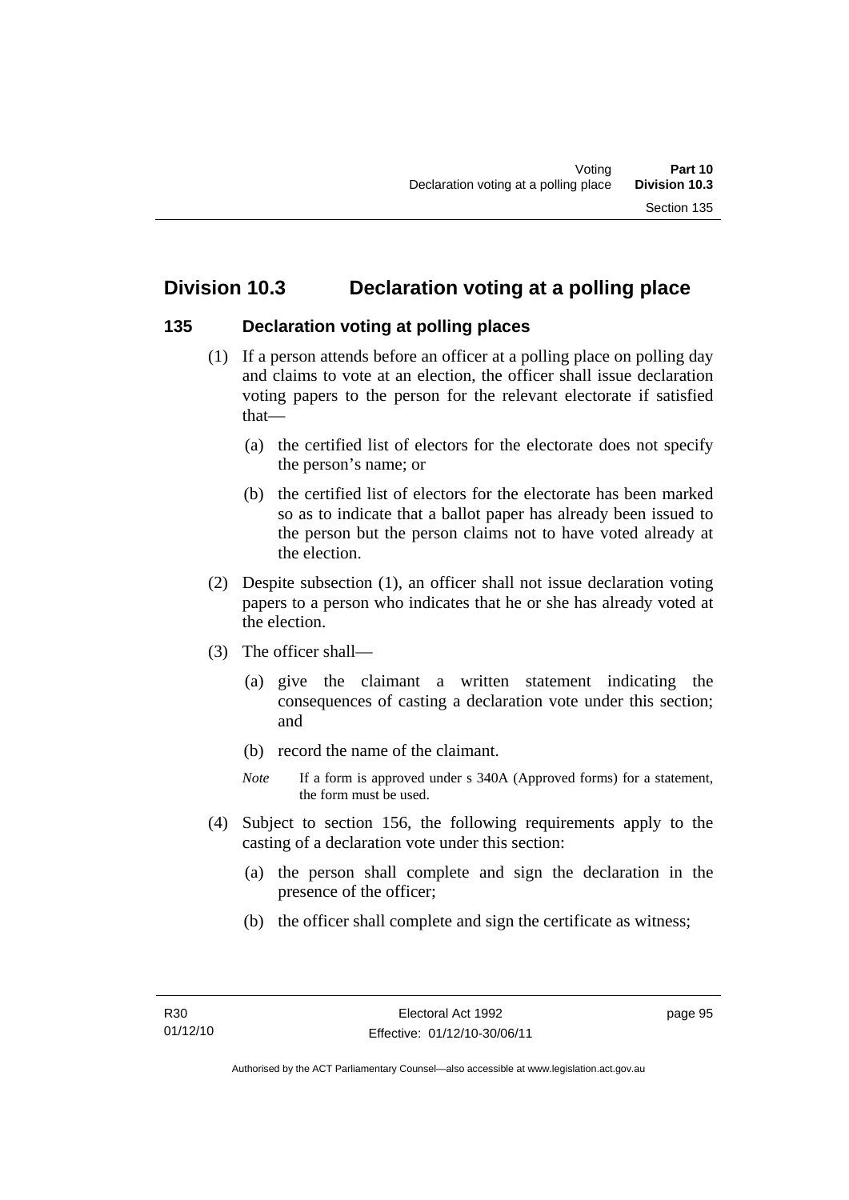## Division 10.3 Declaration voting at a polling place

### 135 Declaration voting at polling places

(1) If a person attends before an officer at a polling place on polling day and claims to vote at an election, the officer shall issue declaration voting papers to the person for the relevant electorate if satisfied that—

(a) the certified list of electors for the electorate does not specify the person's name; or

(b) the certified list of electors for the electorate has been marked so as to indicate that a ballot paper has already been issued to the person but the person claims not to have voted already at the election.

(2) Despite subsection (1), an officer shall not issue declaration voting papers to a person who indicates that he or she has already voted at the election.

(3) The officer shall—

(a) give the claimant a written statement indicating the consequences of casting a declaration vote under this section; and

(b) record the name of the claimant.

*Note* If a form is approved under s 340A (Approved forms) for a statement, the form must be used.

(4) Subject to section 156, the following requirements apply to the casting of a declaration vote under this section:

(a) the person shall complete and sign the declaration in the presence of the officer;

(b) the officer shall complete and sign the certificate as witness;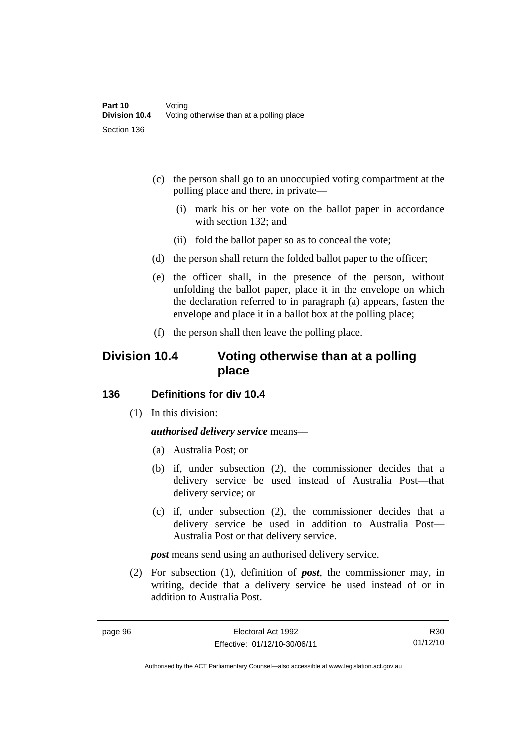(c) the person shall go to an unoccupied voting compartment at the polling place and there, in private—

   (i) mark his or her vote on the ballot paper in accordance with section 132; and

   (ii) fold the ballot paper so as to conceal the vote;

(d) the person shall return the folded ballot paper to the officer;

(e) the officer shall, in the presence of the person, without unfolding the ballot paper, place it in the envelope on which the declaration referred to in paragraph (a) appears, fasten the envelope and place it in a ballot box at the polling place;

(f) the person shall then leave the polling place.

## Division 10.4 Voting otherwise than at a polling place

### 136 Definitions for div 10.4

(1) In this division:

***authorised delivery service*** means—

(a) Australia Post; or

(b) if, under subsection (2), the commissioner decides that a delivery service be used instead of Australia Post—that delivery service; or

(c) if, under subsection (2), the commissioner decides that a delivery service be used in addition to Australia Post—Australia Post or that delivery service.

***post*** means send using an authorised delivery service.

(2) For subsection (1), definition of ***post***, the commissioner may, in writing, decide that a delivery service be used instead of or in addition to Australia Post.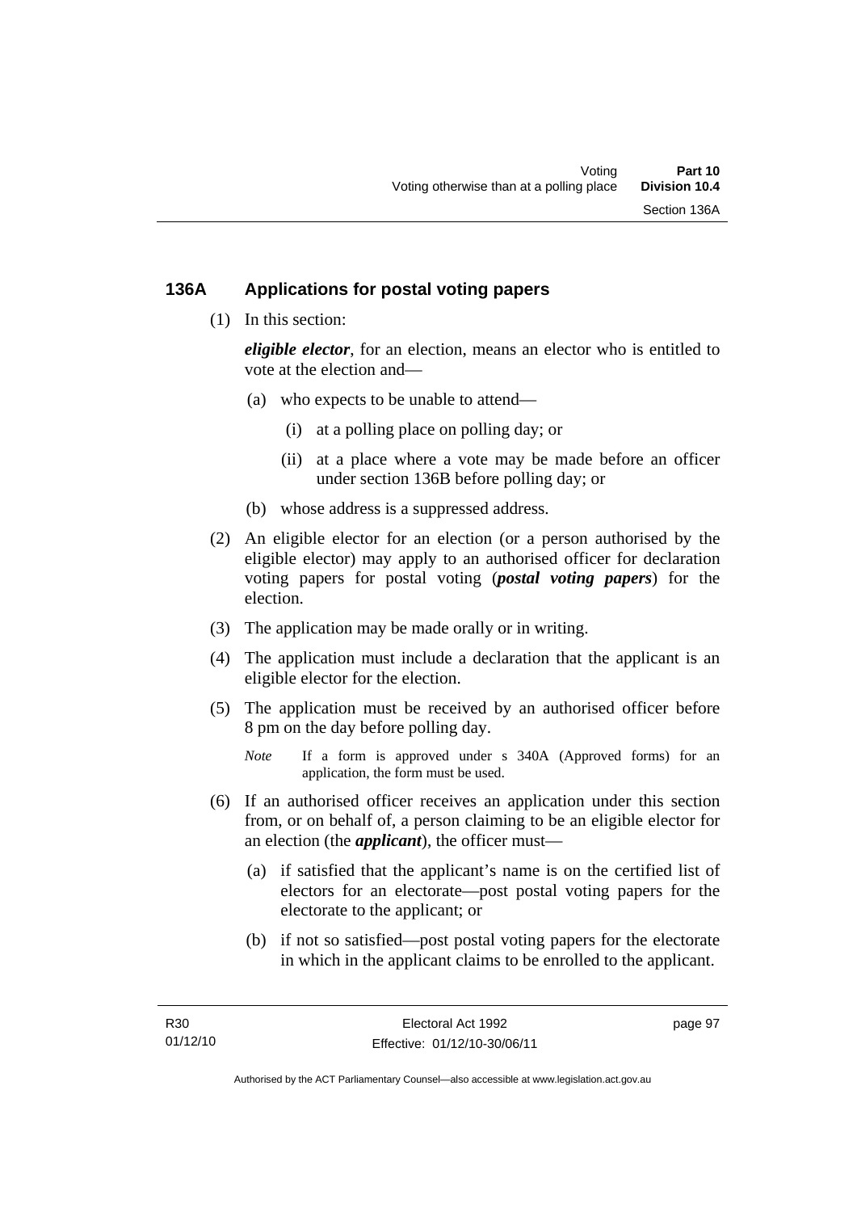## 136A Applications for postal voting papers

(1) In this section:

***eligible elector***, for an election, means an elector who is entitled to vote at the election and—

(a) who expects to be unable to attend—

(i) at a polling place on polling day; or

(ii) at a place where a vote may be made before an officer under section 136B before polling day; or

(b) whose address is a suppressed address.

(2) An eligible elector for an election (or a person authorised by the eligible elector) may apply to an authorised officer for declaration voting papers for postal voting (***postal voting papers***) for the election.

(3) The application may be made orally or in writing.

(4) The application must include a declaration that the applicant is an eligible elector for the election.

(5) The application must be received by an authorised officer before 8 pm on the day before polling day.

*Note* If a form is approved under s 340A (Approved forms) for an application, the form must be used.

(6) If an authorised officer receives an application under this section from, or on behalf of, a person claiming to be an eligible elector for an election (the ***applicant***), the officer must—

(a) if satisfied that the applicant's name is on the certified list of electors for an electorate—post postal voting papers for the electorate to the applicant; or

(b) if not so satisfied—post postal voting papers for the electorate in which in the applicant claims to be enrolled to the applicant.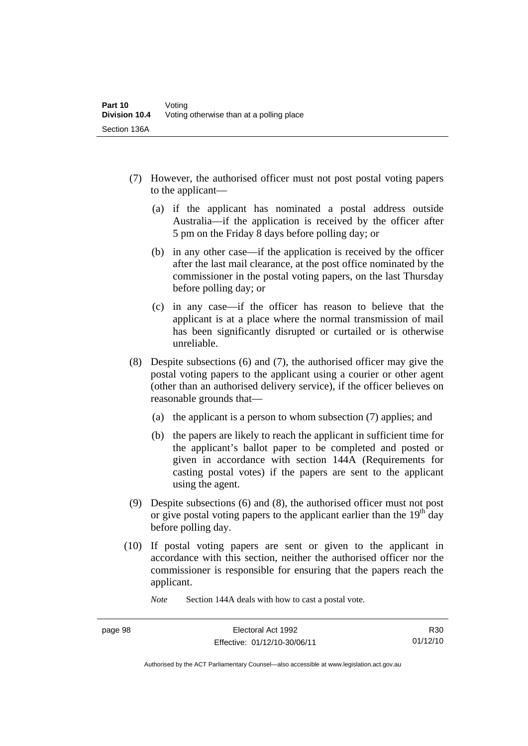(7) However, the authorised officer must not post postal voting papers to the applicant—

(a) if the applicant has nominated a postal address outside Australia—if the application is received by the officer after 5 pm on the Friday 8 days before polling day; or

(b) in any other case—if the application is received by the officer after the last mail clearance, at the post office nominated by the commissioner in the postal voting papers, on the last Thursday before polling day; or

(c) in any case—if the officer has reason to believe that the applicant is at a place where the normal transmission of mail has been significantly disrupted or curtailed or is otherwise unreliable.

(8) Despite subsections (6) and (7), the authorised officer may give the postal voting papers to the applicant using a courier or other agent (other than an authorised delivery service), if the officer believes on reasonable grounds that—

(a) the applicant is a person to whom subsection (7) applies; and

(b) the papers are likely to reach the applicant in sufficient time for the applicant's ballot paper to be completed and posted or given in accordance with section 144A (Requirements for casting postal votes) if the papers are sent to the applicant using the agent.

(9) Despite subsections (6) and (8), the authorised officer must not post or give postal voting papers to the applicant earlier than the 19th day before polling day.

(10) If postal voting papers are sent or given to the applicant in accordance with this section, neither the authorised officer nor the commissioner is responsible for ensuring that the papers reach the applicant.

*Note* Section 144A deals with how to cast a postal vote.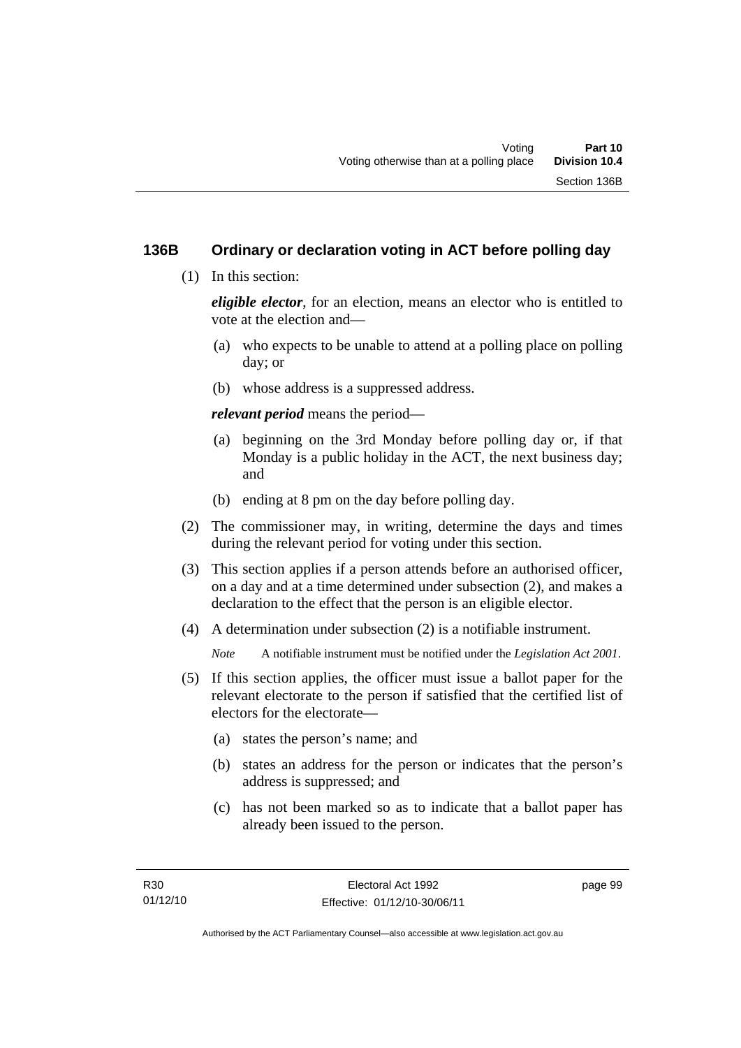## 136B Ordinary or declaration voting in ACT before polling day

(1) In this section:

***eligible elector***, for an election, means an elector who is entitled to vote at the election and—

(a) who expects to be unable to attend at a polling place on polling day; or

(b) whose address is a suppressed address.

***relevant period*** means the period—

(a) beginning on the 3rd Monday before polling day or, if that Monday is a public holiday in the ACT, the next business day; and

(b) ending at 8 pm on the day before polling day.

(2) The commissioner may, in writing, determine the days and times during the relevant period for voting under this section.

(3) This section applies if a person attends before an authorised officer, on a day and at a time determined under subsection (2), and makes a declaration to the effect that the person is an eligible elector.

(4) A determination under subsection (2) is a notifiable instrument.

*Note* A notifiable instrument must be notified under the *Legislation Act 2001*.

(5) If this section applies, the officer must issue a ballot paper for the relevant electorate to the person if satisfied that the certified list of electors for the electorate—

(a) states the person's name; and

(b) states an address for the person or indicates that the person's address is suppressed; and

(c) has not been marked so as to indicate that a ballot paper has already been issued to the person.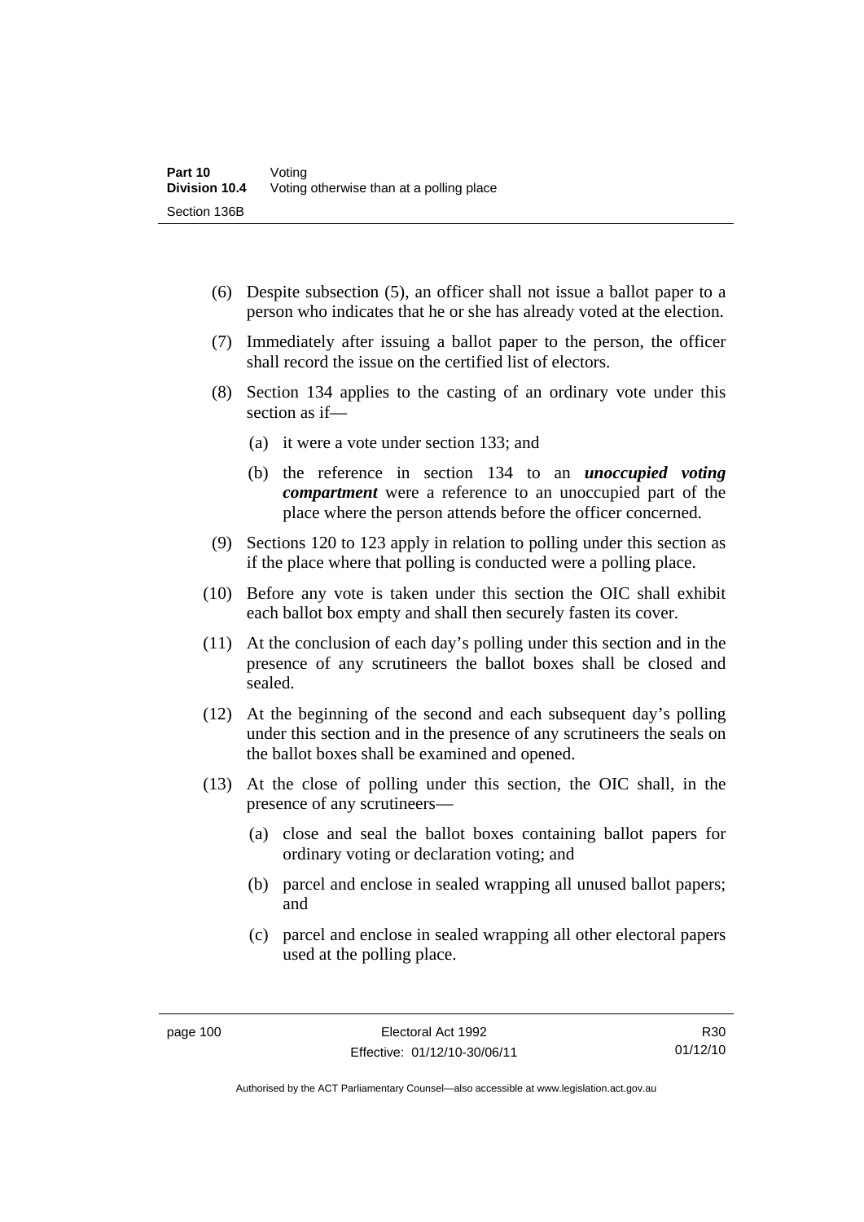(6) Despite subsection (5), an officer shall not issue a ballot paper to a person who indicates that he or she has already voted at the election.

(7) Immediately after issuing a ballot paper to the person, the officer shall record the issue on the certified list of electors.

(8) Section 134 applies to the casting of an ordinary vote under this section as if—

   (a) it were a vote under section 133; and

   (b) the reference in section 134 to an ***unoccupied voting compartment*** were a reference to an unoccupied part of the place where the person attends before the officer concerned.

(9) Sections 120 to 123 apply in relation to polling under this section as if the place where that polling is conducted were a polling place.

(10) Before any vote is taken under this section the OIC shall exhibit each ballot box empty and shall then securely fasten its cover.

(11) At the conclusion of each day's polling under this section and in the presence of any scrutineers the ballot boxes shall be closed and sealed.

(12) At the beginning of the second and each subsequent day's polling under this section and in the presence of any scrutineers the seals on the ballot boxes shall be examined and opened.

(13) At the close of polling under this section, the OIC shall, in the presence of any scrutineers—

   (a) close and seal the ballot boxes containing ballot papers for ordinary voting or declaration voting; and

   (b) parcel and enclose in sealed wrapping all unused ballot papers; and

   (c) parcel and enclose in sealed wrapping all other electoral papers used at the polling place.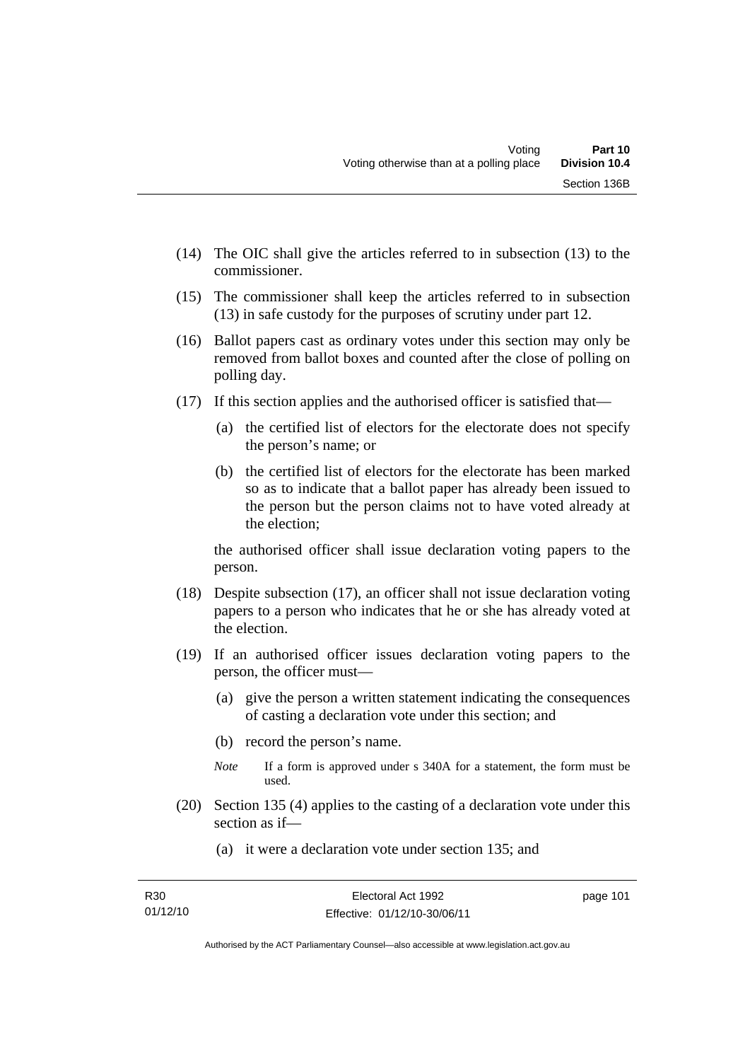(14) The OIC shall give the articles referred to in subsection (13) to the commissioner.

(15) The commissioner shall keep the articles referred to in subsection (13) in safe custody for the purposes of scrutiny under part 12.

(16) Ballot papers cast as ordinary votes under this section may only be removed from ballot boxes and counted after the close of polling on polling day.

(17) If this section applies and the authorised officer is satisfied that—

  (a) the certified list of electors for the electorate does not specify the person's name; or

  (b) the certified list of electors for the electorate has been marked so as to indicate that a ballot paper has already been issued to the person but the person claims not to have voted already at the election;

  the authorised officer shall issue declaration voting papers to the person.

(18) Despite subsection (17), an officer shall not issue declaration voting papers to a person who indicates that he or she has already voted at the election.

(19) If an authorised officer issues declaration voting papers to the person, the officer must—

  (a) give the person a written statement indicating the consequences of casting a declaration vote under this section; and

  (b) record the person's name.

  *Note* If a form is approved under s 340A for a statement, the form must be used.

(20) Section 135 (4) applies to the casting of a declaration vote under this section as if—

  (a) it were a declaration vote under section 135; and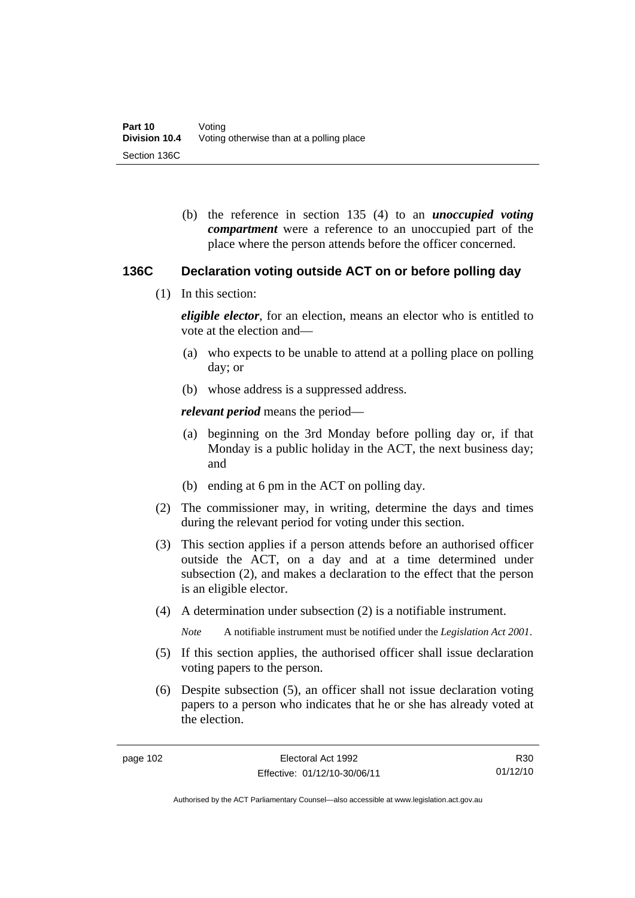(b) the reference in section 135 (4) to an ***unoccupied voting compartment*** were a reference to an unoccupied part of the place where the person attends before the officer concerned.

### 136C Declaration voting outside ACT on or before polling day

(1) In this section:

***eligible elector***, for an election, means an elector who is entitled to vote at the election and—

(a) who expects to be unable to attend at a polling place on polling day; or

(b) whose address is a suppressed address.

***relevant period*** means the period—

(a) beginning on the 3rd Monday before polling day or, if that Monday is a public holiday in the ACT, the next business day; and

(b) ending at 6 pm in the ACT on polling day.

(2) The commissioner may, in writing, determine the days and times during the relevant period for voting under this section.

(3) This section applies if a person attends before an authorised officer outside the ACT, on a day and at a time determined under subsection (2), and makes a declaration to the effect that the person is an eligible elector.

(4) A determination under subsection (2) is a notifiable instrument.

*Note* A notifiable instrument must be notified under the *Legislation Act 2001*.

(5) If this section applies, the authorised officer shall issue declaration voting papers to the person.

(6) Despite subsection (5), an officer shall not issue declaration voting papers to a person who indicates that he or she has already voted at the election.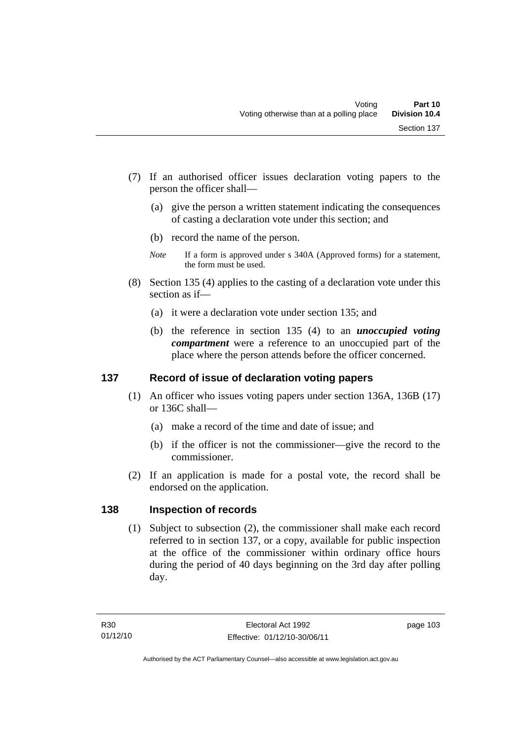(7) If an authorised officer issues declaration voting papers to the person the officer shall—

  (a) give the person a written statement indicating the consequences of casting a declaration vote under this section; and

  (b) record the name of the person.

*Note* If a form is approved under s 340A (Approved forms) for a statement, the form must be used.

(8) Section 135 (4) applies to the casting of a declaration vote under this section as if—

  (a) it were a declaration vote under section 135; and

  (b) the reference in section 135 (4) to an ***unoccupied voting compartment*** were a reference to an unoccupied part of the place where the person attends before the officer concerned.

## 137 Record of issue of declaration voting papers

(1) An officer who issues voting papers under section 136A, 136B (17) or 136C shall—

  (a) make a record of the time and date of issue; and

  (b) if the officer is not the commissioner—give the record to the commissioner.

(2) If an application is made for a postal vote, the record shall be endorsed on the application.

## 138 Inspection of records

(1) Subject to subsection (2), the commissioner shall make each record referred to in section 137, or a copy, available for public inspection at the office of the commissioner within ordinary office hours during the period of 40 days beginning on the 3rd day after polling day.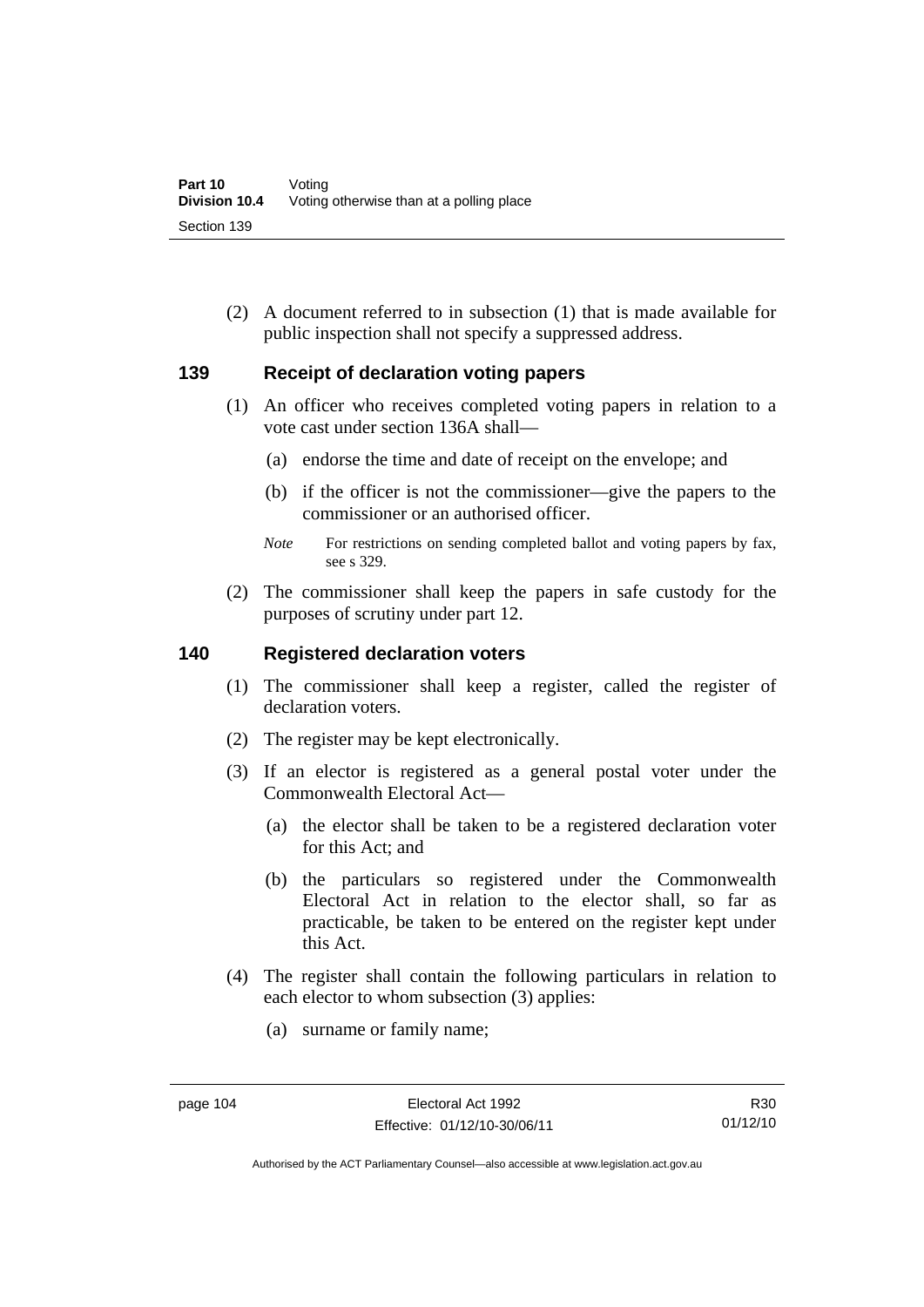(2) A document referred to in subsection (1) that is made available for public inspection shall not specify a suppressed address.

## 139 Receipt of declaration voting papers

(1) An officer who receives completed voting papers in relation to a vote cast under section 136A shall—

(a) endorse the time and date of receipt on the envelope; and

(b) if the officer is not the commissioner—give the papers to the commissioner or an authorised officer.

*Note* For restrictions on sending completed ballot and voting papers by fax, see s 329.

(2) The commissioner shall keep the papers in safe custody for the purposes of scrutiny under part 12.

## 140 Registered declaration voters

(1) The commissioner shall keep a register, called the register of declaration voters.

(2) The register may be kept electronically.

(3) If an elector is registered as a general postal voter under the Commonwealth Electoral Act—

(a) the elector shall be taken to be a registered declaration voter for this Act; and

(b) the particulars so registered under the Commonwealth Electoral Act in relation to the elector shall, so far as practicable, be taken to be entered on the register kept under this Act.

(4) The register shall contain the following particulars in relation to each elector to whom subsection (3) applies:

(a) surname or family name;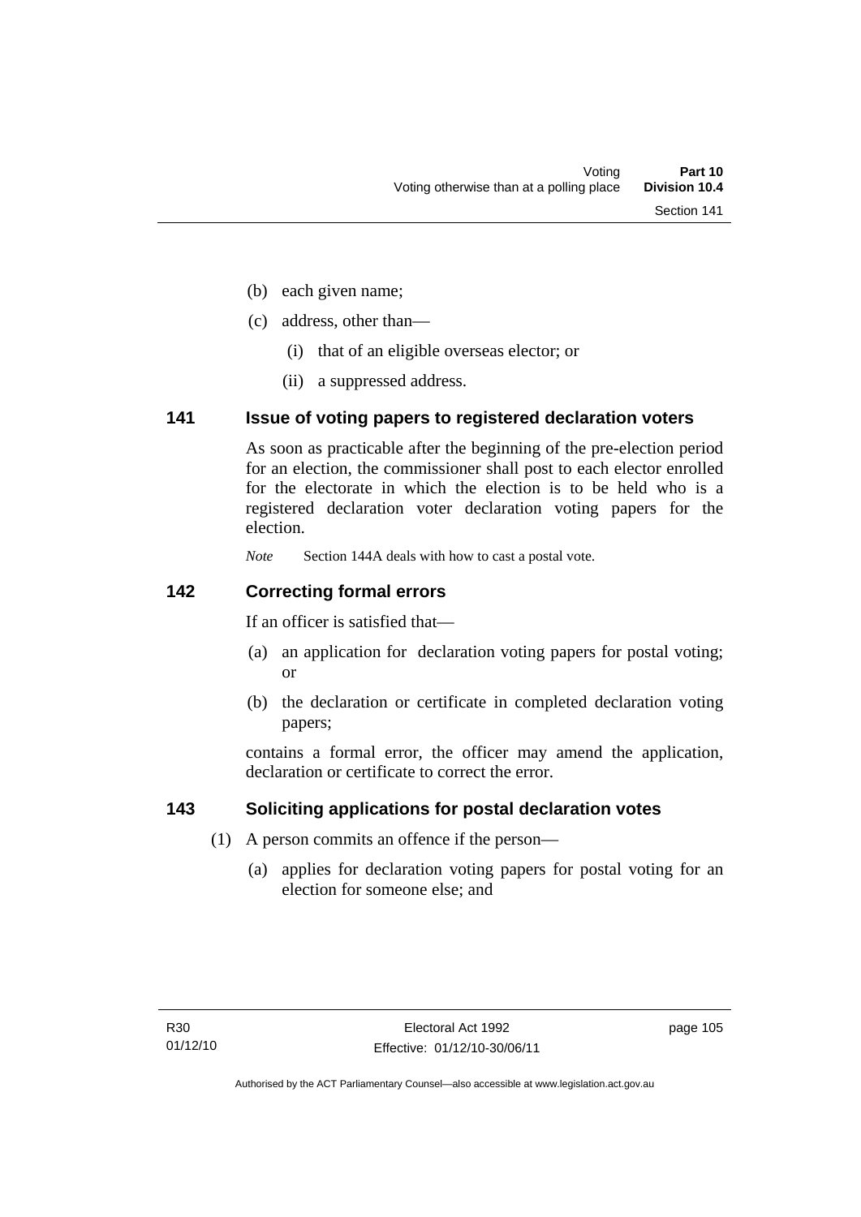(b) each given name;

(c) address, other than—

  (i) that of an eligible overseas elector; or

  (ii) a suppressed address.

## 141 Issue of voting papers to registered declaration voters

As soon as practicable after the beginning of the pre-election period for an election, the commissioner shall post to each elector enrolled for the electorate in which the election is to be held who is a registered declaration voter declaration voting papers for the election.

*Note* Section 144A deals with how to cast a postal vote.

## 142 Correcting formal errors

If an officer is satisfied that—

(a) an application for declaration voting papers for postal voting; or

(b) the declaration or certificate in completed declaration voting papers;

contains a formal error, the officer may amend the application, declaration or certificate to correct the error.

## 143 Soliciting applications for postal declaration votes

(1) A person commits an offence if the person—

  (a) applies for declaration voting papers for postal voting for an election for someone else; and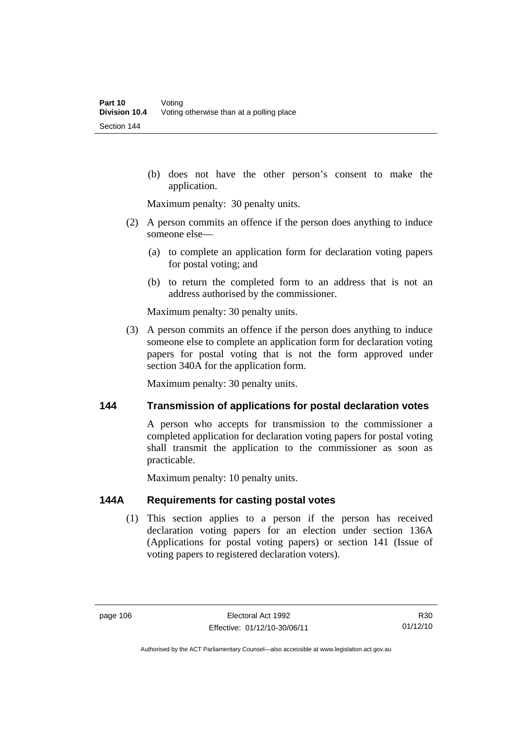(b) does not have the other person's consent to make the application.

Maximum penalty: 30 penalty units.

(2) A person commits an offence if the person does anything to induce someone else—

(a) to complete an application form for declaration voting papers for postal voting; and

(b) to return the completed form to an address that is not an address authorised by the commissioner.

Maximum penalty: 30 penalty units.

(3) A person commits an offence if the person does anything to induce someone else to complete an application form for declaration voting papers for postal voting that is not the form approved under section 340A for the application form.

Maximum penalty: 30 penalty units.

## 144 Transmission of applications for postal declaration votes

A person who accepts for transmission to the commissioner a completed application for declaration voting papers for postal voting shall transmit the application to the commissioner as soon as practicable.

Maximum penalty: 10 penalty units.

## 144A Requirements for casting postal votes

(1) This section applies to a person if the person has received declaration voting papers for an election under section 136A (Applications for postal voting papers) or section 141 (Issue of voting papers to registered declaration voters).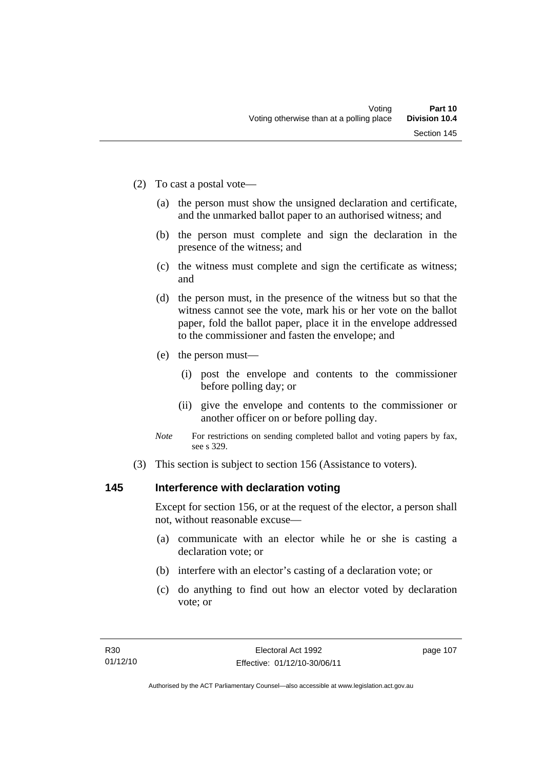(2) To cast a postal vote—

(a) the person must show the unsigned declaration and certificate, and the unmarked ballot paper to an authorised witness; and

(b) the person must complete and sign the declaration in the presence of the witness; and

(c) the witness must complete and sign the certificate as witness; and

(d) the person must, in the presence of the witness but so that the witness cannot see the vote, mark his or her vote on the ballot paper, fold the ballot paper, place it in the envelope addressed to the commissioner and fasten the envelope; and

(e) the person must—

(i) post the envelope and contents to the commissioner before polling day; or

(ii) give the envelope and contents to the commissioner or another officer on or before polling day.

*Note* For restrictions on sending completed ballot and voting papers by fax, see s 329.

(3) This section is subject to section 156 (Assistance to voters).

## 145 Interference with declaration voting

Except for section 156, or at the request of the elector, a person shall not, without reasonable excuse—

(a) communicate with an elector while he or she is casting a declaration vote; or

(b) interfere with an elector's casting of a declaration vote; or

(c) do anything to find out how an elector voted by declaration vote; or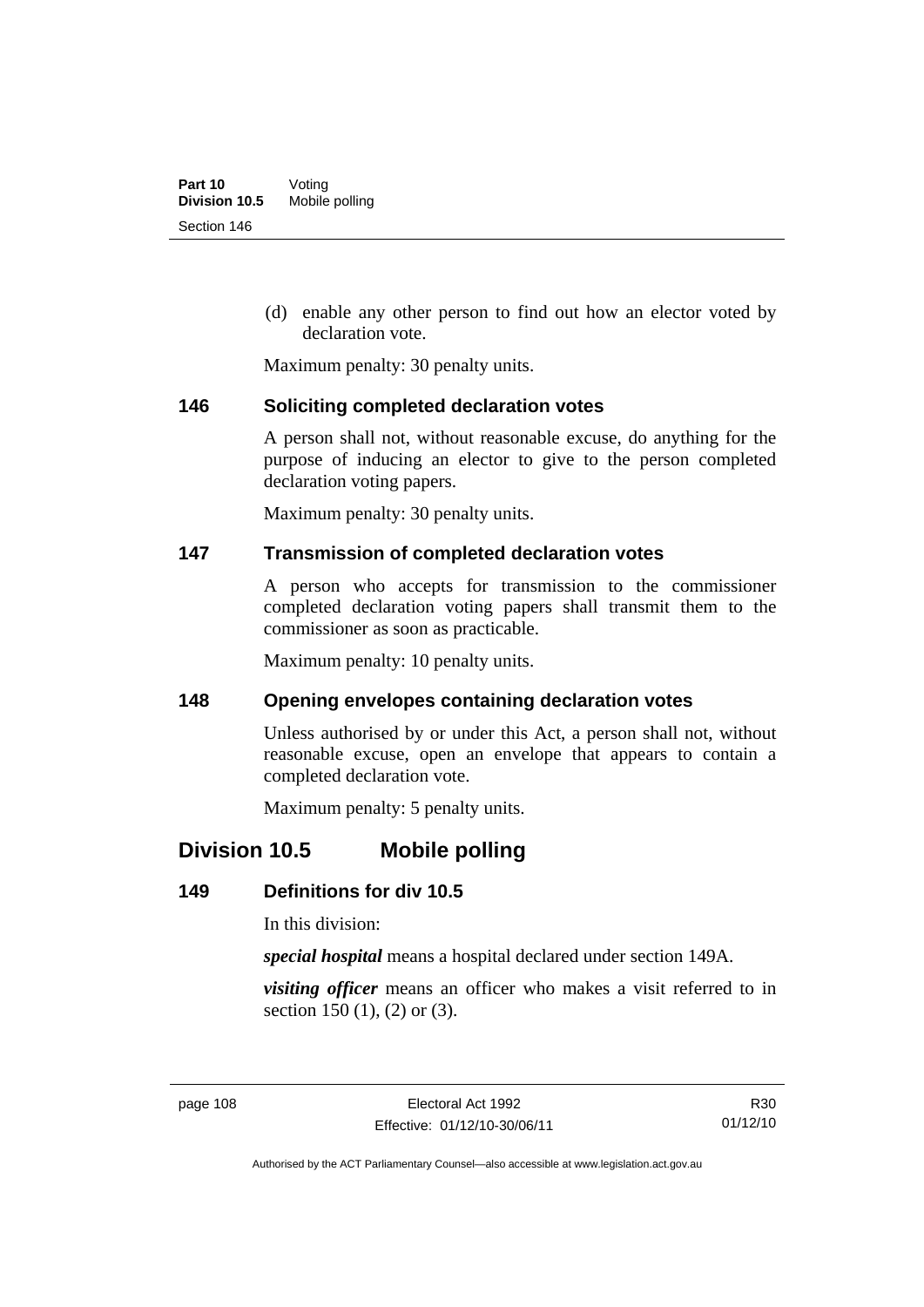(d) enable any other person to find out how an elector voted by declaration vote.

Maximum penalty: 30 penalty units.

### 146 Soliciting completed declaration votes

A person shall not, without reasonable excuse, do anything for the purpose of inducing an elector to give to the person completed declaration voting papers.

Maximum penalty: 30 penalty units.

### 147 Transmission of completed declaration votes

A person who accepts for transmission to the commissioner completed declaration voting papers shall transmit them to the commissioner as soon as practicable.

Maximum penalty: 10 penalty units.

### 148 Opening envelopes containing declaration votes

Unless authorised by or under this Act, a person shall not, without reasonable excuse, open an envelope that appears to contain a completed declaration vote.

Maximum penalty: 5 penalty units.

## Division 10.5 Mobile polling

### 149 Definitions for div 10.5

In this division:

***special hospital*** means a hospital declared under section 149A.

***visiting officer*** means an officer who makes a visit referred to in section 150 (1), (2) or (3).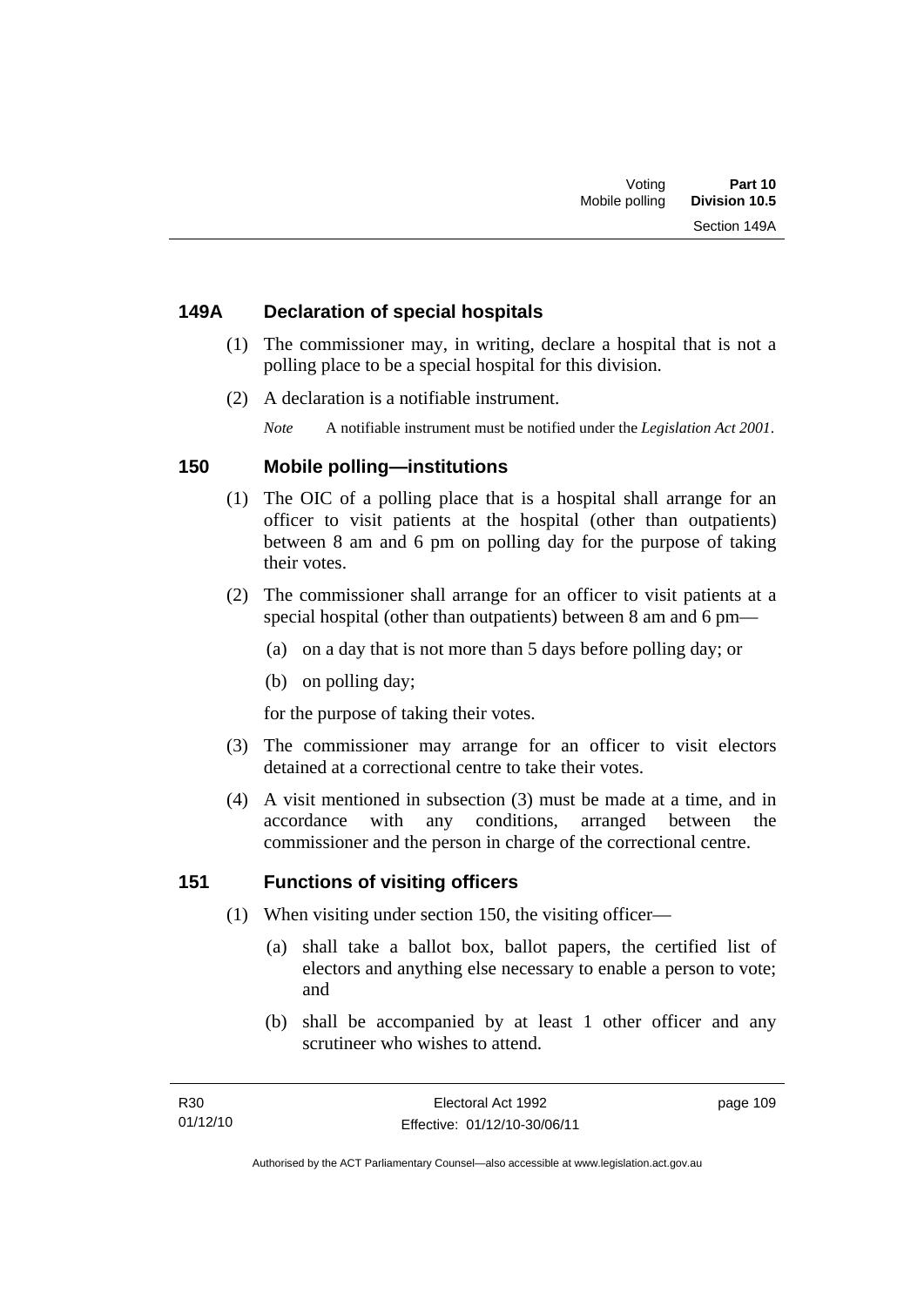## 149A Declaration of special hospitals

(1) The commissioner may, in writing, declare a hospital that is not a polling place to be a special hospital for this division.

(2) A declaration is a notifiable instrument.

*Note* A notifiable instrument must be notified under the *Legislation Act 2001*.

## 150 Mobile polling—institutions

(1) The OIC of a polling place that is a hospital shall arrange for an officer to visit patients at the hospital (other than outpatients) between 8 am and 6 pm on polling day for the purpose of taking their votes.

(2) The commissioner shall arrange for an officer to visit patients at a special hospital (other than outpatients) between 8 am and 6 pm—

(a) on a day that is not more than 5 days before polling day; or

(b) on polling day;

for the purpose of taking their votes.

(3) The commissioner may arrange for an officer to visit electors detained at a correctional centre to take their votes.

(4) A visit mentioned in subsection (3) must be made at a time, and in accordance with any conditions, arranged between the commissioner and the person in charge of the correctional centre.

## 151 Functions of visiting officers

(1) When visiting under section 150, the visiting officer—

(a) shall take a ballot box, ballot papers, the certified list of electors and anything else necessary to enable a person to vote; and

(b) shall be accompanied by at least 1 other officer and any scrutineer who wishes to attend.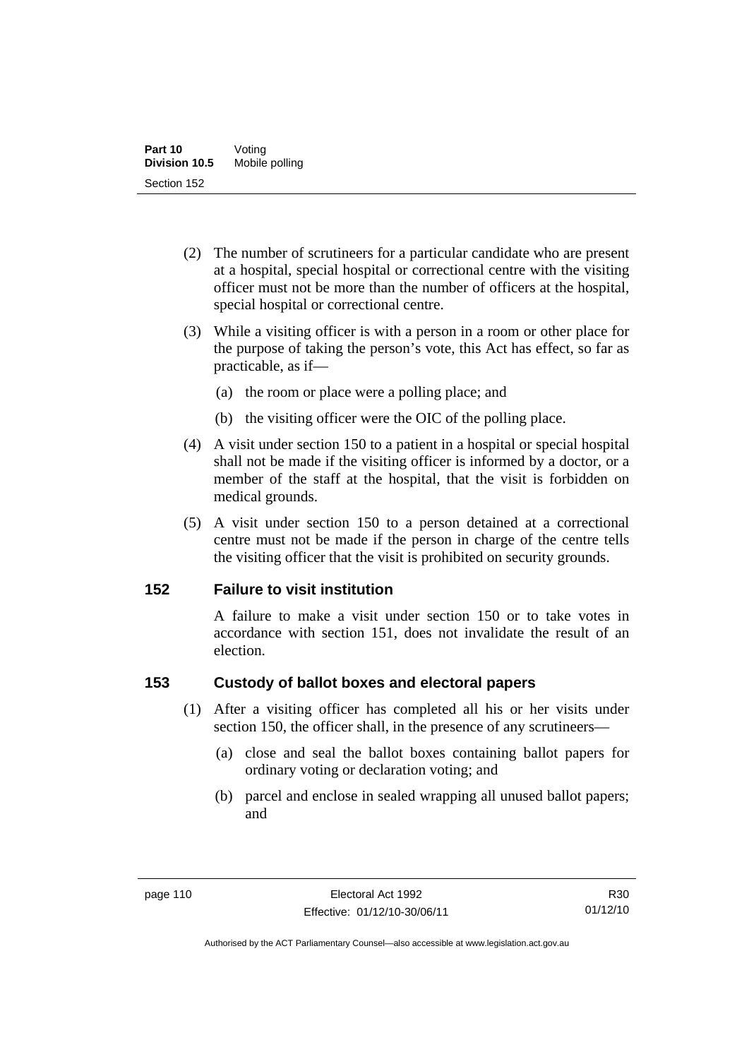(2) The number of scrutineers for a particular candidate who are present at a hospital, special hospital or correctional centre with the visiting officer must not be more than the number of officers at the hospital, special hospital or correctional centre.

(3) While a visiting officer is with a person in a room or other place for the purpose of taking the person's vote, this Act has effect, so far as practicable, as if—

(a) the room or place were a polling place; and

(b) the visiting officer were the OIC of the polling place.

(4) A visit under section 150 to a patient in a hospital or special hospital shall not be made if the visiting officer is informed by a doctor, or a member of the staff at the hospital, that the visit is forbidden on medical grounds.

(5) A visit under section 150 to a person detained at a correctional centre must not be made if the person in charge of the centre tells the visiting officer that the visit is prohibited on security grounds.

## 152 Failure to visit institution

A failure to make a visit under section 150 or to take votes in accordance with section 151, does not invalidate the result of an election.

## 153 Custody of ballot boxes and electoral papers

(1) After a visiting officer has completed all his or her visits under section 150, the officer shall, in the presence of any scrutineers—

(a) close and seal the ballot boxes containing ballot papers for ordinary voting or declaration voting; and

(b) parcel and enclose in sealed wrapping all unused ballot papers; and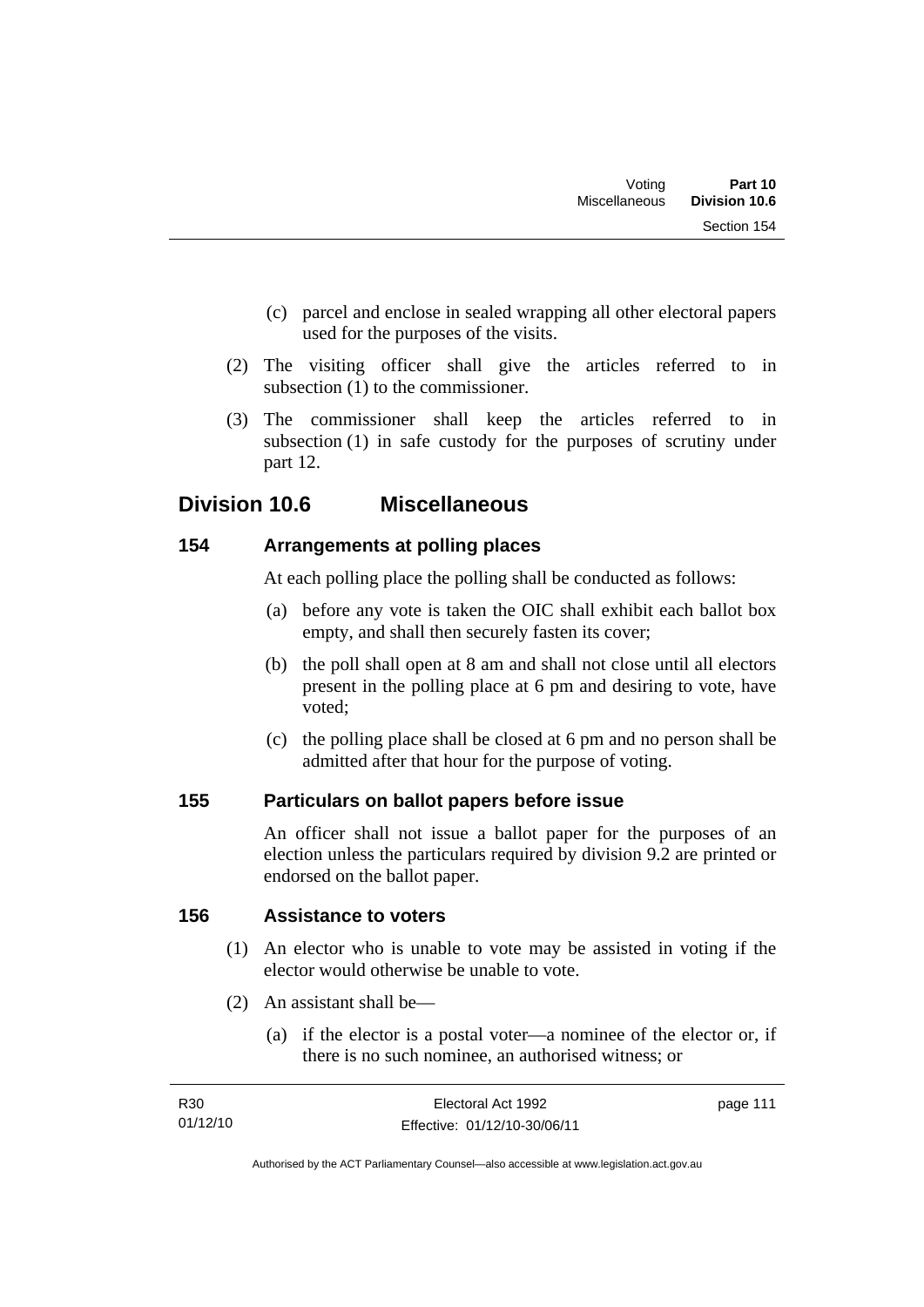(c) parcel and enclose in sealed wrapping all other electoral papers used for the purposes of the visits.

(2) The visiting officer shall give the articles referred to in subsection (1) to the commissioner.

(3) The commissioner shall keep the articles referred to in subsection (1) in safe custody for the purposes of scrutiny under part 12.

## Division 10.6 Miscellaneous

### 154 Arrangements at polling places

At each polling place the polling shall be conducted as follows:

(a) before any vote is taken the OIC shall exhibit each ballot box empty, and shall then securely fasten its cover;

(b) the poll shall open at 8 am and shall not close until all electors present in the polling place at 6 pm and desiring to vote, have voted;

(c) the polling place shall be closed at 6 pm and no person shall be admitted after that hour for the purpose of voting.

### 155 Particulars on ballot papers before issue

An officer shall not issue a ballot paper for the purposes of an election unless the particulars required by division 9.2 are printed or endorsed on the ballot paper.

### 156 Assistance to voters

(1) An elector who is unable to vote may be assisted in voting if the elector would otherwise be unable to vote.

(2) An assistant shall be—

(a) if the elector is a postal voter—a nominee of the elector or, if there is no such nominee, an authorised witness; or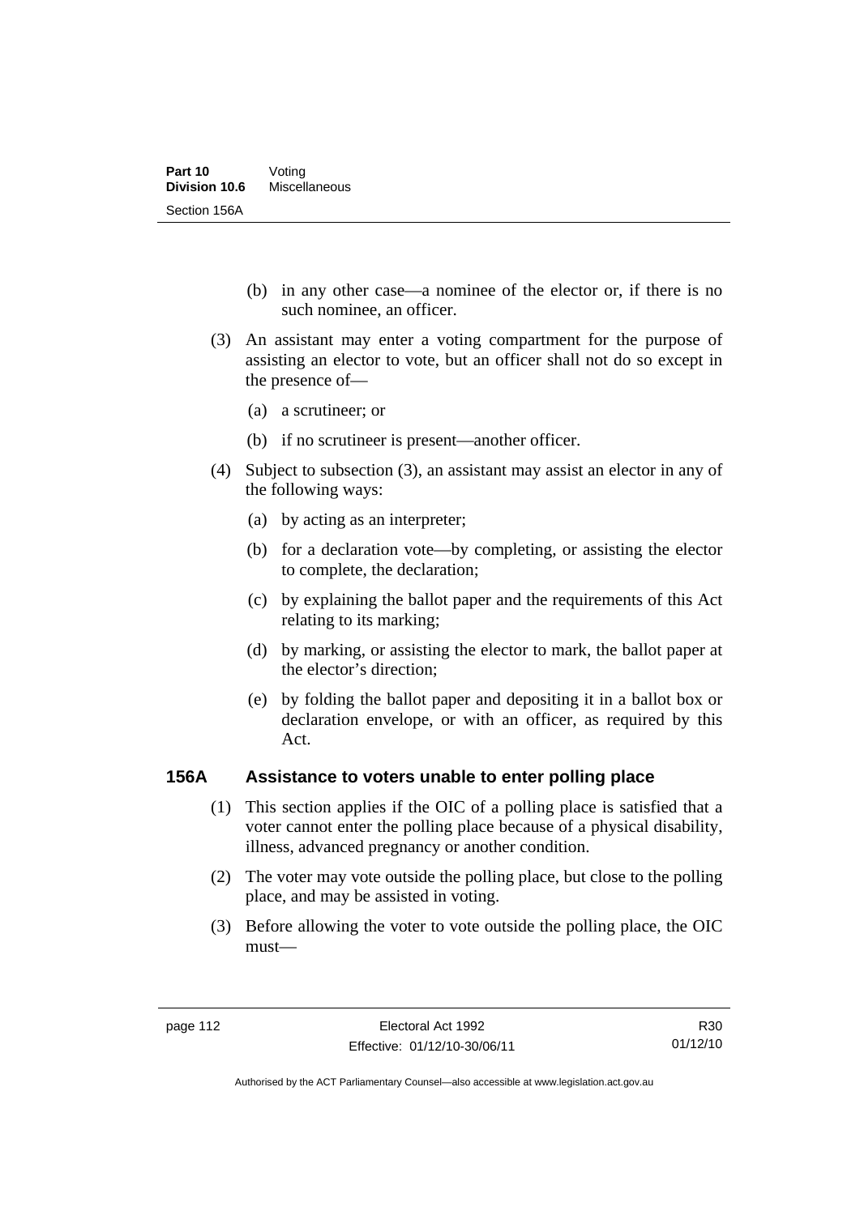(b) in any other case—a nominee of the elector or, if there is no such nominee, an officer.

(3) An assistant may enter a voting compartment for the purpose of assisting an elector to vote, but an officer shall not do so except in the presence of—

(a) a scrutineer; or

(b) if no scrutineer is present—another officer.

(4) Subject to subsection (3), an assistant may assist an elector in any of the following ways:

(a) by acting as an interpreter;

(b) for a declaration vote—by completing, or assisting the elector to complete, the declaration;

(c) by explaining the ballot paper and the requirements of this Act relating to its marking;

(d) by marking, or assisting the elector to mark, the ballot paper at the elector's direction;

(e) by folding the ballot paper and depositing it in a ballot box or declaration envelope, or with an officer, as required by this Act.

### 156A Assistance to voters unable to enter polling place

(1) This section applies if the OIC of a polling place is satisfied that a voter cannot enter the polling place because of a physical disability, illness, advanced pregnancy or another condition.

(2) The voter may vote outside the polling place, but close to the polling place, and may be assisted in voting.

(3) Before allowing the voter to vote outside the polling place, the OIC must—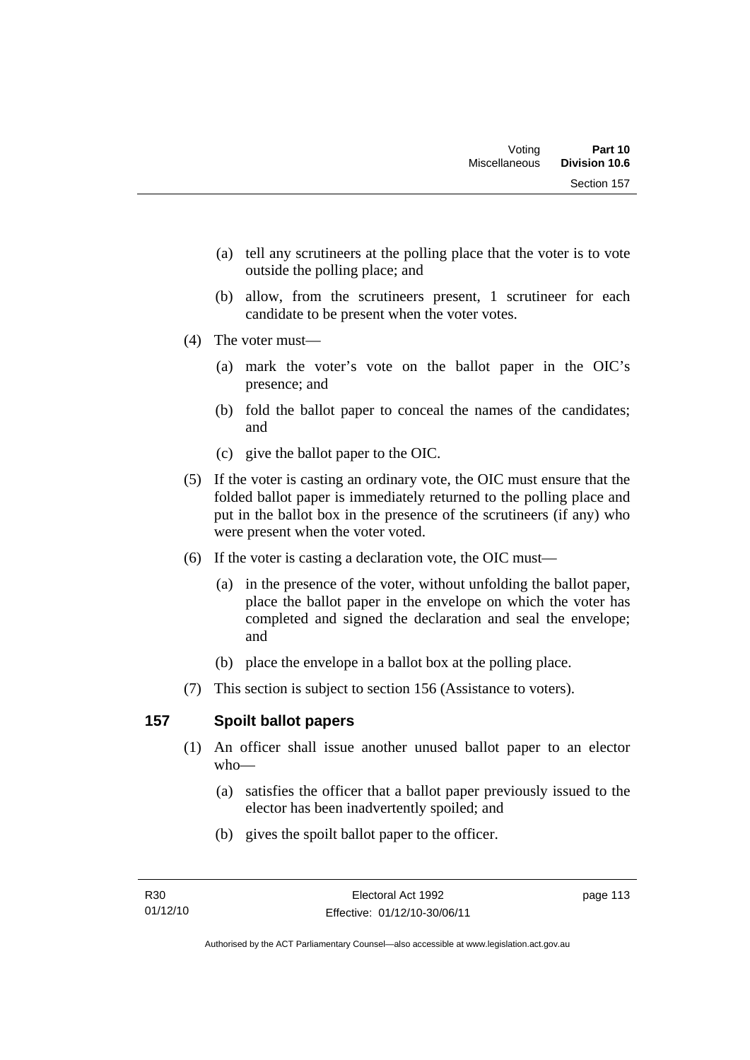(a) tell any scrutineers at the polling place that the voter is to vote outside the polling place; and

(b) allow, from the scrutineers present, 1 scrutineer for each candidate to be present when the voter votes.

(4) The voter must—

(a) mark the voter's vote on the ballot paper in the OIC's presence; and

(b) fold the ballot paper to conceal the names of the candidates; and

(c) give the ballot paper to the OIC.

(5) If the voter is casting an ordinary vote, the OIC must ensure that the folded ballot paper is immediately returned to the polling place and put in the ballot box in the presence of the scrutineers (if any) who were present when the voter voted.

(6) If the voter is casting a declaration vote, the OIC must—

(a) in the presence of the voter, without unfolding the ballot paper, place the ballot paper in the envelope on which the voter has completed and signed the declaration and seal the envelope; and

(b) place the envelope in a ballot box at the polling place.

(7) This section is subject to section 156 (Assistance to voters).

## 157 Spoilt ballot papers

(1) An officer shall issue another unused ballot paper to an elector who—

(a) satisfies the officer that a ballot paper previously issued to the elector has been inadvertently spoiled; and

(b) gives the spoilt ballot paper to the officer.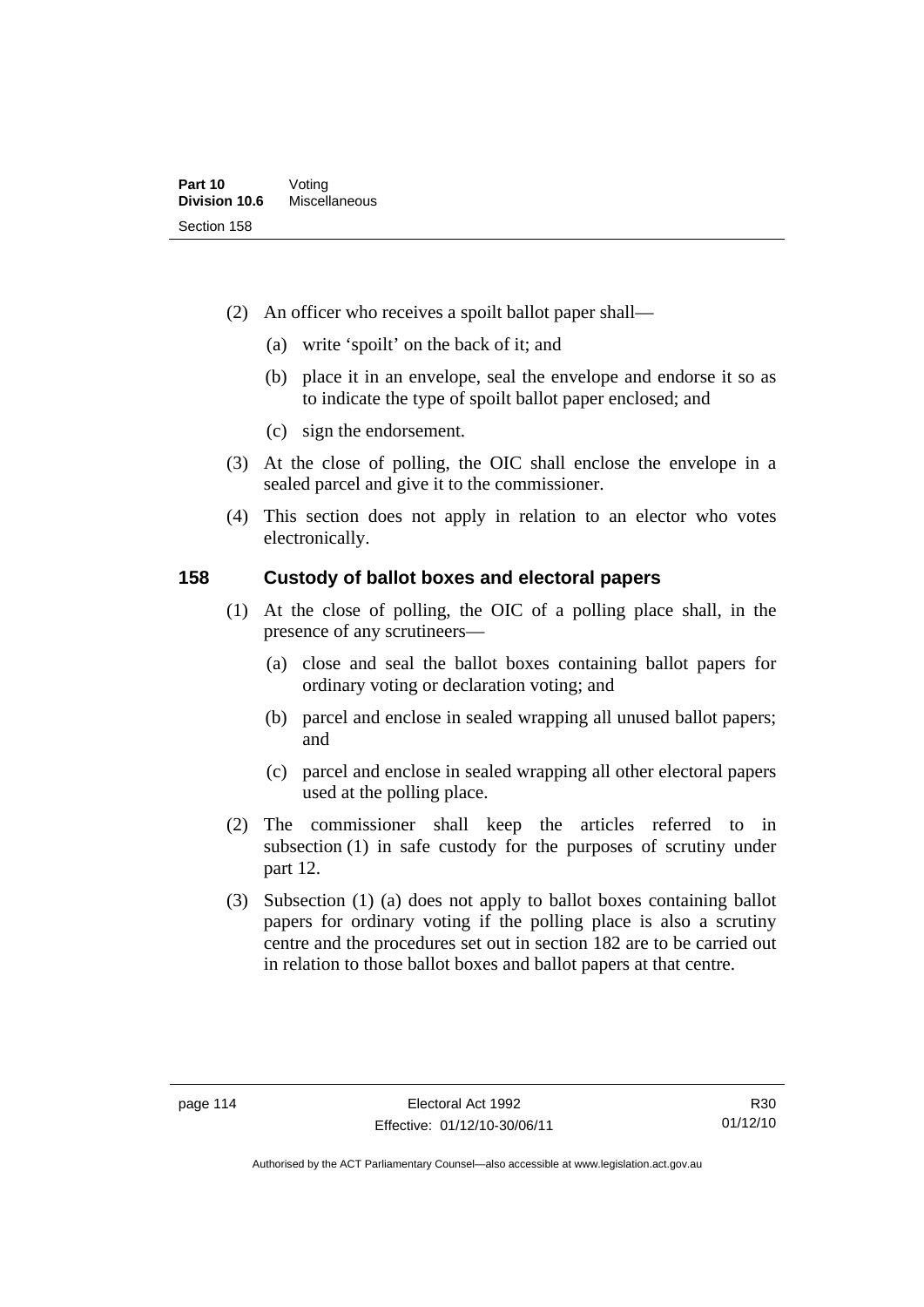(2) An officer who receives a spoilt ballot paper shall—

(a) write 'spoilt' on the back of it; and

(b) place it in an envelope, seal the envelope and endorse it so as to indicate the type of spoilt ballot paper enclosed; and

(c) sign the endorsement.

(3) At the close of polling, the OIC shall enclose the envelope in a sealed parcel and give it to the commissioner.

(4) This section does not apply in relation to an elector who votes electronically.

## 158 Custody of ballot boxes and electoral papers

(1) At the close of polling, the OIC of a polling place shall, in the presence of any scrutineers—

(a) close and seal the ballot boxes containing ballot papers for ordinary voting or declaration voting; and

(b) parcel and enclose in sealed wrapping all unused ballot papers; and

(c) parcel and enclose in sealed wrapping all other electoral papers used at the polling place.

(2) The commissioner shall keep the articles referred to in subsection (1) in safe custody for the purposes of scrutiny under part 12.

(3) Subsection (1) (a) does not apply to ballot boxes containing ballot papers for ordinary voting if the polling place is also a scrutiny centre and the procedures set out in section 182 are to be carried out in relation to those ballot boxes and ballot papers at that centre.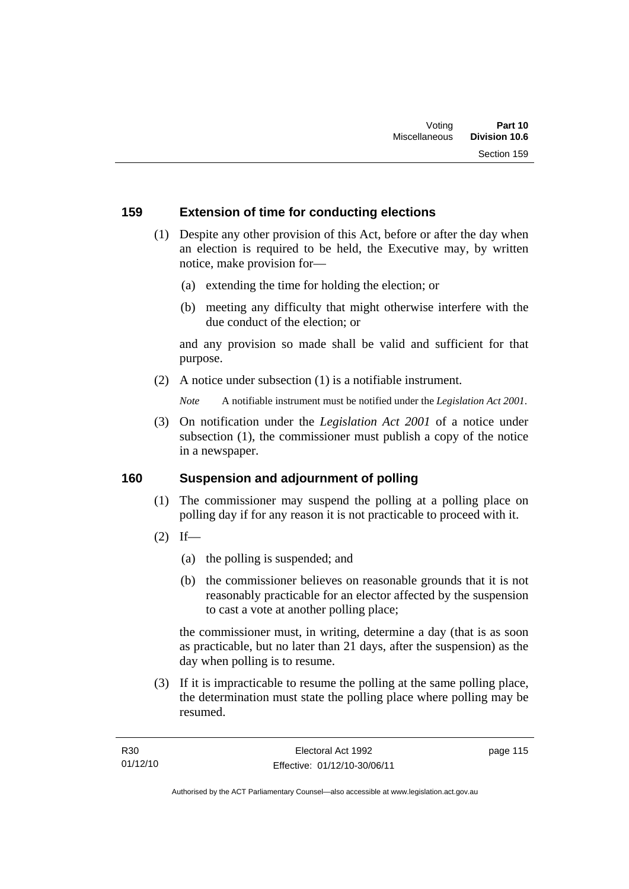## 159 Extension of time for conducting elections

(1) Despite any other provision of this Act, before or after the day when an election is required to be held, the Executive may, by written notice, make provision for—

(a) extending the time for holding the election; or

(b) meeting any difficulty that might otherwise interfere with the due conduct of the election; or

and any provision so made shall be valid and sufficient for that purpose.

(2) A notice under subsection (1) is a notifiable instrument.

*Note* A notifiable instrument must be notified under the *Legislation Act 2001*.

(3) On notification under the *Legislation Act 2001* of a notice under subsection (1), the commissioner must publish a copy of the notice in a newspaper.

## 160 Suspension and adjournment of polling

(1) The commissioner may suspend the polling at a polling place on polling day if for any reason it is not practicable to proceed with it.

(2) If—

(a) the polling is suspended; and

(b) the commissioner believes on reasonable grounds that it is not reasonably practicable for an elector affected by the suspension to cast a vote at another polling place;

the commissioner must, in writing, determine a day (that is as soon as practicable, but no later than 21 days, after the suspension) as the day when polling is to resume.

(3) If it is impracticable to resume the polling at the same polling place, the determination must state the polling place where polling may be resumed.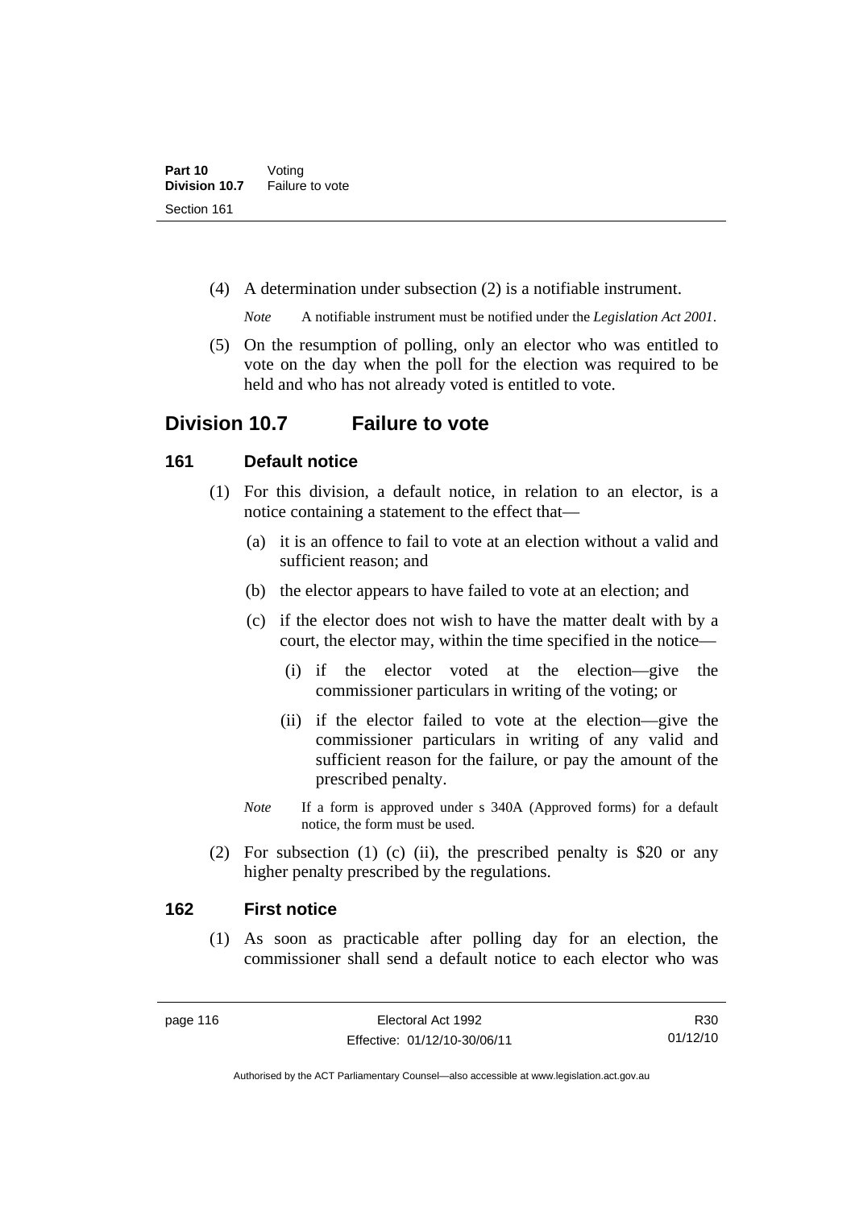(4) A determination under subsection (2) is a notifiable instrument.

*Note* A notifiable instrument must be notified under the *Legislation Act 2001*.

(5) On the resumption of polling, only an elector who was entitled to vote on the day when the poll for the election was required to be held and who has not already voted is entitled to vote.

## Division 10.7 Failure to vote

### 161 Default notice

(1) For this division, a default notice, in relation to an elector, is a notice containing a statement to the effect that—

(a) it is an offence to fail to vote at an election without a valid and sufficient reason; and

(b) the elector appears to have failed to vote at an election; and

(c) if the elector does not wish to have the matter dealt with by a court, the elector may, within the time specified in the notice—

(i) if the elector voted at the election—give the commissioner particulars in writing of the voting; or

(ii) if the elector failed to vote at the election—give the commissioner particulars in writing of any valid and sufficient reason for the failure, or pay the amount of the prescribed penalty.

*Note* If a form is approved under s 340A (Approved forms) for a default notice, the form must be used.

(2) For subsection (1) (c) (ii), the prescribed penalty is $20 or any higher penalty prescribed by the regulations.

### 162 First notice

(1) As soon as practicable after polling day for an election, the commissioner shall send a default notice to each elector who was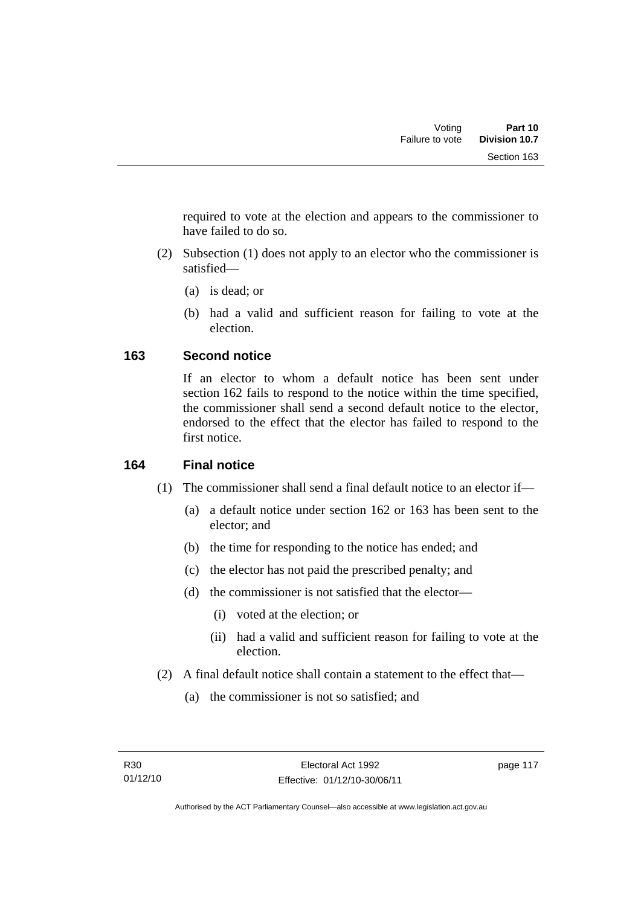required to vote at the election and appears to the commissioner to have failed to do so.

(2) Subsection (1) does not apply to an elector who the commissioner is satisfied—

(a) is dead; or

(b) had a valid and sufficient reason for failing to vote at the election.

### 163 Second notice

If an elector to whom a default notice has been sent under section 162 fails to respond to the notice within the time specified, the commissioner shall send a second default notice to the elector, endorsed to the effect that the elector has failed to respond to the first notice.

### 164 Final notice

(1) The commissioner shall send a final default notice to an elector if—

(a) a default notice under section 162 or 163 has been sent to the elector; and

(b) the time for responding to the notice has ended; and

(c) the elector has not paid the prescribed penalty; and

(d) the commissioner is not satisfied that the elector—

(i) voted at the election; or

(ii) had a valid and sufficient reason for failing to vote at the election.

(2) A final default notice shall contain a statement to the effect that—

(a) the commissioner is not so satisfied; and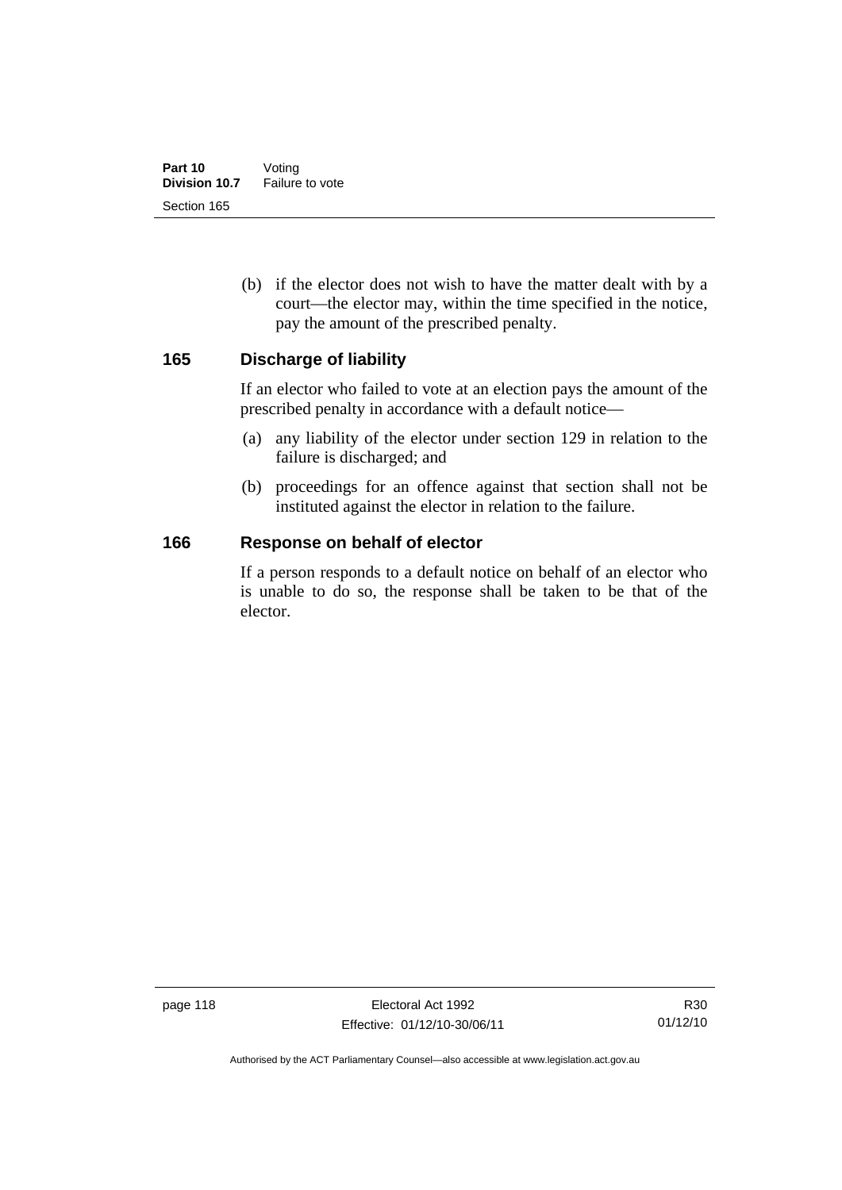(b) if the elector does not wish to have the matter dealt with by a court—the elector may, within the time specified in the notice, pay the amount of the prescribed penalty.

## 165 Discharge of liability

If an elector who failed to vote at an election pays the amount of the prescribed penalty in accordance with a default notice—

(a) any liability of the elector under section 129 in relation to the failure is discharged; and

(b) proceedings for an offence against that section shall not be instituted against the elector in relation to the failure.

## 166 Response on behalf of elector

If a person responds to a default notice on behalf of an elector who is unable to do so, the response shall be taken to be that of the elector.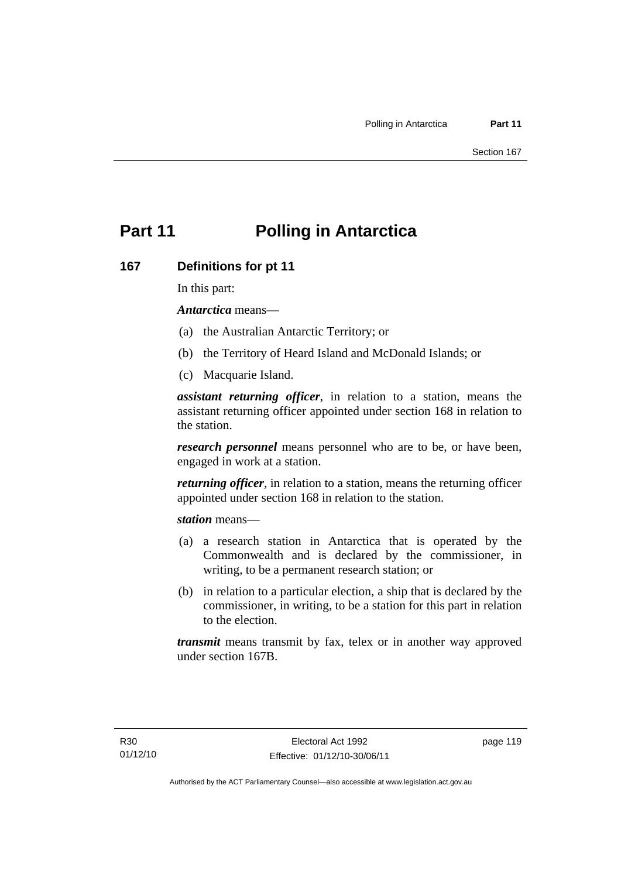# Part 11 Polling in Antarctica

## 167 Definitions for pt 11

In this part:

***Antarctica*** means—

(a) the Australian Antarctic Territory; or

(b) the Territory of Heard Island and McDonald Islands; or

(c) Macquarie Island.

***assistant returning officer***, in relation to a station, means the assistant returning officer appointed under section 168 in relation to the station.

***research personnel*** means personnel who are to be, or have been, engaged in work at a station.

***returning officer***, in relation to a station, means the returning officer appointed under section 168 in relation to the station.

***station*** means—

(a) a research station in Antarctica that is operated by the Commonwealth and is declared by the commissioner, in writing, to be a permanent research station; or

(b) in relation to a particular election, a ship that is declared by the commissioner, in writing, to be a station for this part in relation to the election.

***transmit*** means transmit by fax, telex or in another way approved under section 167B.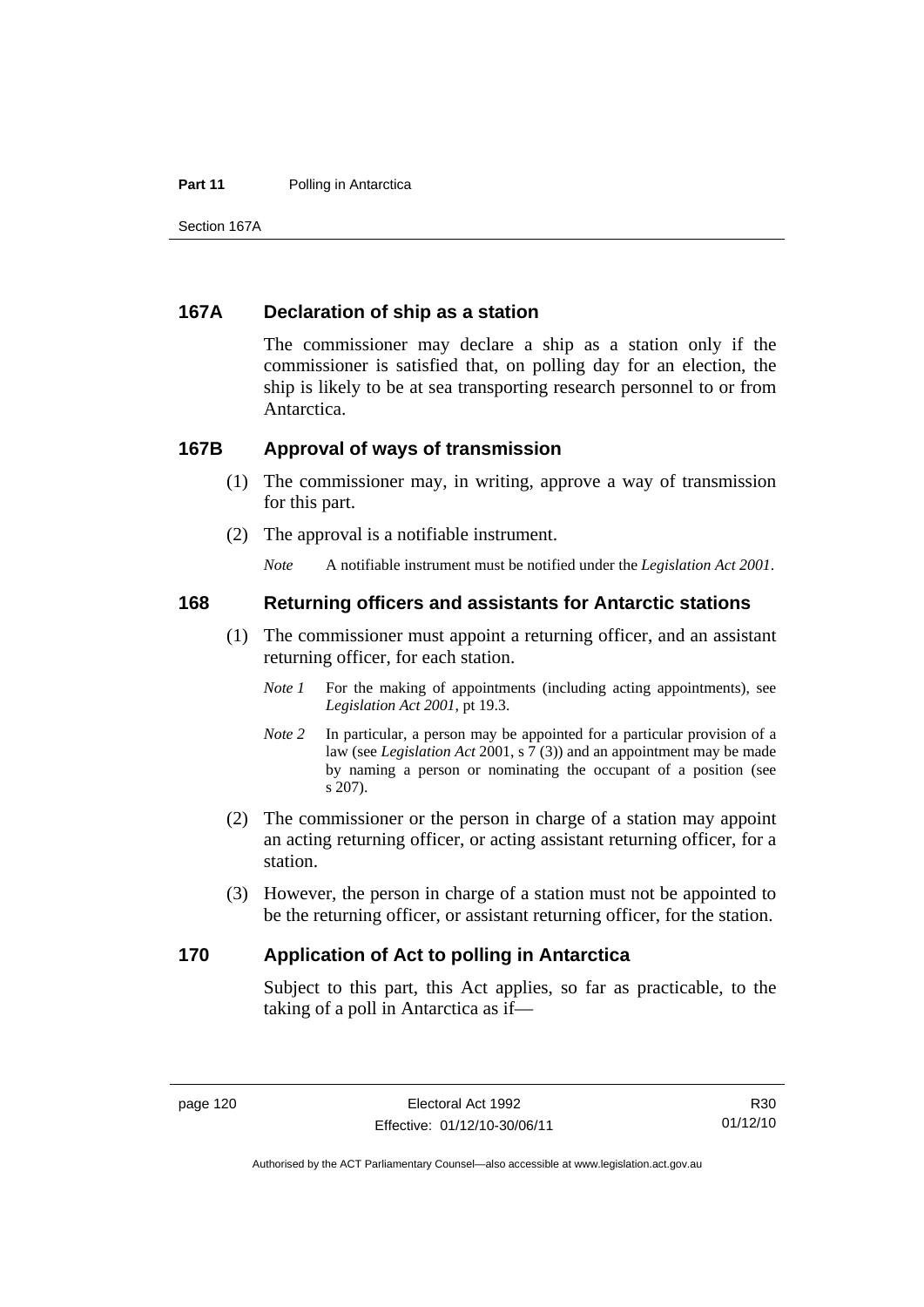## 167A Declaration of ship as a station

The commissioner may declare a ship as a station only if the commissioner is satisfied that, on polling day for an election, the ship is likely to be at sea transporting research personnel to or from Antarctica.

## 167B Approval of ways of transmission

(1) The commissioner may, in writing, approve a way of transmission for this part.

(2) The approval is a notifiable instrument.

*Note* A notifiable instrument must be notified under the *Legislation Act 2001*.

## 168 Returning officers and assistants for Antarctic stations

(1) The commissioner must appoint a returning officer, and an assistant returning officer, for each station.

*Note 1* For the making of appointments (including acting appointments), see *Legislation Act 2001*, pt 19.3.

*Note 2* In particular, a person may be appointed for a particular provision of a law (see *Legislation Act* 2001, s 7 (3)) and an appointment may be made by naming a person or nominating the occupant of a position (see s 207).

(2) The commissioner or the person in charge of a station may appoint an acting returning officer, or acting assistant returning officer, for a station.

(3) However, the person in charge of a station must not be appointed to be the returning officer, or assistant returning officer, for the station.

## 170 Application of Act to polling in Antarctica

Subject to this part, this Act applies, so far as practicable, to the taking of a poll in Antarctica as if—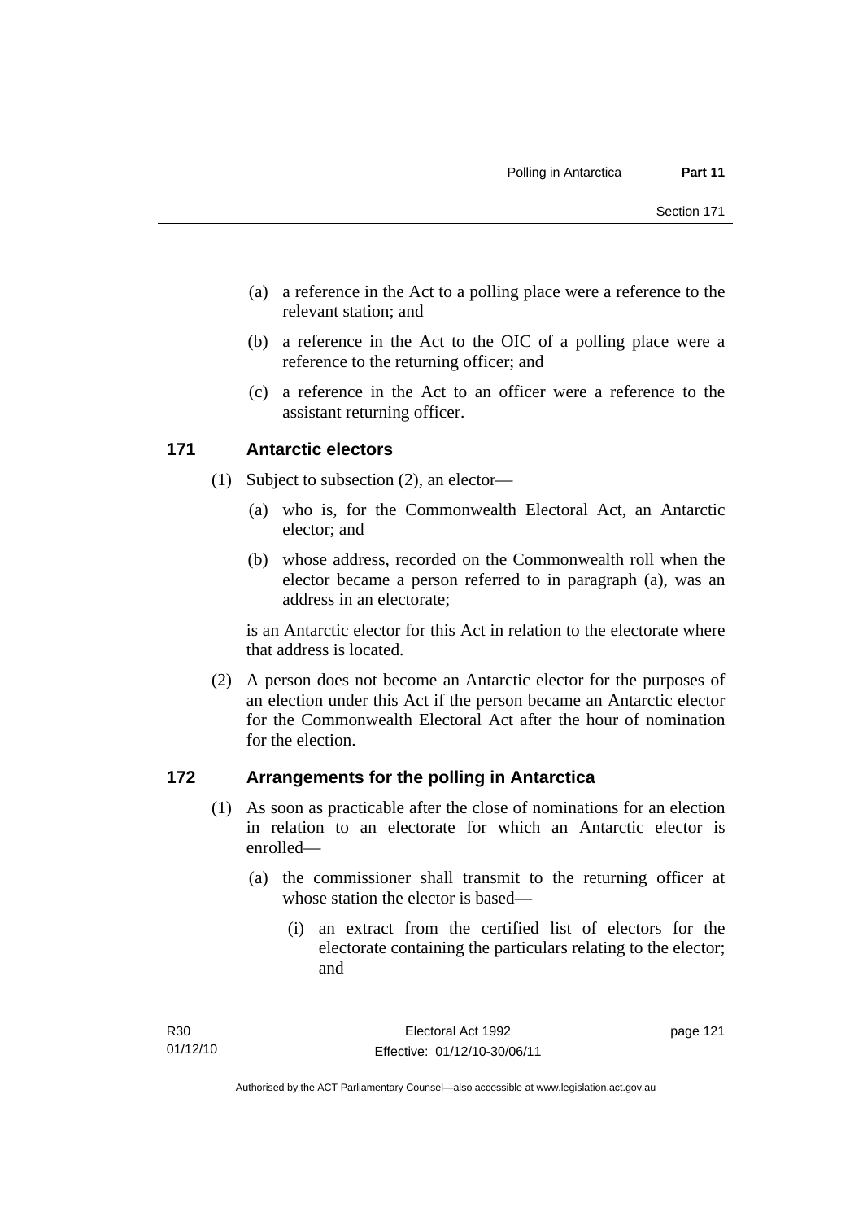(a) a reference in the Act to a polling place were a reference to the relevant station; and

(b) a reference in the Act to the OIC of a polling place were a reference to the returning officer; and

(c) a reference in the Act to an officer were a reference to the assistant returning officer.

## 171 Antarctic electors

(1) Subject to subsection (2), an elector—

(a) who is, for the Commonwealth Electoral Act, an Antarctic elector; and

(b) whose address, recorded on the Commonwealth roll when the elector became a person referred to in paragraph (a), was an address in an electorate;

is an Antarctic elector for this Act in relation to the electorate where that address is located.

(2) A person does not become an Antarctic elector for the purposes of an election under this Act if the person became an Antarctic elector for the Commonwealth Electoral Act after the hour of nomination for the election.

## 172 Arrangements for the polling in Antarctica

(1) As soon as practicable after the close of nominations for an election in relation to an electorate for which an Antarctic elector is enrolled—

(a) the commissioner shall transmit to the returning officer at whose station the elector is based—

(i) an extract from the certified list of electors for the electorate containing the particulars relating to the elector; and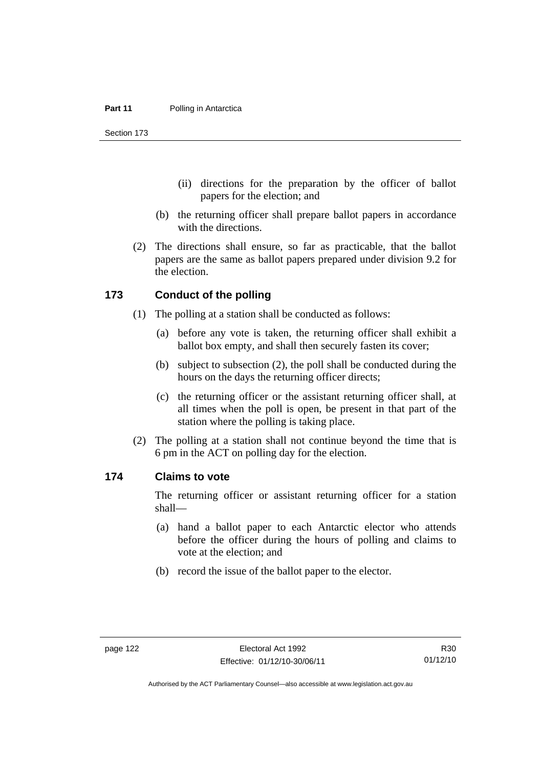(ii) directions for the preparation by the officer of ballot papers for the election; and

(b) the returning officer shall prepare ballot papers in accordance with the directions.

(2) The directions shall ensure, so far as practicable, that the ballot papers are the same as ballot papers prepared under division 9.2 for the election.

### 173 Conduct of the polling

(1) The polling at a station shall be conducted as follows:

(a) before any vote is taken, the returning officer shall exhibit a ballot box empty, and shall then securely fasten its cover;

(b) subject to subsection (2), the poll shall be conducted during the hours on the days the returning officer directs;

(c) the returning officer or the assistant returning officer shall, at all times when the poll is open, be present in that part of the station where the polling is taking place.

(2) The polling at a station shall not continue beyond the time that is 6 pm in the ACT on polling day for the election.

### 174 Claims to vote

The returning officer or assistant returning officer for a station shall—

(a) hand a ballot paper to each Antarctic elector who attends before the officer during the hours of polling and claims to vote at the election; and

(b) record the issue of the ballot paper to the elector.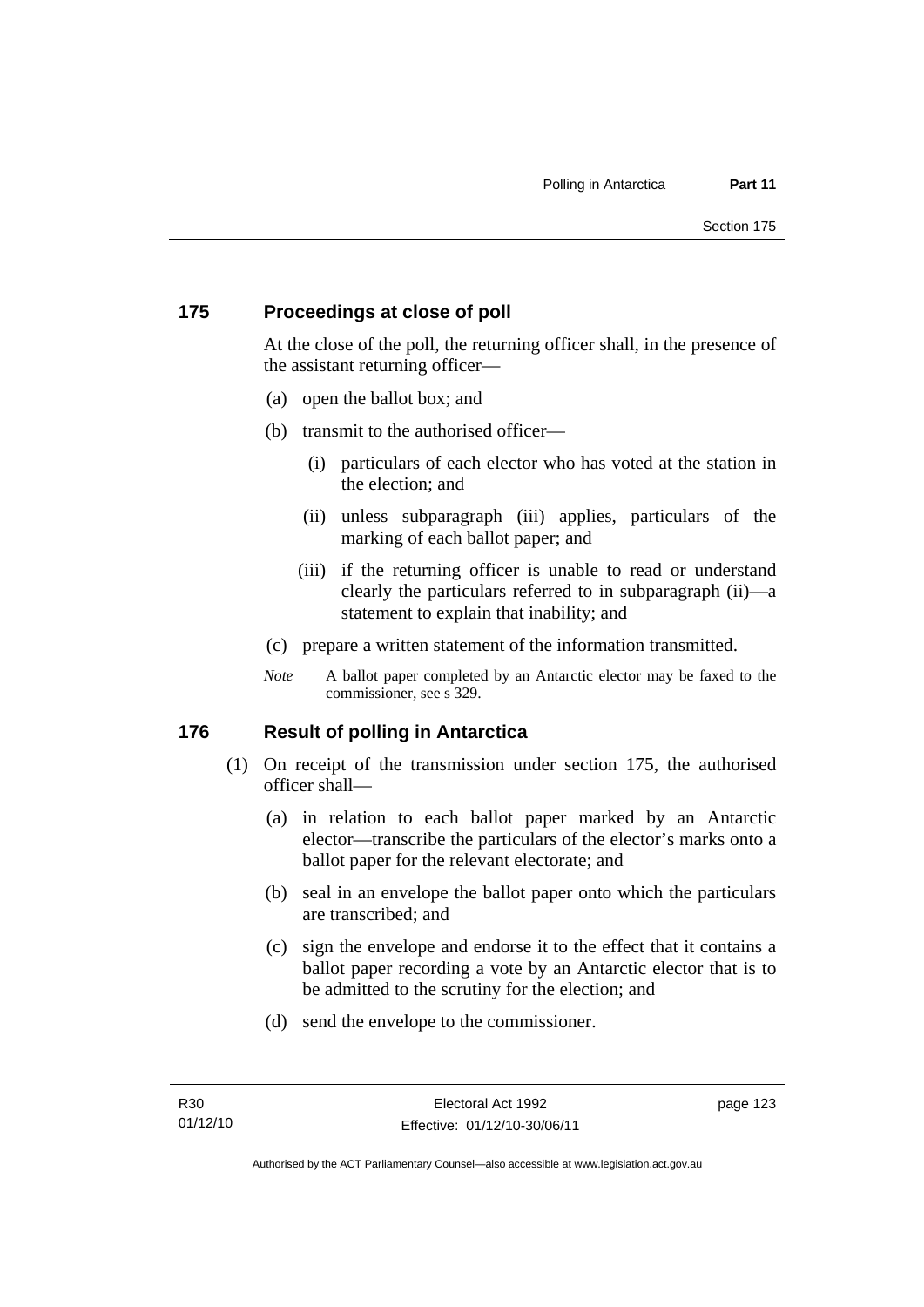## 175 Proceedings at close of poll

At the close of the poll, the returning officer shall, in the presence of the assistant returning officer—

(a) open the ballot box; and

(b) transmit to the authorised officer—

  (i) particulars of each elector who has voted at the station in the election; and

  (ii) unless subparagraph (iii) applies, particulars of the marking of each ballot paper; and

  (iii) if the returning officer is unable to read or understand clearly the particulars referred to in subparagraph (ii)—a statement to explain that inability; and

(c) prepare a written statement of the information transmitted.

*Note* A ballot paper completed by an Antarctic elector may be faxed to the commissioner, see s 329.

## 176 Result of polling in Antarctica

(1) On receipt of the transmission under section 175, the authorised officer shall—

  (a) in relation to each ballot paper marked by an Antarctic elector—transcribe the particulars of the elector's marks onto a ballot paper for the relevant electorate; and

  (b) seal in an envelope the ballot paper onto which the particulars are transcribed; and

  (c) sign the envelope and endorse it to the effect that it contains a ballot paper recording a vote by an Antarctic elector that is to be admitted to the scrutiny for the election; and

  (d) send the envelope to the commissioner.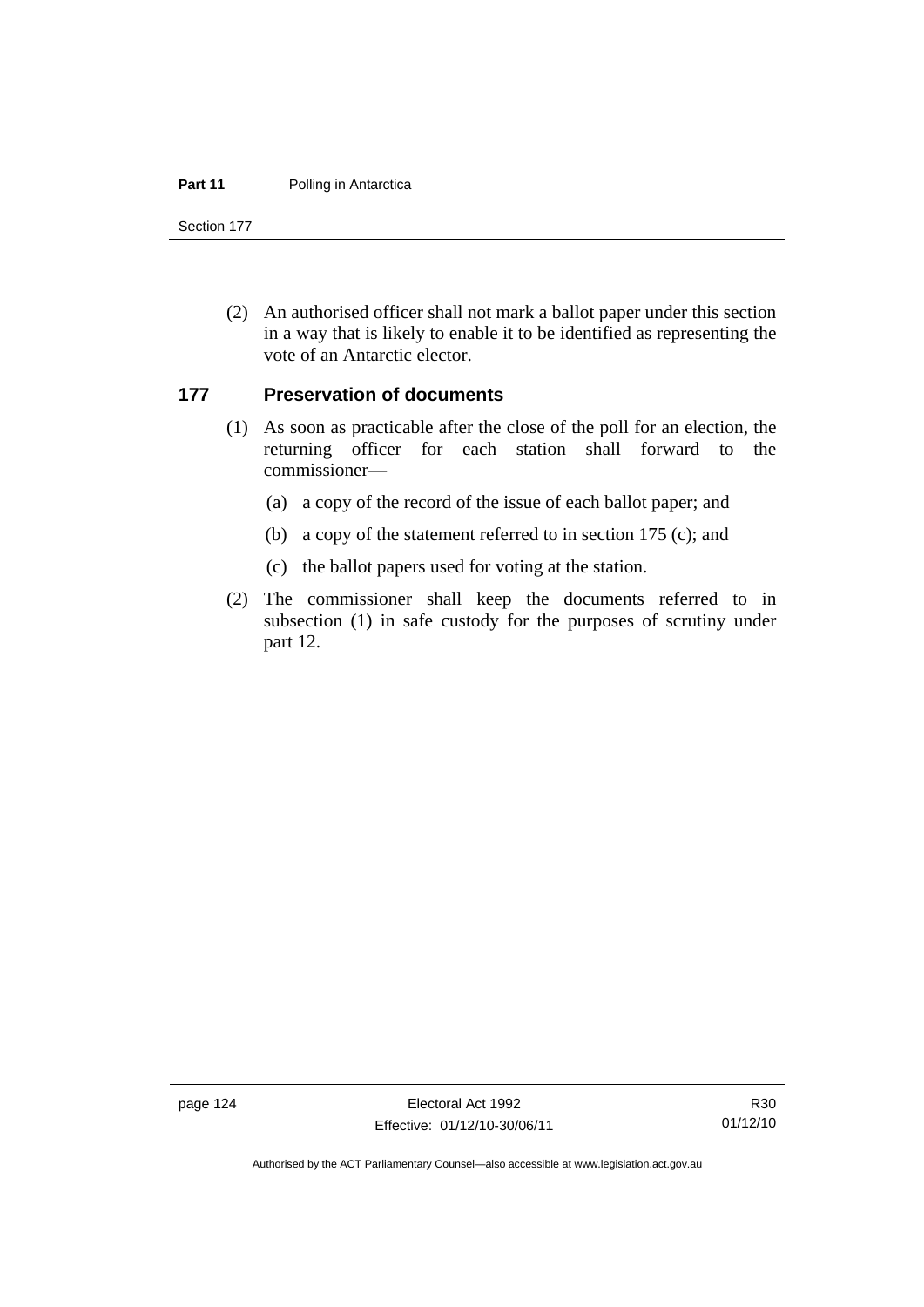(2) An authorised officer shall not mark a ballot paper under this section in a way that is likely to enable it to be identified as representing the vote of an Antarctic elector.

### 177 Preservation of documents

(1) As soon as practicable after the close of the poll for an election, the returning officer for each station shall forward to the commissioner—

(a) a copy of the record of the issue of each ballot paper; and

(b) a copy of the statement referred to in section 175 (c); and

(c) the ballot papers used for voting at the station.

(2) The commissioner shall keep the documents referred to in subsection (1) in safe custody for the purposes of scrutiny under part 12.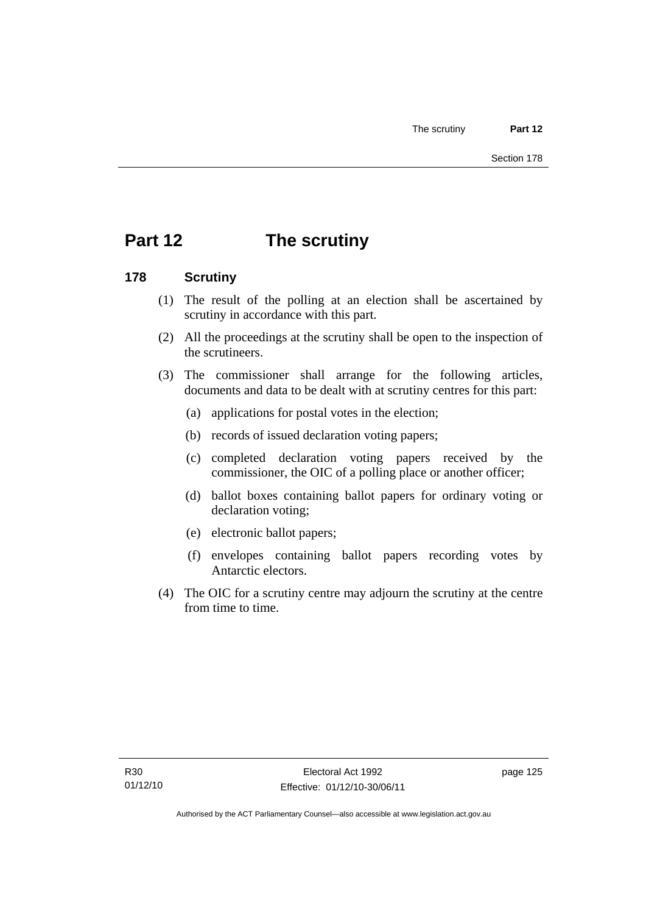# Part 12 The scrutiny

## 178 Scrutiny

(1) The result of the polling at an election shall be ascertained by scrutiny in accordance with this part.

(2) All the proceedings at the scrutiny shall be open to the inspection of the scrutineers.

(3) The commissioner shall arrange for the following articles, documents and data to be dealt with at scrutiny centres for this part:

- (a) applications for postal votes in the election;
- (b) records of issued declaration voting papers;
- (c) completed declaration voting papers received by the commissioner, the OIC of a polling place or another officer;
- (d) ballot boxes containing ballot papers for ordinary voting or declaration voting;
- (e) electronic ballot papers;
- (f) envelopes containing ballot papers recording votes by Antarctic electors.

(4) The OIC for a scrutiny centre may adjourn the scrutiny at the centre from time to time.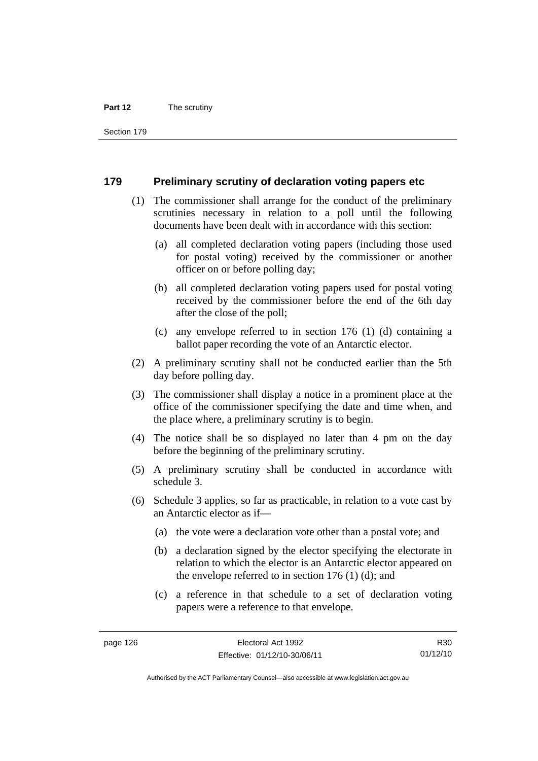## 179 Preliminary scrutiny of declaration voting papers etc

(1) The commissioner shall arrange for the conduct of the preliminary scrutinies necessary in relation to a poll until the following documents have been dealt with in accordance with this section:

(a) all completed declaration voting papers (including those used for postal voting) received by the commissioner or another officer on or before polling day;

(b) all completed declaration voting papers used for postal voting received by the commissioner before the end of the 6th day after the close of the poll;

(c) any envelope referred to in section 176 (1) (d) containing a ballot paper recording the vote of an Antarctic elector.

(2) A preliminary scrutiny shall not be conducted earlier than the 5th day before polling day.

(3) The commissioner shall display a notice in a prominent place at the office of the commissioner specifying the date and time when, and the place where, a preliminary scrutiny is to begin.

(4) The notice shall be so displayed no later than 4 pm on the day before the beginning of the preliminary scrutiny.

(5) A preliminary scrutiny shall be conducted in accordance with schedule 3.

(6) Schedule 3 applies, so far as practicable, in relation to a vote cast by an Antarctic elector as if—

(a) the vote were a declaration vote other than a postal vote; and

(b) a declaration signed by the elector specifying the electorate in relation to which the elector is an Antarctic elector appeared on the envelope referred to in section 176 (1) (d); and

(c) a reference in that schedule to a set of declaration voting papers were a reference to that envelope.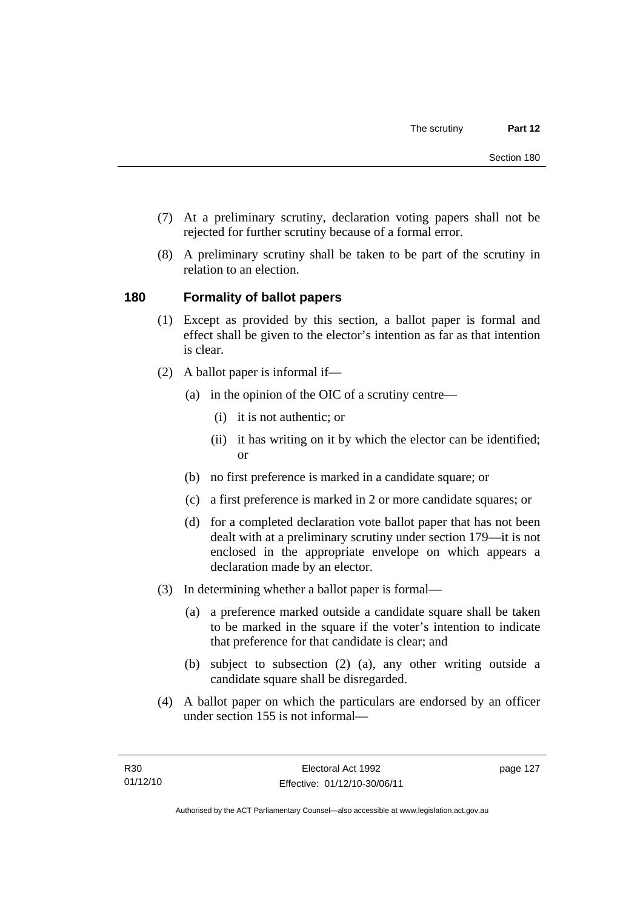(7) At a preliminary scrutiny, declaration voting papers shall not be rejected for further scrutiny because of a formal error.

(8) A preliminary scrutiny shall be taken to be part of the scrutiny in relation to an election.

## 180 Formality of ballot papers

(1) Except as provided by this section, a ballot paper is formal and effect shall be given to the elector's intention as far as that intention is clear.

(2) A ballot paper is informal if—

(a) in the opinion of the OIC of a scrutiny centre—

(i) it is not authentic; or

(ii) it has writing on it by which the elector can be identified; or

(b) no first preference is marked in a candidate square; or

(c) a first preference is marked in 2 or more candidate squares; or

(d) for a completed declaration vote ballot paper that has not been dealt with at a preliminary scrutiny under section 179—it is not enclosed in the appropriate envelope on which appears a declaration made by an elector.

(3) In determining whether a ballot paper is formal—

(a) a preference marked outside a candidate square shall be taken to be marked in the square if the voter's intention to indicate that preference for that candidate is clear; and

(b) subject to subsection (2) (a), any other writing outside a candidate square shall be disregarded.

(4) A ballot paper on which the particulars are endorsed by an officer under section 155 is not informal—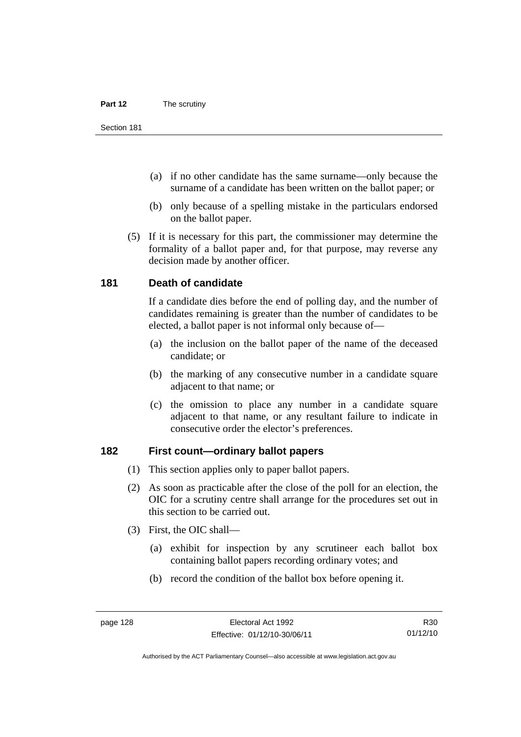(a) if no other candidate has the same surname—only because the surname of a candidate has been written on the ballot paper; or

(b) only because of a spelling mistake in the particulars endorsed on the ballot paper.

(5) If it is necessary for this part, the commissioner may determine the formality of a ballot paper and, for that purpose, may reverse any decision made by another officer.

## 181 Death of candidate

If a candidate dies before the end of polling day, and the number of candidates remaining is greater than the number of candidates to be elected, a ballot paper is not informal only because of—

(a) the inclusion on the ballot paper of the name of the deceased candidate; or

(b) the marking of any consecutive number in a candidate square adjacent to that name; or

(c) the omission to place any number in a candidate square adjacent to that name, or any resultant failure to indicate in consecutive order the elector's preferences.

## 182 First count—ordinary ballot papers

(1) This section applies only to paper ballot papers.

(2) As soon as practicable after the close of the poll for an election, the OIC for a scrutiny centre shall arrange for the procedures set out in this section to be carried out.

(3) First, the OIC shall—

(a) exhibit for inspection by any scrutineer each ballot box containing ballot papers recording ordinary votes; and

(b) record the condition of the ballot box before opening it.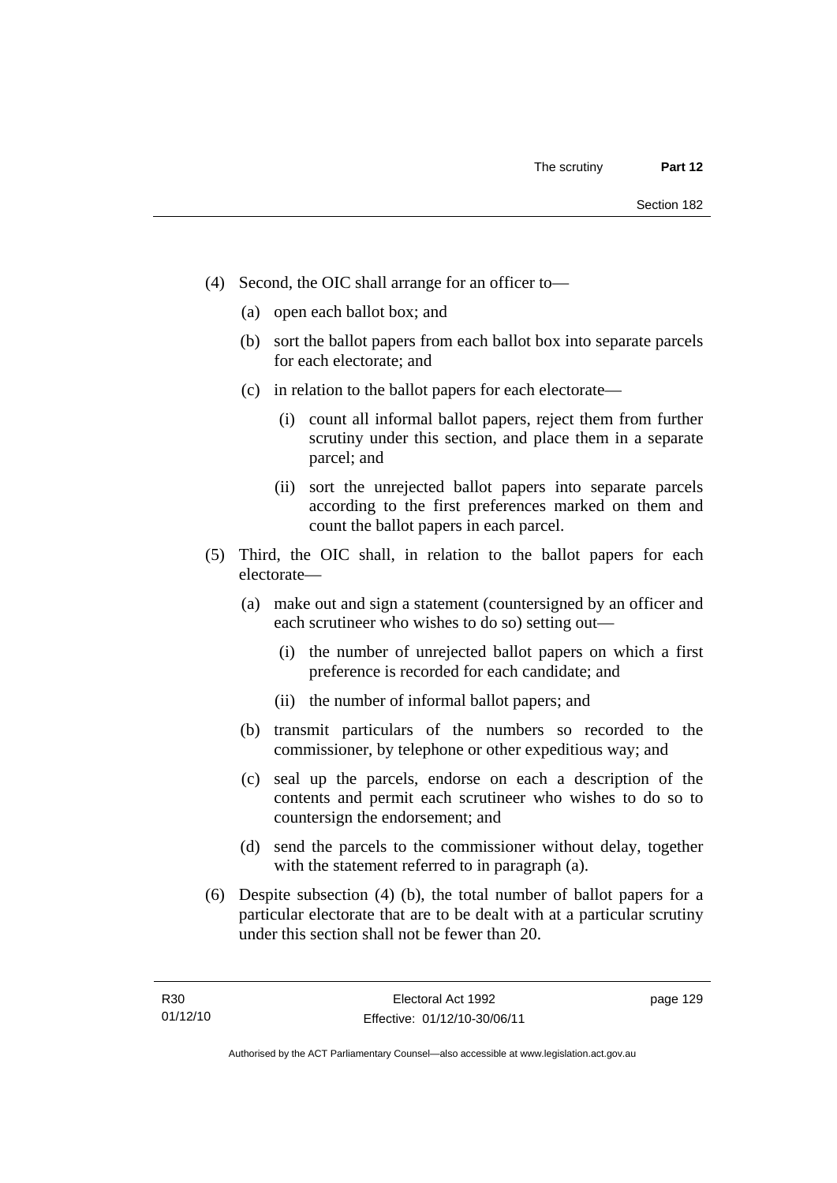(4) Second, the OIC shall arrange for an officer to—

(a) open each ballot box; and

(b) sort the ballot papers from each ballot box into separate parcels for each electorate; and

(c) in relation to the ballot papers for each electorate—

(i) count all informal ballot papers, reject them from further scrutiny under this section, and place them in a separate parcel; and

(ii) sort the unrejected ballot papers into separate parcels according to the first preferences marked on them and count the ballot papers in each parcel.

(5) Third, the OIC shall, in relation to the ballot papers for each electorate—

(a) make out and sign a statement (countersigned by an officer and each scrutineer who wishes to do so) setting out—

(i) the number of unrejected ballot papers on which a first preference is recorded for each candidate; and

(ii) the number of informal ballot papers; and

(b) transmit particulars of the numbers so recorded to the commissioner, by telephone or other expeditious way; and

(c) seal up the parcels, endorse on each a description of the contents and permit each scrutineer who wishes to do so to countersign the endorsement; and

(d) send the parcels to the commissioner without delay, together with the statement referred to in paragraph (a).

(6) Despite subsection (4) (b), the total number of ballot papers for a particular electorate that are to be dealt with at a particular scrutiny under this section shall not be fewer than 20.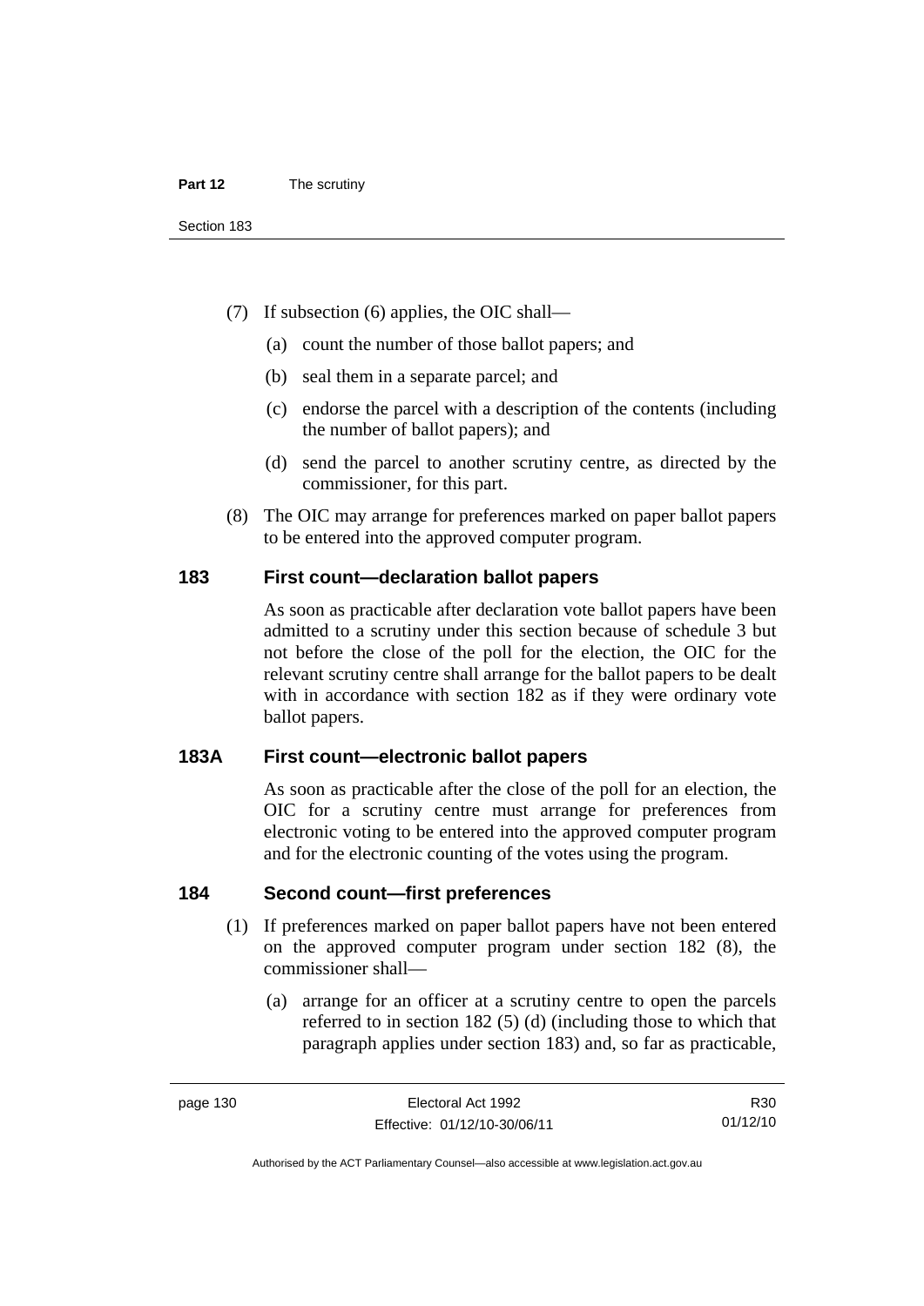(7) If subsection (6) applies, the OIC shall—

(a) count the number of those ballot papers; and

(b) seal them in a separate parcel; and

(c) endorse the parcel with a description of the contents (including the number of ballot papers); and

(d) send the parcel to another scrutiny centre, as directed by the commissioner, for this part.

(8) The OIC may arrange for preferences marked on paper ballot papers to be entered into the approved computer program.

### 183 First count—declaration ballot papers

As soon as practicable after declaration vote ballot papers have been admitted to a scrutiny under this section because of schedule 3 but not before the close of the poll for the election, the OIC for the relevant scrutiny centre shall arrange for the ballot papers to be dealt with in accordance with section 182 as if they were ordinary vote ballot papers.

### 183A First count—electronic ballot papers

As soon as practicable after the close of the poll for an election, the OIC for a scrutiny centre must arrange for preferences from electronic voting to be entered into the approved computer program and for the electronic counting of the votes using the program.

### 184 Second count—first preferences

(1) If preferences marked on paper ballot papers have not been entered on the approved computer program under section 182 (8), the commissioner shall—

(a) arrange for an officer at a scrutiny centre to open the parcels referred to in section 182 (5) (d) (including those to which that paragraph applies under section 183) and, so far as practicable,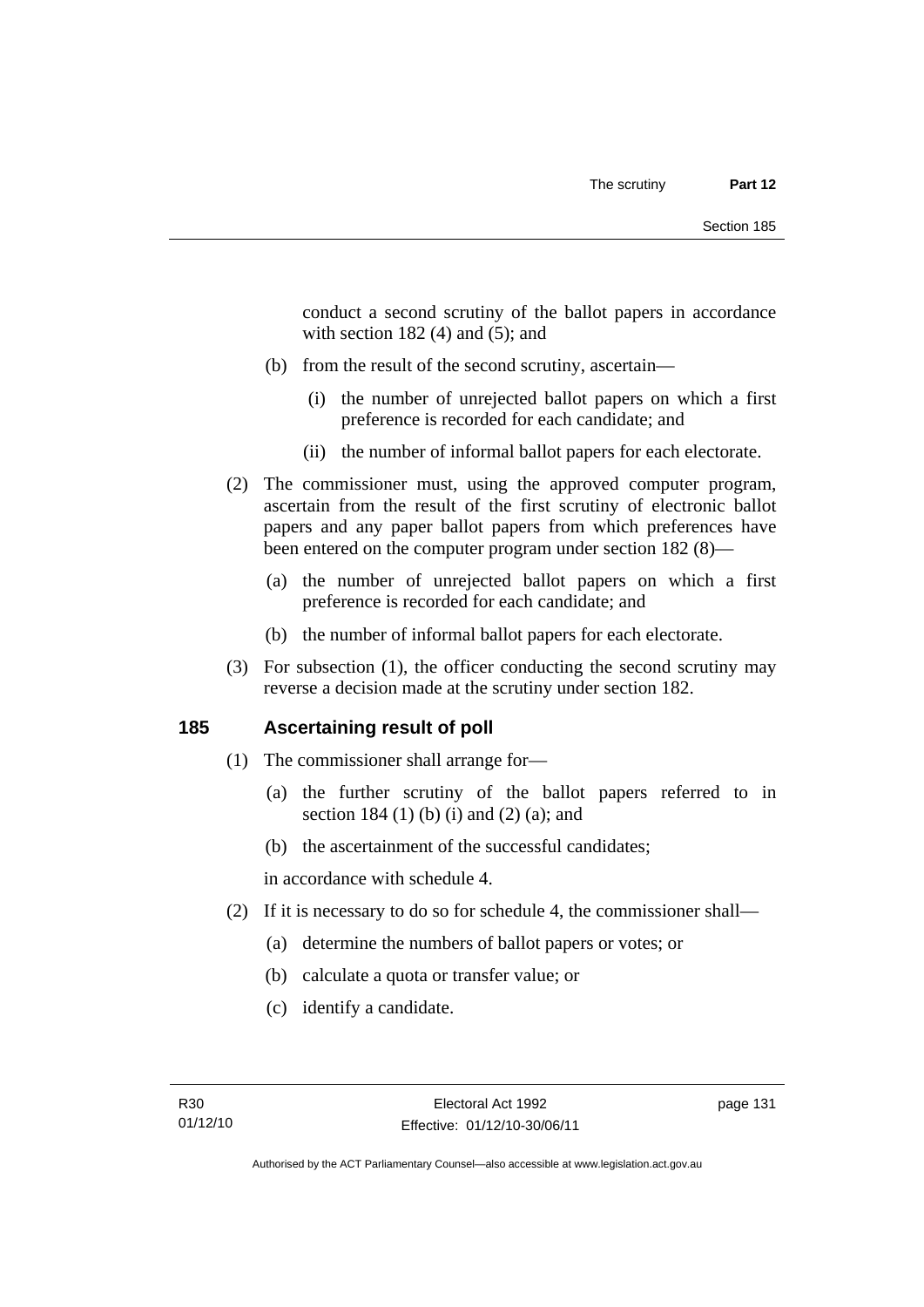conduct a second scrutiny of the ballot papers in accordance with section 182 (4) and (5); and

(b) from the result of the second scrutiny, ascertain—

(i) the number of unrejected ballot papers on which a first preference is recorded for each candidate; and

(ii) the number of informal ballot papers for each electorate.

(2) The commissioner must, using the approved computer program, ascertain from the result of the first scrutiny of electronic ballot papers and any paper ballot papers from which preferences have been entered on the computer program under section 182 (8)—

(a) the number of unrejected ballot papers on which a first preference is recorded for each candidate; and

(b) the number of informal ballot papers for each electorate.

(3) For subsection (1), the officer conducting the second scrutiny may reverse a decision made at the scrutiny under section 182.

## 185 Ascertaining result of poll

(1) The commissioner shall arrange for—

(a) the further scrutiny of the ballot papers referred to in section 184 (1) (b) (i) and (2) (a); and

(b) the ascertainment of the successful candidates;

in accordance with schedule 4.

(2) If it is necessary to do so for schedule 4, the commissioner shall—

(a) determine the numbers of ballot papers or votes; or

(b) calculate a quota or transfer value; or

(c) identify a candidate.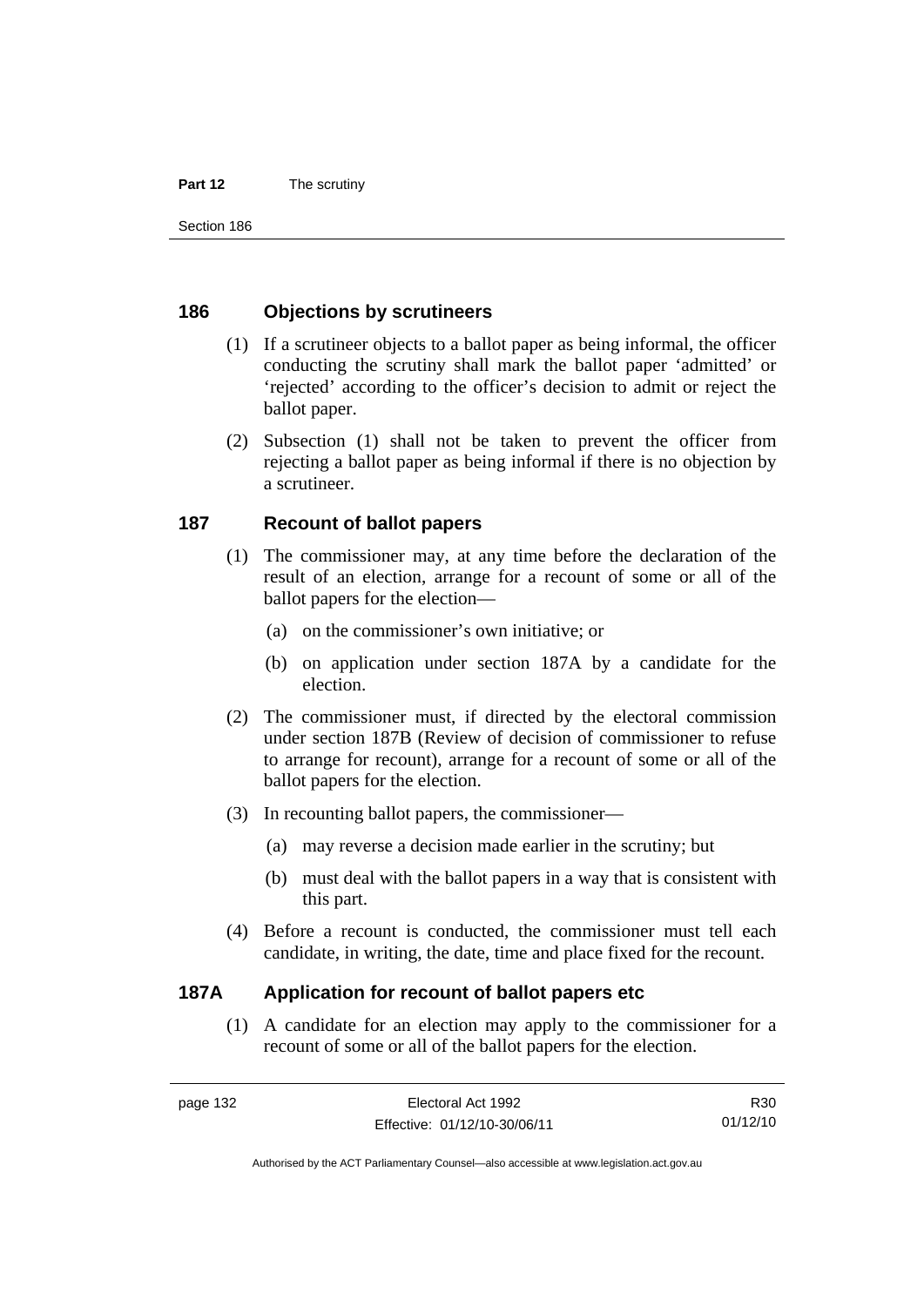## 186 Objections by scrutineers

(1) If a scrutineer objects to a ballot paper as being informal, the officer conducting the scrutiny shall mark the ballot paper 'admitted' or 'rejected' according to the officer's decision to admit or reject the ballot paper.

(2) Subsection (1) shall not be taken to prevent the officer from rejecting a ballot paper as being informal if there is no objection by a scrutineer.

## 187 Recount of ballot papers

(1) The commissioner may, at any time before the declaration of the result of an election, arrange for a recount of some or all of the ballot papers for the election—

(a) on the commissioner's own initiative; or

(b) on application under section 187A by a candidate for the election.

(2) The commissioner must, if directed by the electoral commission under section 187B (Review of decision of commissioner to refuse to arrange for recount), arrange for a recount of some or all of the ballot papers for the election.

(3) In recounting ballot papers, the commissioner—

(a) may reverse a decision made earlier in the scrutiny; but

(b) must deal with the ballot papers in a way that is consistent with this part.

(4) Before a recount is conducted, the commissioner must tell each candidate, in writing, the date, time and place fixed for the recount.

## 187A Application for recount of ballot papers etc

(1) A candidate for an election may apply to the commissioner for a recount of some or all of the ballot papers for the election.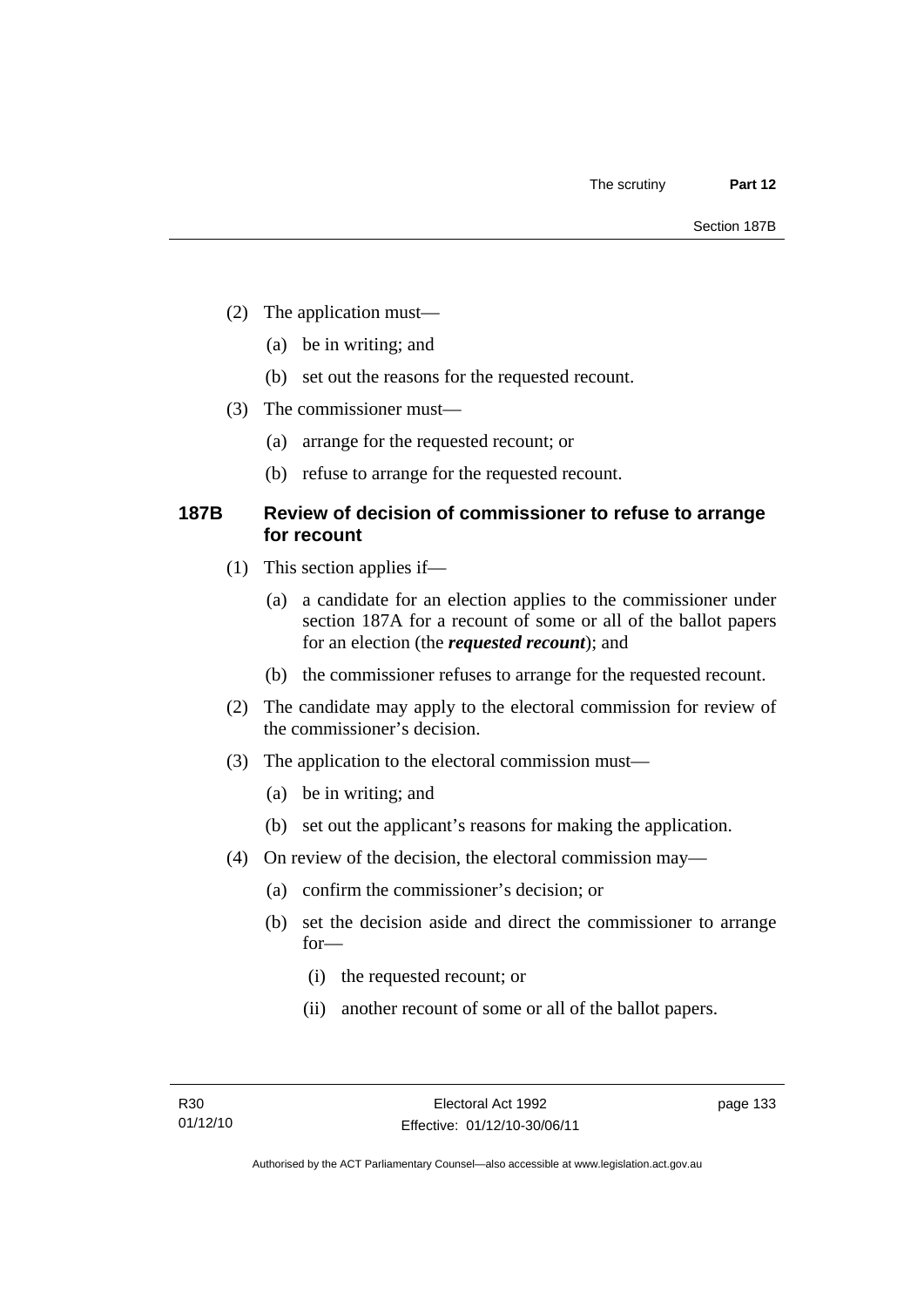(2) The application must—

(a) be in writing; and

(b) set out the reasons for the requested recount.

(3) The commissioner must—

(a) arrange for the requested recount; or

(b) refuse to arrange for the requested recount.

### 187B Review of decision of commissioner to refuse to arrange for recount

(1) This section applies if—

(a) a candidate for an election applies to the commissioner under section 187A for a recount of some or all of the ballot papers for an election (the ***requested recount***); and

(b) the commissioner refuses to arrange for the requested recount.

(2) The candidate may apply to the electoral commission for review of the commissioner's decision.

(3) The application to the electoral commission must—

(a) be in writing; and

(b) set out the applicant's reasons for making the application.

(4) On review of the decision, the electoral commission may—

(a) confirm the commissioner's decision; or

(b) set the decision aside and direct the commissioner to arrange for—

(i) the requested recount; or

(ii) another recount of some or all of the ballot papers.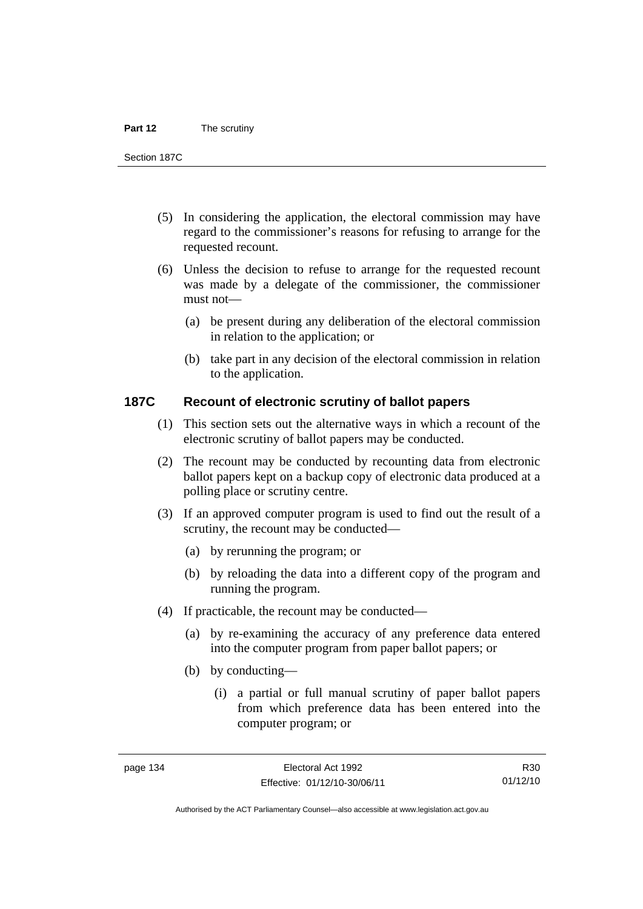(5) In considering the application, the electoral commission may have regard to the commissioner's reasons for refusing to arrange for the requested recount.

(6) Unless the decision to refuse to arrange for the requested recount was made by a delegate of the commissioner, the commissioner must not—

(a) be present during any deliberation of the electoral commission in relation to the application; or

(b) take part in any decision of the electoral commission in relation to the application.

### 187C Recount of electronic scrutiny of ballot papers

(1) This section sets out the alternative ways in which a recount of the electronic scrutiny of ballot papers may be conducted.

(2) The recount may be conducted by recounting data from electronic ballot papers kept on a backup copy of electronic data produced at a polling place or scrutiny centre.

(3) If an approved computer program is used to find out the result of a scrutiny, the recount may be conducted—

(a) by rerunning the program; or

(b) by reloading the data into a different copy of the program and running the program.

(4) If practicable, the recount may be conducted—

(a) by re-examining the accuracy of any preference data entered into the computer program from paper ballot papers; or

(b) by conducting—

(i) a partial or full manual scrutiny of paper ballot papers from which preference data has been entered into the computer program; or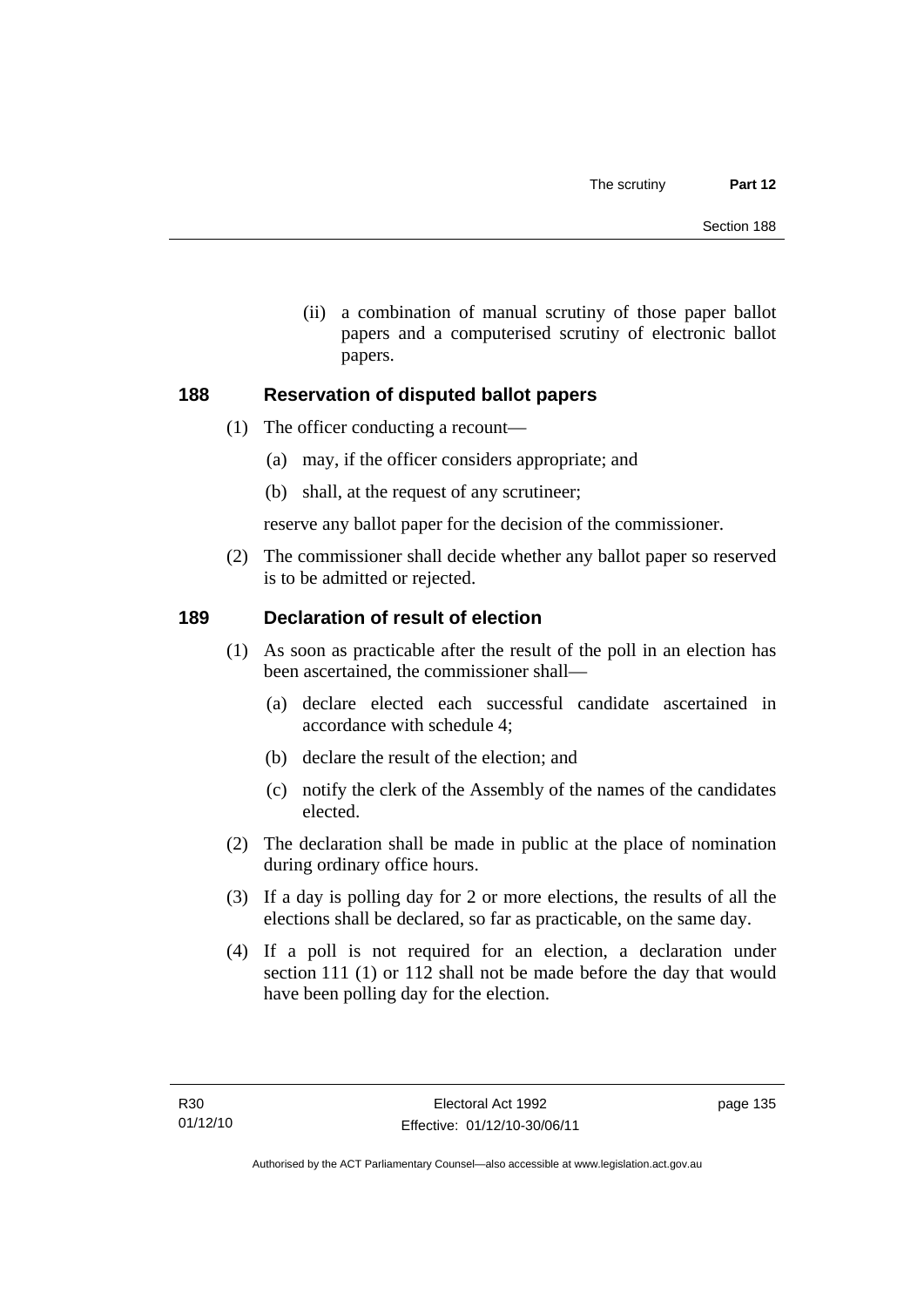(ii) a combination of manual scrutiny of those paper ballot papers and a computerised scrutiny of electronic ballot papers.

### 188 Reservation of disputed ballot papers

(1) The officer conducting a recount—

(a) may, if the officer considers appropriate; and

(b) shall, at the request of any scrutineer;

reserve any ballot paper for the decision of the commissioner.

(2) The commissioner shall decide whether any ballot paper so reserved is to be admitted or rejected.

### 189 Declaration of result of election

(1) As soon as practicable after the result of the poll in an election has been ascertained, the commissioner shall—

(a) declare elected each successful candidate ascertained in accordance with schedule 4;

(b) declare the result of the election; and

(c) notify the clerk of the Assembly of the names of the candidates elected.

(2) The declaration shall be made in public at the place of nomination during ordinary office hours.

(3) If a day is polling day for 2 or more elections, the results of all the elections shall be declared, so far as practicable, on the same day.

(4) If a poll is not required for an election, a declaration under section 111 (1) or 112 shall not be made before the day that would have been polling day for the election.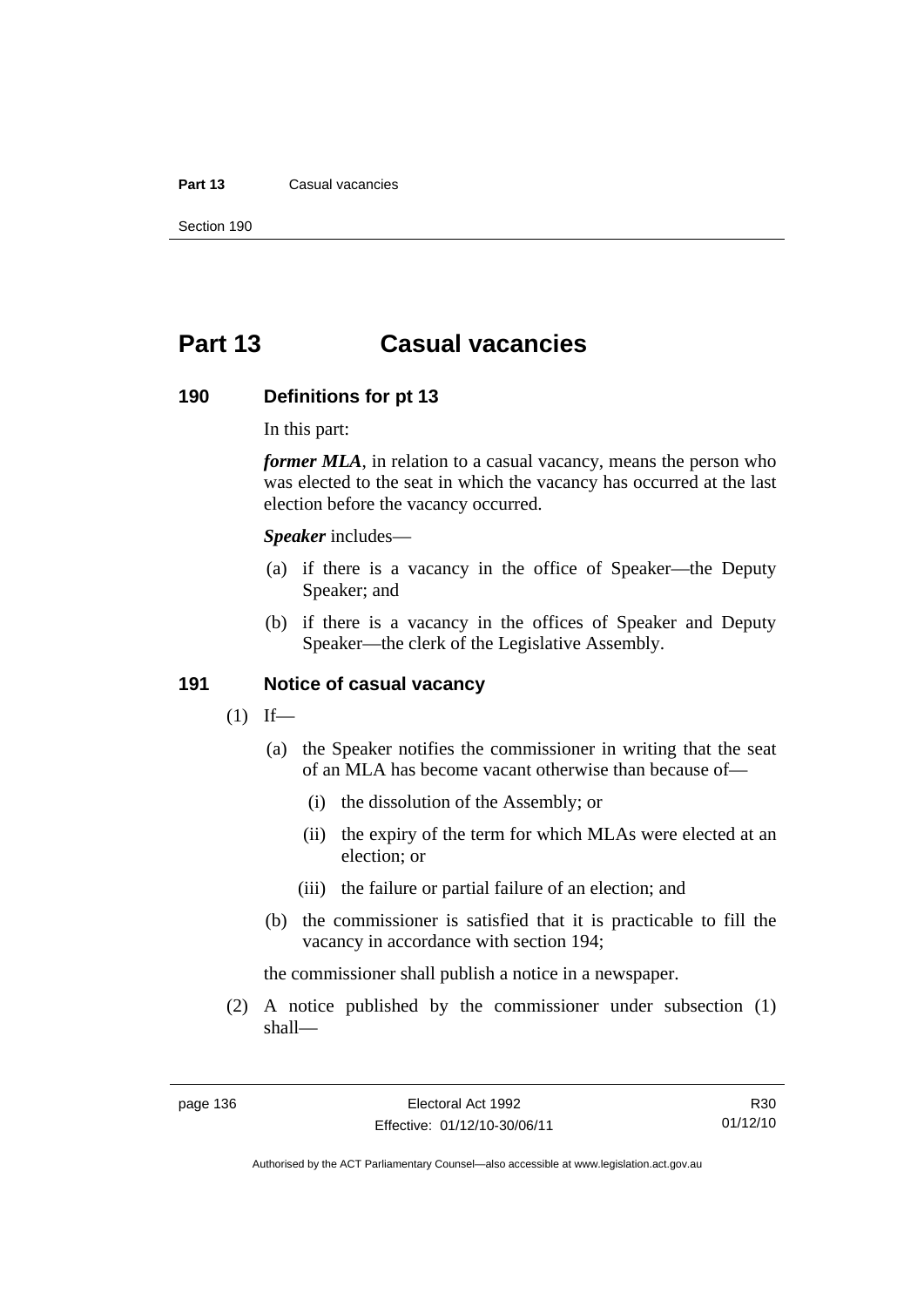# Part 13 Casual vacancies

## 190 Definitions for pt 13

In this part:

***former MLA***, in relation to a casual vacancy, means the person who was elected to the seat in which the vacancy has occurred at the last election before the vacancy occurred.

***Speaker*** includes—

(a) if there is a vacancy in the office of Speaker—the Deputy Speaker; and

(b) if there is a vacancy in the offices of Speaker and Deputy Speaker—the clerk of the Legislative Assembly.

## 191 Notice of casual vacancy

(1) If—

(a) the Speaker notifies the commissioner in writing that the seat of an MLA has become vacant otherwise than because of—

(i) the dissolution of the Assembly; or

(ii) the expiry of the term for which MLAs were elected at an election; or

(iii) the failure or partial failure of an election; and

(b) the commissioner is satisfied that it is practicable to fill the vacancy in accordance with section 194;

the commissioner shall publish a notice in a newspaper.

(2) A notice published by the commissioner under subsection (1) shall—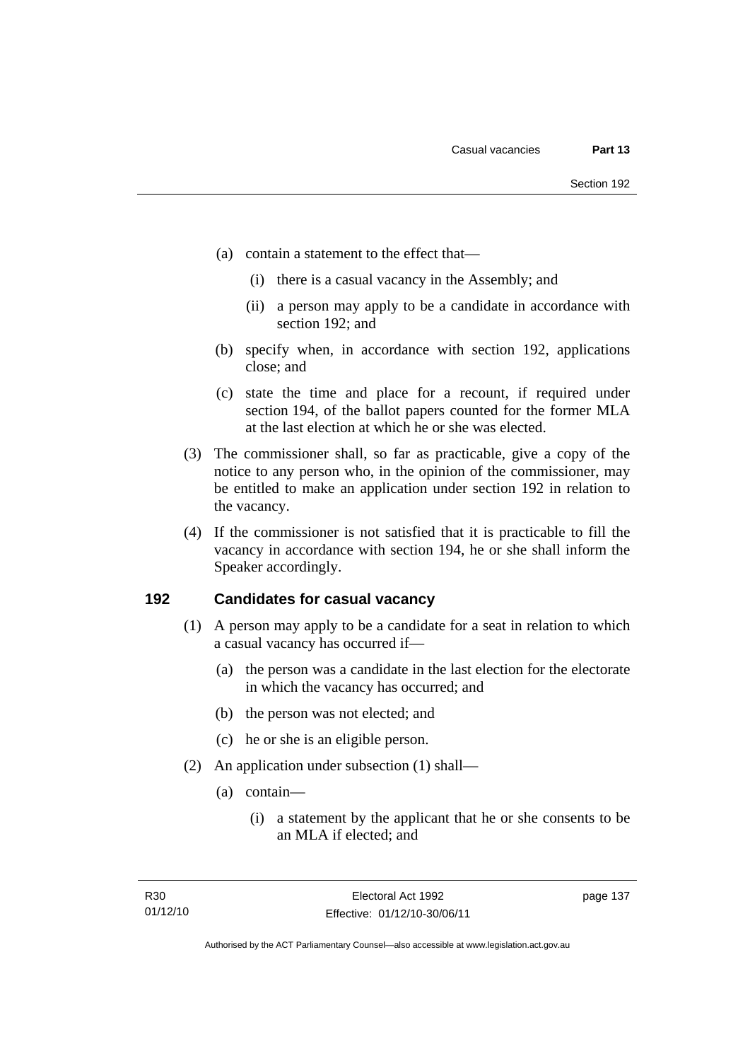(a) contain a statement to the effect that—

(i) there is a casual vacancy in the Assembly; and

(ii) a person may apply to be a candidate in accordance with section 192; and

(b) specify when, in accordance with section 192, applications close; and

(c) state the time and place for a recount, if required under section 194, of the ballot papers counted for the former MLA at the last election at which he or she was elected.

(3) The commissioner shall, so far as practicable, give a copy of the notice to any person who, in the opinion of the commissioner, may be entitled to make an application under section 192 in relation to the vacancy.

(4) If the commissioner is not satisfied that it is practicable to fill the vacancy in accordance with section 194, he or she shall inform the Speaker accordingly.

## 192 Candidates for casual vacancy

(1) A person may apply to be a candidate for a seat in relation to which a casual vacancy has occurred if—

(a) the person was a candidate in the last election for the electorate in which the vacancy has occurred; and

(b) the person was not elected; and

(c) he or she is an eligible person.

(2) An application under subsection (1) shall—

(a) contain—

(i) a statement by the applicant that he or she consents to be an MLA if elected; and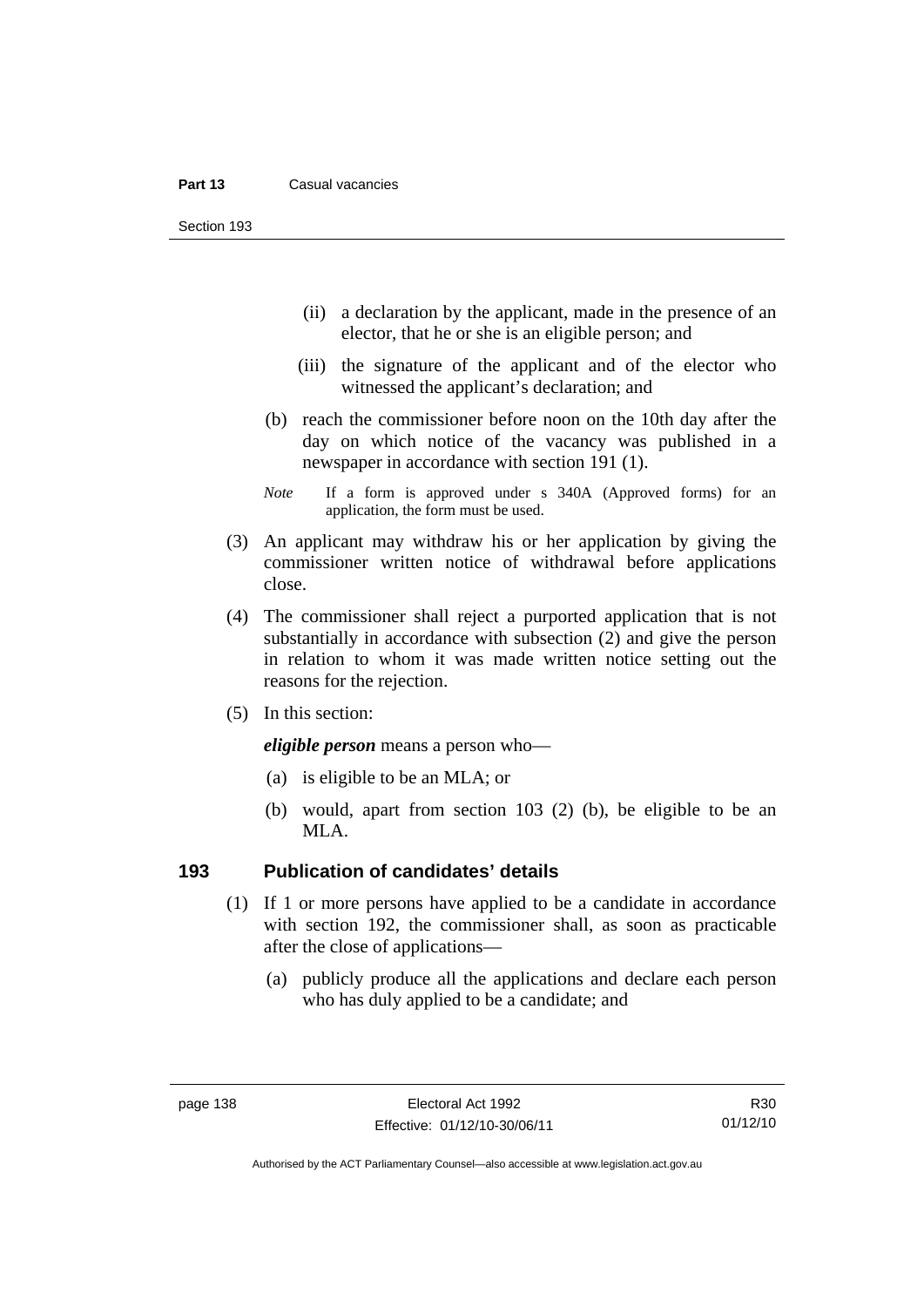(ii) a declaration by the applicant, made in the presence of an elector, that he or she is an eligible person; and

(iii) the signature of the applicant and of the elector who witnessed the applicant's declaration; and

(b) reach the commissioner before noon on the 10th day after the day on which notice of the vacancy was published in a newspaper in accordance with section 191 (1).

*Note* If a form is approved under s 340A (Approved forms) for an application, the form must be used.

(3) An applicant may withdraw his or her application by giving the commissioner written notice of withdrawal before applications close.

(4) The commissioner shall reject a purported application that is not substantially in accordance with subsection (2) and give the person in relation to whom it was made written notice setting out the reasons for the rejection.

(5) In this section:

***eligible person*** means a person who—

(a) is eligible to be an MLA; or

(b) would, apart from section 103 (2) (b), be eligible to be an MLA.

## 193 Publication of candidates' details

(1) If 1 or more persons have applied to be a candidate in accordance with section 192, the commissioner shall, as soon as practicable after the close of applications—

(a) publicly produce all the applications and declare each person who has duly applied to be a candidate; and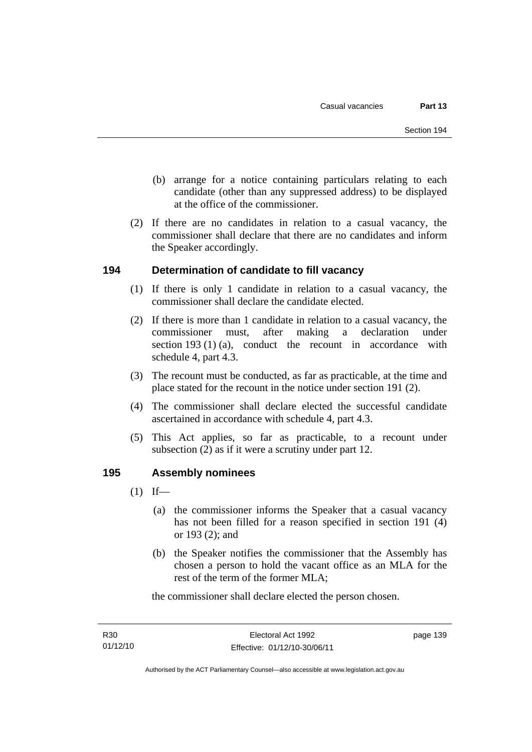(b) arrange for a notice containing particulars relating to each candidate (other than any suppressed address) to be displayed at the office of the commissioner.

(2) If there are no candidates in relation to a casual vacancy, the commissioner shall declare that there are no candidates and inform the Speaker accordingly.

## 194 Determination of candidate to fill vacancy

(1) If there is only 1 candidate in relation to a casual vacancy, the commissioner shall declare the candidate elected.

(2) If there is more than 1 candidate in relation to a casual vacancy, the commissioner must, after making a declaration under section 193 (1) (a), conduct the recount in accordance with schedule 4, part 4.3.

(3) The recount must be conducted, as far as practicable, at the time and place stated for the recount in the notice under section 191 (2).

(4) The commissioner shall declare elected the successful candidate ascertained in accordance with schedule 4, part 4.3.

(5) This Act applies, so far as practicable, to a recount under subsection (2) as if it were a scrutiny under part 12.

## 195 Assembly nominees

(1) If—

(a) the commissioner informs the Speaker that a casual vacancy has not been filled for a reason specified in section 191 (4) or 193 (2); and

(b) the Speaker notifies the commissioner that the Assembly has chosen a person to hold the vacant office as an MLA for the rest of the term of the former MLA;

the commissioner shall declare elected the person chosen.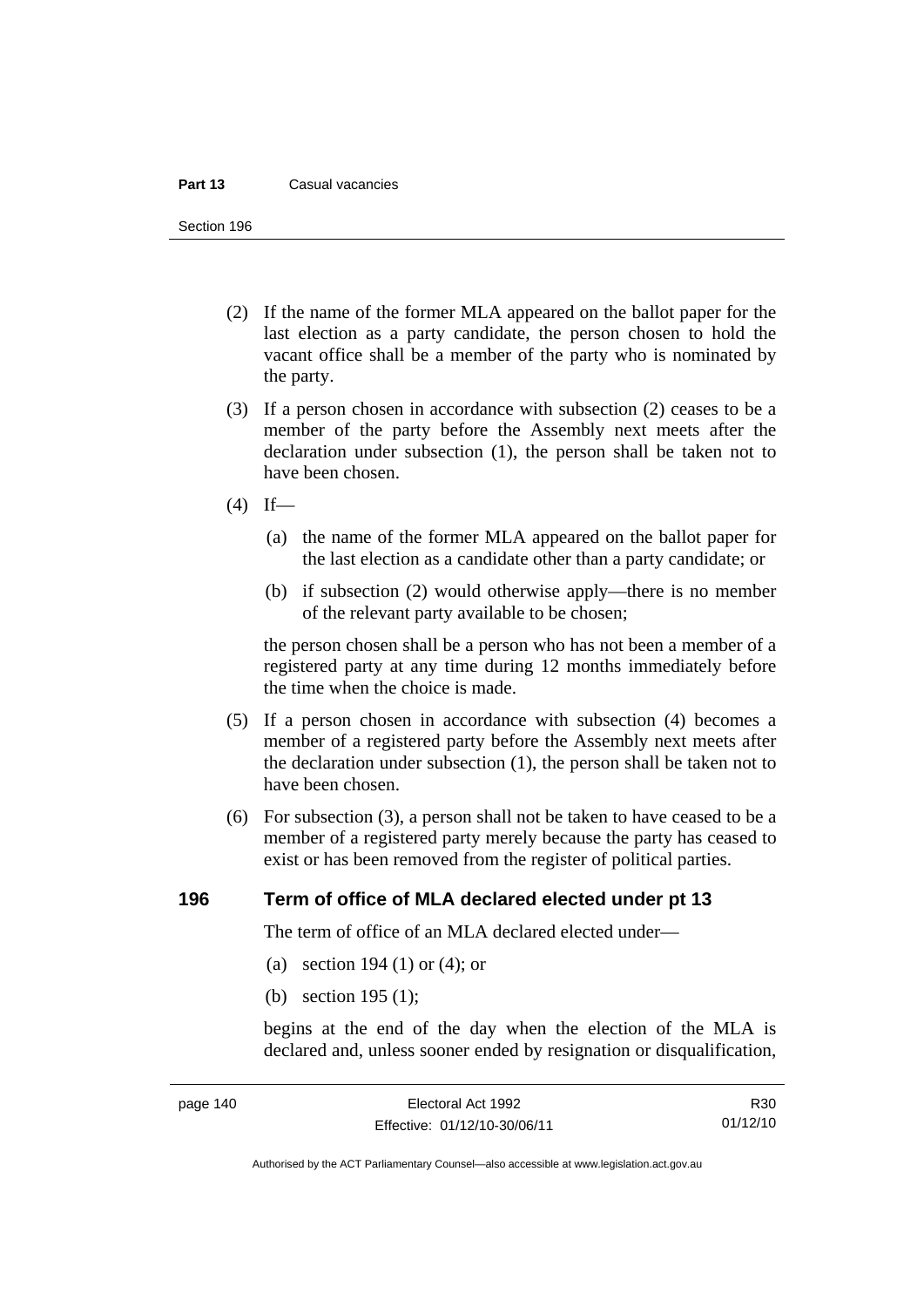(2) If the name of the former MLA appeared on the ballot paper for the last election as a party candidate, the person chosen to hold the vacant office shall be a member of the party who is nominated by the party.

(3) If a person chosen in accordance with subsection (2) ceases to be a member of the party before the Assembly next meets after the declaration under subsection (1), the person shall be taken not to have been chosen.

(4) If—

(a) the name of the former MLA appeared on the ballot paper for the last election as a candidate other than a party candidate; or

(b) if subsection (2) would otherwise apply—there is no member of the relevant party available to be chosen;

the person chosen shall be a person who has not been a member of a registered party at any time during 12 months immediately before the time when the choice is made.

(5) If a person chosen in accordance with subsection (4) becomes a member of a registered party before the Assembly next meets after the declaration under subsection (1), the person shall be taken not to have been chosen.

(6) For subsection (3), a person shall not be taken to have ceased to be a member of a registered party merely because the party has ceased to exist or has been removed from the register of political parties.

## 196 Term of office of MLA declared elected under pt 13

The term of office of an MLA declared elected under—

(a) section 194 (1) or (4); or

(b) section 195 (1);

begins at the end of the day when the election of the MLA is declared and, unless sooner ended by resignation or disqualification,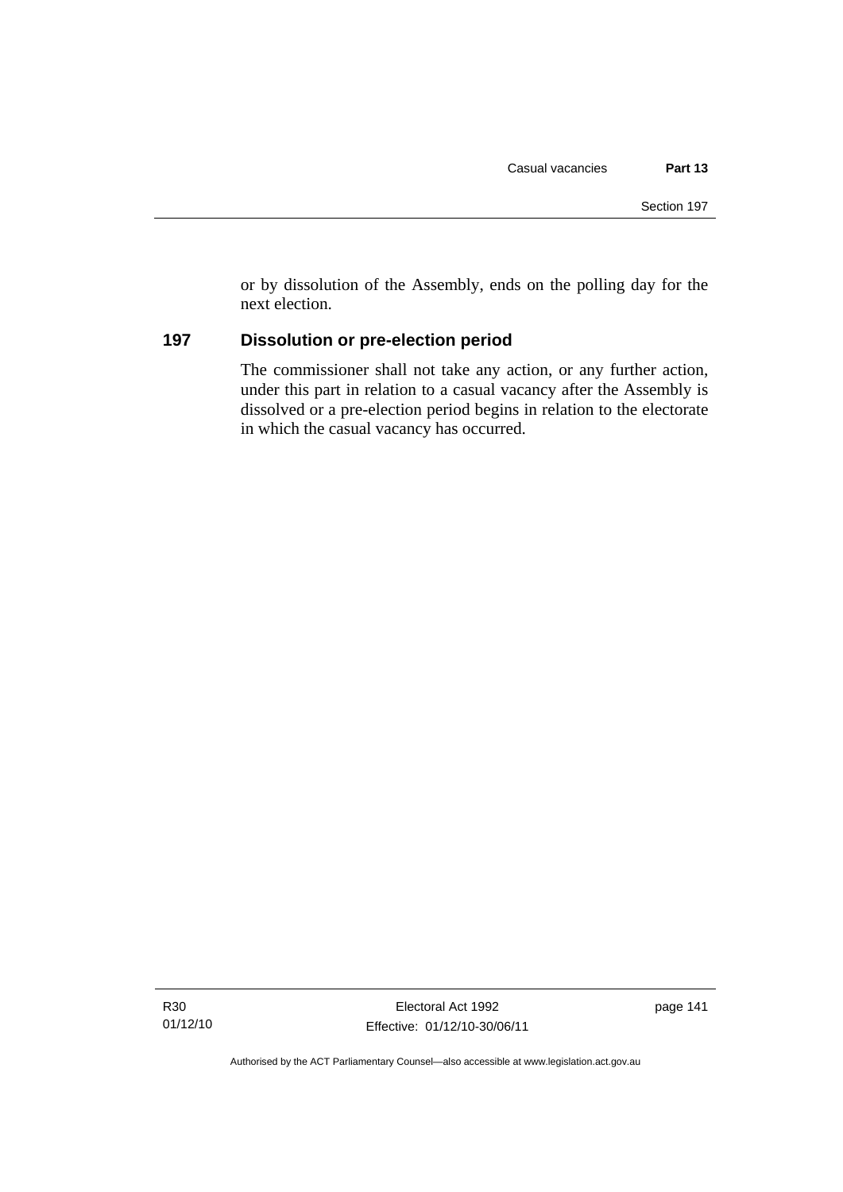or by dissolution of the Assembly, ends on the polling day for the next election.

## 197 Dissolution or pre-election period

The commissioner shall not take any action, or any further action, under this part in relation to a casual vacancy after the Assembly is dissolved or a pre-election period begins in relation to the electorate in which the casual vacancy has occurred.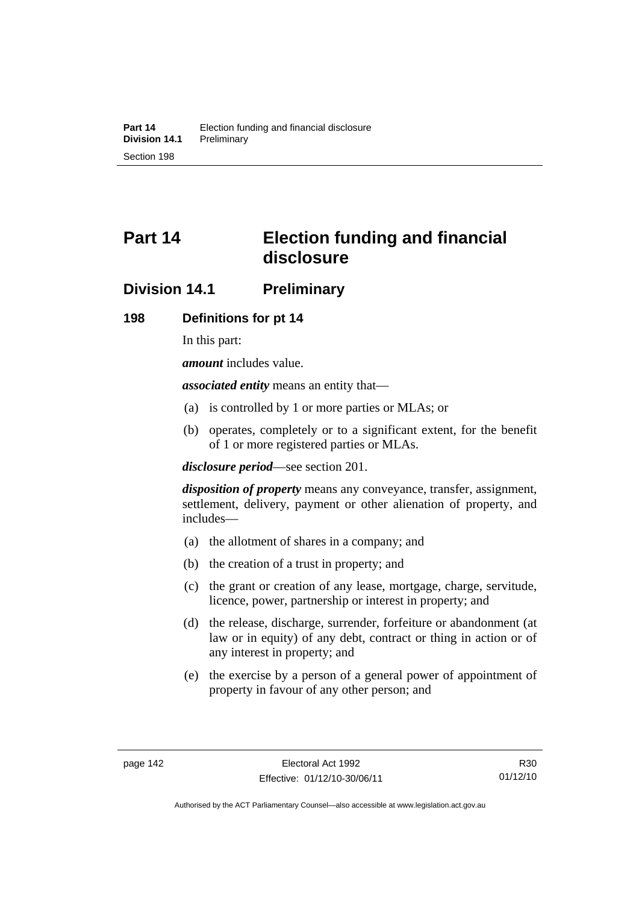# Part 14 Election funding and financial disclosure

## Division 14.1 Preliminary

### 198 Definitions for pt 14

In this part:

***amount*** includes value.

***associated entity*** means an entity that—

(a) is controlled by 1 or more parties or MLAs; or

(b) operates, completely or to a significant extent, for the benefit of 1 or more registered parties or MLAs.

***disclosure period***—see section 201.

***disposition of property*** means any conveyance, transfer, assignment, settlement, delivery, payment or other alienation of property, and includes—

(a) the allotment of shares in a company; and

(b) the creation of a trust in property; and

(c) the grant or creation of any lease, mortgage, charge, servitude, licence, power, partnership or interest in property; and

(d) the release, discharge, surrender, forfeiture or abandonment (at law or in equity) of any debt, contract or thing in action or of any interest in property; and

(e) the exercise by a person of a general power of appointment of property in favour of any other person; and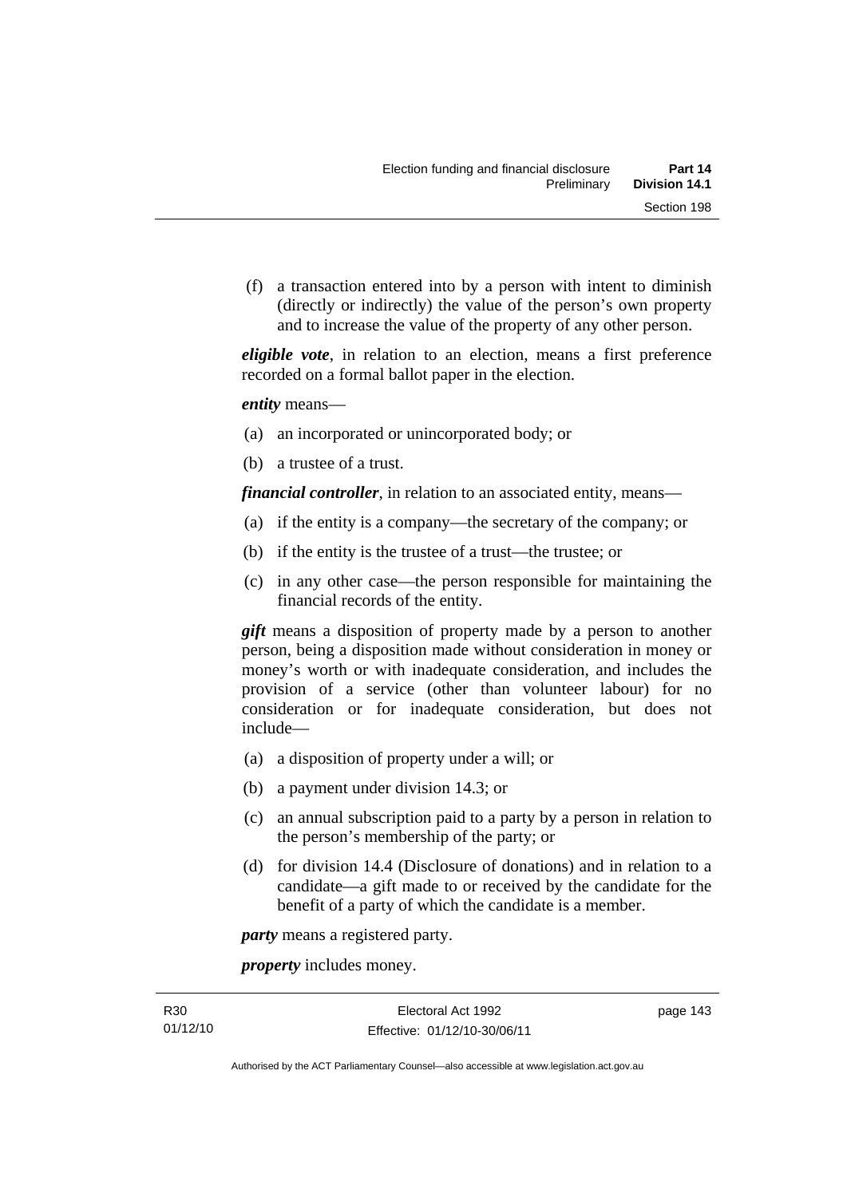(f) a transaction entered into by a person with intent to diminish (directly or indirectly) the value of the person's own property and to increase the value of the property of any other person.

***eligible vote***, in relation to an election, means a first preference recorded on a formal ballot paper in the election.

***entity*** means—

(a) an incorporated or unincorporated body; or

(b) a trustee of a trust.

***financial controller***, in relation to an associated entity, means—

(a) if the entity is a company—the secretary of the company; or

(b) if the entity is the trustee of a trust—the trustee; or

(c) in any other case—the person responsible for maintaining the financial records of the entity.

***gift*** means a disposition of property made by a person to another person, being a disposition made without consideration in money or money's worth or with inadequate consideration, and includes the provision of a service (other than volunteer labour) for no consideration or for inadequate consideration, but does not include—

(a) a disposition of property under a will; or

(b) a payment under division 14.3; or

(c) an annual subscription paid to a party by a person in relation to the person's membership of the party; or

(d) for division 14.4 (Disclosure of donations) and in relation to a candidate—a gift made to or received by the candidate for the benefit of a party of which the candidate is a member.

***party*** means a registered party.

***property*** includes money.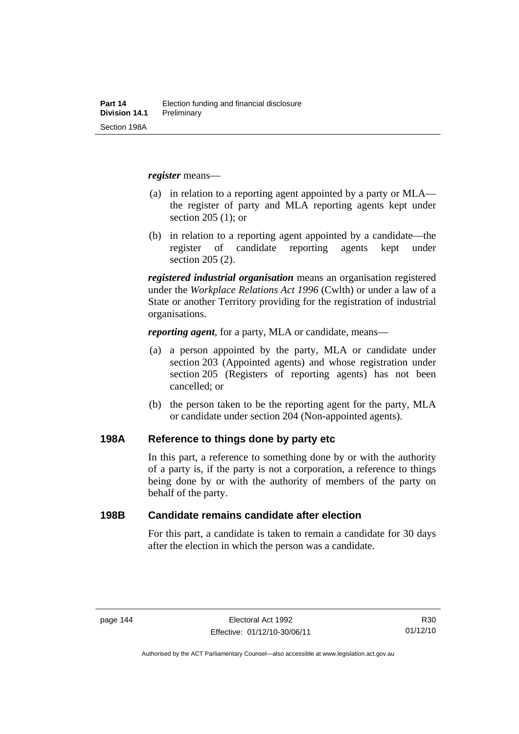***register*** means—

(a) in relation to a reporting agent appointed by a party or MLA—the register of party and MLA reporting agents kept under section 205 (1); or

(b) in relation to a reporting agent appointed by a candidate—the register of candidate reporting agents kept under section 205 (2).

***registered industrial organisation*** means an organisation registered under the *Workplace Relations Act 1996* (Cwlth) or under a law of a State or another Territory providing for the registration of industrial organisations.

***reporting agent***, for a party, MLA or candidate, means—

(a) a person appointed by the party, MLA or candidate under section 203 (Appointed agents) and whose registration under section 205 (Registers of reporting agents) has not been cancelled; or

(b) the person taken to be the reporting agent for the party, MLA or candidate under section 204 (Non-appointed agents).

## 198A Reference to things done by party etc

In this part, a reference to something done by or with the authority of a party is, if the party is not a corporation, a reference to things being done by or with the authority of members of the party on behalf of the party.

## 198B Candidate remains candidate after election

For this part, a candidate is taken to remain a candidate for 30 days after the election in which the person was a candidate.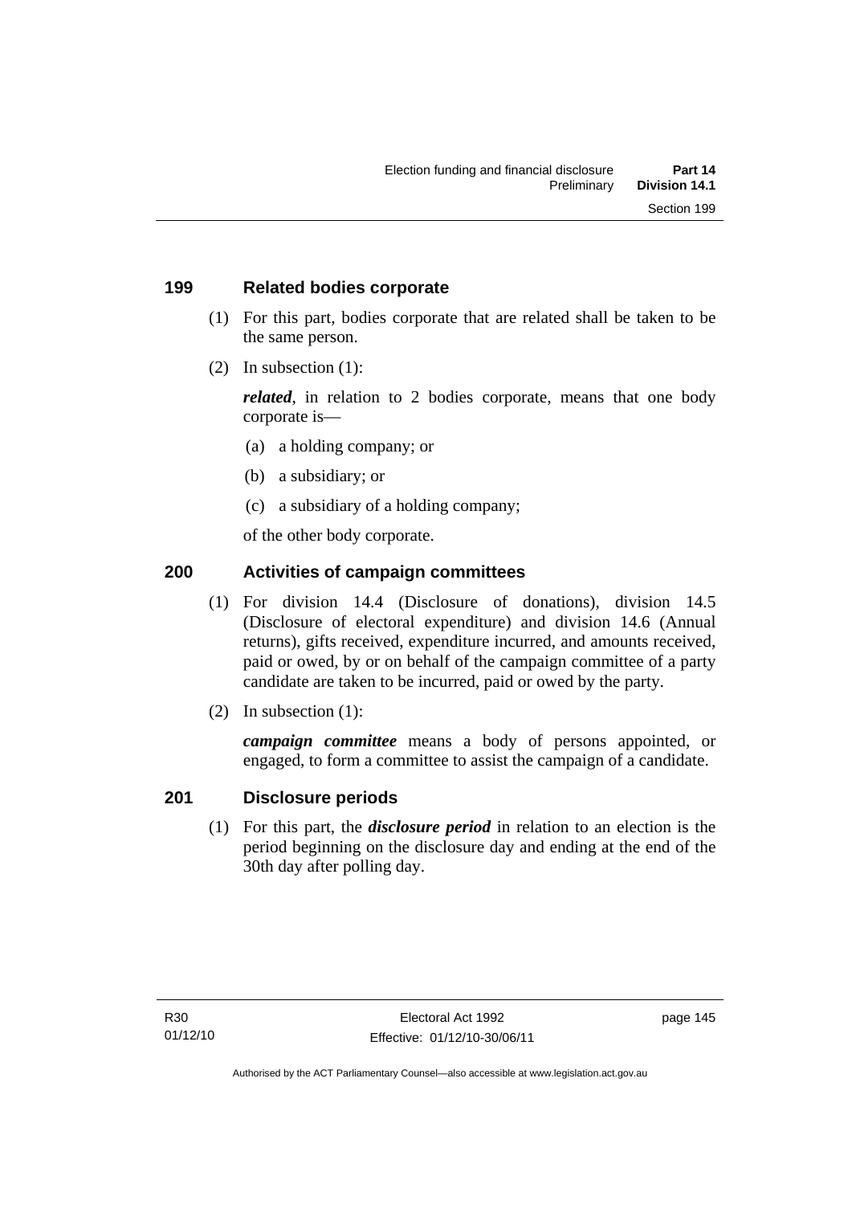## 199 Related bodies corporate

(1) For this part, bodies corporate that are related shall be taken to be the same person.

(2) In subsection (1):

***related***, in relation to 2 bodies corporate, means that one body corporate is—

(a) a holding company; or

(b) a subsidiary; or

(c) a subsidiary of a holding company;

of the other body corporate.

## 200 Activities of campaign committees

(1) For division 14.4 (Disclosure of donations), division 14.5 (Disclosure of electoral expenditure) and division 14.6 (Annual returns), gifts received, expenditure incurred, and amounts received, paid or owed, by or on behalf of the campaign committee of a party candidate are taken to be incurred, paid or owed by the party.

(2) In subsection (1):

***campaign committee*** means a body of persons appointed, or engaged, to form a committee to assist the campaign of a candidate.

## 201 Disclosure periods

(1) For this part, the ***disclosure period*** in relation to an election is the period beginning on the disclosure day and ending at the end of the 30th day after polling day.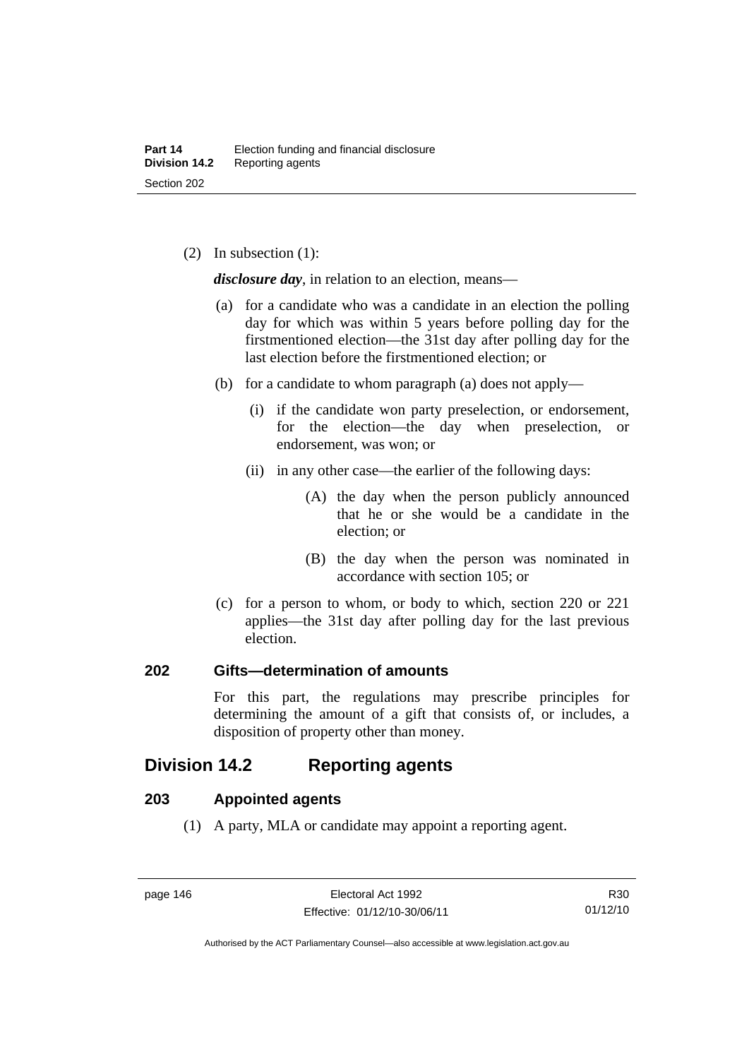(2) In subsection (1):

***disclosure day***, in relation to an election, means—

(a) for a candidate who was a candidate in an election the polling day for which was within 5 years before polling day for the firstmentioned election—the 31st day after polling day for the last election before the firstmentioned election; or

(b) for a candidate to whom paragraph (a) does not apply—

(i) if the candidate won party preselection, or endorsement, for the election—the day when preselection, or endorsement, was won; or

(ii) in any other case—the earlier of the following days:

(A) the day when the person publicly announced that he or she would be a candidate in the election; or

(B) the day when the person was nominated in accordance with section 105; or

(c) for a person to whom, or body to which, section 220 or 221 applies—the 31st day after polling day for the last previous election.

### 202 Gifts—determination of amounts

For this part, the regulations may prescribe principles for determining the amount of a gift that consists of, or includes, a disposition of property other than money.

## Division 14.2 Reporting agents

### 203 Appointed agents

(1) A party, MLA or candidate may appoint a reporting agent.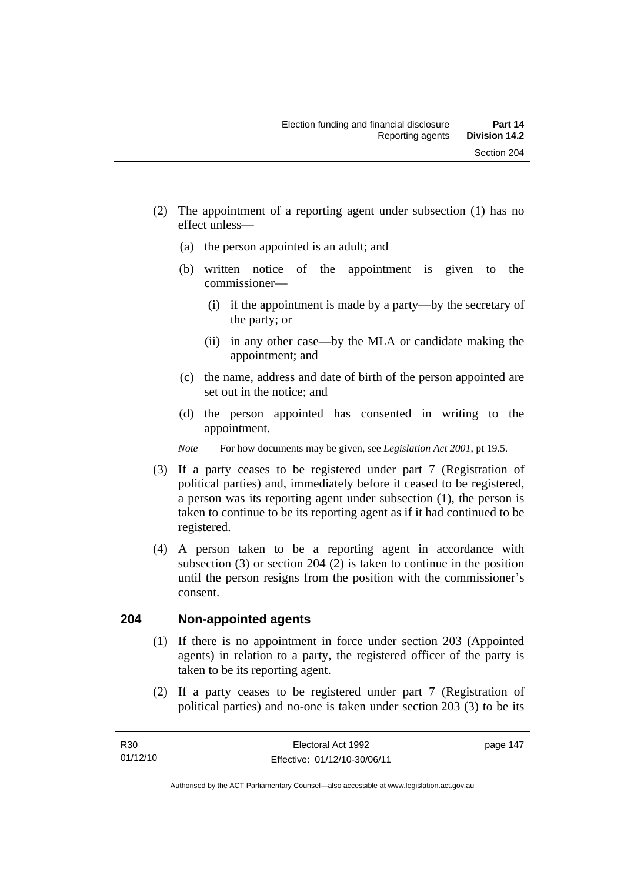(2) The appointment of a reporting agent under subsection (1) has no effect unless—

   (a) the person appointed is an adult; and

   (b) written notice of the appointment is given to the commissioner—

      (i) if the appointment is made by a party—by the secretary of the party; or

      (ii) in any other case—by the MLA or candidate making the appointment; and

   (c) the name, address and date of birth of the person appointed are set out in the notice; and

   (d) the person appointed has consented in writing to the appointment.

*Note* For how documents may be given, see *Legislation Act 2001*, pt 19.5.

(3) If a party ceases to be registered under part 7 (Registration of political parties) and, immediately before it ceased to be registered, a person was its reporting agent under subsection (1), the person is taken to continue to be its reporting agent as if it had continued to be registered.

(4) A person taken to be a reporting agent in accordance with subsection (3) or section 204 (2) is taken to continue in the position until the person resigns from the position with the commissioner's consent.

## 204 Non-appointed agents

(1) If there is no appointment in force under section 203 (Appointed agents) in relation to a party, the registered officer of the party is taken to be its reporting agent.

(2) If a party ceases to be registered under part 7 (Registration of political parties) and no-one is taken under section 203 (3) to be its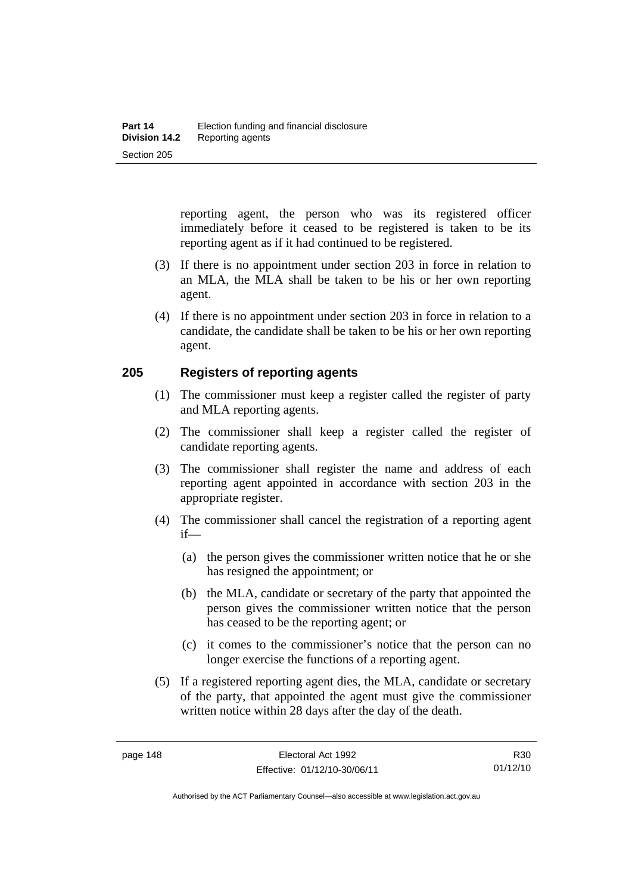reporting agent, the person who was its registered officer immediately before it ceased to be registered is taken to be its reporting agent as if it had continued to be registered.

(3) If there is no appointment under section 203 in force in relation to an MLA, the MLA shall be taken to be his or her own reporting agent.

(4) If there is no appointment under section 203 in force in relation to a candidate, the candidate shall be taken to be his or her own reporting agent.

## 205 Registers of reporting agents

(1) The commissioner must keep a register called the register of party and MLA reporting agents.

(2) The commissioner shall keep a register called the register of candidate reporting agents.

(3) The commissioner shall register the name and address of each reporting agent appointed in accordance with section 203 in the appropriate register.

(4) The commissioner shall cancel the registration of a reporting agent if—

(a) the person gives the commissioner written notice that he or she has resigned the appointment; or

(b) the MLA, candidate or secretary of the party that appointed the person gives the commissioner written notice that the person has ceased to be the reporting agent; or

(c) it comes to the commissioner's notice that the person can no longer exercise the functions of a reporting agent.

(5) If a registered reporting agent dies, the MLA, candidate or secretary of the party, that appointed the agent must give the commissioner written notice within 28 days after the day of the death.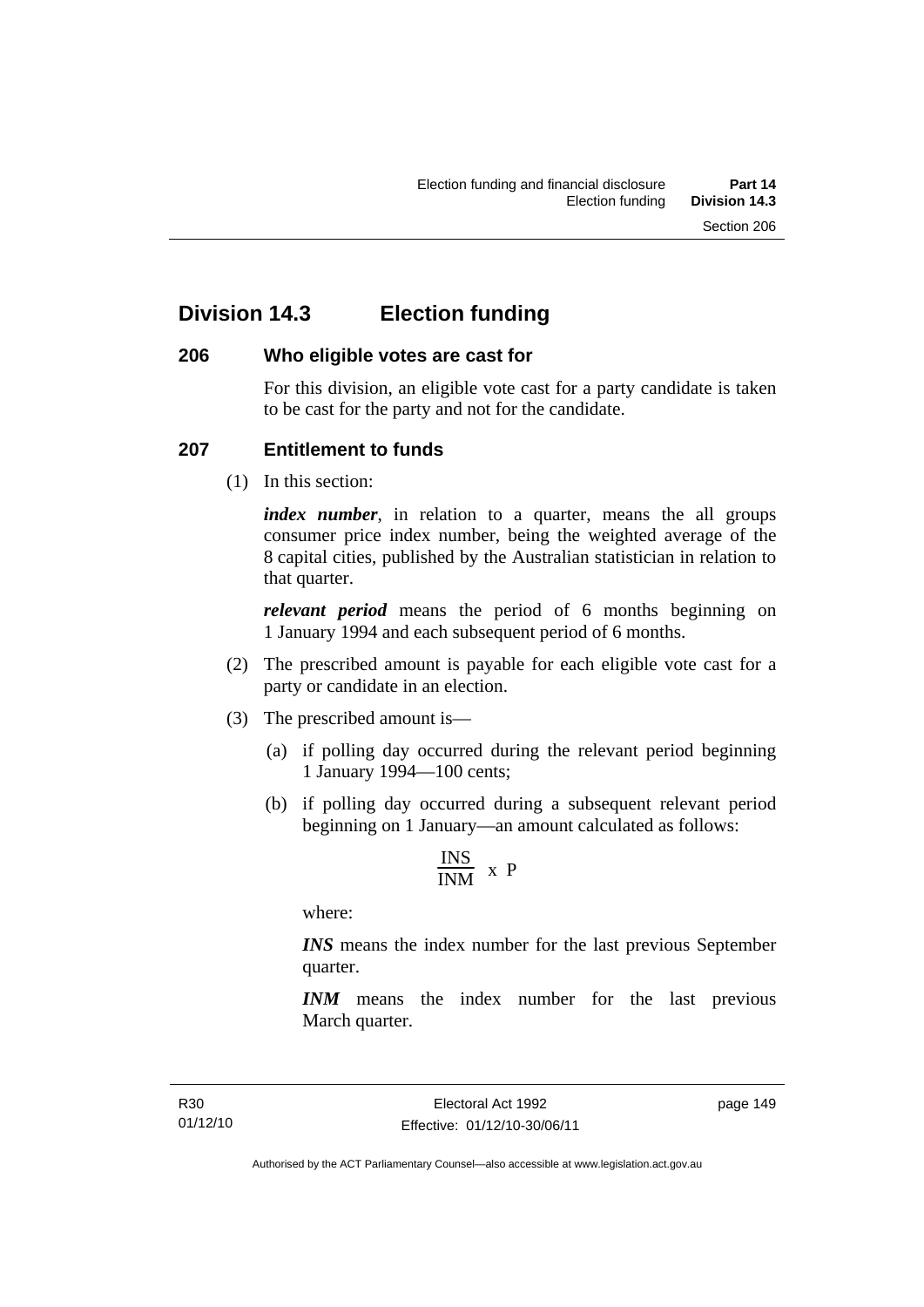# Division 14.3 Election funding

## 206 Who eligible votes are cast for

For this division, an eligible vote cast for a party candidate is taken to be cast for the party and not for the candidate.

## 207 Entitlement to funds

(1) In this section:

***index number***, in relation to a quarter, means the all groups consumer price index number, being the weighted average of the 8 capital cities, published by the Australian statistician in relation to that quarter.

***relevant period*** means the period of 6 months beginning on 1 January 1994 and each subsequent period of 6 months.

(2) The prescribed amount is payable for each eligible vote cast for a party or candidate in an election.

(3) The prescribed amount is—

(a) if polling day occurred during the relevant period beginning 1 January 1994—100 cents;

(b) if polling day occurred during a subsequent relevant period beginning on 1 January—an amount calculated as follows:

$$\frac{INS}{INM} \text{ x } P$$

where:

***INS*** means the index number for the last previous September quarter.

***INM*** means the index number for the last previous March quarter.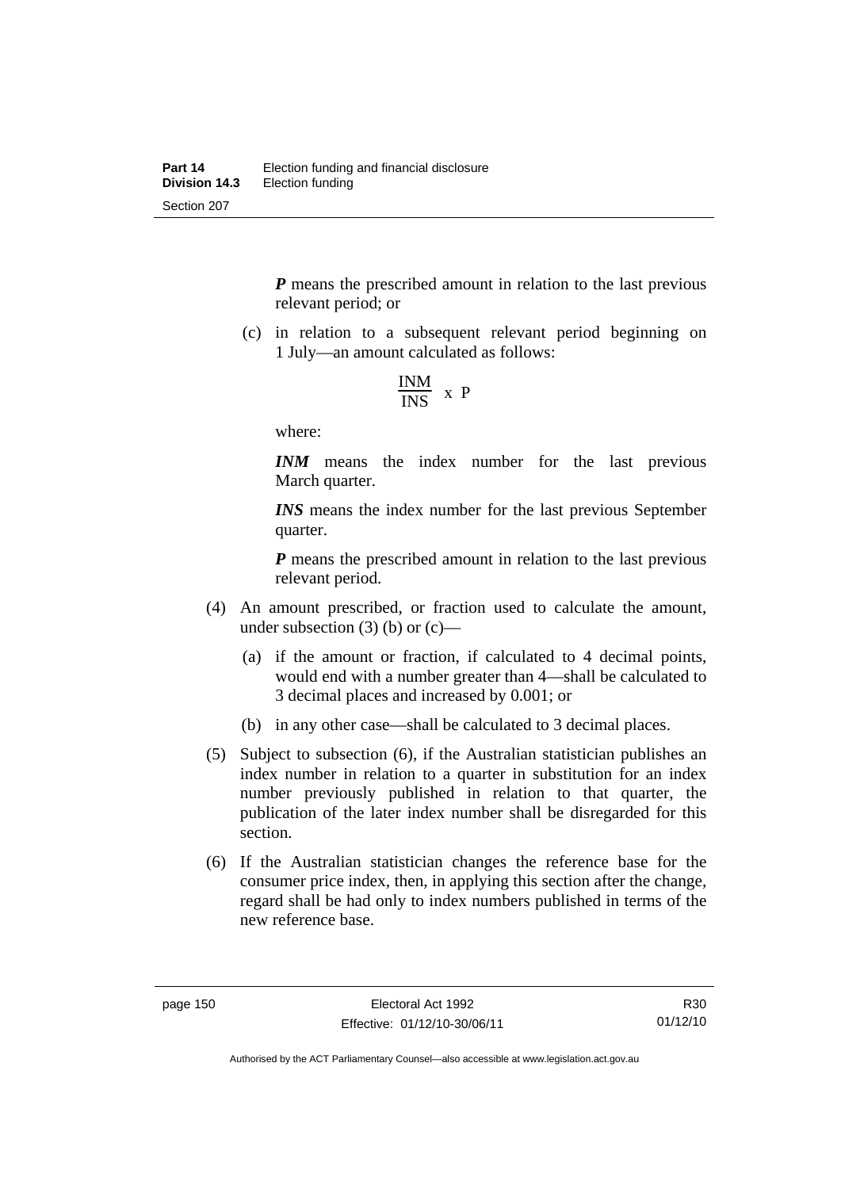***P*** means the prescribed amount in relation to the last previous relevant period; or

(c) in relation to a subsequent relevant period beginning on 1 July—an amount calculated as follows:

$$\frac{\text{INM}}{\text{INS}} \text{ x } \text{P}$$

where:

***INM*** means the index number for the last previous March quarter.

***INS*** means the index number for the last previous September quarter.

***P*** means the prescribed amount in relation to the last previous relevant period.

(4) An amount prescribed, or fraction used to calculate the amount, under subsection (3) (b) or (c)—

(a) if the amount or fraction, if calculated to 4 decimal points, would end with a number greater than 4—shall be calculated to 3 decimal places and increased by 0.001; or

(b) in any other case—shall be calculated to 3 decimal places.

(5) Subject to subsection (6), if the Australian statistician publishes an index number in relation to a quarter in substitution for an index number previously published in relation to that quarter, the publication of the later index number shall be disregarded for this section.

(6) If the Australian statistician changes the reference base for the consumer price index, then, in applying this section after the change, regard shall be had only to index numbers published in terms of the new reference base.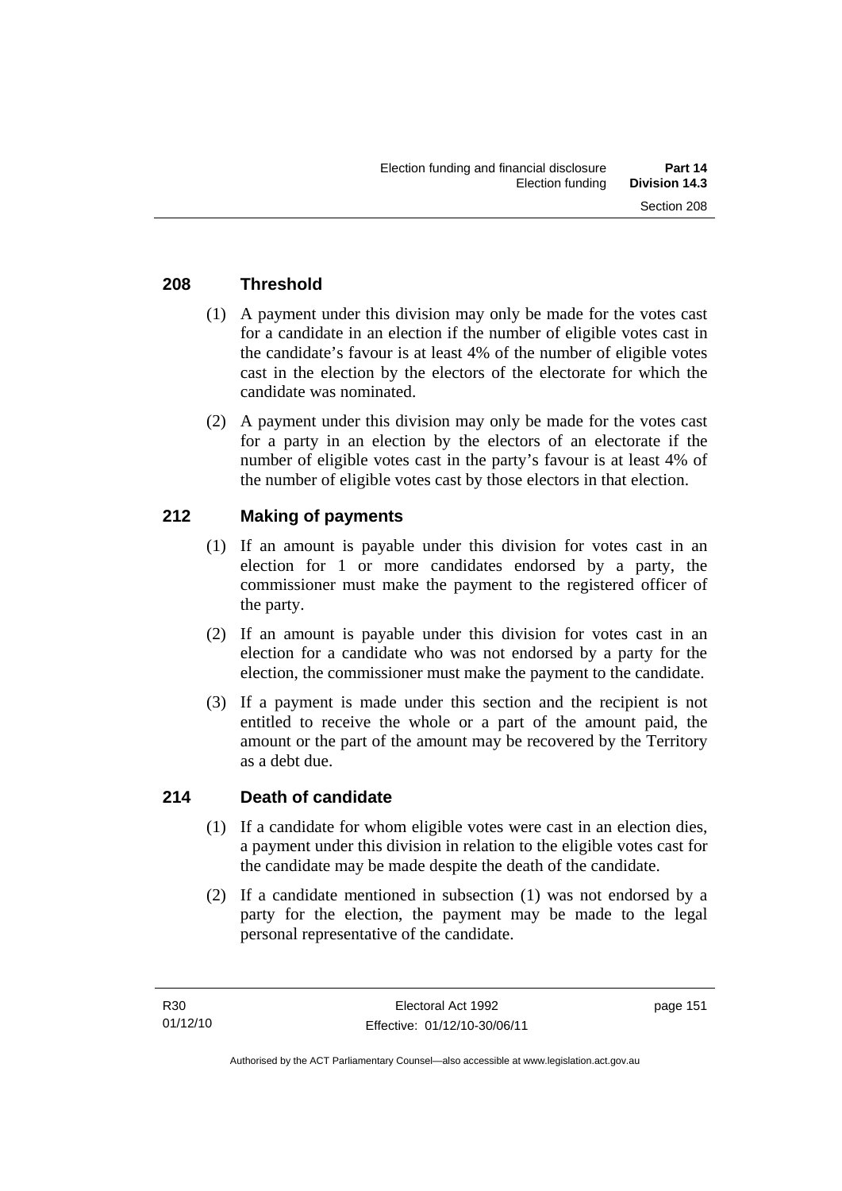## 208 Threshold

(1) A payment under this division may only be made for the votes cast for a candidate in an election if the number of eligible votes cast in the candidate's favour is at least 4% of the number of eligible votes cast in the election by the electors of the electorate for which the candidate was nominated.

(2) A payment under this division may only be made for the votes cast for a party in an election by the electors of an electorate if the number of eligible votes cast in the party's favour is at least 4% of the number of eligible votes cast by those electors in that election.

## 212 Making of payments

(1) If an amount is payable under this division for votes cast in an election for 1 or more candidates endorsed by a party, the commissioner must make the payment to the registered officer of the party.

(2) If an amount is payable under this division for votes cast in an election for a candidate who was not endorsed by a party for the election, the commissioner must make the payment to the candidate.

(3) If a payment is made under this section and the recipient is not entitled to receive the whole or a part of the amount paid, the amount or the part of the amount may be recovered by the Territory as a debt due.

## 214 Death of candidate

(1) If a candidate for whom eligible votes were cast in an election dies, a payment under this division in relation to the eligible votes cast for the candidate may be made despite the death of the candidate.

(2) If a candidate mentioned in subsection (1) was not endorsed by a party for the election, the payment may be made to the legal personal representative of the candidate.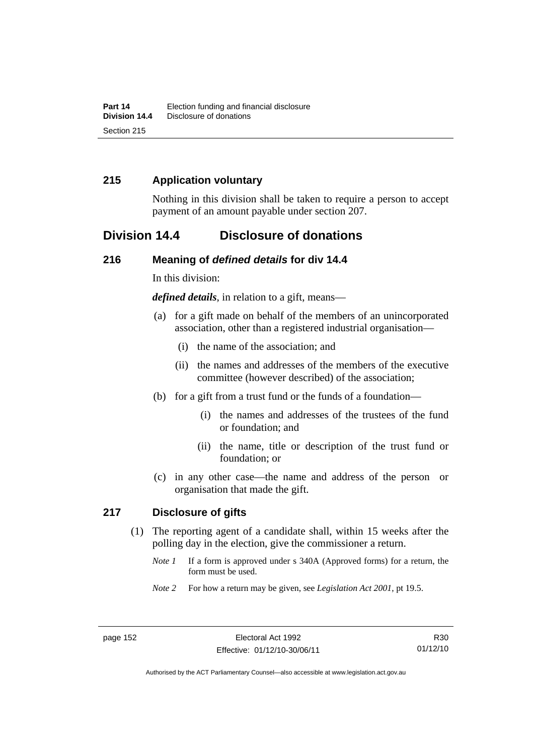## 215 Application voluntary

Nothing in this division shall be taken to require a person to accept payment of an amount payable under section 207.

# Division 14.4 Disclosure of donations

## 216 Meaning of *defined details* for div 14.4

In this division:

***defined details***, in relation to a gift, means—

(a) for a gift made on behalf of the members of an unincorporated association, other than a registered industrial organisation—

(i) the name of the association; and

(ii) the names and addresses of the members of the executive committee (however described) of the association;

(b) for a gift from a trust fund or the funds of a foundation—

(i) the names and addresses of the trustees of the fund or foundation; and

(ii) the name, title or description of the trust fund or foundation; or

(c) in any other case—the name and address of the person or organisation that made the gift.

## 217 Disclosure of gifts

(1) The reporting agent of a candidate shall, within 15 weeks after the polling day in the election, give the commissioner a return.

*Note 1* If a form is approved under s 340A (Approved forms) for a return, the form must be used.

*Note 2* For how a return may be given, see *Legislation Act 2001*, pt 19.5.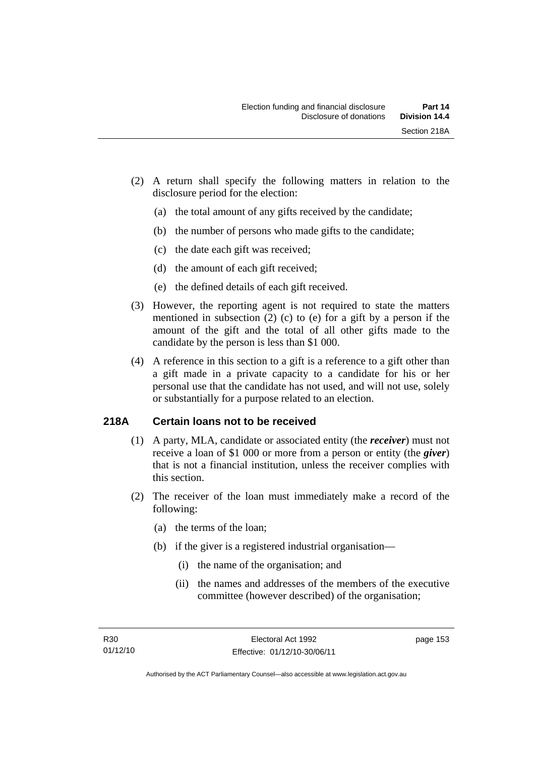(2) A return shall specify the following matters in relation to the disclosure period for the election:

(a) the total amount of any gifts received by the candidate;

(b) the number of persons who made gifts to the candidate;

(c) the date each gift was received;

(d) the amount of each gift received;

(e) the defined details of each gift received.

(3) However, the reporting agent is not required to state the matters mentioned in subsection (2) (c) to (e) for a gift by a person if the amount of the gift and the total of all other gifts made to the candidate by the person is less than $1 000.

(4) A reference in this section to a gift is a reference to a gift other than a gift made in a private capacity to a candidate for his or her personal use that the candidate has not used, and will not use, solely or substantially for a purpose related to an election.

## 218A Certain loans not to be received

(1) A party, MLA, candidate or associated entity (the ***receiver***) must not receive a loan of $1 000 or more from a person or entity (the ***giver***) that is not a financial institution, unless the receiver complies with this section.

(2) The receiver of the loan must immediately make a record of the following:

(a) the terms of the loan;

(b) if the giver is a registered industrial organisation—

(i) the name of the organisation; and

(ii) the names and addresses of the members of the executive committee (however described) of the organisation;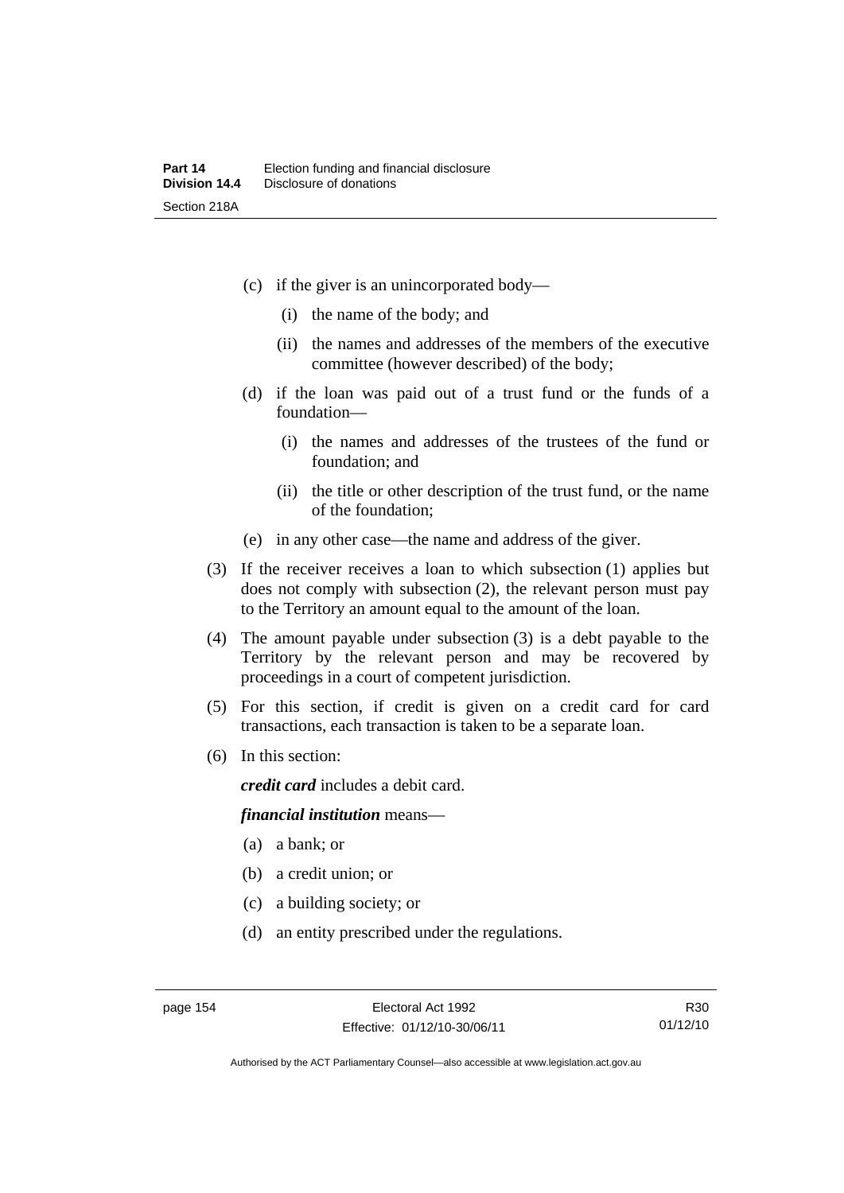- (c) if the giver is an unincorporated body—
  - (i) the name of the body; and
  - (ii) the names and addresses of the members of the executive committee (however described) of the body;
- (d) if the loan was paid out of a trust fund or the funds of a foundation—
  - (i) the names and addresses of the trustees of the fund or foundation; and
  - (ii) the title or other description of the trust fund, or the name of the foundation;
- (e) in any other case—the name and address of the giver.

(3) If the receiver receives a loan to which subsection (1) applies but does not comply with subsection (2), the relevant person must pay to the Territory an amount equal to the amount of the loan.

(4) The amount payable under subsection (3) is a debt payable to the Territory by the relevant person and may be recovered by proceedings in a court of competent jurisdiction.

(5) For this section, if credit is given on a credit card for card transactions, each transaction is taken to be a separate loan.

(6) In this section:

***credit card*** includes a debit card.

***financial institution*** means—

- (a) a bank; or
- (b) a credit union; or
- (c) a building society; or
- (d) an entity prescribed under the regulations.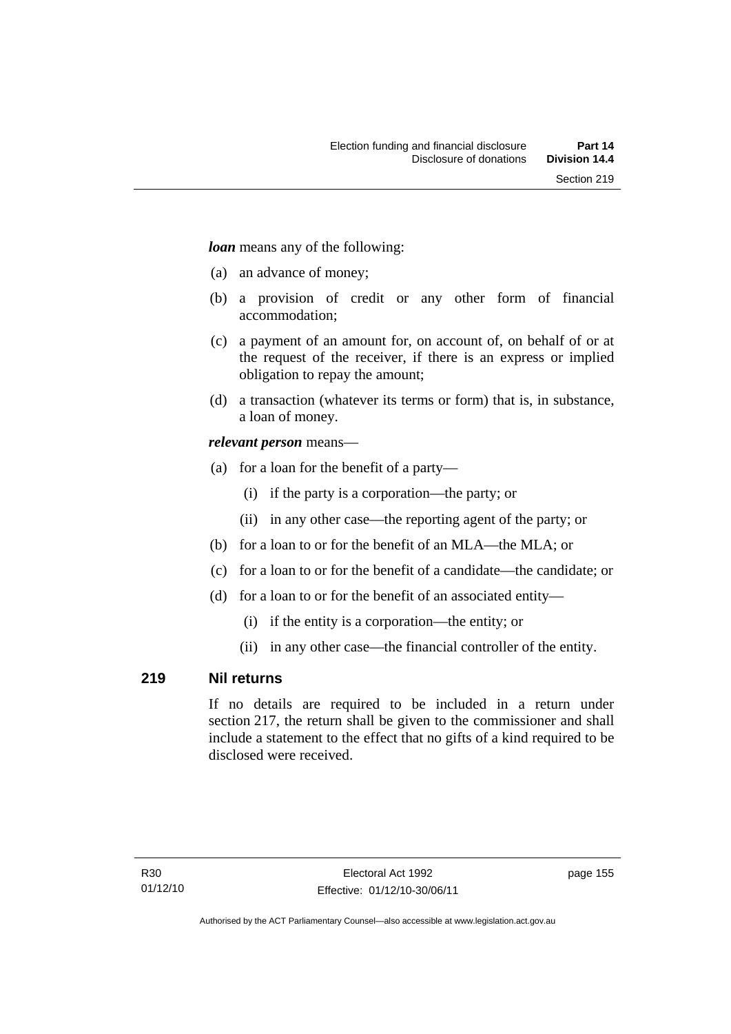***loan*** means any of the following:

(a) an advance of money;

(b) a provision of credit or any other form of financial accommodation;

(c) a payment of an amount for, on account of, on behalf of or at the request of the receiver, if there is an express or implied obligation to repay the amount;

(d) a transaction (whatever its terms or form) that is, in substance, a loan of money.

***relevant person*** means—

(a) for a loan for the benefit of a party—

 (i) if the party is a corporation—the party; or

 (ii) in any other case—the reporting agent of the party; or

(b) for a loan to or for the benefit of an MLA—the MLA; or

(c) for a loan to or for the benefit of a candidate—the candidate; or

(d) for a loan to or for the benefit of an associated entity—

 (i) if the entity is a corporation—the entity; or

 (ii) in any other case—the financial controller of the entity.

## 219 Nil returns

If no details are required to be included in a return under section 217, the return shall be given to the commissioner and shall include a statement to the effect that no gifts of a kind required to be disclosed were received.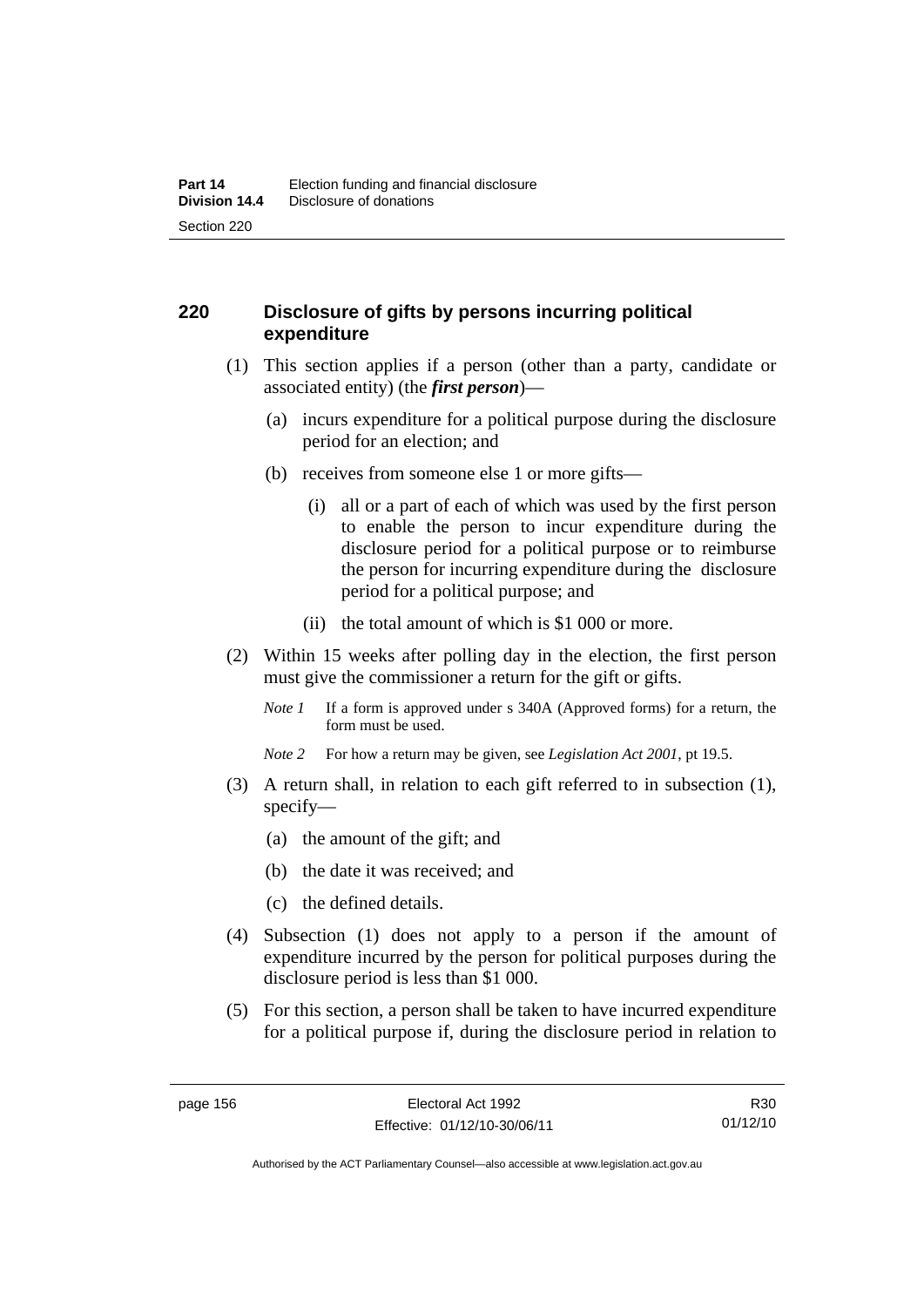## 220 Disclosure of gifts by persons incurring political expenditure

(1) This section applies if a person (other than a party, candidate or associated entity) (the ***first person***)—

(a) incurs expenditure for a political purpose during the disclosure period for an election; and

(b) receives from someone else 1 or more gifts—

(i) all or a part of each of which was used by the first person to enable the person to incur expenditure during the disclosure period for a political purpose or to reimburse the person for incurring expenditure during the disclosure period for a political purpose; and

(ii) the total amount of which is $1 000 or more.

(2) Within 15 weeks after polling day in the election, the first person must give the commissioner a return for the gift or gifts.

*Note 1* If a form is approved under s 340A (Approved forms) for a return, the form must be used.

*Note 2* For how a return may be given, see *Legislation Act 2001*, pt 19.5.

(3) A return shall, in relation to each gift referred to in subsection (1), specify—

(a) the amount of the gift; and

(b) the date it was received; and

(c) the defined details.

(4) Subsection (1) does not apply to a person if the amount of expenditure incurred by the person for political purposes during the disclosure period is less than $1 000.

(5) For this section, a person shall be taken to have incurred expenditure for a political purpose if, during the disclosure period in relation to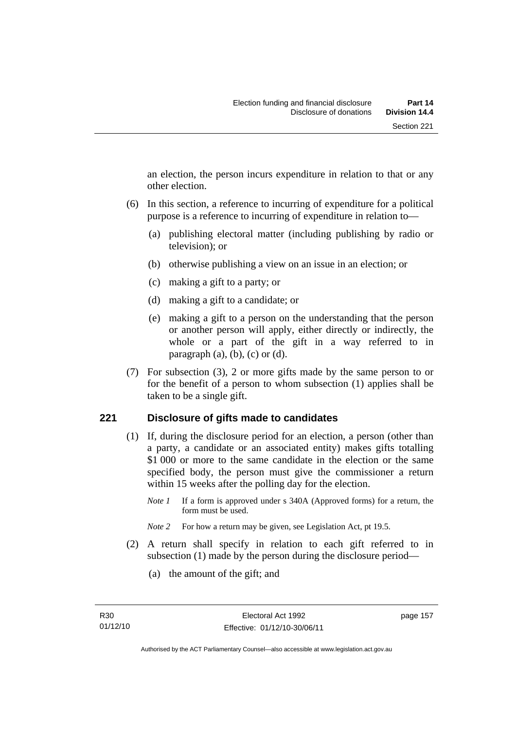an election, the person incurs expenditure in relation to that or any other election.

(6) In this section, a reference to incurring of expenditure for a political purpose is a reference to incurring of expenditure in relation to—

(a) publishing electoral matter (including publishing by radio or television); or

(b) otherwise publishing a view on an issue in an election; or

(c) making a gift to a party; or

(d) making a gift to a candidate; or

(e) making a gift to a person on the understanding that the person or another person will apply, either directly or indirectly, the whole or a part of the gift in a way referred to in paragraph (a), (b), (c) or (d).

(7) For subsection (3), 2 or more gifts made by the same person to or for the benefit of a person to whom subsection (1) applies shall be taken to be a single gift.

## 221 Disclosure of gifts made to candidates

(1) If, during the disclosure period for an election, a person (other than a party, a candidate or an associated entity) makes gifts totalling $1 000 or more to the same candidate in the election or the same specified body, the person must give the commissioner a return within 15 weeks after the polling day for the election.

*Note 1* If a form is approved under s 340A (Approved forms) for a return, the form must be used.

*Note 2* For how a return may be given, see Legislation Act, pt 19.5.

(2) A return shall specify in relation to each gift referred to in subsection (1) made by the person during the disclosure period—

(a) the amount of the gift; and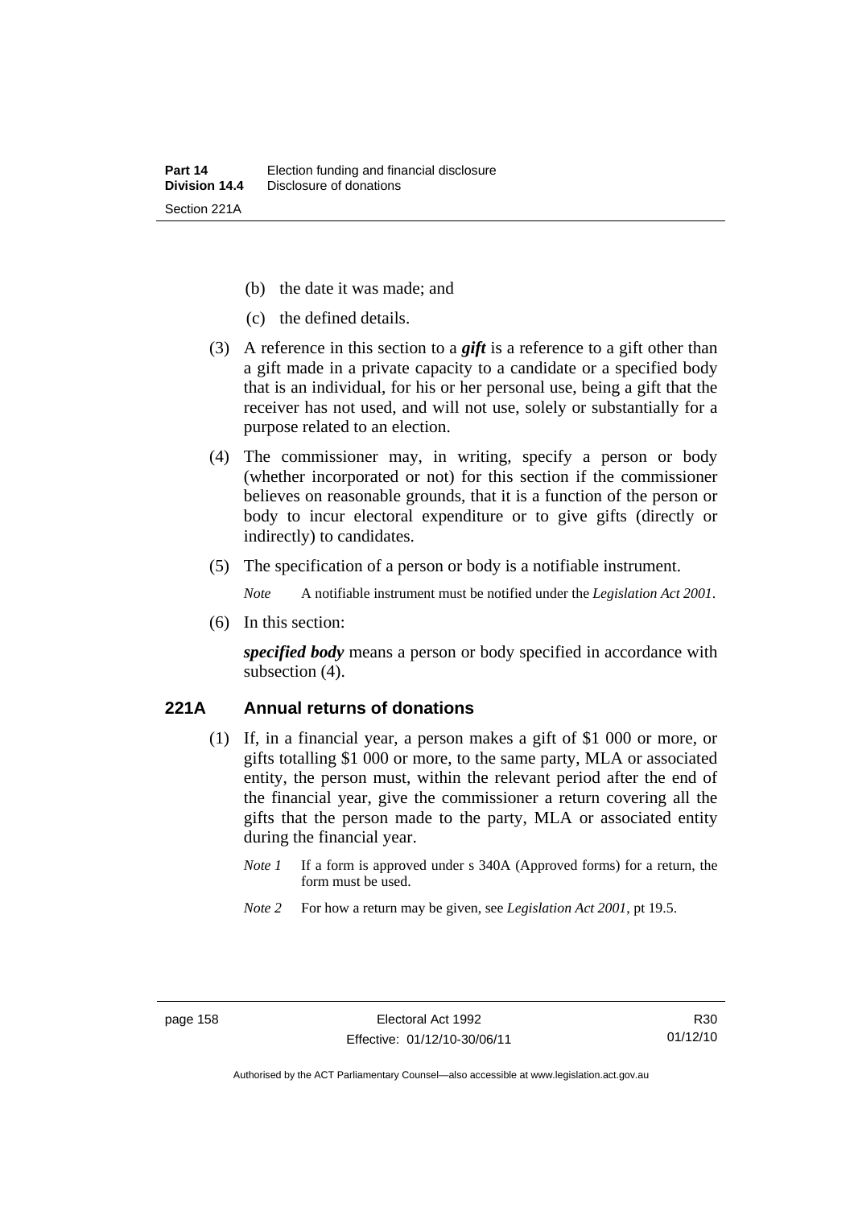(b) the date it was made; and

(c) the defined details.

(3) A reference in this section to a ***gift*** is a reference to a gift other than a gift made in a private capacity to a candidate or a specified body that is an individual, for his or her personal use, being a gift that the receiver has not used, and will not use, solely or substantially for a purpose related to an election.

(4) The commissioner may, in writing, specify a person or body (whether incorporated or not) for this section if the commissioner believes on reasonable grounds, that it is a function of the person or body to incur electoral expenditure or to give gifts (directly or indirectly) to candidates.

(5) The specification of a person or body is a notifiable instrument.

*Note* A notifiable instrument must be notified under the *Legislation Act 2001*.

(6) In this section:

***specified body*** means a person or body specified in accordance with subsection (4).

## 221A Annual returns of donations

(1) If, in a financial year, a person makes a gift of $1 000 or more, or gifts totalling $1 000 or more, to the same party, MLA or associated entity, the person must, within the relevant period after the end of the financial year, give the commissioner a return covering all the gifts that the person made to the party, MLA or associated entity during the financial year.

*Note 1* If a form is approved under s 340A (Approved forms) for a return, the form must be used.

*Note 2* For how a return may be given, see *Legislation Act 2001*, pt 19.5.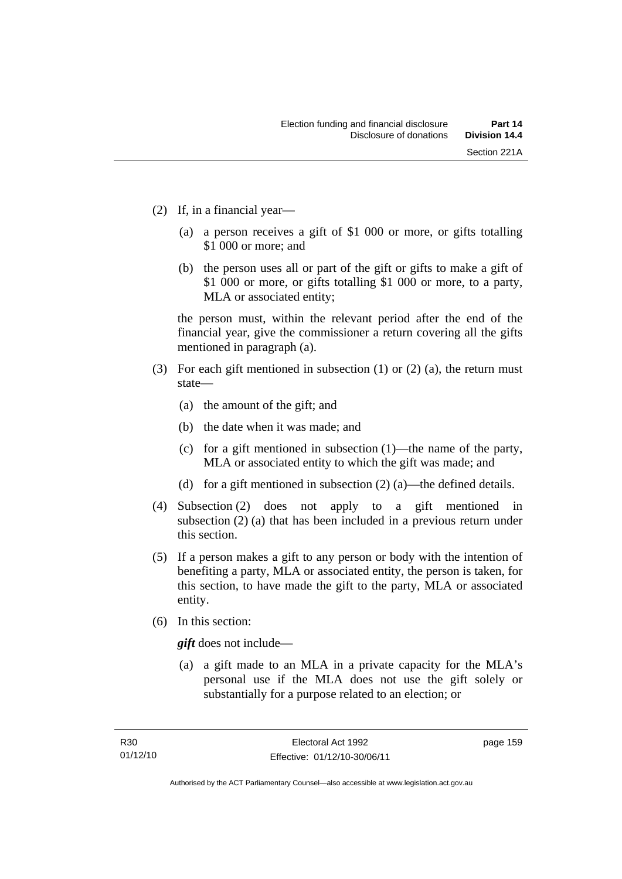(2) If, in a financial year—

(a) a person receives a gift of $1 000 or more, or gifts totalling $1 000 or more; and

(b) the person uses all or part of the gift or gifts to make a gift of $1 000 or more, or gifts totalling $1 000 or more, to a party, MLA or associated entity;

the person must, within the relevant period after the end of the financial year, give the commissioner a return covering all the gifts mentioned in paragraph (a).

(3) For each gift mentioned in subsection (1) or (2) (a), the return must state—

(a) the amount of the gift; and

(b) the date when it was made; and

(c) for a gift mentioned in subsection (1)—the name of the party, MLA or associated entity to which the gift was made; and

(d) for a gift mentioned in subsection (2) (a)—the defined details.

(4) Subsection (2) does not apply to a gift mentioned in subsection (2) (a) that has been included in a previous return under this section.

(5) If a person makes a gift to any person or body with the intention of benefiting a party, MLA or associated entity, the person is taken, for this section, to have made the gift to the party, MLA or associated entity.

(6) In this section:

***gift*** does not include—

(a) a gift made to an MLA in a private capacity for the MLA's personal use if the MLA does not use the gift solely or substantially for a purpose related to an election; or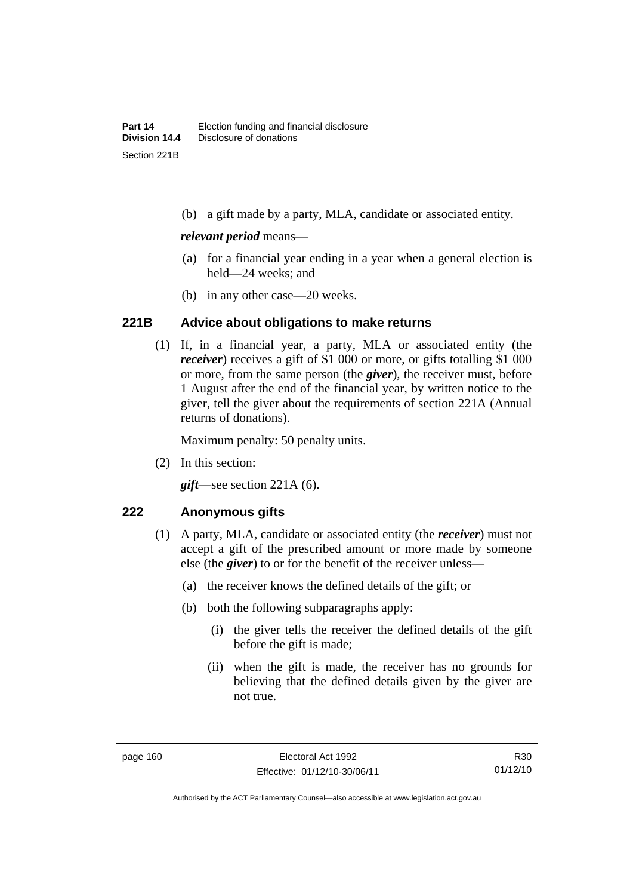(b) a gift made by a party, MLA, candidate or associated entity.

***relevant period*** means—

(a) for a financial year ending in a year when a general election is held—24 weeks; and

(b) in any other case—20 weeks.

### 221B Advice about obligations to make returns

(1) If, in a financial year, a party, MLA or associated entity (the ***receiver***) receives a gift of $1 000 or more, or gifts totalling $1 000 or more, from the same person (the ***giver***), the receiver must, before 1 August after the end of the financial year, by written notice to the giver, tell the giver about the requirements of section 221A (Annual returns of donations).

Maximum penalty: 50 penalty units.

(2) In this section:

***gift***—see section 221A (6).

### 222 Anonymous gifts

(1) A party, MLA, candidate or associated entity (the ***receiver***) must not accept a gift of the prescribed amount or more made by someone else (the ***giver***) to or for the benefit of the receiver unless—

(a) the receiver knows the defined details of the gift; or

(b) both the following subparagraphs apply:

(i) the giver tells the receiver the defined details of the gift before the gift is made;

(ii) when the gift is made, the receiver has no grounds for believing that the defined details given by the giver are not true.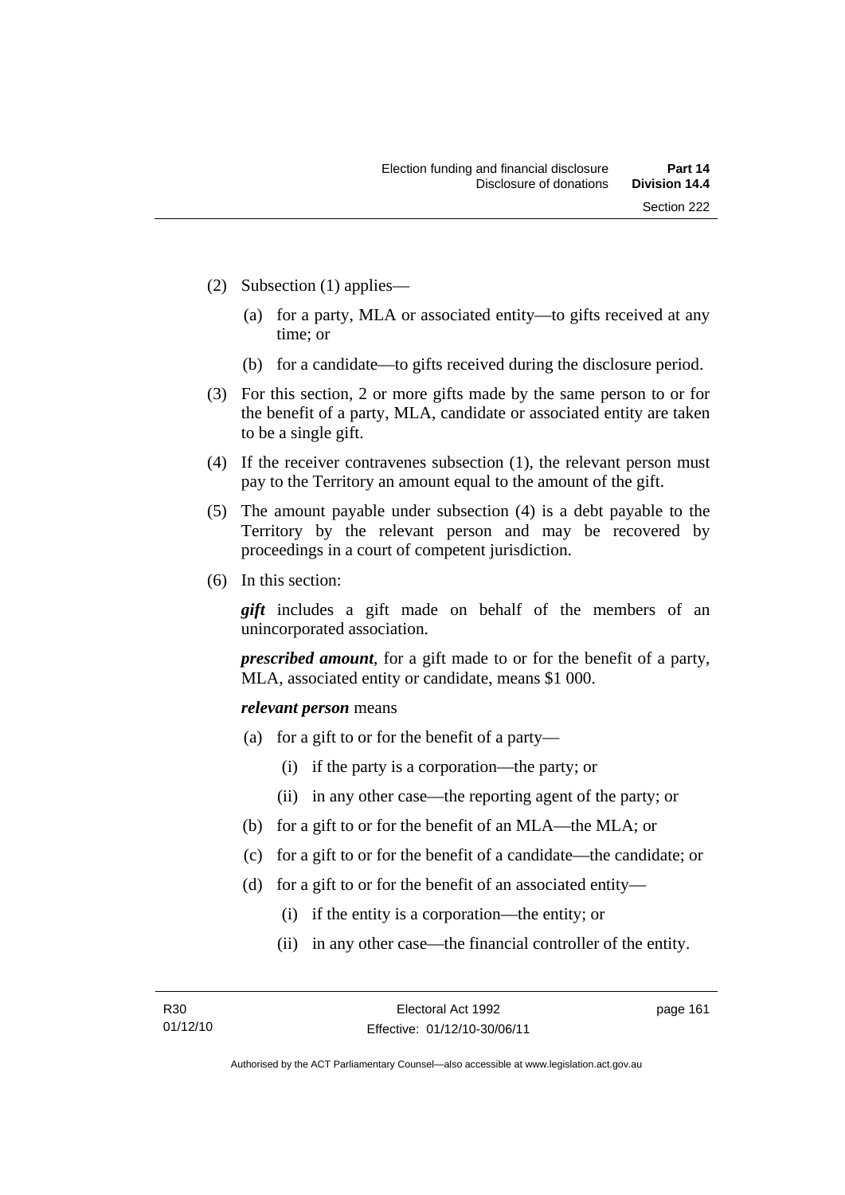(2) Subsection (1) applies—

  (a) for a party, MLA or associated entity—to gifts received at any time; or

  (b) for a candidate—to gifts received during the disclosure period.

(3) For this section, 2 or more gifts made by the same person to or for the benefit of a party, MLA, candidate or associated entity are taken to be a single gift.

(4) If the receiver contravenes subsection (1), the relevant person must pay to the Territory an amount equal to the amount of the gift.

(5) The amount payable under subsection (4) is a debt payable to the Territory by the relevant person and may be recovered by proceedings in a court of competent jurisdiction.

(6) In this section:

*__gift__* includes a gift made on behalf of the members of an unincorporated association.

*__prescribed amount__*, for a gift made to or for the benefit of a party, MLA, associated entity or candidate, means $1 000.

*__relevant person__* means

  (a) for a gift to or for the benefit of a party—

    (i) if the party is a corporation—the party; or

    (ii) in any other case—the reporting agent of the party; or

  (b) for a gift to or for the benefit of an MLA—the MLA; or

  (c) for a gift to or for the benefit of a candidate—the candidate; or

  (d) for a gift to or for the benefit of an associated entity—

    (i) if the entity is a corporation—the entity; or

    (ii) in any other case—the financial controller of the entity.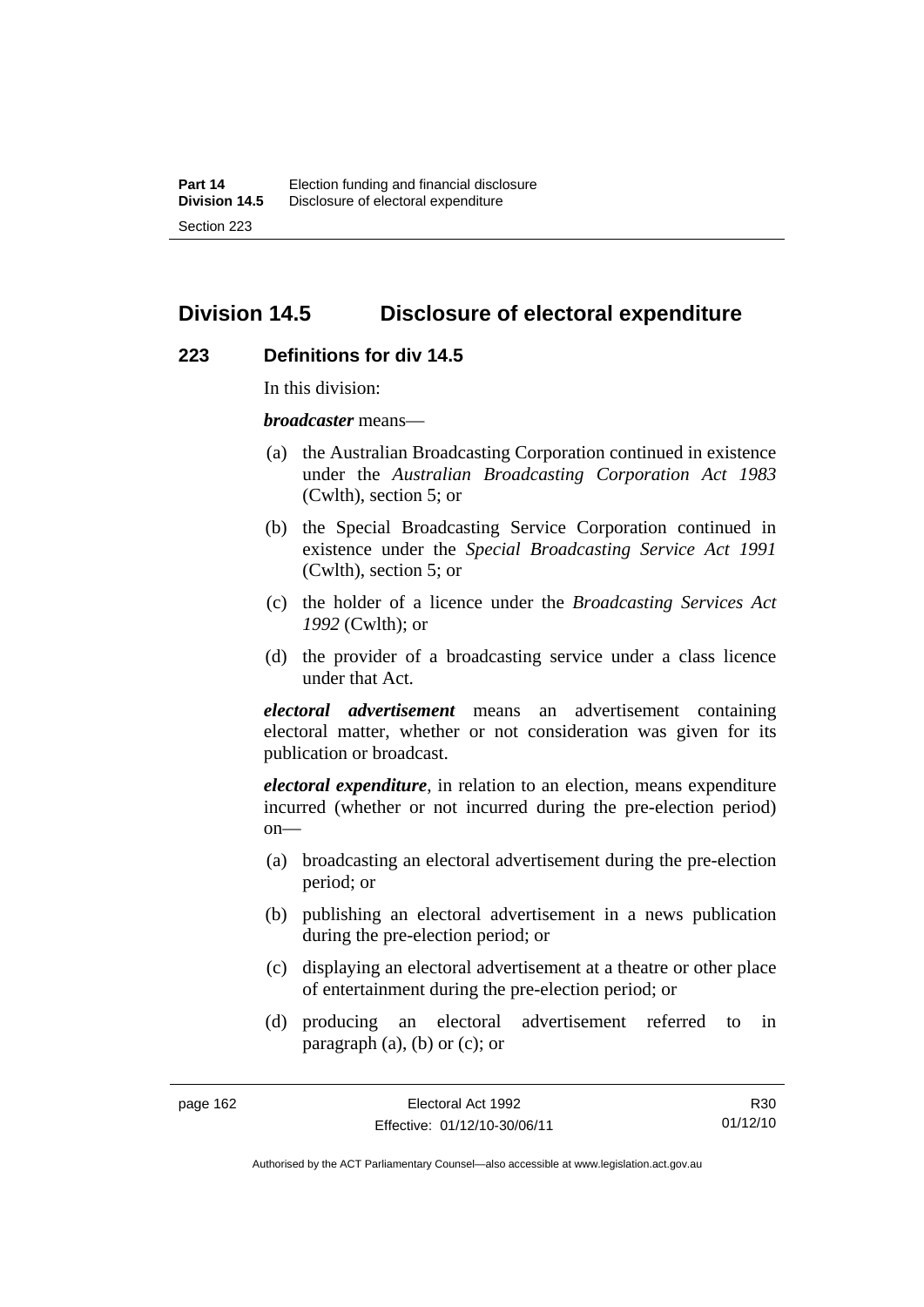## Division 14.5 Disclosure of electoral expenditure

### 223 Definitions for div 14.5

In this division:

***broadcaster*** means—

(a) the Australian Broadcasting Corporation continued in existence under the *Australian Broadcasting Corporation Act 1983* (Cwlth), section 5; or

(b) the Special Broadcasting Service Corporation continued in existence under the *Special Broadcasting Service Act 1991* (Cwlth), section 5; or

(c) the holder of a licence under the *Broadcasting Services Act 1992* (Cwlth); or

(d) the provider of a broadcasting service under a class licence under that Act.

***electoral advertisement*** means an advertisement containing electoral matter, whether or not consideration was given for its publication or broadcast.

***electoral expenditure***, in relation to an election, means expenditure incurred (whether or not incurred during the pre-election period) on—

(a) broadcasting an electoral advertisement during the pre-election period; or

(b) publishing an electoral advertisement in a news publication during the pre-election period; or

(c) displaying an electoral advertisement at a theatre or other place of entertainment during the pre-election period; or

(d) producing an electoral advertisement referred to in paragraph (a), (b) or (c); or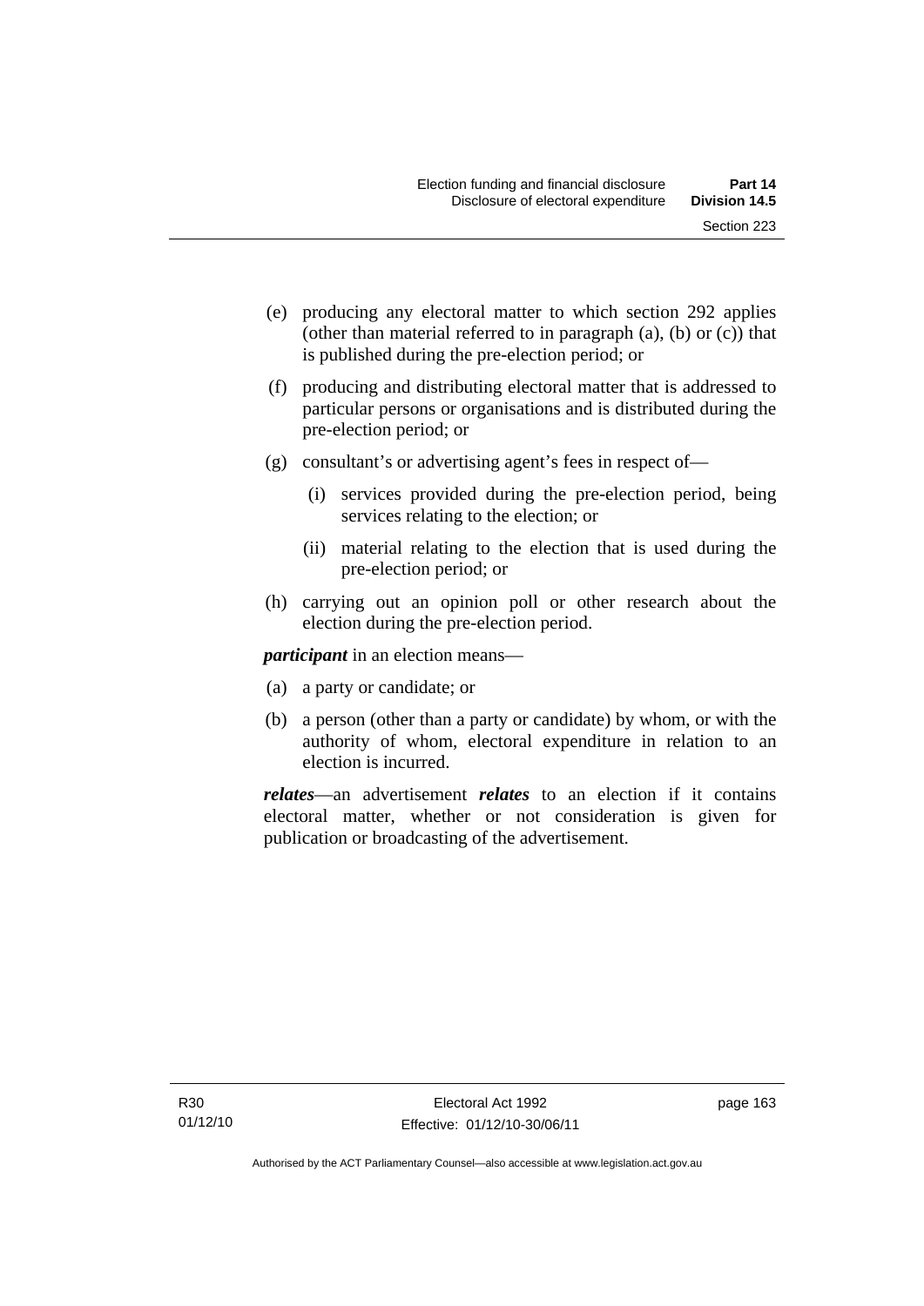(e) producing any electoral matter to which section 292 applies (other than material referred to in paragraph (a), (b) or (c)) that is published during the pre-election period; or

(f) producing and distributing electoral matter that is addressed to particular persons or organisations and is distributed during the pre-election period; or

(g) consultant's or advertising agent's fees in respect of—

(i) services provided during the pre-election period, being services relating to the election; or

(ii) material relating to the election that is used during the pre-election period; or

(h) carrying out an opinion poll or other research about the election during the pre-election period.

***participant*** in an election means—

(a) a party or candidate; or

(b) a person (other than a party or candidate) by whom, or with the authority of whom, electoral expenditure in relation to an election is incurred.

***relates***—an advertisement ***relates*** to an election if it contains electoral matter, whether or not consideration is given for publication or broadcasting of the advertisement.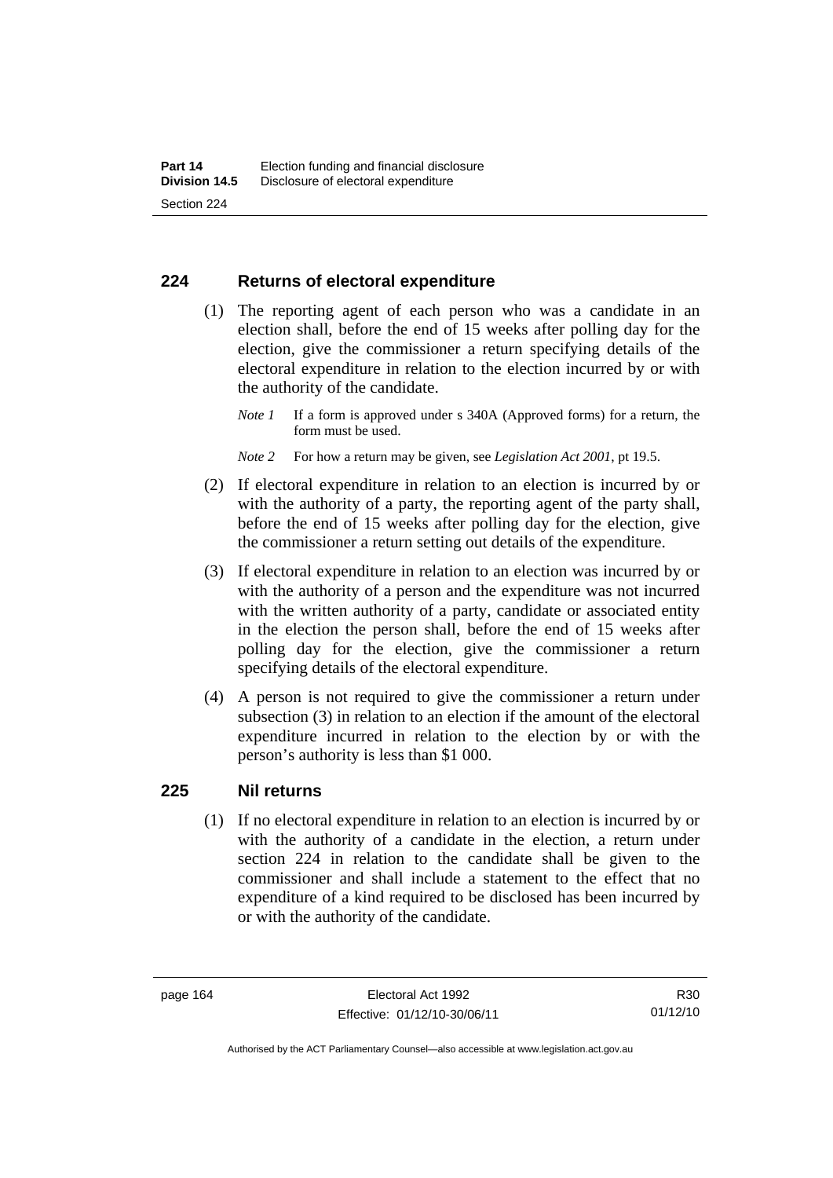## 224 Returns of electoral expenditure

(1) The reporting agent of each person who was a candidate in an election shall, before the end of 15 weeks after polling day for the election, give the commissioner a return specifying details of the electoral expenditure in relation to the election incurred by or with the authority of the candidate.

*Note 1* If a form is approved under s 340A (Approved forms) for a return, the form must be used.

*Note 2* For how a return may be given, see *Legislation Act 2001*, pt 19.5.

(2) If electoral expenditure in relation to an election is incurred by or with the authority of a party, the reporting agent of the party shall, before the end of 15 weeks after polling day for the election, give the commissioner a return setting out details of the expenditure.

(3) If electoral expenditure in relation to an election was incurred by or with the authority of a person and the expenditure was not incurred with the written authority of a party, candidate or associated entity in the election the person shall, before the end of 15 weeks after polling day for the election, give the commissioner a return specifying details of the electoral expenditure.

(4) A person is not required to give the commissioner a return under subsection (3) in relation to an election if the amount of the electoral expenditure incurred in relation to the election by or with the person's authority is less than $1 000.

## 225 Nil returns

(1) If no electoral expenditure in relation to an election is incurred by or with the authority of a candidate in the election, a return under section 224 in relation to the candidate shall be given to the commissioner and shall include a statement to the effect that no expenditure of a kind required to be disclosed has been incurred by or with the authority of the candidate.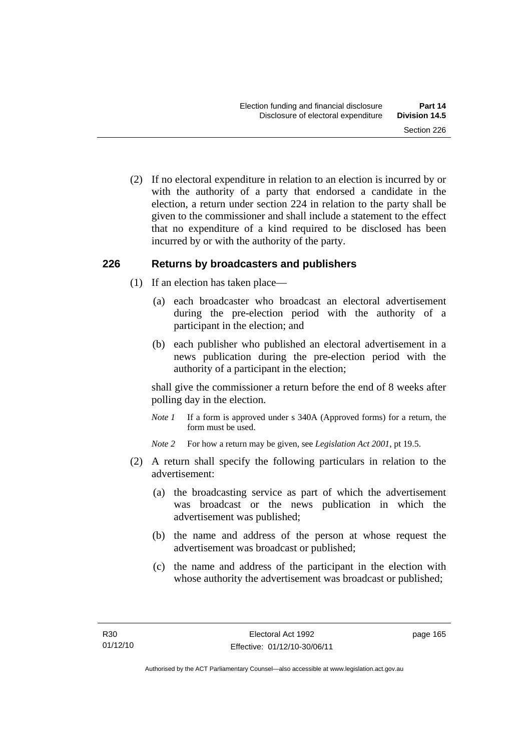(2) If no electoral expenditure in relation to an election is incurred by or with the authority of a party that endorsed a candidate in the election, a return under section 224 in relation to the party shall be given to the commissioner and shall include a statement to the effect that no expenditure of a kind required to be disclosed has been incurred by or with the authority of the party.

## 226 Returns by broadcasters and publishers

(1) If an election has taken place—

(a) each broadcaster who broadcast an electoral advertisement during the pre-election period with the authority of a participant in the election; and

(b) each publisher who published an electoral advertisement in a news publication during the pre-election period with the authority of a participant in the election;

shall give the commissioner a return before the end of 8 weeks after polling day in the election.

*Note 1* If a form is approved under s 340A (Approved forms) for a return, the form must be used.

*Note 2* For how a return may be given, see *Legislation Act 2001*, pt 19.5.

(2) A return shall specify the following particulars in relation to the advertisement:

(a) the broadcasting service as part of which the advertisement was broadcast or the news publication in which the advertisement was published;

(b) the name and address of the person at whose request the advertisement was broadcast or published;

(c) the name and address of the participant in the election with whose authority the advertisement was broadcast or published;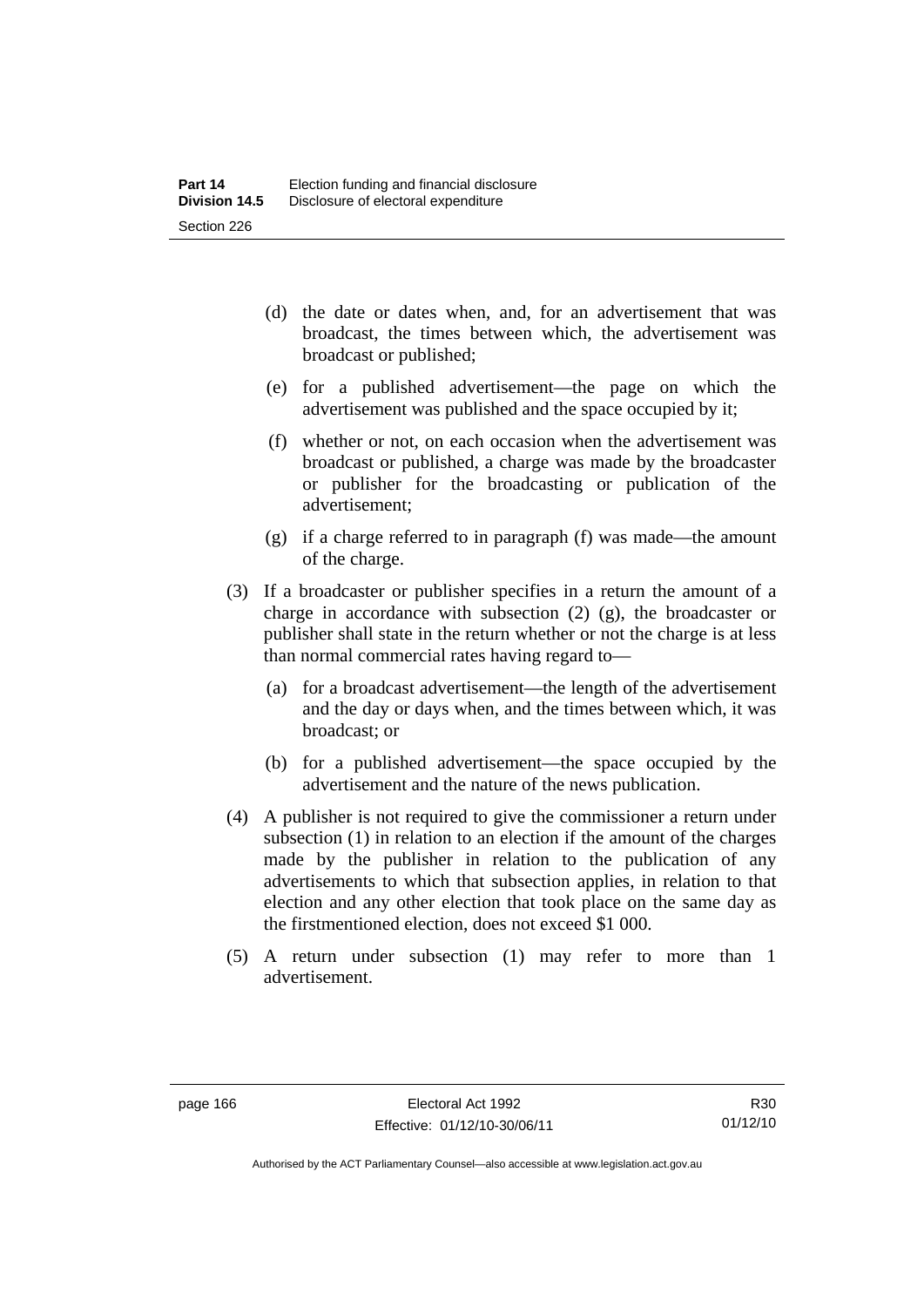(d) the date or dates when, and, for an advertisement that was broadcast, the times between which, the advertisement was broadcast or published;

(e) for a published advertisement—the page on which the advertisement was published and the space occupied by it;

(f) whether or not, on each occasion when the advertisement was broadcast or published, a charge was made by the broadcaster or publisher for the broadcasting or publication of the advertisement;

(g) if a charge referred to in paragraph (f) was made—the amount of the charge.

(3) If a broadcaster or publisher specifies in a return the amount of a charge in accordance with subsection (2) (g), the broadcaster or publisher shall state in the return whether or not the charge is at less than normal commercial rates having regard to—

(a) for a broadcast advertisement—the length of the advertisement and the day or days when, and the times between which, it was broadcast; or

(b) for a published advertisement—the space occupied by the advertisement and the nature of the news publication.

(4) A publisher is not required to give the commissioner a return under subsection (1) in relation to an election if the amount of the charges made by the publisher in relation to the publication of any advertisements to which that subsection applies, in relation to that election and any other election that took place on the same day as the firstmentioned election, does not exceed $1 000.

(5) A return under subsection (1) may refer to more than 1 advertisement.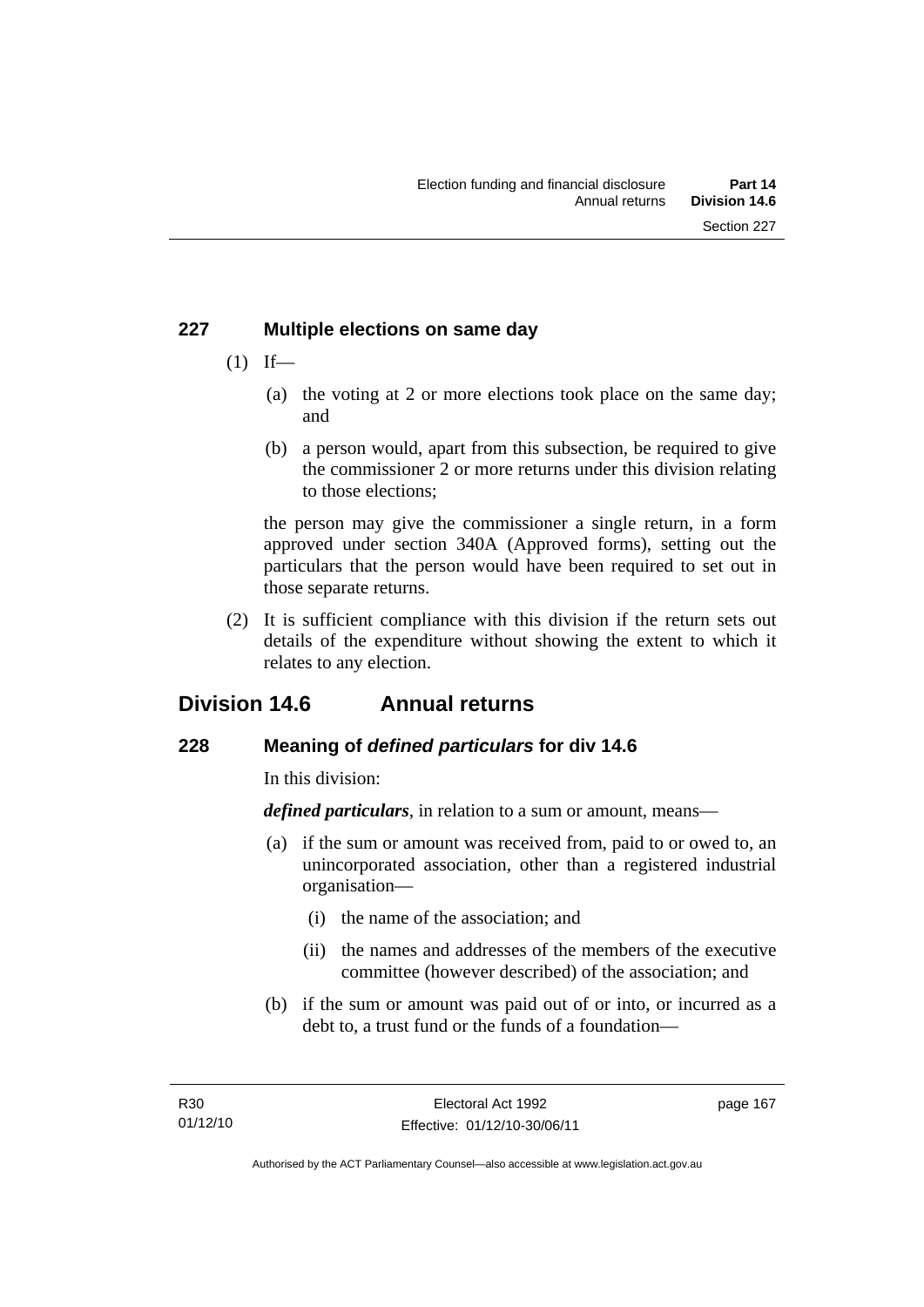### 227 Multiple elections on same day

(1) If—

(a) the voting at 2 or more elections took place on the same day; and

(b) a person would, apart from this subsection, be required to give the commissioner 2 or more returns under this division relating to those elections;

the person may give the commissioner a single return, in a form approved under section 340A (Approved forms), setting out the particulars that the person would have been required to set out in those separate returns.

(2) It is sufficient compliance with this division if the return sets out details of the expenditure without showing the extent to which it relates to any election.

## Division 14.6 Annual returns

### 228 Meaning of *defined particulars* for div 14.6

In this division:

***defined particulars***, in relation to a sum or amount, means—

(a) if the sum or amount was received from, paid to or owed to, an unincorporated association, other than a registered industrial organisation—

(i) the name of the association; and

(ii) the names and addresses of the members of the executive committee (however described) of the association; and

(b) if the sum or amount was paid out of or into, or incurred as a debt to, a trust fund or the funds of a foundation—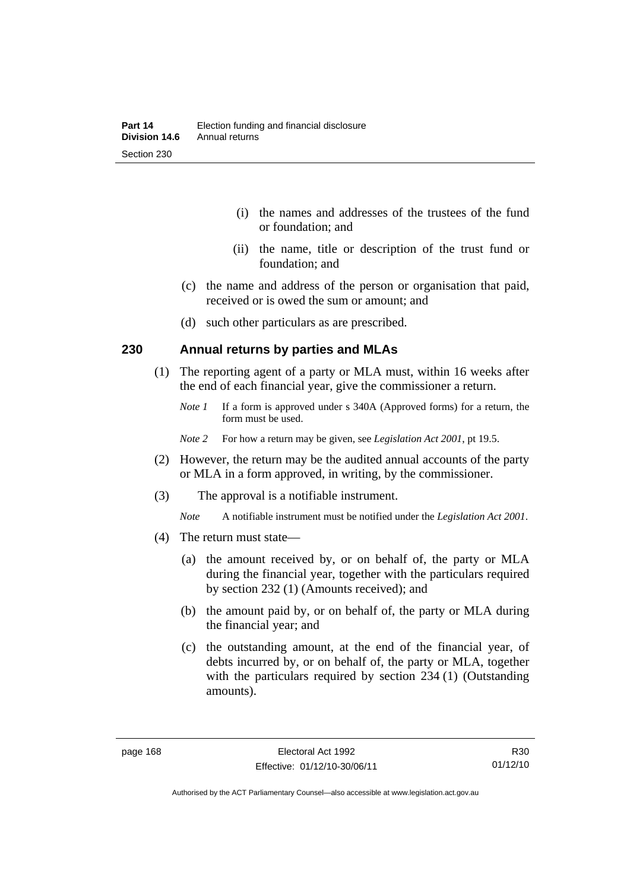(i) the names and addresses of the trustees of the fund or foundation; and

(ii) the name, title or description of the trust fund or foundation; and

(c) the name and address of the person or organisation that paid, received or is owed the sum or amount; and

(d) such other particulars as are prescribed.

## 230 Annual returns by parties and MLAs

(1) The reporting agent of a party or MLA must, within 16 weeks after the end of each financial year, give the commissioner a return.

*Note 1* If a form is approved under s 340A (Approved forms) for a return, the form must be used.

*Note 2* For how a return may be given, see *Legislation Act 2001*, pt 19.5.

(2) However, the return may be the audited annual accounts of the party or MLA in a form approved, in writing, by the commissioner.

(3) The approval is a notifiable instrument.

*Note* A notifiable instrument must be notified under the *Legislation Act 2001*.

(4) The return must state—

(a) the amount received by, or on behalf of, the party or MLA during the financial year, together with the particulars required by section 232 (1) (Amounts received); and

(b) the amount paid by, or on behalf of, the party or MLA during the financial year; and

(c) the outstanding amount, at the end of the financial year, of debts incurred by, or on behalf of, the party or MLA, together with the particulars required by section 234 (1) (Outstanding amounts).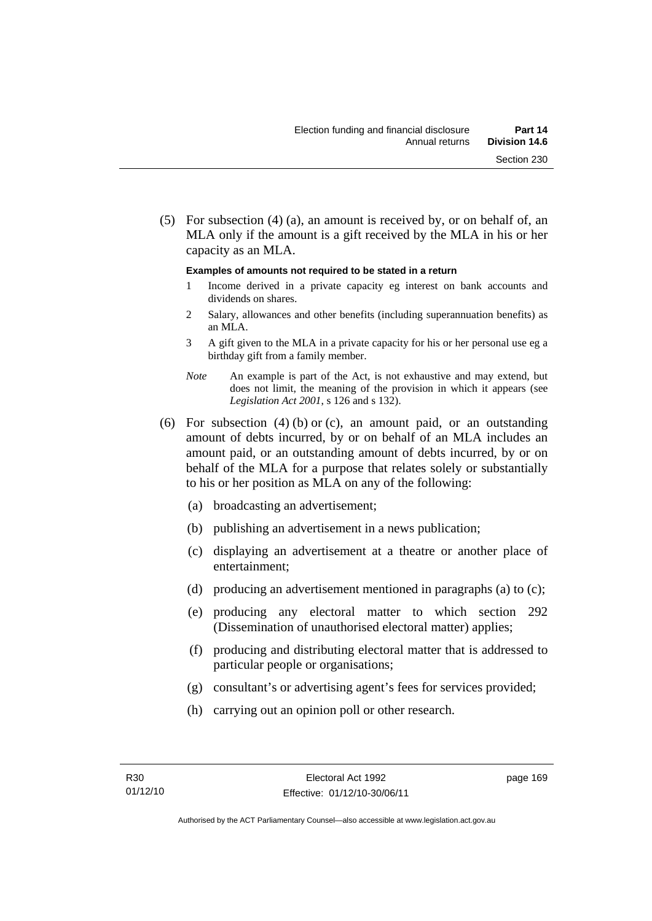(5) For subsection (4) (a), an amount is received by, or on behalf of, an MLA only if the amount is a gift received by the MLA in his or her capacity as an MLA.

**Examples of amounts not required to be stated in a return**

1 Income derived in a private capacity eg interest on bank accounts and dividends on shares.

2 Salary, allowances and other benefits (including superannuation benefits) as an MLA.

3 A gift given to the MLA in a private capacity for his or her personal use eg a birthday gift from a family member.

*Note* An example is part of the Act, is not exhaustive and may extend, but does not limit, the meaning of the provision in which it appears (see *Legislation Act 2001*, s 126 and s 132).

(6) For subsection (4) (b) or (c), an amount paid, or an outstanding amount of debts incurred, by or on behalf of an MLA includes an amount paid, or an outstanding amount of debts incurred, by or on behalf of the MLA for a purpose that relates solely or substantially to his or her position as MLA on any of the following:

(a) broadcasting an advertisement;

(b) publishing an advertisement in a news publication;

(c) displaying an advertisement at a theatre or another place of entertainment;

(d) producing an advertisement mentioned in paragraphs (a) to (c);

(e) producing any electoral matter to which section 292 (Dissemination of unauthorised electoral matter) applies;

(f) producing and distributing electoral matter that is addressed to particular people or organisations;

(g) consultant's or advertising agent's fees for services provided;

(h) carrying out an opinion poll or other research.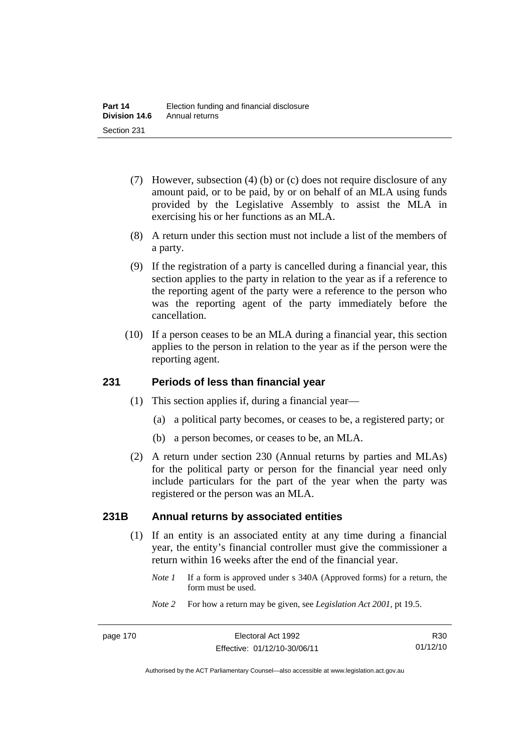(7) However, subsection (4) (b) or (c) does not require disclosure of any amount paid, or to be paid, by or on behalf of an MLA using funds provided by the Legislative Assembly to assist the MLA in exercising his or her functions as an MLA.

(8) A return under this section must not include a list of the members of a party.

(9) If the registration of a party is cancelled during a financial year, this section applies to the party in relation to the year as if a reference to the reporting agent of the party were a reference to the person who was the reporting agent of the party immediately before the cancellation.

(10) If a person ceases to be an MLA during a financial year, this section applies to the person in relation to the year as if the person were the reporting agent.

## 231 Periods of less than financial year

(1) This section applies if, during a financial year—

(a) a political party becomes, or ceases to be, a registered party; or

(b) a person becomes, or ceases to be, an MLA.

(2) A return under section 230 (Annual returns by parties and MLAs) for the political party or person for the financial year need only include particulars for the part of the year when the party was registered or the person was an MLA.

## 231B Annual returns by associated entities

(1) If an entity is an associated entity at any time during a financial year, the entity's financial controller must give the commissioner a return within 16 weeks after the end of the financial year.

*Note 1* If a form is approved under s 340A (Approved forms) for a return, the form must be used.

*Note 2* For how a return may be given, see *Legislation Act 2001*, pt 19.5.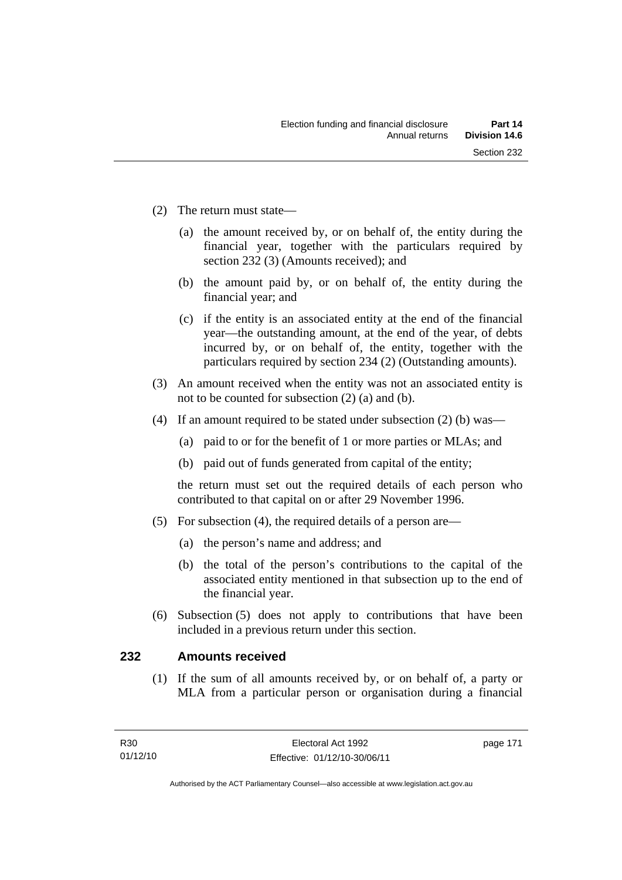(2) The return must state—

(a) the amount received by, or on behalf of, the entity during the financial year, together with the particulars required by section 232 (3) (Amounts received); and

(b) the amount paid by, or on behalf of, the entity during the financial year; and

(c) if the entity is an associated entity at the end of the financial year—the outstanding amount, at the end of the year, of debts incurred by, or on behalf of, the entity, together with the particulars required by section 234 (2) (Outstanding amounts).

(3) An amount received when the entity was not an associated entity is not to be counted for subsection (2) (a) and (b).

(4) If an amount required to be stated under subsection (2) (b) was—

(a) paid to or for the benefit of 1 or more parties or MLAs; and

(b) paid out of funds generated from capital of the entity;

the return must set out the required details of each person who contributed to that capital on or after 29 November 1996.

(5) For subsection (4), the required details of a person are—

(a) the person's name and address; and

(b) the total of the person's contributions to the capital of the associated entity mentioned in that subsection up to the end of the financial year.

(6) Subsection (5) does not apply to contributions that have been included in a previous return under this section.

## 232 Amounts received

(1) If the sum of all amounts received by, or on behalf of, a party or MLA from a particular person or organisation during a financial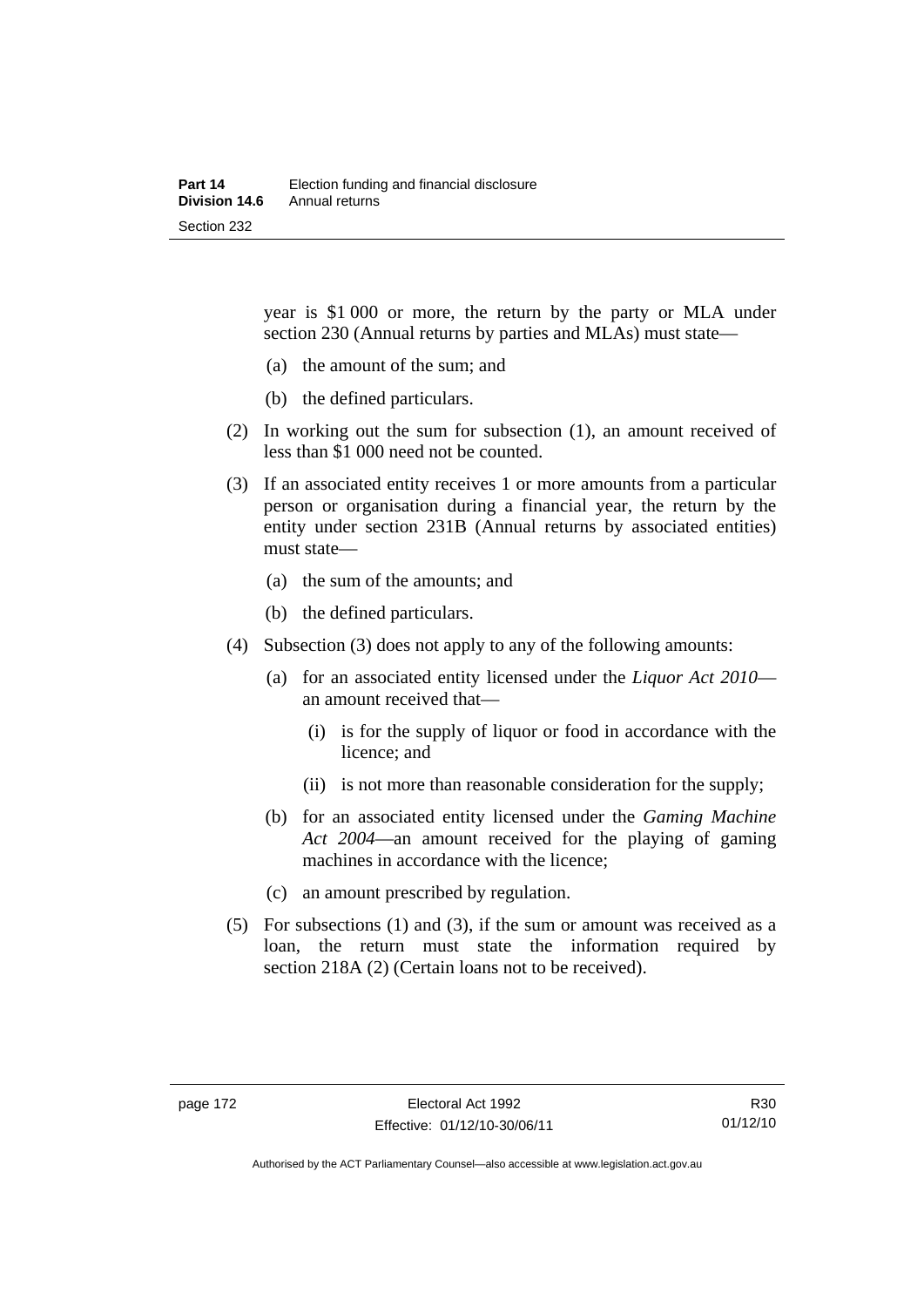year is \$1 000 or more, the return by the party or MLA under section 230 (Annual returns by parties and MLAs) must state—

(a) the amount of the sum; and

(b) the defined particulars.

(2) In working out the sum for subsection (1), an amount received of less than \$1 000 need not be counted.

(3) If an associated entity receives 1 or more amounts from a particular person or organisation during a financial year, the return by the entity under section 231B (Annual returns by associated entities) must state—

(a) the sum of the amounts; and

(b) the defined particulars.

(4) Subsection (3) does not apply to any of the following amounts:

(a) for an associated entity licensed under the *Liquor Act 2010*—an amount received that—

(i) is for the supply of liquor or food in accordance with the licence; and

(ii) is not more than reasonable consideration for the supply;

(b) for an associated entity licensed under the *Gaming Machine Act 2004*—an amount received for the playing of gaming machines in accordance with the licence;

(c) an amount prescribed by regulation.

(5) For subsections (1) and (3), if the sum or amount was received as a loan, the return must state the information required by section 218A (2) (Certain loans not to be received).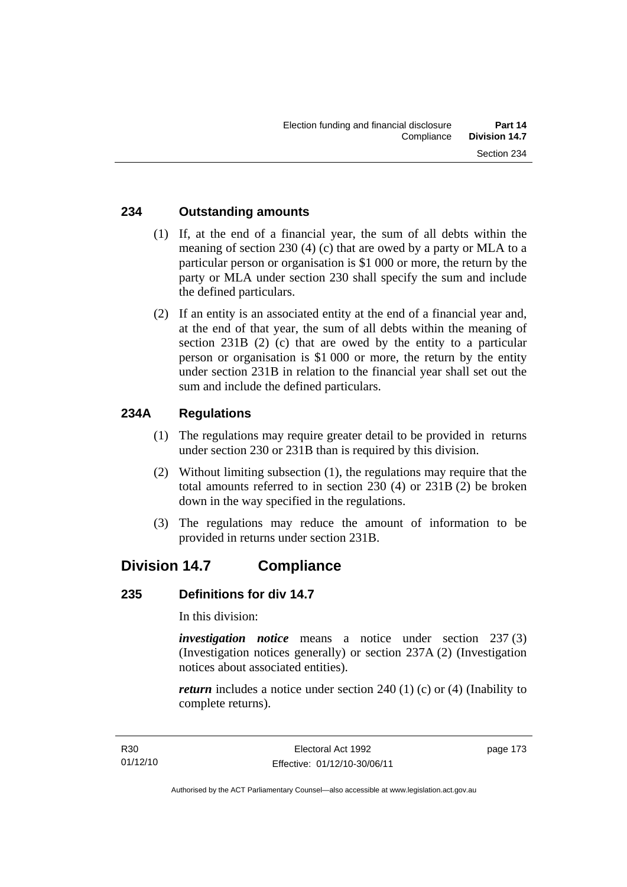### 234 Outstanding amounts

(1) If, at the end of a financial year, the sum of all debts within the meaning of section 230 (4) (c) that are owed by a party or MLA to a particular person or organisation is $1 000 or more, the return by the party or MLA under section 230 shall specify the sum and include the defined particulars.

(2) If an entity is an associated entity at the end of a financial year and, at the end of that year, the sum of all debts within the meaning of section 231B (2) (c) that are owed by the entity to a particular person or organisation is $1 000 or more, the return by the entity under section 231B in relation to the financial year shall set out the sum and include the defined particulars.

### 234A Regulations

(1) The regulations may require greater detail to be provided in returns under section 230 or 231B than is required by this division.

(2) Without limiting subsection (1), the regulations may require that the total amounts referred to in section 230 (4) or 231B (2) be broken down in the way specified in the regulations.

(3) The regulations may reduce the amount of information to be provided in returns under section 231B.

## Division 14.7 Compliance

### 235 Definitions for div 14.7

In this division:

***investigation notice*** means a notice under section 237 (3) (Investigation notices generally) or section 237A (2) (Investigation notices about associated entities).

***return*** includes a notice under section 240 (1) (c) or (4) (Inability to complete returns).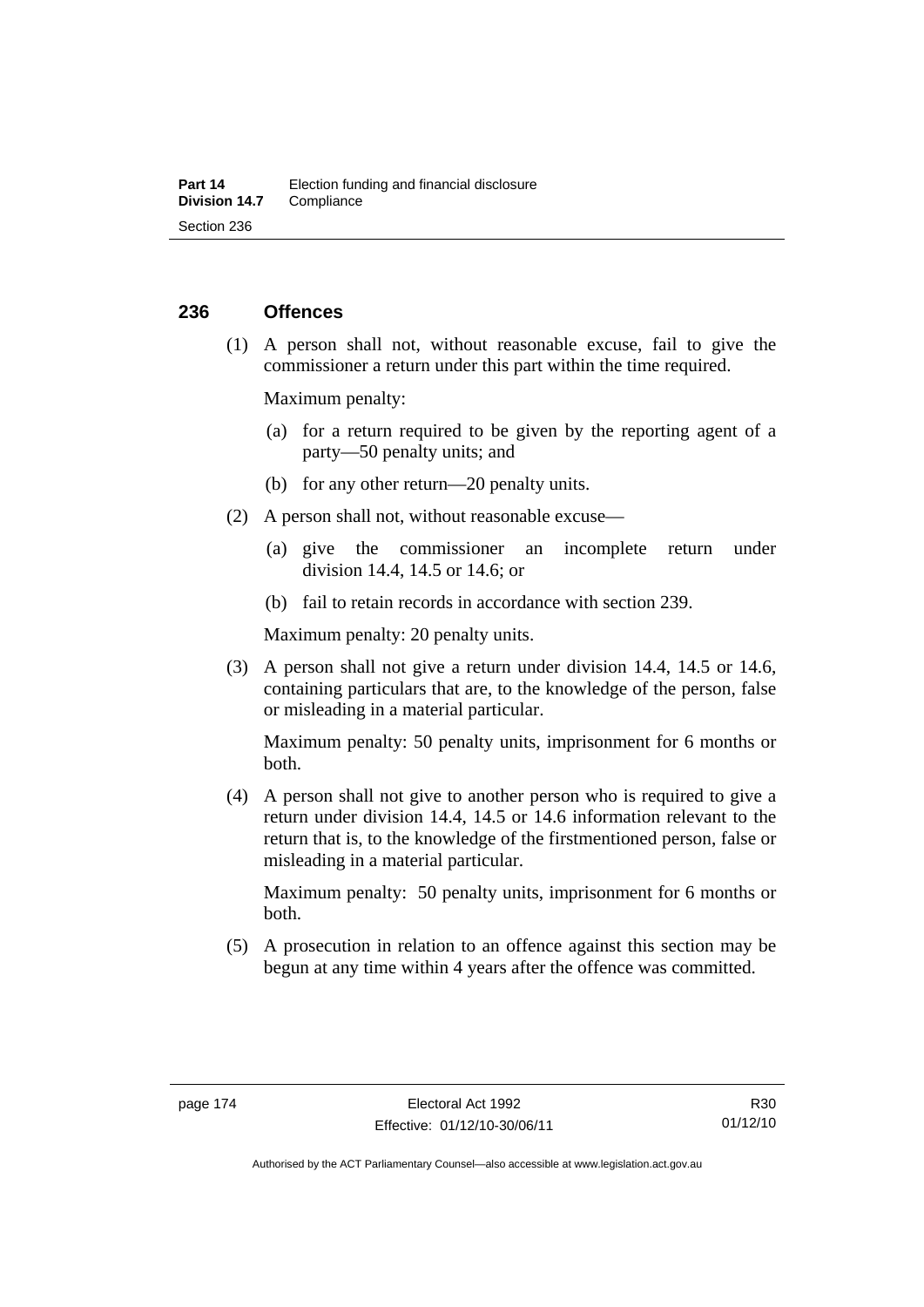## 236 Offences

(1) A person shall not, without reasonable excuse, fail to give the commissioner a return under this part within the time required.

Maximum penalty:

(a) for a return required to be given by the reporting agent of a party—50 penalty units; and

(b) for any other return—20 penalty units.

(2) A person shall not, without reasonable excuse—

(a) give the commissioner an incomplete return under division 14.4, 14.5 or 14.6; or

(b) fail to retain records in accordance with section 239.

Maximum penalty: 20 penalty units.

(3) A person shall not give a return under division 14.4, 14.5 or 14.6, containing particulars that are, to the knowledge of the person, false or misleading in a material particular.

Maximum penalty: 50 penalty units, imprisonment for 6 months or both.

(4) A person shall not give to another person who is required to give a return under division 14.4, 14.5 or 14.6 information relevant to the return that is, to the knowledge of the firstmentioned person, false or misleading in a material particular.

Maximum penalty: 50 penalty units, imprisonment for 6 months or both.

(5) A prosecution in relation to an offence against this section may be begun at any time within 4 years after the offence was committed.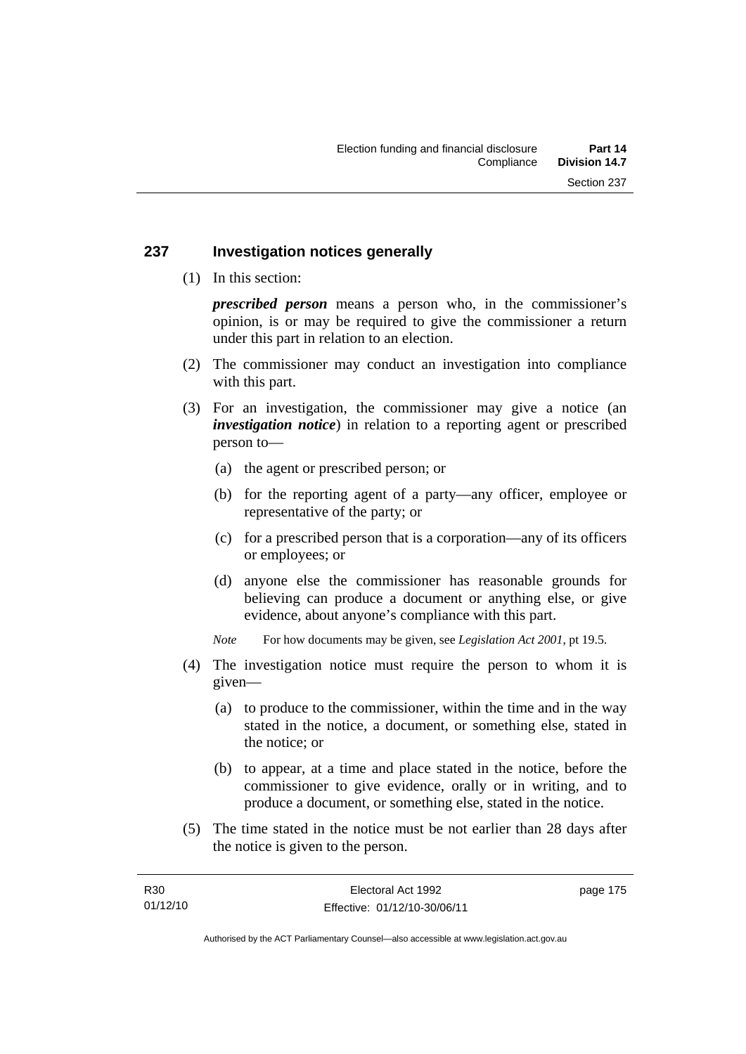## 237 Investigation notices generally

(1) In this section:

***prescribed person*** means a person who, in the commissioner's opinion, is or may be required to give the commissioner a return under this part in relation to an election.

(2) The commissioner may conduct an investigation into compliance with this part.

(3) For an investigation, the commissioner may give a notice (an ***investigation notice***) in relation to a reporting agent or prescribed person to—

(a) the agent or prescribed person; or

(b) for the reporting agent of a party—any officer, employee or representative of the party; or

(c) for a prescribed person that is a corporation—any of its officers or employees; or

(d) anyone else the commissioner has reasonable grounds for believing can produce a document or anything else, or give evidence, about anyone's compliance with this part.

*Note* For how documents may be given, see *Legislation Act 2001*, pt 19.5.

(4) The investigation notice must require the person to whom it is given—

(a) to produce to the commissioner, within the time and in the way stated in the notice, a document, or something else, stated in the notice; or

(b) to appear, at a time and place stated in the notice, before the commissioner to give evidence, orally or in writing, and to produce a document, or something else, stated in the notice.

(5) The time stated in the notice must be not earlier than 28 days after the notice is given to the person.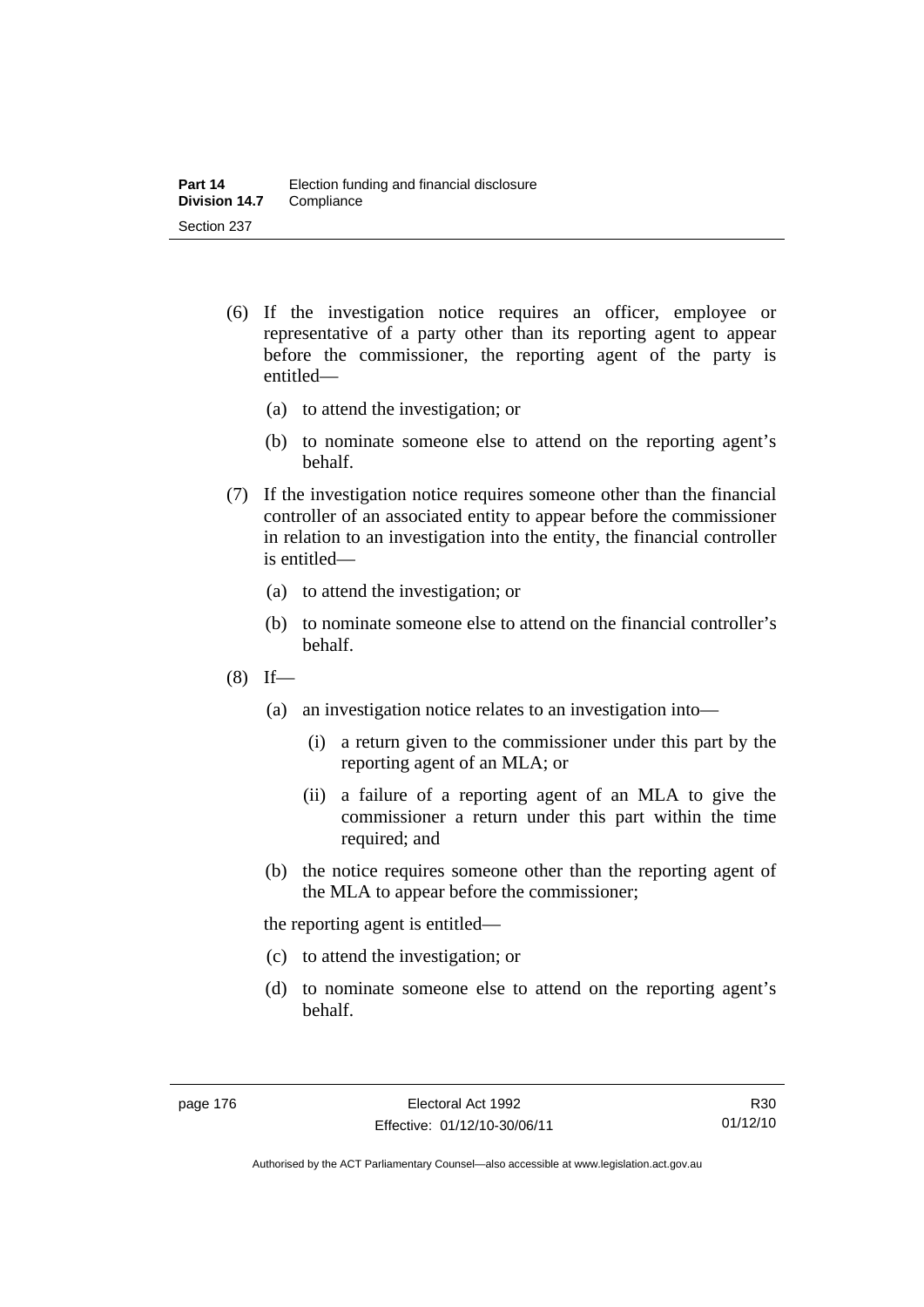(6) If the investigation notice requires an officer, employee or representative of a party other than its reporting agent to appear before the commissioner, the reporting agent of the party is entitled—

   (a) to attend the investigation; or

   (b) to nominate someone else to attend on the reporting agent's behalf.

(7) If the investigation notice requires someone other than the financial controller of an associated entity to appear before the commissioner in relation to an investigation into the entity, the financial controller is entitled—

   (a) to attend the investigation; or

   (b) to nominate someone else to attend on the financial controller's behalf.

(8) If—

   (a) an investigation notice relates to an investigation into—

      (i) a return given to the commissioner under this part by the reporting agent of an MLA; or

      (ii) a failure of a reporting agent of an MLA to give the commissioner a return under this part within the time required; and

   (b) the notice requires someone other than the reporting agent of the MLA to appear before the commissioner;

   the reporting agent is entitled—

   (c) to attend the investigation; or

   (d) to nominate someone else to attend on the reporting agent's behalf.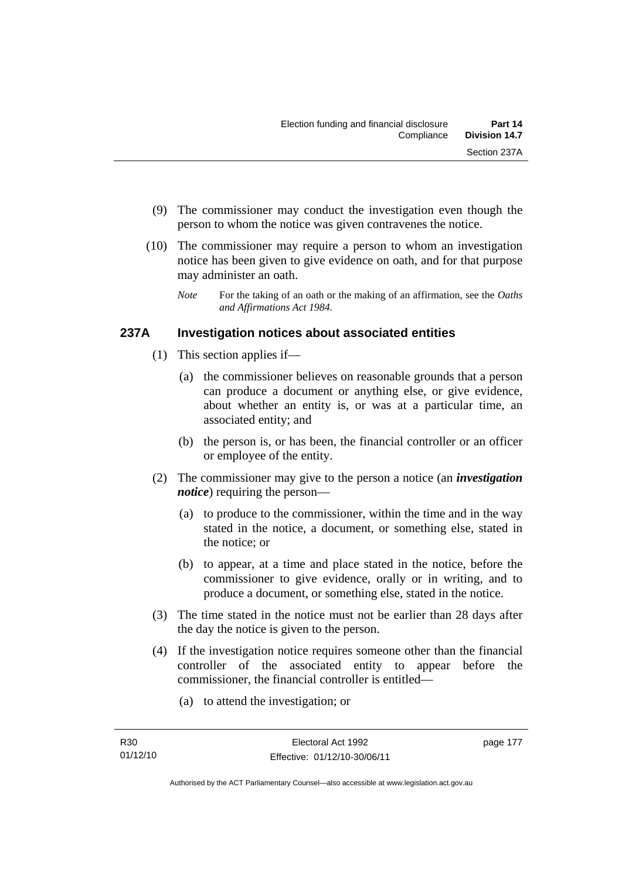(9) The commissioner may conduct the investigation even though the person to whom the notice was given contravenes the notice.

(10) The commissioner may require a person to whom an investigation notice has been given to give evidence on oath, and for that purpose may administer an oath.

*Note* For the taking of an oath or the making of an affirmation, see the *Oaths and Affirmations Act 1984*.

### 237A Investigation notices about associated entities

(1) This section applies if—

(a) the commissioner believes on reasonable grounds that a person can produce a document or anything else, or give evidence, about whether an entity is, or was at a particular time, an associated entity; and

(b) the person is, or has been, the financial controller or an officer or employee of the entity.

(2) The commissioner may give to the person a notice (an ***investigation notice***) requiring the person—

(a) to produce to the commissioner, within the time and in the way stated in the notice, a document, or something else, stated in the notice; or

(b) to appear, at a time and place stated in the notice, before the commissioner to give evidence, orally or in writing, and to produce a document, or something else, stated in the notice.

(3) The time stated in the notice must not be earlier than 28 days after the day the notice is given to the person.

(4) If the investigation notice requires someone other than the financial controller of the associated entity to appear before the commissioner, the financial controller is entitled—

(a) to attend the investigation; or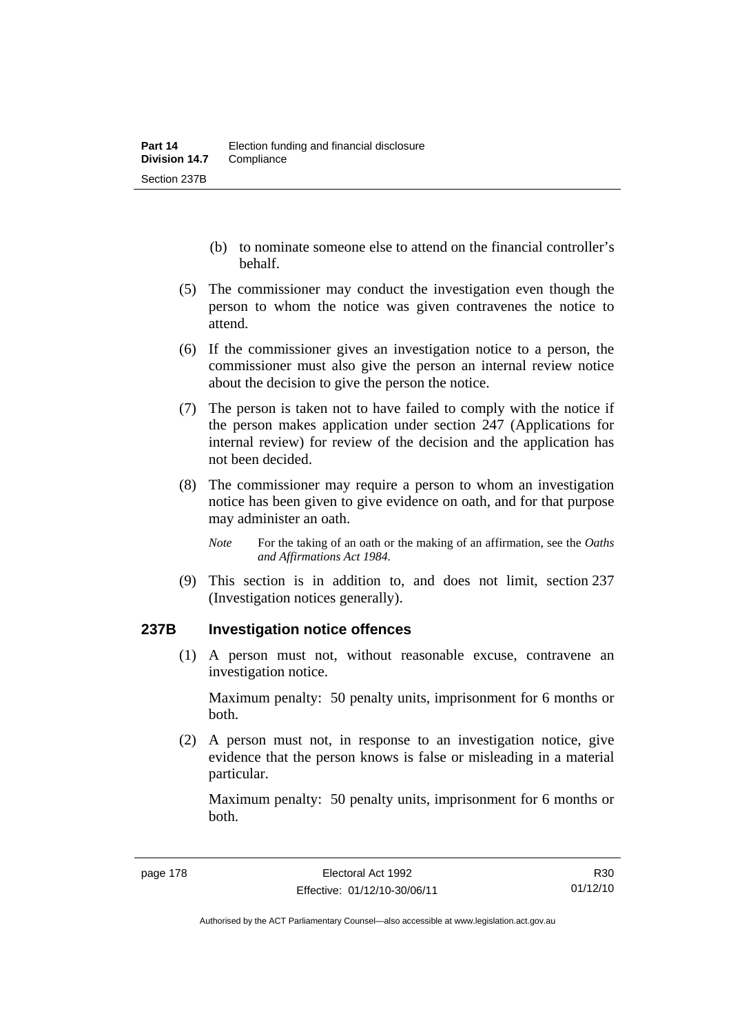(b) to nominate someone else to attend on the financial controller's behalf.

(5) The commissioner may conduct the investigation even though the person to whom the notice was given contravenes the notice to attend.

(6) If the commissioner gives an investigation notice to a person, the commissioner must also give the person an internal review notice about the decision to give the person the notice.

(7) The person is taken not to have failed to comply with the notice if the person makes application under section 247 (Applications for internal review) for review of the decision and the application has not been decided.

(8) The commissioner may require a person to whom an investigation notice has been given to give evidence on oath, and for that purpose may administer an oath.

*Note* For the taking of an oath or the making of an affirmation, see the *Oaths and Affirmations Act 1984.*

(9) This section is in addition to, and does not limit, section 237 (Investigation notices generally).

### 237B Investigation notice offences

(1) A person must not, without reasonable excuse, contravene an investigation notice.

Maximum penalty: 50 penalty units, imprisonment for 6 months or both.

(2) A person must not, in response to an investigation notice, give evidence that the person knows is false or misleading in a material particular.

Maximum penalty: 50 penalty units, imprisonment for 6 months or both.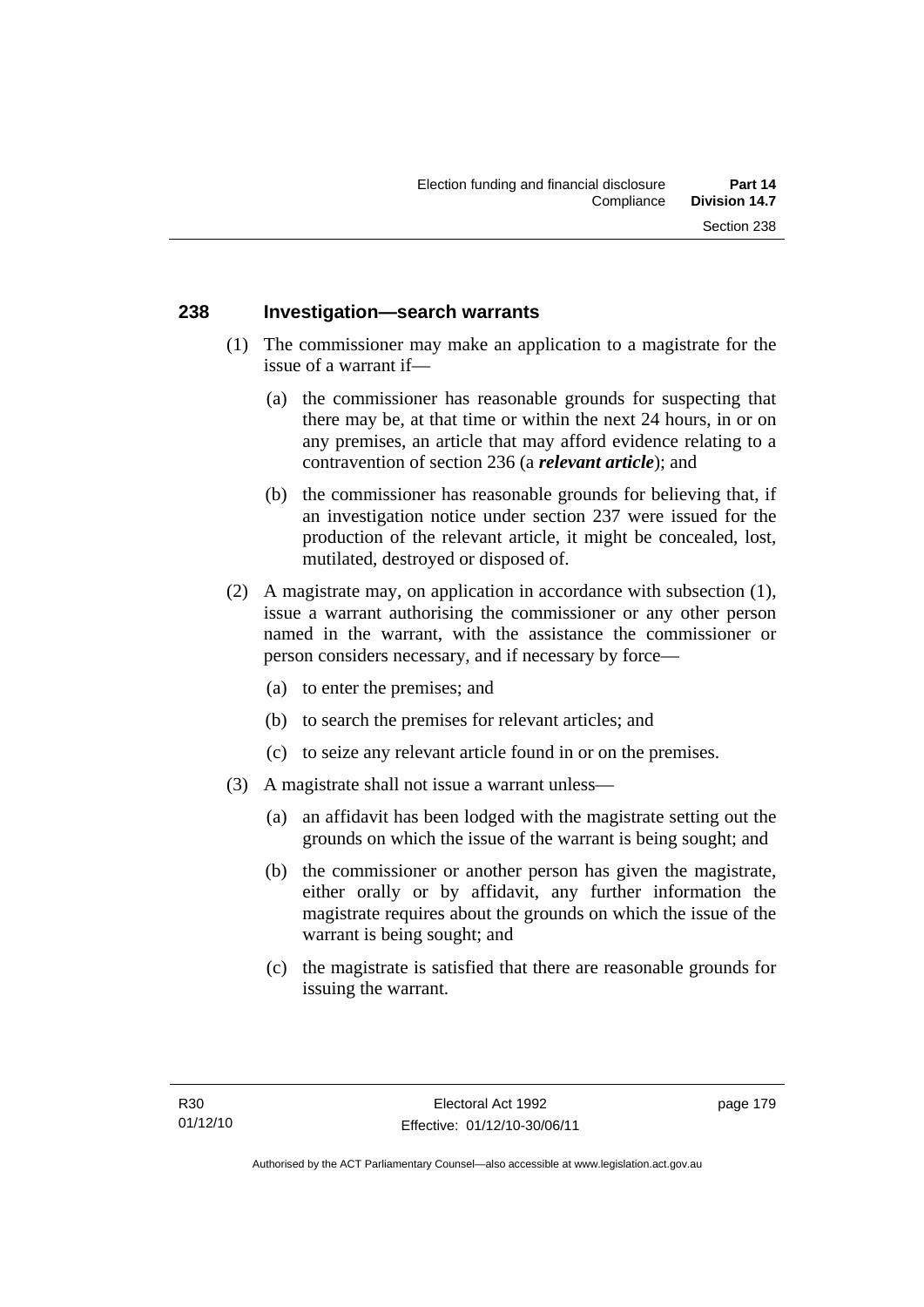## 238 Investigation—search warrants

(1) The commissioner may make an application to a magistrate for the issue of a warrant if—

(a) the commissioner has reasonable grounds for suspecting that there may be, at that time or within the next 24 hours, in or on any premises, an article that may afford evidence relating to a contravention of section 236 (a ***relevant article***); and

(b) the commissioner has reasonable grounds for believing that, if an investigation notice under section 237 were issued for the production of the relevant article, it might be concealed, lost, mutilated, destroyed or disposed of.

(2) A magistrate may, on application in accordance with subsection (1), issue a warrant authorising the commissioner or any other person named in the warrant, with the assistance the commissioner or person considers necessary, and if necessary by force—

(a) to enter the premises; and

(b) to search the premises for relevant articles; and

(c) to seize any relevant article found in or on the premises.

(3) A magistrate shall not issue a warrant unless—

(a) an affidavit has been lodged with the magistrate setting out the grounds on which the issue of the warrant is being sought; and

(b) the commissioner or another person has given the magistrate, either orally or by affidavit, any further information the magistrate requires about the grounds on which the issue of the warrant is being sought; and

(c) the magistrate is satisfied that there are reasonable grounds for issuing the warrant.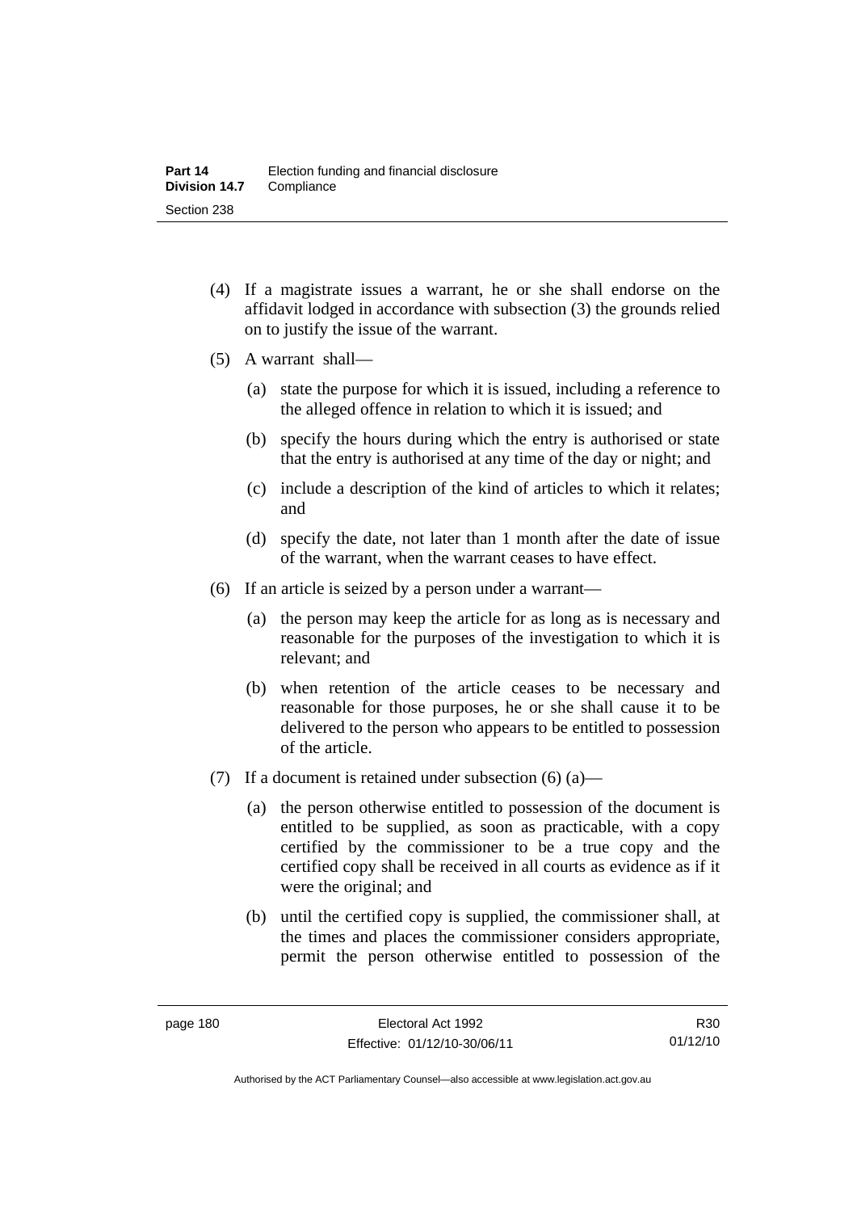(4) If a magistrate issues a warrant, he or she shall endorse on the affidavit lodged in accordance with subsection (3) the grounds relied on to justify the issue of the warrant.

(5) A warrant shall—

(a) state the purpose for which it is issued, including a reference to the alleged offence in relation to which it is issued; and

(b) specify the hours during which the entry is authorised or state that the entry is authorised at any time of the day or night; and

(c) include a description of the kind of articles to which it relates; and

(d) specify the date, not later than 1 month after the date of issue of the warrant, when the warrant ceases to have effect.

(6) If an article is seized by a person under a warrant—

(a) the person may keep the article for as long as is necessary and reasonable for the purposes of the investigation to which it is relevant; and

(b) when retention of the article ceases to be necessary and reasonable for those purposes, he or she shall cause it to be delivered to the person who appears to be entitled to possession of the article.

(7) If a document is retained under subsection (6) (a)—

(a) the person otherwise entitled to possession of the document is entitled to be supplied, as soon as practicable, with a copy certified by the commissioner to be a true copy and the certified copy shall be received in all courts as evidence as if it were the original; and

(b) until the certified copy is supplied, the commissioner shall, at the times and places the commissioner considers appropriate, permit the person otherwise entitled to possession of the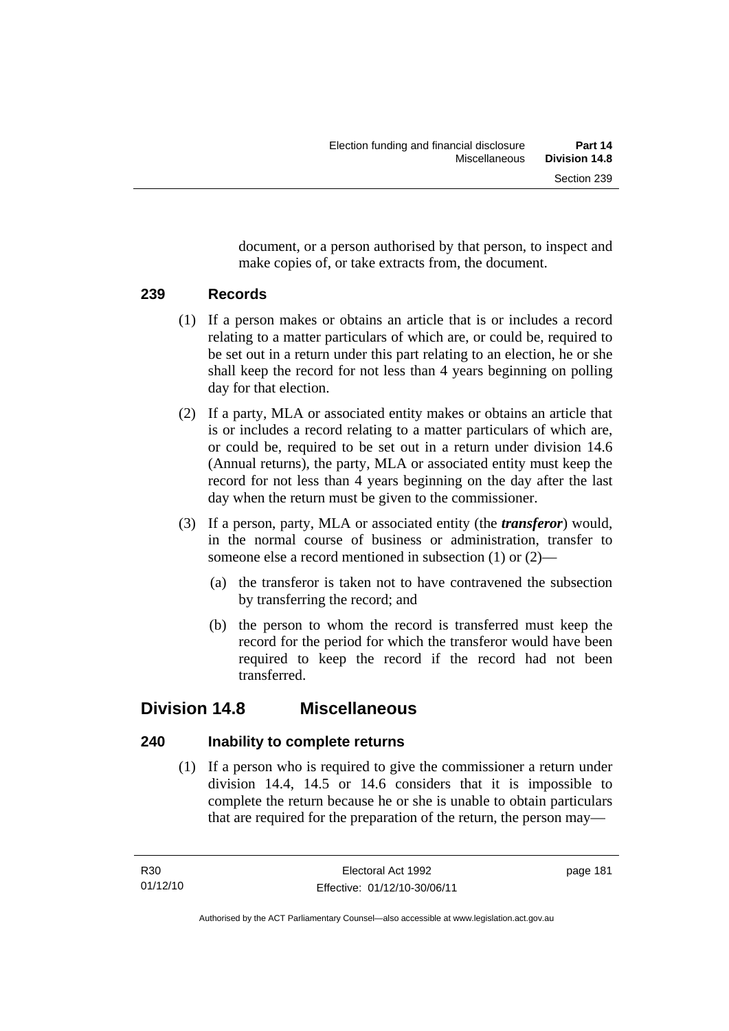document, or a person authorised by that person, to inspect and make copies of, or take extracts from, the document.

### 239 Records

(1) If a person makes or obtains an article that is or includes a record relating to a matter particulars of which are, or could be, required to be set out in a return under this part relating to an election, he or she shall keep the record for not less than 4 years beginning on polling day for that election.

(2) If a party, MLA or associated entity makes or obtains an article that is or includes a record relating to a matter particulars of which are, or could be, required to be set out in a return under division 14.6 (Annual returns), the party, MLA or associated entity must keep the record for not less than 4 years beginning on the day after the last day when the return must be given to the commissioner.

(3) If a person, party, MLA or associated entity (the ***transferor***) would, in the normal course of business or administration, transfer to someone else a record mentioned in subsection (1) or (2)—

  (a) the transferor is taken not to have contravened the subsection by transferring the record; and

  (b) the person to whom the record is transferred must keep the record for the period for which the transferor would have been required to keep the record if the record had not been transferred.

## Division 14.8 Miscellaneous

### 240 Inability to complete returns

(1) If a person who is required to give the commissioner a return under division 14.4, 14.5 or 14.6 considers that it is impossible to complete the return because he or she is unable to obtain particulars that are required for the preparation of the return, the person may—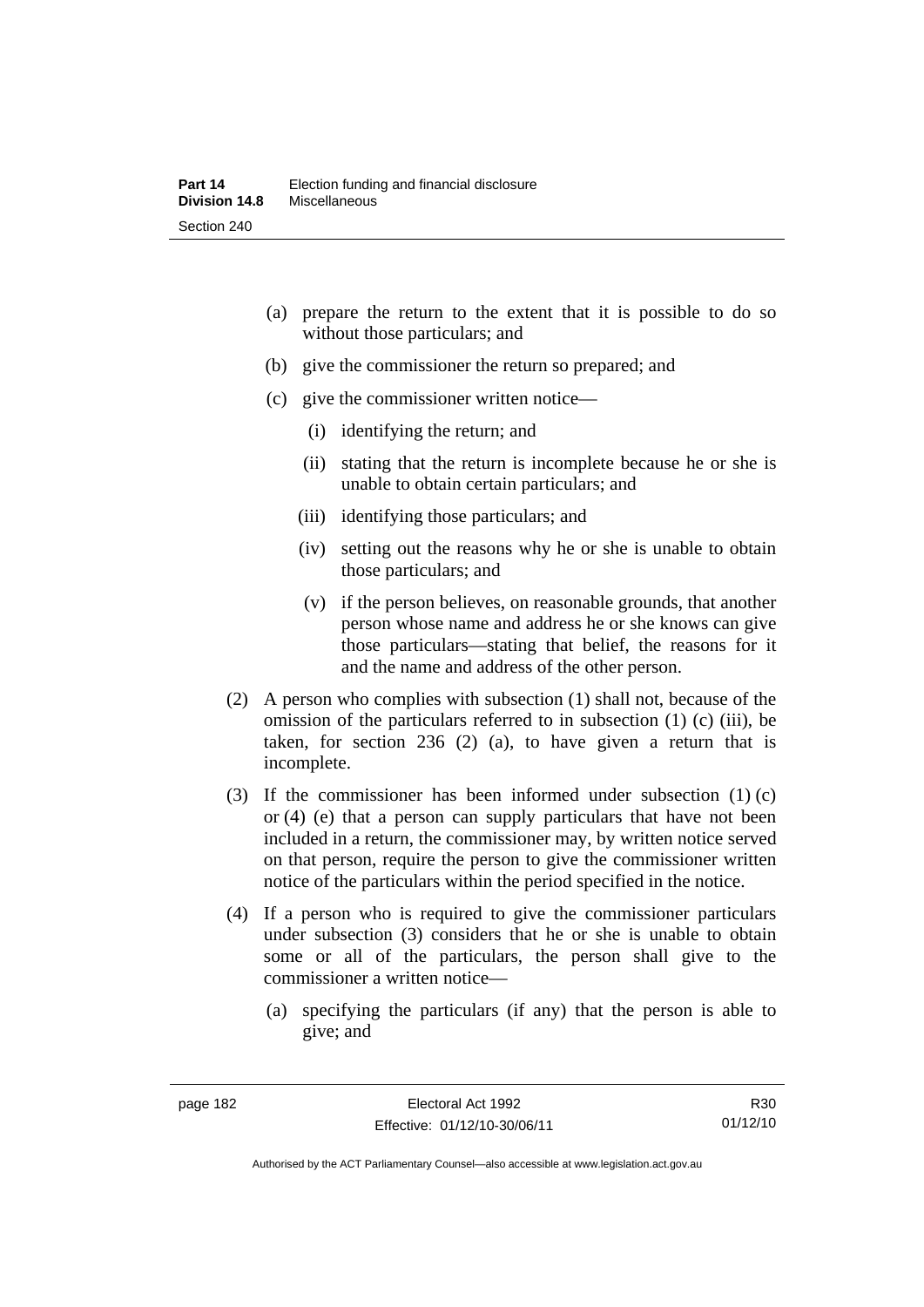(a) prepare the return to the extent that it is possible to do so without those particulars; and

(b) give the commissioner the return so prepared; and

(c) give the commissioner written notice—

(i) identifying the return; and

(ii) stating that the return is incomplete because he or she is unable to obtain certain particulars; and

(iii) identifying those particulars; and

(iv) setting out the reasons why he or she is unable to obtain those particulars; and

(v) if the person believes, on reasonable grounds, that another person whose name and address he or she knows can give those particulars—stating that belief, the reasons for it and the name and address of the other person.

(2) A person who complies with subsection (1) shall not, because of the omission of the particulars referred to in subsection (1) (c) (iii), be taken, for section 236 (2) (a), to have given a return that is incomplete.

(3) If the commissioner has been informed under subsection (1) (c) or (4) (e) that a person can supply particulars that have not been included in a return, the commissioner may, by written notice served on that person, require the person to give the commissioner written notice of the particulars within the period specified in the notice.

(4) If a person who is required to give the commissioner particulars under subsection (3) considers that he or she is unable to obtain some or all of the particulars, the person shall give to the commissioner a written notice—

(a) specifying the particulars (if any) that the person is able to give; and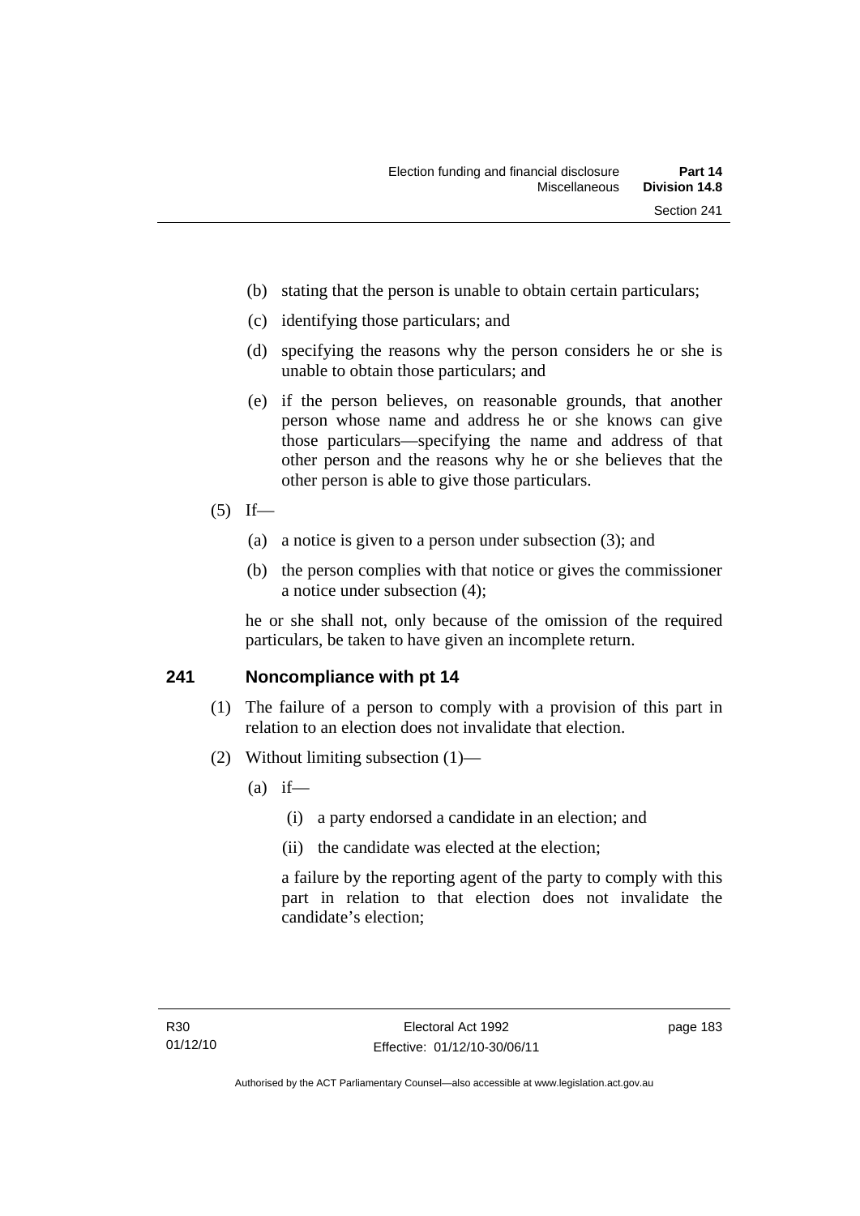(b) stating that the person is unable to obtain certain particulars;

(c) identifying those particulars; and

(d) specifying the reasons why the person considers he or she is unable to obtain those particulars; and

(e) if the person believes, on reasonable grounds, that another person whose name and address he or she knows can give those particulars—specifying the name and address of that other person and the reasons why he or she believes that the other person is able to give those particulars.

(5) If—

(a) a notice is given to a person under subsection (3); and

(b) the person complies with that notice or gives the commissioner a notice under subsection (4);

he or she shall not, only because of the omission of the required particulars, be taken to have given an incomplete return.

## 241 Noncompliance with pt 14

(1) The failure of a person to comply with a provision of this part in relation to an election does not invalidate that election.

(2) Without limiting subsection (1)—

(a) if—

(i) a party endorsed a candidate in an election; and

(ii) the candidate was elected at the election;

a failure by the reporting agent of the party to comply with this part in relation to that election does not invalidate the candidate's election;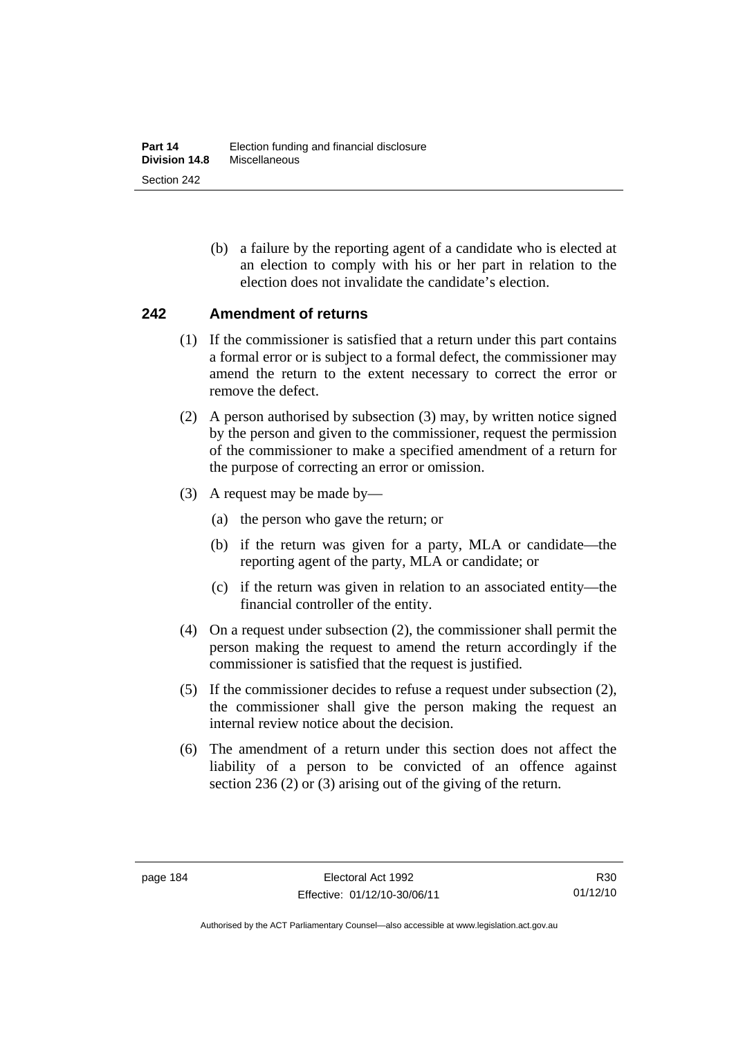(b) a failure by the reporting agent of a candidate who is elected at an election to comply with his or her part in relation to the election does not invalidate the candidate's election.

## 242 Amendment of returns

(1) If the commissioner is satisfied that a return under this part contains a formal error or is subject to a formal defect, the commissioner may amend the return to the extent necessary to correct the error or remove the defect.

(2) A person authorised by subsection (3) may, by written notice signed by the person and given to the commissioner, request the permission of the commissioner to make a specified amendment of a return for the purpose of correcting an error or omission.

(3) A request may be made by—

(a) the person who gave the return; or

(b) if the return was given for a party, MLA or candidate—the reporting agent of the party, MLA or candidate; or

(c) if the return was given in relation to an associated entity—the financial controller of the entity.

(4) On a request under subsection (2), the commissioner shall permit the person making the request to amend the return accordingly if the commissioner is satisfied that the request is justified.

(5) If the commissioner decides to refuse a request under subsection (2), the commissioner shall give the person making the request an internal review notice about the decision.

(6) The amendment of a return under this section does not affect the liability of a person to be convicted of an offence against section 236 (2) or (3) arising out of the giving of the return.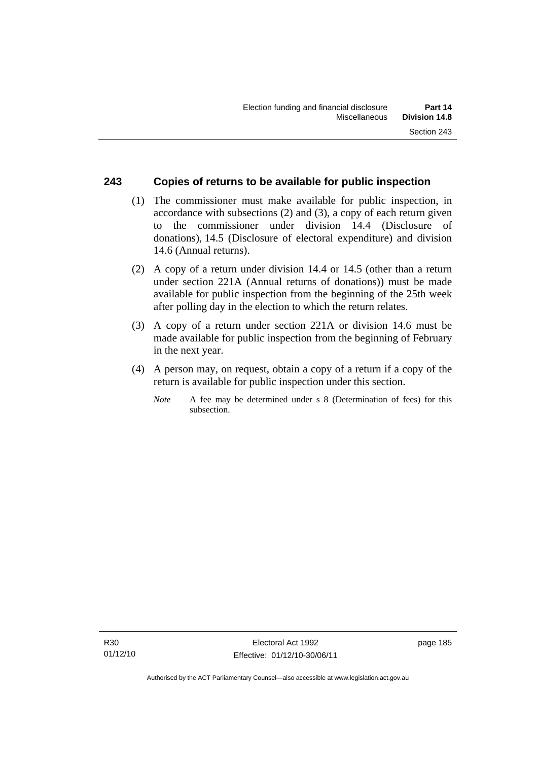## 243 Copies of returns to be available for public inspection

(1) The commissioner must make available for public inspection, in accordance with subsections (2) and (3), a copy of each return given to the commissioner under division 14.4 (Disclosure of donations), 14.5 (Disclosure of electoral expenditure) and division 14.6 (Annual returns).

(2) A copy of a return under division 14.4 or 14.5 (other than a return under section 221A (Annual returns of donations)) must be made available for public inspection from the beginning of the 25th week after polling day in the election to which the return relates.

(3) A copy of a return under section 221A or division 14.6 must be made available for public inspection from the beginning of February in the next year.

(4) A person may, on request, obtain a copy of a return if a copy of the return is available for public inspection under this section.

*Note* A fee may be determined under s 8 (Determination of fees) for this subsection.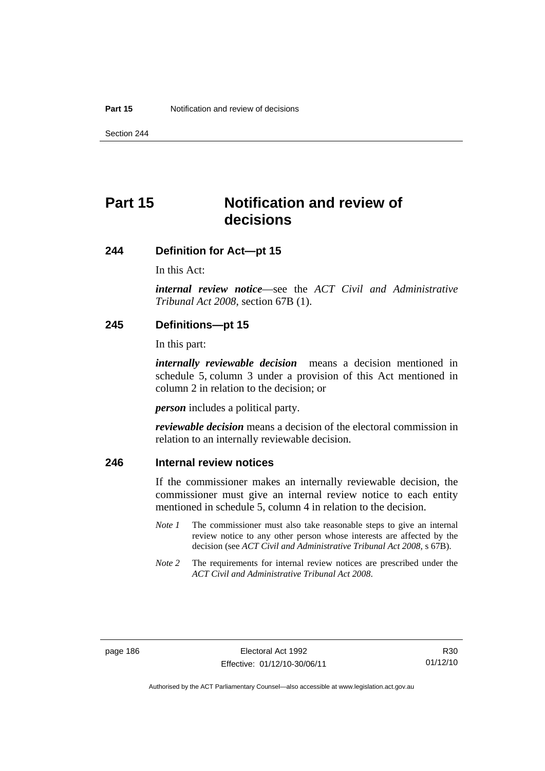# Part 15 Notification and review of decisions

## 244 Definition for Act—pt 15

In this Act:

***internal review notice***—see the *ACT Civil and Administrative Tribunal Act 2008*, section 67B (1).

## 245 Definitions—pt 15

In this part:

***internally reviewable decision*** means a decision mentioned in schedule 5, column 3 under a provision of this Act mentioned in column 2 in relation to the decision; or

***person*** includes a political party.

***reviewable decision*** means a decision of the electoral commission in relation to an internally reviewable decision.

## 246 Internal review notices

If the commissioner makes an internally reviewable decision, the commissioner must give an internal review notice to each entity mentioned in schedule 5, column 4 in relation to the decision.

*Note 1* The commissioner must also take reasonable steps to give an internal review notice to any other person whose interests are affected by the decision (see *ACT Civil and Administrative Tribunal Act 2008*, s 67B).

*Note 2* The requirements for internal review notices are prescribed under the *ACT Civil and Administrative Tribunal Act 2008*.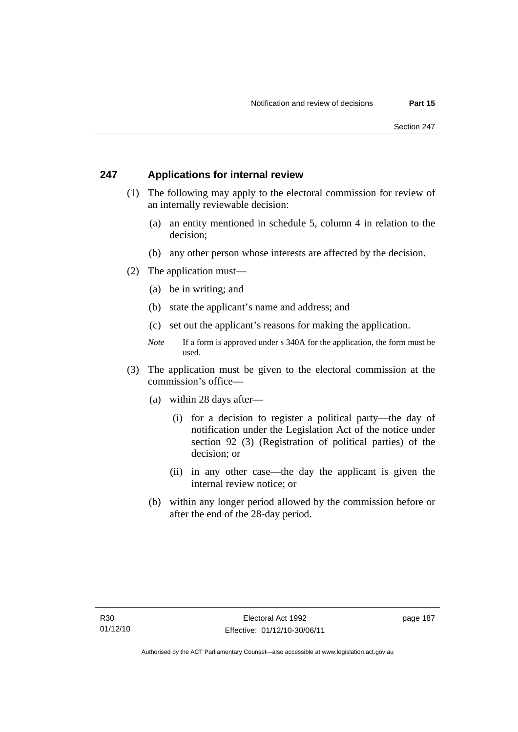## 247 Applications for internal review

(1) The following may apply to the electoral commission for review of an internally reviewable decision:

- (a) an entity mentioned in schedule 5, column 4 in relation to the decision;
- (b) any other person whose interests are affected by the decision.

(2) The application must—

- (a) be in writing; and
- (b) state the applicant's name and address; and
- (c) set out the applicant's reasons for making the application.

*Note* If a form is approved under s 340A for the application, the form must be used.

(3) The application must be given to the electoral commission at the commission's office—

- (a) within 28 days after—
  - (i) for a decision to register a political party—the day of notification under the Legislation Act of the notice under section 92 (3) (Registration of political parties) of the decision; or
  - (ii) in any other case—the day the applicant is given the internal review notice; or
- (b) within any longer period allowed by the commission before or after the end of the 28-day period.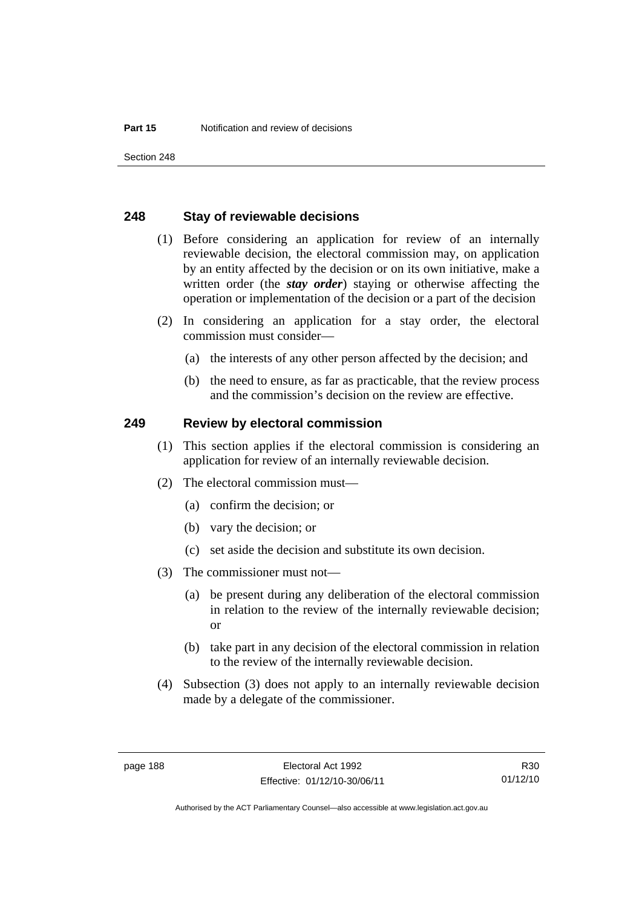## 248 Stay of reviewable decisions

(1) Before considering an application for review of an internally reviewable decision, the electoral commission may, on application by an entity affected by the decision or on its own initiative, make a written order (the ***stay order***) staying or otherwise affecting the operation or implementation of the decision or a part of the decision

(2) In considering an application for a stay order, the electoral commission must consider—

(a) the interests of any other person affected by the decision; and

(b) the need to ensure, as far as practicable, that the review process and the commission's decision on the review are effective.

## 249 Review by electoral commission

(1) This section applies if the electoral commission is considering an application for review of an internally reviewable decision.

(2) The electoral commission must—

(a) confirm the decision; or

(b) vary the decision; or

(c) set aside the decision and substitute its own decision.

(3) The commissioner must not—

(a) be present during any deliberation of the electoral commission in relation to the review of the internally reviewable decision; or

(b) take part in any decision of the electoral commission in relation to the review of the internally reviewable decision.

(4) Subsection (3) does not apply to an internally reviewable decision made by a delegate of the commissioner.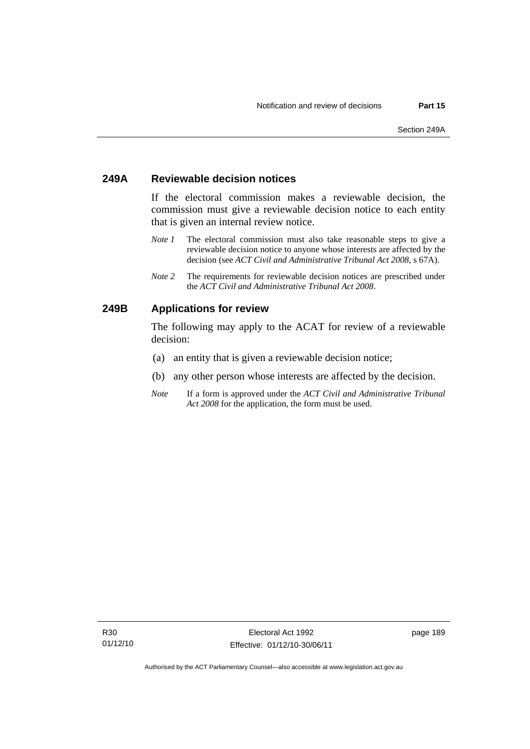## 249A Reviewable decision notices

If the electoral commission makes a reviewable decision, the commission must give a reviewable decision notice to each entity that is given an internal review notice.

*Note 1* The electoral commission must also take reasonable steps to give a reviewable decision notice to anyone whose interests are affected by the decision (see *ACT Civil and Administrative Tribunal Act 2008*, s 67A).

*Note 2* The requirements for reviewable decision notices are prescribed under the *ACT Civil and Administrative Tribunal Act 2008*.

## 249B Applications for review

The following may apply to the ACAT for review of a reviewable decision:

(a) an entity that is given a reviewable decision notice;

(b) any other person whose interests are affected by the decision.

*Note* If a form is approved under the *ACT Civil and Administrative Tribunal Act 2008* for the application, the form must be used.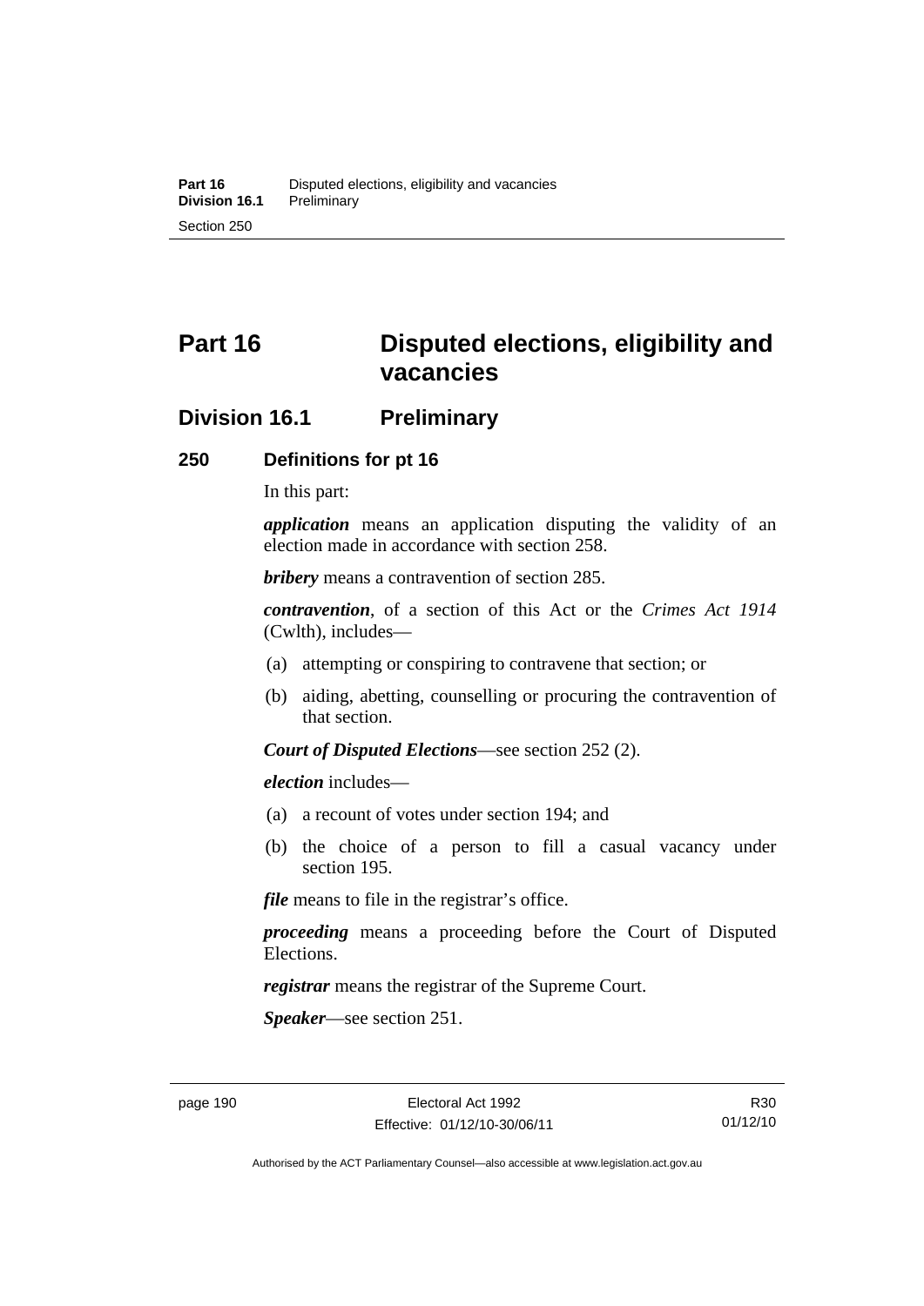# Part 16 Disputed elections, eligibility and vacancies

## Division 16.1 Preliminary

### 250 Definitions for pt 16

In this part:

***application*** means an application disputing the validity of an election made in accordance with section 258.

***bribery*** means a contravention of section 285.

***contravention***, of a section of this Act or the *Crimes Act 1914* (Cwlth), includes—

(a) attempting or conspiring to contravene that section; or

(b) aiding, abetting, counselling or procuring the contravention of that section.

***Court of Disputed Elections***—see section 252 (2).

***election*** includes—

(a) a recount of votes under section 194; and

(b) the choice of a person to fill a casual vacancy under section 195.

***file*** means to file in the registrar's office.

***proceeding*** means a proceeding before the Court of Disputed Elections.

***registrar*** means the registrar of the Supreme Court.

***Speaker***—see section 251.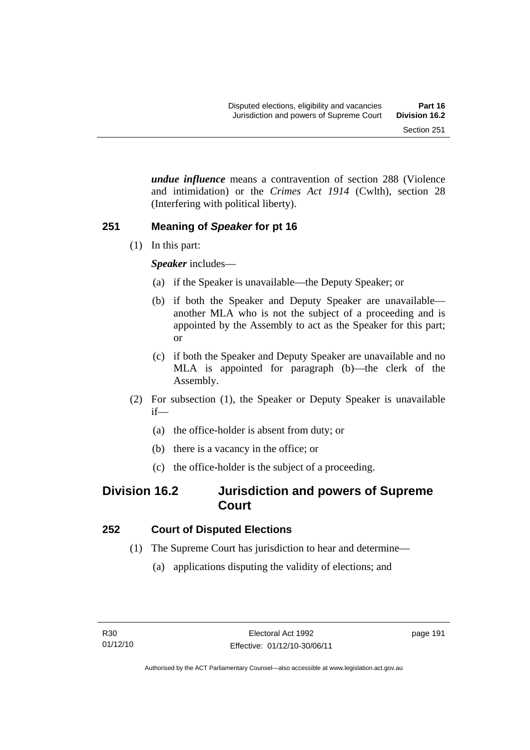***undue influence*** means a contravention of section 288 (Violence and intimidation) or the *Crimes Act 1914* (Cwlth), section 28 (Interfering with political liberty).

### 251 Meaning of *Speaker* for pt 16

(1) In this part:

***Speaker*** includes—

(a) if the Speaker is unavailable—the Deputy Speaker; or

(b) if both the Speaker and Deputy Speaker are unavailable—another MLA who is not the subject of a proceeding and is appointed by the Assembly to act as the Speaker for this part; or

(c) if both the Speaker and Deputy Speaker are unavailable and no MLA is appointed for paragraph (b)—the clerk of the Assembly.

(2) For subsection (1), the Speaker or Deputy Speaker is unavailable if—

(a) the office-holder is absent from duty; or

(b) there is a vacancy in the office; or

(c) the office-holder is the subject of a proceeding.

## Division 16.2 Jurisdiction and powers of Supreme Court

### 252 Court of Disputed Elections

(1) The Supreme Court has jurisdiction to hear and determine—

(a) applications disputing the validity of elections; and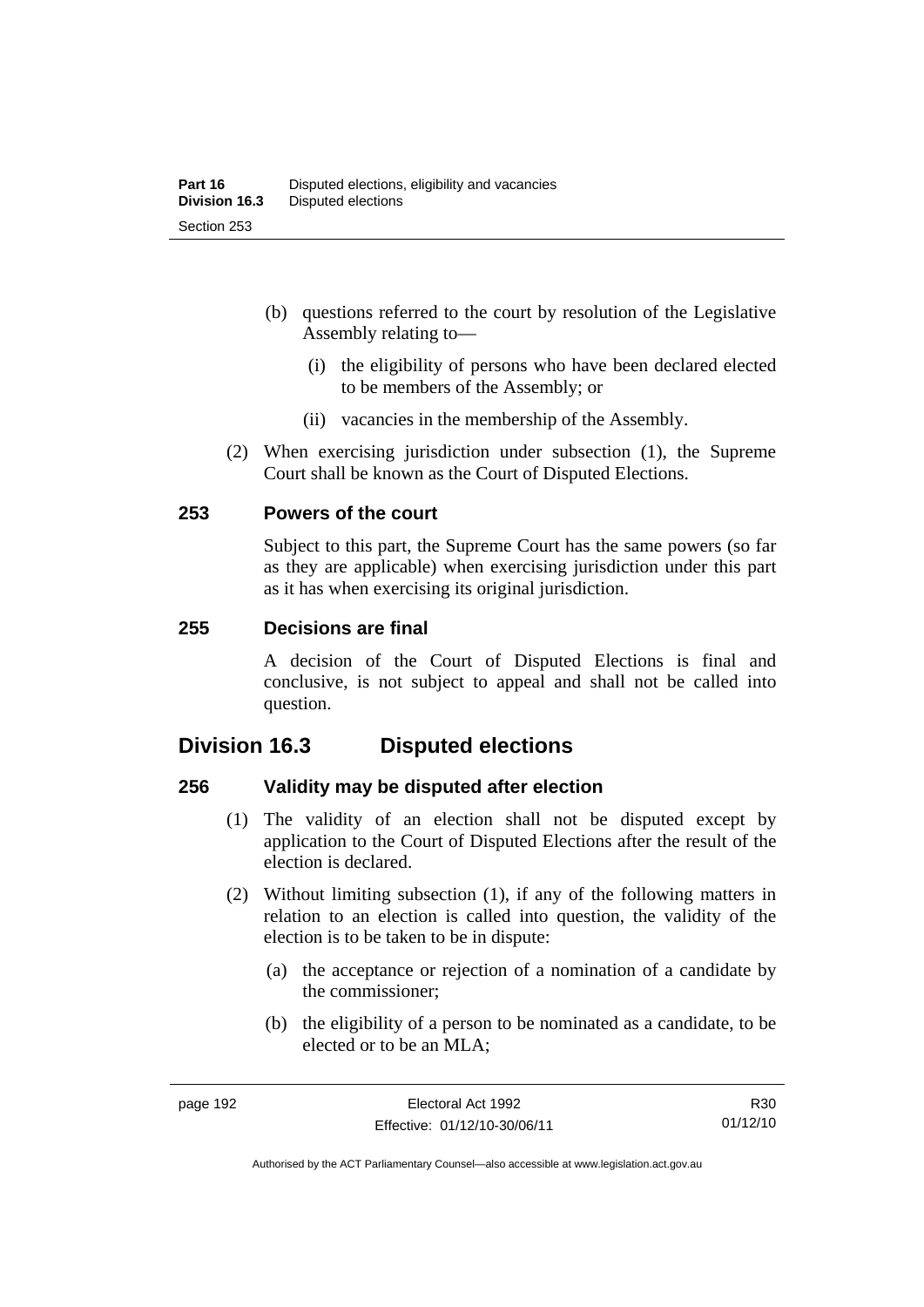(b) questions referred to the court by resolution of the Legislative Assembly relating to—

  (i) the eligibility of persons who have been declared elected to be members of the Assembly; or

  (ii) vacancies in the membership of the Assembly.

(2) When exercising jurisdiction under subsection (1), the Supreme Court shall be known as the Court of Disputed Elections.

### 253 Powers of the court

Subject to this part, the Supreme Court has the same powers (so far as they are applicable) when exercising jurisdiction under this part as it has when exercising its original jurisdiction.

### 255 Decisions are final

A decision of the Court of Disputed Elections is final and conclusive, is not subject to appeal and shall not be called into question.

## Division 16.3 Disputed elections

### 256 Validity may be disputed after election

(1) The validity of an election shall not be disputed except by application to the Court of Disputed Elections after the result of the election is declared.

(2) Without limiting subsection (1), if any of the following matters in relation to an election is called into question, the validity of the election is to be taken to be in dispute:

  (a) the acceptance or rejection of a nomination of a candidate by the commissioner;

  (b) the eligibility of a person to be nominated as a candidate, to be elected or to be an MLA;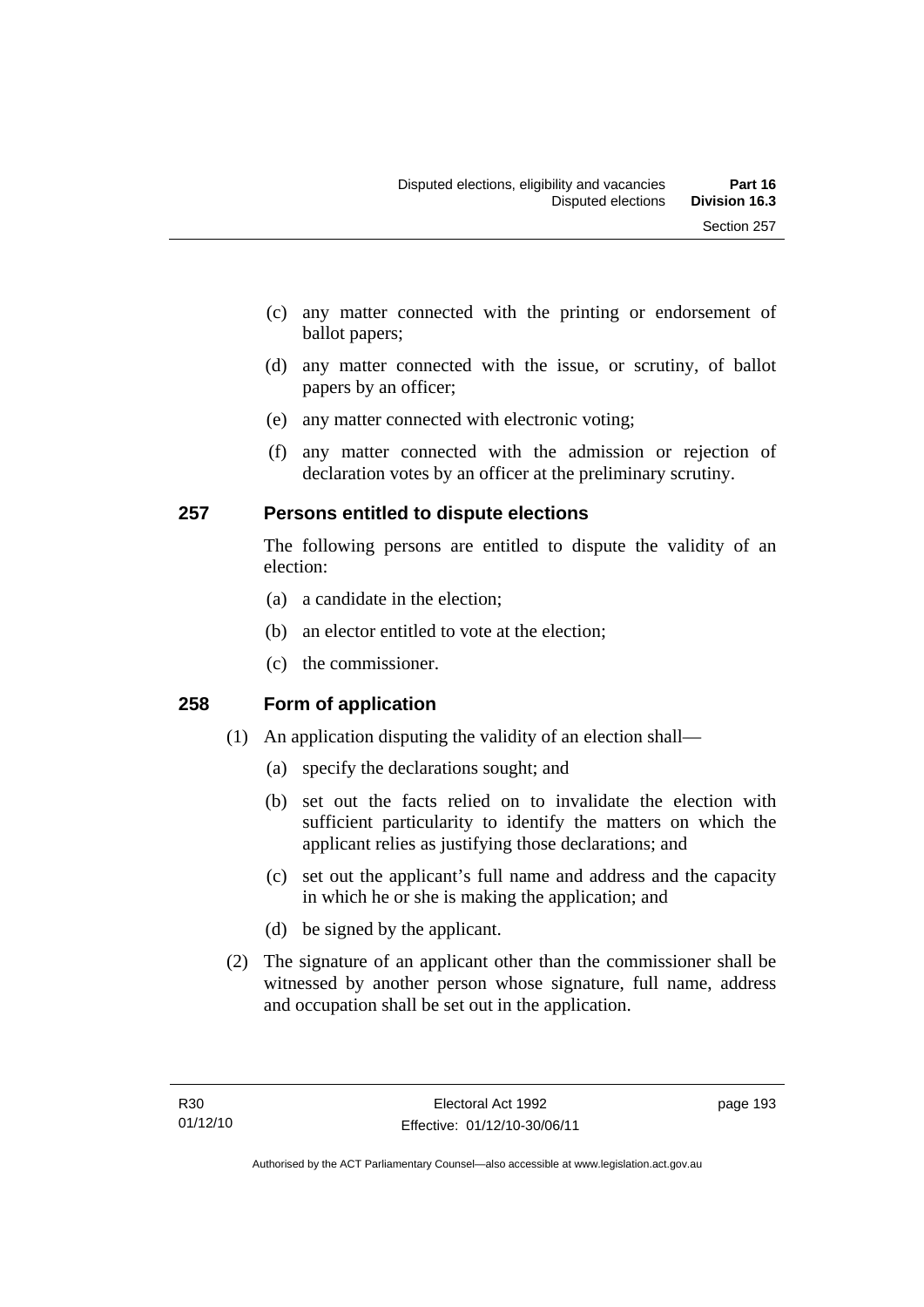(c) any matter connected with the printing or endorsement of ballot papers;

(d) any matter connected with the issue, or scrutiny, of ballot papers by an officer;

(e) any matter connected with electronic voting;

(f) any matter connected with the admission or rejection of declaration votes by an officer at the preliminary scrutiny.

## 257 Persons entitled to dispute elections

The following persons are entitled to dispute the validity of an election:

(a) a candidate in the election;

(b) an elector entitled to vote at the election;

(c) the commissioner.

## 258 Form of application

(1) An application disputing the validity of an election shall—

(a) specify the declarations sought; and

(b) set out the facts relied on to invalidate the election with sufficient particularity to identify the matters on which the applicant relies as justifying those declarations; and

(c) set out the applicant's full name and address and the capacity in which he or she is making the application; and

(d) be signed by the applicant.

(2) The signature of an applicant other than the commissioner shall be witnessed by another person whose signature, full name, address and occupation shall be set out in the application.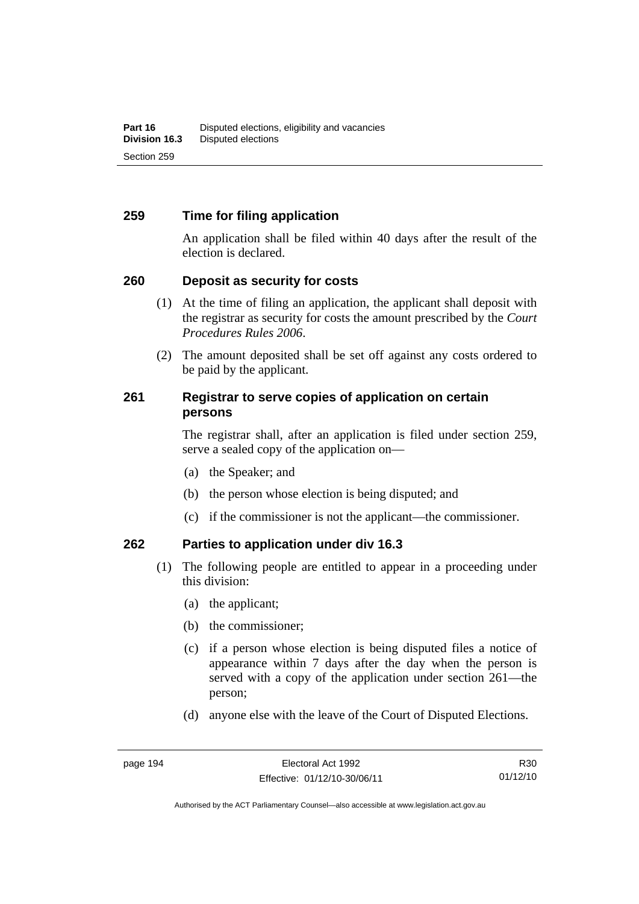## 259 Time for filing application

An application shall be filed within 40 days after the result of the election is declared.

## 260 Deposit as security for costs

(1) At the time of filing an application, the applicant shall deposit with the registrar as security for costs the amount prescribed by the *Court Procedures Rules 2006*.

(2) The amount deposited shall be set off against any costs ordered to be paid by the applicant.

## 261 Registrar to serve copies of application on certain persons

The registrar shall, after an application is filed under section 259, serve a sealed copy of the application on—

(a) the Speaker; and

(b) the person whose election is being disputed; and

(c) if the commissioner is not the applicant—the commissioner.

## 262 Parties to application under div 16.3

(1) The following people are entitled to appear in a proceeding under this division:

(a) the applicant;

(b) the commissioner;

(c) if a person whose election is being disputed files a notice of appearance within 7 days after the day when the person is served with a copy of the application under section 261—the person;

(d) anyone else with the leave of the Court of Disputed Elections.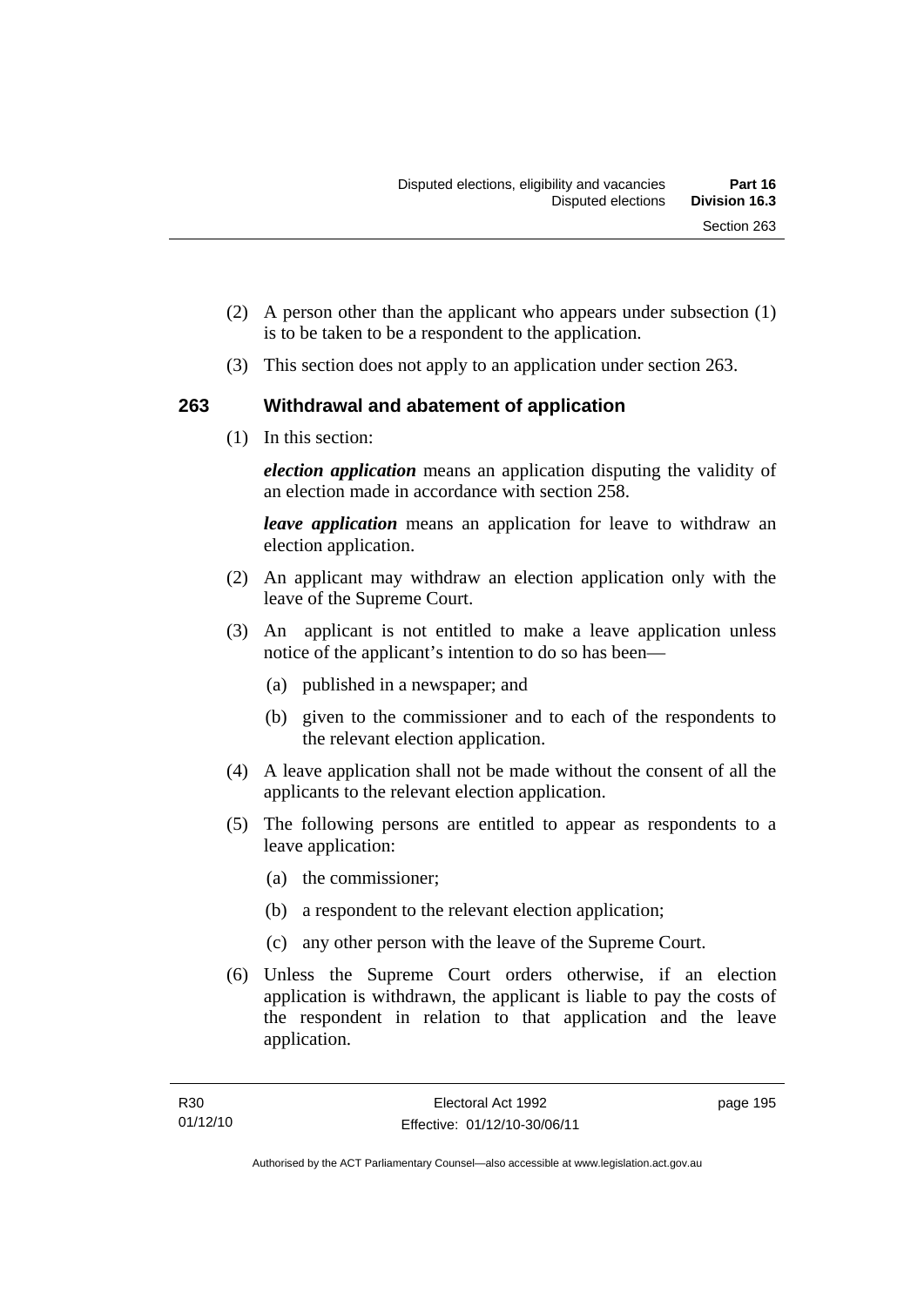(2) A person other than the applicant who appears under subsection (1) is to be taken to be a respondent to the application.

(3) This section does not apply to an application under section 263.

## 263 Withdrawal and abatement of application

(1) In this section:

***election application*** means an application disputing the validity of an election made in accordance with section 258.

***leave application*** means an application for leave to withdraw an election application.

(2) An applicant may withdraw an election application only with the leave of the Supreme Court.

(3) An applicant is not entitled to make a leave application unless notice of the applicant's intention to do so has been—

(a) published in a newspaper; and

(b) given to the commissioner and to each of the respondents to the relevant election application.

(4) A leave application shall not be made without the consent of all the applicants to the relevant election application.

(5) The following persons are entitled to appear as respondents to a leave application:

(a) the commissioner;

(b) a respondent to the relevant election application;

(c) any other person with the leave of the Supreme Court.

(6) Unless the Supreme Court orders otherwise, if an election application is withdrawn, the applicant is liable to pay the costs of the respondent in relation to that application and the leave application.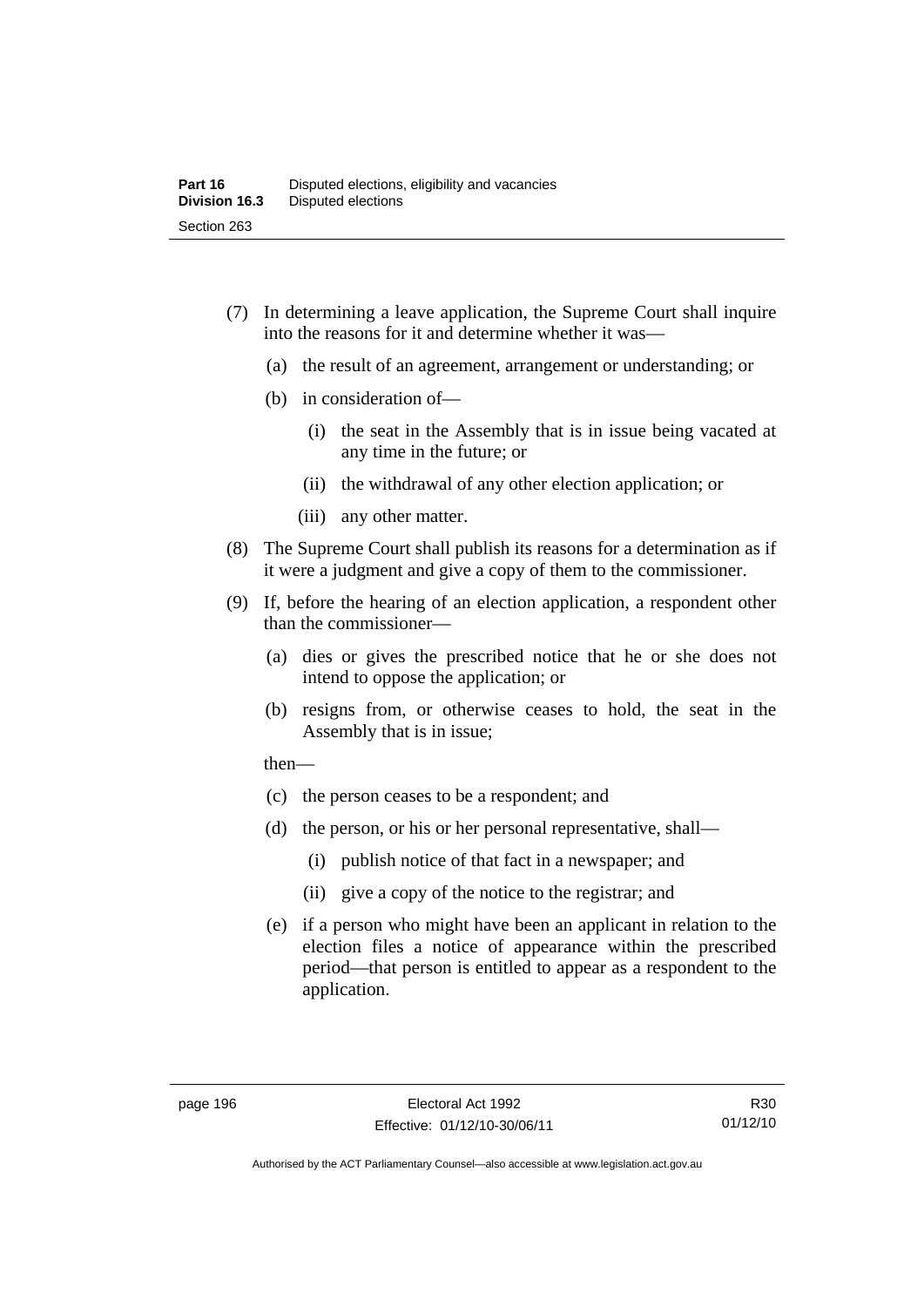(7) In determining a leave application, the Supreme Court shall inquire into the reasons for it and determine whether it was—

  (a) the result of an agreement, arrangement or understanding; or

  (b) in consideration of—

    (i) the seat in the Assembly that is in issue being vacated at any time in the future; or

    (ii) the withdrawal of any other election application; or

    (iii) any other matter.

(8) The Supreme Court shall publish its reasons for a determination as if it were a judgment and give a copy of them to the commissioner.

(9) If, before the hearing of an election application, a respondent other than the commissioner—

  (a) dies or gives the prescribed notice that he or she does not intend to oppose the application; or

  (b) resigns from, or otherwise ceases to hold, the seat in the Assembly that is in issue;

  then—

  (c) the person ceases to be a respondent; and

  (d) the person, or his or her personal representative, shall—

    (i) publish notice of that fact in a newspaper; and

    (ii) give a copy of the notice to the registrar; and

  (e) if a person who might have been an applicant in relation to the election files a notice of appearance within the prescribed period—that person is entitled to appear as a respondent to the application.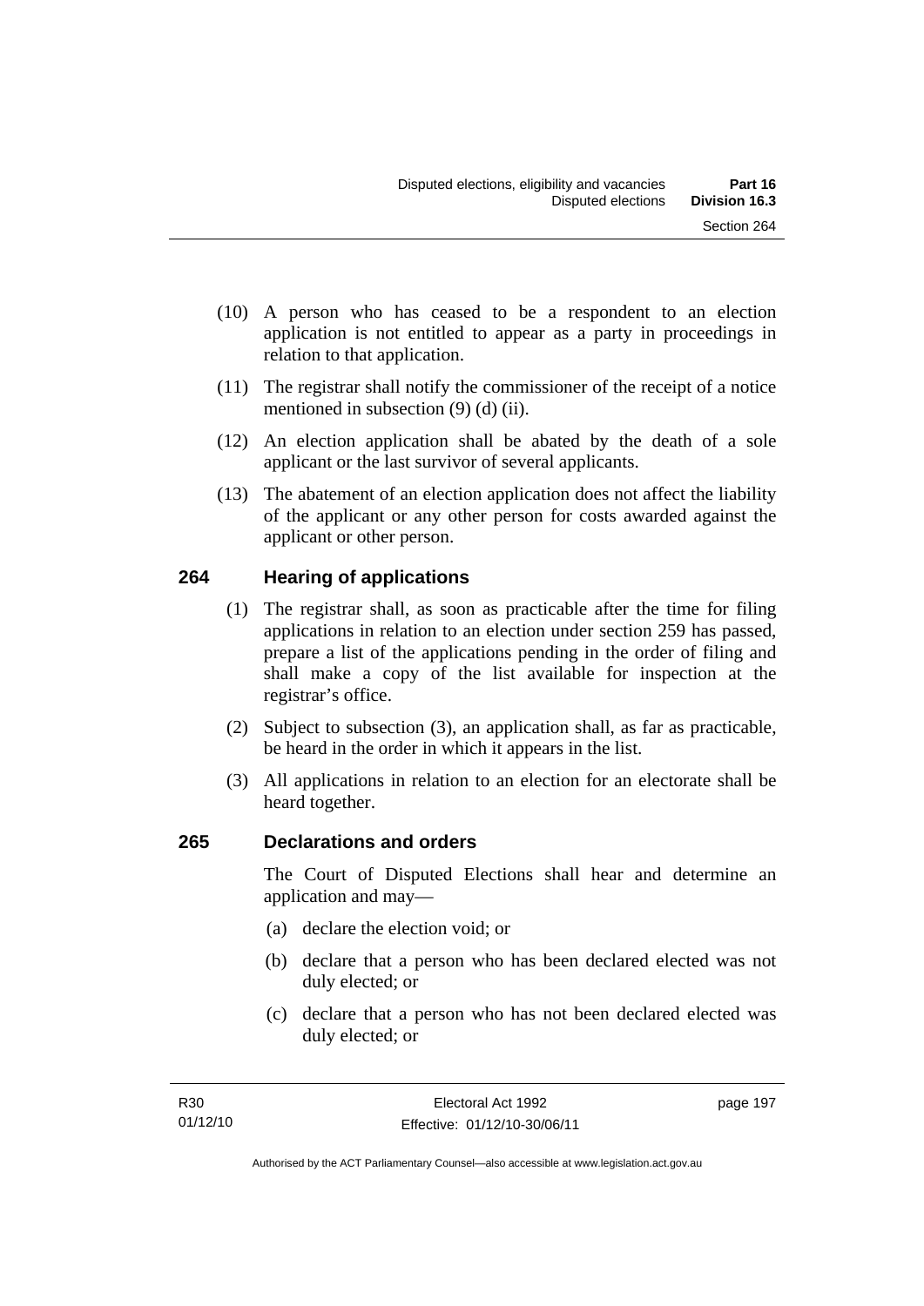(10) A person who has ceased to be a respondent to an election application is not entitled to appear as a party in proceedings in relation to that application.

(11) The registrar shall notify the commissioner of the receipt of a notice mentioned in subsection (9) (d) (ii).

(12) An election application shall be abated by the death of a sole applicant or the last survivor of several applicants.

(13) The abatement of an election application does not affect the liability of the applicant or any other person for costs awarded against the applicant or other person.

## 264 Hearing of applications

(1) The registrar shall, as soon as practicable after the time for filing applications in relation to an election under section 259 has passed, prepare a list of the applications pending in the order of filing and shall make a copy of the list available for inspection at the registrar's office.

(2) Subject to subsection (3), an application shall, as far as practicable, be heard in the order in which it appears in the list.

(3) All applications in relation to an election for an electorate shall be heard together.

## 265 Declarations and orders

The Court of Disputed Elections shall hear and determine an application and may—

(a) declare the election void; or

(b) declare that a person who has been declared elected was not duly elected; or

(c) declare that a person who has not been declared elected was duly elected; or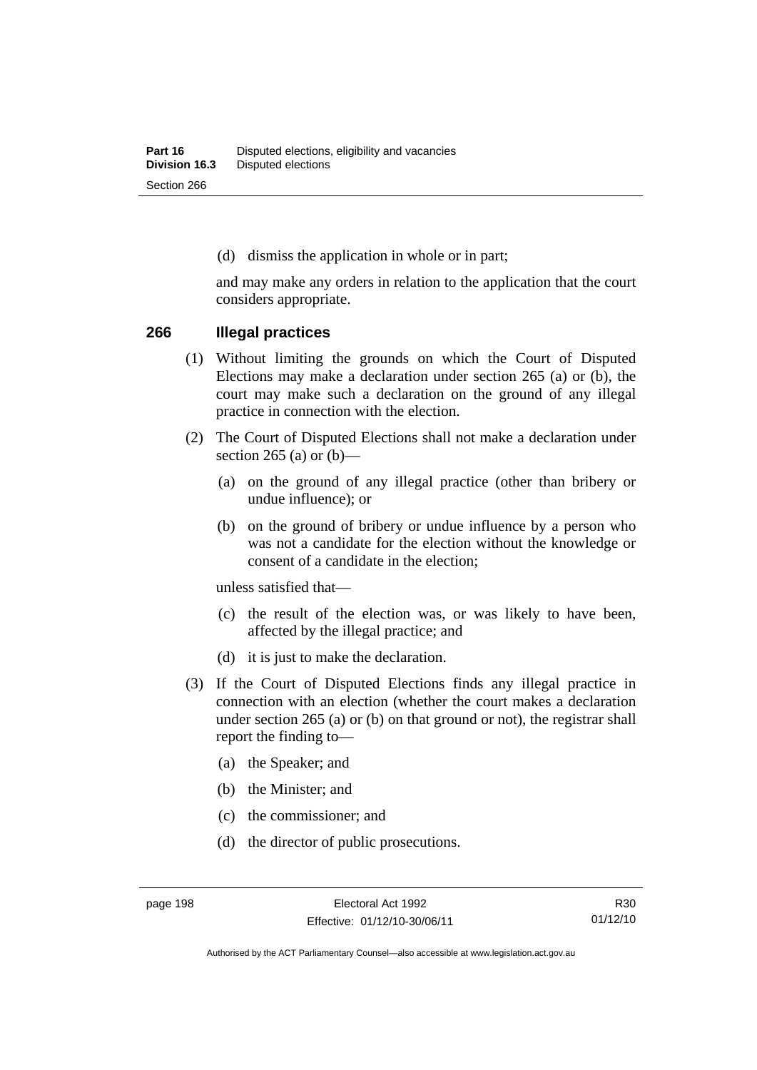(d) dismiss the application in whole or in part;

and may make any orders in relation to the application that the court considers appropriate.

## 266 Illegal practices

(1) Without limiting the grounds on which the Court of Disputed Elections may make a declaration under section 265 (a) or (b), the court may make such a declaration on the ground of any illegal practice in connection with the election.

(2) The Court of Disputed Elections shall not make a declaration under section 265 (a) or (b)—

(a) on the ground of any illegal practice (other than bribery or undue influence); or

(b) on the ground of bribery or undue influence by a person who was not a candidate for the election without the knowledge or consent of a candidate in the election;

unless satisfied that—

(c) the result of the election was, or was likely to have been, affected by the illegal practice; and

(d) it is just to make the declaration.

(3) If the Court of Disputed Elections finds any illegal practice in connection with an election (whether the court makes a declaration under section 265 (a) or (b) on that ground or not), the registrar shall report the finding to—

(a) the Speaker; and

(b) the Minister; and

(c) the commissioner; and

(d) the director of public prosecutions.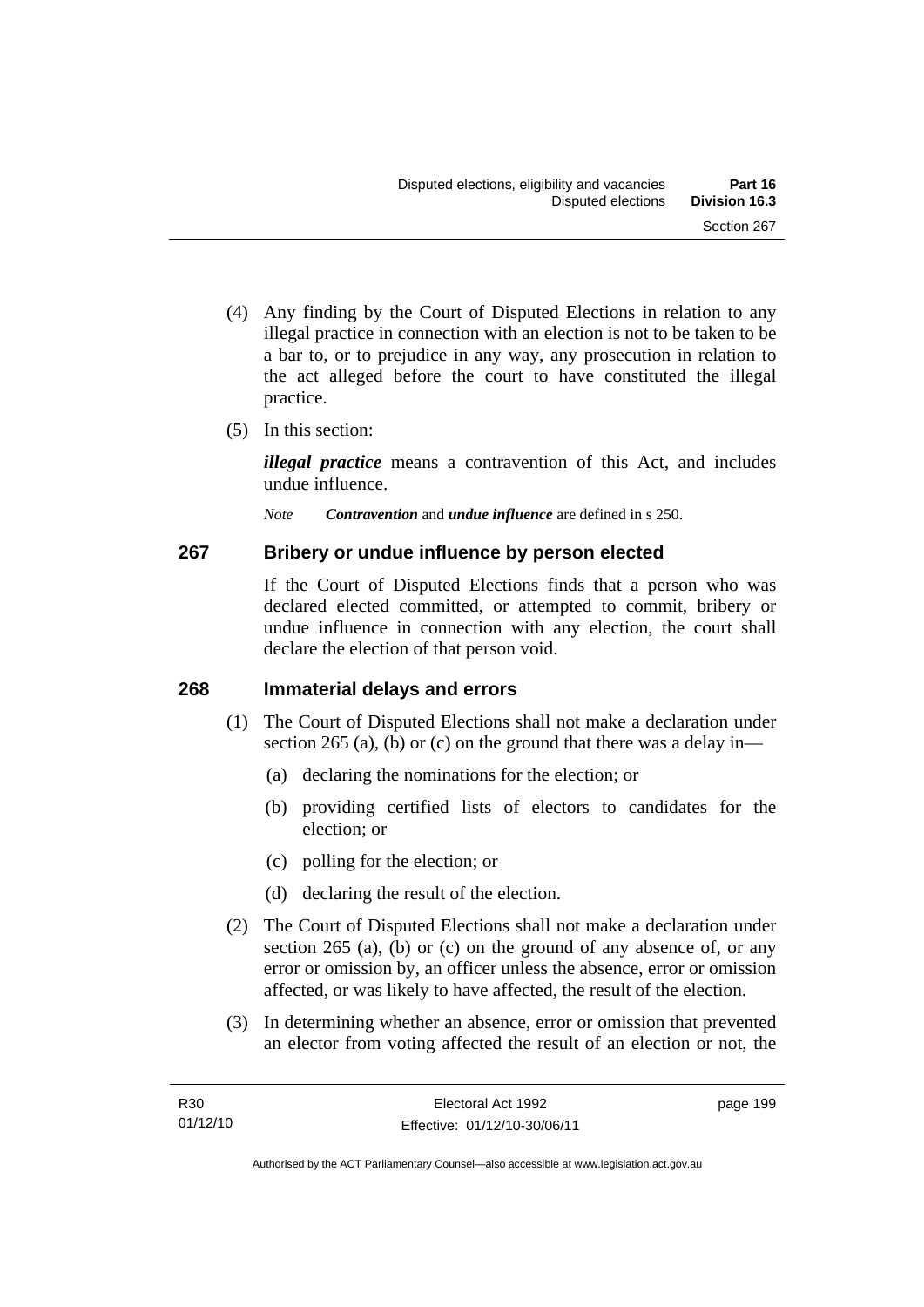(4) Any finding by the Court of Disputed Elections in relation to any illegal practice in connection with an election is not to be taken to be a bar to, or to prejudice in any way, any prosecution in relation to the act alleged before the court to have constituted the illegal practice.

(5) In this section:

***illegal practice*** means a contravention of this Act, and includes undue influence.

*Note* ***Contravention*** and ***undue influence*** are defined in s 250.

## 267 Bribery or undue influence by person elected

If the Court of Disputed Elections finds that a person who was declared elected committed, or attempted to commit, bribery or undue influence in connection with any election, the court shall declare the election of that person void.

## 268 Immaterial delays and errors

(1) The Court of Disputed Elections shall not make a declaration under section 265 (a), (b) or (c) on the ground that there was a delay in—

(a) declaring the nominations for the election; or

(b) providing certified lists of electors to candidates for the election; or

(c) polling for the election; or

(d) declaring the result of the election.

(2) The Court of Disputed Elections shall not make a declaration under section 265 (a), (b) or (c) on the ground of any absence of, or any error or omission by, an officer unless the absence, error or omission affected, or was likely to have affected, the result of the election.

(3) In determining whether an absence, error or omission that prevented an elector from voting affected the result of an election or not, the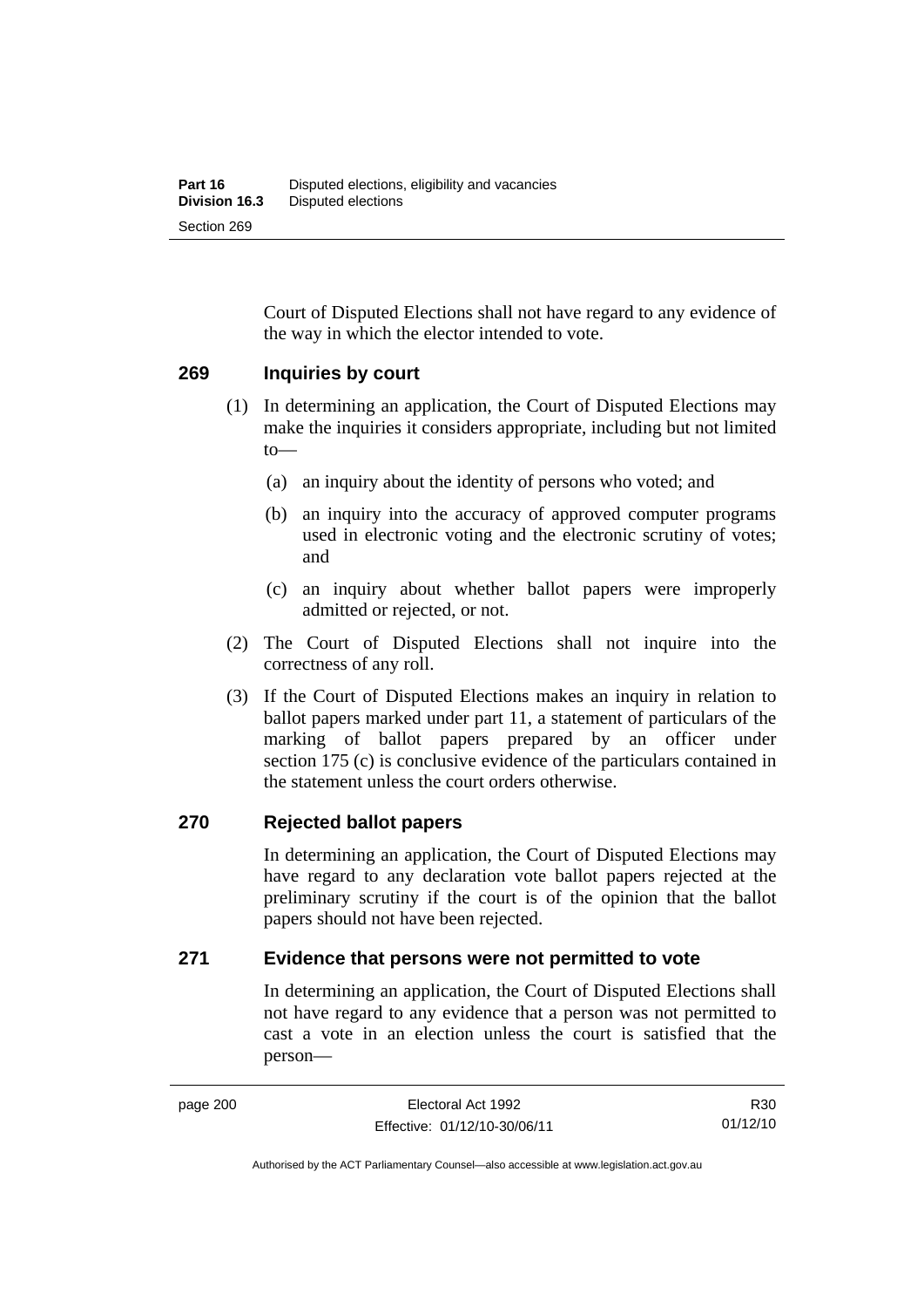Court of Disputed Elections shall not have regard to any evidence of the way in which the elector intended to vote.

### 269 Inquiries by court

(1) In determining an application, the Court of Disputed Elections may make the inquiries it considers appropriate, including but not limited to—

(a) an inquiry about the identity of persons who voted; and

(b) an inquiry into the accuracy of approved computer programs used in electronic voting and the electronic scrutiny of votes; and

(c) an inquiry about whether ballot papers were improperly admitted or rejected, or not.

(2) The Court of Disputed Elections shall not inquire into the correctness of any roll.

(3) If the Court of Disputed Elections makes an inquiry in relation to ballot papers marked under part 11, a statement of particulars of the marking of ballot papers prepared by an officer under section 175 (c) is conclusive evidence of the particulars contained in the statement unless the court orders otherwise.

### 270 Rejected ballot papers

In determining an application, the Court of Disputed Elections may have regard to any declaration vote ballot papers rejected at the preliminary scrutiny if the court is of the opinion that the ballot papers should not have been rejected.

### 271 Evidence that persons were not permitted to vote

In determining an application, the Court of Disputed Elections shall not have regard to any evidence that a person was not permitted to cast a vote in an election unless the court is satisfied that the person—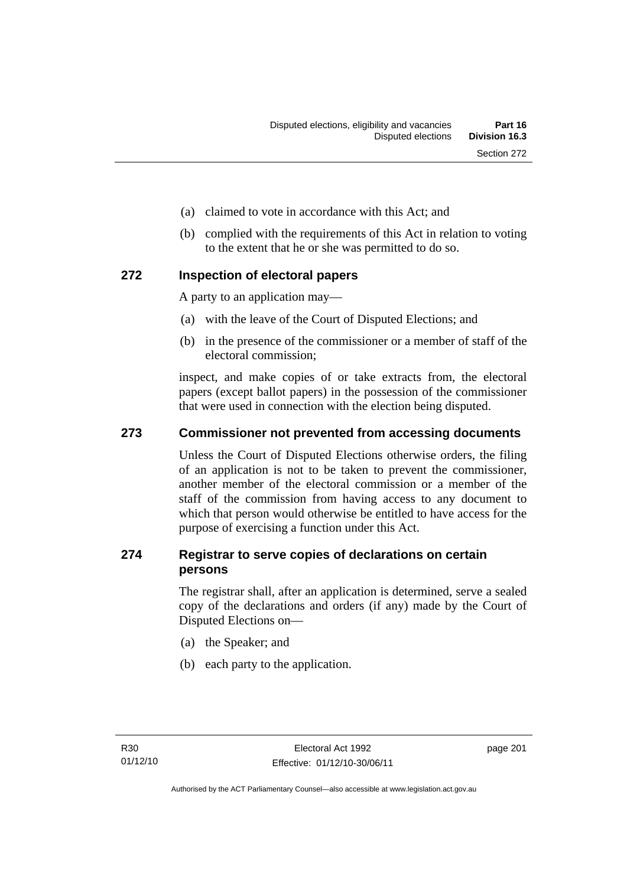(a) claimed to vote in accordance with this Act; and

(b) complied with the requirements of this Act in relation to voting to the extent that he or she was permitted to do so.

## 272 Inspection of electoral papers

A party to an application may—

(a) with the leave of the Court of Disputed Elections; and

(b) in the presence of the commissioner or a member of staff of the electoral commission;

inspect, and make copies of or take extracts from, the electoral papers (except ballot papers) in the possession of the commissioner that were used in connection with the election being disputed.

## 273 Commissioner not prevented from accessing documents

Unless the Court of Disputed Elections otherwise orders, the filing of an application is not to be taken to prevent the commissioner, another member of the electoral commission or a member of the staff of the commission from having access to any document to which that person would otherwise be entitled to have access for the purpose of exercising a function under this Act.

## 274 Registrar to serve copies of declarations on certain persons

The registrar shall, after an application is determined, serve a sealed copy of the declarations and orders (if any) made by the Court of Disputed Elections on—

(a) the Speaker; and

(b) each party to the application.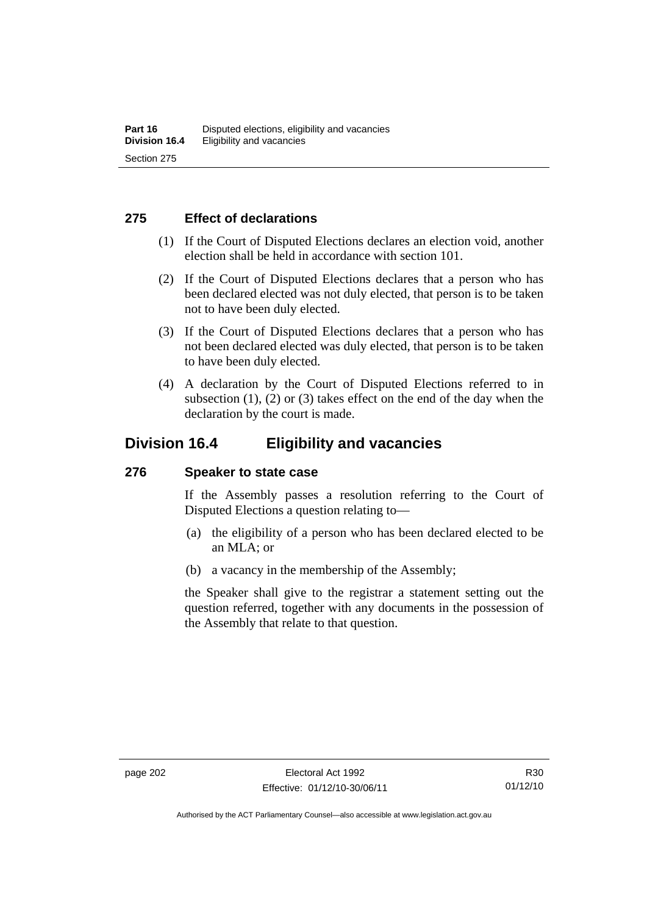### 275 Effect of declarations

(1) If the Court of Disputed Elections declares an election void, another election shall be held in accordance with section 101.

(2) If the Court of Disputed Elections declares that a person who has been declared elected was not duly elected, that person is to be taken not to have been duly elected.

(3) If the Court of Disputed Elections declares that a person who has not been declared elected was duly elected, that person is to be taken to have been duly elected.

(4) A declaration by the Court of Disputed Elections referred to in subsection (1), (2) or (3) takes effect on the end of the day when the declaration by the court is made.

## Division 16.4 Eligibility and vacancies

### 276 Speaker to state case

If the Assembly passes a resolution referring to the Court of Disputed Elections a question relating to—

(a) the eligibility of a person who has been declared elected to be an MLA; or

(b) a vacancy in the membership of the Assembly;

the Speaker shall give to the registrar a statement setting out the question referred, together with any documents in the possession of the Assembly that relate to that question.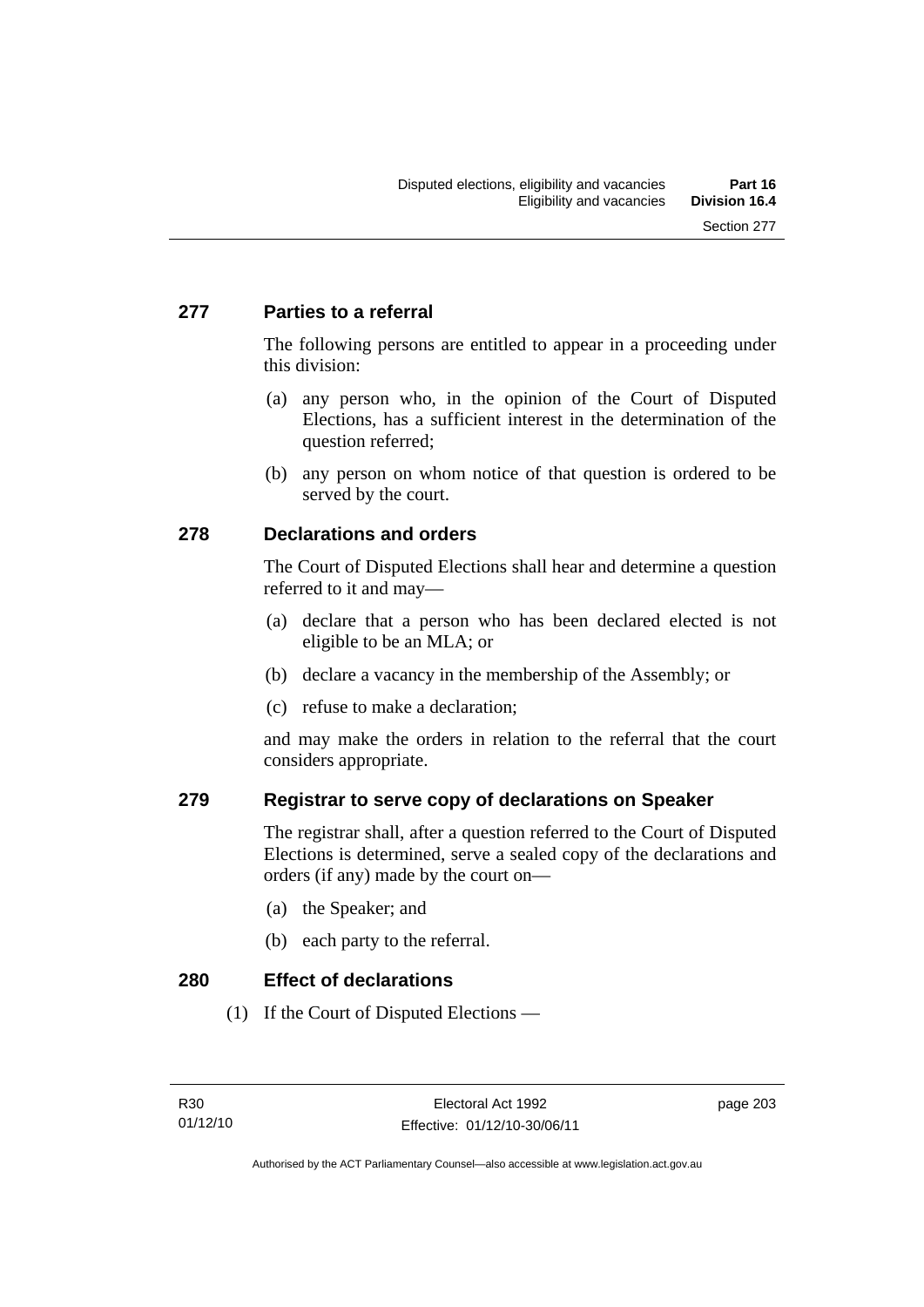## 277 Parties to a referral

The following persons are entitled to appear in a proceeding under this division:

(a) any person who, in the opinion of the Court of Disputed Elections, has a sufficient interest in the determination of the question referred;

(b) any person on whom notice of that question is ordered to be served by the court.

## 278 Declarations and orders

The Court of Disputed Elections shall hear and determine a question referred to it and may—

(a) declare that a person who has been declared elected is not eligible to be an MLA; or

(b) declare a vacancy in the membership of the Assembly; or

(c) refuse to make a declaration;

and may make the orders in relation to the referral that the court considers appropriate.

## 279 Registrar to serve copy of declarations on Speaker

The registrar shall, after a question referred to the Court of Disputed Elections is determined, serve a sealed copy of the declarations and orders (if any) made by the court on—

(a) the Speaker; and

(b) each party to the referral.

## 280 Effect of declarations

(1) If the Court of Disputed Elections —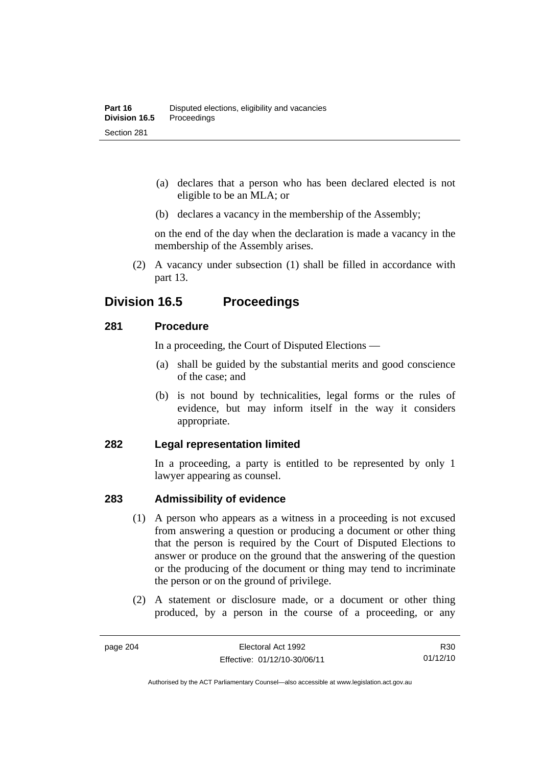(a) declares that a person who has been declared elected is not eligible to be an MLA; or

(b) declares a vacancy in the membership of the Assembly;

on the end of the day when the declaration is made a vacancy in the membership of the Assembly arises.

(2) A vacancy under subsection (1) shall be filled in accordance with part 13.

## Division 16.5 Proceedings

### 281 Procedure

In a proceeding, the Court of Disputed Elections —

(a) shall be guided by the substantial merits and good conscience of the case; and

(b) is not bound by technicalities, legal forms or the rules of evidence, but may inform itself in the way it considers appropriate.

### 282 Legal representation limited

In a proceeding, a party is entitled to be represented by only 1 lawyer appearing as counsel.

### 283 Admissibility of evidence

(1) A person who appears as a witness in a proceeding is not excused from answering a question or producing a document or other thing that the person is required by the Court of Disputed Elections to answer or produce on the ground that the answering of the question or the producing of the document or thing may tend to incriminate the person or on the ground of privilege.

(2) A statement or disclosure made, or a document or other thing produced, by a person in the course of a proceeding, or any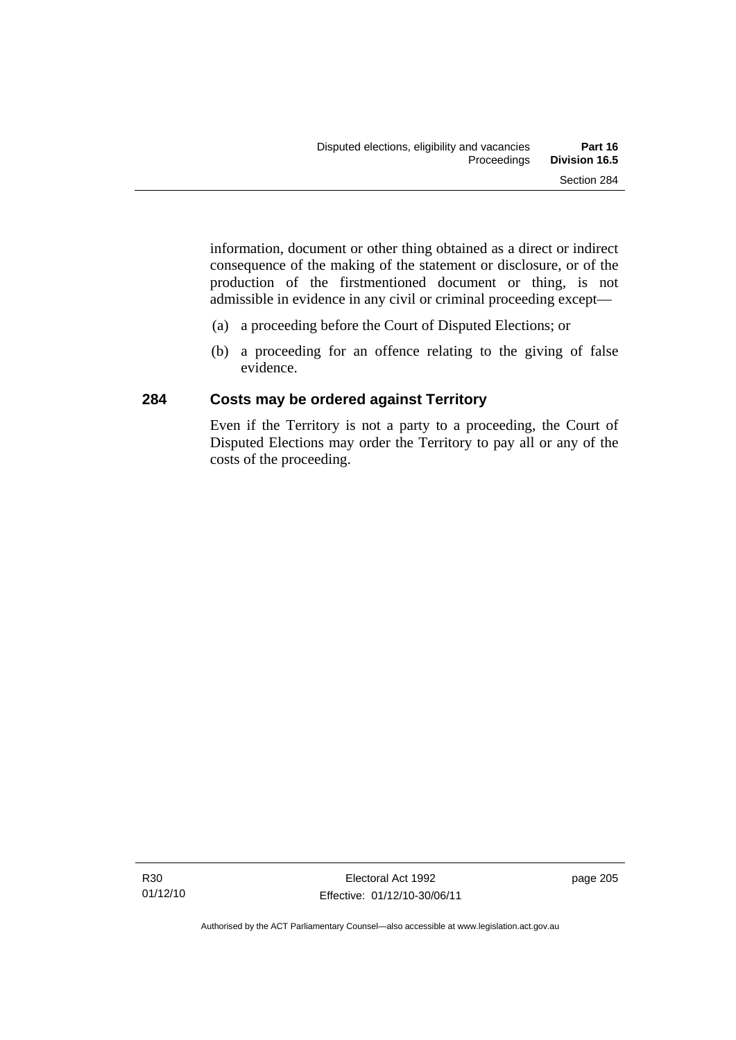information, document or other thing obtained as a direct or indirect consequence of the making of the statement or disclosure, or of the production of the firstmentioned document or thing, is not admissible in evidence in any civil or criminal proceeding except—

(a) a proceeding before the Court of Disputed Elections; or

(b) a proceeding for an offence relating to the giving of false evidence.

### 284 Costs may be ordered against Territory

Even if the Territory is not a party to a proceeding, the Court of Disputed Elections may order the Territory to pay all or any of the costs of the proceeding.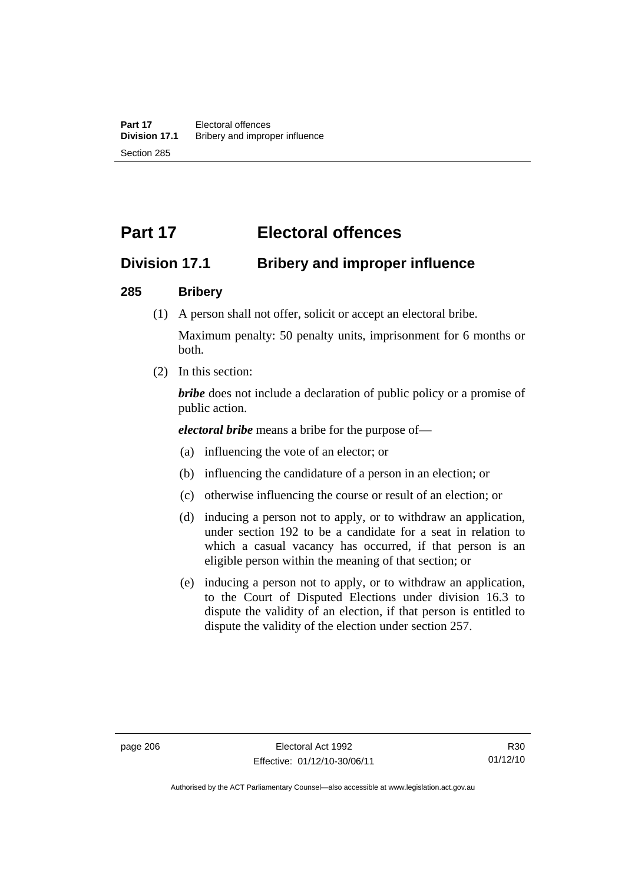# Part 17 Electoral offences

## Division 17.1 Bribery and improper influence

### 285 Bribery

(1) A person shall not offer, solicit or accept an electoral bribe.

Maximum penalty: 50 penalty units, imprisonment for 6 months or both.

(2) In this section:

***bribe*** does not include a declaration of public policy or a promise of public action.

***electoral bribe*** means a bribe for the purpose of—

(a) influencing the vote of an elector; or

(b) influencing the candidature of a person in an election; or

(c) otherwise influencing the course or result of an election; or

(d) inducing a person not to apply, or to withdraw an application, under section 192 to be a candidate for a seat in relation to which a casual vacancy has occurred, if that person is an eligible person within the meaning of that section; or

(e) inducing a person not to apply, or to withdraw an application, to the Court of Disputed Elections under division 16.3 to dispute the validity of an election, if that person is entitled to dispute the validity of the election under section 257.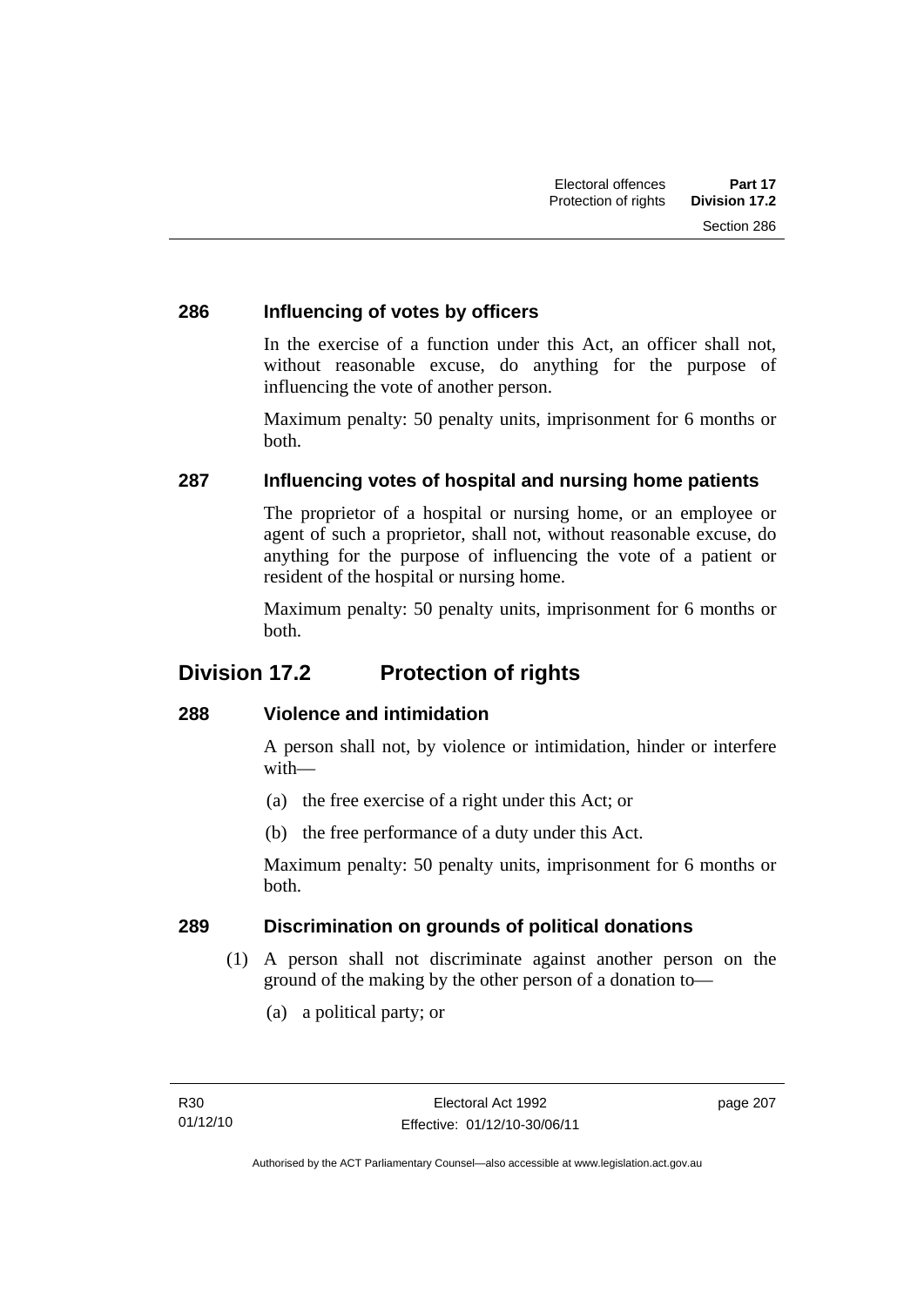### 286 Influencing of votes by officers

In the exercise of a function under this Act, an officer shall not, without reasonable excuse, do anything for the purpose of influencing the vote of another person.

Maximum penalty: 50 penalty units, imprisonment for 6 months or both.

### 287 Influencing votes of hospital and nursing home patients

The proprietor of a hospital or nursing home, or an employee or agent of such a proprietor, shall not, without reasonable excuse, do anything for the purpose of influencing the vote of a patient or resident of the hospital or nursing home.

Maximum penalty: 50 penalty units, imprisonment for 6 months or both.

## Division 17.2 Protection of rights

### 288 Violence and intimidation

A person shall not, by violence or intimidation, hinder or interfere with—

(a) the free exercise of a right under this Act; or

(b) the free performance of a duty under this Act.

Maximum penalty: 50 penalty units, imprisonment for 6 months or both.

### 289 Discrimination on grounds of political donations

(1) A person shall not discriminate against another person on the ground of the making by the other person of a donation to—

(a) a political party; or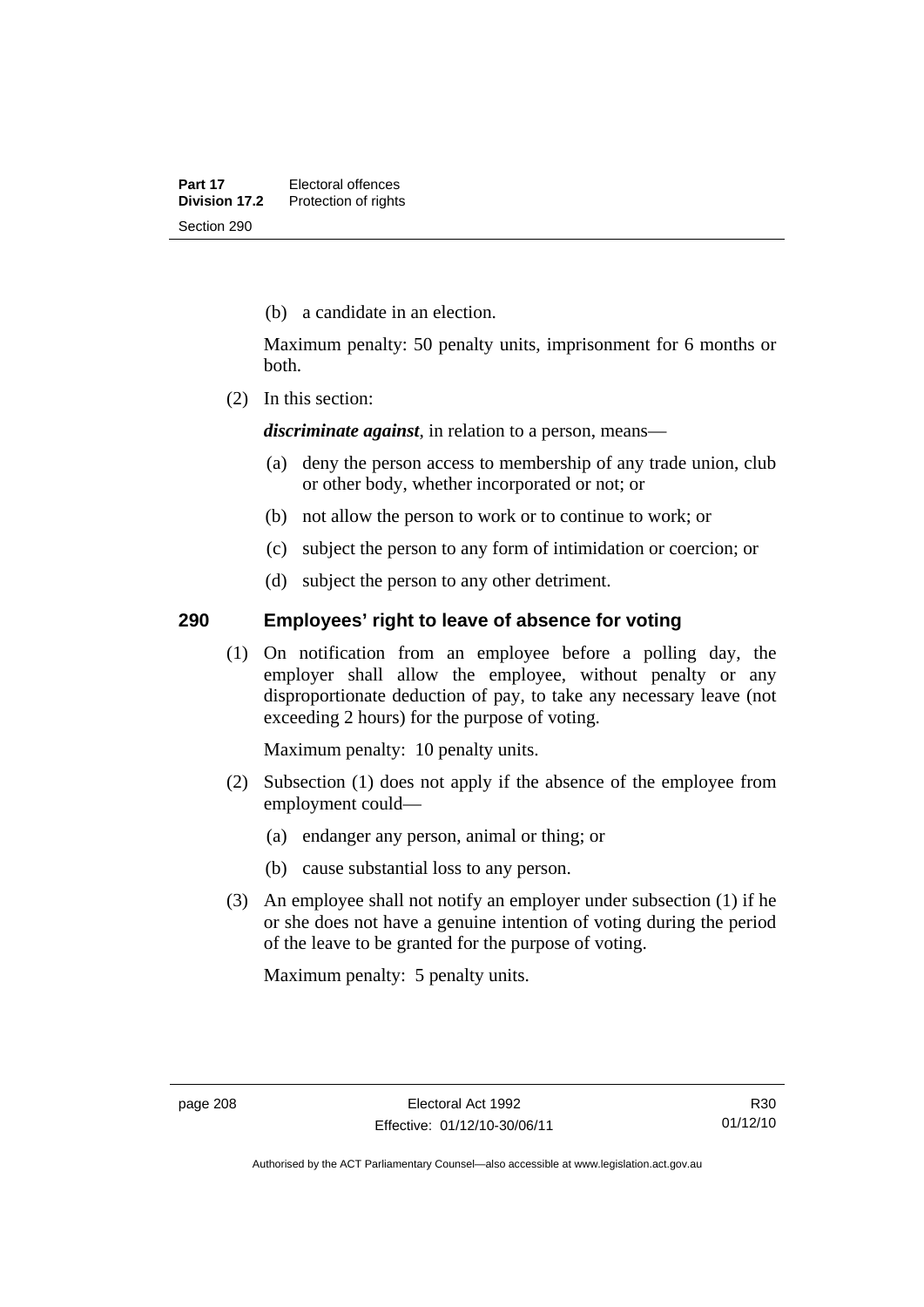(b) a candidate in an election.

Maximum penalty: 50 penalty units, imprisonment for 6 months or both.

(2) In this section:

***discriminate against***, in relation to a person, means—

(a) deny the person access to membership of any trade union, club or other body, whether incorporated or not; or

(b) not allow the person to work or to continue to work; or

(c) subject the person to any form of intimidation or coercion; or

(d) subject the person to any other detriment.

## 290 Employees' right to leave of absence for voting

(1) On notification from an employee before a polling day, the employer shall allow the employee, without penalty or any disproportionate deduction of pay, to take any necessary leave (not exceeding 2 hours) for the purpose of voting.

Maximum penalty: 10 penalty units.

(2) Subsection (1) does not apply if the absence of the employee from employment could—

(a) endanger any person, animal or thing; or

(b) cause substantial loss to any person.

(3) An employee shall not notify an employer under subsection (1) if he or she does not have a genuine intention of voting during the period of the leave to be granted for the purpose of voting.

Maximum penalty: 5 penalty units.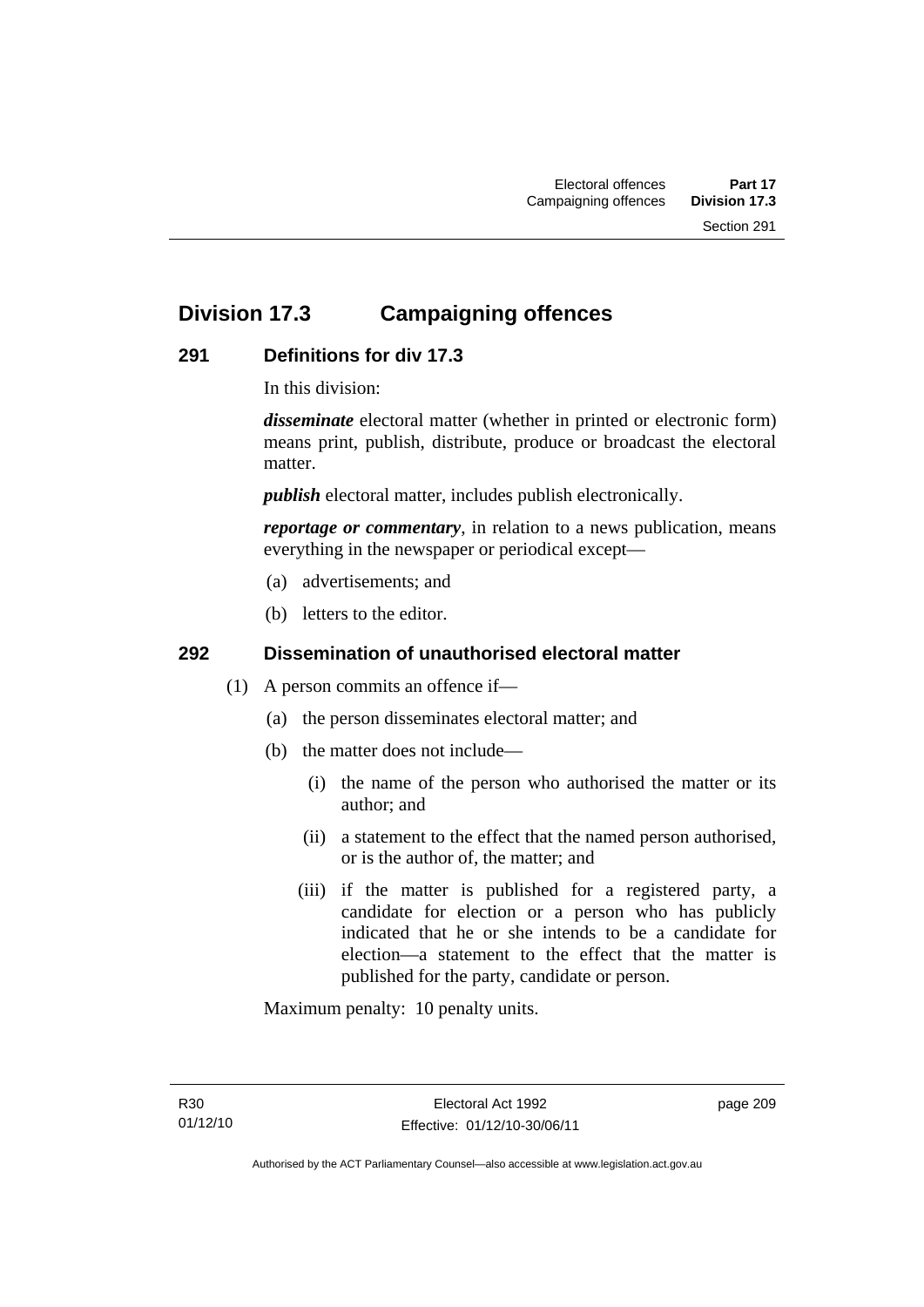## Division 17.3 Campaigning offences

### 291 Definitions for div 17.3

In this division:

***disseminate*** electoral matter (whether in printed or electronic form) means print, publish, distribute, produce or broadcast the electoral matter.

***publish*** electoral matter, includes publish electronically.

***reportage or commentary***, in relation to a news publication, means everything in the newspaper or periodical except—

(a) advertisements; and

(b) letters to the editor.

### 292 Dissemination of unauthorised electoral matter

(1) A person commits an offence if—

(a) the person disseminates electoral matter; and

(b) the matter does not include—

(i) the name of the person who authorised the matter or its author; and

(ii) a statement to the effect that the named person authorised, or is the author of, the matter; and

(iii) if the matter is published for a registered party, a candidate for election or a person who has publicly indicated that he or she intends to be a candidate for election—a statement to the effect that the matter is published for the party, candidate or person.

Maximum penalty: 10 penalty units.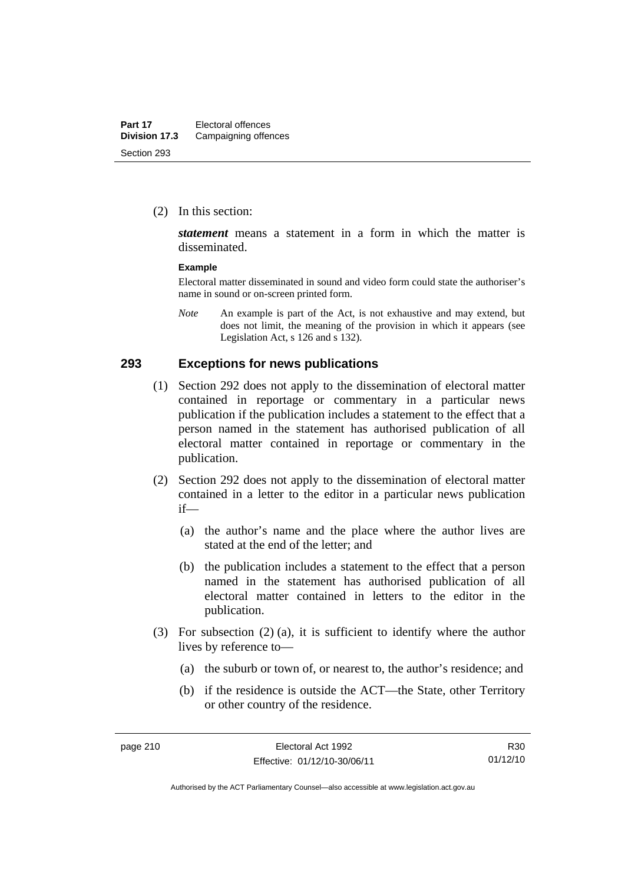(2) In this section:

***statement*** means a statement in a form in which the matter is disseminated.

**Example**

Electoral matter disseminated in sound and video form could state the authoriser's name in sound or on-screen printed form.

*Note* An example is part of the Act, is not exhaustive and may extend, but does not limit, the meaning of the provision in which it appears (see Legislation Act, s 126 and s 132).

## 293 Exceptions for news publications

(1) Section 292 does not apply to the dissemination of electoral matter contained in reportage or commentary in a particular news publication if the publication includes a statement to the effect that a person named in the statement has authorised publication of all electoral matter contained in reportage or commentary in the publication.

(2) Section 292 does not apply to the dissemination of electoral matter contained in a letter to the editor in a particular news publication if—

(a) the author's name and the place where the author lives are stated at the end of the letter; and

(b) the publication includes a statement to the effect that a person named in the statement has authorised publication of all electoral matter contained in letters to the editor in the publication.

(3) For subsection (2) (a), it is sufficient to identify where the author lives by reference to—

(a) the suburb or town of, or nearest to, the author's residence; and

(b) if the residence is outside the ACT—the State, other Territory or other country of the residence.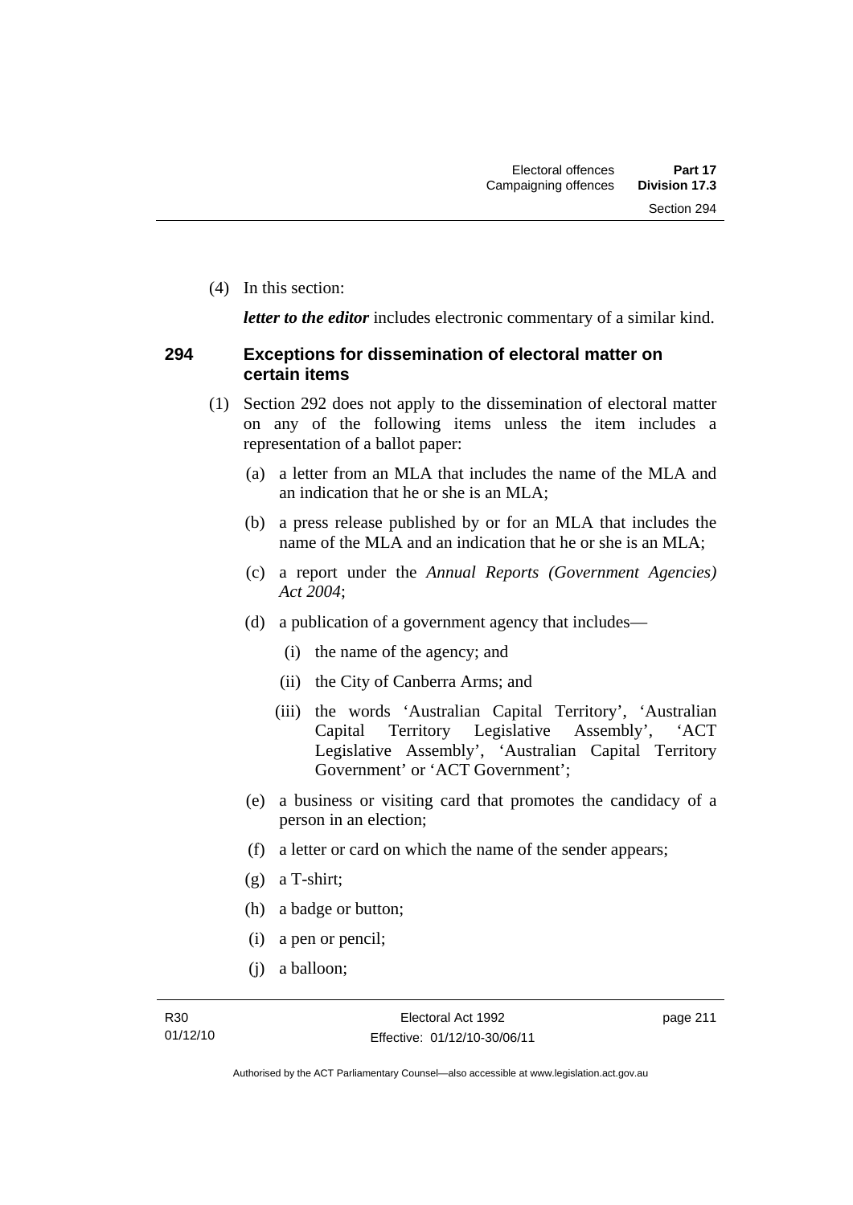(4) In this section:

***letter to the editor*** includes electronic commentary of a similar kind.

## 294 Exceptions for dissemination of electoral matter on certain items

(1) Section 292 does not apply to the dissemination of electoral matter on any of the following items unless the item includes a representation of a ballot paper:

(a) a letter from an MLA that includes the name of the MLA and an indication that he or she is an MLA;

(b) a press release published by or for an MLA that includes the name of the MLA and an indication that he or she is an MLA;

(c) a report under the *Annual Reports (Government Agencies) Act 2004*;

(d) a publication of a government agency that includes—

(i) the name of the agency; and

(ii) the City of Canberra Arms; and

(iii) the words 'Australian Capital Territory', 'Australian Capital Territory Legislative Assembly', 'ACT Legislative Assembly', 'Australian Capital Territory Government' or 'ACT Government';

(e) a business or visiting card that promotes the candidacy of a person in an election;

(f) a letter or card on which the name of the sender appears;

(g) a T-shirt;

(h) a badge or button;

(i) a pen or pencil;

(j) a balloon;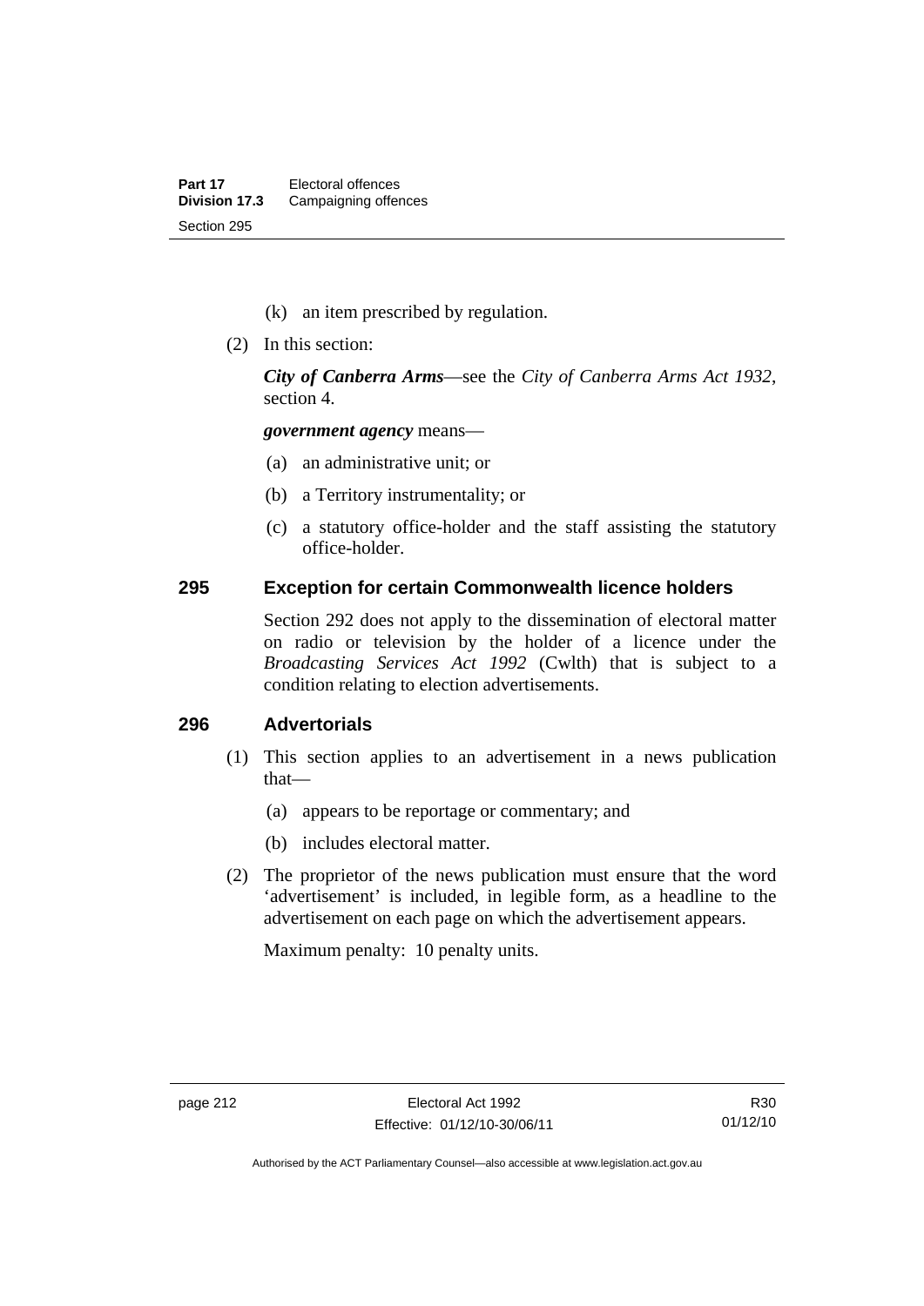(k) an item prescribed by regulation.

(2) In this section:

***City of Canberra Arms***—see the *City of Canberra Arms Act 1932*, section 4.

***government agency*** means—

(a) an administrative unit; or

(b) a Territory instrumentality; or

(c) a statutory office-holder and the staff assisting the statutory office-holder.

## 295 Exception for certain Commonwealth licence holders

Section 292 does not apply to the dissemination of electoral matter on radio or television by the holder of a licence under the *Broadcasting Services Act 1992* (Cwlth) that is subject to a condition relating to election advertisements.

## 296 Advertorials

(1) This section applies to an advertisement in a news publication that—

(a) appears to be reportage or commentary; and

(b) includes electoral matter.

(2) The proprietor of the news publication must ensure that the word 'advertisement' is included, in legible form, as a headline to the advertisement on each page on which the advertisement appears.

Maximum penalty: 10 penalty units.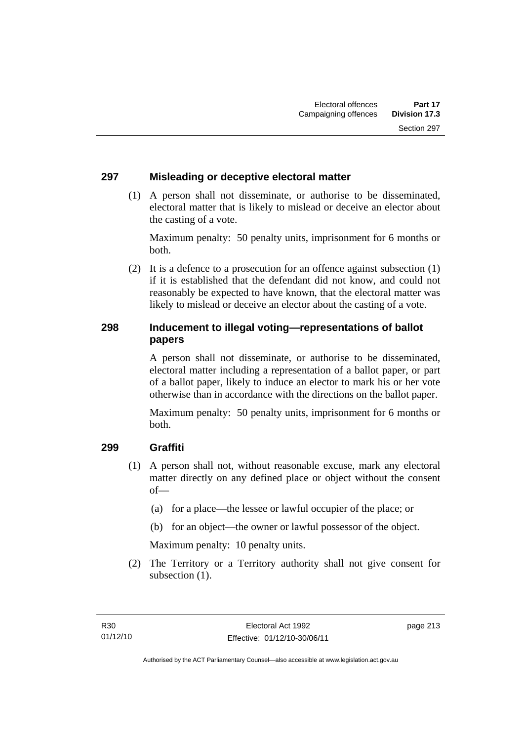## 297 Misleading or deceptive electoral matter

(1) A person shall not disseminate, or authorise to be disseminated, electoral matter that is likely to mislead or deceive an elector about the casting of a vote.

Maximum penalty: 50 penalty units, imprisonment for 6 months or both.

(2) It is a defence to a prosecution for an offence against subsection (1) if it is established that the defendant did not know, and could not reasonably be expected to have known, that the electoral matter was likely to mislead or deceive an elector about the casting of a vote.

## 298 Inducement to illegal voting—representations of ballot papers

A person shall not disseminate, or authorise to be disseminated, electoral matter including a representation of a ballot paper, or part of a ballot paper, likely to induce an elector to mark his or her vote otherwise than in accordance with the directions on the ballot paper.

Maximum penalty: 50 penalty units, imprisonment for 6 months or both.

## 299 Graffiti

(1) A person shall not, without reasonable excuse, mark any electoral matter directly on any defined place or object without the consent of—

(a) for a place—the lessee or lawful occupier of the place; or

(b) for an object—the owner or lawful possessor of the object.

Maximum penalty: 10 penalty units.

(2) The Territory or a Territory authority shall not give consent for subsection (1).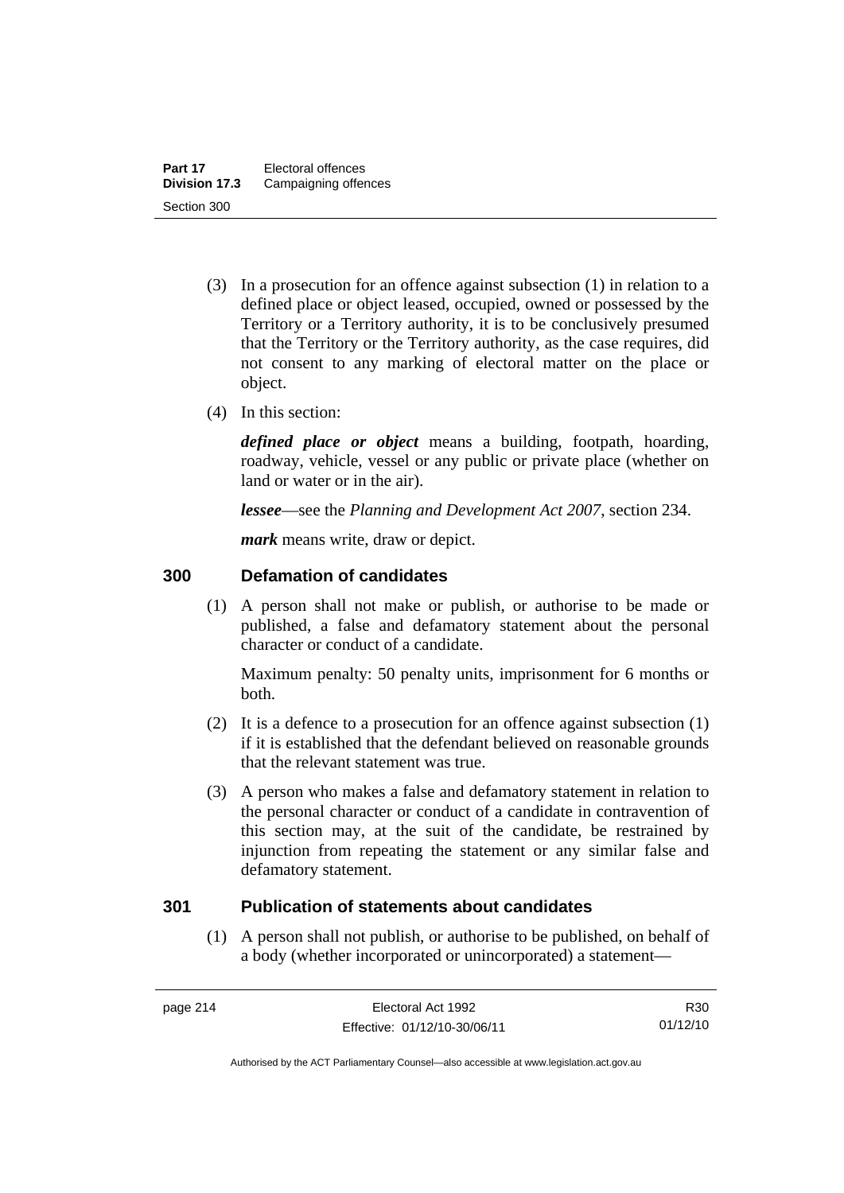(3) In a prosecution for an offence against subsection (1) in relation to a defined place or object leased, occupied, owned or possessed by the Territory or a Territory authority, it is to be conclusively presumed that the Territory or the Territory authority, as the case requires, did not consent to any marking of electoral matter on the place or object.

(4) In this section:

***defined place or object*** means a building, footpath, hoarding, roadway, vehicle, vessel or any public or private place (whether on land or water or in the air).

***lessee***—see the *Planning and Development Act 2007*, section 234.

***mark*** means write, draw or depict.

## 300 Defamation of candidates

(1) A person shall not make or publish, or authorise to be made or published, a false and defamatory statement about the personal character or conduct of a candidate.

Maximum penalty: 50 penalty units, imprisonment for 6 months or both.

(2) It is a defence to a prosecution for an offence against subsection (1) if it is established that the defendant believed on reasonable grounds that the relevant statement was true.

(3) A person who makes a false and defamatory statement in relation to the personal character or conduct of a candidate in contravention of this section may, at the suit of the candidate, be restrained by injunction from repeating the statement or any similar false and defamatory statement.

## 301 Publication of statements about candidates

(1) A person shall not publish, or authorise to be published, on behalf of a body (whether incorporated or unincorporated) a statement—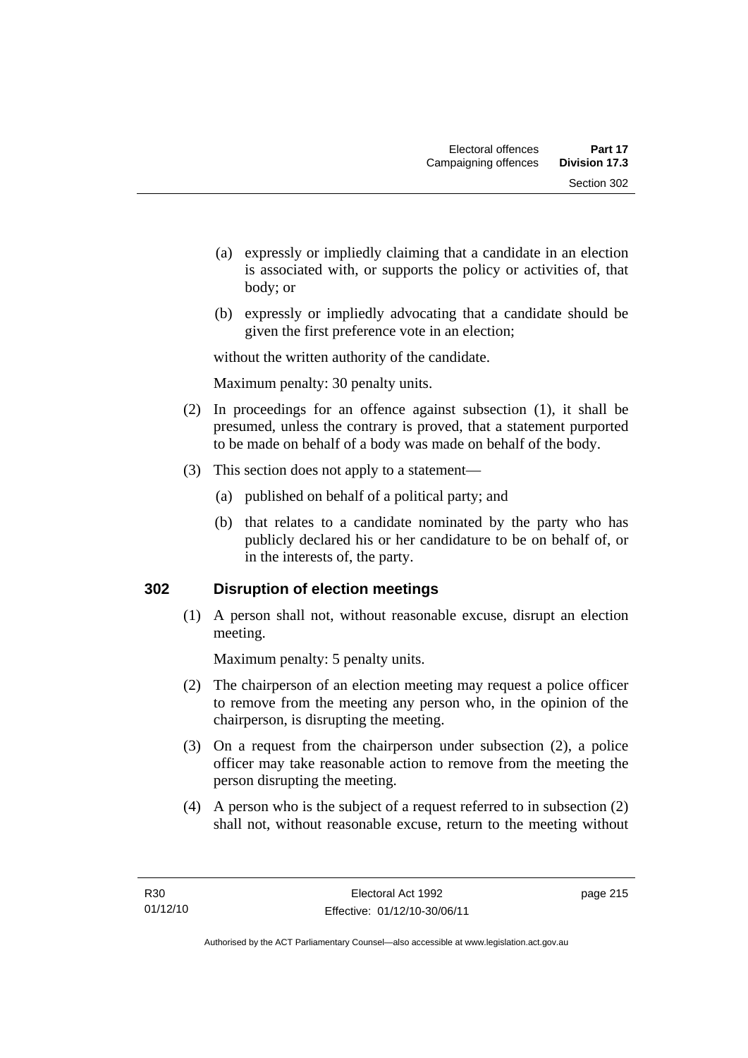(a) expressly or impliedly claiming that a candidate in an election is associated with, or supports the policy or activities of, that body; or

(b) expressly or impliedly advocating that a candidate should be given the first preference vote in an election;

without the written authority of the candidate.

Maximum penalty: 30 penalty units.

(2) In proceedings for an offence against subsection (1), it shall be presumed, unless the contrary is proved, that a statement purported to be made on behalf of a body was made on behalf of the body.

(3) This section does not apply to a statement—

(a) published on behalf of a political party; and

(b) that relates to a candidate nominated by the party who has publicly declared his or her candidature to be on behalf of, or in the interests of, the party.

## 302 Disruption of election meetings

(1) A person shall not, without reasonable excuse, disrupt an election meeting.

Maximum penalty: 5 penalty units.

(2) The chairperson of an election meeting may request a police officer to remove from the meeting any person who, in the opinion of the chairperson, is disrupting the meeting.

(3) On a request from the chairperson under subsection (2), a police officer may take reasonable action to remove from the meeting the person disrupting the meeting.

(4) A person who is the subject of a request referred to in subsection (2) shall not, without reasonable excuse, return to the meeting without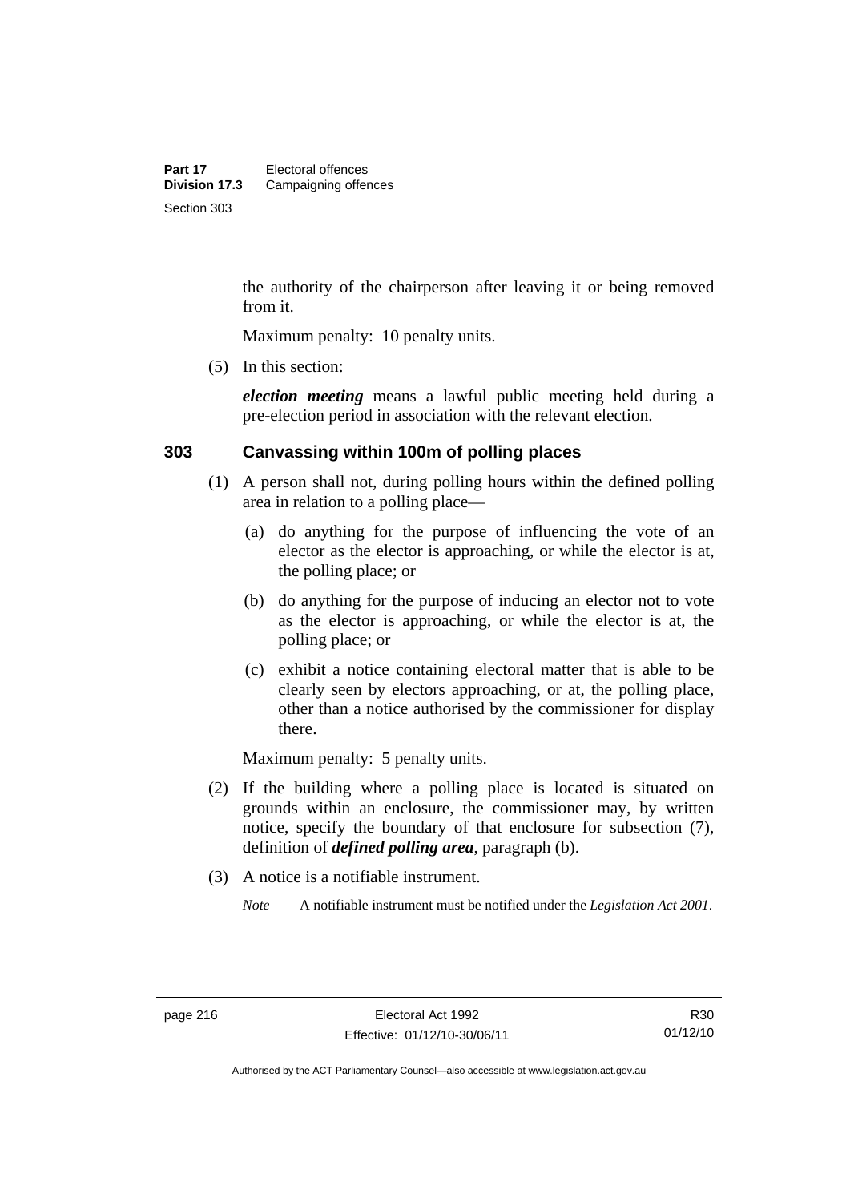the authority of the chairperson after leaving it or being removed from it.

Maximum penalty: 10 penalty units.

(5) In this section:

***election meeting*** means a lawful public meeting held during a pre-election period in association with the relevant election.

### 303 Canvassing within 100m of polling places

(1) A person shall not, during polling hours within the defined polling area in relation to a polling place—

(a) do anything for the purpose of influencing the vote of an elector as the elector is approaching, or while the elector is at, the polling place; or

(b) do anything for the purpose of inducing an elector not to vote as the elector is approaching, or while the elector is at, the polling place; or

(c) exhibit a notice containing electoral matter that is able to be clearly seen by electors approaching, or at, the polling place, other than a notice authorised by the commissioner for display there.

Maximum penalty: 5 penalty units.

(2) If the building where a polling place is located is situated on grounds within an enclosure, the commissioner may, by written notice, specify the boundary of that enclosure for subsection (7), definition of ***defined polling area***, paragraph (b).

(3) A notice is a notifiable instrument.

*Note* A notifiable instrument must be notified under the *Legislation Act 2001*.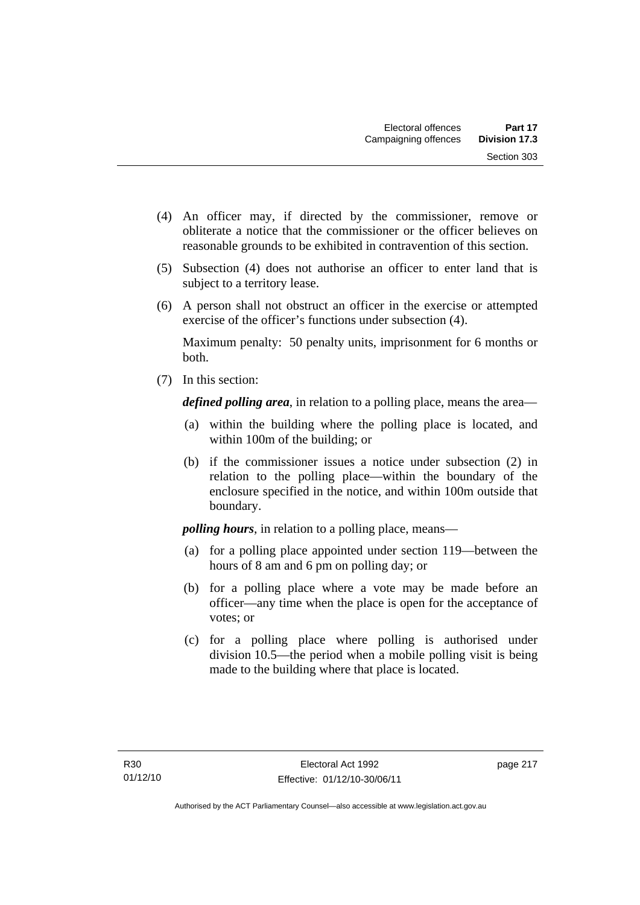(4) An officer may, if directed by the commissioner, remove or obliterate a notice that the commissioner or the officer believes on reasonable grounds to be exhibited in contravention of this section.

(5) Subsection (4) does not authorise an officer to enter land that is subject to a territory lease.

(6) A person shall not obstruct an officer in the exercise or attempted exercise of the officer's functions under subsection (4).

Maximum penalty: 50 penalty units, imprisonment for 6 months or both.

(7) In this section:

***defined polling area***, in relation to a polling place, means the area—

(a) within the building where the polling place is located, and within 100m of the building; or

(b) if the commissioner issues a notice under subsection (2) in relation to the polling place—within the boundary of the enclosure specified in the notice, and within 100m outside that boundary.

***polling hours***, in relation to a polling place, means—

(a) for a polling place appointed under section 119—between the hours of 8 am and 6 pm on polling day; or

(b) for a polling place where a vote may be made before an officer—any time when the place is open for the acceptance of votes; or

(c) for a polling place where polling is authorised under division 10.5—the period when a mobile polling visit is being made to the building where that place is located.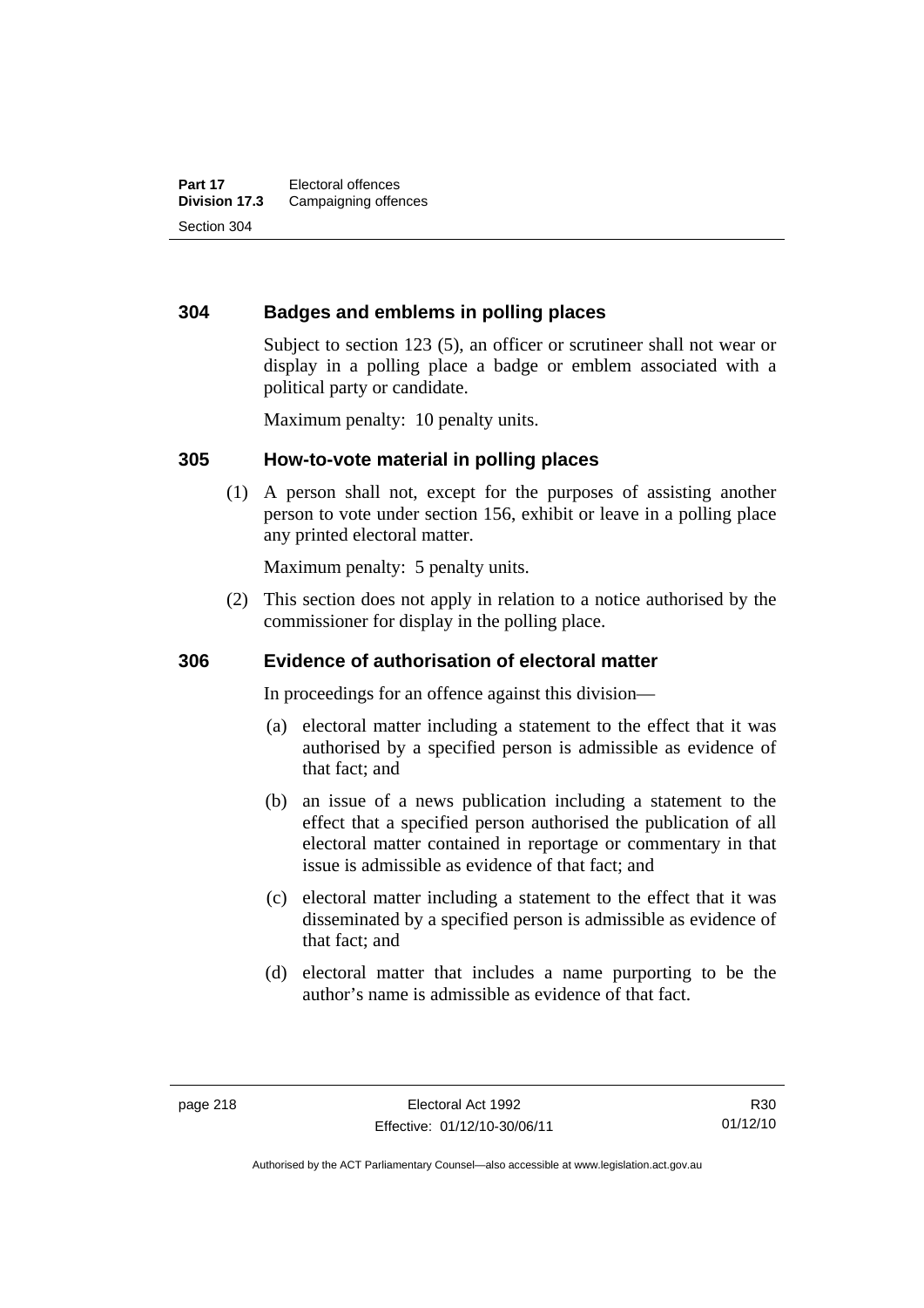## 304 Badges and emblems in polling places

Subject to section 123 (5), an officer or scrutineer shall not wear or display in a polling place a badge or emblem associated with a political party or candidate.

Maximum penalty: 10 penalty units.

## 305 How-to-vote material in polling places

(1) A person shall not, except for the purposes of assisting another person to vote under section 156, exhibit or leave in a polling place any printed electoral matter.

Maximum penalty: 5 penalty units.

(2) This section does not apply in relation to a notice authorised by the commissioner for display in the polling place.

## 306 Evidence of authorisation of electoral matter

In proceedings for an offence against this division—

(a) electoral matter including a statement to the effect that it was authorised by a specified person is admissible as evidence of that fact; and

(b) an issue of a news publication including a statement to the effect that a specified person authorised the publication of all electoral matter contained in reportage or commentary in that issue is admissible as evidence of that fact; and

(c) electoral matter including a statement to the effect that it was disseminated by a specified person is admissible as evidence of that fact; and

(d) electoral matter that includes a name purporting to be the author's name is admissible as evidence of that fact.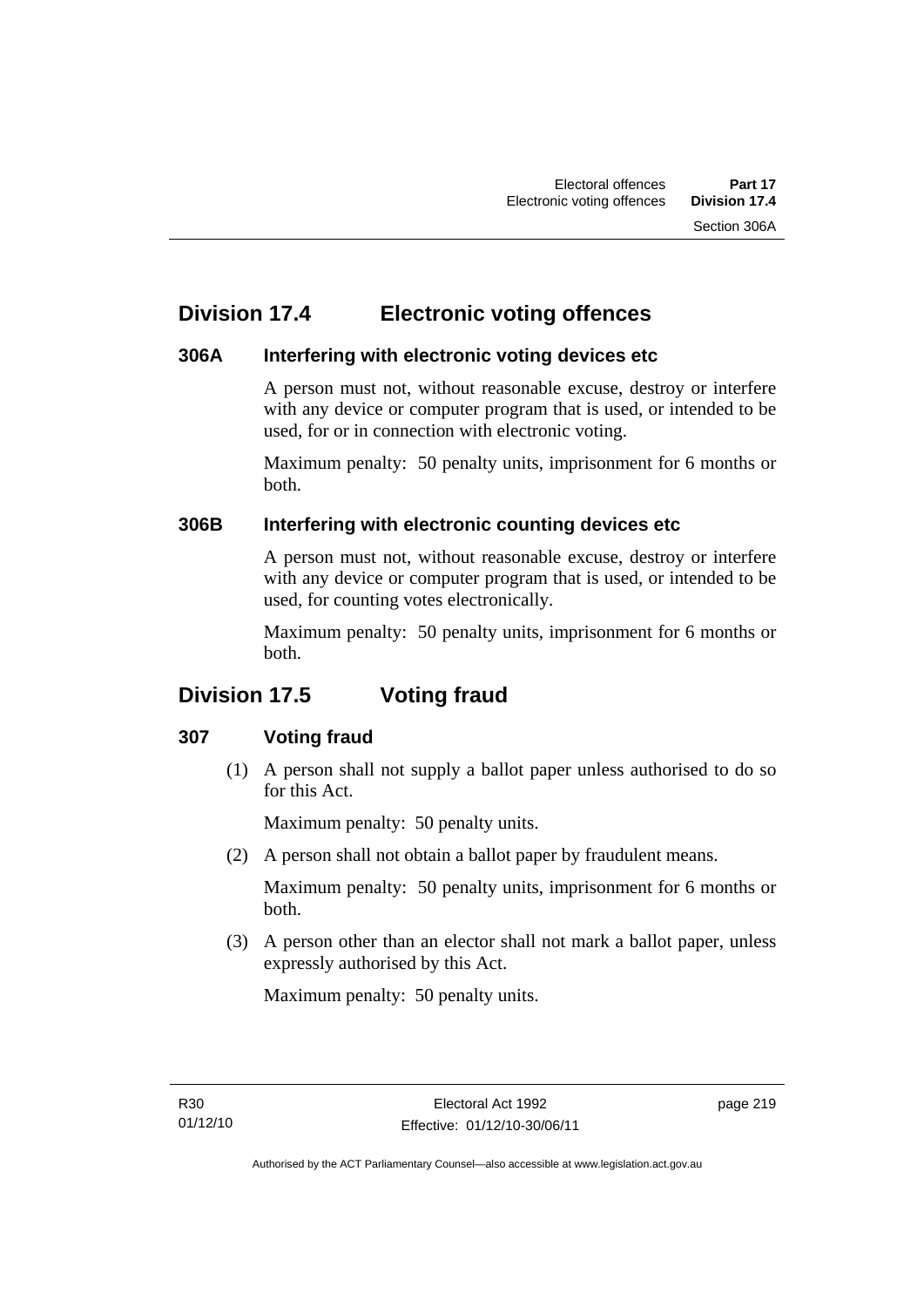## Division 17.4 Electronic voting offences

### 306A Interfering with electronic voting devices etc

A person must not, without reasonable excuse, destroy or interfere with any device or computer program that is used, or intended to be used, for or in connection with electronic voting.

Maximum penalty: 50 penalty units, imprisonment for 6 months or both.

### 306B Interfering with electronic counting devices etc

A person must not, without reasonable excuse, destroy or interfere with any device or computer program that is used, or intended to be used, for counting votes electronically.

Maximum penalty: 50 penalty units, imprisonment for 6 months or both.

## Division 17.5 Voting fraud

### 307 Voting fraud

(1) A person shall not supply a ballot paper unless authorised to do so for this Act.

Maximum penalty: 50 penalty units.

(2) A person shall not obtain a ballot paper by fraudulent means.

Maximum penalty: 50 penalty units, imprisonment for 6 months or both.

(3) A person other than an elector shall not mark a ballot paper, unless expressly authorised by this Act.

Maximum penalty: 50 penalty units.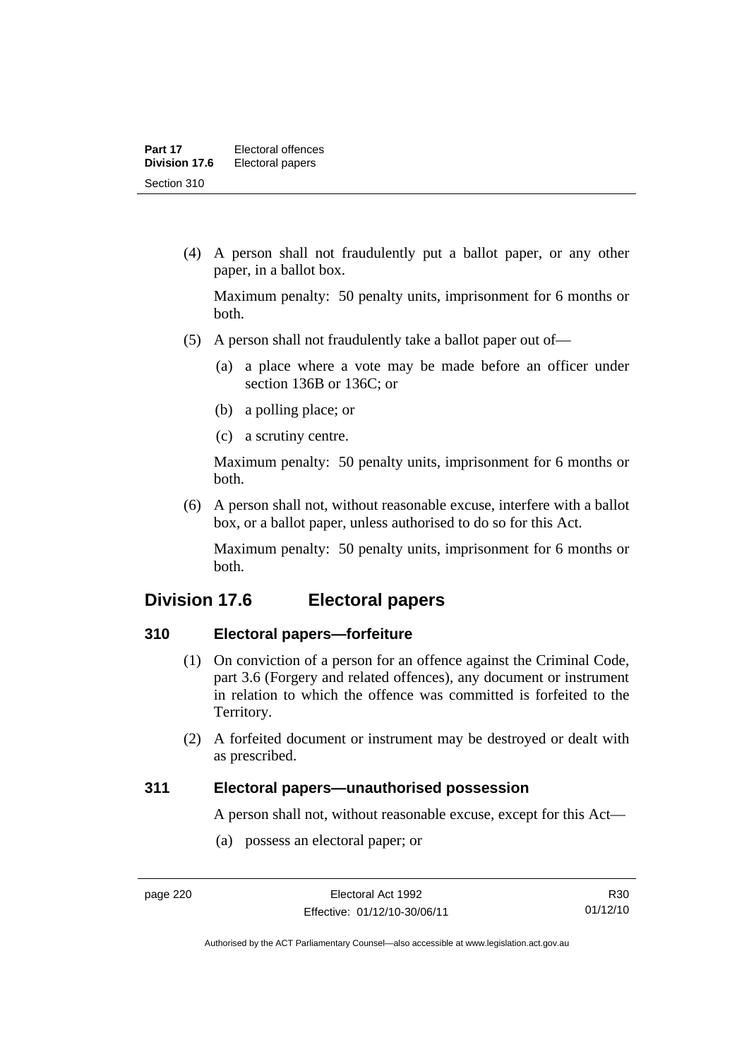(4) A person shall not fraudulently put a ballot paper, or any other paper, in a ballot box.

Maximum penalty: 50 penalty units, imprisonment for 6 months or both.

(5) A person shall not fraudulently take a ballot paper out of—

(a) a place where a vote may be made before an officer under section 136B or 136C; or

(b) a polling place; or

(c) a scrutiny centre.

Maximum penalty: 50 penalty units, imprisonment for 6 months or both.

(6) A person shall not, without reasonable excuse, interfere with a ballot box, or a ballot paper, unless authorised to do so for this Act.

Maximum penalty: 50 penalty units, imprisonment for 6 months or both.

## Division 17.6 Electoral papers

### 310 Electoral papers—forfeiture

(1) On conviction of a person for an offence against the Criminal Code, part 3.6 (Forgery and related offences), any document or instrument in relation to which the offence was committed is forfeited to the Territory.

(2) A forfeited document or instrument may be destroyed or dealt with as prescribed.

### 311 Electoral papers—unauthorised possession

A person shall not, without reasonable excuse, except for this Act—

(a) possess an electoral paper; or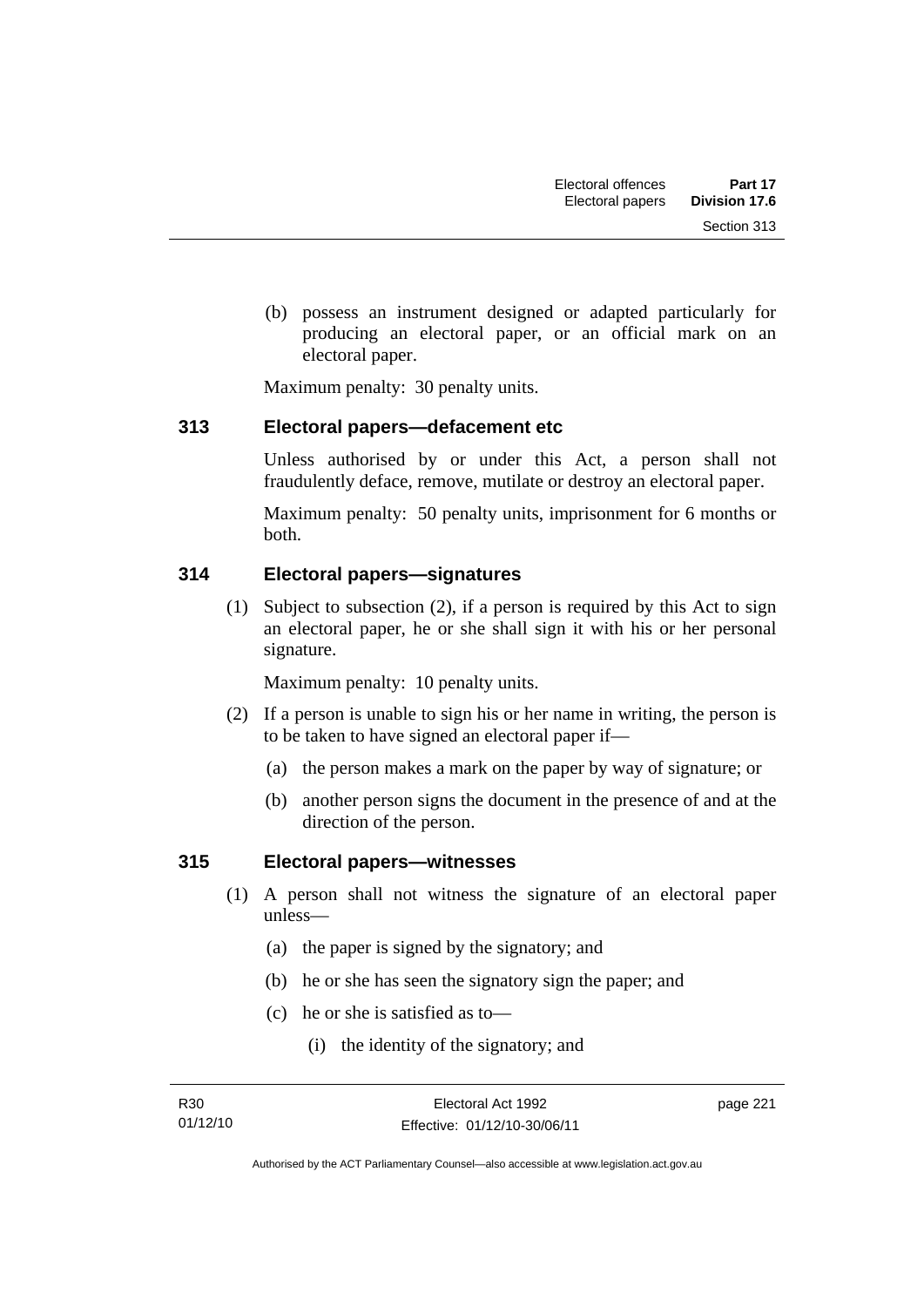(b) possess an instrument designed or adapted particularly for producing an electoral paper, or an official mark on an electoral paper.

Maximum penalty: 30 penalty units.

## 313 Electoral papers—defacement etc

Unless authorised by or under this Act, a person shall not fraudulently deface, remove, mutilate or destroy an electoral paper.

Maximum penalty: 50 penalty units, imprisonment for 6 months or both.

## 314 Electoral papers—signatures

(1) Subject to subsection (2), if a person is required by this Act to sign an electoral paper, he or she shall sign it with his or her personal signature.

Maximum penalty: 10 penalty units.

(2) If a person is unable to sign his or her name in writing, the person is to be taken to have signed an electoral paper if—

(a) the person makes a mark on the paper by way of signature; or

(b) another person signs the document in the presence of and at the direction of the person.

## 315 Electoral papers—witnesses

(1) A person shall not witness the signature of an electoral paper unless—

(a) the paper is signed by the signatory; and

(b) he or she has seen the signatory sign the paper; and

(c) he or she is satisfied as to—

(i) the identity of the signatory; and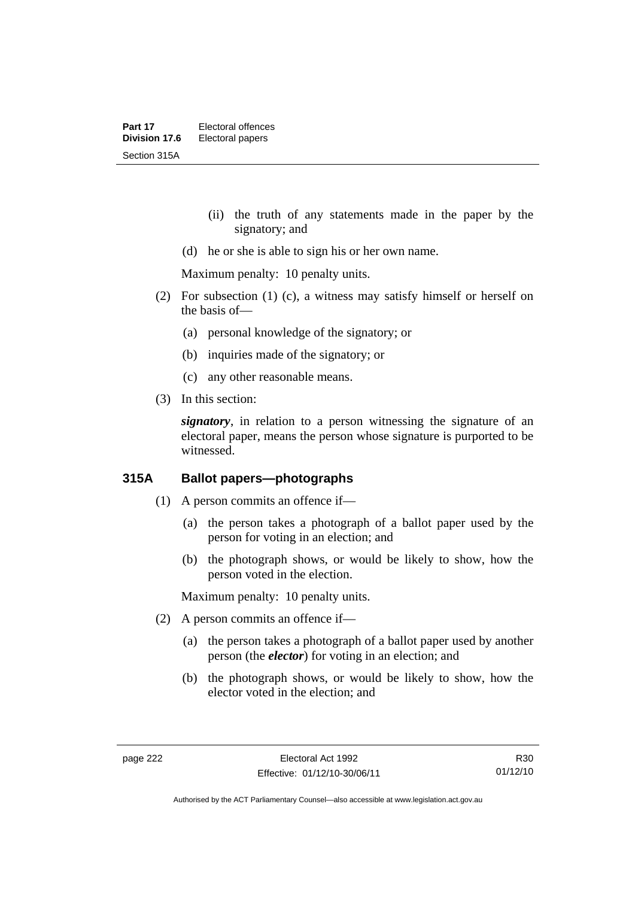(ii) the truth of any statements made in the paper by the signatory; and

(d) he or she is able to sign his or her own name.

Maximum penalty: 10 penalty units.

(2) For subsection (1) (c), a witness may satisfy himself or herself on the basis of—

(a) personal knowledge of the signatory; or

(b) inquiries made of the signatory; or

(c) any other reasonable means.

(3) In this section:

***signatory***, in relation to a person witnessing the signature of an electoral paper, means the person whose signature is purported to be witnessed.

### 315A Ballot papers—photographs

(1) A person commits an offence if—

(a) the person takes a photograph of a ballot paper used by the person for voting in an election; and

(b) the photograph shows, or would be likely to show, how the person voted in the election.

Maximum penalty: 10 penalty units.

(2) A person commits an offence if—

(a) the person takes a photograph of a ballot paper used by another person (the ***elector***) for voting in an election; and

(b) the photograph shows, or would be likely to show, how the elector voted in the election; and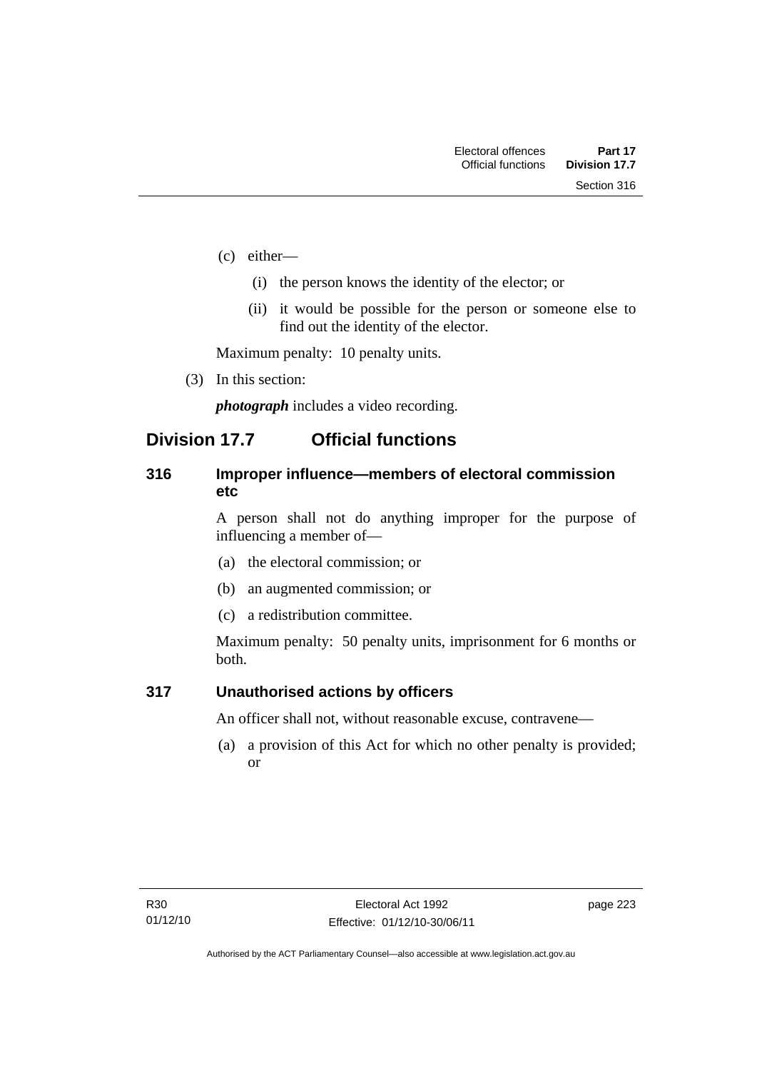(c) either—

   (i) the person knows the identity of the elector; or

   (ii) it would be possible for the person or someone else to find out the identity of the elector.

Maximum penalty: 10 penalty units.

(3) In this section:

***photograph*** includes a video recording.

## Division 17.7 Official functions

### 316 Improper influence—members of electoral commission etc

A person shall not do anything improper for the purpose of influencing a member of—

(a) the electoral commission; or

(b) an augmented commission; or

(c) a redistribution committee.

Maximum penalty: 50 penalty units, imprisonment for 6 months or both.

### 317 Unauthorised actions by officers

An officer shall not, without reasonable excuse, contravene—

(a) a provision of this Act for which no other penalty is provided; or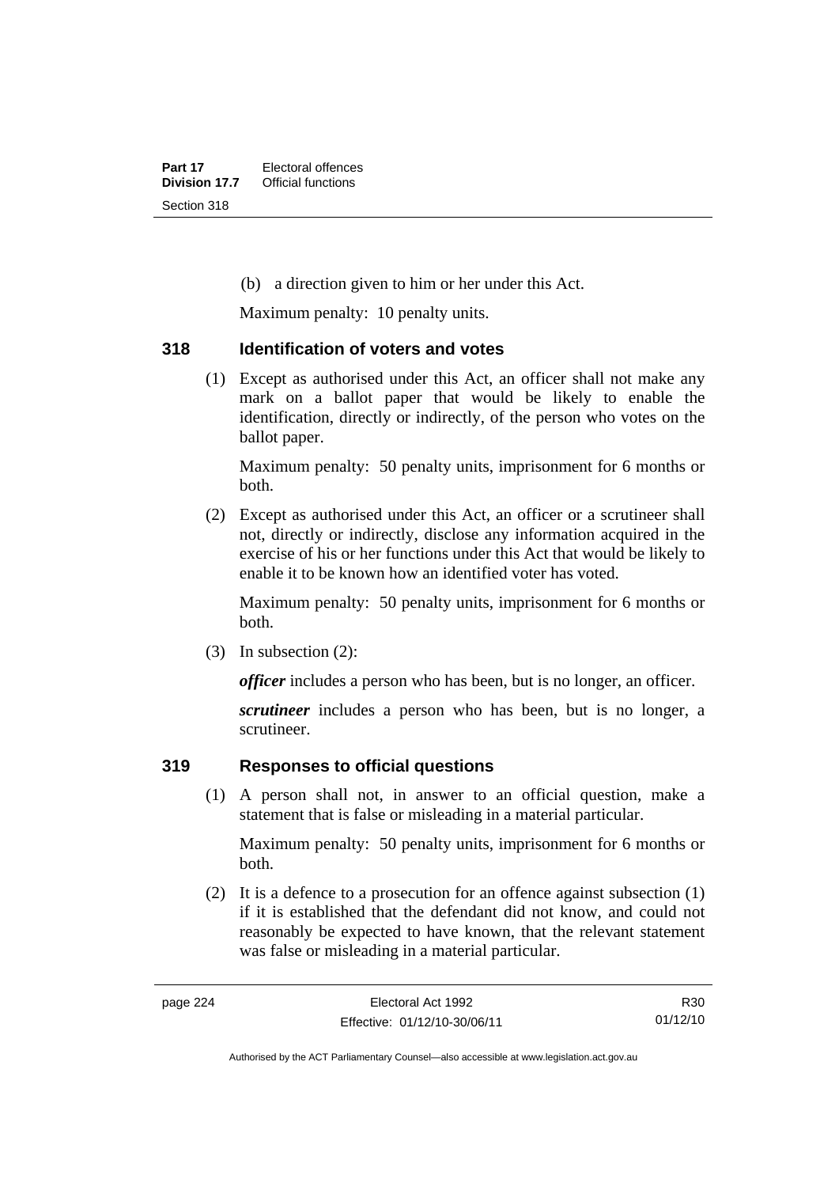(b) a direction given to him or her under this Act.

Maximum penalty: 10 penalty units.

### 318 Identification of voters and votes

(1) Except as authorised under this Act, an officer shall not make any mark on a ballot paper that would be likely to enable the identification, directly or indirectly, of the person who votes on the ballot paper.

Maximum penalty: 50 penalty units, imprisonment for 6 months or both.

(2) Except as authorised under this Act, an officer or a scrutineer shall not, directly or indirectly, disclose any information acquired in the exercise of his or her functions under this Act that would be likely to enable it to be known how an identified voter has voted.

Maximum penalty: 50 penalty units, imprisonment for 6 months or both.

(3) In subsection (2):

***officer*** includes a person who has been, but is no longer, an officer.

***scrutineer*** includes a person who has been, but is no longer, a scrutineer.

### 319 Responses to official questions

(1) A person shall not, in answer to an official question, make a statement that is false or misleading in a material particular.

Maximum penalty: 50 penalty units, imprisonment for 6 months or both.

(2) It is a defence to a prosecution for an offence against subsection (1) if it is established that the defendant did not know, and could not reasonably be expected to have known, that the relevant statement was false or misleading in a material particular.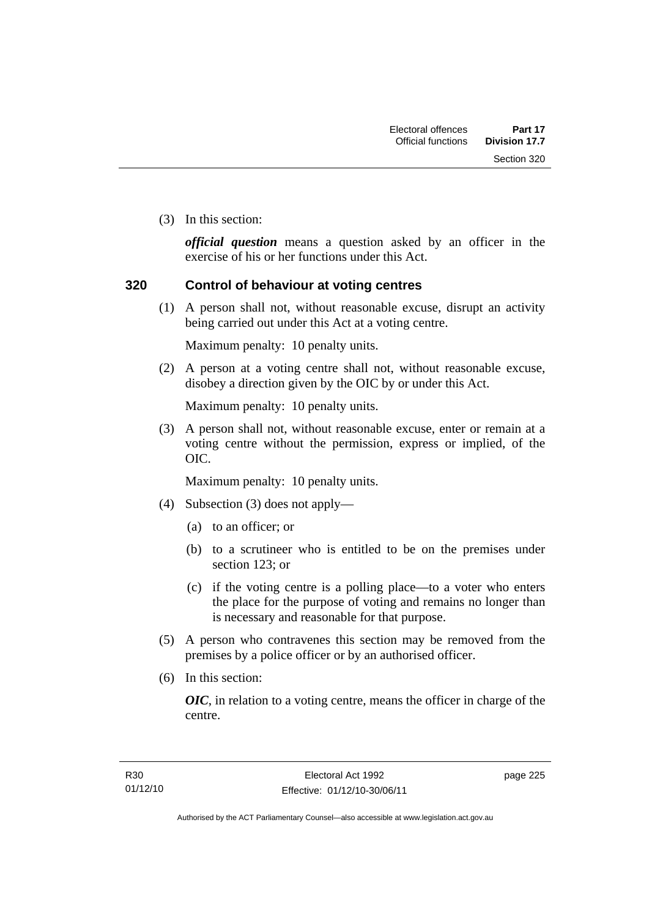(3) In this section:

***official question*** means a question asked by an officer in the exercise of his or her functions under this Act.

## 320 Control of behaviour at voting centres

(1) A person shall not, without reasonable excuse, disrupt an activity being carried out under this Act at a voting centre.

Maximum penalty: 10 penalty units.

(2) A person at a voting centre shall not, without reasonable excuse, disobey a direction given by the OIC by or under this Act.

Maximum penalty: 10 penalty units.

(3) A person shall not, without reasonable excuse, enter or remain at a voting centre without the permission, express or implied, of the OIC.

Maximum penalty: 10 penalty units.

(4) Subsection (3) does not apply—

(a) to an officer; or

(b) to a scrutineer who is entitled to be on the premises under section 123; or

(c) if the voting centre is a polling place—to a voter who enters the place for the purpose of voting and remains no longer than is necessary and reasonable for that purpose.

(5) A person who contravenes this section may be removed from the premises by a police officer or by an authorised officer.

(6) In this section:

***OIC***, in relation to a voting centre, means the officer in charge of the centre.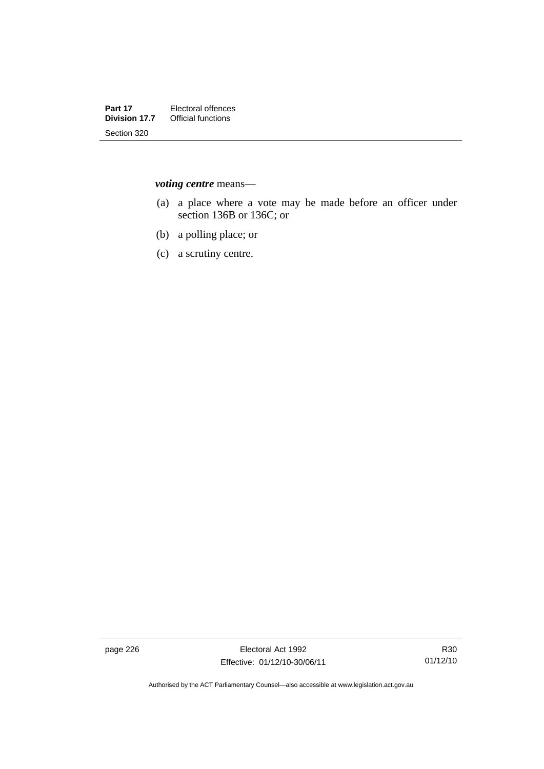***voting centre*** means—

(a) a place where a vote may be made before an officer under section 136B or 136C; or

(b) a polling place; or

(c) a scrutiny centre.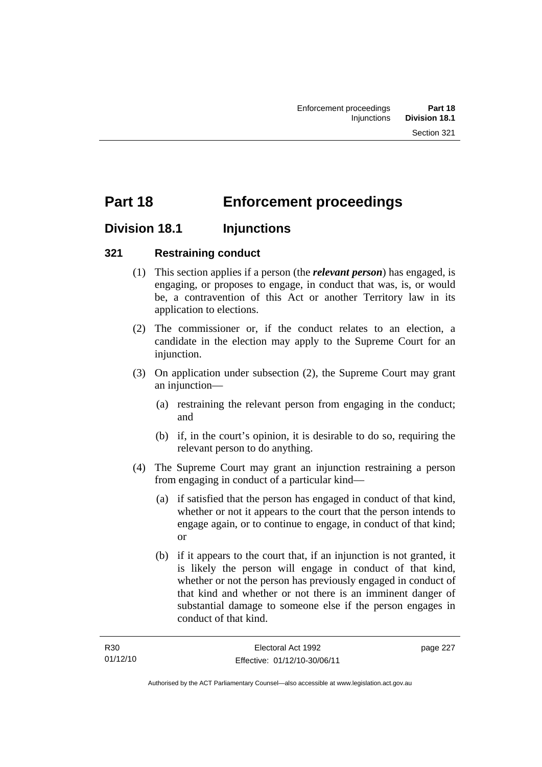# Part 18 Enforcement proceedings

## Division 18.1 Injunctions

### 321 Restraining conduct

(1) This section applies if a person (the ***relevant person***) has engaged, is engaging, or proposes to engage, in conduct that was, is, or would be, a contravention of this Act or another Territory law in its application to elections.

(2) The commissioner or, if the conduct relates to an election, a candidate in the election may apply to the Supreme Court for an injunction.

(3) On application under subsection (2), the Supreme Court may grant an injunction—

(a) restraining the relevant person from engaging in the conduct; and

(b) if, in the court's opinion, it is desirable to do so, requiring the relevant person to do anything.

(4) The Supreme Court may grant an injunction restraining a person from engaging in conduct of a particular kind—

(a) if satisfied that the person has engaged in conduct of that kind, whether or not it appears to the court that the person intends to engage again, or to continue to engage, in conduct of that kind; or

(b) if it appears to the court that, if an injunction is not granted, it is likely the person will engage in conduct of that kind, whether or not the person has previously engaged in conduct of that kind and whether or not there is an imminent danger of substantial damage to someone else if the person engages in conduct of that kind.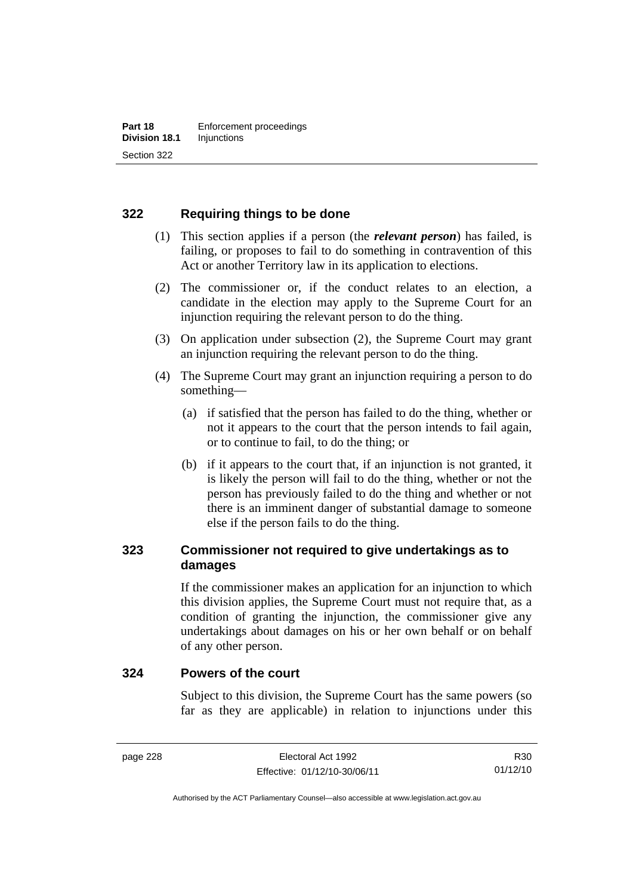## 322 Requiring things to be done

(1) This section applies if a person (the ***relevant person***) has failed, is failing, or proposes to fail to do something in contravention of this Act or another Territory law in its application to elections.

(2) The commissioner or, if the conduct relates to an election, a candidate in the election may apply to the Supreme Court for an injunction requiring the relevant person to do the thing.

(3) On application under subsection (2), the Supreme Court may grant an injunction requiring the relevant person to do the thing.

(4) The Supreme Court may grant an injunction requiring a person to do something—

(a) if satisfied that the person has failed to do the thing, whether or not it appears to the court that the person intends to fail again, or to continue to fail, to do the thing; or

(b) if it appears to the court that, if an injunction is not granted, it is likely the person will fail to do the thing, whether or not the person has previously failed to do the thing and whether or not there is an imminent danger of substantial damage to someone else if the person fails to do the thing.

## 323 Commissioner not required to give undertakings as to damages

If the commissioner makes an application for an injunction to which this division applies, the Supreme Court must not require that, as a condition of granting the injunction, the commissioner give any undertakings about damages on his or her own behalf or on behalf of any other person.

## 324 Powers of the court

Subject to this division, the Supreme Court has the same powers (so far as they are applicable) in relation to injunctions under this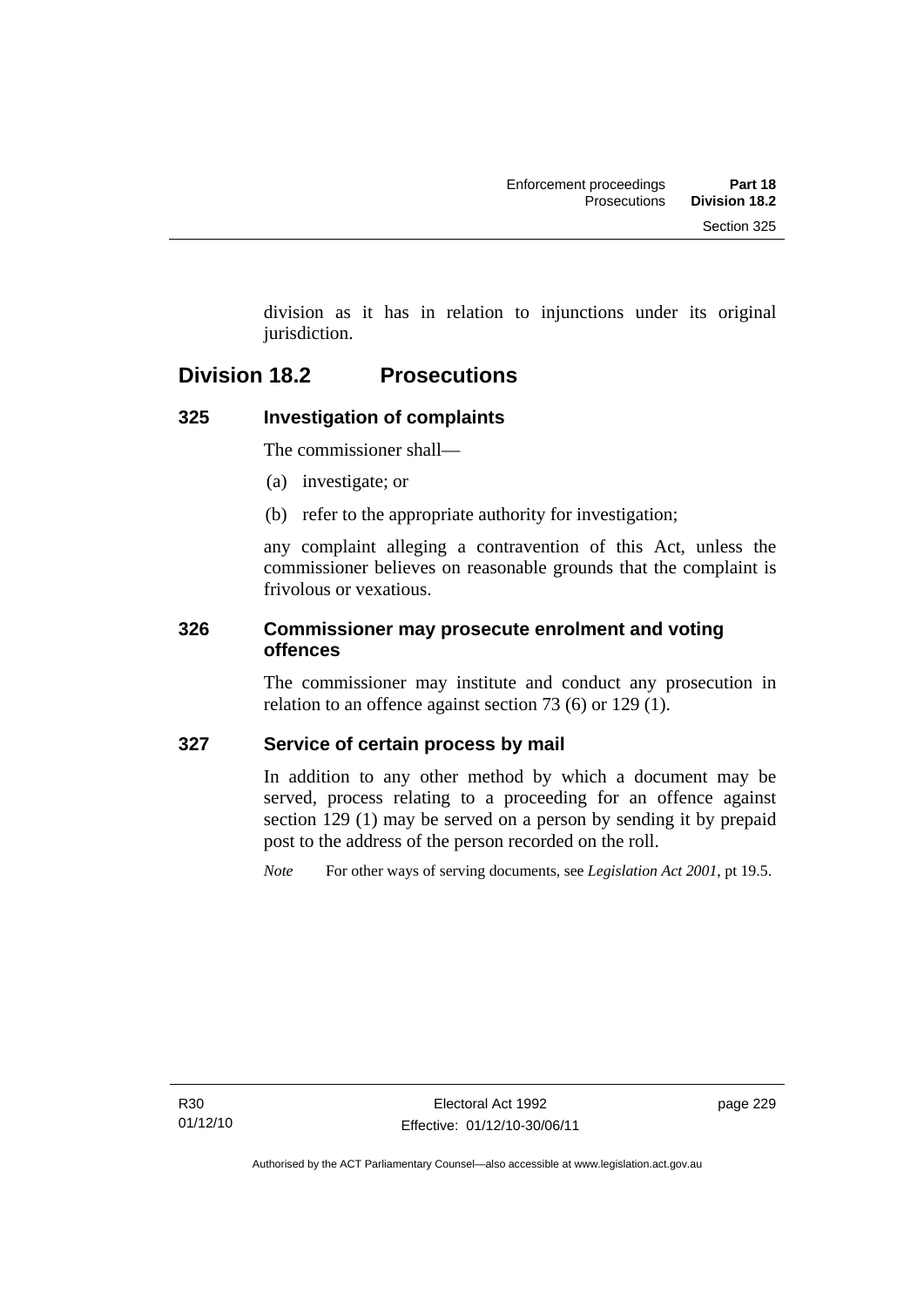division as it has in relation to injunctions under its original jurisdiction.

## Division 18.2 Prosecutions

### 325 Investigation of complaints

The commissioner shall—

(a) investigate; or

(b) refer to the appropriate authority for investigation;

any complaint alleging a contravention of this Act, unless the commissioner believes on reasonable grounds that the complaint is frivolous or vexatious.

### 326 Commissioner may prosecute enrolment and voting offences

The commissioner may institute and conduct any prosecution in relation to an offence against section 73 (6) or 129 (1).

### 327 Service of certain process by mail

In addition to any other method by which a document may be served, process relating to a proceeding for an offence against section 129 (1) may be served on a person by sending it by prepaid post to the address of the person recorded on the roll.

*Note* For other ways of serving documents, see *Legislation Act 2001*, pt 19.5.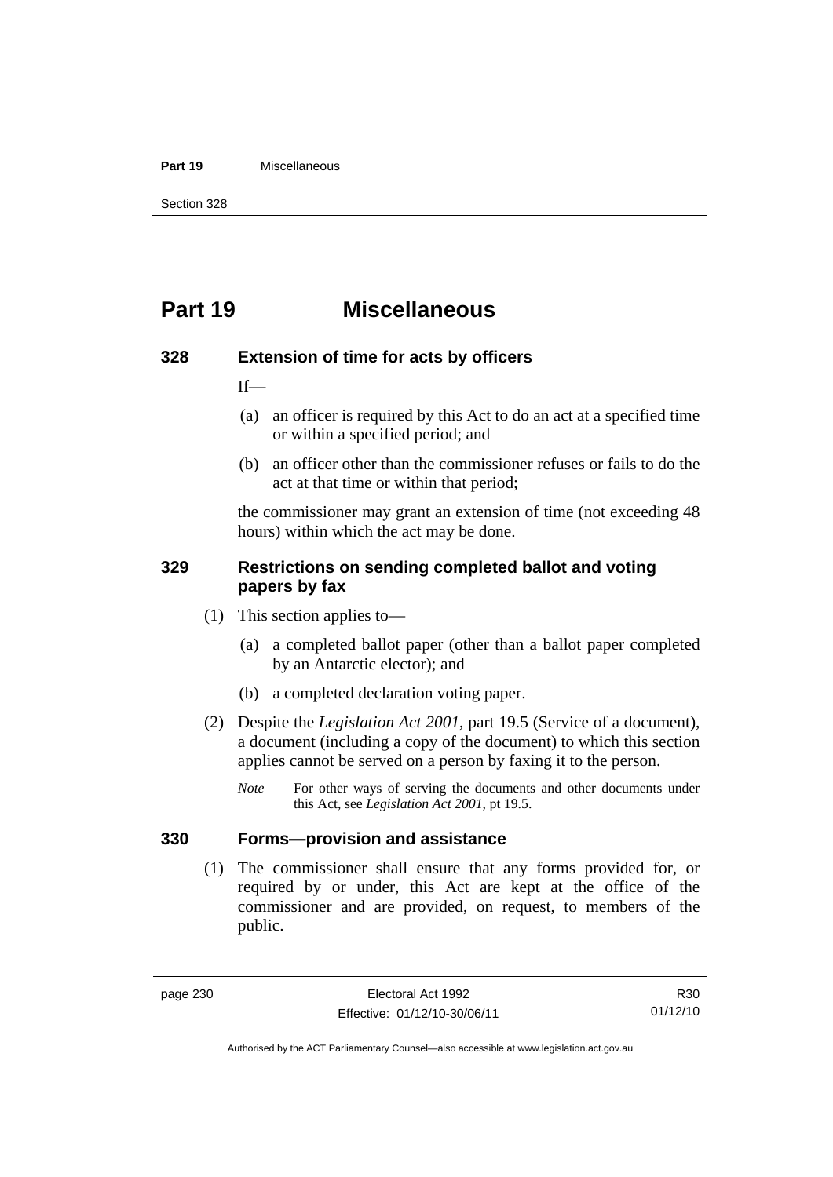# Part 19 Miscellaneous

## 328 Extension of time for acts by officers

If—

(a) an officer is required by this Act to do an act at a specified time or within a specified period; and

(b) an officer other than the commissioner refuses or fails to do the act at that time or within that period;

the commissioner may grant an extension of time (not exceeding 48 hours) within which the act may be done.

## 329 Restrictions on sending completed ballot and voting papers by fax

(1) This section applies to—

(a) a completed ballot paper (other than a ballot paper completed by an Antarctic elector); and

(b) a completed declaration voting paper.

(2) Despite the *Legislation Act 2001*, part 19.5 (Service of a document), a document (including a copy of the document) to which this section applies cannot be served on a person by faxing it to the person.

*Note* For other ways of serving the documents and other documents under this Act, see *Legislation Act 2001*, pt 19.5.

## 330 Forms—provision and assistance

(1) The commissioner shall ensure that any forms provided for, or required by or under, this Act are kept at the office of the commissioner and are provided, on request, to members of the public.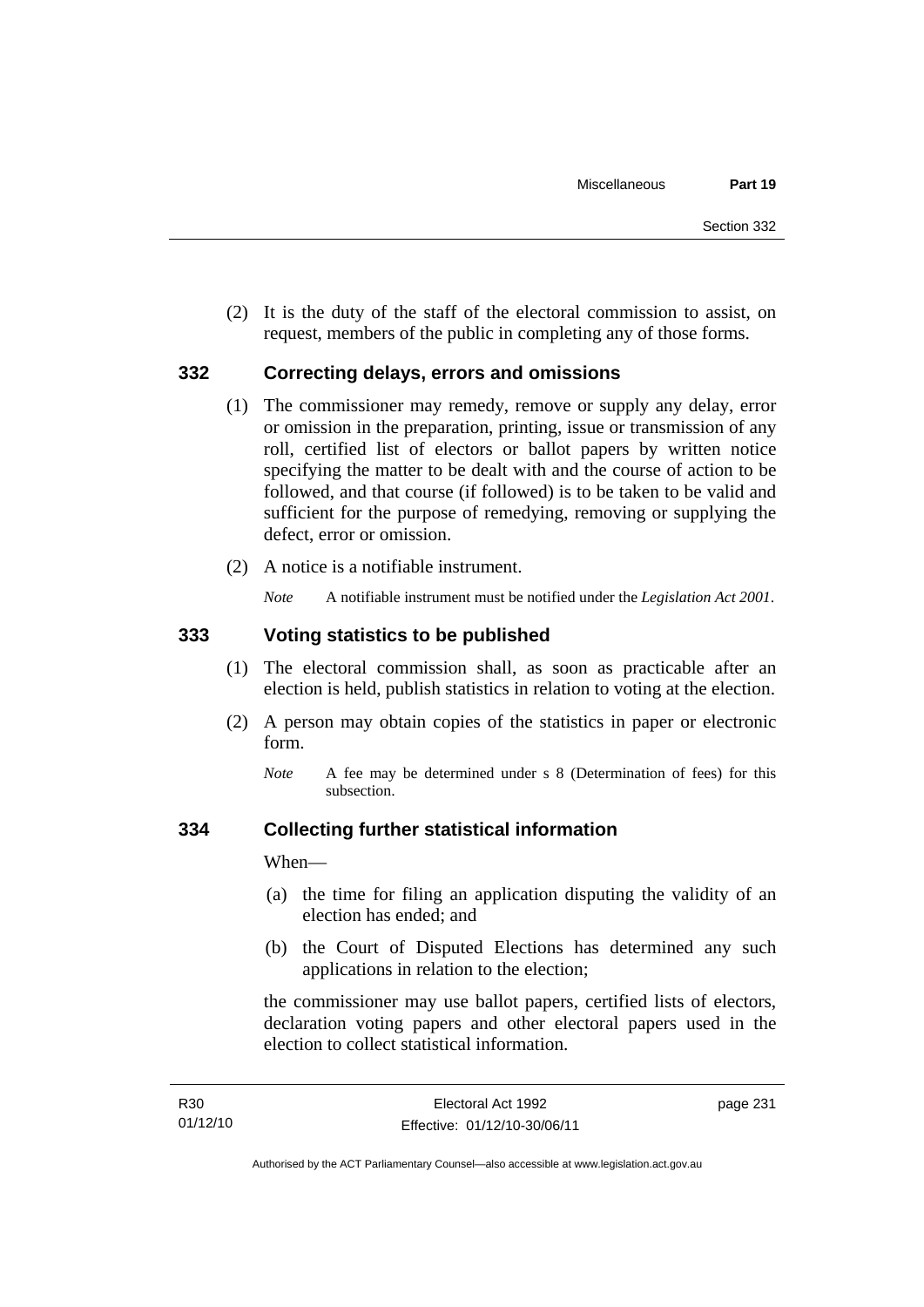(2) It is the duty of the staff of the electoral commission to assist, on request, members of the public in completing any of those forms.

## 332 Correcting delays, errors and omissions

(1) The commissioner may remedy, remove or supply any delay, error or omission in the preparation, printing, issue or transmission of any roll, certified list of electors or ballot papers by written notice specifying the matter to be dealt with and the course of action to be followed, and that course (if followed) is to be taken to be valid and sufficient for the purpose of remedying, removing or supplying the defect, error or omission.

(2) A notice is a notifiable instrument.

*Note* A notifiable instrument must be notified under the *Legislation Act 2001*.

## 333 Voting statistics to be published

(1) The electoral commission shall, as soon as practicable after an election is held, publish statistics in relation to voting at the election.

(2) A person may obtain copies of the statistics in paper or electronic form.

*Note* A fee may be determined under s 8 (Determination of fees) for this subsection.

## 334 Collecting further statistical information

When—

(a) the time for filing an application disputing the validity of an election has ended; and

(b) the Court of Disputed Elections has determined any such applications in relation to the election;

the commissioner may use ballot papers, certified lists of electors, declaration voting papers and other electoral papers used in the election to collect statistical information.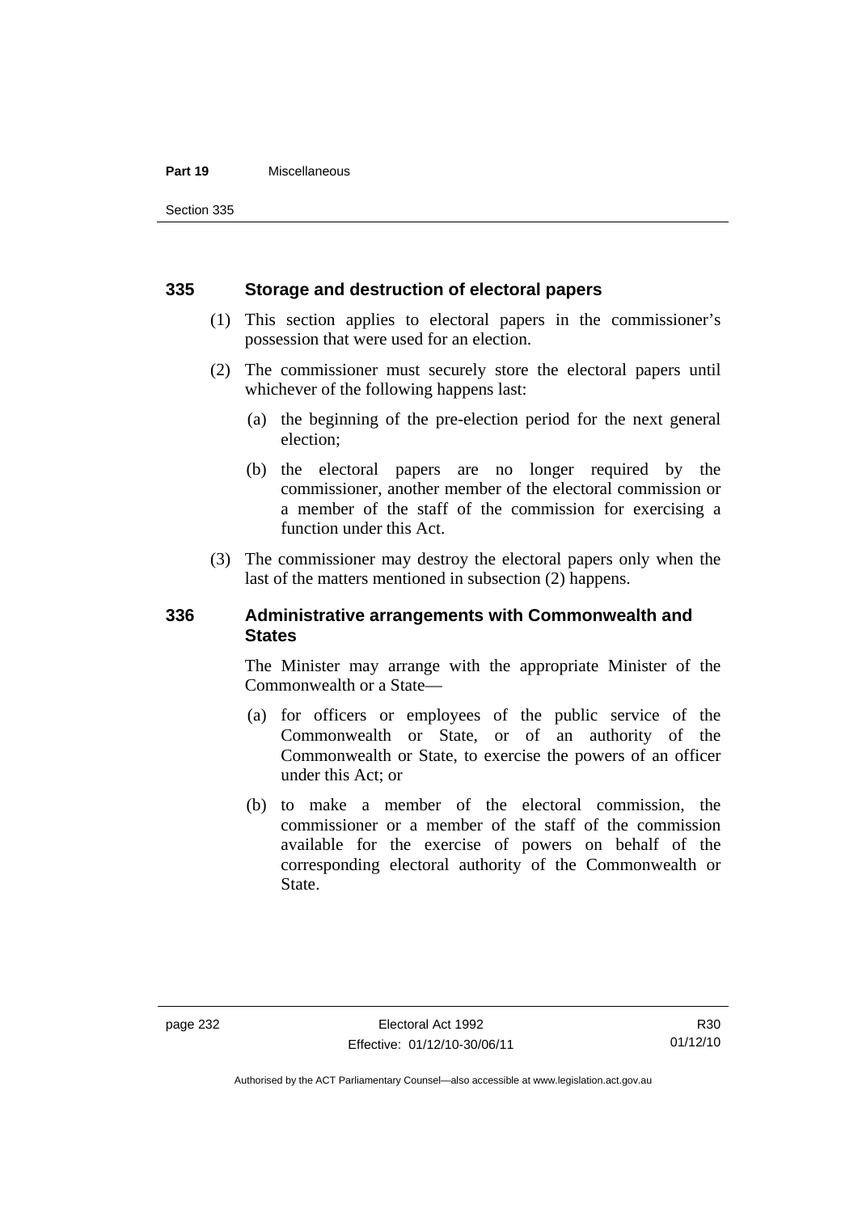## 335 Storage and destruction of electoral papers

(1) This section applies to electoral papers in the commissioner's possession that were used for an election.

(2) The commissioner must securely store the electoral papers until whichever of the following happens last:

- (a) the beginning of the pre-election period for the next general election;
- (b) the electoral papers are no longer required by the commissioner, another member of the electoral commission or a member of the staff of the commission for exercising a function under this Act.

(3) The commissioner may destroy the electoral papers only when the last of the matters mentioned in subsection (2) happens.

## 336 Administrative arrangements with Commonwealth and States

The Minister may arrange with the appropriate Minister of the Commonwealth or a State—

- (a) for officers or employees of the public service of the Commonwealth or State, or of an authority of the Commonwealth or State, to exercise the powers of an officer under this Act; or
- (b) to make a member of the electoral commission, the commissioner or a member of the staff of the commission available for the exercise of powers on behalf of the corresponding electoral authority of the Commonwealth or State.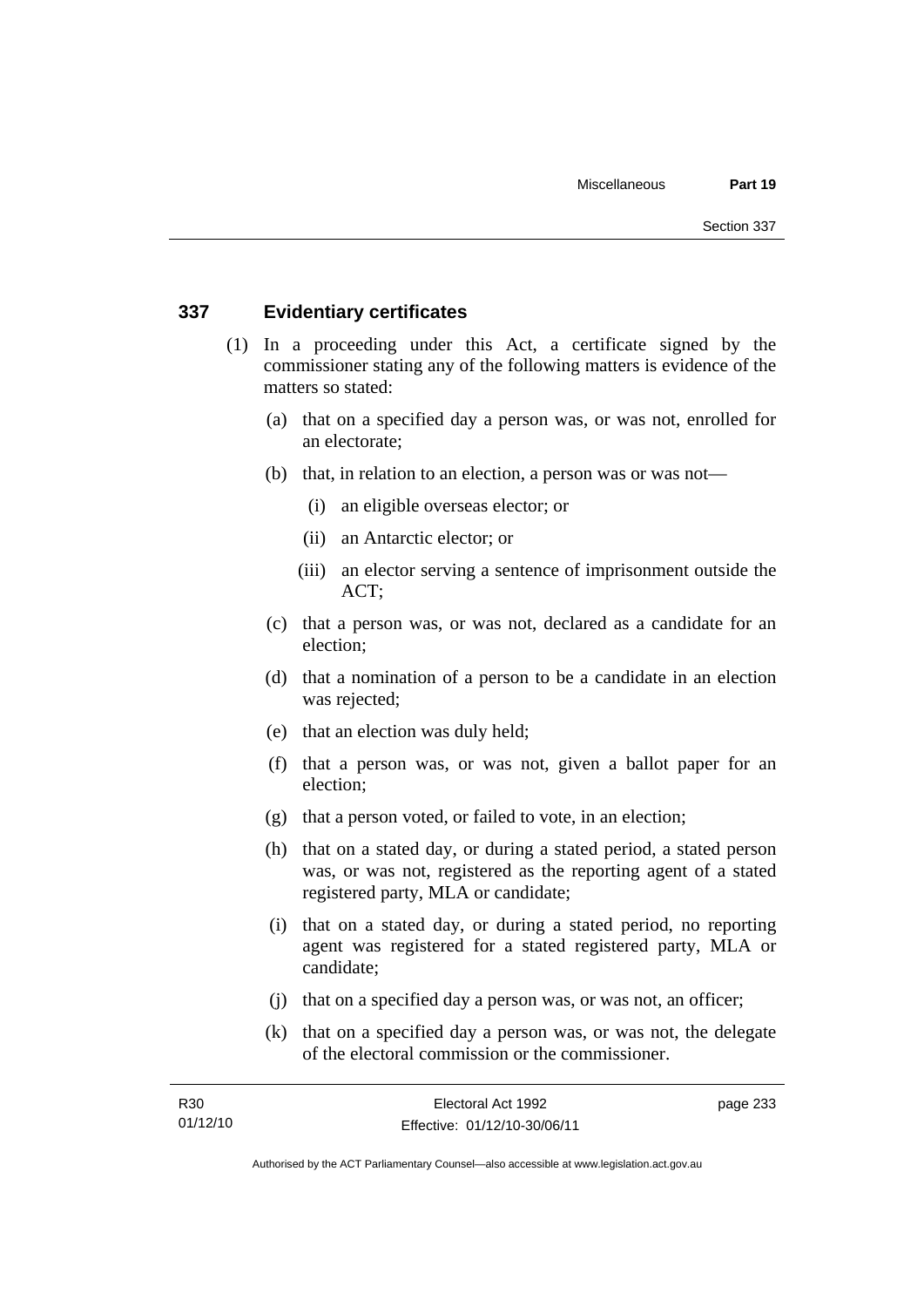### 337 Evidentiary certificates

(1) In a proceeding under this Act, a certificate signed by the commissioner stating any of the following matters is evidence of the matters so stated:

(a) that on a specified day a person was, or was not, enrolled for an electorate;

(b) that, in relation to an election, a person was or was not—

(i) an eligible overseas elector; or

(ii) an Antarctic elector; or

(iii) an elector serving a sentence of imprisonment outside the ACT;

(c) that a person was, or was not, declared as a candidate for an election;

(d) that a nomination of a person to be a candidate in an election was rejected;

(e) that an election was duly held;

(f) that a person was, or was not, given a ballot paper for an election;

(g) that a person voted, or failed to vote, in an election;

(h) that on a stated day, or during a stated period, a stated person was, or was not, registered as the reporting agent of a stated registered party, MLA or candidate;

(i) that on a stated day, or during a stated period, no reporting agent was registered for a stated registered party, MLA or candidate;

(j) that on a specified day a person was, or was not, an officer;

(k) that on a specified day a person was, or was not, the delegate of the electoral commission or the commissioner.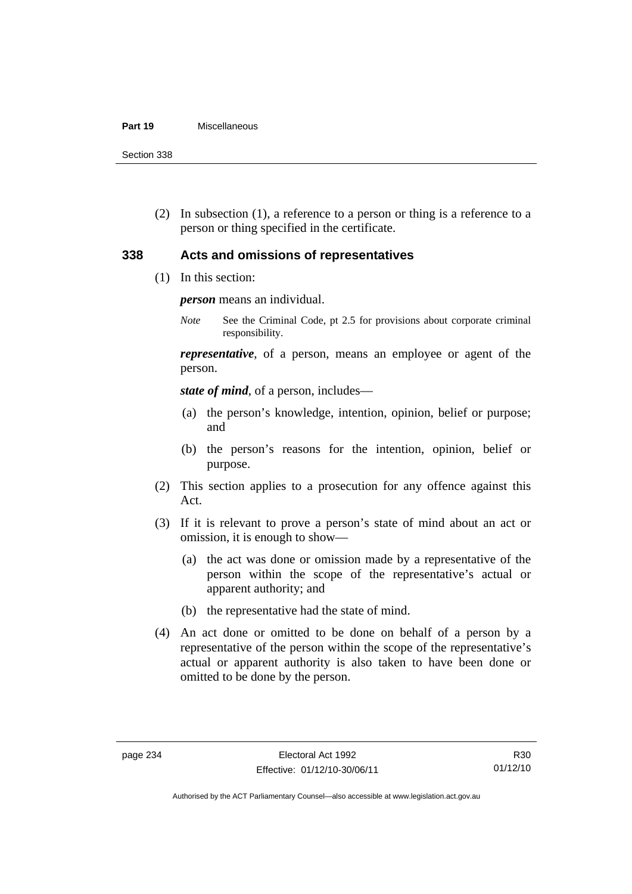(2) In subsection (1), a reference to a person or thing is a reference to a person or thing specified in the certificate.

## 338 Acts and omissions of representatives

(1) In this section:

***person*** means an individual.

*Note* See the Criminal Code, pt 2.5 for provisions about corporate criminal responsibility.

***representative***, of a person, means an employee or agent of the person.

***state of mind***, of a person, includes—

(a) the person's knowledge, intention, opinion, belief or purpose; and

(b) the person's reasons for the intention, opinion, belief or purpose.

(2) This section applies to a prosecution for any offence against this Act.

(3) If it is relevant to prove a person's state of mind about an act or omission, it is enough to show—

(a) the act was done or omission made by a representative of the person within the scope of the representative's actual or apparent authority; and

(b) the representative had the state of mind.

(4) An act done or omitted to be done on behalf of a person by a representative of the person within the scope of the representative's actual or apparent authority is also taken to have been done or omitted to be done by the person.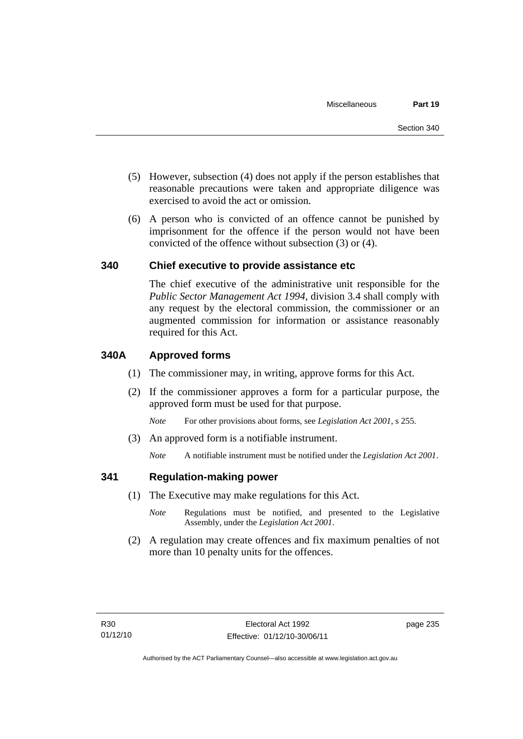(5) However, subsection (4) does not apply if the person establishes that reasonable precautions were taken and appropriate diligence was exercised to avoid the act or omission.

(6) A person who is convicted of an offence cannot be punished by imprisonment for the offence if the person would not have been convicted of the offence without subsection (3) or (4).

## 340 Chief executive to provide assistance etc

The chief executive of the administrative unit responsible for the *Public Sector Management Act 1994*, division 3.4 shall comply with any request by the electoral commission, the commissioner or an augmented commission for information or assistance reasonably required for this Act.

## 340A Approved forms

(1) The commissioner may, in writing, approve forms for this Act.

(2) If the commissioner approves a form for a particular purpose, the approved form must be used for that purpose.

*Note* For other provisions about forms, see *Legislation Act 2001*, s 255.

(3) An approved form is a notifiable instrument.

*Note* A notifiable instrument must be notified under the *Legislation Act 2001*.

## 341 Regulation-making power

(1) The Executive may make regulations for this Act.

*Note* Regulations must be notified, and presented to the Legislative Assembly, under the *Legislation Act 2001*.

(2) A regulation may create offences and fix maximum penalties of not more than 10 penalty units for the offences.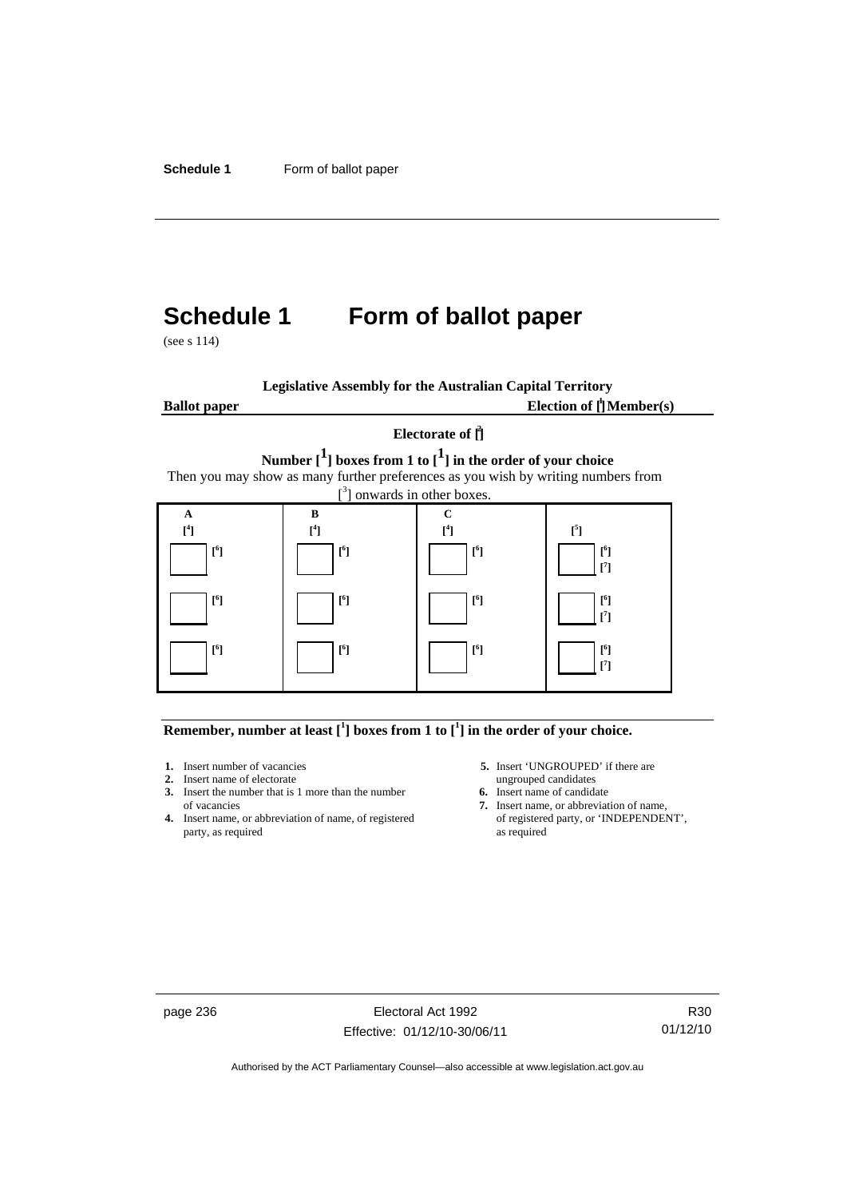# Schedule 1 Form of ballot paper

(see s 114)

**Legislative Assembly for the Australian Capital Territory**

**Ballot paper** **Election of [1] Member(s)**

**Electorate of [2]**

**Number [1] boxes from 1 to [1] in the order of your choice**

Then you may show as many further preferences as you wish by writing numbers from [3] onwards in other boxes.

| A | B | C | |
|---|---|---|---|
| [4] | [4] | [4] | [5] |
| ☐ [6] | ☐ [6] | ☐ [6] | ☐ [6] [7] |
| ☐ [6] | ☐ [6] | ☐ [6] | ☐ [6] [7] |
| ☐ [6] | ☐ [6] | ☐ [6] | ☐ [6] [7] |

**Remember, number at least [1] boxes from 1 to [1] in the order of your choice.**

1. Insert number of vacancies
2. Insert name of electorate
3. Insert the number that is 1 more than the number of vacancies
4. Insert name, or abbreviation of name, of registered party, as required
5. Insert 'UNGROUPED' if there are ungrouped candidates
6. Insert name of candidate
7. Insert name, or abbreviation of name, of registered party, or 'INDEPENDENT', as required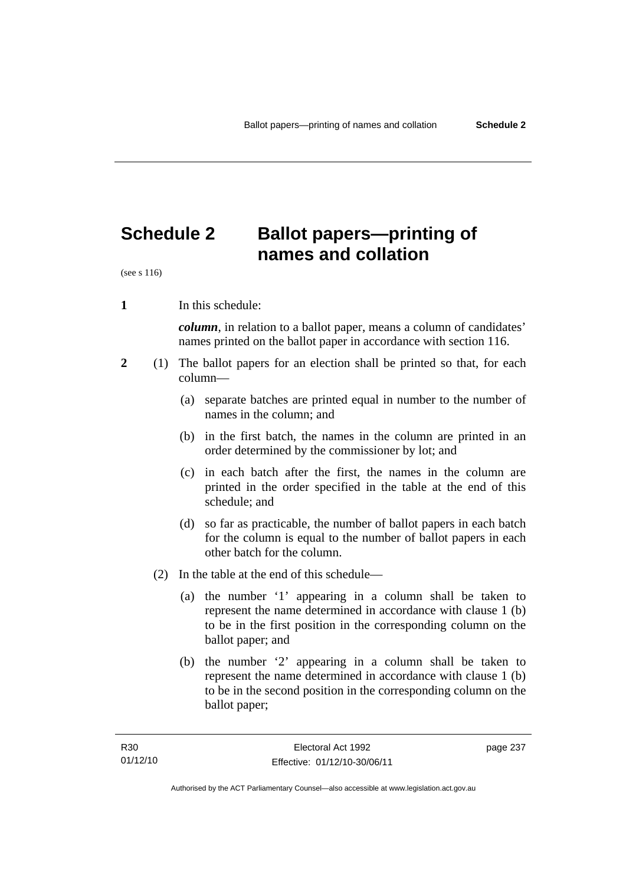# Schedule 2 Ballot papers—printing of names and collation

(see s 116)

**1** In this schedule:

***column***, in relation to a ballot paper, means a column of candidates' names printed on the ballot paper in accordance with section 116.

**2** (1) The ballot papers for an election shall be printed so that, for each column—

(a) separate batches are printed equal in number to the number of names in the column; and

(b) in the first batch, the names in the column are printed in an order determined by the commissioner by lot; and

(c) in each batch after the first, the names in the column are printed in the order specified in the table at the end of this schedule; and

(d) so far as practicable, the number of ballot papers in each batch for the column is equal to the number of ballot papers in each other batch for the column.

(2) In the table at the end of this schedule—

(a) the number '1' appearing in a column shall be taken to represent the name determined in accordance with clause 1 (b) to be in the first position in the corresponding column on the ballot paper; and

(b) the number '2' appearing in a column shall be taken to represent the name determined in accordance with clause 1 (b) to be in the second position in the corresponding column on the ballot paper;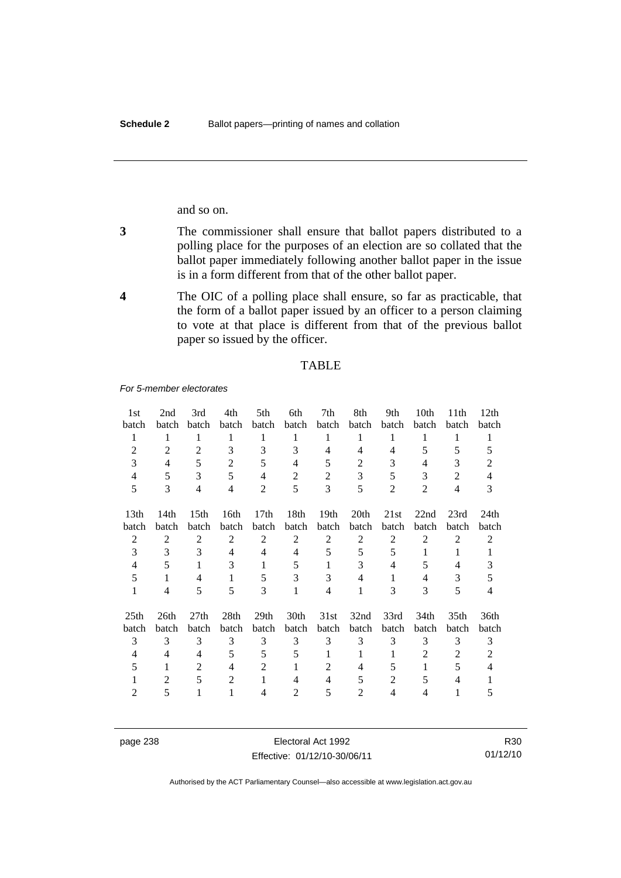and so on.

**3** The commissioner shall ensure that ballot papers distributed to a polling place for the purposes of an election are so collated that the ballot paper immediately following another ballot paper in the issue is in a form different from that of the other ballot paper.

**4** The OIC of a polling place shall ensure, so far as practicable, that the form of a ballot paper issued by an officer to a person claiming to vote at that place is different from that of the previous ballot paper so issued by the officer.

TABLE

*For 5-member electorates*

| 1st batch | 2nd batch | 3rd batch | 4th batch | 5th batch | 6th batch | 7th batch | 8th batch | 9th batch | 10th batch | 11th batch | 12th batch |
|---|---|---|---|---|---|---|---|---|---|---|---|
| 1 | 1 | 1 | 1 | 1 | 1 | 1 | 1 | 1 | 1 | 1 | 1 |
| 2 | 2 | 2 | 3 | 3 | 3 | 4 | 4 | 4 | 5 | 5 | 5 |
| 3 | 4 | 5 | 2 | 5 | 4 | 5 | 2 | 3 | 4 | 3 | 2 |
| 4 | 5 | 3 | 5 | 4 | 2 | 2 | 3 | 5 | 3 | 2 | 4 |
| 5 | 3 | 4 | 4 | 2 | 5 | 3 | 5 | 2 | 2 | 4 | 3 |

| 13th batch | 14th batch | 15th batch | 16th batch | 17th batch | 18th batch | 19th batch | 20th batch | 21st batch | 22nd batch | 23rd batch | 24th batch |
|---|---|---|---|---|---|---|---|---|---|---|---|
| 2 | 2 | 2 | 2 | 2 | 2 | 2 | 2 | 2 | 2 | 2 | 2 |
| 3 | 3 | 3 | 4 | 4 | 4 | 5 | 5 | 5 | 1 | 1 | 1 |
| 4 | 5 | 1 | 3 | 1 | 5 | 1 | 3 | 4 | 5 | 4 | 3 |
| 5 | 1 | 4 | 1 | 5 | 3 | 3 | 4 | 1 | 4 | 3 | 5 |
| 1 | 4 | 5 | 5 | 3 | 1 | 4 | 1 | 3 | 3 | 5 | 4 |

| 25th batch | 26th batch | 27th batch | 28th batch | 29th batch | 30th batch | 31st batch | 32nd batch | 33rd batch | 34th batch | 35th batch | 36th batch |
|---|---|---|---|---|---|---|---|---|---|---|---|
| 3 | 3 | 3 | 3 | 3 | 3 | 3 | 3 | 3 | 3 | 3 | 3 |
| 4 | 4 | 4 | 5 | 5 | 5 | 1 | 1 | 1 | 2 | 2 | 2 |
| 5 | 1 | 2 | 4 | 2 | 1 | 2 | 4 | 5 | 1 | 5 | 4 |
| 1 | 2 | 5 | 2 | 1 | 4 | 4 | 5 | 2 | 5 | 4 | 1 |
| 2 | 5 | 1 | 1 | 4 | 2 | 5 | 2 | 4 | 4 | 1 | 5 |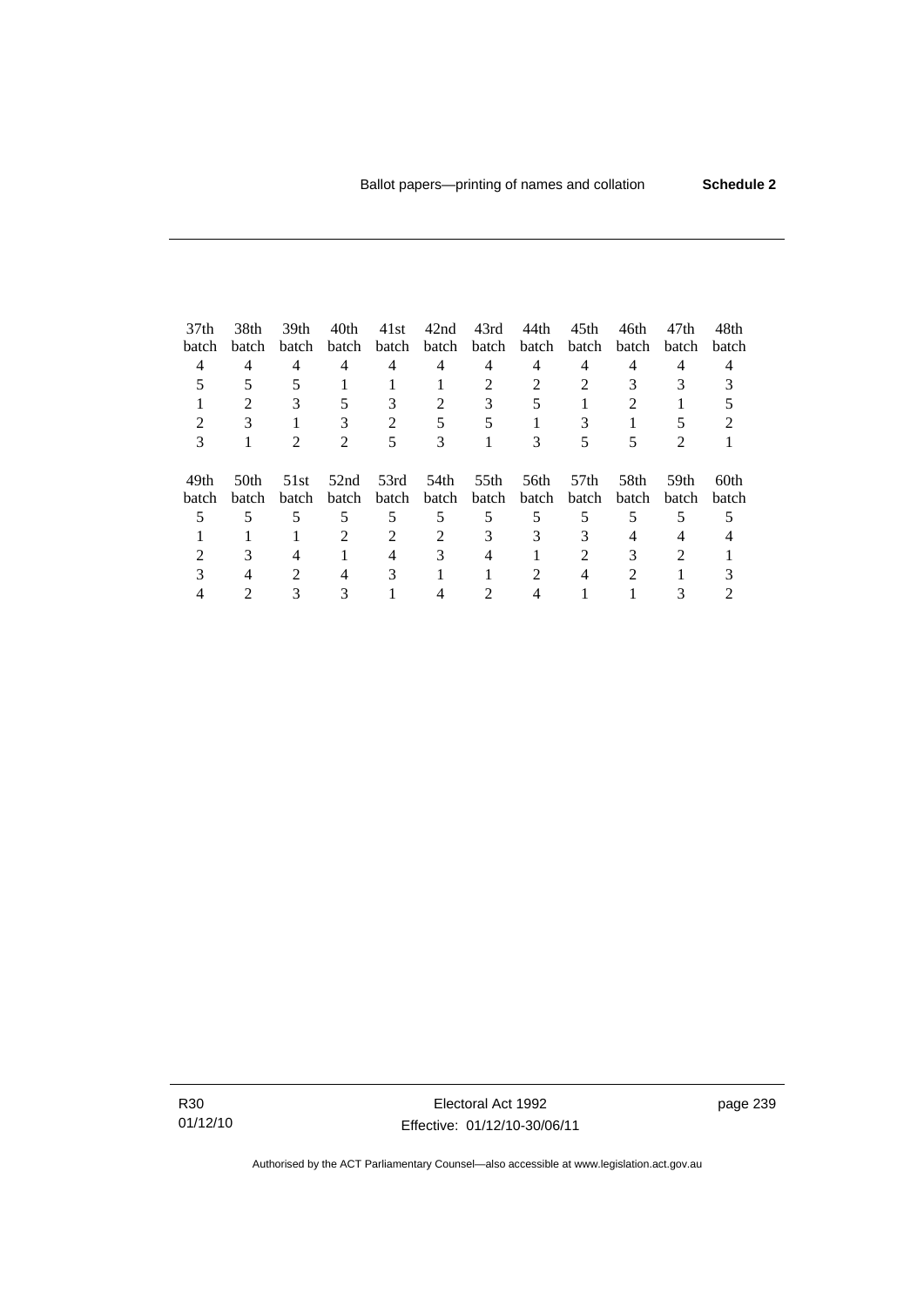| 37th batch | 38th batch | 39th batch | 40th batch | 41st batch | 42nd batch | 43rd batch | 44th batch | 45th batch | 46th batch | 47th batch | 48th batch |
|---|---|---|---|---|---|---|---|---|---|---|---|
| 4 | 4 | 4 | 4 | 4 | 4 | 4 | 4 | 4 | 4 | 4 | 4 |
| 5 | 5 | 5 | 1 | 1 | 1 | 2 | 2 | 2 | 3 | 3 | 3 |
| 1 | 2 | 3 | 5 | 3 | 2 | 3 | 5 | 1 | 2 | 1 | 5 |
| 2 | 3 | 1 | 3 | 2 | 5 | 5 | 1 | 3 | 1 | 5 | 2 |
| 3 | 1 | 2 | 2 | 5 | 3 | 1 | 3 | 5 | 5 | 2 | 1 |

| 49th batch | 50th batch | 51st batch | 52nd batch | 53rd batch | 54th batch | 55th batch | 56th batch | 57th batch | 58th batch | 59th batch | 60th batch |
|---|---|---|---|---|---|---|---|---|---|---|---|
| 5 | 5 | 5 | 5 | 5 | 5 | 5 | 5 | 5 | 5 | 5 | 5 |
| 1 | 1 | 1 | 2 | 2 | 2 | 3 | 3 | 3 | 4 | 4 | 4 |
| 2 | 3 | 4 | 1 | 4 | 3 | 4 | 1 | 2 | 3 | 2 | 1 |
| 3 | 4 | 2 | 4 | 3 | 1 | 1 | 2 | 4 | 2 | 1 | 3 |
| 4 | 2 | 3 | 3 | 1 | 4 | 2 | 4 | 1 | 1 | 3 | 2 |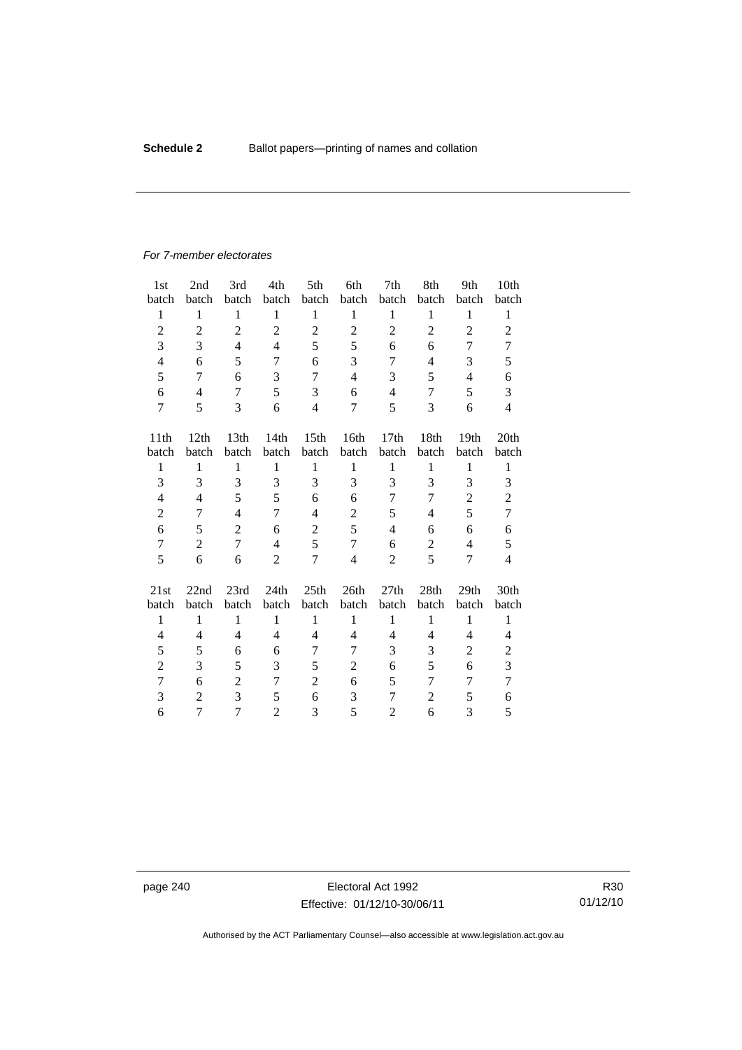*For 7-member electorates*

| 1st batch | 2nd batch | 3rd batch | 4th batch | 5th batch | 6th batch | 7th batch | 8th batch | 9th batch | 10th batch |
|---|---|---|---|---|---|---|---|---|---|
| 1 | 1 | 1 | 1 | 1 | 1 | 1 | 1 | 1 | 1 |
| 2 | 2 | 2 | 2 | 2 | 2 | 2 | 2 | 2 | 2 |
| 3 | 3 | 4 | 4 | 5 | 5 | 6 | 6 | 7 | 7 |
| 4 | 6 | 5 | 7 | 6 | 3 | 7 | 4 | 3 | 5 |
| 5 | 7 | 6 | 3 | 7 | 4 | 3 | 5 | 4 | 6 |
| 6 | 4 | 7 | 5 | 3 | 6 | 4 | 7 | 5 | 3 |
| 7 | 5 | 3 | 6 | 4 | 7 | 5 | 3 | 6 | 4 |

| 11th batch | 12th batch | 13th batch | 14th batch | 15th batch | 16th batch | 17th batch | 18th batch | 19th batch | 20th batch |
|---|---|---|---|---|---|---|---|---|---|
| 1 | 1 | 1 | 1 | 1 | 1 | 1 | 1 | 1 | 1 |
| 3 | 3 | 3 | 3 | 3 | 3 | 3 | 3 | 3 | 3 |
| 4 | 4 | 5 | 5 | 6 | 6 | 7 | 7 | 2 | 2 |
| 2 | 7 | 4 | 7 | 4 | 2 | 5 | 4 | 5 | 7 |
| 6 | 5 | 2 | 6 | 2 | 5 | 4 | 6 | 6 | 6 |
| 7 | 2 | 7 | 4 | 5 | 7 | 6 | 2 | 4 | 5 |
| 5 | 6 | 6 | 2 | 7 | 4 | 2 | 5 | 7 | 4 |

| 21st batch | 22nd batch | 23rd batch | 24th batch | 25th batch | 26th batch | 27th batch | 28th batch | 29th batch | 30th batch |
|---|---|---|---|---|---|---|---|---|---|
| 1 | 1 | 1 | 1 | 1 | 1 | 1 | 1 | 1 | 1 |
| 4 | 4 | 4 | 4 | 4 | 4 | 4 | 4 | 4 | 4 |
| 5 | 5 | 6 | 6 | 7 | 7 | 3 | 3 | 2 | 2 |
| 2 | 3 | 5 | 3 | 5 | 2 | 6 | 5 | 6 | 3 |
| 7 | 6 | 2 | 7 | 2 | 6 | 5 | 7 | 7 | 7 |
| 3 | 2 | 3 | 5 | 6 | 3 | 7 | 2 | 5 | 6 |
| 6 | 7 | 7 | 2 | 3 | 5 | 2 | 6 | 3 | 5 |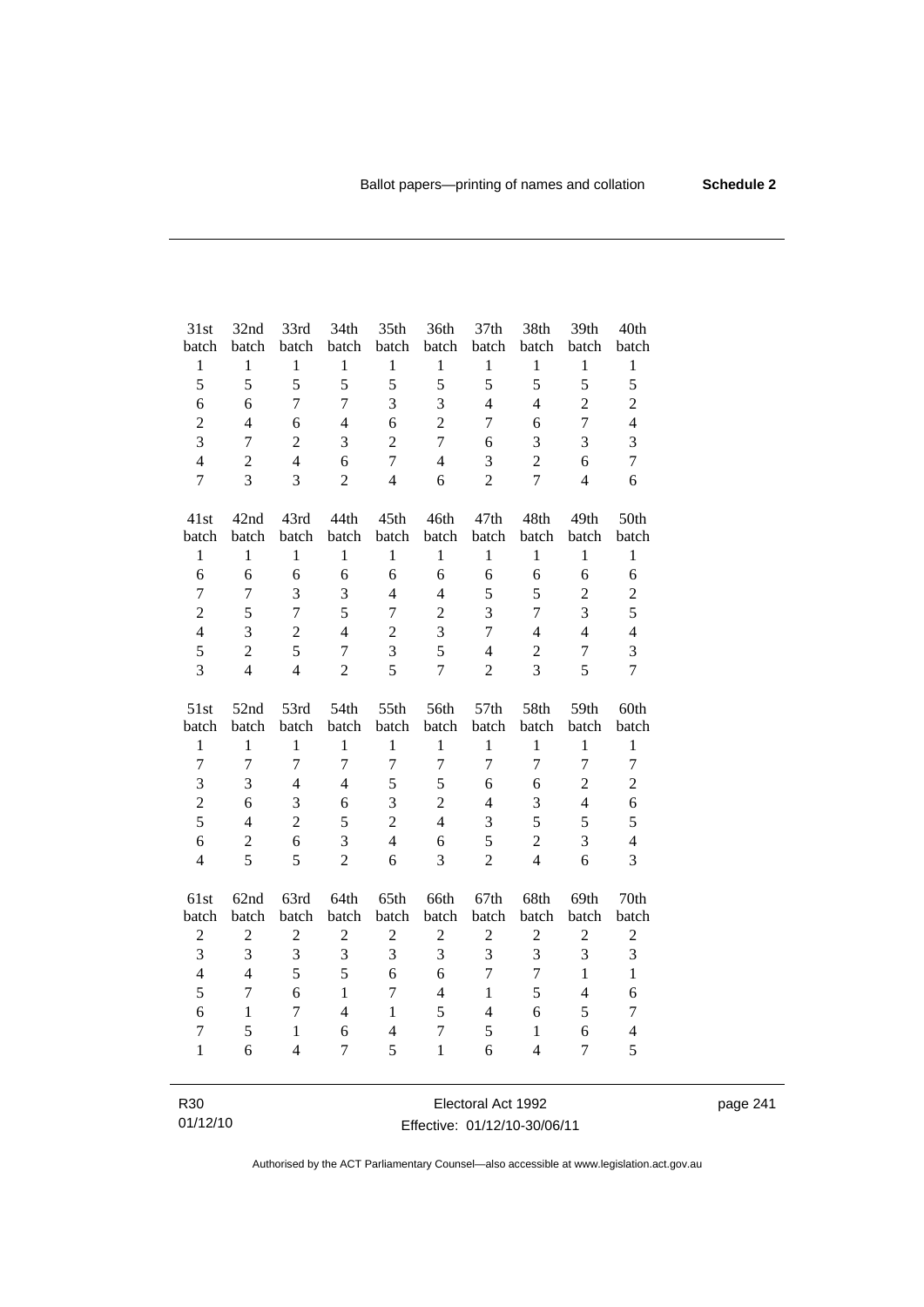| 31st batch | 32nd batch | 33rd batch | 34th batch | 35th batch | 36th batch | 37th batch | 38th batch | 39th batch | 40th batch |
|---|---|---|---|---|---|---|---|---|---|
| 1 | 1 | 1 | 1 | 1 | 1 | 1 | 1 | 1 | 1 |
| 5 | 5 | 5 | 5 | 5 | 5 | 5 | 5 | 5 | 5 |
| 6 | 6 | 7 | 7 | 3 | 3 | 4 | 4 | 2 | 2 |
| 2 | 4 | 6 | 4 | 6 | 2 | 7 | 6 | 7 | 4 |
| 3 | 7 | 2 | 3 | 2 | 7 | 6 | 3 | 3 | 3 |
| 4 | 2 | 4 | 6 | 7 | 4 | 3 | 2 | 6 | 7 |
| 7 | 3 | 3 | 2 | 4 | 6 | 2 | 7 | 4 | 6 |

| 41st batch | 42nd batch | 43rd batch | 44th batch | 45th batch | 46th batch | 47th batch | 48th batch | 49th batch | 50th batch |
|---|---|---|---|---|---|---|---|---|---|
| 1 | 1 | 1 | 1 | 1 | 1 | 1 | 1 | 1 | 1 |
| 6 | 6 | 6 | 6 | 6 | 6 | 6 | 6 | 6 | 6 |
| 7 | 7 | 3 | 3 | 4 | 4 | 5 | 5 | 2 | 2 |
| 2 | 5 | 7 | 5 | 7 | 2 | 3 | 7 | 3 | 5 |
| 4 | 3 | 2 | 4 | 2 | 3 | 7 | 4 | 4 | 4 |
| 5 | 2 | 5 | 7 | 3 | 5 | 4 | 2 | 7 | 3 |
| 3 | 4 | 4 | 2 | 5 | 7 | 2 | 3 | 5 | 7 |

| 51st batch | 52nd batch | 53rd batch | 54th batch | 55th batch | 56th batch | 57th batch | 58th batch | 59th batch | 60th batch |
|---|---|---|---|---|---|---|---|---|---|
| 1 | 1 | 1 | 1 | 1 | 1 | 1 | 1 | 1 | 1 |
| 7 | 7 | 7 | 7 | 7 | 7 | 7 | 7 | 7 | 7 |
| 3 | 3 | 4 | 4 | 5 | 5 | 6 | 6 | 2 | 2 |
| 2 | 6 | 3 | 6 | 3 | 2 | 4 | 3 | 4 | 6 |
| 5 | 4 | 2 | 5 | 2 | 4 | 3 | 5 | 5 | 5 |
| 6 | 2 | 6 | 3 | 4 | 6 | 5 | 2 | 3 | 4 |
| 4 | 5 | 5 | 2 | 6 | 3 | 2 | 4 | 6 | 3 |

| 61st batch | 62nd batch | 63rd batch | 64th batch | 65th batch | 66th batch | 67th batch | 68th batch | 69th batch | 70th batch |
|---|---|---|---|---|---|---|---|---|---|
| 2 | 2 | 2 | 2 | 2 | 2 | 2 | 2 | 2 | 2 |
| 3 | 3 | 3 | 3 | 3 | 3 | 3 | 3 | 3 | 3 |
| 4 | 4 | 5 | 5 | 6 | 6 | 7 | 7 | 1 | 1 |
| 5 | 7 | 6 | 1 | 7 | 4 | 1 | 5 | 4 | 6 |
| 6 | 1 | 7 | 4 | 1 | 5 | 4 | 6 | 5 | 7 |
| 7 | 5 | 1 | 6 | 4 | 7 | 5 | 1 | 6 | 4 |
| 1 | 6 | 4 | 7 | 5 | 1 | 6 | 4 | 7 | 5 |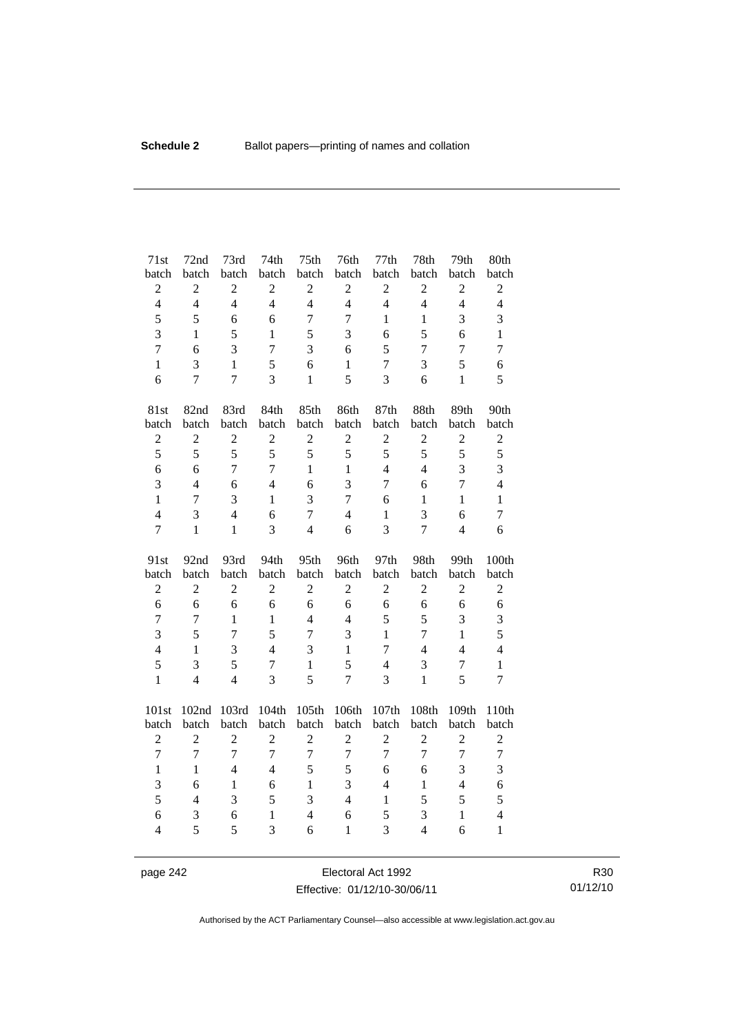| 71st batch | 72nd batch | 73rd batch | 74th batch | 75th batch | 76th batch | 77th batch | 78th batch | 79th batch | 80th batch |
|---|---|---|---|---|---|---|---|---|---|
| 2 | 2 | 2 | 2 | 2 | 2 | 2 | 2 | 2 | 2 |
| 4 | 4 | 4 | 4 | 4 | 4 | 4 | 4 | 4 | 4 |
| 5 | 5 | 6 | 6 | 7 | 7 | 1 | 1 | 3 | 3 |
| 3 | 1 | 5 | 1 | 5 | 3 | 6 | 5 | 6 | 1 |
| 7 | 6 | 3 | 7 | 3 | 6 | 5 | 7 | 7 | 7 |
| 1 | 3 | 1 | 5 | 6 | 1 | 7 | 3 | 5 | 6 |
| 6 | 7 | 7 | 3 | 1 | 5 | 3 | 6 | 1 | 5 |

| 81st batch | 82nd batch | 83rd batch | 84th batch | 85th batch | 86th batch | 87th batch | 88th batch | 89th batch | 90th batch |
|---|---|---|---|---|---|---|---|---|---|
| 2 | 2 | 2 | 2 | 2 | 2 | 2 | 2 | 2 | 2 |
| 5 | 5 | 5 | 5 | 5 | 5 | 5 | 5 | 5 | 5 |
| 6 | 6 | 7 | 7 | 1 | 1 | 4 | 4 | 3 | 3 |
| 3 | 4 | 6 | 4 | 6 | 3 | 7 | 6 | 7 | 4 |
| 1 | 7 | 3 | 1 | 3 | 7 | 6 | 1 | 1 | 1 |
| 4 | 3 | 4 | 6 | 7 | 4 | 1 | 3 | 6 | 7 |
| 7 | 1 | 1 | 3 | 4 | 6 | 3 | 7 | 4 | 6 |

| 91st batch | 92nd batch | 93rd batch | 94th batch | 95th batch | 96th batch | 97th batch | 98th batch | 99th batch | 100th batch |
|---|---|---|---|---|---|---|---|---|---|
| 2 | 2 | 2 | 2 | 2 | 2 | 2 | 2 | 2 | 2 |
| 6 | 6 | 6 | 6 | 6 | 6 | 6 | 6 | 6 | 6 |
| 7 | 7 | 1 | 1 | 4 | 4 | 5 | 5 | 3 | 3 |
| 3 | 5 | 7 | 5 | 7 | 3 | 1 | 7 | 1 | 5 |
| 4 | 1 | 3 | 4 | 3 | 1 | 7 | 4 | 4 | 4 |
| 5 | 3 | 5 | 7 | 1 | 5 | 4 | 3 | 7 | 1 |
| 1 | 4 | 4 | 3 | 5 | 7 | 3 | 1 | 5 | 7 |

| 101st batch | 102nd batch | 103rd batch | 104th batch | 105th batch | 106th batch | 107th batch | 108th batch | 109th batch | 110th batch |
|---|---|---|---|---|---|---|---|---|---|
| 2 | 2 | 2 | 2 | 2 | 2 | 2 | 2 | 2 | 2 |
| 7 | 7 | 7 | 7 | 7 | 7 | 7 | 7 | 7 | 7 |
| 1 | 1 | 4 | 4 | 5 | 5 | 6 | 6 | 3 | 3 |
| 3 | 6 | 1 | 6 | 1 | 3 | 4 | 1 | 4 | 6 |
| 5 | 4 | 3 | 5 | 3 | 4 | 1 | 5 | 5 | 5 |
| 6 | 3 | 6 | 1 | 4 | 6 | 5 | 3 | 1 | 4 |
| 4 | 5 | 5 | 3 | 6 | 1 | 3 | 4 | 6 | 1 |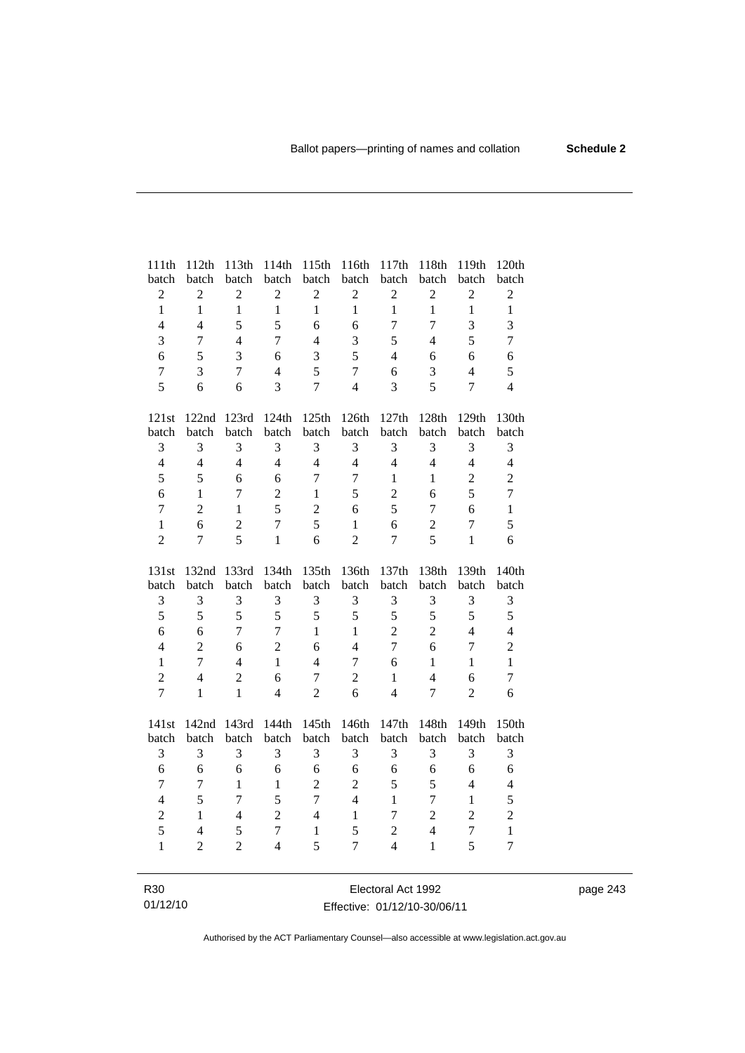| 111th batch | 112th batch | 113th batch | 114th batch | 115th batch | 116th batch | 117th batch | 118th batch | 119th batch | 120th batch |
|---|---|---|---|---|---|---|---|---|---|
| 2 | 2 | 2 | 2 | 2 | 2 | 2 | 2 | 2 | 2 |
| 1 | 1 | 1 | 1 | 1 | 1 | 1 | 1 | 1 | 1 |
| 4 | 4 | 5 | 5 | 6 | 6 | 7 | 7 | 3 | 3 |
| 3 | 7 | 4 | 7 | 4 | 3 | 5 | 4 | 5 | 7 |
| 6 | 5 | 3 | 6 | 3 | 5 | 4 | 6 | 6 | 6 |
| 7 | 3 | 7 | 4 | 5 | 7 | 6 | 3 | 4 | 5 |
| 5 | 6 | 6 | 3 | 7 | 4 | 3 | 5 | 7 | 4 |

| 121st batch | 122nd batch | 123rd batch | 124th batch | 125th batch | 126th batch | 127th batch | 128th batch | 129th batch | 130th batch |
|---|---|---|---|---|---|---|---|---|---|
| 3 | 3 | 3 | 3 | 3 | 3 | 3 | 3 | 3 | 3 |
| 4 | 4 | 4 | 4 | 4 | 4 | 4 | 4 | 4 | 4 |
| 5 | 5 | 6 | 6 | 7 | 7 | 1 | 1 | 2 | 2 |
| 6 | 1 | 7 | 2 | 1 | 5 | 2 | 6 | 5 | 7 |
| 7 | 2 | 1 | 5 | 2 | 6 | 5 | 7 | 6 | 1 |
| 1 | 6 | 2 | 7 | 5 | 1 | 6 | 2 | 7 | 5 |
| 2 | 7 | 5 | 1 | 6 | 2 | 7 | 5 | 1 | 6 |

| 131st batch | 132nd batch | 133rd batch | 134th batch | 135th batch | 136th batch | 137th batch | 138th batch | 139th batch | 140th batch |
|---|---|---|---|---|---|---|---|---|---|
| 3 | 3 | 3 | 3 | 3 | 3 | 3 | 3 | 3 | 3 |
| 5 | 5 | 5 | 5 | 5 | 5 | 5 | 5 | 5 | 5 |
| 6 | 6 | 7 | 7 | 1 | 1 | 2 | 2 | 4 | 4 |
| 4 | 2 | 6 | 2 | 6 | 4 | 7 | 6 | 7 | 2 |
| 1 | 7 | 4 | 1 | 4 | 7 | 6 | 1 | 1 | 1 |
| 2 | 4 | 2 | 6 | 7 | 2 | 1 | 4 | 6 | 7 |
| 7 | 1 | 1 | 4 | 2 | 6 | 4 | 7 | 2 | 6 |

| 141st batch | 142nd batch | 143rd batch | 144th batch | 145th batch | 146th batch | 147th batch | 148th batch | 149th batch | 150th batch |
|---|---|---|---|---|---|---|---|---|---|
| 3 | 3 | 3 | 3 | 3 | 3 | 3 | 3 | 3 | 3 |
| 6 | 6 | 6 | 6 | 6 | 6 | 6 | 6 | 6 | 6 |
| 7 | 7 | 1 | 1 | 2 | 2 | 5 | 5 | 4 | 4 |
| 4 | 5 | 7 | 5 | 7 | 4 | 1 | 7 | 1 | 5 |
| 2 | 1 | 4 | 2 | 4 | 1 | 7 | 2 | 2 | 2 |
| 5 | 4 | 5 | 7 | 1 | 5 | 2 | 4 | 7 | 1 |
| 1 | 2 | 2 | 4 | 5 | 7 | 4 | 1 | 5 | 7 |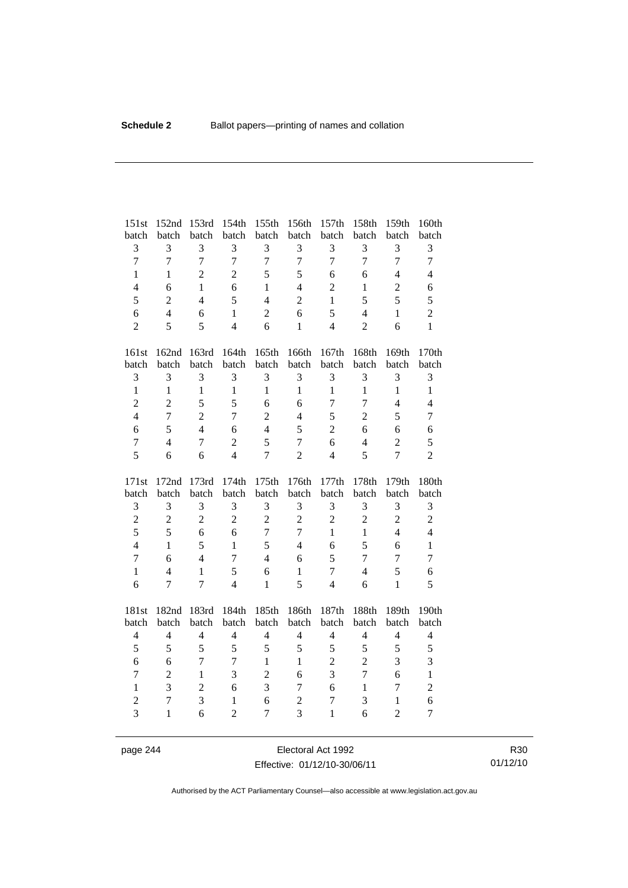| 151st batch | 152nd batch | 153rd batch | 154th batch | 155th batch | 156th batch | 157th batch | 158th batch | 159th batch | 160th batch |
|---|---|---|---|---|---|---|---|---|---|
| 3 | 3 | 3 | 3 | 3 | 3 | 3 | 3 | 3 | 3 |
| 7 | 7 | 7 | 7 | 7 | 7 | 7 | 7 | 7 | 7 |
| 1 | 1 | 2 | 2 | 5 | 5 | 6 | 6 | 4 | 4 |
| 4 | 6 | 1 | 6 | 1 | 4 | 2 | 1 | 2 | 6 |
| 5 | 2 | 4 | 5 | 4 | 2 | 1 | 5 | 5 | 5 |
| 6 | 4 | 6 | 1 | 2 | 6 | 5 | 4 | 1 | 2 |
| 2 | 5 | 5 | 4 | 6 | 1 | 4 | 2 | 6 | 1 |

| 161st batch | 162nd batch | 163rd batch | 164th batch | 165th batch | 166th batch | 167th batch | 168th batch | 169th batch | 170th batch |
|---|---|---|---|---|---|---|---|---|---|
| 3 | 3 | 3 | 3 | 3 | 3 | 3 | 3 | 3 | 3 |
| 1 | 1 | 1 | 1 | 1 | 1 | 1 | 1 | 1 | 1 |
| 2 | 2 | 5 | 5 | 6 | 6 | 7 | 7 | 4 | 4 |
| 4 | 7 | 2 | 7 | 2 | 4 | 5 | 2 | 5 | 7 |
| 6 | 5 | 4 | 6 | 4 | 5 | 2 | 6 | 6 | 6 |
| 7 | 4 | 7 | 2 | 5 | 7 | 6 | 4 | 2 | 5 |
| 5 | 6 | 6 | 4 | 7 | 2 | 4 | 5 | 7 | 2 |

| 171st batch | 172nd batch | 173rd batch | 174th batch | 175th batch | 176th batch | 177th batch | 178th batch | 179th batch | 180th batch |
|---|---|---|---|---|---|---|---|---|---|
| 3 | 3 | 3 | 3 | 3 | 3 | 3 | 3 | 3 | 3 |
| 2 | 2 | 2 | 2 | 2 | 2 | 2 | 2 | 2 | 2 |
| 5 | 5 | 6 | 6 | 7 | 7 | 1 | 1 | 4 | 4 |
| 4 | 1 | 5 | 1 | 5 | 4 | 6 | 5 | 6 | 1 |
| 7 | 6 | 4 | 7 | 4 | 6 | 5 | 7 | 7 | 7 |
| 1 | 4 | 1 | 5 | 6 | 1 | 7 | 4 | 5 | 6 |
| 6 | 7 | 7 | 4 | 1 | 5 | 4 | 6 | 1 | 5 |

| 181st batch | 182nd batch | 183rd batch | 184th batch | 185th batch | 186th batch | 187th batch | 188th batch | 189th batch | 190th batch |
|---|---|---|---|---|---|---|---|---|---|
| 4 | 4 | 4 | 4 | 4 | 4 | 4 | 4 | 4 | 4 |
| 5 | 5 | 5 | 5 | 5 | 5 | 5 | 5 | 5 | 5 |
| 6 | 6 | 7 | 7 | 1 | 1 | 2 | 2 | 3 | 3 |
| 7 | 2 | 1 | 3 | 2 | 6 | 3 | 7 | 6 | 1 |
| 1 | 3 | 2 | 6 | 3 | 7 | 6 | 1 | 7 | 2 |
| 2 | 7 | 3 | 1 | 6 | 2 | 7 | 3 | 1 | 6 |
| 3 | 1 | 6 | 2 | 7 | 3 | 1 | 6 | 2 | 7 |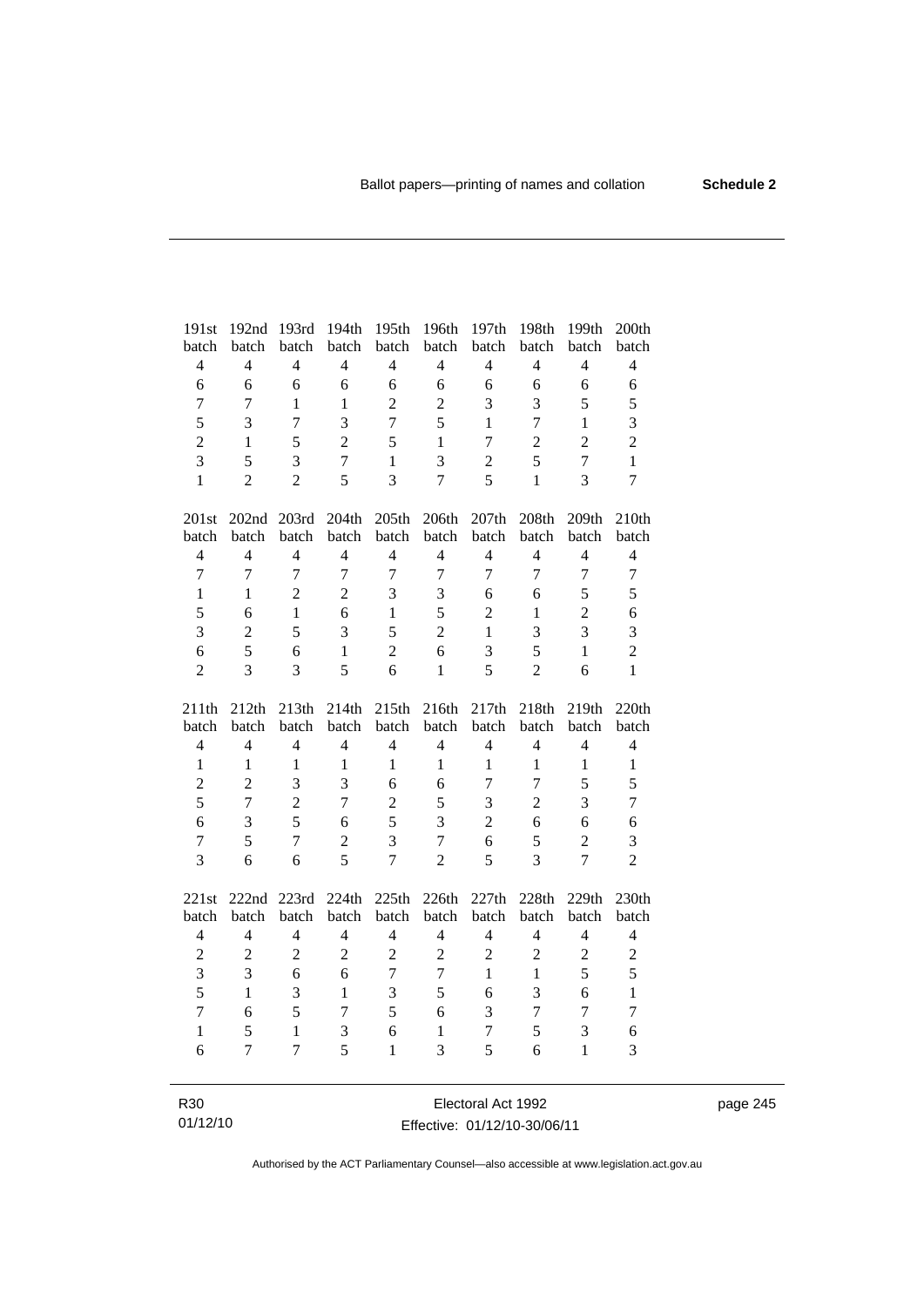| 191st batch | 192nd batch | 193rd batch | 194th batch | 195th batch | 196th batch | 197th batch | 198th batch | 199th batch | 200th batch |
|---|---|---|---|---|---|---|---|---|---|
| 4 | 4 | 4 | 4 | 4 | 4 | 4 | 4 | 4 | 4 |
| 6 | 6 | 6 | 6 | 6 | 6 | 6 | 6 | 6 | 6 |
| 7 | 7 | 1 | 1 | 2 | 2 | 3 | 3 | 5 | 5 |
| 5 | 3 | 7 | 3 | 7 | 5 | 1 | 7 | 1 | 3 |
| 2 | 1 | 5 | 2 | 5 | 1 | 7 | 2 | 2 | 2 |
| 3 | 5 | 3 | 7 | 1 | 3 | 2 | 5 | 7 | 1 |
| 1 | 2 | 2 | 5 | 3 | 7 | 5 | 1 | 3 | 7 |

| 201st batch | 202nd batch | 203rd batch | 204th batch | 205th batch | 206th batch | 207th batch | 208th batch | 209th batch | 210th batch |
|---|---|---|---|---|---|---|---|---|---|
| 4 | 4 | 4 | 4 | 4 | 4 | 4 | 4 | 4 | 4 |
| 7 | 7 | 7 | 7 | 7 | 7 | 7 | 7 | 7 | 7 |
| 1 | 1 | 2 | 2 | 3 | 3 | 6 | 6 | 5 | 5 |
| 5 | 6 | 1 | 6 | 1 | 5 | 2 | 1 | 2 | 6 |
| 3 | 2 | 5 | 3 | 5 | 2 | 1 | 3 | 3 | 3 |
| 6 | 5 | 6 | 1 | 2 | 6 | 3 | 5 | 1 | 2 |
| 2 | 3 | 3 | 5 | 6 | 1 | 5 | 2 | 6 | 1 |

| 211th batch | 212th batch | 213th batch | 214th batch | 215th batch | 216th batch | 217th batch | 218th batch | 219th batch | 220th batch |
|---|---|---|---|---|---|---|---|---|---|
| 4 | 4 | 4 | 4 | 4 | 4 | 4 | 4 | 4 | 4 |
| 1 | 1 | 1 | 1 | 1 | 1 | 1 | 1 | 1 | 1 |
| 2 | 2 | 3 | 3 | 6 | 6 | 7 | 7 | 5 | 5 |
| 5 | 7 | 2 | 7 | 2 | 5 | 3 | 2 | 3 | 7 |
| 6 | 3 | 5 | 6 | 5 | 3 | 2 | 6 | 6 | 6 |
| 7 | 5 | 7 | 2 | 3 | 7 | 6 | 5 | 2 | 3 |
| 3 | 6 | 6 | 5 | 7 | 2 | 5 | 3 | 7 | 2 |

| 221st batch | 222nd batch | 223rd batch | 224th batch | 225th batch | 226th batch | 227th batch | 228th batch | 229th batch | 230th batch |
|---|---|---|---|---|---|---|---|---|---|
| 4 | 4 | 4 | 4 | 4 | 4 | 4 | 4 | 4 | 4 |
| 2 | 2 | 2 | 2 | 2 | 2 | 2 | 2 | 2 | 2 |
| 3 | 3 | 6 | 6 | 7 | 7 | 1 | 1 | 5 | 5 |
| 5 | 1 | 3 | 1 | 3 | 5 | 6 | 3 | 6 | 1 |
| 7 | 6 | 5 | 7 | 5 | 6 | 3 | 7 | 7 | 7 |
| 1 | 5 | 1 | 3 | 6 | 1 | 7 | 5 | 3 | 6 |
| 6 | 7 | 7 | 5 | 1 | 3 | 5 | 6 | 1 | 3 |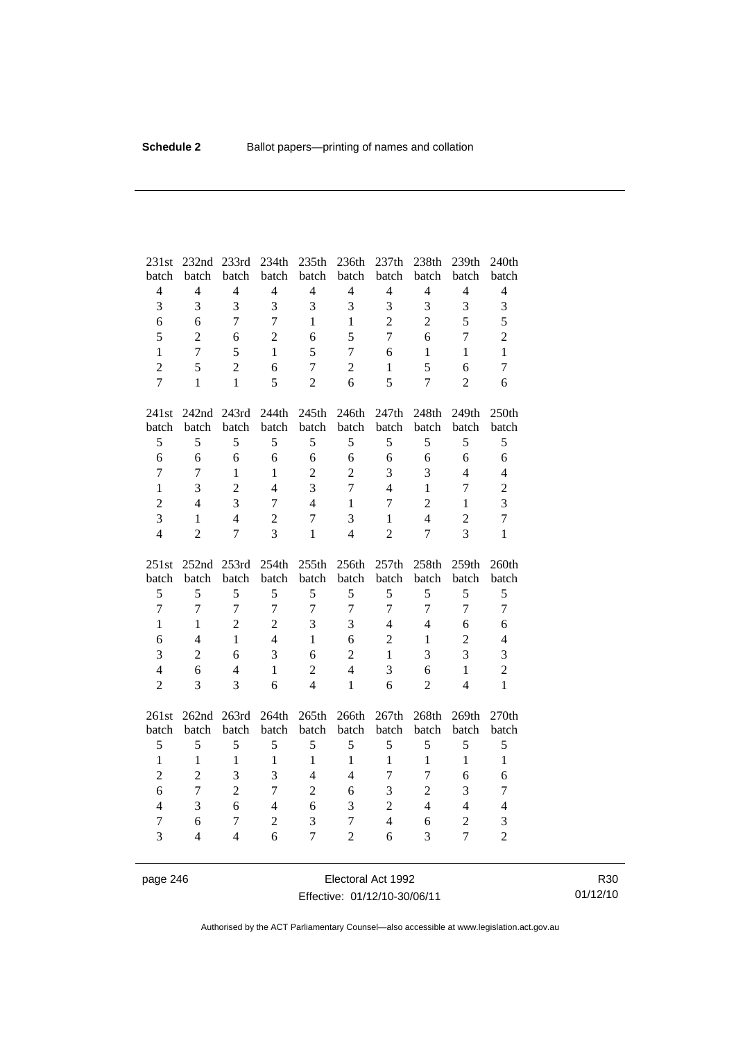| 231st batch | 232nd batch | 233rd batch | 234th batch | 235th batch | 236th batch | 237th batch | 238th batch | 239th batch | 240th batch |
|---|---|---|---|---|---|---|---|---|---|
| 4 | 4 | 4 | 4 | 4 | 4 | 4 | 4 | 4 | 4 |
| 3 | 3 | 3 | 3 | 3 | 3 | 3 | 3 | 3 | 3 |
| 6 | 6 | 7 | 7 | 1 | 1 | 2 | 2 | 5 | 5 |
| 5 | 2 | 6 | 2 | 6 | 5 | 7 | 6 | 7 | 2 |
| 1 | 7 | 5 | 1 | 5 | 7 | 6 | 1 | 1 | 1 |
| 2 | 5 | 2 | 6 | 7 | 2 | 1 | 5 | 6 | 7 |
| 7 | 1 | 1 | 5 | 2 | 6 | 5 | 7 | 2 | 6 |

| 241st batch | 242nd batch | 243rd batch | 244th batch | 245th batch | 246th batch | 247th batch | 248th batch | 249th batch | 250th batch |
|---|---|---|---|---|---|---|---|---|---|
| 5 | 5 | 5 | 5 | 5 | 5 | 5 | 5 | 5 | 5 |
| 6 | 6 | 6 | 6 | 6 | 6 | 6 | 6 | 6 | 6 |
| 7 | 7 | 1 | 1 | 2 | 2 | 3 | 3 | 4 | 4 |
| 1 | 3 | 2 | 4 | 3 | 7 | 4 | 1 | 7 | 2 |
| 2 | 4 | 3 | 7 | 4 | 1 | 7 | 2 | 1 | 3 |
| 3 | 1 | 4 | 2 | 7 | 3 | 1 | 4 | 2 | 7 |
| 4 | 2 | 7 | 3 | 1 | 4 | 2 | 7 | 3 | 1 |

| 251st batch | 252nd batch | 253rd batch | 254th batch | 255th batch | 256th batch | 257th batch | 258th batch | 259th batch | 260th batch |
|---|---|---|---|---|---|---|---|---|---|
| 5 | 5 | 5 | 5 | 5 | 5 | 5 | 5 | 5 | 5 |
| 7 | 7 | 7 | 7 | 7 | 7 | 7 | 7 | 7 | 7 |
| 1 | 1 | 2 | 2 | 3 | 3 | 4 | 4 | 6 | 6 |
| 6 | 4 | 1 | 4 | 1 | 6 | 2 | 1 | 2 | 4 |
| 3 | 2 | 6 | 3 | 6 | 2 | 1 | 3 | 3 | 3 |
| 4 | 6 | 4 | 1 | 2 | 4 | 3 | 6 | 1 | 2 |
| 2 | 3 | 3 | 6 | 4 | 1 | 6 | 2 | 4 | 1 |

| 261st batch | 262nd batch | 263rd batch | 264th batch | 265th batch | 266th batch | 267th batch | 268th batch | 269th batch | 270th batch |
|---|---|---|---|---|---|---|---|---|---|
| 5 | 5 | 5 | 5 | 5 | 5 | 5 | 5 | 5 | 5 |
| 1 | 1 | 1 | 1 | 1 | 1 | 1 | 1 | 1 | 1 |
| 2 | 2 | 3 | 3 | 4 | 4 | 7 | 7 | 6 | 6 |
| 6 | 7 | 2 | 7 | 2 | 6 | 3 | 2 | 3 | 7 |
| 4 | 3 | 6 | 4 | 6 | 3 | 2 | 4 | 4 | 4 |
| 7 | 6 | 7 | 2 | 3 | 7 | 4 | 6 | 2 | 3 |
| 3 | 4 | 4 | 6 | 7 | 2 | 6 | 3 | 7 | 2 |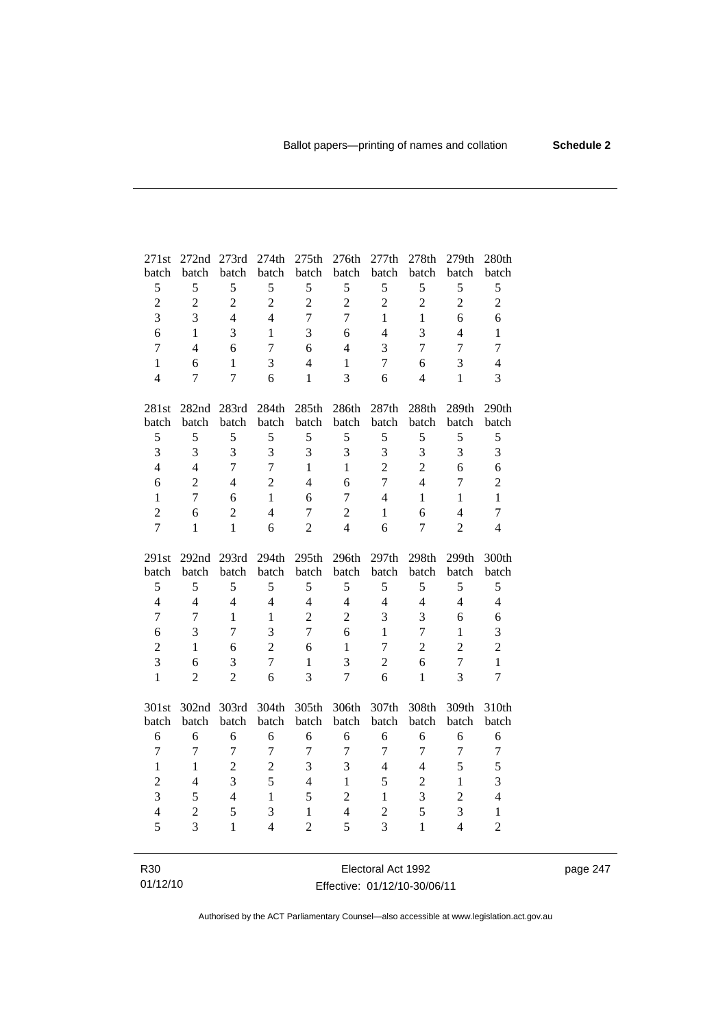| 271st batch | 272nd batch | 273rd batch | 274th batch | 275th batch | 276th batch | 277th batch | 278th batch | 279th batch | 280th batch |
|---|---|---|---|---|---|---|---|---|---|
| 5 | 5 | 5 | 5 | 5 | 5 | 5 | 5 | 5 | 5 |
| 2 | 2 | 2 | 2 | 2 | 2 | 2 | 2 | 2 | 2 |
| 3 | 3 | 4 | 4 | 7 | 7 | 1 | 1 | 6 | 6 |
| 6 | 1 | 3 | 1 | 3 | 6 | 4 | 3 | 4 | 1 |
| 7 | 4 | 6 | 7 | 6 | 4 | 3 | 7 | 7 | 7 |
| 1 | 6 | 1 | 3 | 4 | 1 | 7 | 6 | 3 | 4 |
| 4 | 7 | 7 | 6 | 1 | 3 | 6 | 4 | 1 | 3 |

| 281st batch | 282nd batch | 283rd batch | 284th batch | 285th batch | 286th batch | 287th batch | 288th batch | 289th batch | 290th batch |
|---|---|---|---|---|---|---|---|---|---|
| 5 | 5 | 5 | 5 | 5 | 5 | 5 | 5 | 5 | 5 |
| 3 | 3 | 3 | 3 | 3 | 3 | 3 | 3 | 3 | 3 |
| 4 | 4 | 7 | 7 | 1 | 1 | 2 | 2 | 6 | 6 |
| 6 | 2 | 4 | 2 | 4 | 6 | 7 | 4 | 7 | 2 |
| 1 | 7 | 6 | 1 | 6 | 7 | 4 | 1 | 1 | 1 |
| 2 | 6 | 2 | 4 | 7 | 2 | 1 | 6 | 4 | 7 |
| 7 | 1 | 1 | 6 | 2 | 4 | 6 | 7 | 2 | 4 |

| 291st batch | 292nd batch | 293rd batch | 294th batch | 295th batch | 296th batch | 297th batch | 298th batch | 299th batch | 300th batch |
|---|---|---|---|---|---|---|---|---|---|
| 5 | 5 | 5 | 5 | 5 | 5 | 5 | 5 | 5 | 5 |
| 4 | 4 | 4 | 4 | 4 | 4 | 4 | 4 | 4 | 4 |
| 7 | 7 | 1 | 1 | 2 | 2 | 3 | 3 | 6 | 6 |
| 6 | 3 | 7 | 3 | 7 | 6 | 1 | 7 | 1 | 3 |
| 2 | 1 | 6 | 2 | 6 | 1 | 7 | 2 | 2 | 2 |
| 3 | 6 | 3 | 7 | 1 | 3 | 2 | 6 | 7 | 1 |
| 1 | 2 | 2 | 6 | 3 | 7 | 6 | 1 | 3 | 7 |

| 301st batch | 302nd batch | 303rd batch | 304th batch | 305th batch | 306th batch | 307th batch | 308th batch | 309th batch | 310th batch |
|---|---|---|---|---|---|---|---|---|---|
| 6 | 6 | 6 | 6 | 6 | 6 | 6 | 6 | 6 | 6 |
| 7 | 7 | 7 | 7 | 7 | 7 | 7 | 7 | 7 | 7 |
| 1 | 1 | 2 | 2 | 3 | 3 | 4 | 4 | 5 | 5 |
| 2 | 4 | 3 | 5 | 4 | 1 | 5 | 2 | 1 | 3 |
| 3 | 5 | 4 | 1 | 5 | 2 | 1 | 3 | 2 | 4 |
| 4 | 2 | 5 | 3 | 1 | 4 | 2 | 5 | 3 | 1 |
| 5 | 3 | 1 | 4 | 2 | 5 | 3 | 1 | 4 | 2 |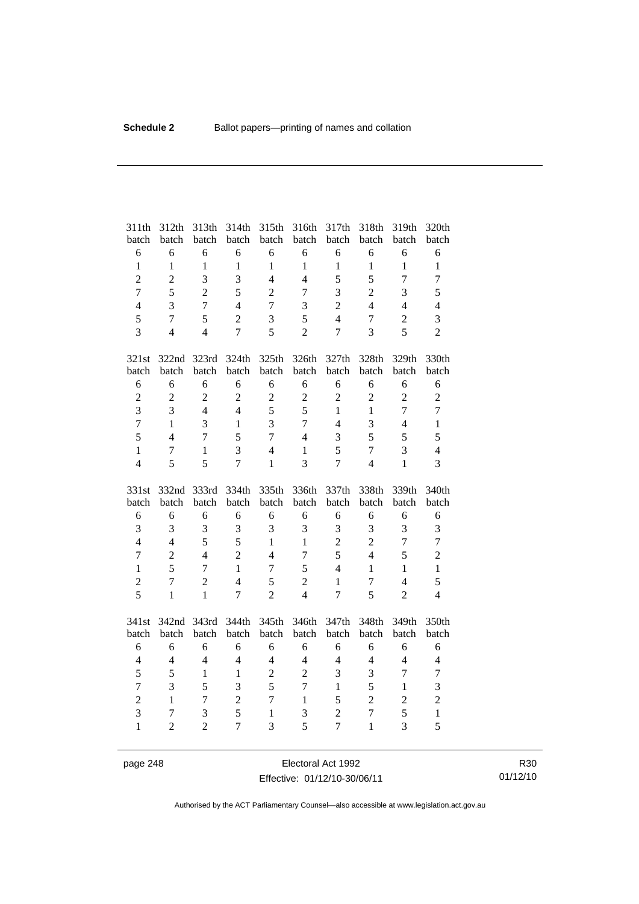| 311th batch | 312th batch | 313th batch | 314th batch | 315th batch | 316th batch | 317th batch | 318th batch | 319th batch | 320th batch |
|---|---|---|---|---|---|---|---|---|---|
| 6 | 6 | 6 | 6 | 6 | 6 | 6 | 6 | 6 | 6 |
| 1 | 1 | 1 | 1 | 1 | 1 | 1 | 1 | 1 | 1 |
| 2 | 2 | 3 | 3 | 4 | 4 | 5 | 5 | 7 | 7 |
| 7 | 5 | 2 | 5 | 2 | 7 | 3 | 2 | 3 | 5 |
| 4 | 3 | 7 | 4 | 7 | 3 | 2 | 4 | 4 | 4 |
| 5 | 7 | 5 | 2 | 3 | 5 | 4 | 7 | 2 | 3 |
| 3 | 4 | 4 | 7 | 5 | 2 | 7 | 3 | 5 | 2 |

| 321st batch | 322nd batch | 323rd batch | 324th batch | 325th batch | 326th batch | 327th batch | 328th batch | 329th batch | 330th batch |
|---|---|---|---|---|---|---|---|---|---|
| 6 | 6 | 6 | 6 | 6 | 6 | 6 | 6 | 6 | 6 |
| 2 | 2 | 2 | 2 | 2 | 2 | 2 | 2 | 2 | 2 |
| 3 | 3 | 4 | 4 | 5 | 5 | 1 | 1 | 7 | 7 |
| 7 | 1 | 3 | 1 | 3 | 7 | 4 | 3 | 4 | 1 |
| 5 | 4 | 7 | 5 | 7 | 4 | 3 | 5 | 5 | 5 |
| 1 | 7 | 1 | 3 | 4 | 1 | 5 | 7 | 3 | 4 |
| 4 | 5 | 5 | 7 | 1 | 3 | 7 | 4 | 1 | 3 |

| 331st batch | 332nd batch | 333rd batch | 334th batch | 335th batch | 336th batch | 337th batch | 338th batch | 339th batch | 340th batch |
|---|---|---|---|---|---|---|---|---|---|
| 6 | 6 | 6 | 6 | 6 | 6 | 6 | 6 | 6 | 6 |
| 3 | 3 | 3 | 3 | 3 | 3 | 3 | 3 | 3 | 3 |
| 4 | 4 | 5 | 5 | 1 | 1 | 2 | 2 | 7 | 7 |
| 7 | 2 | 4 | 2 | 4 | 7 | 5 | 4 | 5 | 2 |
| 1 | 5 | 7 | 1 | 7 | 5 | 4 | 1 | 1 | 1 |
| 2 | 7 | 2 | 4 | 5 | 2 | 1 | 7 | 4 | 5 |
| 5 | 1 | 1 | 7 | 2 | 4 | 7 | 5 | 2 | 4 |

| 341st batch | 342nd batch | 343rd batch | 344th batch | 345th batch | 346th batch | 347th batch | 348th batch | 349th batch | 350th batch |
|---|---|---|---|---|---|---|---|---|---|
| 6 | 6 | 6 | 6 | 6 | 6 | 6 | 6 | 6 | 6 |
| 4 | 4 | 4 | 4 | 4 | 4 | 4 | 4 | 4 | 4 |
| 5 | 5 | 1 | 1 | 2 | 2 | 3 | 3 | 7 | 7 |
| 7 | 3 | 5 | 3 | 5 | 7 | 1 | 5 | 1 | 3 |
| 2 | 1 | 7 | 2 | 7 | 1 | 5 | 2 | 2 | 2 |
| 3 | 7 | 3 | 5 | 1 | 3 | 2 | 7 | 5 | 1 |
| 1 | 2 | 2 | 7 | 3 | 5 | 7 | 1 | 3 | 5 |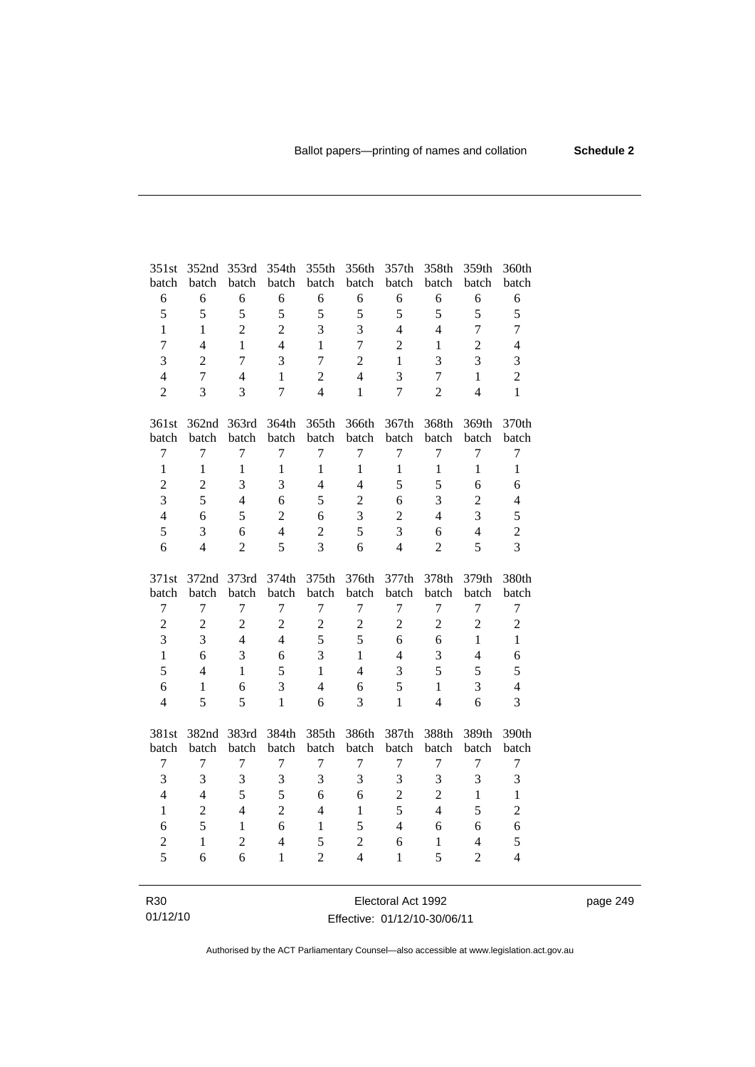| 351st batch | 352nd batch | 353rd batch | 354th batch | 355th batch | 356th batch | 357th batch | 358th batch | 359th batch | 360th batch |
|---|---|---|---|---|---|---|---|---|---|
| 6 | 6 | 6 | 6 | 6 | 6 | 6 | 6 | 6 | 6 |
| 5 | 5 | 5 | 5 | 5 | 5 | 5 | 5 | 5 | 5 |
| 1 | 1 | 2 | 2 | 3 | 3 | 4 | 4 | 7 | 7 |
| 7 | 4 | 1 | 4 | 1 | 7 | 2 | 1 | 2 | 4 |
| 3 | 2 | 7 | 3 | 7 | 2 | 1 | 3 | 3 | 3 |
| 4 | 7 | 4 | 1 | 2 | 4 | 3 | 7 | 1 | 2 |
| 2 | 3 | 3 | 7 | 4 | 1 | 7 | 2 | 4 | 1 |

| 361st batch | 362nd batch | 363rd batch | 364th batch | 365th batch | 366th batch | 367th batch | 368th batch | 369th batch | 370th batch |
|---|---|---|---|---|---|---|---|---|---|
| 7 | 7 | 7 | 7 | 7 | 7 | 7 | 7 | 7 | 7 |
| 1 | 1 | 1 | 1 | 1 | 1 | 1 | 1 | 1 | 1 |
| 2 | 2 | 3 | 3 | 4 | 4 | 5 | 5 | 6 | 6 |
| 3 | 5 | 4 | 6 | 5 | 2 | 6 | 3 | 2 | 4 |
| 4 | 6 | 5 | 2 | 6 | 3 | 2 | 4 | 3 | 5 |
| 5 | 3 | 6 | 4 | 2 | 5 | 3 | 6 | 4 | 2 |
| 6 | 4 | 2 | 5 | 3 | 6 | 4 | 2 | 5 | 3 |

| 371st batch | 372nd batch | 373rd batch | 374th batch | 375th batch | 376th batch | 377th batch | 378th batch | 379th batch | 380th batch |
|---|---|---|---|---|---|---|---|---|---|
| 7 | 7 | 7 | 7 | 7 | 7 | 7 | 7 | 7 | 7 |
| 2 | 2 | 2 | 2 | 2 | 2 | 2 | 2 | 2 | 2 |
| 3 | 3 | 4 | 4 | 5 | 5 | 6 | 6 | 1 | 1 |
| 1 | 6 | 3 | 6 | 3 | 1 | 4 | 3 | 4 | 6 |
| 5 | 4 | 1 | 5 | 1 | 4 | 3 | 5 | 5 | 5 |
| 6 | 1 | 6 | 3 | 4 | 6 | 5 | 1 | 3 | 4 |
| 4 | 5 | 5 | 1 | 6 | 3 | 1 | 4 | 6 | 3 |

| 381st batch | 382nd batch | 383rd batch | 384th batch | 385th batch | 386th batch | 387th batch | 388th batch | 389th batch | 390th batch |
|---|---|---|---|---|---|---|---|---|---|
| 7 | 7 | 7 | 7 | 7 | 7 | 7 | 7 | 7 | 7 |
| 3 | 3 | 3 | 3 | 3 | 3 | 3 | 3 | 3 | 3 |
| 4 | 4 | 5 | 5 | 6 | 6 | 2 | 2 | 1 | 1 |
| 1 | 2 | 4 | 2 | 4 | 1 | 5 | 4 | 5 | 2 |
| 6 | 5 | 1 | 6 | 1 | 5 | 4 | 6 | 6 | 6 |
| 2 | 1 | 2 | 4 | 5 | 2 | 6 | 1 | 4 | 5 |
| 5 | 6 | 6 | 1 | 2 | 4 | 1 | 5 | 2 | 4 |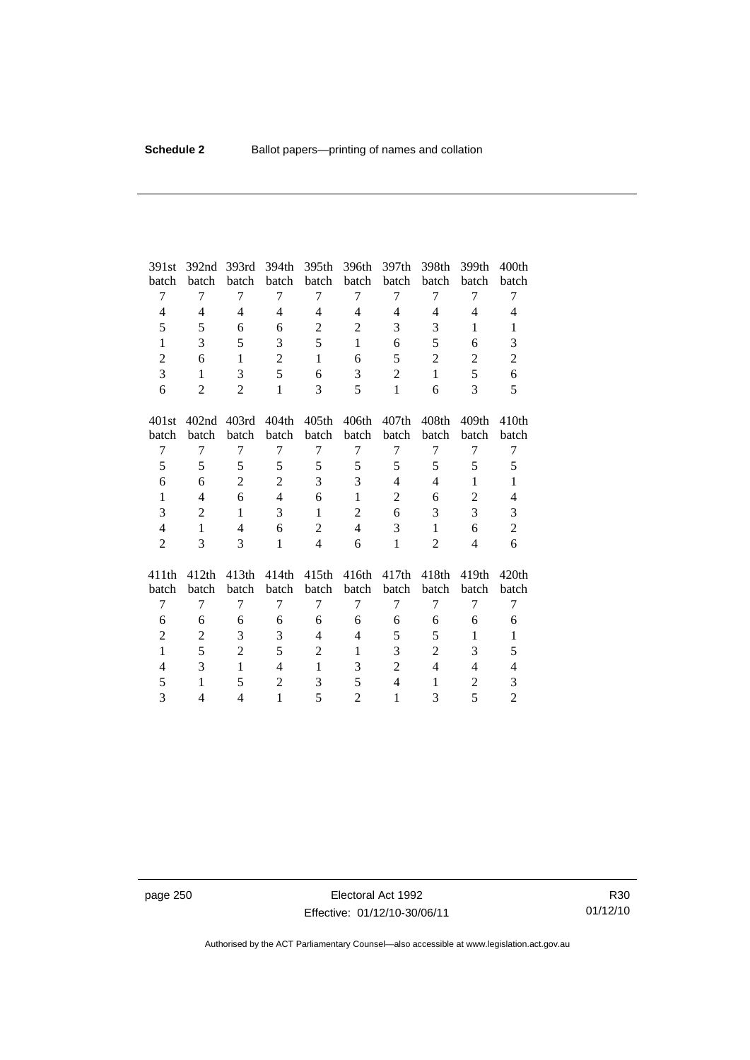| 391st batch | 392nd batch | 393rd batch | 394th batch | 395th batch | 396th batch | 397th batch | 398th batch | 399th batch | 400th batch |
|---|---|---|---|---|---|---|---|---|---|
| 7 | 7 | 7 | 7 | 7 | 7 | 7 | 7 | 7 | 7 |
| 4 | 4 | 4 | 4 | 4 | 4 | 4 | 4 | 4 | 4 |
| 5 | 5 | 6 | 6 | 2 | 2 | 3 | 3 | 1 | 1 |
| 1 | 3 | 5 | 3 | 5 | 1 | 6 | 5 | 6 | 3 |
| 2 | 6 | 1 | 2 | 1 | 6 | 5 | 2 | 2 | 2 |
| 3 | 1 | 3 | 5 | 6 | 3 | 2 | 1 | 5 | 6 |
| 6 | 2 | 2 | 1 | 3 | 5 | 1 | 6 | 3 | 5 |

| 401st batch | 402nd batch | 403rd batch | 404th batch | 405th batch | 406th batch | 407th batch | 408th batch | 409th batch | 410th batch |
|---|---|---|---|---|---|---|---|---|---|
| 7 | 7 | 7 | 7 | 7 | 7 | 7 | 7 | 7 | 7 |
| 5 | 5 | 5 | 5 | 5 | 5 | 5 | 5 | 5 | 5 |
| 6 | 6 | 2 | 2 | 3 | 3 | 4 | 4 | 1 | 1 |
| 1 | 4 | 6 | 4 | 6 | 1 | 2 | 6 | 2 | 4 |
| 3 | 2 | 1 | 3 | 1 | 2 | 6 | 3 | 3 | 3 |
| 4 | 1 | 4 | 6 | 2 | 4 | 3 | 1 | 6 | 2 |
| 2 | 3 | 3 | 1 | 4 | 6 | 1 | 2 | 4 | 6 |

| 411th batch | 412th batch | 413th batch | 414th batch | 415th batch | 416th batch | 417th batch | 418th batch | 419th batch | 420th batch |
|---|---|---|---|---|---|---|---|---|---|
| 7 | 7 | 7 | 7 | 7 | 7 | 7 | 7 | 7 | 7 |
| 6 | 6 | 6 | 6 | 6 | 6 | 6 | 6 | 6 | 6 |
| 2 | 2 | 3 | 3 | 4 | 4 | 5 | 5 | 1 | 1 |
| 1 | 5 | 2 | 5 | 2 | 1 | 3 | 2 | 3 | 5 |
| 4 | 3 | 1 | 4 | 1 | 3 | 2 | 4 | 4 | 4 |
| 5 | 1 | 5 | 2 | 3 | 5 | 4 | 1 | 2 | 3 |
| 3 | 4 | 4 | 1 | 5 | 2 | 1 | 3 | 5 | 2 |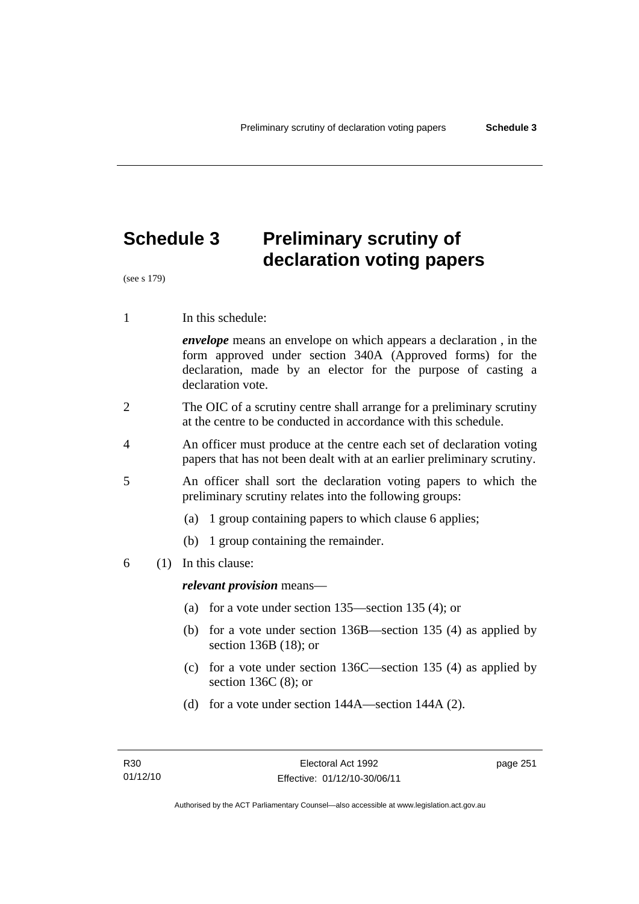# Schedule 3 Preliminary scrutiny of declaration voting papers

(see s 179)

1 In this schedule:

***envelope*** means an envelope on which appears a declaration , in the form approved under section 340A (Approved forms) for the declaration, made by an elector for the purpose of casting a declaration vote.

2 The OIC of a scrutiny centre shall arrange for a preliminary scrutiny at the centre to be conducted in accordance with this schedule.

4 An officer must produce at the centre each set of declaration voting papers that has not been dealt with at an earlier preliminary scrutiny.

5 An officer shall sort the declaration voting papers to which the preliminary scrutiny relates into the following groups:

(a) 1 group containing papers to which clause 6 applies;

(b) 1 group containing the remainder.

6 (1) In this clause:

***relevant provision*** means—

(a) for a vote under section 135—section 135 (4); or

(b) for a vote under section 136B—section 135 (4) as applied by section 136B (18); or

(c) for a vote under section 136C—section 135 (4) as applied by section 136C (8); or

(d) for a vote under section 144A—section 144A (2).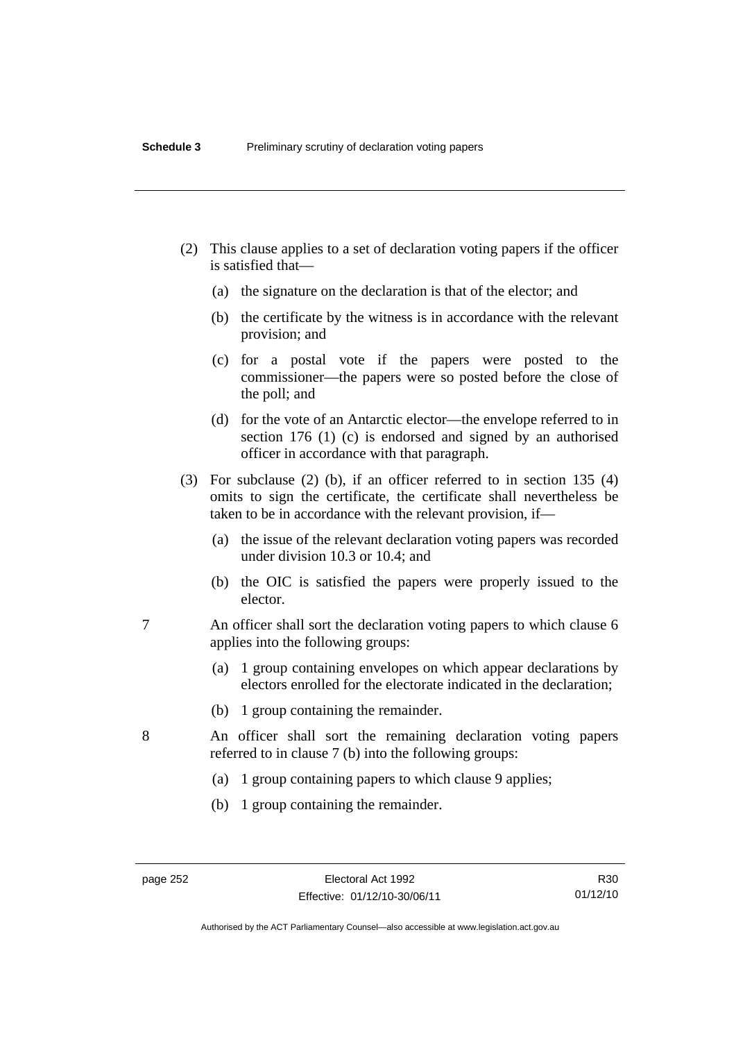(2) This clause applies to a set of declaration voting papers if the officer is satisfied that—

(a) the signature on the declaration is that of the elector; and

(b) the certificate by the witness is in accordance with the relevant provision; and

(c) for a postal vote if the papers were posted to the commissioner—the papers were so posted before the close of the poll; and

(d) for the vote of an Antarctic elector—the envelope referred to in section 176 (1) (c) is endorsed and signed by an authorised officer in accordance with that paragraph.

(3) For subclause (2) (b), if an officer referred to in section 135 (4) omits to sign the certificate, the certificate shall nevertheless be taken to be in accordance with the relevant provision, if—

(a) the issue of the relevant declaration voting papers was recorded under division 10.3 or 10.4; and

(b) the OIC is satisfied the papers were properly issued to the elector.

7 An officer shall sort the declaration voting papers to which clause 6 applies into the following groups:

(a) 1 group containing envelopes on which appear declarations by electors enrolled for the electorate indicated in the declaration;

(b) 1 group containing the remainder.

8 An officer shall sort the remaining declaration voting papers referred to in clause 7 (b) into the following groups:

(a) 1 group containing papers to which clause 9 applies;

(b) 1 group containing the remainder.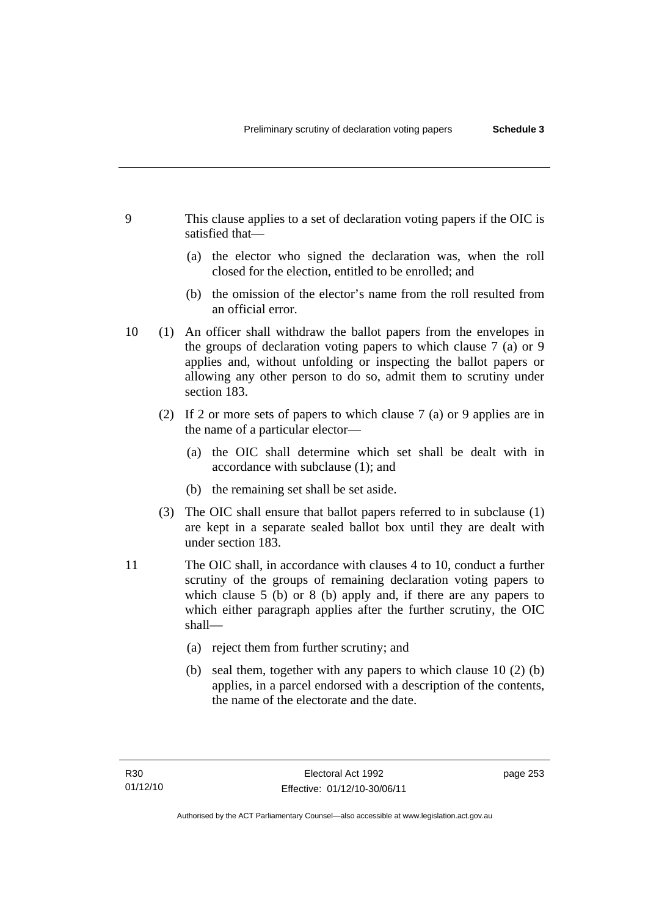9 This clause applies to a set of declaration voting papers if the OIC is satisfied that—

(a) the elector who signed the declaration was, when the roll closed for the election, entitled to be enrolled; and

(b) the omission of the elector's name from the roll resulted from an official error.

10 (1) An officer shall withdraw the ballot papers from the envelopes in the groups of declaration voting papers to which clause 7 (a) or 9 applies and, without unfolding or inspecting the ballot papers or allowing any other person to do so, admit them to scrutiny under section 183.

(2) If 2 or more sets of papers to which clause 7 (a) or 9 applies are in the name of a particular elector—

(a) the OIC shall determine which set shall be dealt with in accordance with subclause (1); and

(b) the remaining set shall be set aside.

(3) The OIC shall ensure that ballot papers referred to in subclause (1) are kept in a separate sealed ballot box until they are dealt with under section 183.

11 The OIC shall, in accordance with clauses 4 to 10, conduct a further scrutiny of the groups of remaining declaration voting papers to which clause 5 (b) or 8 (b) apply and, if there are any papers to which either paragraph applies after the further scrutiny, the OIC shall—

(a) reject them from further scrutiny; and

(b) seal them, together with any papers to which clause 10 (2) (b) applies, in a parcel endorsed with a description of the contents, the name of the electorate and the date.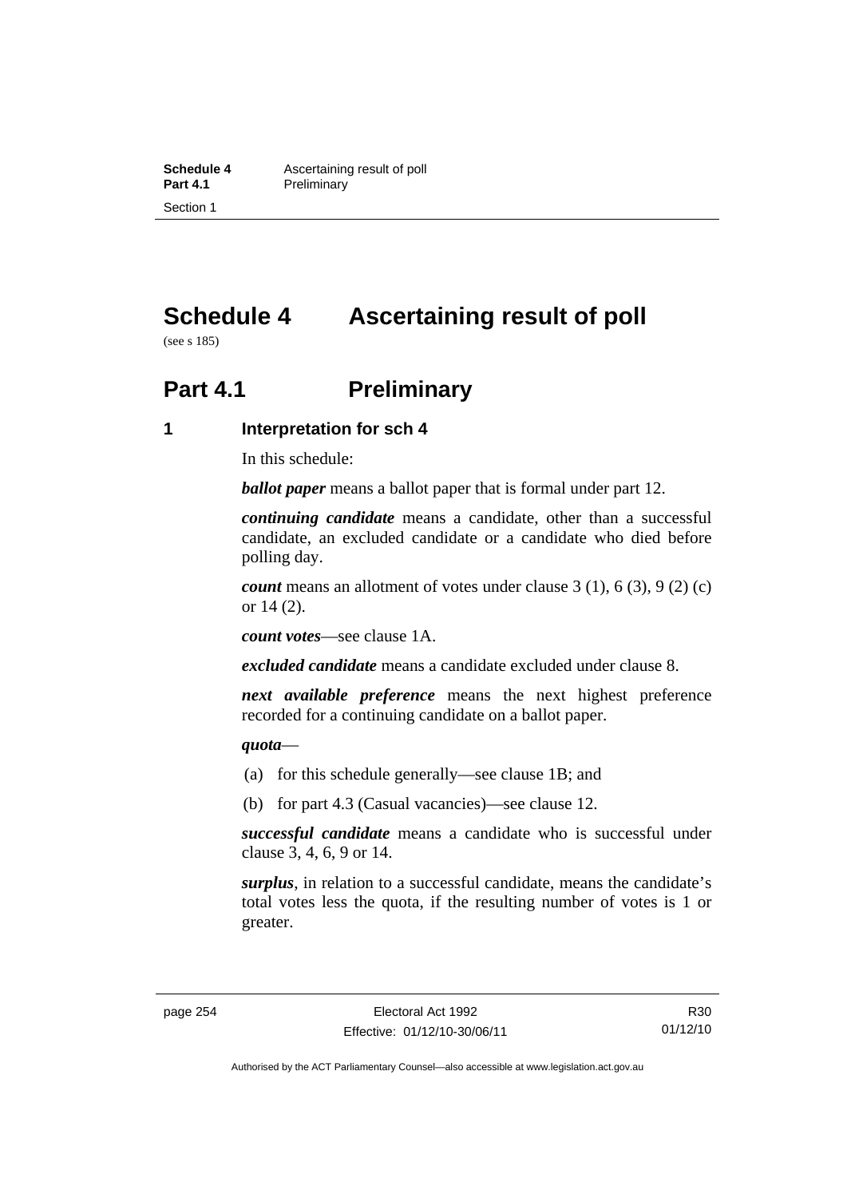# Schedule 4 Ascertaining result of poll

(see s 185)

## Part 4.1 Preliminary

### 1 Interpretation for sch 4

In this schedule:

***ballot paper*** means a ballot paper that is formal under part 12.

***continuing candidate*** means a candidate, other than a successful candidate, an excluded candidate or a candidate who died before polling day.

***count*** means an allotment of votes under clause 3 (1), 6 (3), 9 (2) (c) or 14 (2).

***count votes***—see clause 1A.

***excluded candidate*** means a candidate excluded under clause 8.

***next available preference*** means the next highest preference recorded for a continuing candidate on a ballot paper.

***quota***—

(a) for this schedule generally—see clause 1B; and

(b) for part 4.3 (Casual vacancies)—see clause 12.

***successful candidate*** means a candidate who is successful under clause 3, 4, 6, 9 or 14.

***surplus***, in relation to a successful candidate, means the candidate's total votes less the quota, if the resulting number of votes is 1 or greater.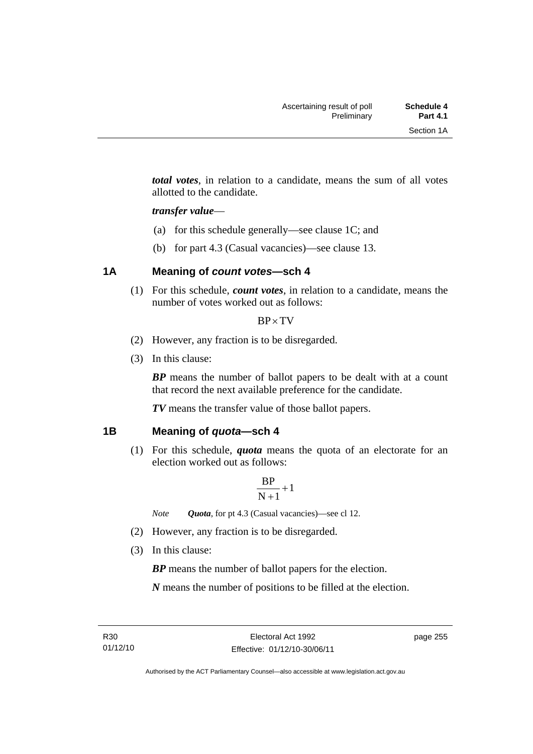***total votes***, in relation to a candidate, means the sum of all votes allotted to the candidate.

***transfer value***—

(a) for this schedule generally—see clause 1C; and

(b) for part 4.3 (Casual vacancies)—see clause 13.

## 1A Meaning of *count votes*—sch 4

(1) For this schedule, ***count votes***, in relation to a candidate, means the number of votes worked out as follows:

$$BP \times TV$$

(2) However, any fraction is to be disregarded.

(3) In this clause:

***BP*** means the number of ballot papers to be dealt with at a count that record the next available preference for the candidate.

***TV*** means the transfer value of those ballot papers.

## 1B Meaning of *quota*—sch 4

(1) For this schedule, ***quota*** means the quota of an electorate for an election worked out as follows:

$$\frac{BP}{N+1}+1$$

*Note* ***Quota***, for pt 4.3 (Casual vacancies)—see cl 12.

(2) However, any fraction is to be disregarded.

(3) In this clause:

***BP*** means the number of ballot papers for the election.

***N*** means the number of positions to be filled at the election.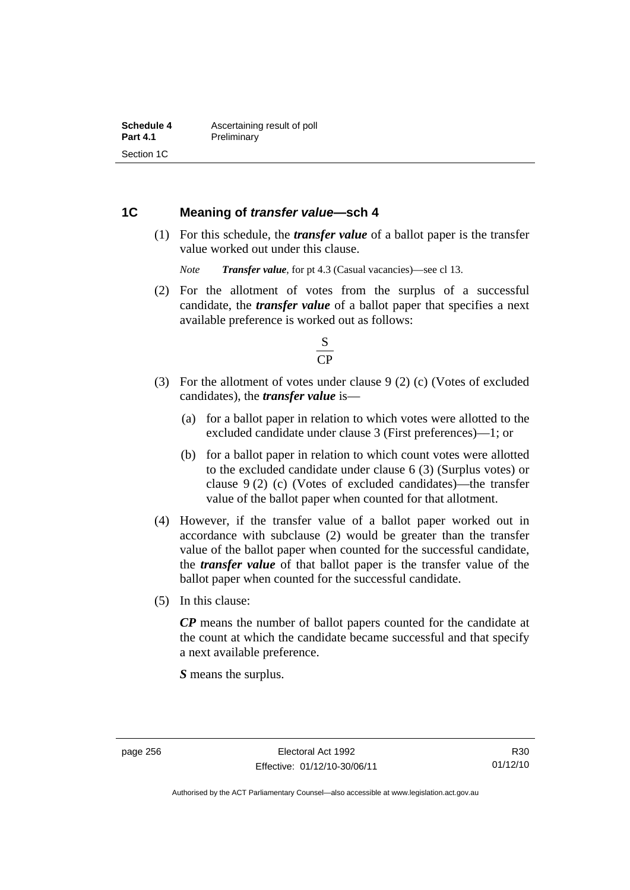## 1C Meaning of *transfer value*—sch 4

(1) For this schedule, the ***transfer value*** of a ballot paper is the transfer value worked out under this clause.

*Note* ***Transfer value***, for pt 4.3 (Casual vacancies)—see cl 13.

(2) For the allotment of votes from the surplus of a successful candidate, the ***transfer value*** of a ballot paper that specifies a next available preference is worked out as follows:

$$\frac{S}{CP}$$

(3) For the allotment of votes under clause 9 (2) (c) (Votes of excluded candidates), the ***transfer value*** is—

(a) for a ballot paper in relation to which votes were allotted to the excluded candidate under clause 3 (First preferences)—1; or

(b) for a ballot paper in relation to which count votes were allotted to the excluded candidate under clause 6 (3) (Surplus votes) or clause 9 (2) (c) (Votes of excluded candidates)—the transfer value of the ballot paper when counted for that allotment.

(4) However, if the transfer value of a ballot paper worked out in accordance with subclause (2) would be greater than the transfer value of the ballot paper when counted for the successful candidate, the ***transfer value*** of that ballot paper is the transfer value of the ballot paper when counted for the successful candidate.

(5) In this clause:

***CP*** means the number of ballot papers counted for the candidate at the count at which the candidate became successful and that specify a next available preference.

***S*** means the surplus.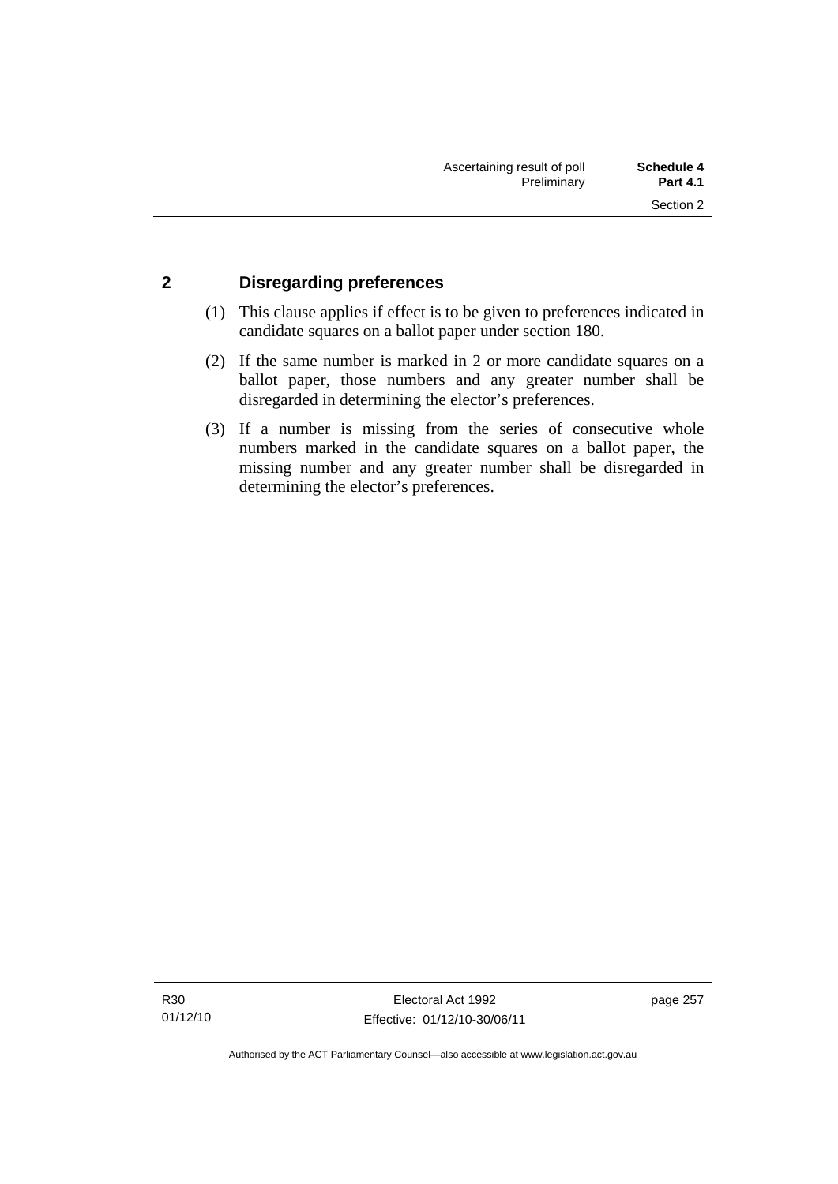## 2 Disregarding preferences

(1) This clause applies if effect is to be given to preferences indicated in candidate squares on a ballot paper under section 180.

(2) If the same number is marked in 2 or more candidate squares on a ballot paper, those numbers and any greater number shall be disregarded in determining the elector's preferences.

(3) If a number is missing from the series of consecutive whole numbers marked in the candidate squares on a ballot paper, the missing number and any greater number shall be disregarded in determining the elector's preferences.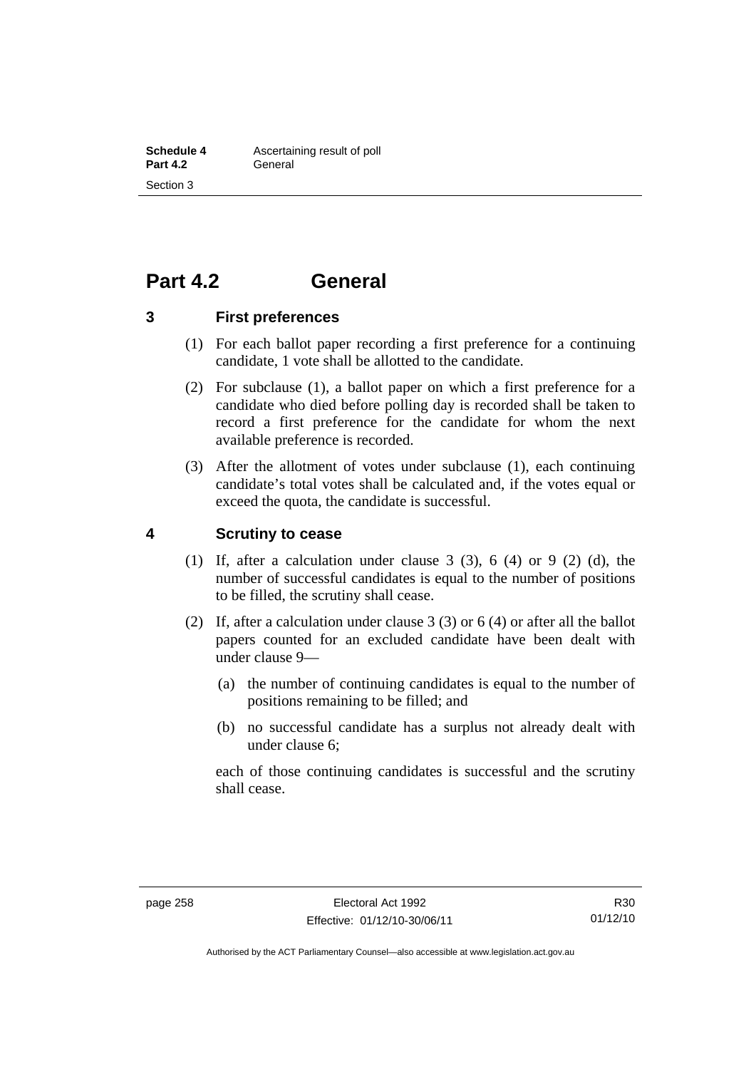# Part 4.2 General

## 3 First preferences

(1) For each ballot paper recording a first preference for a continuing candidate, 1 vote shall be allotted to the candidate.

(2) For subclause (1), a ballot paper on which a first preference for a candidate who died before polling day is recorded shall be taken to record a first preference for the candidate for whom the next available preference is recorded.

(3) After the allotment of votes under subclause (1), each continuing candidate's total votes shall be calculated and, if the votes equal or exceed the quota, the candidate is successful.

## 4 Scrutiny to cease

(1) If, after a calculation under clause 3 (3), 6 (4) or 9 (2) (d), the number of successful candidates is equal to the number of positions to be filled, the scrutiny shall cease.

(2) If, after a calculation under clause 3 (3) or 6 (4) or after all the ballot papers counted for an excluded candidate have been dealt with under clause 9—

(a) the number of continuing candidates is equal to the number of positions remaining to be filled; and

(b) no successful candidate has a surplus not already dealt with under clause 6;

each of those continuing candidates is successful and the scrutiny shall cease.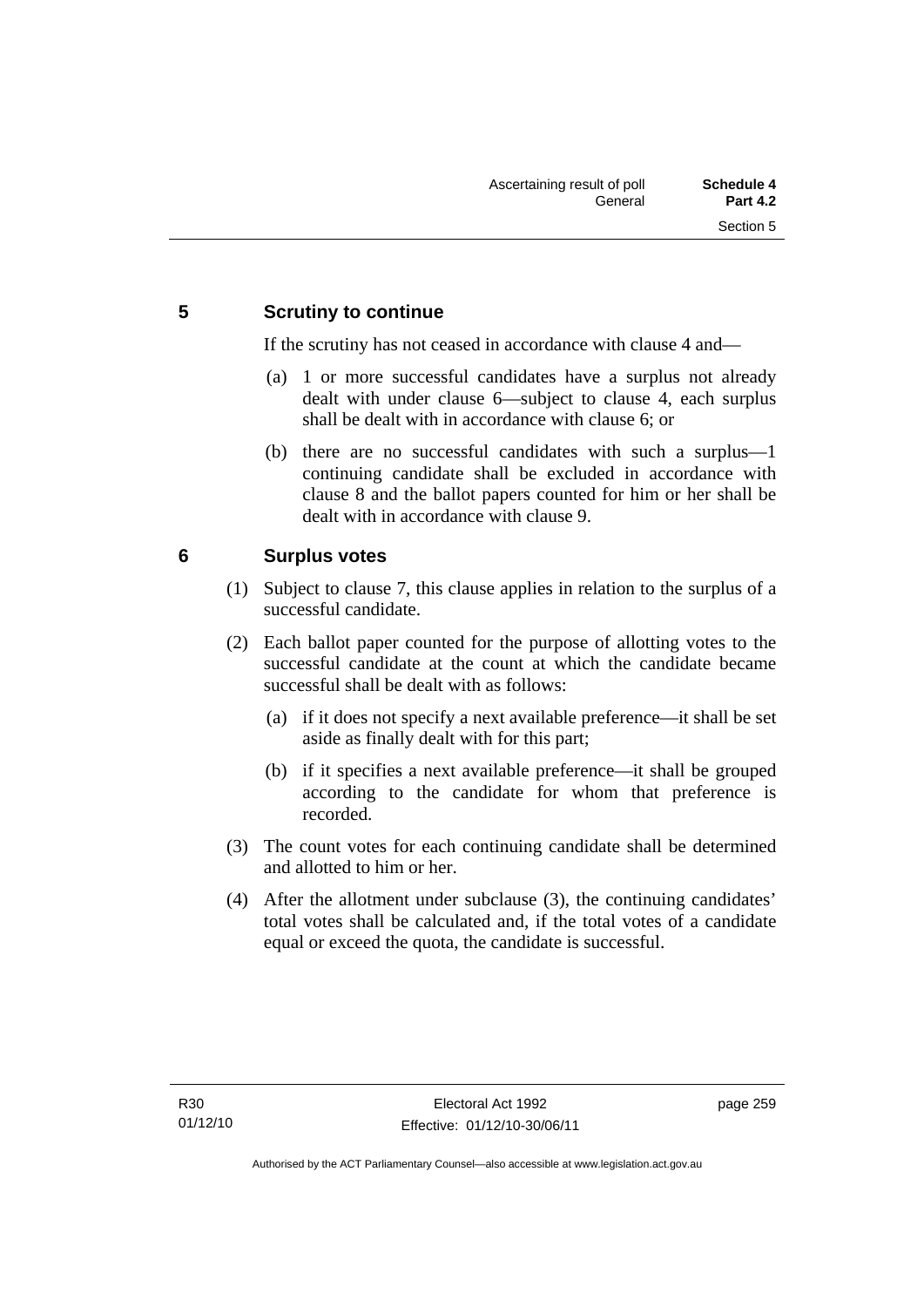## 5 Scrutiny to continue

If the scrutiny has not ceased in accordance with clause 4 and—

(a) 1 or more successful candidates have a surplus not already dealt with under clause 6—subject to clause 4, each surplus shall be dealt with in accordance with clause 6; or

(b) there are no successful candidates with such a surplus—1 continuing candidate shall be excluded in accordance with clause 8 and the ballot papers counted for him or her shall be dealt with in accordance with clause 9.

## 6 Surplus votes

(1) Subject to clause 7, this clause applies in relation to the surplus of a successful candidate.

(2) Each ballot paper counted for the purpose of allotting votes to the successful candidate at the count at which the candidate became successful shall be dealt with as follows:

(a) if it does not specify a next available preference—it shall be set aside as finally dealt with for this part;

(b) if it specifies a next available preference—it shall be grouped according to the candidate for whom that preference is recorded.

(3) The count votes for each continuing candidate shall be determined and allotted to him or her.

(4) After the allotment under subclause (3), the continuing candidates' total votes shall be calculated and, if the total votes of a candidate equal or exceed the quota, the candidate is successful.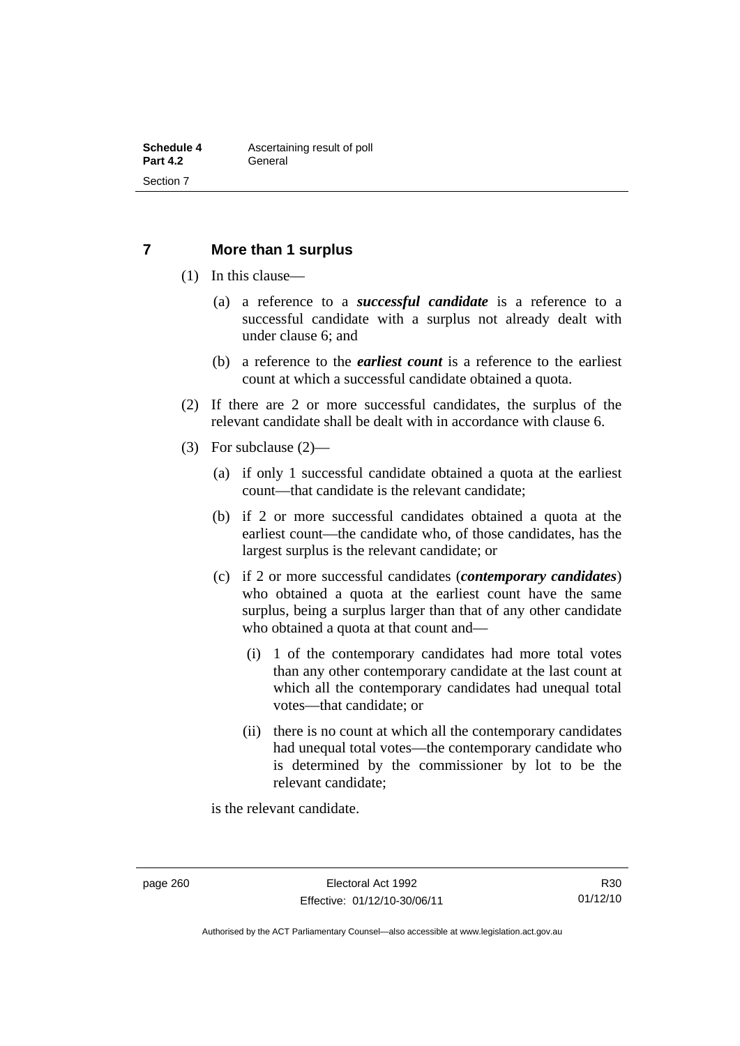## 7 More than 1 surplus

(1) In this clause—

(a) a reference to a ***successful candidate*** is a reference to a successful candidate with a surplus not already dealt with under clause 6; and

(b) a reference to the ***earliest count*** is a reference to the earliest count at which a successful candidate obtained a quota.

(2) If there are 2 or more successful candidates, the surplus of the relevant candidate shall be dealt with in accordance with clause 6.

(3) For subclause (2)—

(a) if only 1 successful candidate obtained a quota at the earliest count—that candidate is the relevant candidate;

(b) if 2 or more successful candidates obtained a quota at the earliest count—the candidate who, of those candidates, has the largest surplus is the relevant candidate; or

(c) if 2 or more successful candidates (***contemporary candidates***) who obtained a quota at the earliest count have the same surplus, being a surplus larger than that of any other candidate who obtained a quota at that count and—

(i) 1 of the contemporary candidates had more total votes than any other contemporary candidate at the last count at which all the contemporary candidates had unequal total votes—that candidate; or

(ii) there is no count at which all the contemporary candidates had unequal total votes—the contemporary candidate who is determined by the commissioner by lot to be the relevant candidate;

is the relevant candidate.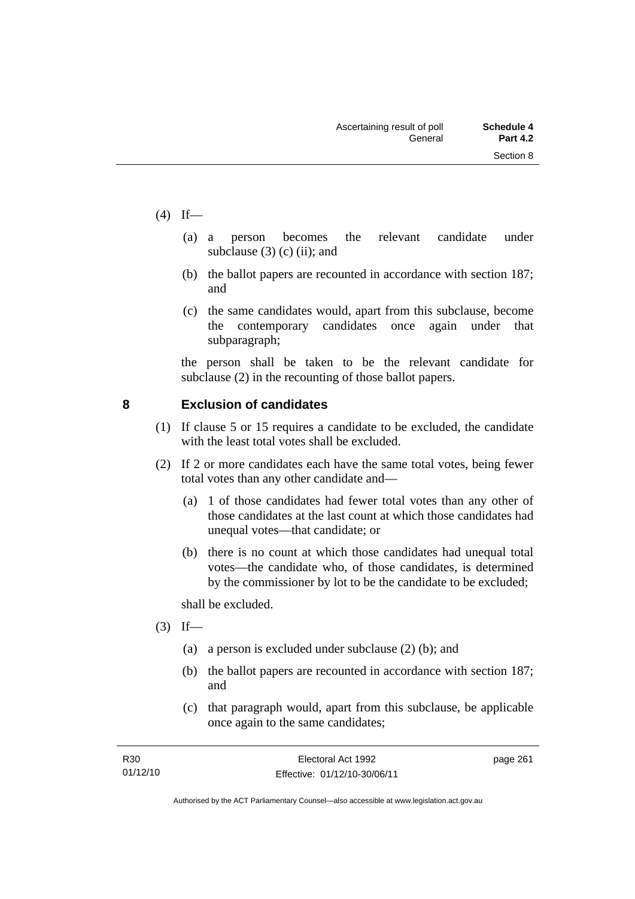(4) If—

(a) a person becomes the relevant candidate under subclause (3) (c) (ii); and

(b) the ballot papers are recounted in accordance with section 187; and

(c) the same candidates would, apart from this subclause, become the contemporary candidates once again under that subparagraph;

the person shall be taken to be the relevant candidate for subclause (2) in the recounting of those ballot papers.

## 8 Exclusion of candidates

(1) If clause 5 or 15 requires a candidate to be excluded, the candidate with the least total votes shall be excluded.

(2) If 2 or more candidates each have the same total votes, being fewer total votes than any other candidate and—

(a) 1 of those candidates had fewer total votes than any other of those candidates at the last count at which those candidates had unequal votes—that candidate; or

(b) there is no count at which those candidates had unequal total votes—the candidate who, of those candidates, is determined by the commissioner by lot to be the candidate to be excluded;

shall be excluded.

(3) If—

(a) a person is excluded under subclause (2) (b); and

(b) the ballot papers are recounted in accordance with section 187; and

(c) that paragraph would, apart from this subclause, be applicable once again to the same candidates;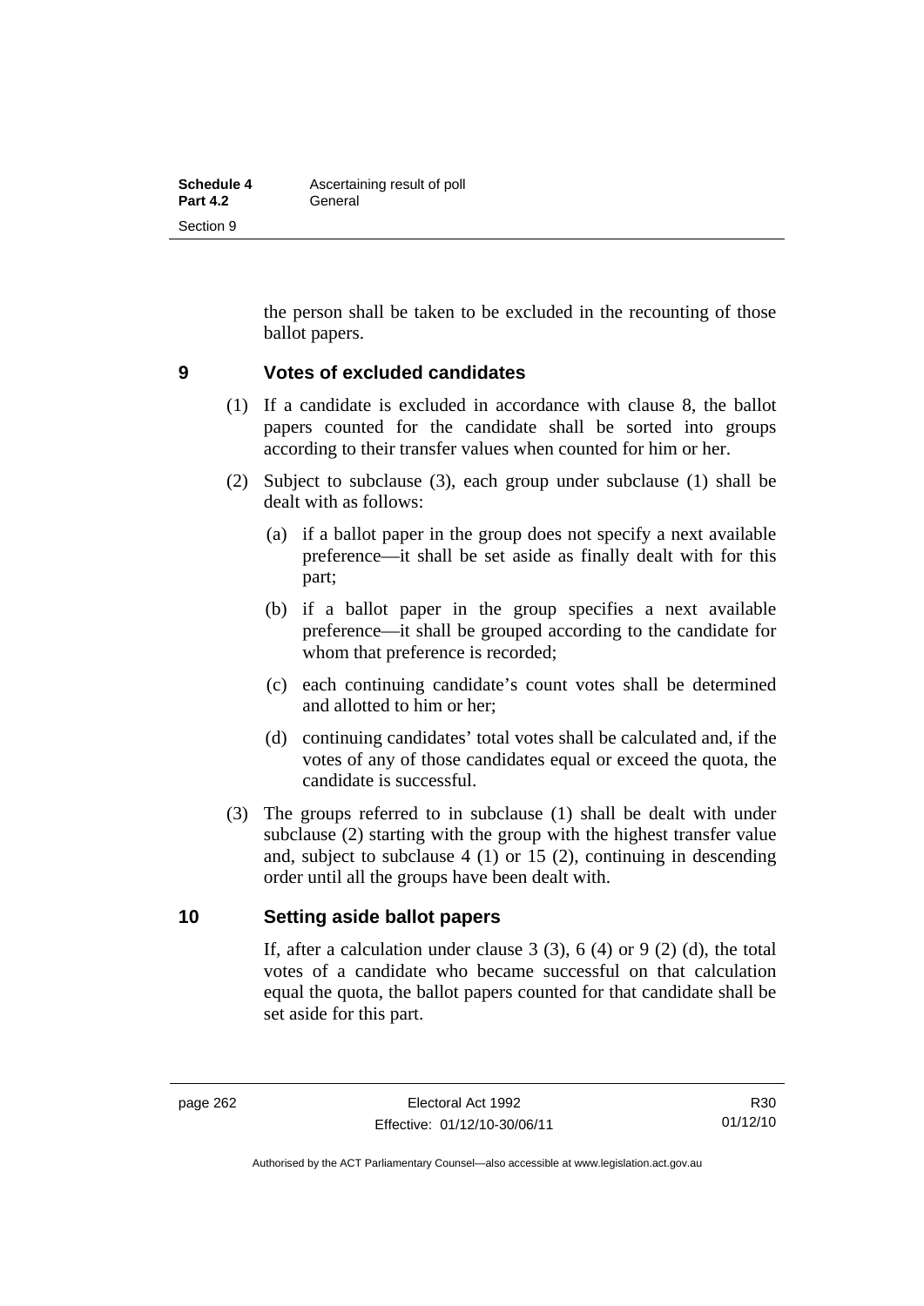the person shall be taken to be excluded in the recounting of those ballot papers.

## 9 Votes of excluded candidates

(1) If a candidate is excluded in accordance with clause 8, the ballot papers counted for the candidate shall be sorted into groups according to their transfer values when counted for him or her.

(2) Subject to subclause (3), each group under subclause (1) shall be dealt with as follows:

(a) if a ballot paper in the group does not specify a next available preference—it shall be set aside as finally dealt with for this part;

(b) if a ballot paper in the group specifies a next available preference—it shall be grouped according to the candidate for whom that preference is recorded;

(c) each continuing candidate's count votes shall be determined and allotted to him or her;

(d) continuing candidates' total votes shall be calculated and, if the votes of any of those candidates equal or exceed the quota, the candidate is successful.

(3) The groups referred to in subclause (1) shall be dealt with under subclause (2) starting with the group with the highest transfer value and, subject to subclause 4 (1) or 15 (2), continuing in descending order until all the groups have been dealt with.

## 10 Setting aside ballot papers

If, after a calculation under clause 3 (3), 6 (4) or 9 (2) (d), the total votes of a candidate who became successful on that calculation equal the quota, the ballot papers counted for that candidate shall be set aside for this part.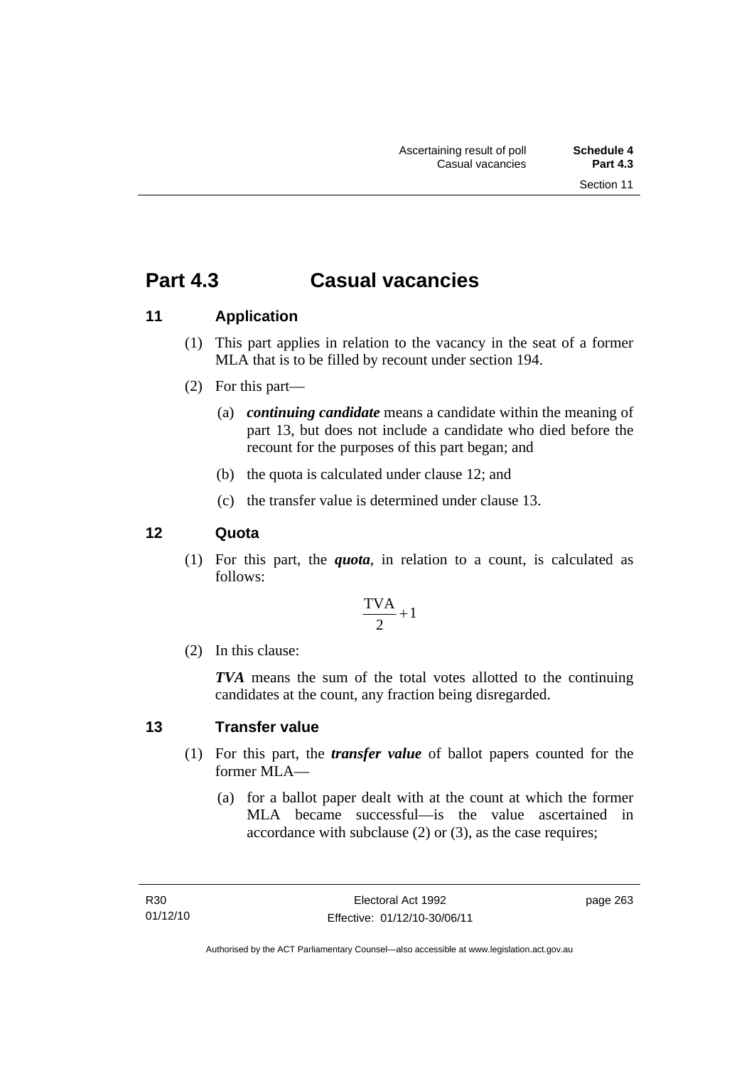# Part 4.3 Casual vacancies

## 11 Application

(1) This part applies in relation to the vacancy in the seat of a former MLA that is to be filled by recount under section 194.

(2) For this part—

(a) ***continuing candidate*** means a candidate within the meaning of part 13, but does not include a candidate who died before the recount for the purposes of this part began; and

(b) the quota is calculated under clause 12; and

(c) the transfer value is determined under clause 13.

## 12 Quota

(1) For this part, the ***quota***, in relation to a count, is calculated as follows:

$$\frac{\text{TVA}}{2}+1$$

(2) In this clause:

***TVA*** means the sum of the total votes allotted to the continuing candidates at the count, any fraction being disregarded.

## 13 Transfer value

(1) For this part, the ***transfer value*** of ballot papers counted for the former MLA—

(a) for a ballot paper dealt with at the count at which the former MLA became successful—is the value ascertained in accordance with subclause (2) or (3), as the case requires;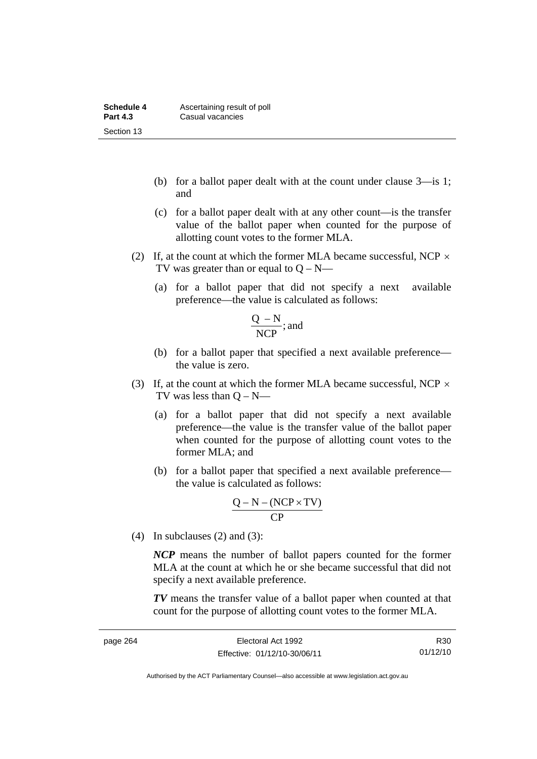(b) for a ballot paper dealt with at the count under clause 3—is 1; and

(c) for a ballot paper dealt with at any other count—is the transfer value of the ballot paper when counted for the purpose of allotting count votes to the former MLA.

(2) If, at the count at which the former MLA became successful, NCP $\times$ TV was greater than or equal to Q – N—

(a) for a ballot paper that did not specify a next available preference—the value is calculated as follows:

$$\frac{Q - N}{NCP}; \text{ and}$$

(b) for a ballot paper that specified a next available preference—the value is zero.

(3) If, at the count at which the former MLA became successful, NCP $\times$ TV was less than Q – N—

(a) for a ballot paper that did not specify a next available preference—the value is the transfer value of the ballot paper when counted for the purpose of allotting count votes to the former MLA; and

(b) for a ballot paper that specified a next available preference—the value is calculated as follows:

$$\frac{Q - N - (NCP \times TV)}{CP}$$

(4) In subclauses (2) and (3):

***NCP*** means the number of ballot papers counted for the former MLA at the count at which he or she became successful that did not specify a next available preference.

***TV*** means the transfer value of a ballot paper when counted at that count for the purpose of allotting count votes to the former MLA.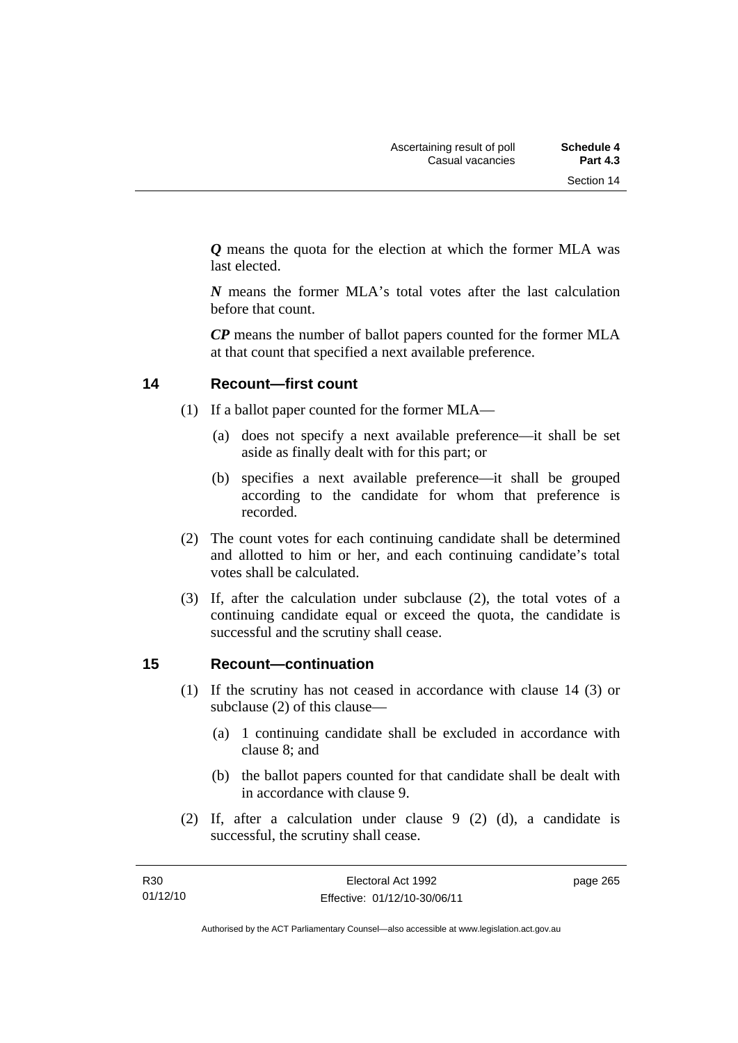***Q*** means the quota for the election at which the former MLA was last elected.

***N*** means the former MLA's total votes after the last calculation before that count.

***CP*** means the number of ballot papers counted for the former MLA at that count that specified a next available preference.

## 14 Recount—first count

(1) If a ballot paper counted for the former MLA—

(a) does not specify a next available preference—it shall be set aside as finally dealt with for this part; or

(b) specifies a next available preference—it shall be grouped according to the candidate for whom that preference is recorded.

(2) The count votes for each continuing candidate shall be determined and allotted to him or her, and each continuing candidate's total votes shall be calculated.

(3) If, after the calculation under subclause (2), the total votes of a continuing candidate equal or exceed the quota, the candidate is successful and the scrutiny shall cease.

## 15 Recount—continuation

(1) If the scrutiny has not ceased in accordance with clause 14 (3) or subclause (2) of this clause—

(a) 1 continuing candidate shall be excluded in accordance with clause 8; and

(b) the ballot papers counted for that candidate shall be dealt with in accordance with clause 9.

(2) If, after a calculation under clause 9 (2) (d), a candidate is successful, the scrutiny shall cease.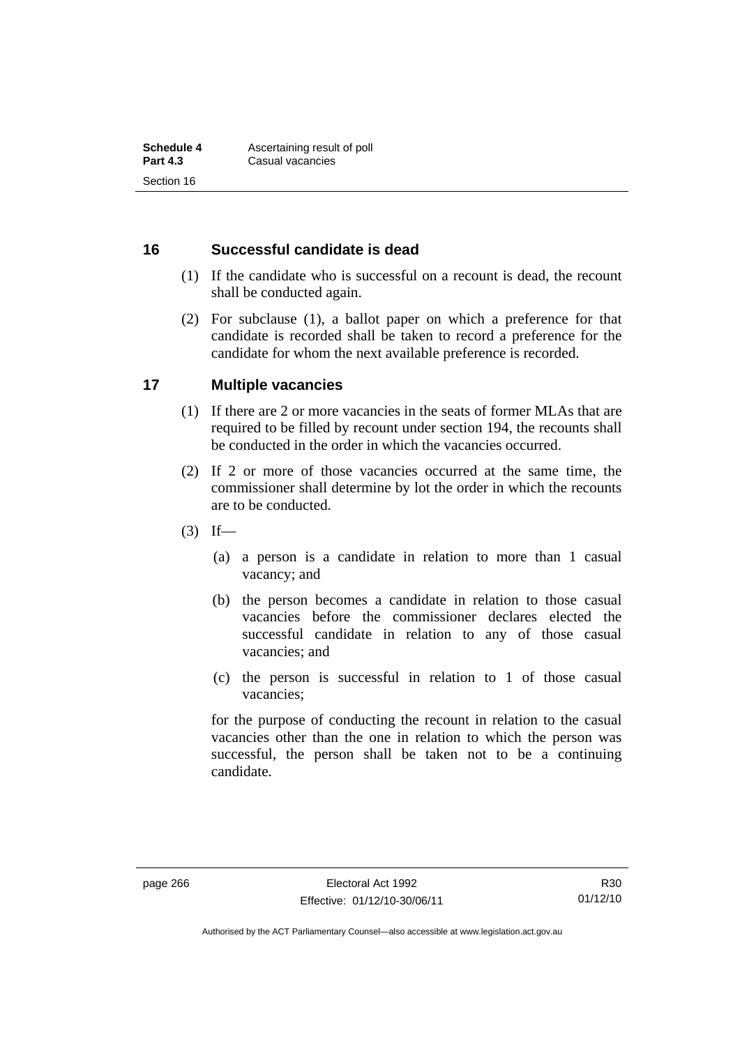## 16 Successful candidate is dead

(1) If the candidate who is successful on a recount is dead, the recount shall be conducted again.

(2) For subclause (1), a ballot paper on which a preference for that candidate is recorded shall be taken to record a preference for the candidate for whom the next available preference is recorded.

## 17 Multiple vacancies

(1) If there are 2 or more vacancies in the seats of former MLAs that are required to be filled by recount under section 194, the recounts shall be conducted in the order in which the vacancies occurred.

(2) If 2 or more of those vacancies occurred at the same time, the commissioner shall determine by lot the order in which the recounts are to be conducted.

(3) If—

(a) a person is a candidate in relation to more than 1 casual vacancy; and

(b) the person becomes a candidate in relation to those casual vacancies before the commissioner declares elected the successful candidate in relation to any of those casual vacancies; and

(c) the person is successful in relation to 1 of those casual vacancies;

for the purpose of conducting the recount in relation to the casual vacancies other than the one in relation to which the person was successful, the person shall be taken not to be a continuing candidate.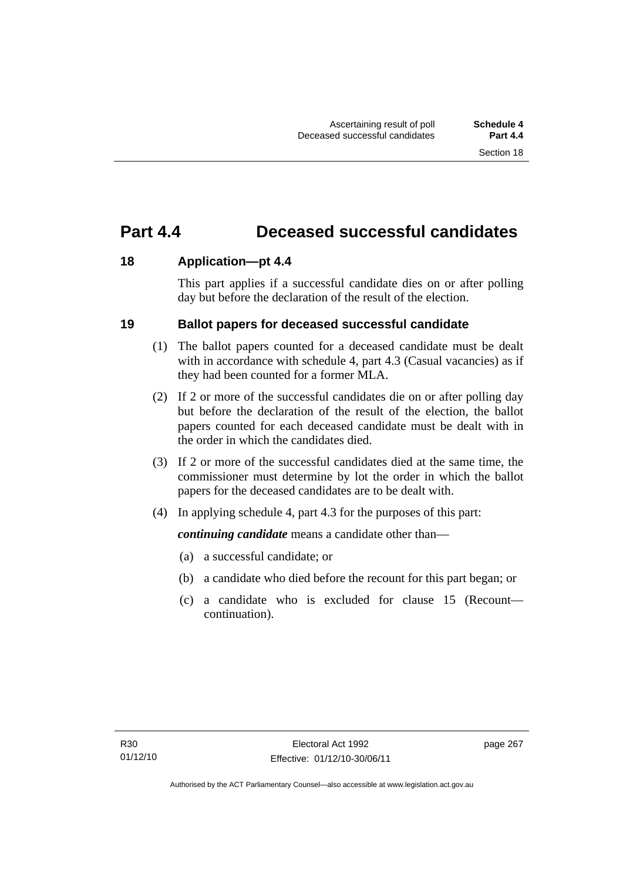# Part 4.4 Deceased successful candidates

## 18 Application—pt 4.4

This part applies if a successful candidate dies on or after polling day but before the declaration of the result of the election.

## 19 Ballot papers for deceased successful candidate

(1) The ballot papers counted for a deceased candidate must be dealt with in accordance with schedule 4, part 4.3 (Casual vacancies) as if they had been counted for a former MLA.

(2) If 2 or more of the successful candidates die on or after polling day but before the declaration of the result of the election, the ballot papers counted for each deceased candidate must be dealt with in the order in which the candidates died.

(3) If 2 or more of the successful candidates died at the same time, the commissioner must determine by lot the order in which the ballot papers for the deceased candidates are to be dealt with.

(4) In applying schedule 4, part 4.3 for the purposes of this part:

***continuing candidate*** means a candidate other than—

(a) a successful candidate; or

(b) a candidate who died before the recount for this part began; or

(c) a candidate who is excluded for clause 15 (Recount—continuation).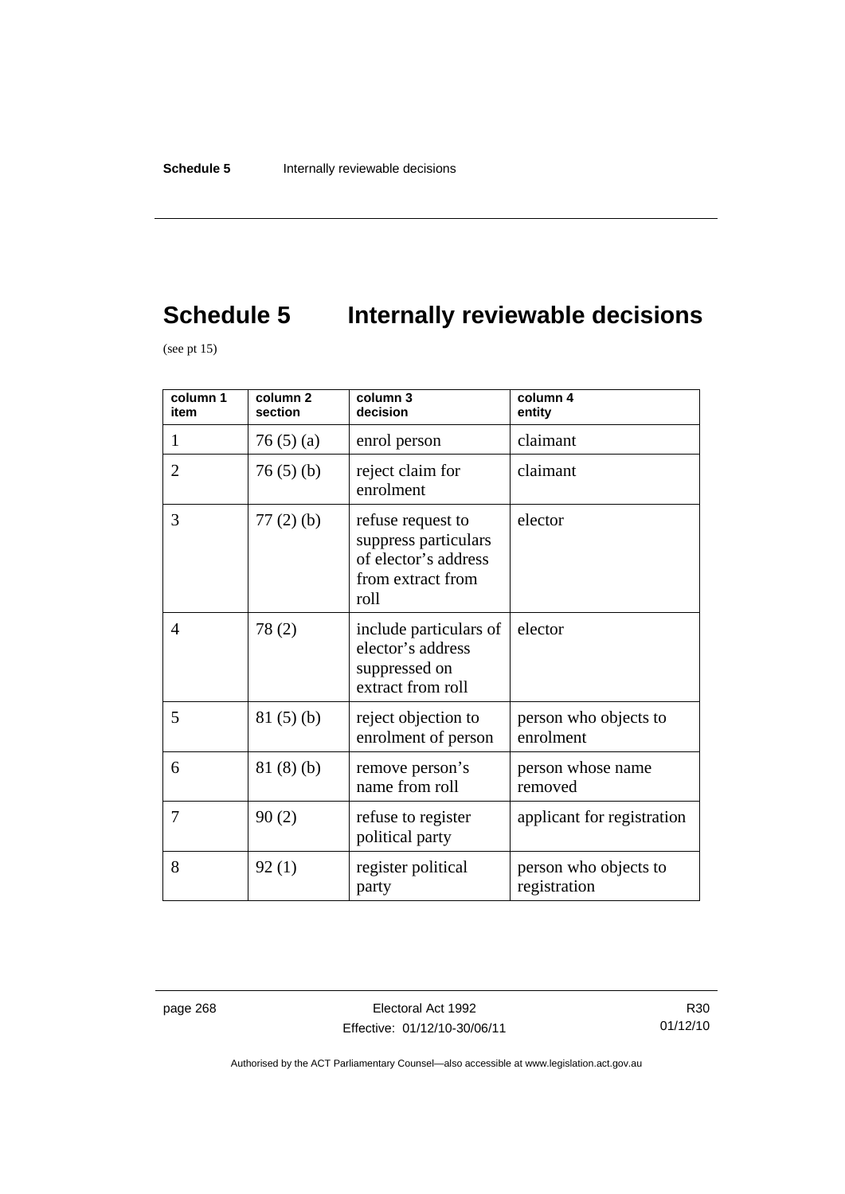# Schedule 5 Internally reviewable decisions

(see pt 15)

| column 1<br>item | column 2<br>section | column 3<br>decision | column 4<br>entity |
|---|---|---|---|
| 1 | 76 (5) (a) | enrol person | claimant |
| 2 | 76 (5) (b) | reject claim for enrolment | claimant |
| 3 | 77 (2) (b) | refuse request to suppress particulars of elector's address from extract from roll | elector |
| 4 | 78 (2) | include particulars of elector's address suppressed on extract from roll | elector |
| 5 | 81 (5) (b) | reject objection to enrolment of person | person who objects to enrolment |
| 6 | 81 (8) (b) | remove person's name from roll | person whose name removed |
| 7 | 90 (2) | refuse to register political party | applicant for registration |
| 8 | 92 (1) | register political party | person who objects to registration |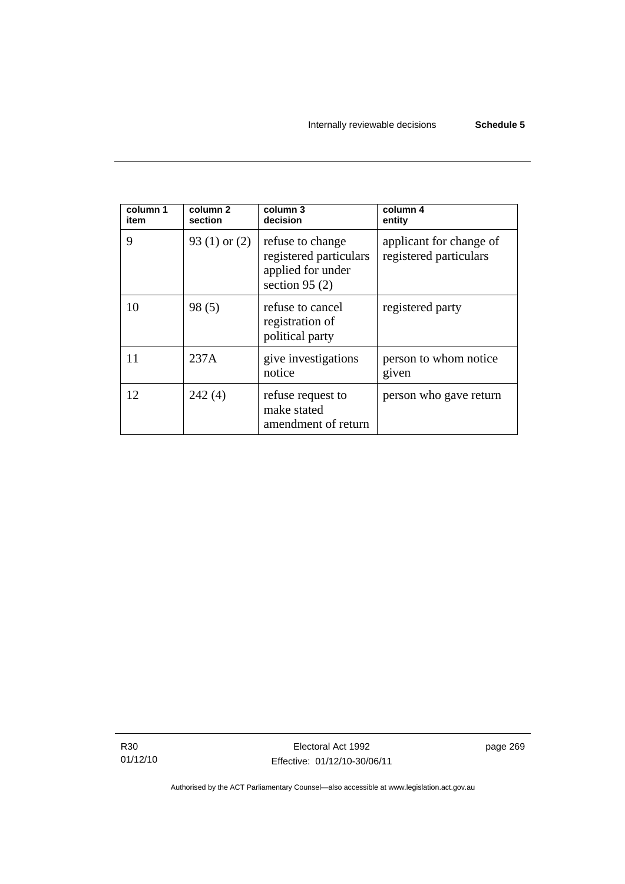| column 1 item | column 2 section | column 3 decision | column 4 entity |
|---|---|---|---|
| 9 | 93 (1) or (2) | refuse to change registered particulars applied for under section 95 (2) | applicant for change of registered particulars |
| 10 | 98 (5) | refuse to cancel registration of political party | registered party |
| 11 | 237A | give investigations notice | person to whom notice given |
| 12 | 242 (4) | refuse request to make stated amendment of return | person who gave return |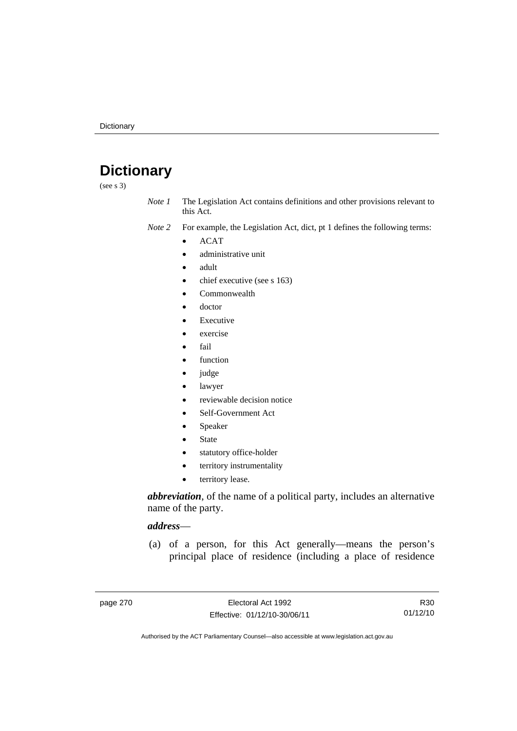# Dictionary

(see s 3)

*Note 1* The Legislation Act contains definitions and other provisions relevant to this Act.

*Note 2* For example, the Legislation Act, dict, pt 1 defines the following terms:

- ACAT
- administrative unit
- adult
- chief executive (see s 163)
- Commonwealth
- doctor
- Executive
- exercise
- fail
- function
- judge
- lawyer
- reviewable decision notice
- Self-Government Act
- Speaker
- State
- statutory office-holder
- territory instrumentality
- territory lease.

***abbreviation***, of the name of a political party, includes an alternative name of the party.

***address***—

(a) of a person, for this Act generally—means the person's principal place of residence (including a place of residence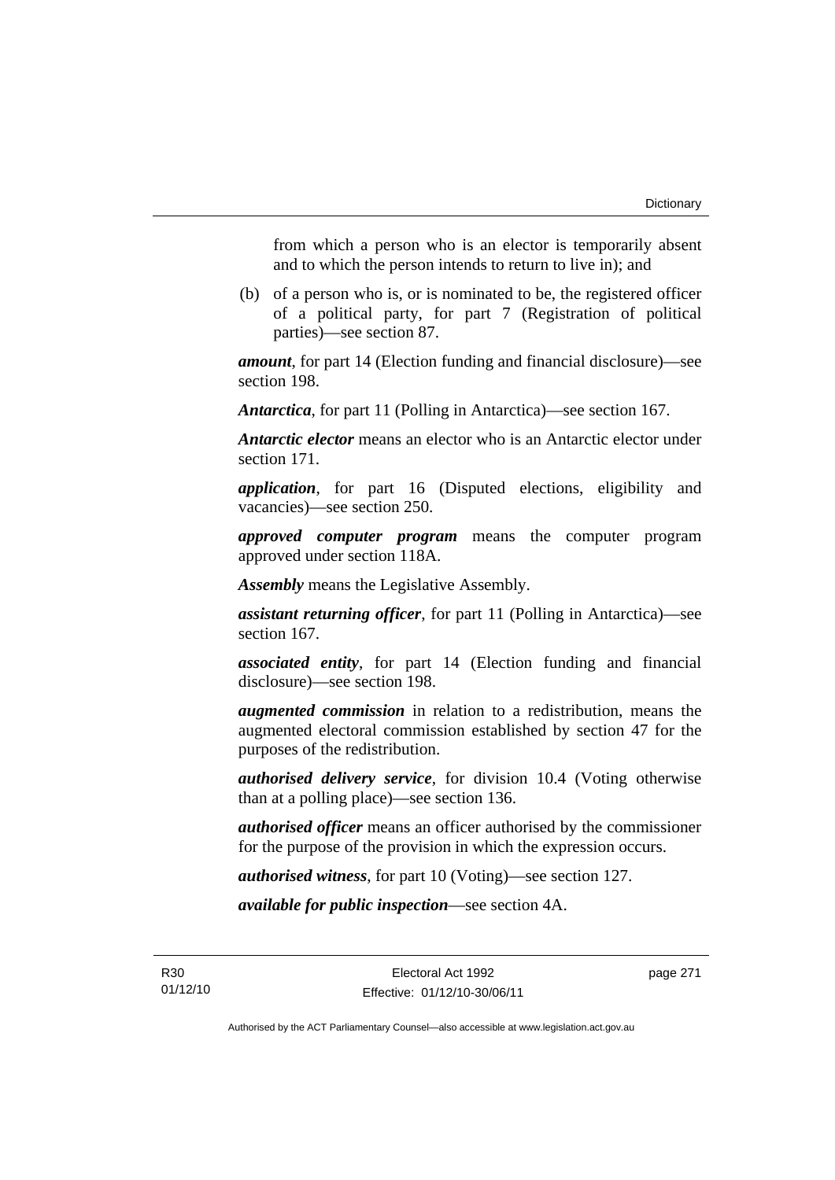from which a person who is an elector is temporarily absent and to which the person intends to return to live in); and

(b) of a person who is, or is nominated to be, the registered officer of a political party, for part 7 (Registration of political parties)—see section 87.

***amount***, for part 14 (Election funding and financial disclosure)—see section 198.

***Antarctica***, for part 11 (Polling in Antarctica)—see section 167.

***Antarctic elector*** means an elector who is an Antarctic elector under section 171.

***application***, for part 16 (Disputed elections, eligibility and vacancies)—see section 250.

***approved computer program*** means the computer program approved under section 118A.

***Assembly*** means the Legislative Assembly.

***assistant returning officer***, for part 11 (Polling in Antarctica)—see section 167.

***associated entity***, for part 14 (Election funding and financial disclosure)—see section 198.

***augmented commission*** in relation to a redistribution, means the augmented electoral commission established by section 47 for the purposes of the redistribution.

***authorised delivery service***, for division 10.4 (Voting otherwise than at a polling place)—see section 136.

***authorised officer*** means an officer authorised by the commissioner for the purpose of the provision in which the expression occurs.

***authorised witness***, for part 10 (Voting)—see section 127.

***available for public inspection***—see section 4A.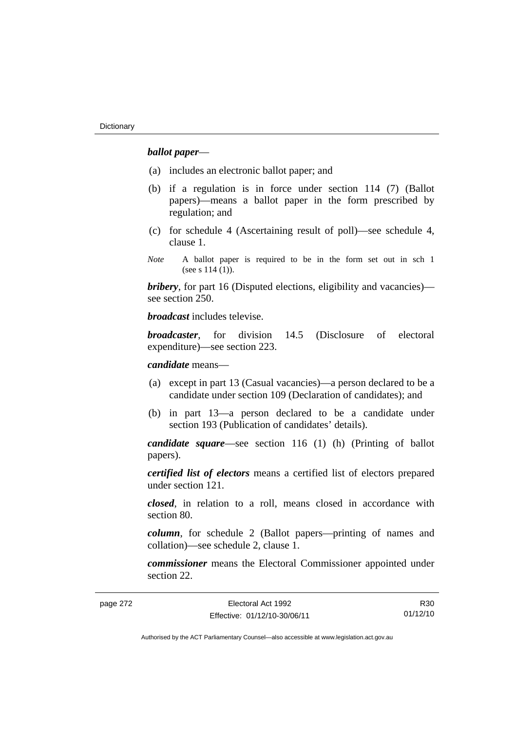***ballot paper***—

(a) includes an electronic ballot paper; and

(b) if a regulation is in force under section 114 (7) (Ballot papers)—means a ballot paper in the form prescribed by regulation; and

(c) for schedule 4 (Ascertaining result of poll)—see schedule 4, clause 1.

*Note* A ballot paper is required to be in the form set out in sch 1 (see s 114 (1)).

***bribery***, for part 16 (Disputed elections, eligibility and vacancies)—see section 250.

***broadcast*** includes televise.

***broadcaster***, for division 14.5 (Disclosure of electoral expenditure)—see section 223.

***candidate*** means—

(a) except in part 13 (Casual vacancies)—a person declared to be a candidate under section 109 (Declaration of candidates); and

(b) in part 13—a person declared to be a candidate under section 193 (Publication of candidates' details).

***candidate square***—see section 116 (1) (h) (Printing of ballot papers).

***certified list of electors*** means a certified list of electors prepared under section 121.

***closed***, in relation to a roll, means closed in accordance with section 80.

***column***, for schedule 2 (Ballot papers—printing of names and collation)—see schedule 2, clause 1.

***commissioner*** means the Electoral Commissioner appointed under section 22.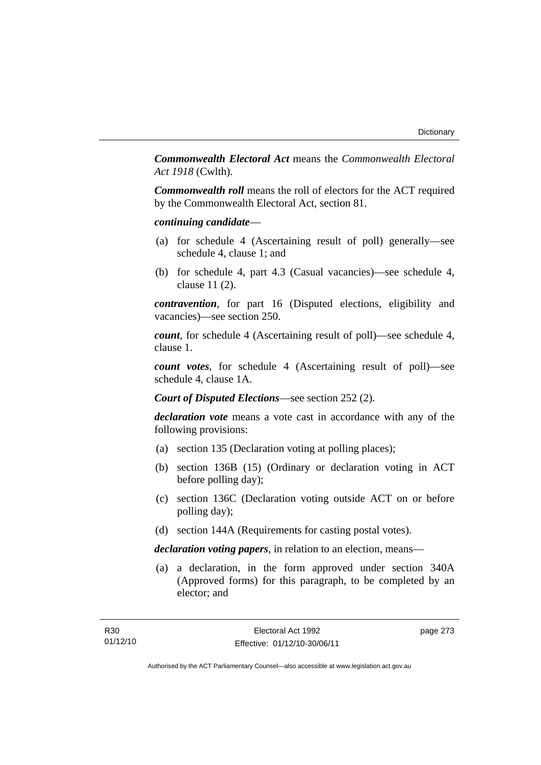***Commonwealth Electoral Act*** means the *Commonwealth Electoral Act 1918* (Cwlth).

***Commonwealth roll*** means the roll of electors for the ACT required by the Commonwealth Electoral Act, section 81.

***continuing candidate***—

(a) for schedule 4 (Ascertaining result of poll) generally—see schedule 4, clause 1; and

(b) for schedule 4, part 4.3 (Casual vacancies)—see schedule 4, clause 11 (2).

***contravention***, for part 16 (Disputed elections, eligibility and vacancies)—see section 250.

***count***, for schedule 4 (Ascertaining result of poll)—see schedule 4, clause 1.

***count votes***, for schedule 4 (Ascertaining result of poll)—see schedule 4, clause 1A.

***Court of Disputed Elections***—see section 252 (2).

***declaration vote*** means a vote cast in accordance with any of the following provisions:

(a) section 135 (Declaration voting at polling places);

(b) section 136B (15) (Ordinary or declaration voting in ACT before polling day);

(c) section 136C (Declaration voting outside ACT on or before polling day);

(d) section 144A (Requirements for casting postal votes).

***declaration voting papers***, in relation to an election, means—

(a) a declaration, in the form approved under section 340A (Approved forms) for this paragraph, to be completed by an elector; and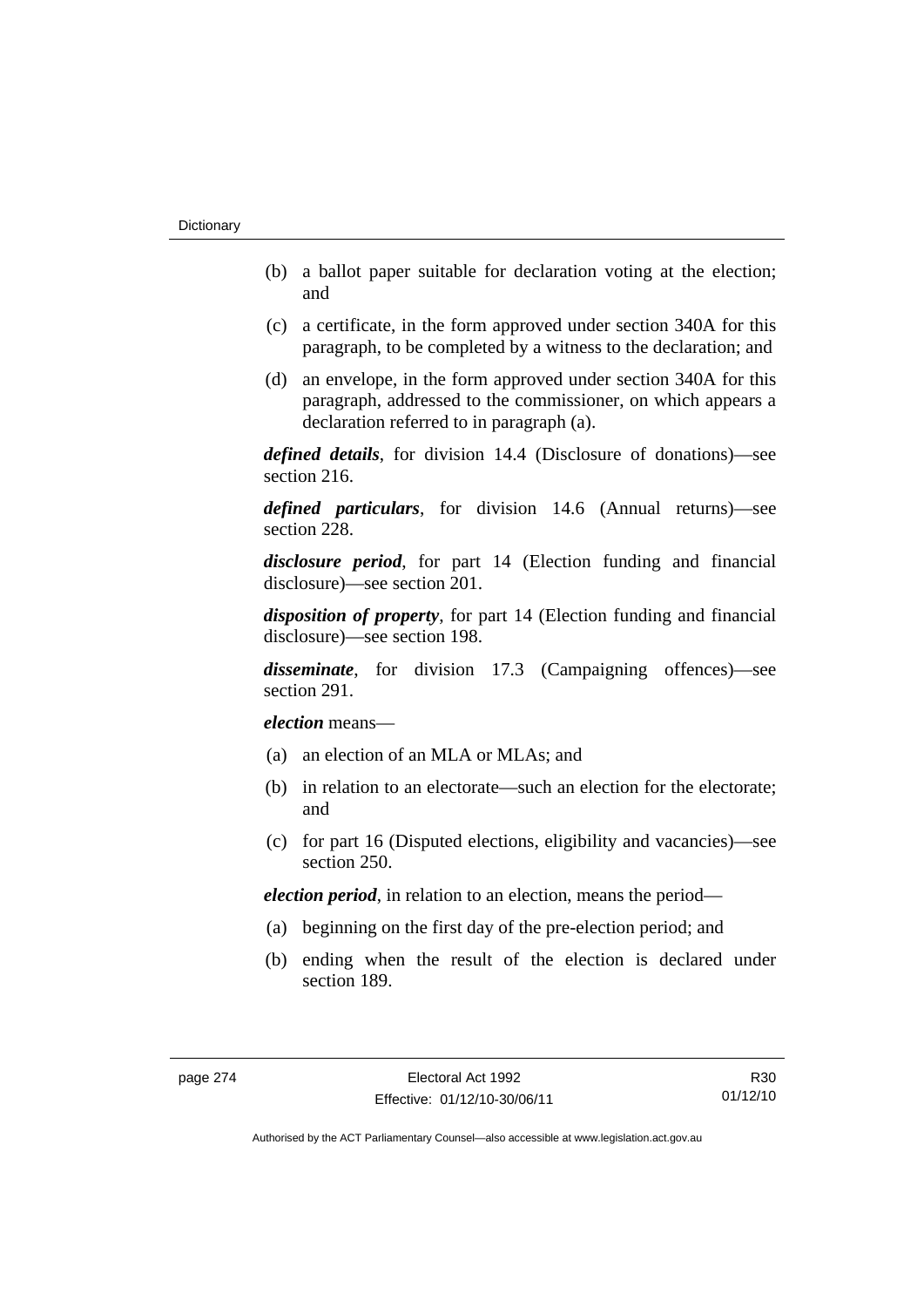(b) a ballot paper suitable for declaration voting at the election; and

(c) a certificate, in the form approved under section 340A for this paragraph, to be completed by a witness to the declaration; and

(d) an envelope, in the form approved under section 340A for this paragraph, addressed to the commissioner, on which appears a declaration referred to in paragraph (a).

***defined details***, for division 14.4 (Disclosure of donations)—see section 216.

***defined particulars***, for division 14.6 (Annual returns)—see section 228.

***disclosure period***, for part 14 (Election funding and financial disclosure)—see section 201.

***disposition of property***, for part 14 (Election funding and financial disclosure)—see section 198.

***disseminate***, for division 17.3 (Campaigning offences)—see section 291.

***election*** means—

(a) an election of an MLA or MLAs; and

(b) in relation to an electorate—such an election for the electorate; and

(c) for part 16 (Disputed elections, eligibility and vacancies)—see section 250.

***election period***, in relation to an election, means the period—

(a) beginning on the first day of the pre-election period; and

(b) ending when the result of the election is declared under section 189.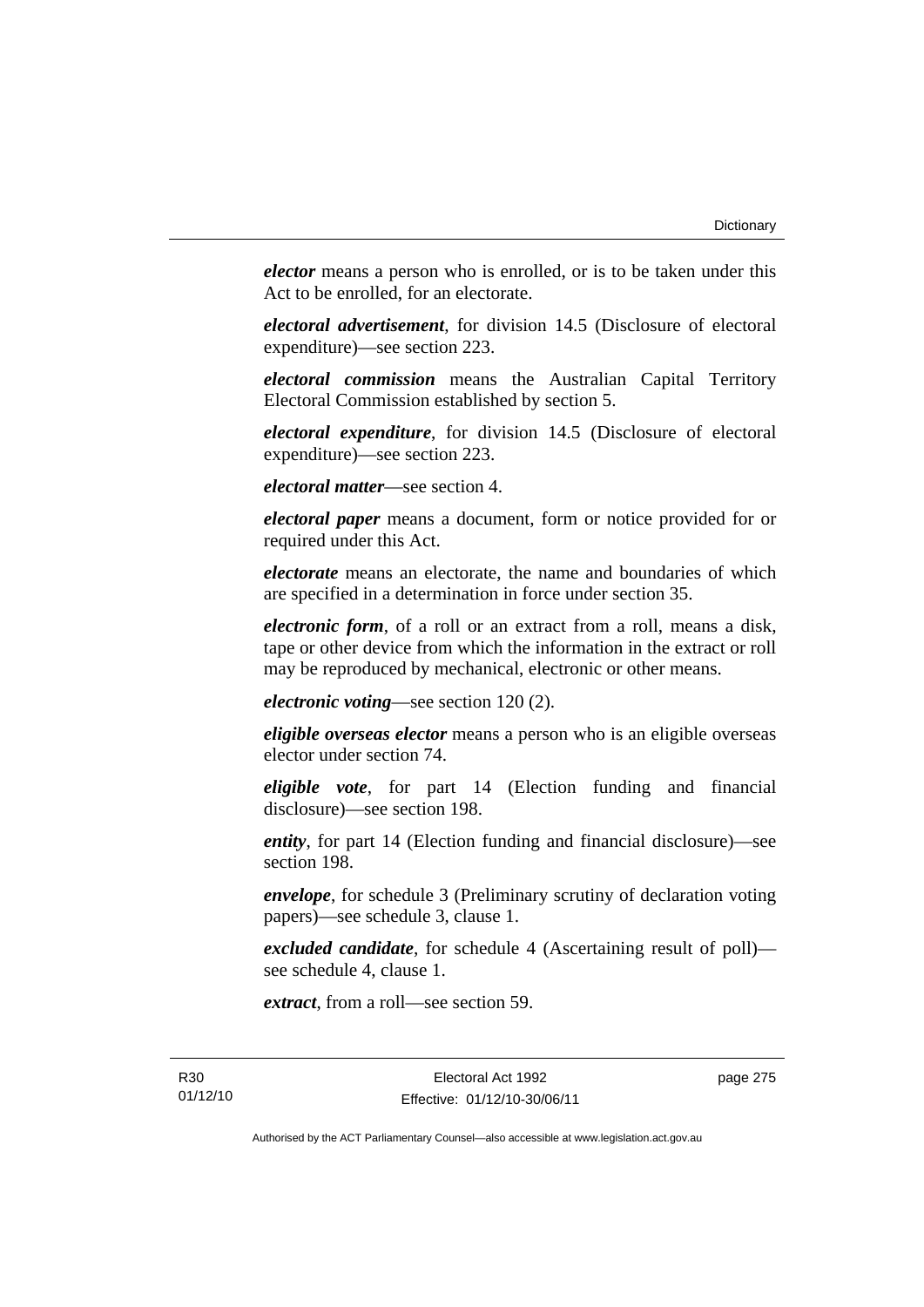***elector*** means a person who is enrolled, or is to be taken under this Act to be enrolled, for an electorate.

***electoral advertisement***, for division 14.5 (Disclosure of electoral expenditure)—see section 223.

***electoral commission*** means the Australian Capital Territory Electoral Commission established by section 5.

***electoral expenditure***, for division 14.5 (Disclosure of electoral expenditure)—see section 223.

***electoral matter***—see section 4.

***electoral paper*** means a document, form or notice provided for or required under this Act.

***electorate*** means an electorate, the name and boundaries of which are specified in a determination in force under section 35.

***electronic form***, of a roll or an extract from a roll, means a disk, tape or other device from which the information in the extract or roll may be reproduced by mechanical, electronic or other means.

***electronic voting***—see section 120 (2).

***eligible overseas elector*** means a person who is an eligible overseas elector under section 74.

***eligible vote***, for part 14 (Election funding and financial disclosure)—see section 198.

***entity***, for part 14 (Election funding and financial disclosure)—see section 198.

***envelope***, for schedule 3 (Preliminary scrutiny of declaration voting papers)—see schedule 3, clause 1.

***excluded candidate***, for schedule 4 (Ascertaining result of poll)—see schedule 4, clause 1.

***extract***, from a roll—see section 59.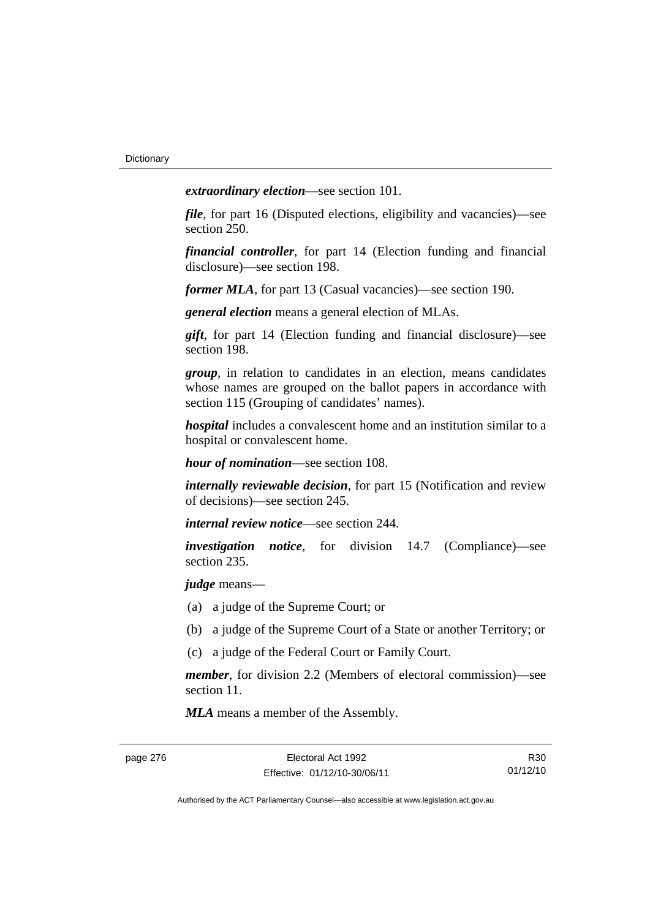***extraordinary election***—see section 101.

***file***, for part 16 (Disputed elections, eligibility and vacancies)—see section 250.

***financial controller***, for part 14 (Election funding and financial disclosure)—see section 198.

***former MLA***, for part 13 (Casual vacancies)—see section 190.

***general election*** means a general election of MLAs.

***gift***, for part 14 (Election funding and financial disclosure)—see section 198.

***group***, in relation to candidates in an election, means candidates whose names are grouped on the ballot papers in accordance with section 115 (Grouping of candidates' names).

***hospital*** includes a convalescent home and an institution similar to a hospital or convalescent home.

***hour of nomination***—see section 108.

***internally reviewable decision***, for part 15 (Notification and review of decisions)—see section 245.

***internal review notice***—see section 244.

***investigation notice***, for division 14.7 (Compliance)—see section 235.

***judge*** means—

(a) a judge of the Supreme Court; or

(b) a judge of the Supreme Court of a State or another Territory; or

(c) a judge of the Federal Court or Family Court.

***member***, for division 2.2 (Members of electoral commission)—see section 11.

***MLA*** means a member of the Assembly.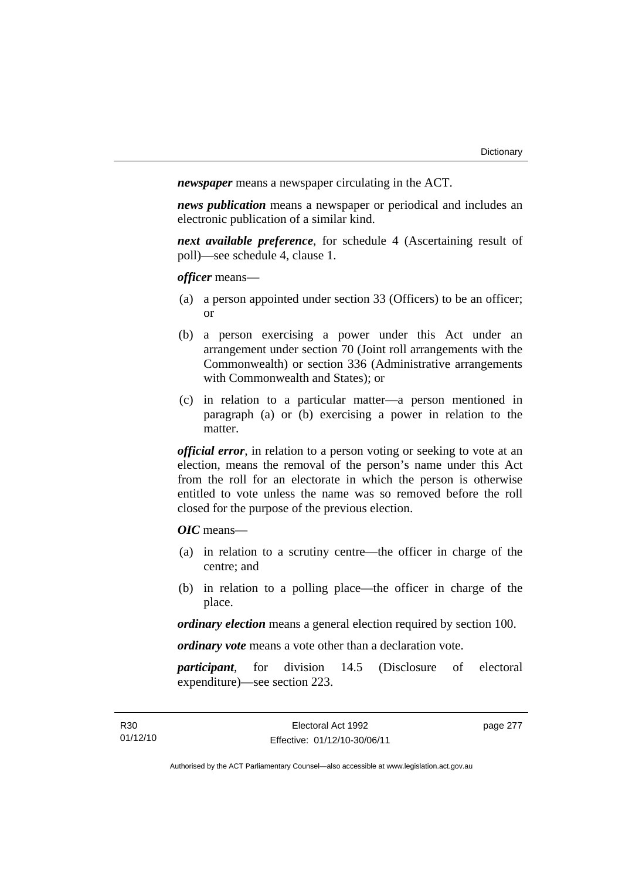***newspaper*** means a newspaper circulating in the ACT.

***news publication*** means a newspaper or periodical and includes an electronic publication of a similar kind.

***next available preference***, for schedule 4 (Ascertaining result of poll)—see schedule 4, clause 1.

***officer*** means—

(a) a person appointed under section 33 (Officers) to be an officer; or

(b) a person exercising a power under this Act under an arrangement under section 70 (Joint roll arrangements with the Commonwealth) or section 336 (Administrative arrangements with Commonwealth and States); or

(c) in relation to a particular matter—a person mentioned in paragraph (a) or (b) exercising a power in relation to the matter.

***official error***, in relation to a person voting or seeking to vote at an election, means the removal of the person's name under this Act from the roll for an electorate in which the person is otherwise entitled to vote unless the name was so removed before the roll closed for the purpose of the previous election.

***OIC*** means—

(a) in relation to a scrutiny centre—the officer in charge of the centre; and

(b) in relation to a polling place—the officer in charge of the place.

***ordinary election*** means a general election required by section 100.

***ordinary vote*** means a vote other than a declaration vote.

***participant***, for division 14.5 (Disclosure of electoral expenditure)—see section 223.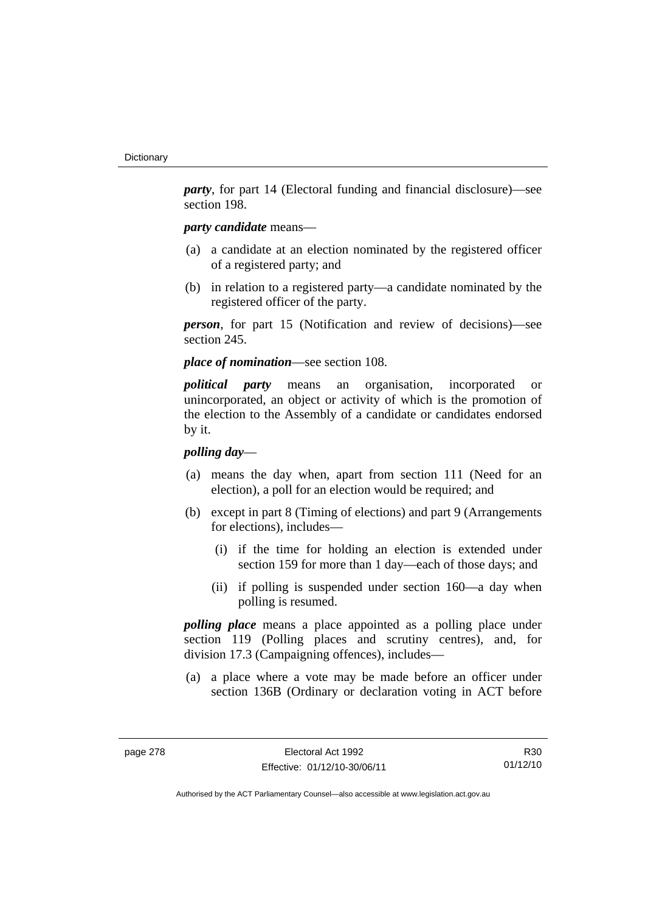***party***, for part 14 (Electoral funding and financial disclosure)—see section 198.

***party candidate*** means—

(a) a candidate at an election nominated by the registered officer of a registered party; and

(b) in relation to a registered party—a candidate nominated by the registered officer of the party.

***person***, for part 15 (Notification and review of decisions)—see section 245.

***place of nomination***—see section 108.

***political party*** means an organisation, incorporated or unincorporated, an object or activity of which is the promotion of the election to the Assembly of a candidate or candidates endorsed by it.

***polling day***—

(a) means the day when, apart from section 111 (Need for an election), a poll for an election would be required; and

(b) except in part 8 (Timing of elections) and part 9 (Arrangements for elections), includes—

   (i) if the time for holding an election is extended under section 159 for more than 1 day—each of those days; and

   (ii) if polling is suspended under section 160—a day when polling is resumed.

***polling place*** means a place appointed as a polling place under section 119 (Polling places and scrutiny centres), and, for division 17.3 (Campaigning offences), includes—

(a) a place where a vote may be made before an officer under section 136B (Ordinary or declaration voting in ACT before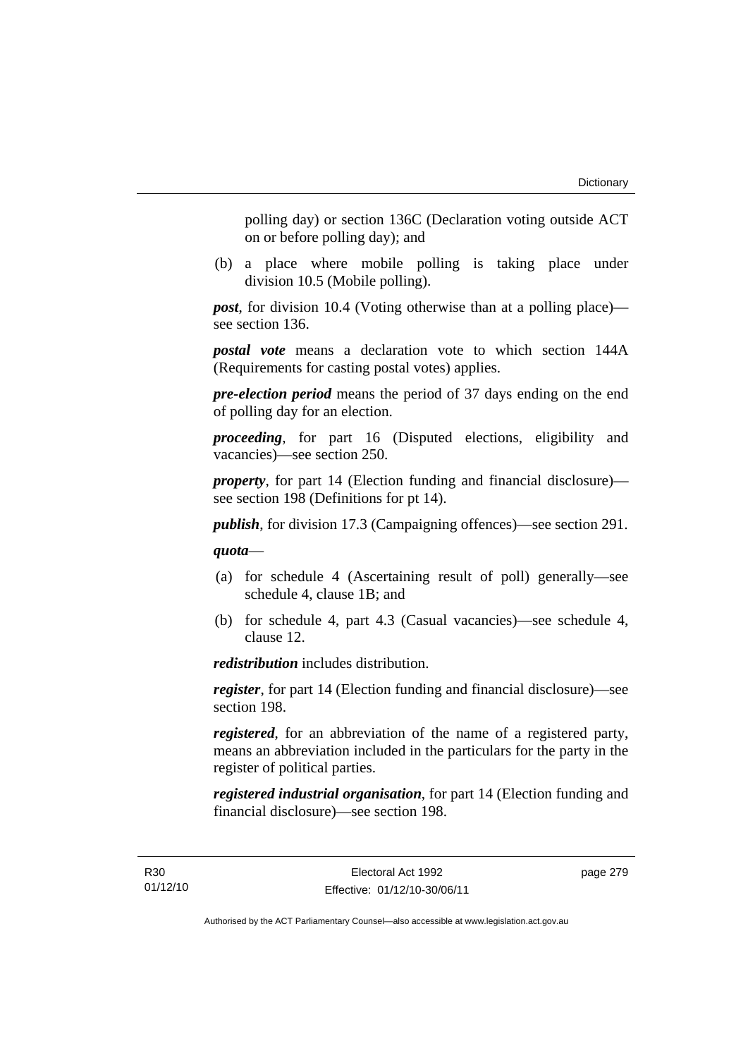polling day) or section 136C (Declaration voting outside ACT on or before polling day); and

(b) a place where mobile polling is taking place under division 10.5 (Mobile polling).

***post***, for division 10.4 (Voting otherwise than at a polling place)—see section 136.

***postal vote*** means a declaration vote to which section 144A (Requirements for casting postal votes) applies.

***pre-election period*** means the period of 37 days ending on the end of polling day for an election.

***proceeding***, for part 16 (Disputed elections, eligibility and vacancies)—see section 250.

***property***, for part 14 (Election funding and financial disclosure)—see section 198 (Definitions for pt 14).

***publish***, for division 17.3 (Campaigning offences)—see section 291.

***quota***—

(a) for schedule 4 (Ascertaining result of poll) generally—see schedule 4, clause 1B; and

(b) for schedule 4, part 4.3 (Casual vacancies)—see schedule 4, clause 12.

***redistribution*** includes distribution.

***register***, for part 14 (Election funding and financial disclosure)—see section 198.

***registered***, for an abbreviation of the name of a registered party, means an abbreviation included in the particulars for the party in the register of political parties.

***registered industrial organisation***, for part 14 (Election funding and financial disclosure)—see section 198.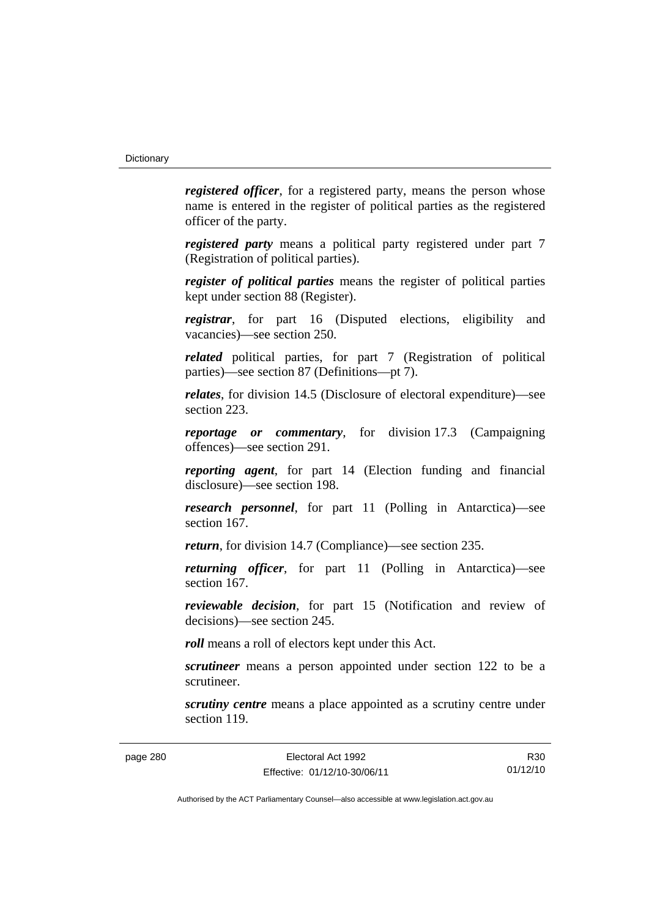***registered officer***, for a registered party, means the person whose name is entered in the register of political parties as the registered officer of the party.

***registered party*** means a political party registered under part 7 (Registration of political parties).

***register of political parties*** means the register of political parties kept under section 88 (Register).

***registrar***, for part 16 (Disputed elections, eligibility and vacancies)—see section 250.

***related*** political parties, for part 7 (Registration of political parties)—see section 87 (Definitions—pt 7).

***relates***, for division 14.5 (Disclosure of electoral expenditure)—see section 223.

***reportage or commentary***, for division 17.3 (Campaigning offences)—see section 291.

***reporting agent***, for part 14 (Election funding and financial disclosure)—see section 198.

***research personnel***, for part 11 (Polling in Antarctica)—see section 167.

***return***, for division 14.7 (Compliance)—see section 235.

***returning officer***, for part 11 (Polling in Antarctica)—see section 167.

***reviewable decision***, for part 15 (Notification and review of decisions)—see section 245.

***roll*** means a roll of electors kept under this Act.

***scrutineer*** means a person appointed under section 122 to be a scrutineer.

***scrutiny centre*** means a place appointed as a scrutiny centre under section 119.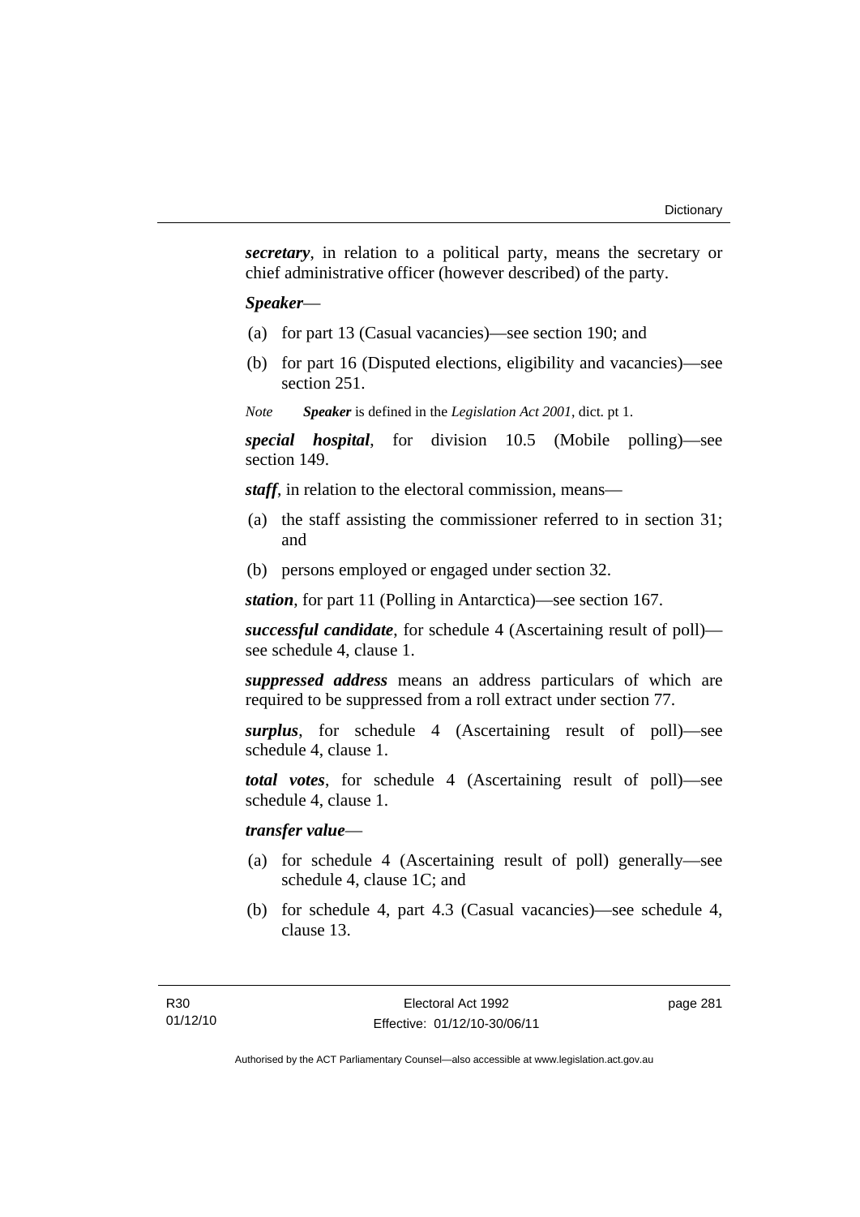***secretary***, in relation to a political party, means the secretary or chief administrative officer (however described) of the party.

***Speaker***—

(a) for part 13 (Casual vacancies)—see section 190; and

(b) for part 16 (Disputed elections, eligibility and vacancies)—see section 251.

*Note* ***Speaker*** is defined in the *Legislation Act 2001*, dict. pt 1.

***special hospital***, for division 10.5 (Mobile polling)—see section 149.

***staff***, in relation to the electoral commission, means—

(a) the staff assisting the commissioner referred to in section 31; and

(b) persons employed or engaged under section 32.

***station***, for part 11 (Polling in Antarctica)—see section 167.

***successful candidate***, for schedule 4 (Ascertaining result of poll)—see schedule 4, clause 1.

***suppressed address*** means an address particulars of which are required to be suppressed from a roll extract under section 77.

***surplus***, for schedule 4 (Ascertaining result of poll)—see schedule 4, clause 1.

***total votes***, for schedule 4 (Ascertaining result of poll)—see schedule 4, clause 1.

***transfer value***—

(a) for schedule 4 (Ascertaining result of poll) generally—see schedule 4, clause 1C; and

(b) for schedule 4, part 4.3 (Casual vacancies)—see schedule 4, clause 13.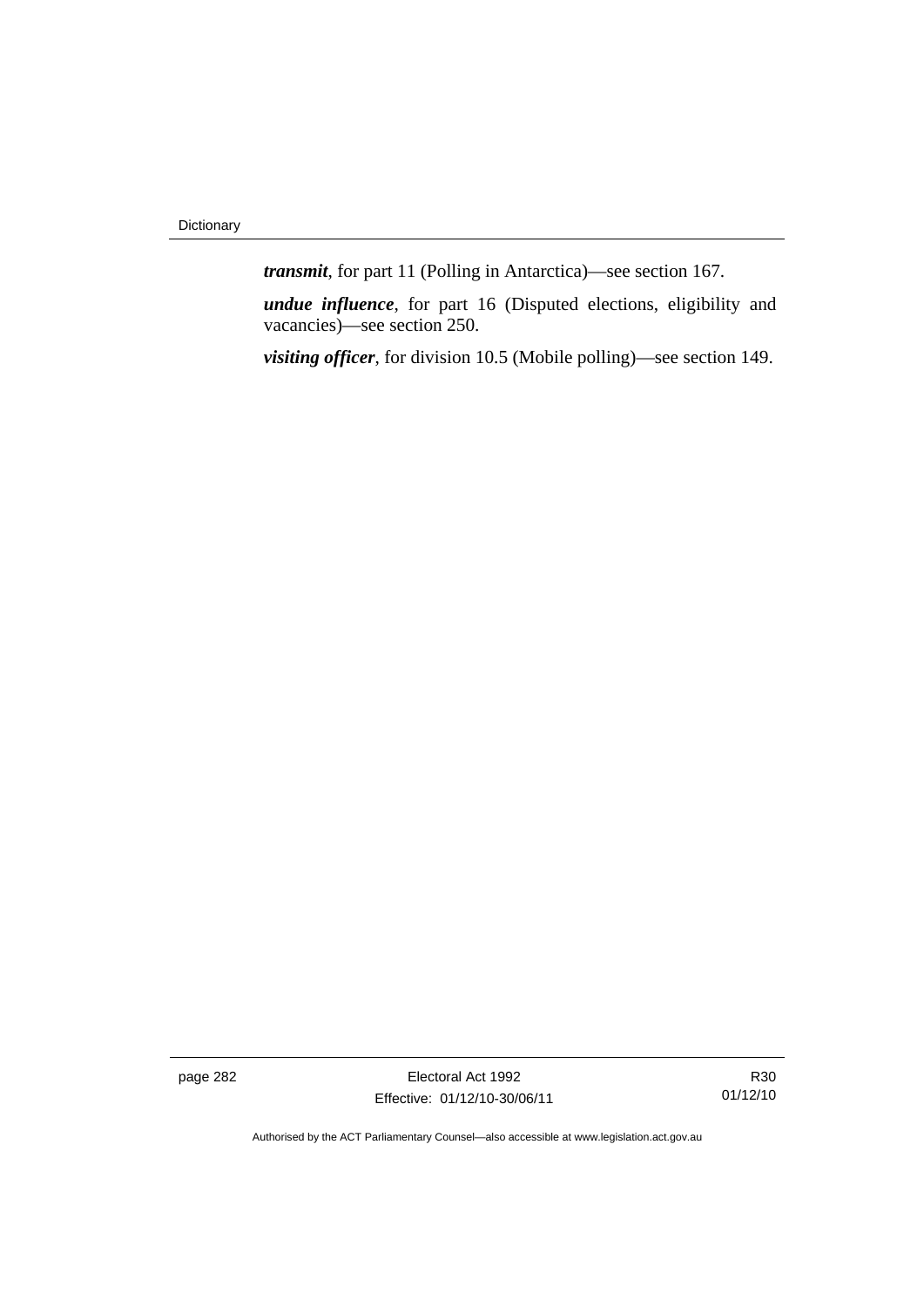***transmit***, for part 11 (Polling in Antarctica)—see section 167.

***undue influence***, for part 16 (Disputed elections, eligibility and vacancies)—see section 250.

***visiting officer***, for division 10.5 (Mobile polling)—see section 149.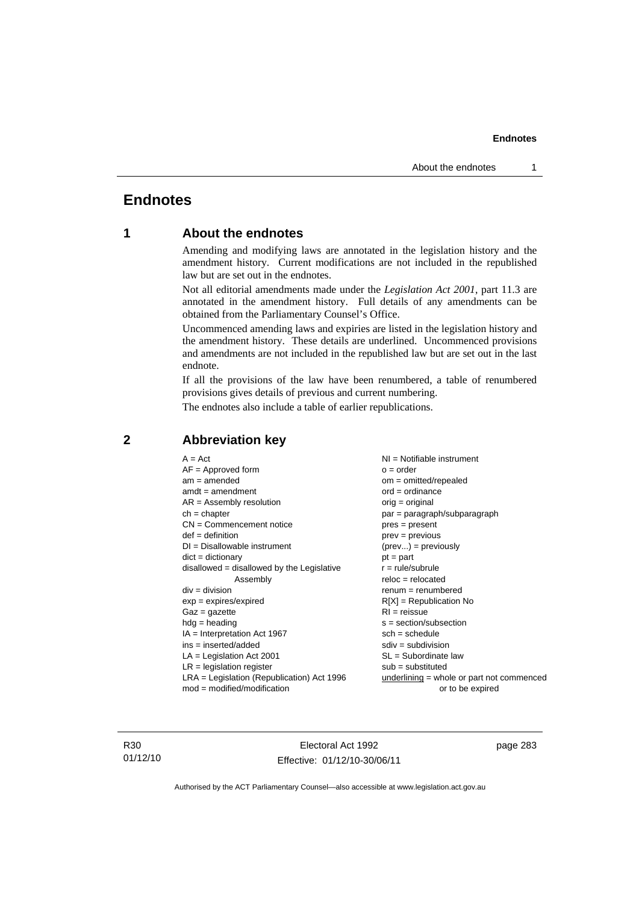# Endnotes

## 1 About the endnotes

Amending and modifying laws are annotated in the legislation history and the amendment history. Current modifications are not included in the republished law but are set out in the endnotes.

Not all editorial amendments made under the *Legislation Act 2001*, part 11.3 are annotated in the amendment history. Full details of any amendments can be obtained from the Parliamentary Counsel's Office.

Uncommenced amending laws and expiries are listed in the legislation history and the amendment history. These details are underlined. Uncommenced provisions and amendments are not included in the republished law but are set out in the last endnote.

If all the provisions of the law have been renumbered, a table of renumbered provisions gives details of previous and current numbering.

The endnotes also include a table of earlier republications.

## 2 Abbreviation key

A = Act
AF = Approved form
am = amended
amdt = amendment
AR = Assembly resolution
ch = chapter
CN = Commencement notice
def = definition
DI = Disallowable instrument
dict = dictionary
disallowed = disallowed by the Legislative Assembly
div = division
exp = expires/expired
Gaz = gazette
hdg = heading
IA = Interpretation Act 1967
ins = inserted/added
LA = Legislation Act 2001
LR = legislation register
LRA = Legislation (Republication) Act 1996
mod = modified/modification
NI = Notifiable instrument
o = order
om = omitted/repealed
ord = ordinance
orig = original
par = paragraph/subparagraph
pres = present
prev = previous
(prev...) = previously
pt = part
r = rule/subrule
reloc = relocated
renum = renumbered
R[X] = Republication No
RI = reissue
s = section/subsection
sch = schedule
sdiv = subdivision
SL = Subordinate law
sub = substituted
underlining = whole or part not commenced or to be expired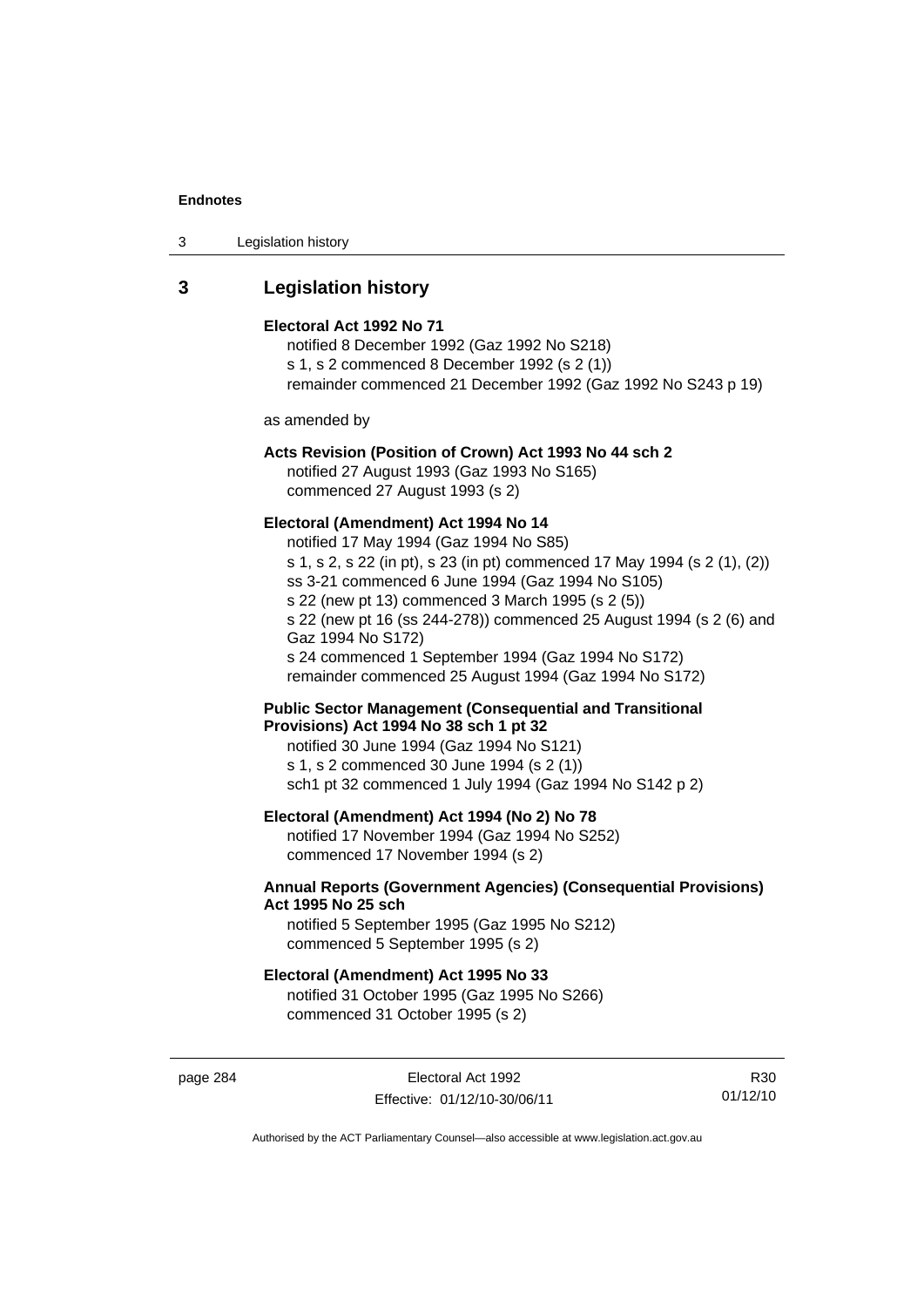## 3 Legislation history

**Electoral Act 1992 No 71**

notified 8 December 1992 (Gaz 1992 No S218)
s 1, s 2 commenced 8 December 1992 (s 2 (1))
remainder commenced 21 December 1992 (Gaz 1992 No S243 p 19)

as amended by

**Acts Revision (Position of Crown) Act 1993 No 44 sch 2**

notified 27 August 1993 (Gaz 1993 No S165)
commenced 27 August 1993 (s 2)

**Electoral (Amendment) Act 1994 No 14**

notified 17 May 1994 (Gaz 1994 No S85)
s 1, s 2, s 22 (in pt), s 23 (in pt) commenced 17 May 1994 (s 2 (1), (2))
ss 3-21 commenced 6 June 1994 (Gaz 1994 No S105)
s 22 (new pt 13) commenced 3 March 1995 (s 2 (5))
s 22 (new pt 16 (ss 244-278)) commenced 25 August 1994 (s 2 (6) and Gaz 1994 No S172)
s 24 commenced 1 September 1994 (Gaz 1994 No S172)
remainder commenced 25 August 1994 (Gaz 1994 No S172)

**Public Sector Management (Consequential and Transitional Provisions) Act 1994 No 38 sch 1 pt 32**

notified 30 June 1994 (Gaz 1994 No S121)
s 1, s 2 commenced 30 June 1994 (s 2 (1))
sch1 pt 32 commenced 1 July 1994 (Gaz 1994 No S142 p 2)

**Electoral (Amendment) Act 1994 (No 2) No 78**

notified 17 November 1994 (Gaz 1994 No S252)
commenced 17 November 1994 (s 2)

**Annual Reports (Government Agencies) (Consequential Provisions) Act 1995 No 25 sch**

notified 5 September 1995 (Gaz 1995 No S212)
commenced 5 September 1995 (s 2)

**Electoral (Amendment) Act 1995 No 33**

notified 31 October 1995 (Gaz 1995 No S266)
commenced 31 October 1995 (s 2)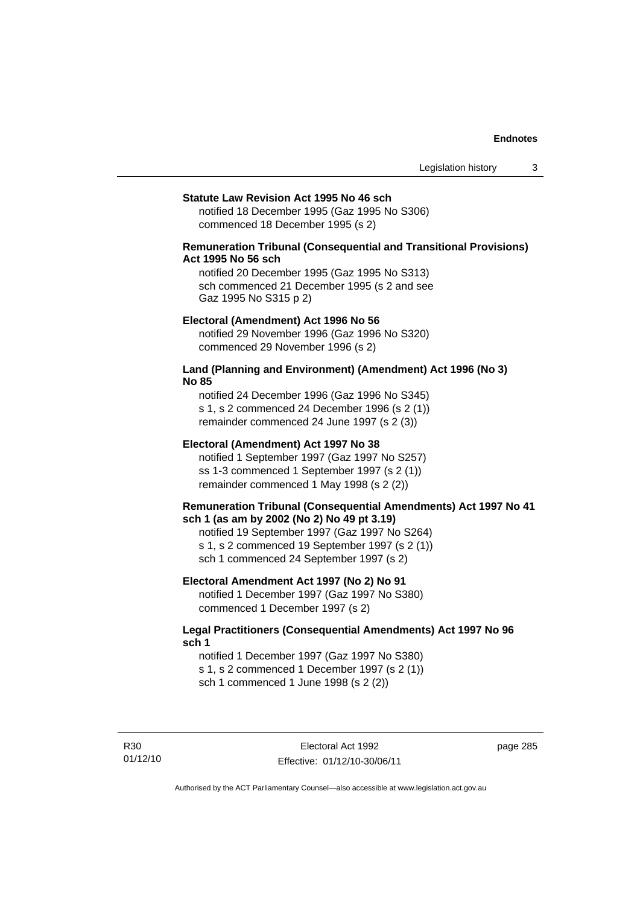**Statute Law Revision Act 1995 No 46 sch**

notified 18 December 1995 (Gaz 1995 No S306)
commenced 18 December 1995 (s 2)

**Remuneration Tribunal (Consequential and Transitional Provisions) Act 1995 No 56 sch**

notified 20 December 1995 (Gaz 1995 No S313)
sch commenced 21 December 1995 (s 2 and see Gaz 1995 No S315 p 2)

**Electoral (Amendment) Act 1996 No 56**

notified 29 November 1996 (Gaz 1996 No S320)
commenced 29 November 1996 (s 2)

**Land (Planning and Environment) (Amendment) Act 1996 (No 3) No 85**

notified 24 December 1996 (Gaz 1996 No S345)
s 1, s 2 commenced 24 December 1996 (s 2 (1))
remainder commenced 24 June 1997 (s 2 (3))

**Electoral (Amendment) Act 1997 No 38**

notified 1 September 1997 (Gaz 1997 No S257)
ss 1-3 commenced 1 September 1997 (s 2 (1))
remainder commenced 1 May 1998 (s 2 (2))

**Remuneration Tribunal (Consequential Amendments) Act 1997 No 41 sch 1 (as am by 2002 (No 2) No 49 pt 3.19)**

notified 19 September 1997 (Gaz 1997 No S264)
s 1, s 2 commenced 19 September 1997 (s 2 (1))
sch 1 commenced 24 September 1997 (s 2)

**Electoral Amendment Act 1997 (No 2) No 91**

notified 1 December 1997 (Gaz 1997 No S380)
commenced 1 December 1997 (s 2)

**Legal Practitioners (Consequential Amendments) Act 1997 No 96 sch 1**

notified 1 December 1997 (Gaz 1997 No S380)
s 1, s 2 commenced 1 December 1997 (s 2 (1))
sch 1 commenced 1 June 1998 (s 2 (2))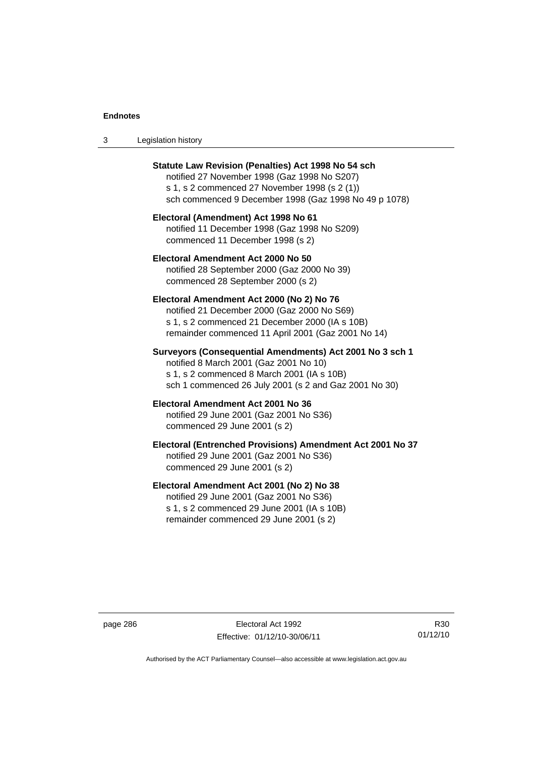**Statute Law Revision (Penalties) Act 1998 No 54 sch**
notified 27 November 1998 (Gaz 1998 No S207)
s 1, s 2 commenced 27 November 1998 (s 2 (1))
sch commenced 9 December 1998 (Gaz 1998 No 49 p 1078)

**Electoral (Amendment) Act 1998 No 61**
notified 11 December 1998 (Gaz 1998 No S209)
commenced 11 December 1998 (s 2)

**Electoral Amendment Act 2000 No 50**
notified 28 September 2000 (Gaz 2000 No 39)
commenced 28 September 2000 (s 2)

**Electoral Amendment Act 2000 (No 2) No 76**
notified 21 December 2000 (Gaz 2000 No S69)
s 1, s 2 commenced 21 December 2000 (IA s 10B)
remainder commenced 11 April 2001 (Gaz 2001 No 14)

**Surveyors (Consequential Amendments) Act 2001 No 3 sch 1**
notified 8 March 2001 (Gaz 2001 No 10)
s 1, s 2 commenced 8 March 2001 (IA s 10B)
sch 1 commenced 26 July 2001 (s 2 and Gaz 2001 No 30)

**Electoral Amendment Act 2001 No 36**
notified 29 June 2001 (Gaz 2001 No S36)
commenced 29 June 2001 (s 2)

**Electoral (Entrenched Provisions) Amendment Act 2001 No 37**
notified 29 June 2001 (Gaz 2001 No S36)
commenced 29 June 2001 (s 2)

**Electoral Amendment Act 2001 (No 2) No 38**
notified 29 June 2001 (Gaz 2001 No S36)
s 1, s 2 commenced 29 June 2001 (IA s 10B)
remainder commenced 29 June 2001 (s 2)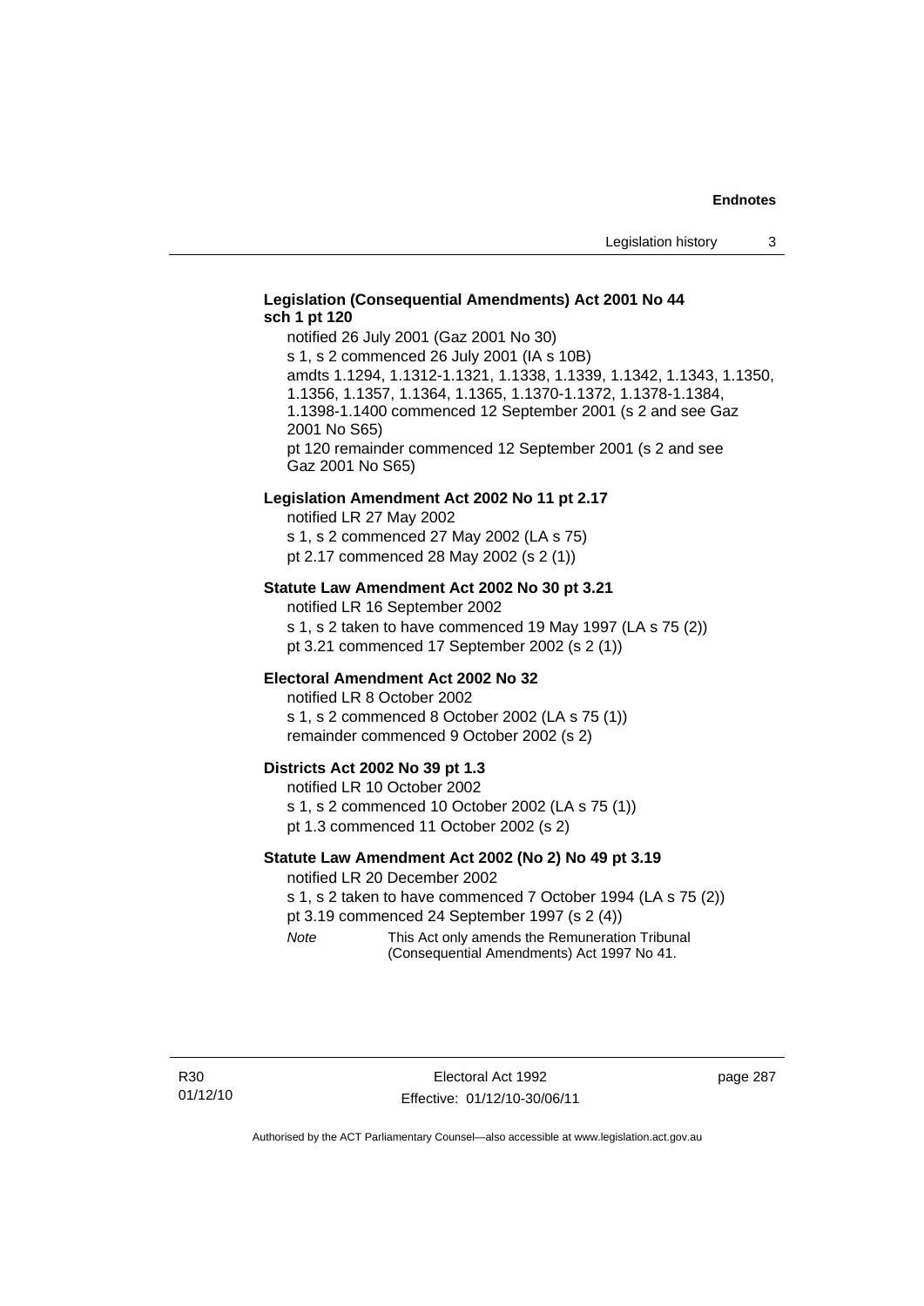**Legislation (Consequential Amendments) Act 2001 No 44 sch 1 pt 120**

notified 26 July 2001 (Gaz 2001 No 30)
s 1, s 2 commenced 26 July 2001 (IA s 10B)
amdts 1.1294, 1.1312-1.1321, 1.1338, 1.1339, 1.1342, 1.1343, 1.1350, 1.1356, 1.1357, 1.1364, 1.1365, 1.1370-1.1372, 1.1378-1.1384, 1.1398-1.1400 commenced 12 September 2001 (s 2 and see Gaz 2001 No S65)
pt 120 remainder commenced 12 September 2001 (s 2 and see Gaz 2001 No S65)

**Legislation Amendment Act 2002 No 11 pt 2.17**

notified LR 27 May 2002
s 1, s 2 commenced 27 May 2002 (LA s 75)
pt 2.17 commenced 28 May 2002 (s 2 (1))

**Statute Law Amendment Act 2002 No 30 pt 3.21**

notified LR 16 September 2002
s 1, s 2 taken to have commenced 19 May 1997 (LA s 75 (2))
pt 3.21 commenced 17 September 2002 (s 2 (1))

**Electoral Amendment Act 2002 No 32**

notified LR 8 October 2002
s 1, s 2 commenced 8 October 2002 (LA s 75 (1))
remainder commenced 9 October 2002 (s 2)

**Districts Act 2002 No 39 pt 1.3**

notified LR 10 October 2002
s 1, s 2 commenced 10 October 2002 (LA s 75 (1))
pt 1.3 commenced 11 October 2002 (s 2)

**Statute Law Amendment Act 2002 (No 2) No 49 pt 3.19**

notified LR 20 December 2002
s 1, s 2 taken to have commenced 7 October 1994 (LA s 75 (2))
pt 3.19 commenced 24 September 1997 (s 2 (4))

*Note* This Act only amends the Remuneration Tribunal (Consequential Amendments) Act 1997 No 41.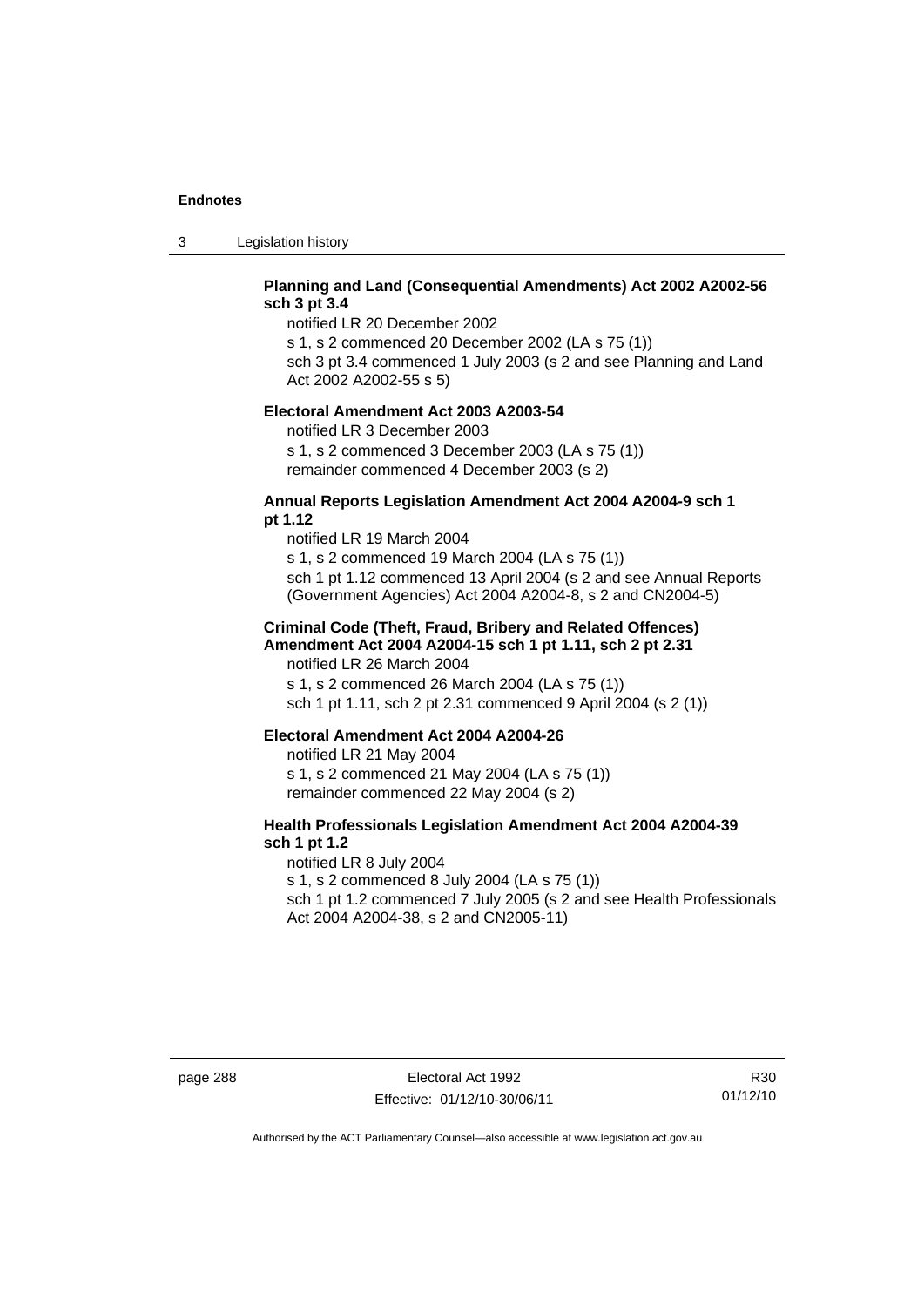**Planning and Land (Consequential Amendments) Act 2002 A2002-56 sch 3 pt 3.4**

notified LR 20 December 2002

s 1, s 2 commenced 20 December 2002 (LA s 75 (1))

sch 3 pt 3.4 commenced 1 July 2003 (s 2 and see Planning and Land Act 2002 A2002-55 s 5)

**Electoral Amendment Act 2003 A2003-54**

notified LR 3 December 2003

s 1, s 2 commenced 3 December 2003 (LA s 75 (1))

remainder commenced 4 December 2003 (s 2)

**Annual Reports Legislation Amendment Act 2004 A2004-9 sch 1 pt 1.12**

notified LR 19 March 2004

s 1, s 2 commenced 19 March 2004 (LA s 75 (1))

sch 1 pt 1.12 commenced 13 April 2004 (s 2 and see Annual Reports (Government Agencies) Act 2004 A2004-8, s 2 and CN2004-5)

**Criminal Code (Theft, Fraud, Bribery and Related Offences) Amendment Act 2004 A2004-15 sch 1 pt 1.11, sch 2 pt 2.31**

notified LR 26 March 2004

s 1, s 2 commenced 26 March 2004 (LA s 75 (1))

sch 1 pt 1.11, sch 2 pt 2.31 commenced 9 April 2004 (s 2 (1))

**Electoral Amendment Act 2004 A2004-26**

notified LR 21 May 2004

s 1, s 2 commenced 21 May 2004 (LA s 75 (1))

remainder commenced 22 May 2004 (s 2)

**Health Professionals Legislation Amendment Act 2004 A2004-39 sch 1 pt 1.2**

notified LR 8 July 2004

s 1, s 2 commenced 8 July 2004 (LA s 75 (1))

sch 1 pt 1.2 commenced 7 July 2005 (s 2 and see Health Professionals Act 2004 A2004-38, s 2 and CN2005-11)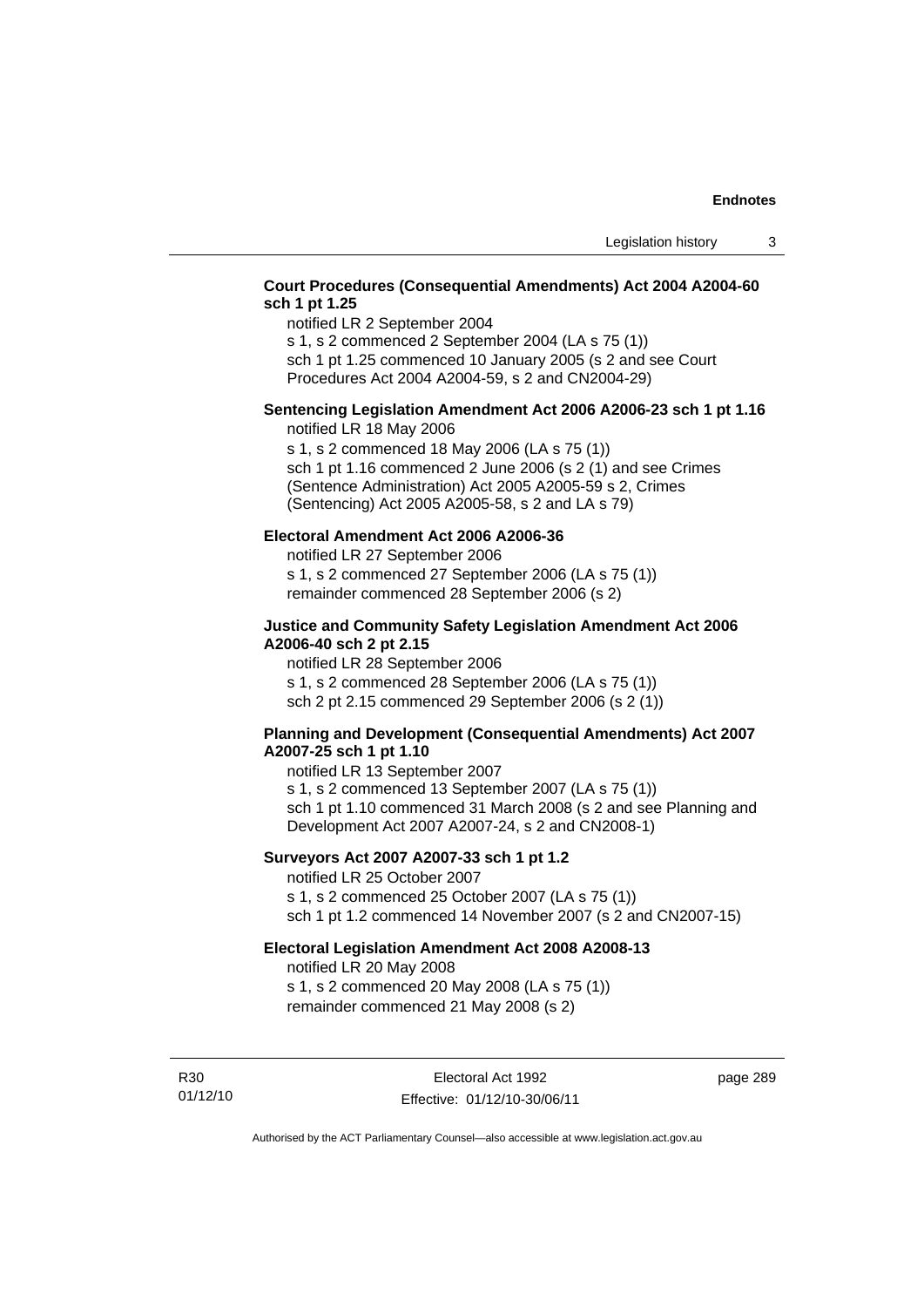**Court Procedures (Consequential Amendments) Act 2004 A2004-60 sch 1 pt 1.25**

notified LR 2 September 2004
s 1, s 2 commenced 2 September 2004 (LA s 75 (1))
sch 1 pt 1.25 commenced 10 January 2005 (s 2 and see Court Procedures Act 2004 A2004-59, s 2 and CN2004-29)

**Sentencing Legislation Amendment Act 2006 A2006-23 sch 1 pt 1.16**

notified LR 18 May 2006
s 1, s 2 commenced 18 May 2006 (LA s 75 (1))
sch 1 pt 1.16 commenced 2 June 2006 (s 2 (1) and see Crimes (Sentence Administration) Act 2005 A2005-59 s 2, Crimes (Sentencing) Act 2005 A2005-58, s 2 and LA s 79)

**Electoral Amendment Act 2006 A2006-36**

notified LR 27 September 2006
s 1, s 2 commenced 27 September 2006 (LA s 75 (1))
remainder commenced 28 September 2006 (s 2)

**Justice and Community Safety Legislation Amendment Act 2006 A2006-40 sch 2 pt 2.15**

notified LR 28 September 2006
s 1, s 2 commenced 28 September 2006 (LA s 75 (1))
sch 2 pt 2.15 commenced 29 September 2006 (s 2 (1))

**Planning and Development (Consequential Amendments) Act 2007 A2007-25 sch 1 pt 1.10**

notified LR 13 September 2007
s 1, s 2 commenced 13 September 2007 (LA s 75 (1))
sch 1 pt 1.10 commenced 31 March 2008 (s 2 and see Planning and Development Act 2007 A2007-24, s 2 and CN2008-1)

**Surveyors Act 2007 A2007-33 sch 1 pt 1.2**

notified LR 25 October 2007
s 1, s 2 commenced 25 October 2007 (LA s 75 (1))
sch 1 pt 1.2 commenced 14 November 2007 (s 2 and CN2007-15)

**Electoral Legislation Amendment Act 2008 A2008-13**

notified LR 20 May 2008
s 1, s 2 commenced 20 May 2008 (LA s 75 (1))
remainder commenced 21 May 2008 (s 2)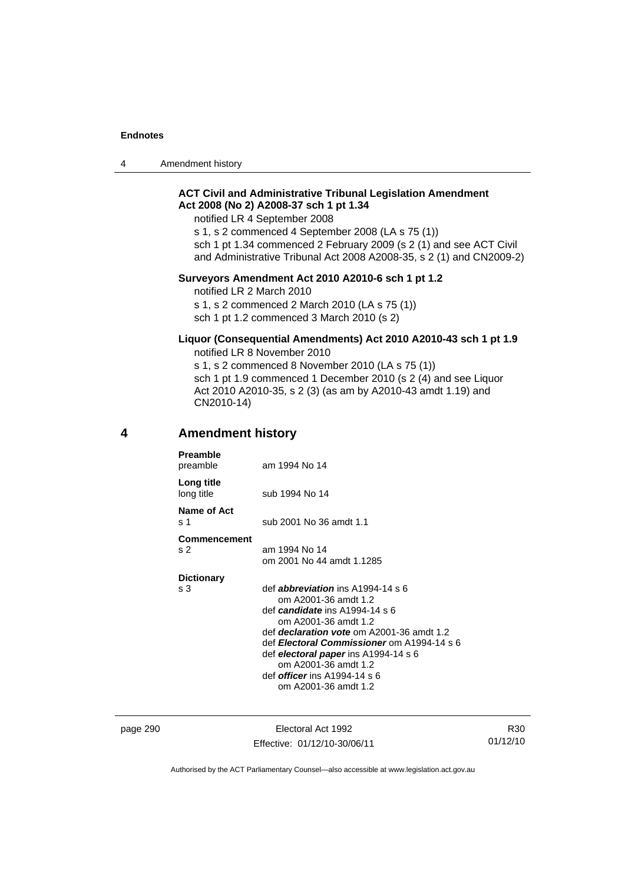**ACT Civil and Administrative Tribunal Legislation Amendment Act 2008 (No 2) A2008-37 sch 1 pt 1.34**

notified LR 4 September 2008

s 1, s 2 commenced 4 September 2008 (LA s 75 (1))

sch 1 pt 1.34 commenced 2 February 2009 (s 2 (1) and see ACT Civil and Administrative Tribunal Act 2008 A2008-35, s 2 (1) and CN2009-2)

**Surveyors Amendment Act 2010 A2010-6 sch 1 pt 1.2**

notified LR 2 March 2010

s 1, s 2 commenced 2 March 2010 (LA s 75 (1))

sch 1 pt 1.2 commenced 3 March 2010 (s 2)

**Liquor (Consequential Amendments) Act 2010 A2010-43 sch 1 pt 1.9**

notified LR 8 November 2010

s 1, s 2 commenced 8 November 2010 (LA s 75 (1))

sch 1 pt 1.9 commenced 1 December 2010 (s 2 (4) and see Liquor Act 2010 A2010-35, s 2 (3) (as am by A2010-43 amdt 1.19) and CN2010-14)

## 4 Amendment history

**Preamble**
preamble — am 1994 No 14

**Long title**
long title — sub 1994 No 14

**Name of Act**
s 1 — sub 2001 No 36 amdt 1.1

**Commencement**
s 2 — am 1994 No 14
om 2001 No 44 amdt 1.1285

**Dictionary**
s 3 — def ***abbreviation*** ins A1994-14 s 6
om A2001-36 amdt 1.2
def ***candidate*** ins A1994-14 s 6
om A2001-36 amdt 1.2
def ***declaration vote*** om A2001-36 amdt 1.2
def ***Electoral Commissioner*** om A1994-14 s 6
def ***electoral paper*** ins A1994-14 s 6
om A2001-36 amdt 1.2
def ***officer*** ins A1994-14 s 6
om A2001-36 amdt 1.2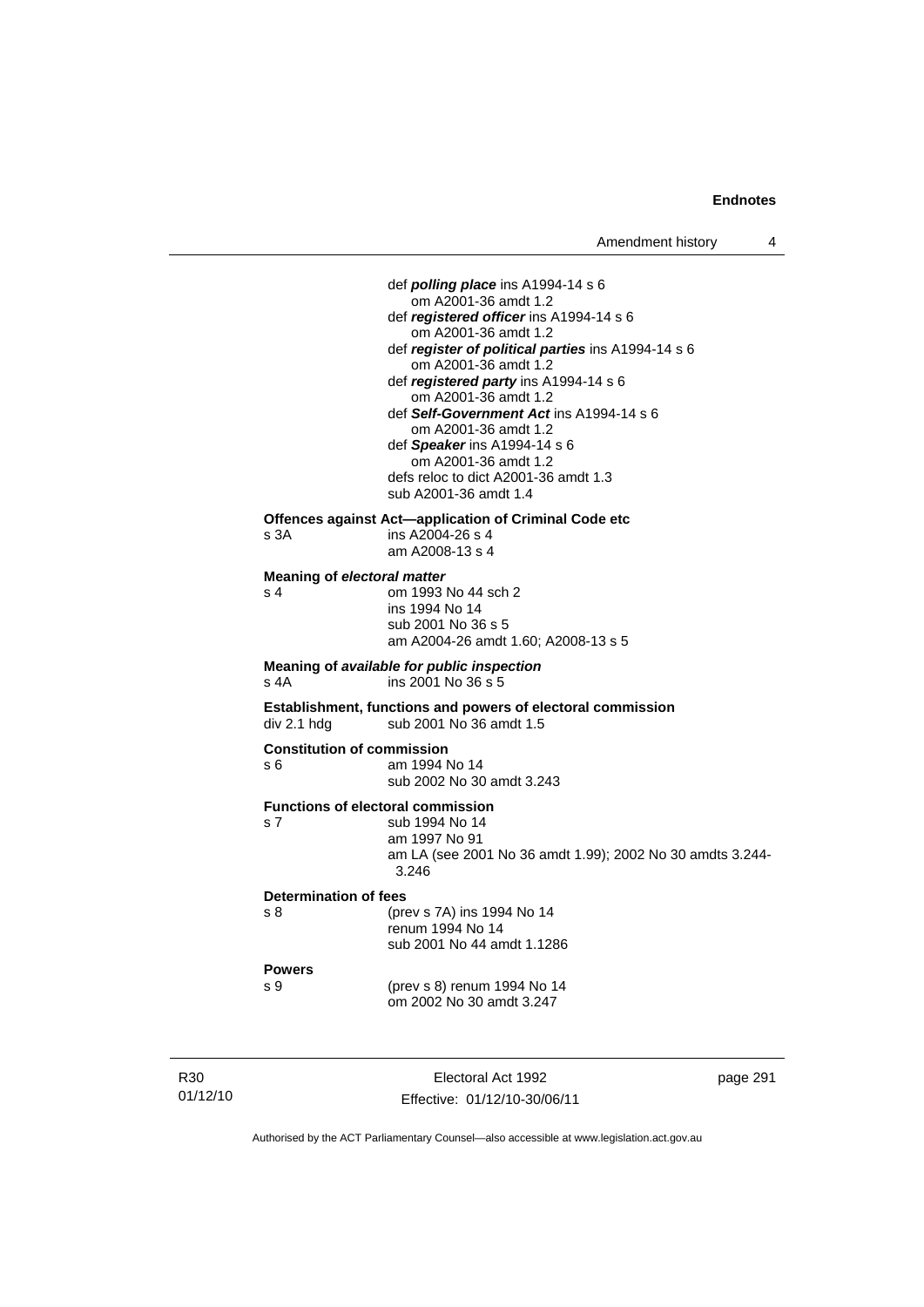def ***polling place*** ins A1994-14 s 6
om A2001-36 amdt 1.2
def ***registered officer*** ins A1994-14 s 6
om A2001-36 amdt 1.2
def ***register of political parties*** ins A1994-14 s 6
om A2001-36 amdt 1.2
def ***registered party*** ins A1994-14 s 6
om A2001-36 amdt 1.2
def ***Self-Government Act*** ins A1994-14 s 6
om A2001-36 amdt 1.2
def ***Speaker*** ins A1994-14 s 6
om A2001-36 amdt 1.2
defs reloc to dict A2001-36 amdt 1.3
sub A2001-36 amdt 1.4

**Offences against Act—application of Criminal Code etc**

s 3A ins A2004-26 s 4
am A2008-13 s 4

**Meaning of *electoral matter***

s 4 om 1993 No 44 sch 2
ins 1994 No 14
sub 2001 No 36 s 5
am A2004-26 amdt 1.60; A2008-13 s 5

**Meaning of *available for public inspection***

s 4A ins 2001 No 36 s 5

**Establishment, functions and powers of electoral commission**

div 2.1 hdg sub 2001 No 36 amdt 1.5

**Constitution of commission**

s 6 am 1994 No 14
sub 2002 No 30 amdt 3.243

**Functions of electoral commission**

s 7 sub 1994 No 14
am 1997 No 91
am LA (see 2001 No 36 amdt 1.99); 2002 No 30 amdts 3.244-3.246

**Determination of fees**

s 8 (prev s 7A) ins 1994 No 14
renum 1994 No 14
sub 2001 No 44 amdt 1.1286

**Powers**

s 9 (prev s 8) renum 1994 No 14
om 2002 No 30 amdt 3.247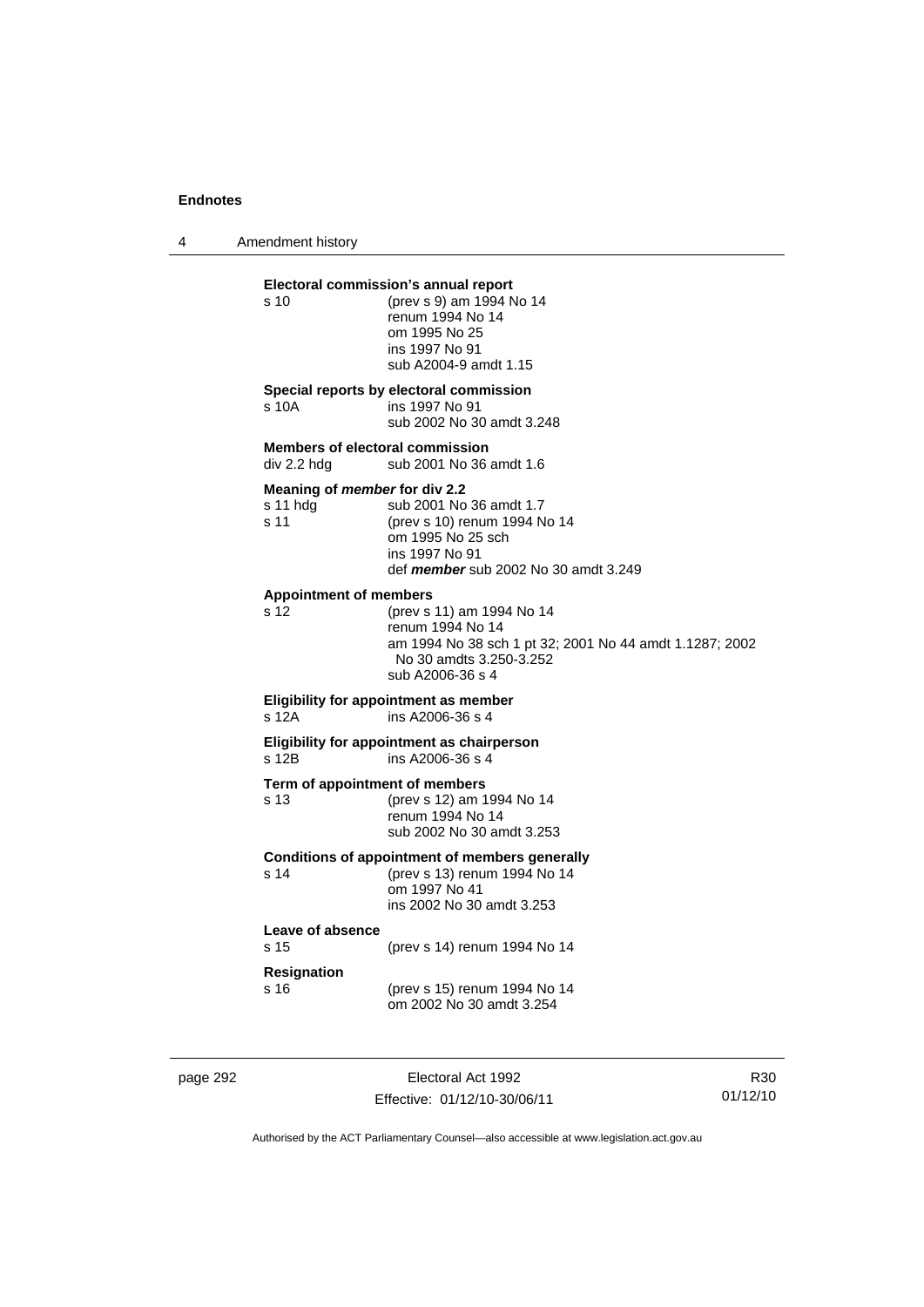**Electoral commission's annual report**

s 10 — (prev s 9) am 1994 No 14
renum 1994 No 14
om 1995 No 25
ins 1997 No 91
sub A2004-9 amdt 1.15

**Special reports by electoral commission**

s 10A — ins 1997 No 91
sub 2002 No 30 amdt 3.248

**Members of electoral commission**

div 2.2 hdg — sub 2001 No 36 amdt 1.6

**Meaning of *member* for div 2.2**

s 11 hdg — sub 2001 No 36 amdt 1.7

s 11 — (prev s 10) renum 1994 No 14
om 1995 No 25 sch
ins 1997 No 91
def ***member*** sub 2002 No 30 amdt 3.249

**Appointment of members**

s 12 — (prev s 11) am 1994 No 14
renum 1994 No 14
am 1994 No 38 sch 1 pt 32; 2001 No 44 amdt 1.1287; 2002 No 30 amdts 3.250-3.252
sub A2006-36 s 4

**Eligibility for appointment as member**

s 12A — ins A2006-36 s 4

**Eligibility for appointment as chairperson**

s 12B — ins A2006-36 s 4

**Term of appointment of members**

s 13 — (prev s 12) am 1994 No 14
renum 1994 No 14
sub 2002 No 30 amdt 3.253

**Conditions of appointment of members generally**

s 14 — (prev s 13) renum 1994 No 14
om 1997 No 41
ins 2002 No 30 amdt 3.253

**Leave of absence**

s 15 — (prev s 14) renum 1994 No 14

**Resignation**

s 16 — (prev s 15) renum 1994 No 14
om 2002 No 30 amdt 3.254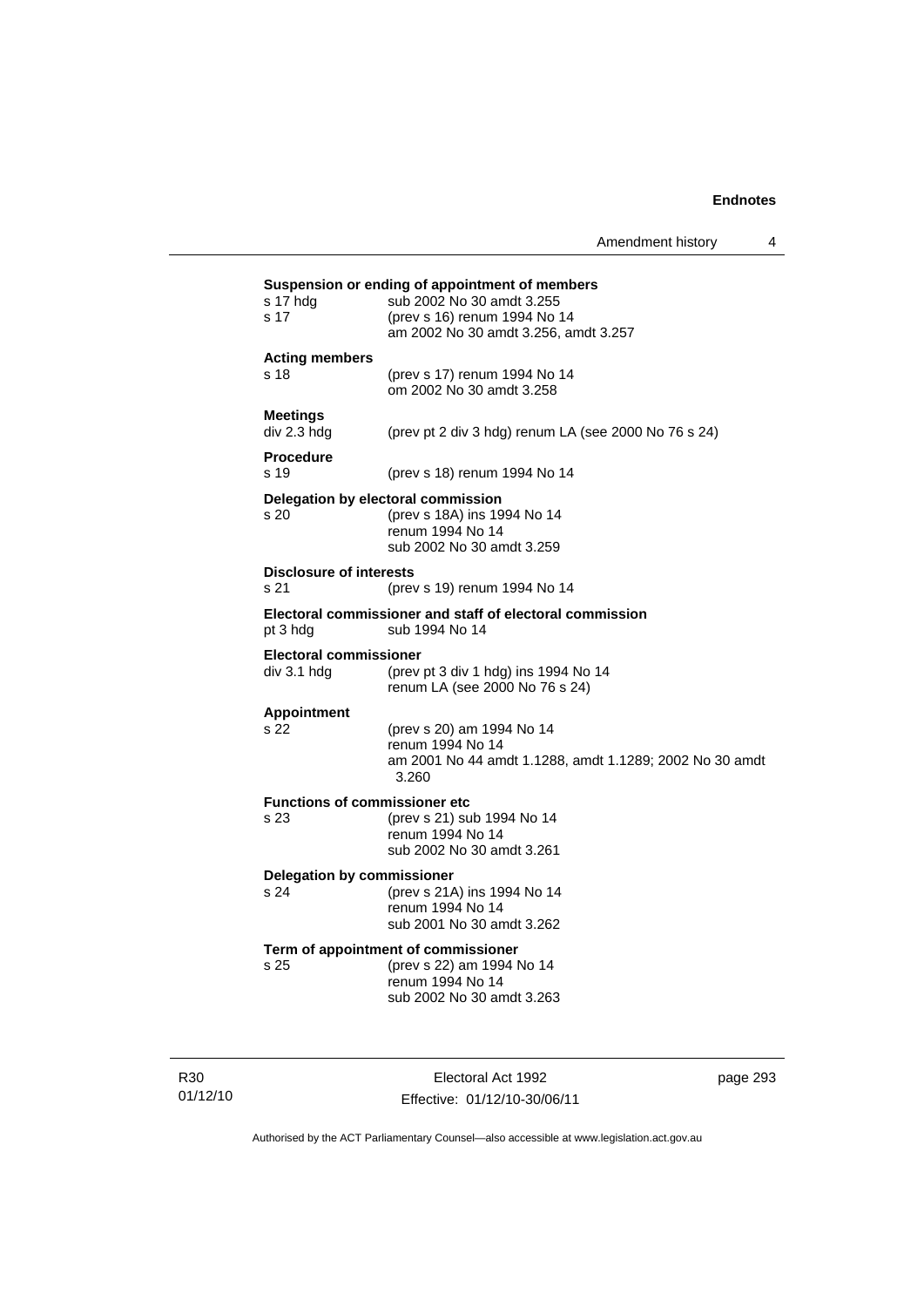**Suspension or ending of appointment of members**

s 17 hdg — sub 2002 No 30 amdt 3.255
s 17 — (prev s 16) renum 1994 No 14
am 2002 No 30 amdt 3.256, amdt 3.257

**Acting members**

s 18 — (prev s 17) renum 1994 No 14
om 2002 No 30 amdt 3.258

**Meetings**

div 2.3 hdg — (prev pt 2 div 3 hdg) renum LA (see 2000 No 76 s 24)

**Procedure**

s 19 — (prev s 18) renum 1994 No 14

**Delegation by electoral commission**

s 20 — (prev s 18A) ins 1994 No 14
renum 1994 No 14
sub 2002 No 30 amdt 3.259

**Disclosure of interests**

s 21 — (prev s 19) renum 1994 No 14

**Electoral commissioner and staff of electoral commission**

pt 3 hdg — sub 1994 No 14

**Electoral commissioner**

div 3.1 hdg — (prev pt 3 div 1 hdg) ins 1994 No 14
renum LA (see 2000 No 76 s 24)

**Appointment**

s 22 — (prev s 20) am 1994 No 14
renum 1994 No 14
am 2001 No 44 amdt 1.1288, amdt 1.1289; 2002 No 30 amdt 3.260

**Functions of commissioner etc**

s 23 — (prev s 21) sub 1994 No 14
renum 1994 No 14
sub 2002 No 30 amdt 3.261

**Delegation by commissioner**

s 24 — (prev s 21A) ins 1994 No 14
renum 1994 No 14
sub 2001 No 30 amdt 3.262

**Term of appointment of commissioner**

s 25 — (prev s 22) am 1994 No 14
renum 1994 No 14
sub 2002 No 30 amdt 3.263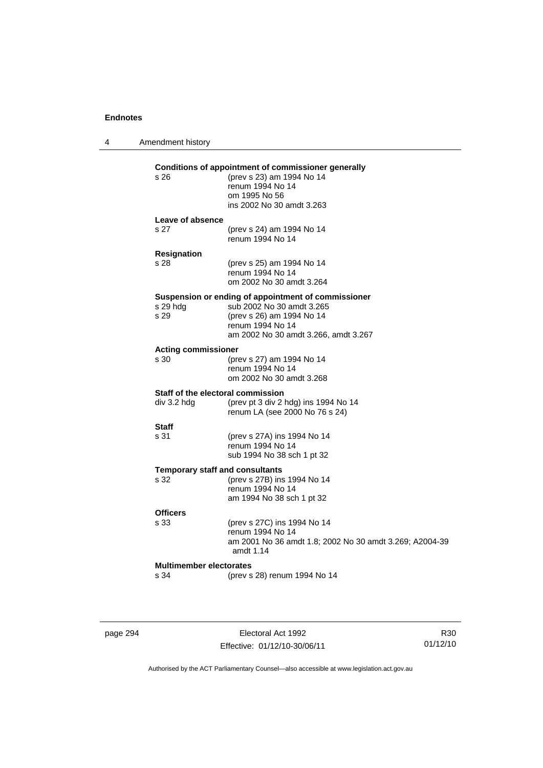**Conditions of appointment of commissioner generally**

s 26 (prev s 23) am 1994 No 14
renum 1994 No 14
om 1995 No 56
ins 2002 No 30 amdt 3.263

**Leave of absence**

s 27 (prev s 24) am 1994 No 14
renum 1994 No 14

**Resignation**

s 28 (prev s 25) am 1994 No 14
renum 1994 No 14
om 2002 No 30 amdt 3.264

**Suspension or ending of appointment of commissioner**

s 29 hdg sub 2002 No 30 amdt 3.265
s 29 (prev s 26) am 1994 No 14
renum 1994 No 14
am 2002 No 30 amdt 3.266, amdt 3.267

**Acting commissioner**

s 30 (prev s 27) am 1994 No 14
renum 1994 No 14
om 2002 No 30 amdt 3.268

**Staff of the electoral commission**

div 3.2 hdg (prev pt 3 div 2 hdg) ins 1994 No 14
renum LA (see 2000 No 76 s 24)

**Staff**

s 31 (prev s 27A) ins 1994 No 14
renum 1994 No 14
sub 1994 No 38 sch 1 pt 32

**Temporary staff and consultants**

s 32 (prev s 27B) ins 1994 No 14
renum 1994 No 14
am 1994 No 38 sch 1 pt 32

**Officers**

s 33 (prev s 27C) ins 1994 No 14
renum 1994 No 14
am 2001 No 36 amdt 1.8; 2002 No 30 amdt 3.269; A2004-39 amdt 1.14

**Multimember electorates**

s 34 (prev s 28) renum 1994 No 14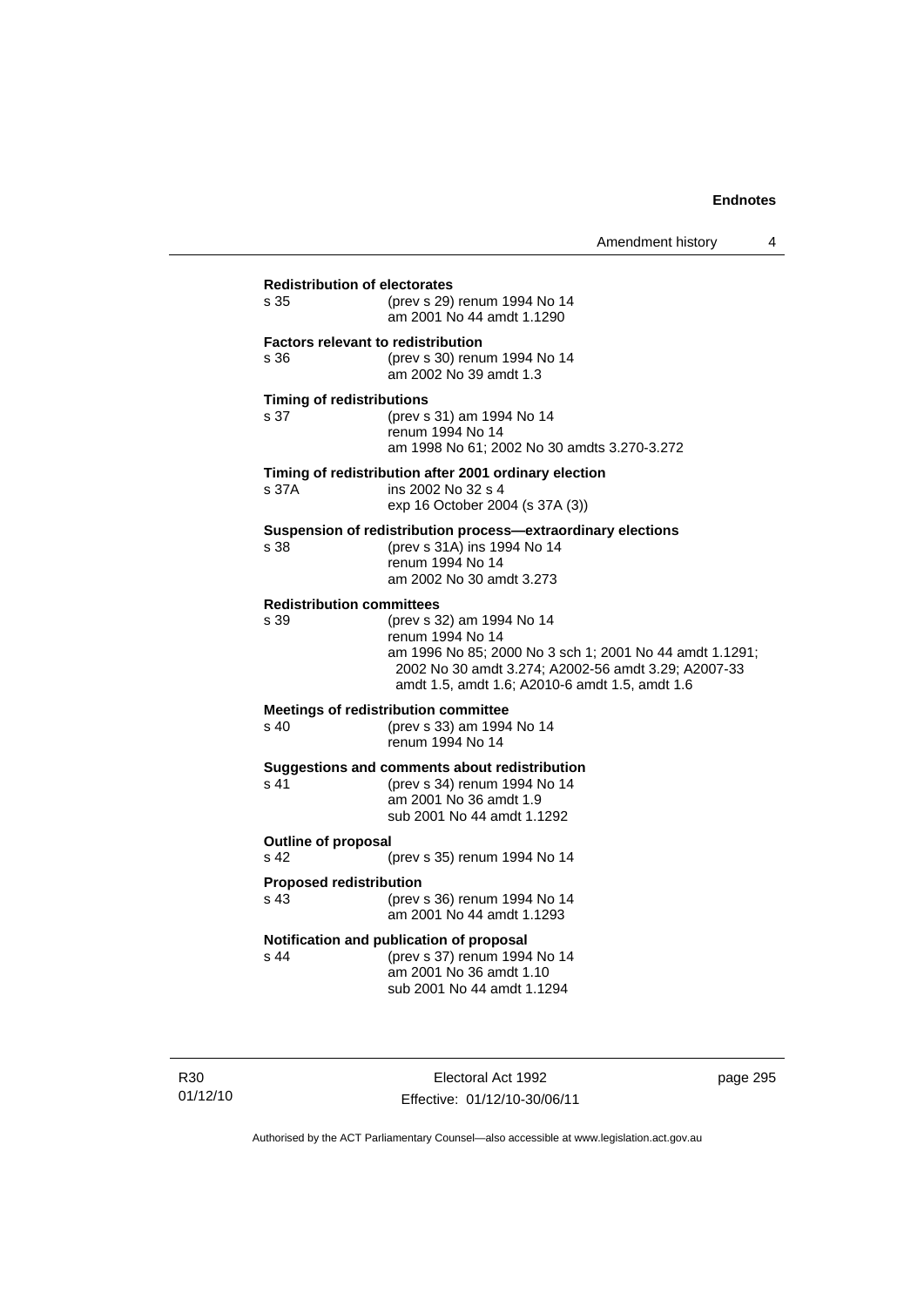**Redistribution of electorates**

s 35 (prev s 29) renum 1994 No 14
am 2001 No 44 amdt 1.1290

**Factors relevant to redistribution**

s 36 (prev s 30) renum 1994 No 14
am 2002 No 39 amdt 1.3

**Timing of redistributions**

s 37 (prev s 31) am 1994 No 14
renum 1994 No 14
am 1998 No 61; 2002 No 30 amdts 3.270-3.272

**Timing of redistribution after 2001 ordinary election**

s 37A ins 2002 No 32 s 4
exp 16 October 2004 (s 37A (3))

**Suspension of redistribution process—extraordinary elections**

s 38 (prev s 31A) ins 1994 No 14
renum 1994 No 14
am 2002 No 30 amdt 3.273

**Redistribution committees**

s 39 (prev s 32) am 1994 No 14
renum 1994 No 14
am 1996 No 85; 2000 No 3 sch 1; 2001 No 44 amdt 1.1291; 2002 No 30 amdt 3.274; A2002-56 amdt 3.29; A2007-33 amdt 1.5, amdt 1.6; A2010-6 amdt 1.5, amdt 1.6

**Meetings of redistribution committee**

s 40 (prev s 33) am 1994 No 14
renum 1994 No 14

**Suggestions and comments about redistribution**

s 41 (prev s 34) renum 1994 No 14
am 2001 No 36 amdt 1.9
sub 2001 No 44 amdt 1.1292

**Outline of proposal**

s 42 (prev s 35) renum 1994 No 14

**Proposed redistribution**

s 43 (prev s 36) renum 1994 No 14
am 2001 No 44 amdt 1.1293

**Notification and publication of proposal**

s 44 (prev s 37) renum 1994 No 14
am 2001 No 36 amdt 1.10
sub 2001 No 44 amdt 1.1294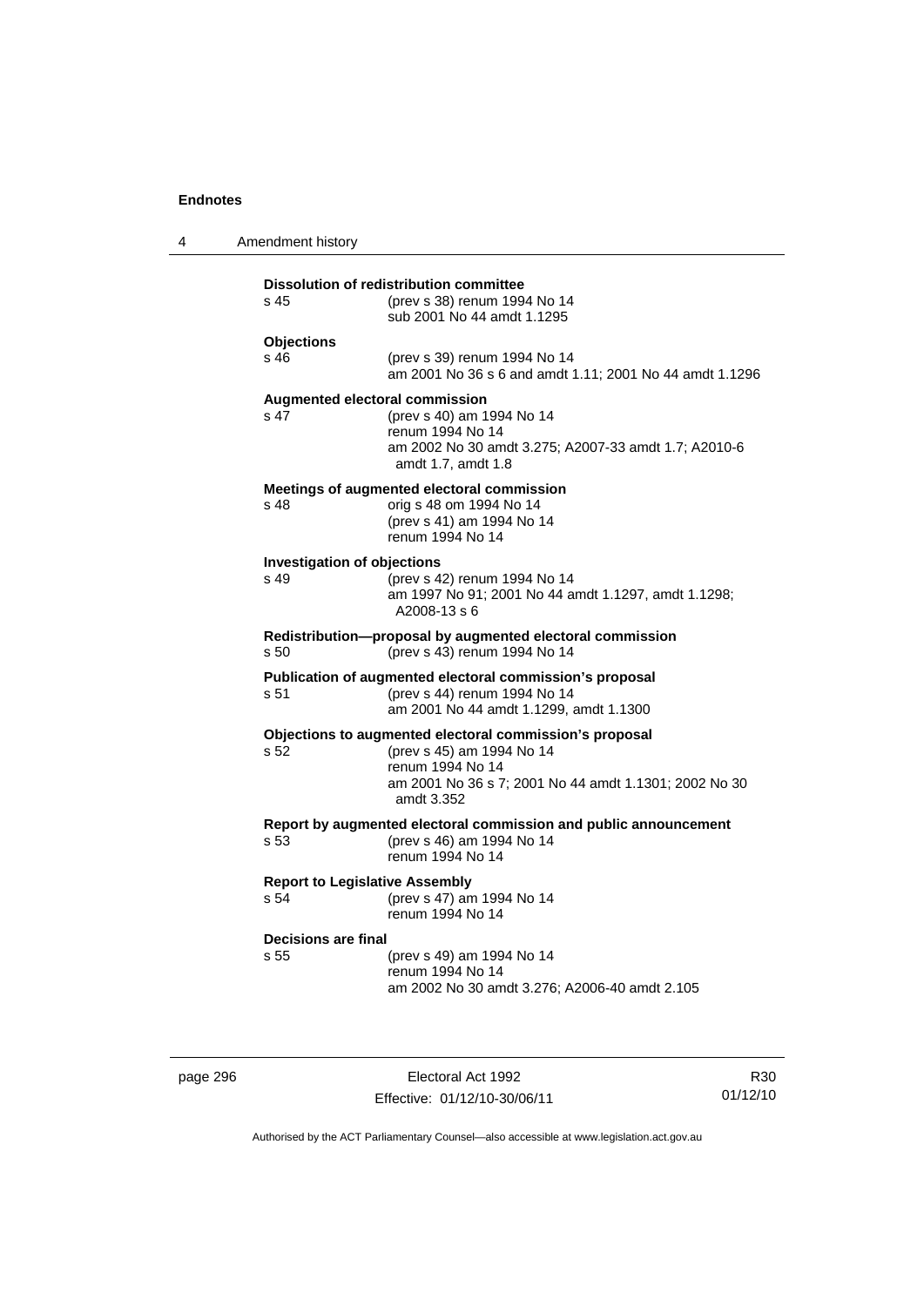**Dissolution of redistribution committee**

s 45 (prev s 38) renum 1994 No 14
sub 2001 No 44 amdt 1.1295

**Objections**

s 46 (prev s 39) renum 1994 No 14
am 2001 No 36 s 6 and amdt 1.11; 2001 No 44 amdt 1.1296

**Augmented electoral commission**

s 47 (prev s 40) am 1994 No 14
renum 1994 No 14
am 2002 No 30 amdt 3.275; A2007-33 amdt 1.7; A2010-6 amdt 1.7, amdt 1.8

**Meetings of augmented electoral commission**

s 48 orig s 48 om 1994 No 14
(prev s 41) am 1994 No 14
renum 1994 No 14

**Investigation of objections**

s 49 (prev s 42) renum 1994 No 14
am 1997 No 91; 2001 No 44 amdt 1.1297, amdt 1.1298; A2008-13 s 6

**Redistribution—proposal by augmented electoral commission**

s 50 (prev s 43) renum 1994 No 14

**Publication of augmented electoral commission's proposal**

s 51 (prev s 44) renum 1994 No 14
am 2001 No 44 amdt 1.1299, amdt 1.1300

**Objections to augmented electoral commission's proposal**

s 52 (prev s 45) am 1994 No 14
renum 1994 No 14
am 2001 No 36 s 7; 2001 No 44 amdt 1.1301; 2002 No 30 amdt 3.352

**Report by augmented electoral commission and public announcement**

s 53 (prev s 46) am 1994 No 14
renum 1994 No 14

**Report to Legislative Assembly**

s 54 (prev s 47) am 1994 No 14
renum 1994 No 14

**Decisions are final**

s 55 (prev s 49) am 1994 No 14
renum 1994 No 14
am 2002 No 30 amdt 3.276; A2006-40 amdt 2.105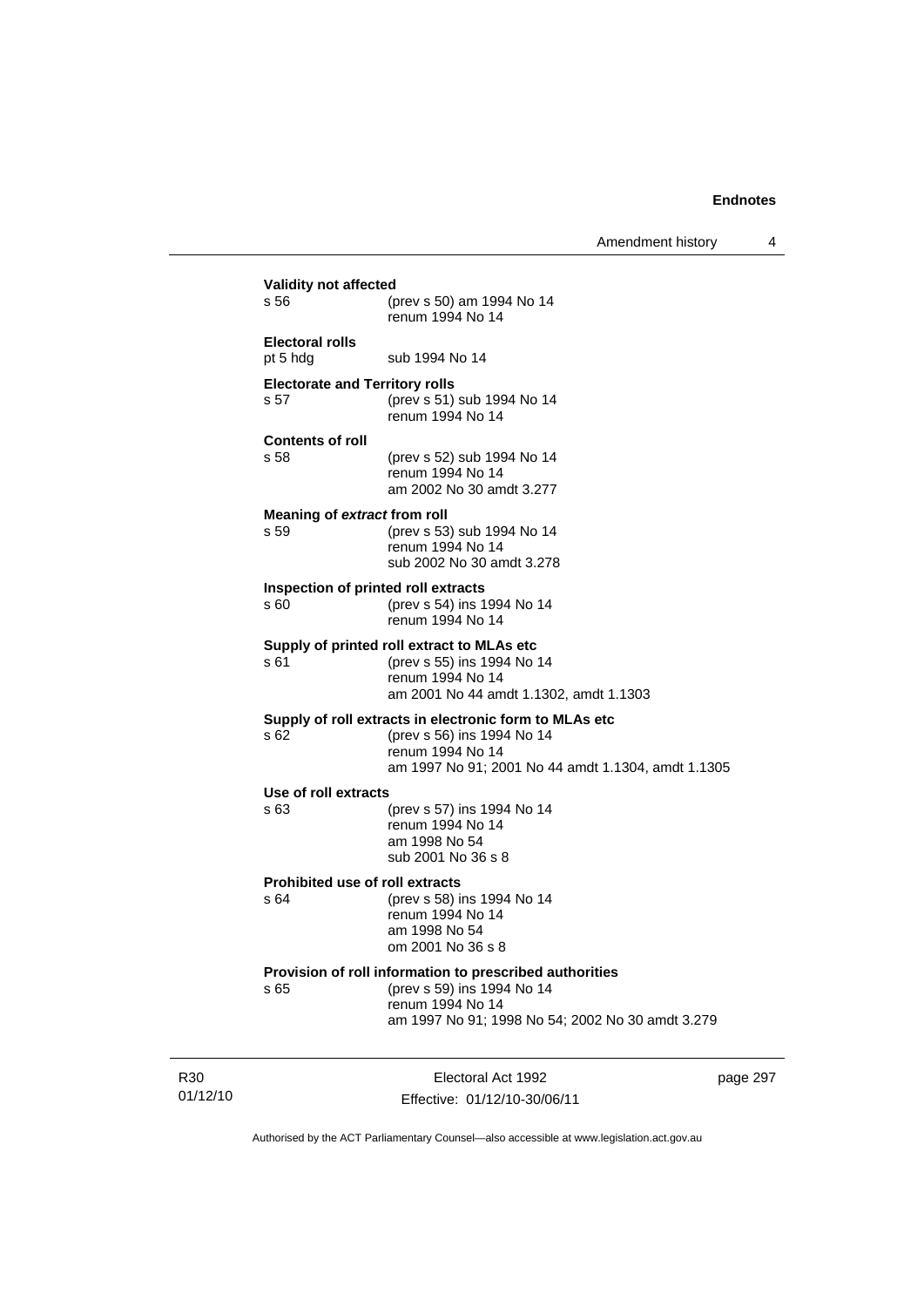**Validity not affected**

s 56 (prev s 50) am 1994 No 14
renum 1994 No 14

**Electoral rolls**

pt 5 hdg sub 1994 No 14

**Electorate and Territory rolls**

s 57 (prev s 51) sub 1994 No 14
renum 1994 No 14

**Contents of roll**

s 58 (prev s 52) sub 1994 No 14
renum 1994 No 14
am 2002 No 30 amdt 3.277

**Meaning of *extract* from roll**

s 59 (prev s 53) sub 1994 No 14
renum 1994 No 14
sub 2002 No 30 amdt 3.278

**Inspection of printed roll extracts**

s 60 (prev s 54) ins 1994 No 14
renum 1994 No 14

**Supply of printed roll extract to MLAs etc**

s 61 (prev s 55) ins 1994 No 14
renum 1994 No 14
am 2001 No 44 amdt 1.1302, amdt 1.1303

**Supply of roll extracts in electronic form to MLAs etc**

s 62 (prev s 56) ins 1994 No 14
renum 1994 No 14
am 1997 No 91; 2001 No 44 amdt 1.1304, amdt 1.1305

**Use of roll extracts**

s 63 (prev s 57) ins 1994 No 14
renum 1994 No 14
am 1998 No 54
sub 2001 No 36 s 8

**Prohibited use of roll extracts**

s 64 (prev s 58) ins 1994 No 14
renum 1994 No 14
am 1998 No 54
om 2001 No 36 s 8

**Provision of roll information to prescribed authorities**

s 65 (prev s 59) ins 1994 No 14
renum 1994 No 14
am 1997 No 91; 1998 No 54; 2002 No 30 amdt 3.279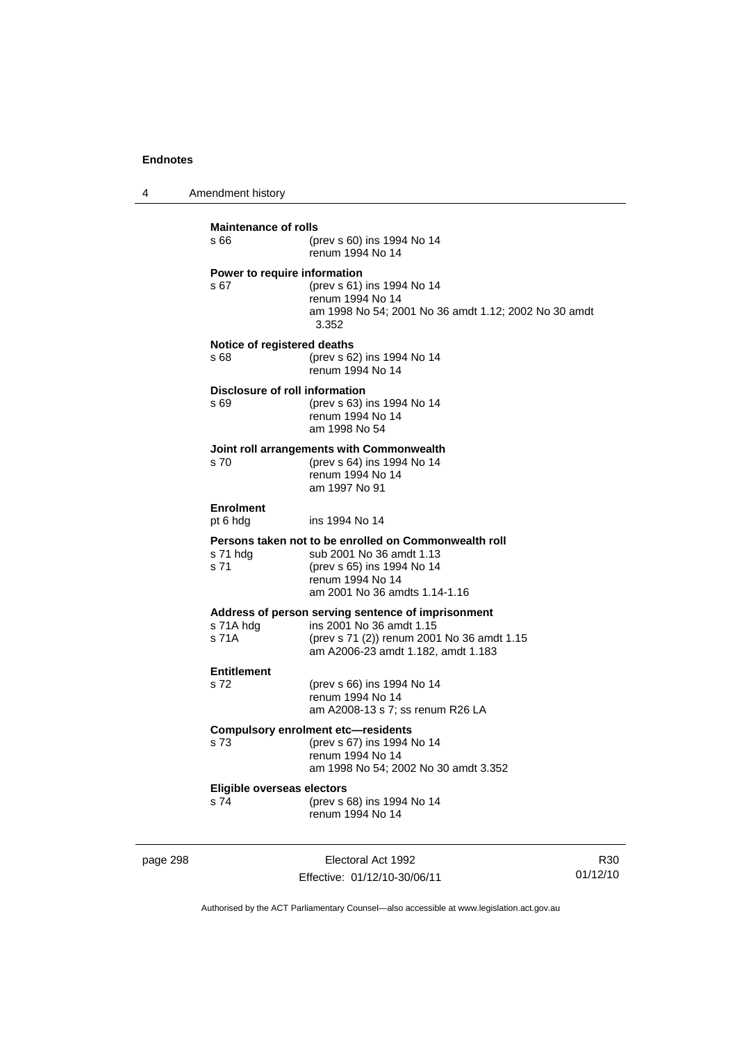**Maintenance of rolls**
s 66 (prev s 60) ins 1994 No 14
renum 1994 No 14

**Power to require information**
s 67 (prev s 61) ins 1994 No 14
renum 1994 No 14
am 1998 No 54; 2001 No 36 amdt 1.12; 2002 No 30 amdt 3.352

**Notice of registered deaths**
s 68 (prev s 62) ins 1994 No 14
renum 1994 No 14

**Disclosure of roll information**
s 69 (prev s 63) ins 1994 No 14
renum 1994 No 14
am 1998 No 54

**Joint roll arrangements with Commonwealth**
s 70 (prev s 64) ins 1994 No 14
renum 1994 No 14
am 1997 No 91

**Enrolment**
pt 6 hdg ins 1994 No 14

**Persons taken not to be enrolled on Commonwealth roll**
s 71 hdg sub 2001 No 36 amdt 1.13
s 71 (prev s 65) ins 1994 No 14
renum 1994 No 14
am 2001 No 36 amdts 1.14-1.16

**Address of person serving sentence of imprisonment**
s 71A hdg ins 2001 No 36 amdt 1.15
s 71A (prev s 71 (2)) renum 2001 No 36 amdt 1.15
am A2006-23 amdt 1.182, amdt 1.183

**Entitlement**
s 72 (prev s 66) ins 1994 No 14
renum 1994 No 14
am A2008-13 s 7; ss renum R26 LA

**Compulsory enrolment etc—residents**
s 73 (prev s 67) ins 1994 No 14
renum 1994 No 14
am 1998 No 54; 2002 No 30 amdt 3.352

**Eligible overseas electors**
s 74 (prev s 68) ins 1994 No 14
renum 1994 No 14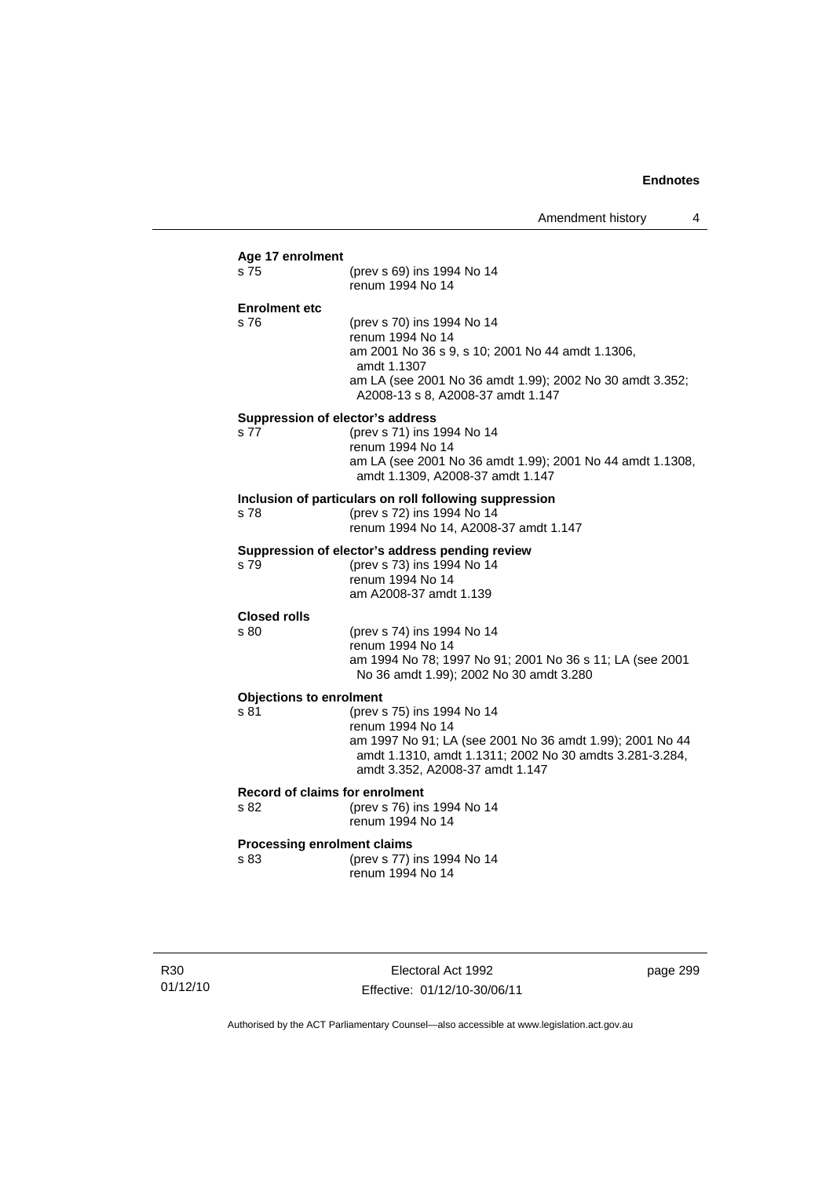**Age 17 enrolment**

s 75 (prev s 69) ins 1994 No 14
renum 1994 No 14

**Enrolment etc**

s 76 (prev s 70) ins 1994 No 14
renum 1994 No 14
am 2001 No 36 s 9, s 10; 2001 No 44 amdt 1.1306, amdt 1.1307
am LA (see 2001 No 36 amdt 1.99); 2002 No 30 amdt 3.352; A2008-13 s 8, A2008-37 amdt 1.147

**Suppression of elector's address**

s 77 (prev s 71) ins 1994 No 14
renum 1994 No 14
am LA (see 2001 No 36 amdt 1.99); 2001 No 44 amdt 1.1308, amdt 1.1309, A2008-37 amdt 1.147

**Inclusion of particulars on roll following suppression**

s 78 (prev s 72) ins 1994 No 14
renum 1994 No 14, A2008-37 amdt 1.147

**Suppression of elector's address pending review**

s 79 (prev s 73) ins 1994 No 14
renum 1994 No 14
am A2008-37 amdt 1.139

**Closed rolls**

s 80 (prev s 74) ins 1994 No 14
renum 1994 No 14
am 1994 No 78; 1997 No 91; 2001 No 36 s 11; LA (see 2001 No 36 amdt 1.99); 2002 No 30 amdt 3.280

**Objections to enrolment**

s 81 (prev s 75) ins 1994 No 14
renum 1994 No 14
am 1997 No 91; LA (see 2001 No 36 amdt 1.99); 2001 No 44 amdt 1.1310, amdt 1.1311; 2002 No 30 amdts 3.281-3.284, amdt 3.352, A2008-37 amdt 1.147

**Record of claims for enrolment**

s 82 (prev s 76) ins 1994 No 14
renum 1994 No 14

**Processing enrolment claims**

s 83 (prev s 77) ins 1994 No 14
renum 1994 No 14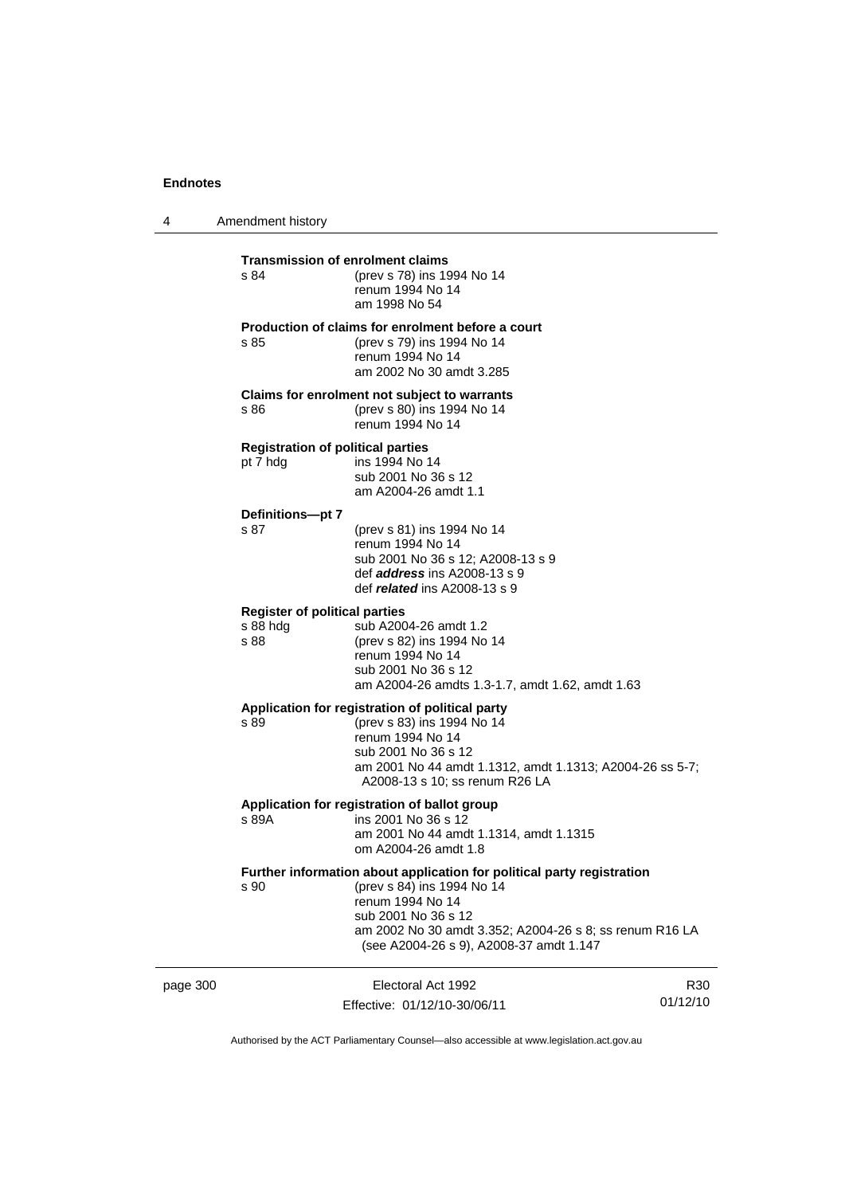**Transmission of enrolment claims**

s 84 (prev s 78) ins 1994 No 14
renum 1994 No 14
am 1998 No 54

**Production of claims for enrolment before a court**

s 85 (prev s 79) ins 1994 No 14
renum 1994 No 14
am 2002 No 30 amdt 3.285

**Claims for enrolment not subject to warrants**

s 86 (prev s 80) ins 1994 No 14
renum 1994 No 14

**Registration of political parties**

pt 7 hdg ins 1994 No 14
sub 2001 No 36 s 12
am A2004-26 amdt 1.1

**Definitions—pt 7**

s 87 (prev s 81) ins 1994 No 14
renum 1994 No 14
sub 2001 No 36 s 12; A2008-13 s 9
def ***address*** ins A2008-13 s 9
def ***related*** ins A2008-13 s 9

**Register of political parties**

s 88 hdg sub A2004-26 amdt 1.2
s 88 (prev s 82) ins 1994 No 14
renum 1994 No 14
sub 2001 No 36 s 12
am A2004-26 amdts 1.3-1.7, amdt 1.62, amdt 1.63

**Application for registration of political party**

s 89 (prev s 83) ins 1994 No 14
renum 1994 No 14
sub 2001 No 36 s 12
am 2001 No 44 amdt 1.1312, amdt 1.1313; A2004-26 ss 5-7; A2008-13 s 10; ss renum R26 LA

**Application for registration of ballot group**

s 89A ins 2001 No 36 s 12
am 2001 No 44 amdt 1.1314, amdt 1.1315
om A2004-26 amdt 1.8

**Further information about application for political party registration**

s 90 (prev s 84) ins 1994 No 14
renum 1994 No 14
sub 2001 No 36 s 12
am 2002 No 30 amdt 3.352; A2004-26 s 8; ss renum R16 LA (see A2004-26 s 9), A2008-37 amdt 1.147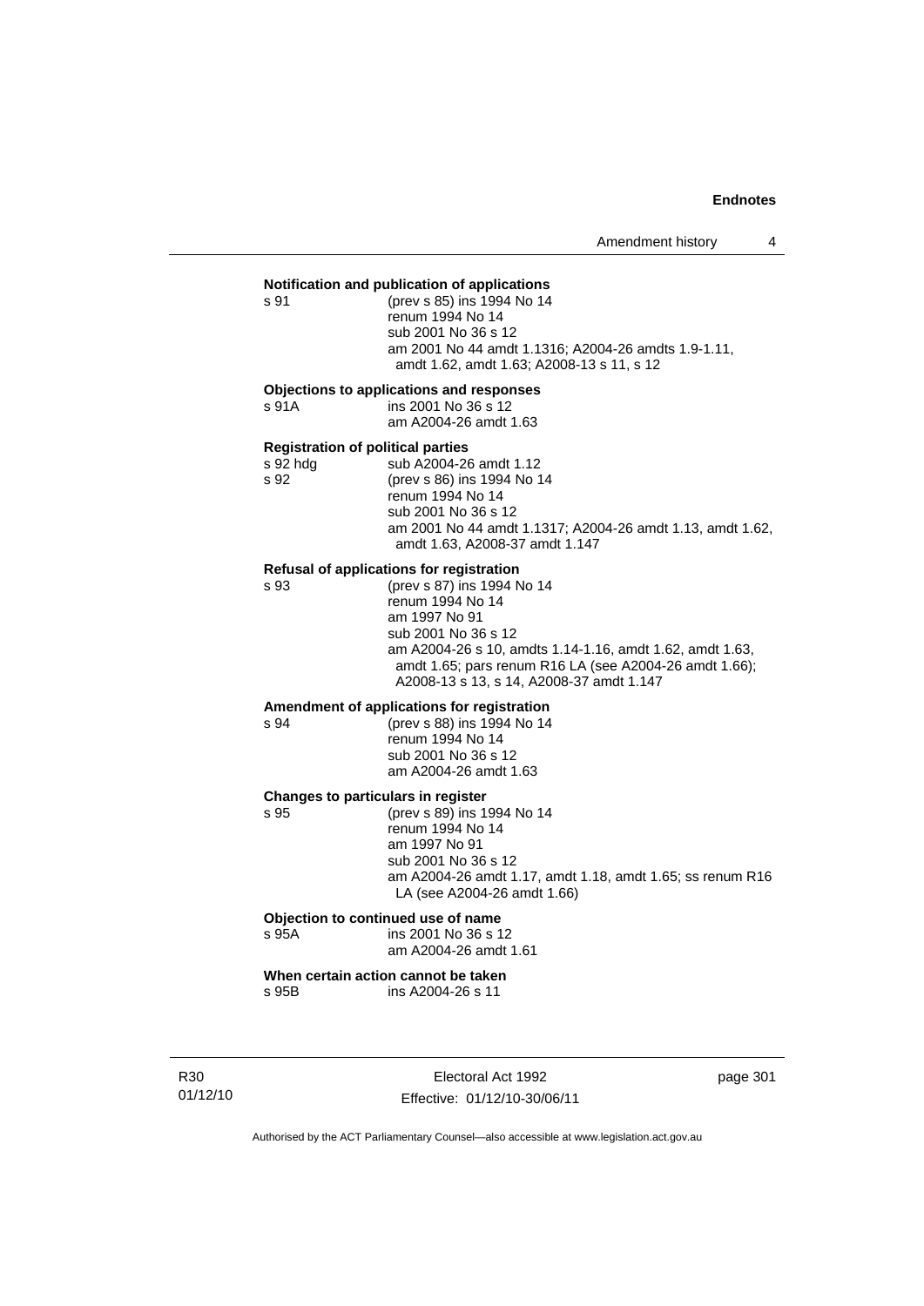**Notification and publication of applications**

s 91 (prev s 85) ins 1994 No 14
renum 1994 No 14
sub 2001 No 36 s 12
am 2001 No 44 amdt 1.1316; A2004-26 amdts 1.9-1.11, amdt 1.62, amdt 1.63; A2008-13 s 11, s 12

**Objections to applications and responses**

s 91A ins 2001 No 36 s 12
am A2004-26 amdt 1.63

**Registration of political parties**

s 92 hdg sub A2004-26 amdt 1.12
s 92 (prev s 86) ins 1994 No 14
renum 1994 No 14
sub 2001 No 36 s 12
am 2001 No 44 amdt 1.1317; A2004-26 amdt 1.13, amdt 1.62, amdt 1.63, A2008-37 amdt 1.147

**Refusal of applications for registration**

s 93 (prev s 87) ins 1994 No 14
renum 1994 No 14
am 1997 No 91
sub 2001 No 36 s 12
am A2004-26 s 10, amdts 1.14-1.16, amdt 1.62, amdt 1.63, amdt 1.65; pars renum R16 LA (see A2004-26 amdt 1.66); A2008-13 s 13, s 14, A2008-37 amdt 1.147

**Amendment of applications for registration**

s 94 (prev s 88) ins 1994 No 14
renum 1994 No 14
sub 2001 No 36 s 12
am A2004-26 amdt 1.63

**Changes to particulars in register**

s 95 (prev s 89) ins 1994 No 14
renum 1994 No 14
am 1997 No 91
sub 2001 No 36 s 12
am A2004-26 amdt 1.17, amdt 1.18, amdt 1.65; ss renum R16 LA (see A2004-26 amdt 1.66)

**Objection to continued use of name**

s 95A ins 2001 No 36 s 12
am A2004-26 amdt 1.61

**When certain action cannot be taken**

s 95B ins A2004-26 s 11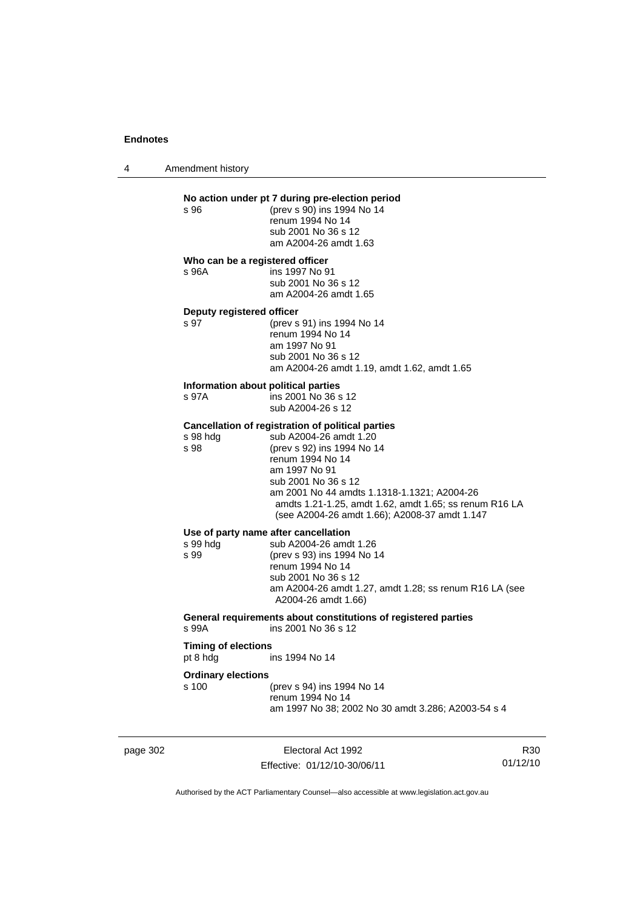**No action under pt 7 during pre-election period**

s 96 (prev s 90) ins 1994 No 14
renum 1994 No 14
sub 2001 No 36 s 12
am A2004-26 amdt 1.63

**Who can be a registered officer**

s 96A ins 1997 No 91
sub 2001 No 36 s 12
am A2004-26 amdt 1.65

**Deputy registered officer**

s 97 (prev s 91) ins 1994 No 14
renum 1994 No 14
am 1997 No 91
sub 2001 No 36 s 12
am A2004-26 amdt 1.19, amdt 1.62, amdt 1.65

**Information about political parties**

s 97A ins 2001 No 36 s 12
sub A2004-26 s 12

**Cancellation of registration of political parties**

s 98 hdg sub A2004-26 amdt 1.20

s 98 (prev s 92) ins 1994 No 14
renum 1994 No 14
am 1997 No 91
sub 2001 No 36 s 12
am 2001 No 44 amdts 1.1318-1.1321; A2004-26 amdts 1.21-1.25, amdt 1.62, amdt 1.65; ss renum R16 LA (see A2004-26 amdt 1.66); A2008-37 amdt 1.147

**Use of party name after cancellation**

s 99 hdg sub A2004-26 amdt 1.26

s 99 (prev s 93) ins 1994 No 14
renum 1994 No 14
sub 2001 No 36 s 12
am A2004-26 amdt 1.27, amdt 1.28; ss renum R16 LA (see A2004-26 amdt 1.66)

**General requirements about constitutions of registered parties**

s 99A ins 2001 No 36 s 12

**Timing of elections**

pt 8 hdg ins 1994 No 14

**Ordinary elections**

s 100 (prev s 94) ins 1994 No 14
renum 1994 No 14
am 1997 No 38; 2002 No 30 amdt 3.286; A2003-54 s 4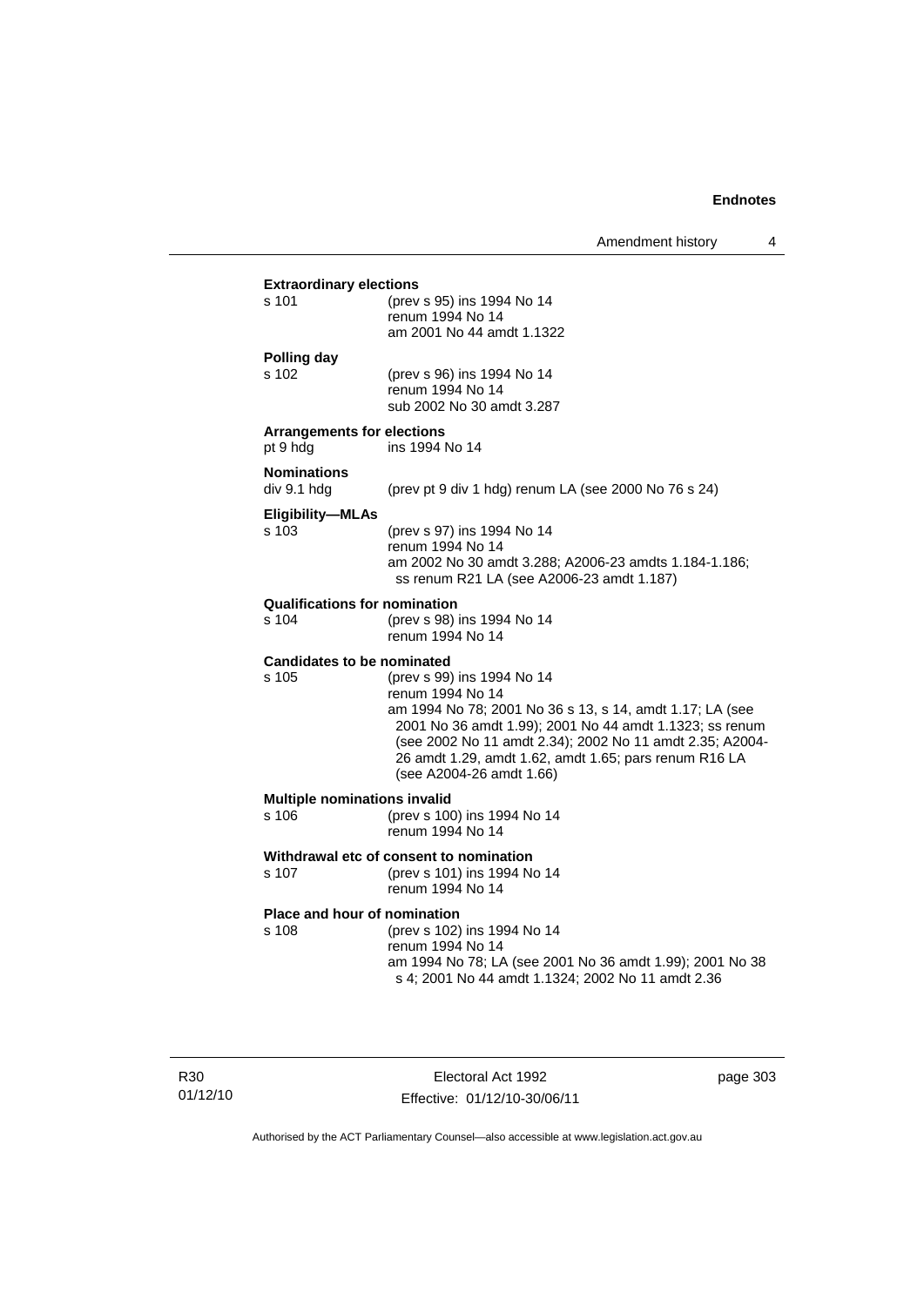**Extraordinary elections**

s 101 (prev s 95) ins 1994 No 14
renum 1994 No 14
am 2001 No 44 amdt 1.1322

**Polling day**

s 102 (prev s 96) ins 1994 No 14
renum 1994 No 14
sub 2002 No 30 amdt 3.287

**Arrangements for elections**

pt 9 hdg ins 1994 No 14

**Nominations**

div 9.1 hdg (prev pt 9 div 1 hdg) renum LA (see 2000 No 76 s 24)

**Eligibility—MLAs**

s 103 (prev s 97) ins 1994 No 14
renum 1994 No 14
am 2002 No 30 amdt 3.288; A2006-23 amdts 1.184-1.186; ss renum R21 LA (see A2006-23 amdt 1.187)

**Qualifications for nomination**

s 104 (prev s 98) ins 1994 No 14
renum 1994 No 14

**Candidates to be nominated**

s 105 (prev s 99) ins 1994 No 14
renum 1994 No 14
am 1994 No 78; 2001 No 36 s 13, s 14, amdt 1.17; LA (see 2001 No 36 amdt 1.99); 2001 No 44 amdt 1.1323; ss renum (see 2002 No 11 amdt 2.34); 2002 No 11 amdt 2.35; A2004-26 amdt 1.29, amdt 1.62, amdt 1.65; pars renum R16 LA (see A2004-26 amdt 1.66)

**Multiple nominations invalid**

s 106 (prev s 100) ins 1994 No 14
renum 1994 No 14

**Withdrawal etc of consent to nomination**

s 107 (prev s 101) ins 1994 No 14
renum 1994 No 14

**Place and hour of nomination**

s 108 (prev s 102) ins 1994 No 14
renum 1994 No 14
am 1994 No 78; LA (see 2001 No 36 amdt 1.99); 2001 No 38 s 4; 2001 No 44 amdt 1.1324; 2002 No 11 amdt 2.36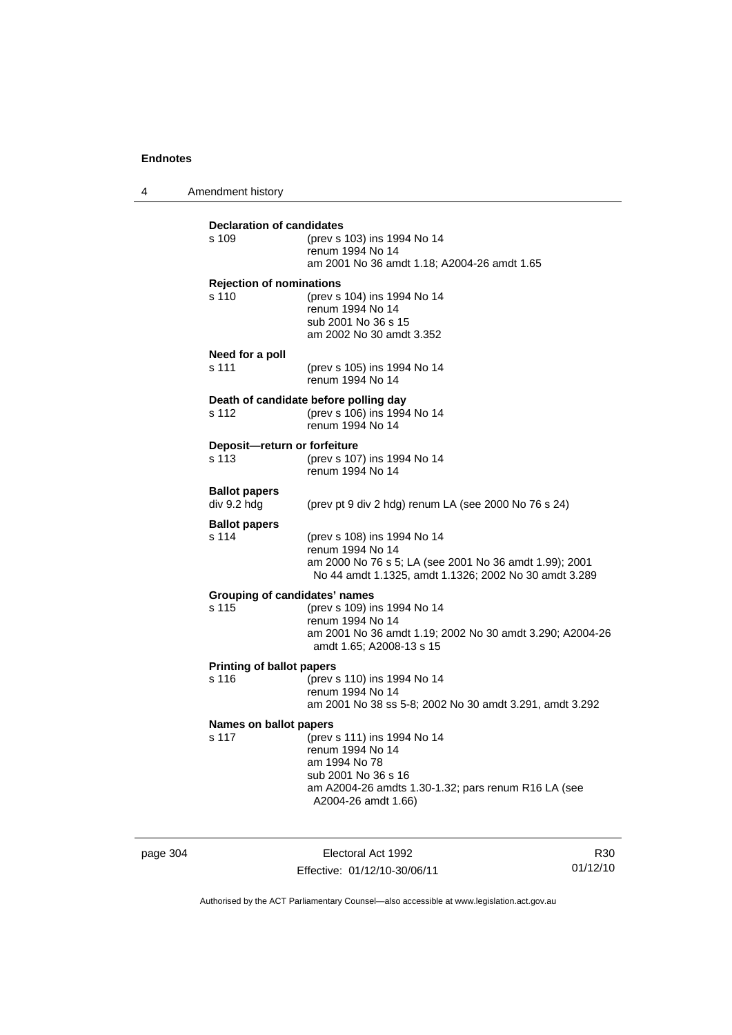**Declaration of candidates**

s 109 (prev s 103) ins 1994 No 14
renum 1994 No 14
am 2001 No 36 amdt 1.18; A2004-26 amdt 1.65

**Rejection of nominations**

s 110 (prev s 104) ins 1994 No 14
renum 1994 No 14
sub 2001 No 36 s 15
am 2002 No 30 amdt 3.352

**Need for a poll**

s 111 (prev s 105) ins 1994 No 14
renum 1994 No 14

**Death of candidate before polling day**

s 112 (prev s 106) ins 1994 No 14
renum 1994 No 14

**Deposit—return or forfeiture**

s 113 (prev s 107) ins 1994 No 14
renum 1994 No 14

**Ballot papers**

div 9.2 hdg (prev pt 9 div 2 hdg) renum LA (see 2000 No 76 s 24)

**Ballot papers**

s 114 (prev s 108) ins 1994 No 14
renum 1994 No 14
am 2000 No 76 s 5; LA (see 2001 No 36 amdt 1.99); 2001 No 44 amdt 1.1325, amdt 1.1326; 2002 No 30 amdt 3.289

**Grouping of candidates' names**

s 115 (prev s 109) ins 1994 No 14
renum 1994 No 14
am 2001 No 36 amdt 1.19; 2002 No 30 amdt 3.290; A2004-26 amdt 1.65; A2008-13 s 15

**Printing of ballot papers**

s 116 (prev s 110) ins 1994 No 14
renum 1994 No 14
am 2001 No 38 ss 5-8; 2002 No 30 amdt 3.291, amdt 3.292

**Names on ballot papers**

s 117 (prev s 111) ins 1994 No 14
renum 1994 No 14
am 1994 No 78
sub 2001 No 36 s 16
am A2004-26 amdts 1.30-1.32; pars renum R16 LA (see A2004-26 amdt 1.66)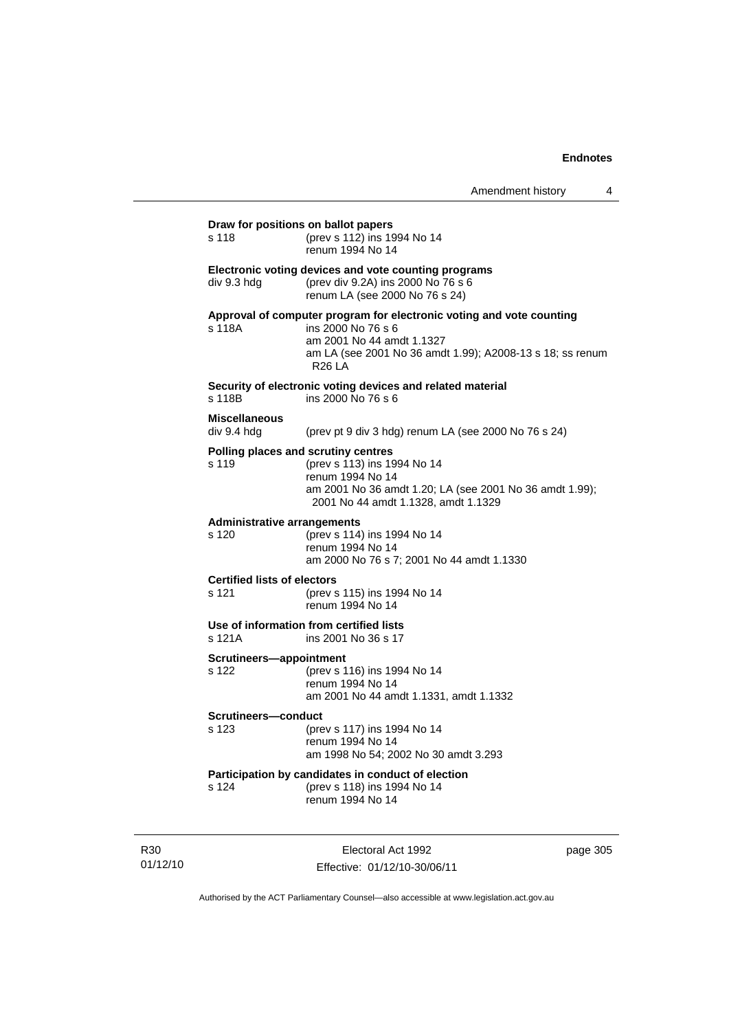**Draw for positions on ballot papers**
s 118 (prev s 112) ins 1994 No 14
renum 1994 No 14

**Electronic voting devices and vote counting programs**
div 9.3 hdg (prev div 9.2A) ins 2000 No 76 s 6
renum LA (see 2000 No 76 s 24)

**Approval of computer program for electronic voting and vote counting**
s 118A ins 2000 No 76 s 6
am 2001 No 44 amdt 1.1327
am LA (see 2001 No 36 amdt 1.99); A2008-13 s 18; ss renum R26 LA

**Security of electronic voting devices and related material**
s 118B ins 2000 No 76 s 6

**Miscellaneous**
div 9.4 hdg (prev pt 9 div 3 hdg) renum LA (see 2000 No 76 s 24)

**Polling places and scrutiny centres**
s 119 (prev s 113) ins 1994 No 14
renum 1994 No 14
am 2001 No 36 amdt 1.20; LA (see 2001 No 36 amdt 1.99); 2001 No 44 amdt 1.1328, amdt 1.1329

**Administrative arrangements**
s 120 (prev s 114) ins 1994 No 14
renum 1994 No 14
am 2000 No 76 s 7; 2001 No 44 amdt 1.1330

**Certified lists of electors**
s 121 (prev s 115) ins 1994 No 14
renum 1994 No 14

**Use of information from certified lists**
s 121A ins 2001 No 36 s 17

**Scrutineers—appointment**
s 122 (prev s 116) ins 1994 No 14
renum 1994 No 14
am 2001 No 44 amdt 1.1331, amdt 1.1332

**Scrutineers—conduct**
s 123 (prev s 117) ins 1994 No 14
renum 1994 No 14
am 1998 No 54; 2002 No 30 amdt 3.293

**Participation by candidates in conduct of election**
s 124 (prev s 118) ins 1994 No 14
renum 1994 No 14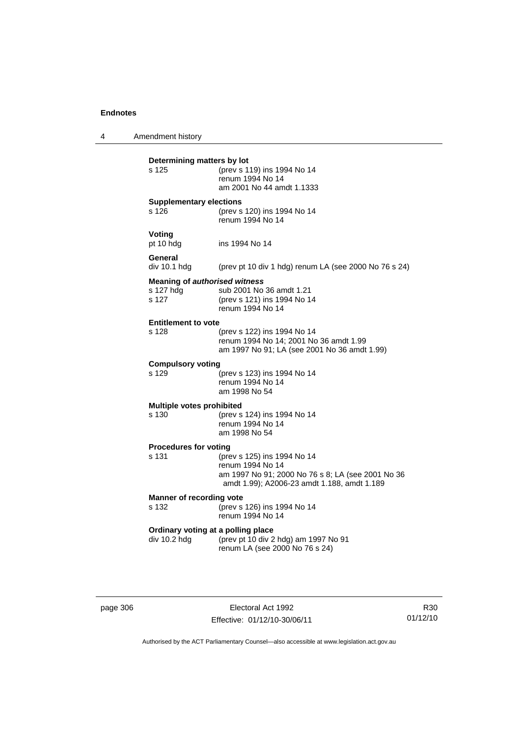**Determining matters by lot**

| | |
|---|---|
| s 125 | (prev s 119) ins 1994 No 14<br>renum 1994 No 14<br>am 2001 No 44 amdt 1.1333 |

**Supplementary elections**

| | |
|---|---|
| s 126 | (prev s 120) ins 1994 No 14<br>renum 1994 No 14 |

**Voting**

| | |
|---|---|
| pt 10 hdg | ins 1994 No 14 |

**General**

| | |
|---|---|
| div 10.1 hdg | (prev pt 10 div 1 hdg) renum LA (see 2000 No 76 s 24) |

**Meaning of *authorised witness***

| | |
|---|---|
| s 127 hdg | sub 2001 No 36 amdt 1.21 |
| s 127 | (prev s 121) ins 1994 No 14<br>renum 1994 No 14 |

**Entitlement to vote**

| | |
|---|---|
| s 128 | (prev s 122) ins 1994 No 14<br>renum 1994 No 14; 2001 No 36 amdt 1.99<br>am 1997 No 91; LA (see 2001 No 36 amdt 1.99) |

**Compulsory voting**

| | |
|---|---|
| s 129 | (prev s 123) ins 1994 No 14<br>renum 1994 No 14<br>am 1998 No 54 |

**Multiple votes prohibited**

| | |
|---|---|
| s 130 | (prev s 124) ins 1994 No 14<br>renum 1994 No 14<br>am 1998 No 54 |

**Procedures for voting**

| | |
|---|---|
| s 131 | (prev s 125) ins 1994 No 14<br>renum 1994 No 14<br>am 1997 No 91; 2000 No 76 s 8; LA (see 2001 No 36 amdt 1.99); A2006-23 amdt 1.188, amdt 1.189 |

**Manner of recording vote**

| | |
|---|---|
| s 132 | (prev s 126) ins 1994 No 14<br>renum 1994 No 14 |

**Ordinary voting at a polling place**

| | |
|---|---|
| div 10.2 hdg | (prev pt 10 div 2 hdg) am 1997 No 91<br>renum LA (see 2000 No 76 s 24) |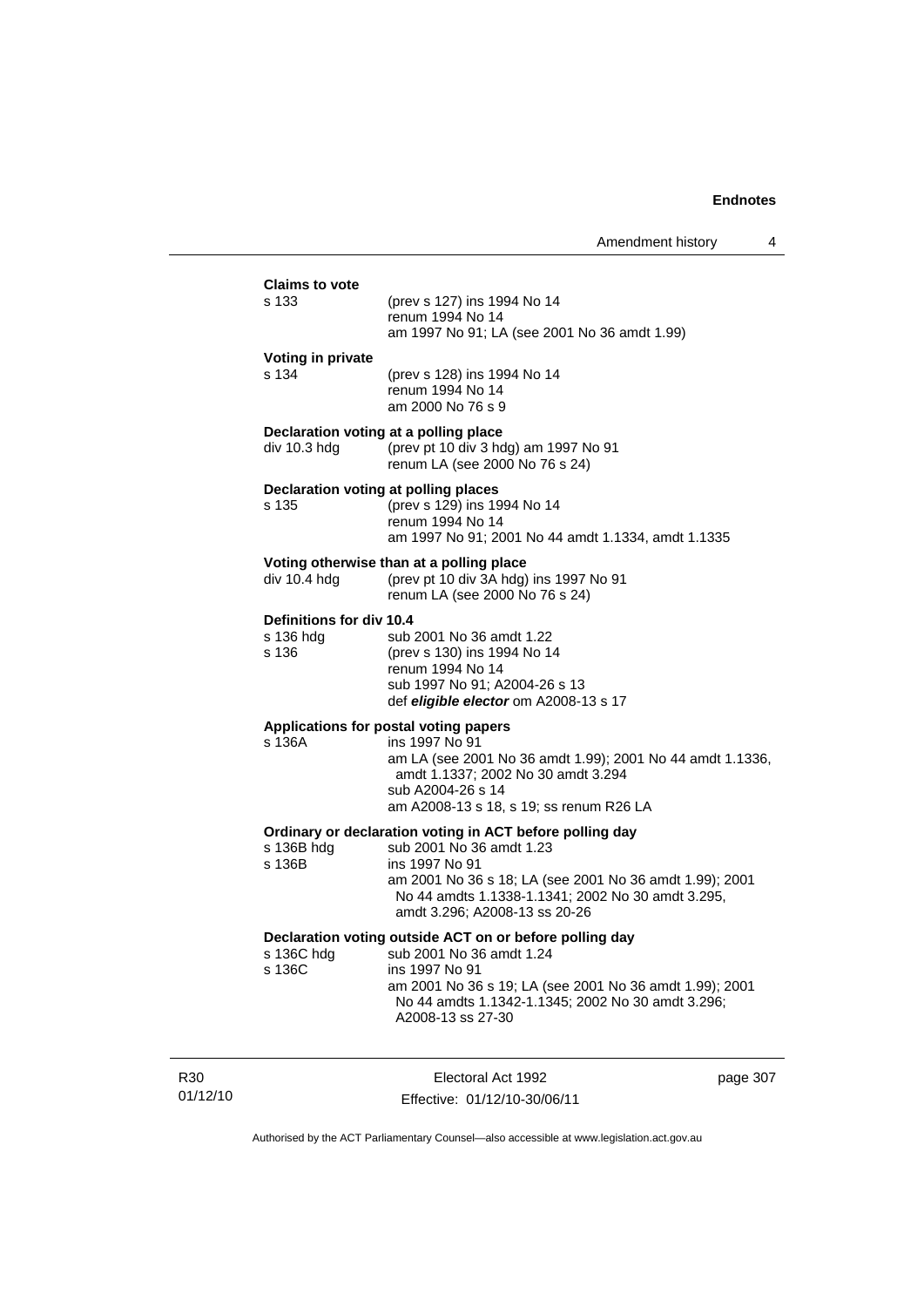**Claims to vote**

s 133 (prev s 127) ins 1994 No 14
renum 1994 No 14
am 1997 No 91; LA (see 2001 No 36 amdt 1.99)

**Voting in private**

s 134 (prev s 128) ins 1994 No 14
renum 1994 No 14
am 2000 No 76 s 9

**Declaration voting at a polling place**

div 10.3 hdg (prev pt 10 div 3 hdg) am 1997 No 91
renum LA (see 2000 No 76 s 24)

**Declaration voting at polling places**

s 135 (prev s 129) ins 1994 No 14
renum 1994 No 14
am 1997 No 91; 2001 No 44 amdt 1.1334, amdt 1.1335

**Voting otherwise than at a polling place**

div 10.4 hdg (prev pt 10 div 3A hdg) ins 1997 No 91
renum LA (see 2000 No 76 s 24)

**Definitions for div 10.4**

s 136 hdg sub 2001 No 36 amdt 1.22
s 136 (prev s 130) ins 1994 No 14
renum 1994 No 14
sub 1997 No 91; A2004-26 s 13
def ***eligible elector*** om A2008-13 s 17

**Applications for postal voting papers**

s 136A ins 1997 No 91
am LA (see 2001 No 36 amdt 1.99); 2001 No 44 amdt 1.1336, amdt 1.1337; 2002 No 30 amdt 3.294
sub A2004-26 s 14
am A2008-13 s 18, s 19; ss renum R26 LA

**Ordinary or declaration voting in ACT before polling day**

s 136B hdg sub 2001 No 36 amdt 1.23
s 136B ins 1997 No 91
am 2001 No 36 s 18; LA (see 2001 No 36 amdt 1.99); 2001 No 44 amdts 1.1338-1.1341; 2002 No 30 amdt 3.295, amdt 3.296; A2008-13 ss 20-26

**Declaration voting outside ACT on or before polling day**

s 136C hdg sub 2001 No 36 amdt 1.24
s 136C ins 1997 No 91
am 2001 No 36 s 19; LA (see 2001 No 36 amdt 1.99); 2001 No 44 amdts 1.1342-1.1345; 2002 No 30 amdt 3.296; A2008-13 ss 27-30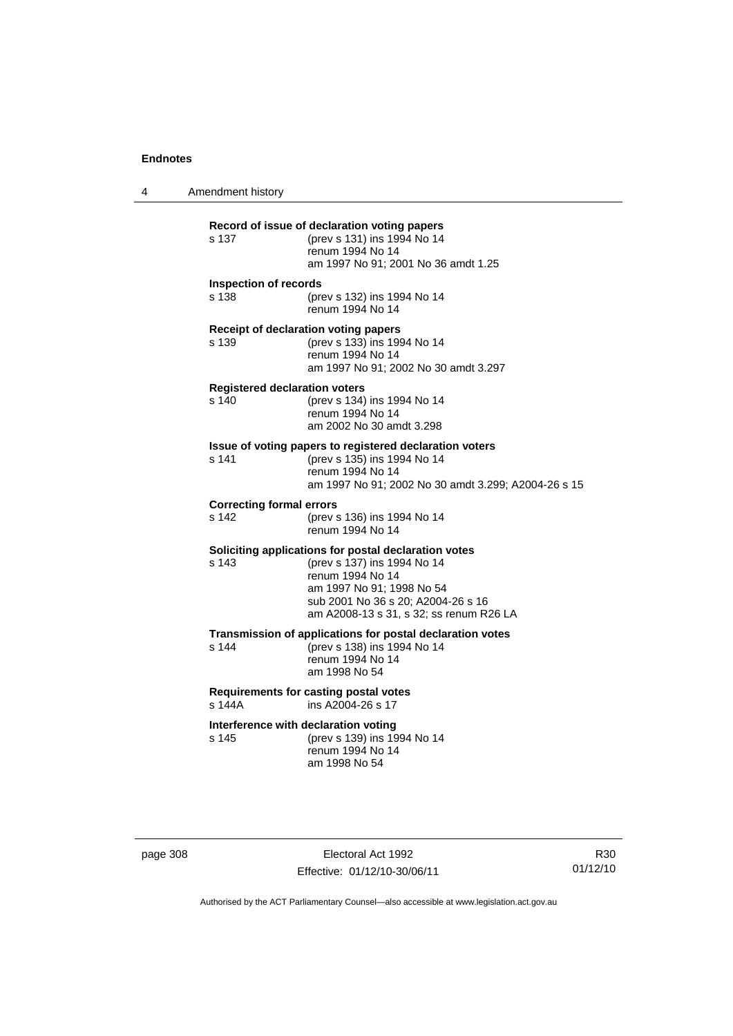**Record of issue of declaration voting papers**
s 137 (prev s 131) ins 1994 No 14
renum 1994 No 14
am 1997 No 91; 2001 No 36 amdt 1.25

**Inspection of records**
s 138 (prev s 132) ins 1994 No 14
renum 1994 No 14

**Receipt of declaration voting papers**
s 139 (prev s 133) ins 1994 No 14
renum 1994 No 14
am 1997 No 91; 2002 No 30 amdt 3.297

**Registered declaration voters**
s 140 (prev s 134) ins 1994 No 14
renum 1994 No 14
am 2002 No 30 amdt 3.298

**Issue of voting papers to registered declaration voters**
s 141 (prev s 135) ins 1994 No 14
renum 1994 No 14
am 1997 No 91; 2002 No 30 amdt 3.299; A2004-26 s 15

**Correcting formal errors**
s 142 (prev s 136) ins 1994 No 14
renum 1994 No 14

**Soliciting applications for postal declaration votes**
s 143 (prev s 137) ins 1994 No 14
renum 1994 No 14
am 1997 No 91; 1998 No 54
sub 2001 No 36 s 20; A2004-26 s 16
am A2008-13 s 31, s 32; ss renum R26 LA

**Transmission of applications for postal declaration votes**
s 144 (prev s 138) ins 1994 No 14
renum 1994 No 14
am 1998 No 54

**Requirements for casting postal votes**
s 144A ins A2004-26 s 17

**Interference with declaration voting**
s 145 (prev s 139) ins 1994 No 14
renum 1994 No 14
am 1998 No 54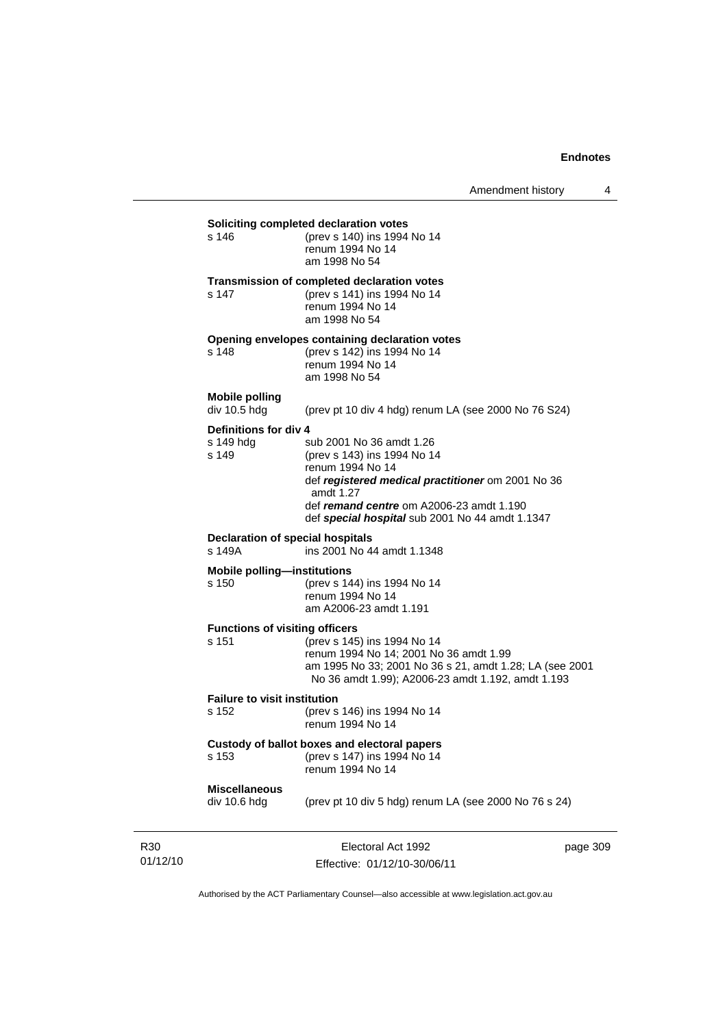**Soliciting completed declaration votes**

s 146 (prev s 140) ins 1994 No 14
renum 1994 No 14
am 1998 No 54

**Transmission of completed declaration votes**

s 147 (prev s 141) ins 1994 No 14
renum 1994 No 14
am 1998 No 54

**Opening envelopes containing declaration votes**

s 148 (prev s 142) ins 1994 No 14
renum 1994 No 14
am 1998 No 54

**Mobile polling**

div 10.5 hdg (prev pt 10 div 4 hdg) renum LA (see 2000 No 76 S24)

**Definitions for div 4**

s 149 hdg sub 2001 No 36 amdt 1.26

s 149 (prev s 143) ins 1994 No 14
renum 1994 No 14
def ***registered medical practitioner*** om 2001 No 36 amdt 1.27
def ***remand centre*** om A2006-23 amdt 1.190
def ***special hospital*** sub 2001 No 44 amdt 1.1347

**Declaration of special hospitals**

s 149A ins 2001 No 44 amdt 1.1348

**Mobile polling—institutions**

s 150 (prev s 144) ins 1994 No 14
renum 1994 No 14
am A2006-23 amdt 1.191

**Functions of visiting officers**

s 151 (prev s 145) ins 1994 No 14
renum 1994 No 14; 2001 No 36 amdt 1.99
am 1995 No 33; 2001 No 36 s 21, amdt 1.28; LA (see 2001 No 36 amdt 1.99); A2006-23 amdt 1.192, amdt 1.193

**Failure to visit institution**

s 152 (prev s 146) ins 1994 No 14
renum 1994 No 14

**Custody of ballot boxes and electoral papers**

s 153 (prev s 147) ins 1994 No 14
renum 1994 No 14

**Miscellaneous**

div 10.6 hdg (prev pt 10 div 5 hdg) renum LA (see 2000 No 76 s 24)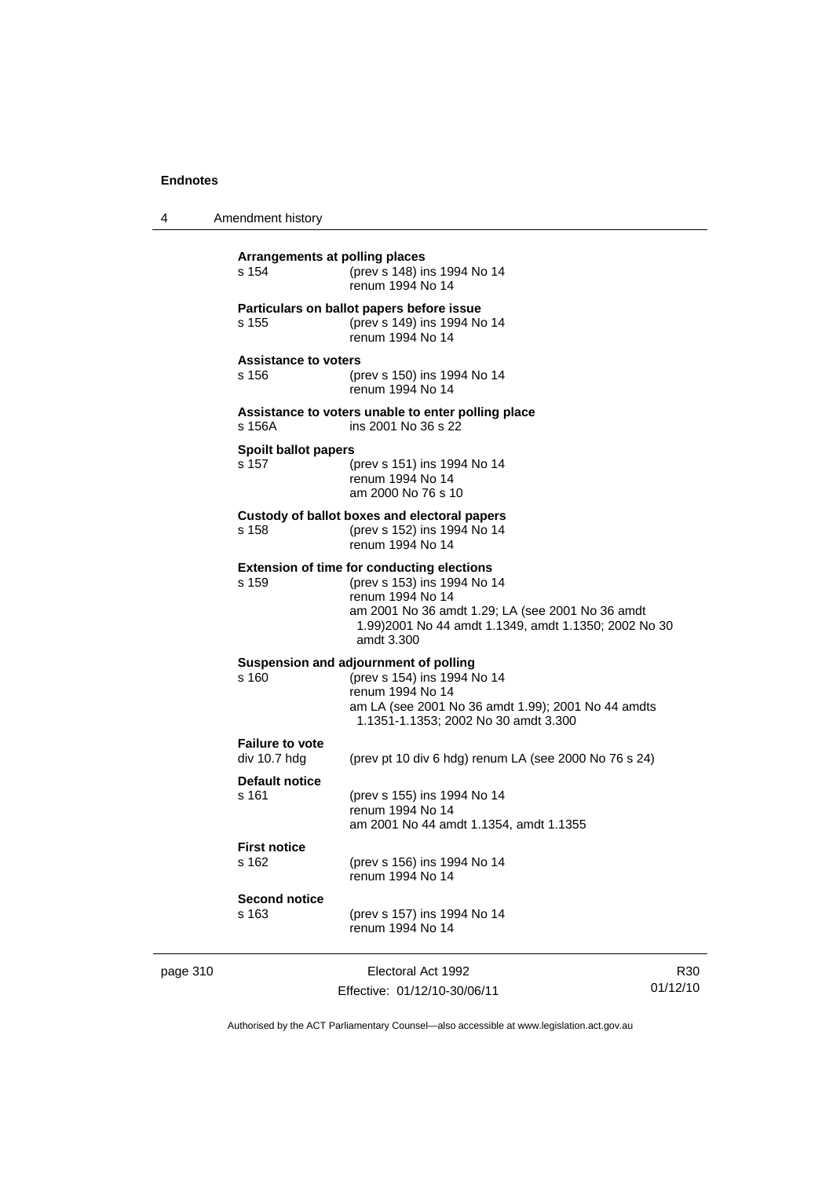**Arrangements at polling places**

s 154 (prev s 148) ins 1994 No 14
renum 1994 No 14

**Particulars on ballot papers before issue**

s 155 (prev s 149) ins 1994 No 14
renum 1994 No 14

**Assistance to voters**

s 156 (prev s 150) ins 1994 No 14
renum 1994 No 14

**Assistance to voters unable to enter polling place**

s 156A ins 2001 No 36 s 22

**Spoilt ballot papers**

s 157 (prev s 151) ins 1994 No 14
renum 1994 No 14
am 2000 No 76 s 10

**Custody of ballot boxes and electoral papers**

s 158 (prev s 152) ins 1994 No 14
renum 1994 No 14

**Extension of time for conducting elections**

s 159 (prev s 153) ins 1994 No 14
renum 1994 No 14
am 2001 No 36 amdt 1.29; LA (see 2001 No 36 amdt 1.99)2001 No 44 amdt 1.1349, amdt 1.1350; 2002 No 30 amdt 3.300

**Suspension and adjournment of polling**

s 160 (prev s 154) ins 1994 No 14
renum 1994 No 14
am LA (see 2001 No 36 amdt 1.99); 2001 No 44 amdts 1.1351-1.1353; 2002 No 30 amdt 3.300

**Failure to vote**

div 10.7 hdg (prev pt 10 div 6 hdg) renum LA (see 2000 No 76 s 24)

**Default notice**

s 161 (prev s 155) ins 1994 No 14
renum 1994 No 14
am 2001 No 44 amdt 1.1354, amdt 1.1355

**First notice**

s 162 (prev s 156) ins 1994 No 14
renum 1994 No 14

**Second notice**

s 163 (prev s 157) ins 1994 No 14
renum 1994 No 14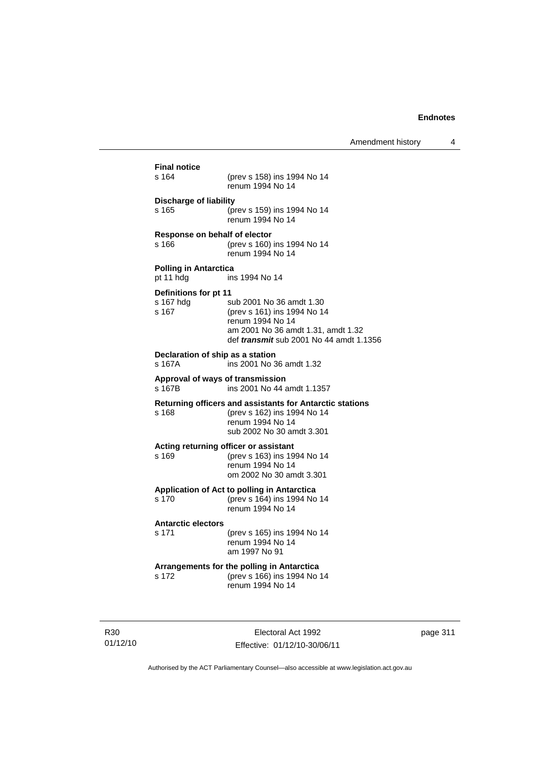**Final notice**
s 164 (prev s 158) ins 1994 No 14
renum 1994 No 14

**Discharge of liability**
s 165 (prev s 159) ins 1994 No 14
renum 1994 No 14

**Response on behalf of elector**
s 166 (prev s 160) ins 1994 No 14
renum 1994 No 14

**Polling in Antarctica**
pt 11 hdg ins 1994 No 14

**Definitions for pt 11**
s 167 hdg sub 2001 No 36 amdt 1.30
s 167 (prev s 161) ins 1994 No 14
renum 1994 No 14
am 2001 No 36 amdt 1.31, amdt 1.32
def ***transmit*** sub 2001 No 44 amdt 1.1356

**Declaration of ship as a station**
s 167A ins 2001 No 36 amdt 1.32

**Approval of ways of transmission**
s 167B ins 2001 No 44 amdt 1.1357

**Returning officers and assistants for Antarctic stations**
s 168 (prev s 162) ins 1994 No 14
renum 1994 No 14
sub 2002 No 30 amdt 3.301

**Acting returning officer or assistant**
s 169 (prev s 163) ins 1994 No 14
renum 1994 No 14
om 2002 No 30 amdt 3.301

**Application of Act to polling in Antarctica**
s 170 (prev s 164) ins 1994 No 14
renum 1994 No 14

**Antarctic electors**
s 171 (prev s 165) ins 1994 No 14
renum 1994 No 14
am 1997 No 91

**Arrangements for the polling in Antarctica**
s 172 (prev s 166) ins 1994 No 14
renum 1994 No 14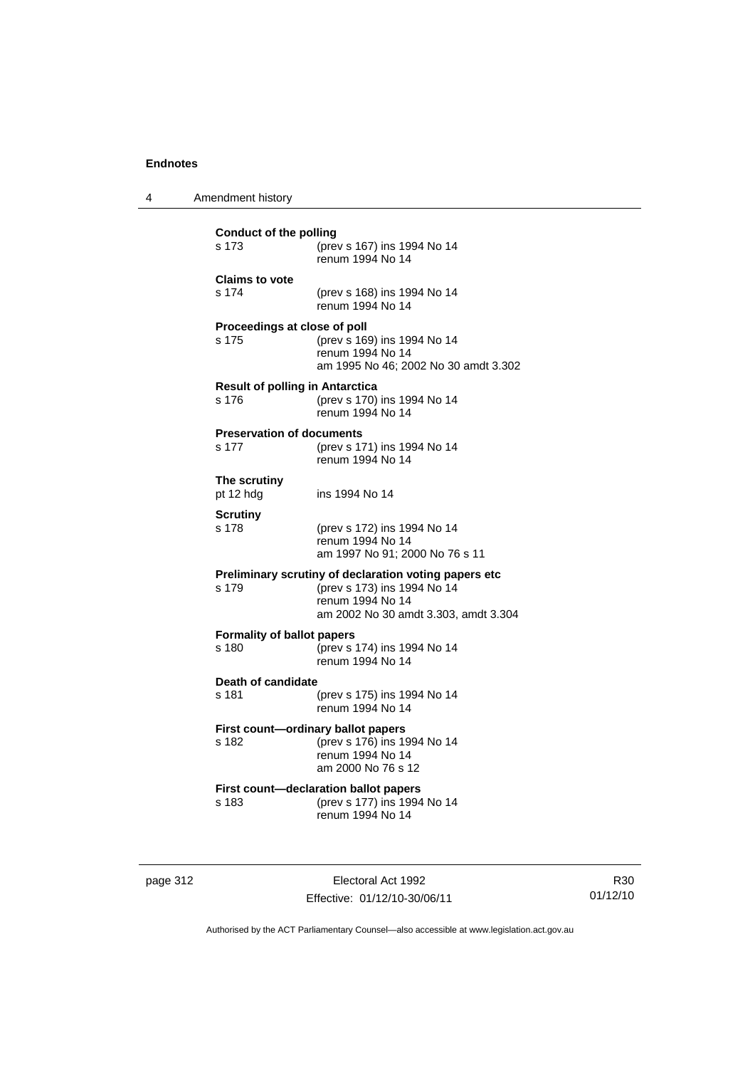**Conduct of the polling**
s 173 (prev s 167) ins 1994 No 14
renum 1994 No 14

**Claims to vote**
s 174 (prev s 168) ins 1994 No 14
renum 1994 No 14

**Proceedings at close of poll**
s 175 (prev s 169) ins 1994 No 14
renum 1994 No 14
am 1995 No 46; 2002 No 30 amdt 3.302

**Result of polling in Antarctica**
s 176 (prev s 170) ins 1994 No 14
renum 1994 No 14

**Preservation of documents**
s 177 (prev s 171) ins 1994 No 14
renum 1994 No 14

**The scrutiny**
pt 12 hdg ins 1994 No 14

**Scrutiny**
s 178 (prev s 172) ins 1994 No 14
renum 1994 No 14
am 1997 No 91; 2000 No 76 s 11

**Preliminary scrutiny of declaration voting papers etc**
s 179 (prev s 173) ins 1994 No 14
renum 1994 No 14
am 2002 No 30 amdt 3.303, amdt 3.304

**Formality of ballot papers**
s 180 (prev s 174) ins 1994 No 14
renum 1994 No 14

**Death of candidate**
s 181 (prev s 175) ins 1994 No 14
renum 1994 No 14

**First count—ordinary ballot papers**
s 182 (prev s 176) ins 1994 No 14
renum 1994 No 14
am 2000 No 76 s 12

**First count—declaration ballot papers**
s 183 (prev s 177) ins 1994 No 14
renum 1994 No 14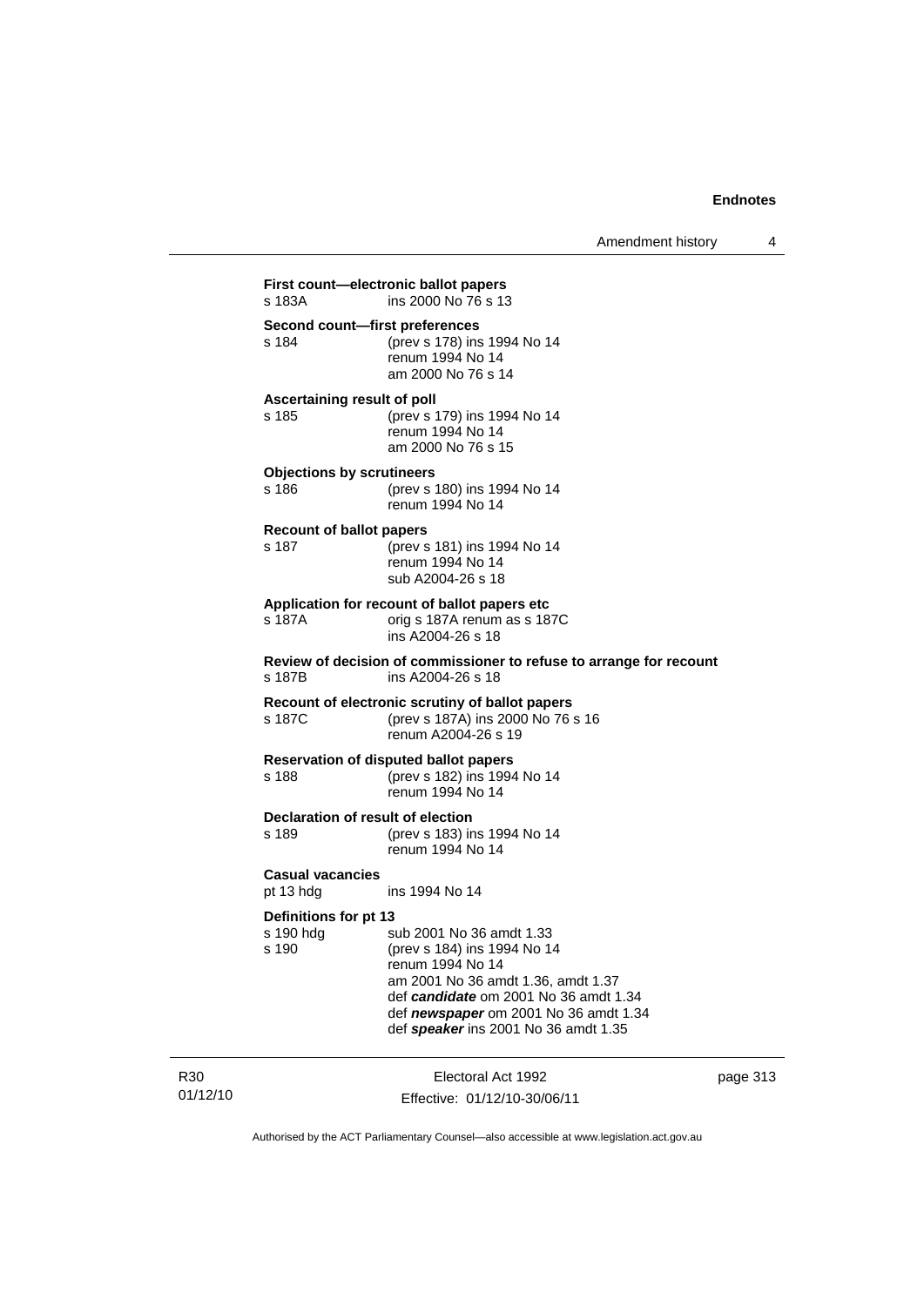**First count—electronic ballot papers**
s 183A ins 2000 No 76 s 13

**Second count—first preferences**
s 184 (prev s 178) ins 1994 No 14
renum 1994 No 14
am 2000 No 76 s 14

**Ascertaining result of poll**
s 185 (prev s 179) ins 1994 No 14
renum 1994 No 14
am 2000 No 76 s 15

**Objections by scrutineers**
s 186 (prev s 180) ins 1994 No 14
renum 1994 No 14

**Recount of ballot papers**
s 187 (prev s 181) ins 1994 No 14
renum 1994 No 14
sub A2004-26 s 18

**Application for recount of ballot papers etc**
s 187A orig s 187A renum as s 187C
ins A2004-26 s 18

**Review of decision of commissioner to refuse to arrange for recount**
s 187B ins A2004-26 s 18

**Recount of electronic scrutiny of ballot papers**
s 187C (prev s 187A) ins 2000 No 76 s 16
renum A2004-26 s 19

**Reservation of disputed ballot papers**
s 188 (prev s 182) ins 1994 No 14
renum 1994 No 14

**Declaration of result of election**
s 189 (prev s 183) ins 1994 No 14
renum 1994 No 14

**Casual vacancies**
pt 13 hdg ins 1994 No 14

**Definitions for pt 13**
s 190 hdg sub 2001 No 36 amdt 1.33
s 190 (prev s 184) ins 1994 No 14
renum 1994 No 14
am 2001 No 36 amdt 1.36, amdt 1.37
def ***candidate*** om 2001 No 36 amdt 1.34
def ***newspaper*** om 2001 No 36 amdt 1.34
def ***speaker*** ins 2001 No 36 amdt 1.35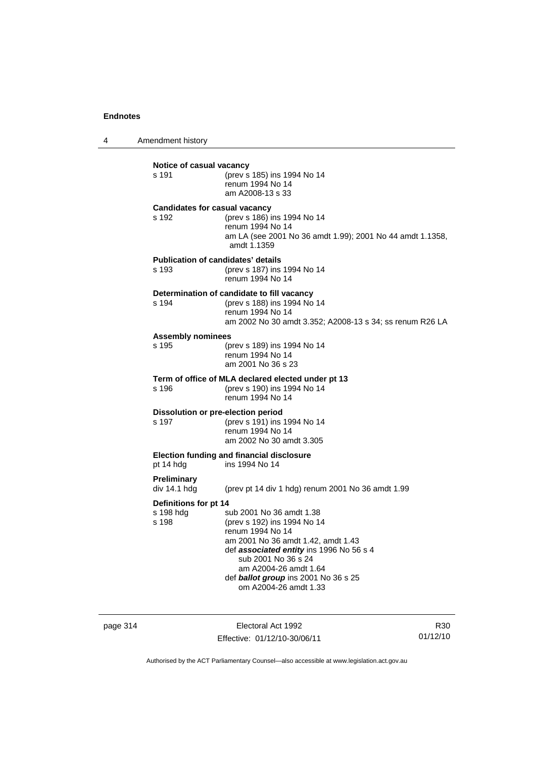**Notice of casual vacancy**
s 191 (prev s 185) ins 1994 No 14
renum 1994 No 14
am A2008-13 s 33

**Candidates for casual vacancy**
s 192 (prev s 186) ins 1994 No 14
renum 1994 No 14
am LA (see 2001 No 36 amdt 1.99); 2001 No 44 amdt 1.1358, amdt 1.1359

**Publication of candidates' details**
s 193 (prev s 187) ins 1994 No 14
renum 1994 No 14

**Determination of candidate to fill vacancy**
s 194 (prev s 188) ins 1994 No 14
renum 1994 No 14
am 2002 No 30 amdt 3.352; A2008-13 s 34; ss renum R26 LA

**Assembly nominees**
s 195 (prev s 189) ins 1994 No 14
renum 1994 No 14
am 2001 No 36 s 23

**Term of office of MLA declared elected under pt 13**
s 196 (prev s 190) ins 1994 No 14
renum 1994 No 14

**Dissolution or pre-election period**
s 197 (prev s 191) ins 1994 No 14
renum 1994 No 14
am 2002 No 30 amdt 3.305

**Election funding and financial disclosure**
pt 14 hdg ins 1994 No 14

**Preliminary**
div 14.1 hdg (prev pt 14 div 1 hdg) renum 2001 No 36 amdt 1.99

**Definitions for pt 14**
s 198 hdg sub 2001 No 36 amdt 1.38
s 198 (prev s 192) ins 1994 No 14
renum 1994 No 14
am 2001 No 36 amdt 1.42, amdt 1.43
def ***associated entity*** ins 1996 No 56 s 4
sub 2001 No 36 s 24
am A2004-26 amdt 1.64
def ***ballot group*** ins 2001 No 36 s 25
om A2004-26 amdt 1.33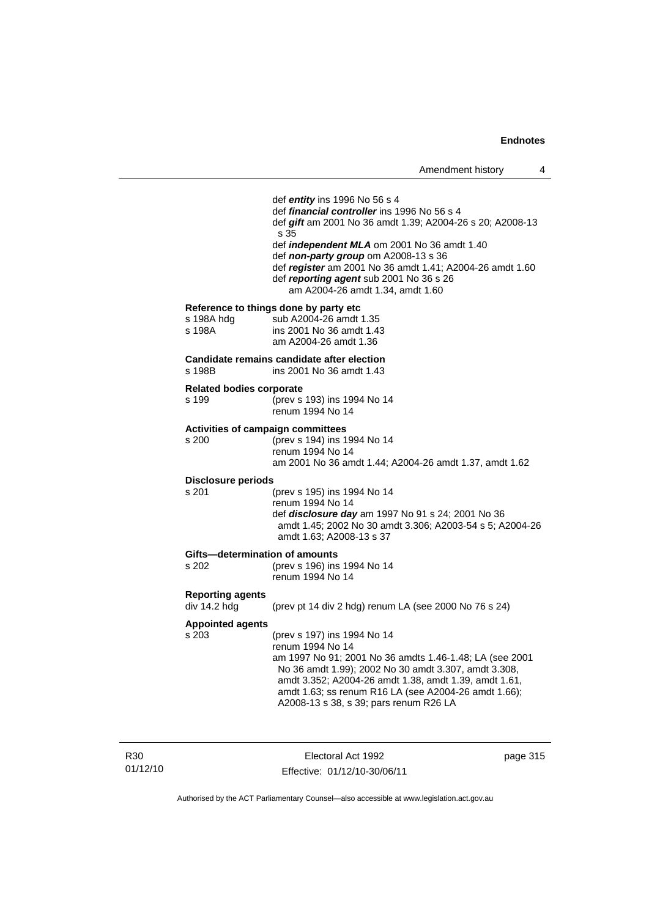def ***entity*** ins 1996 No 56 s 4
def ***financial controller*** ins 1996 No 56 s 4
def ***gift*** am 2001 No 36 amdt 1.39; A2004-26 s 20; A2008-13 s 35
def ***independent MLA*** om 2001 No 36 amdt 1.40
def ***non-party group*** om A2008-13 s 36
def ***register*** am 2001 No 36 amdt 1.41; A2004-26 amdt 1.60
def ***reporting agent*** sub 2001 No 36 s 26
am A2004-26 amdt 1.34, amdt 1.60

**Reference to things done by party etc**

| | |
|---|---|
| s 198A hdg | sub A2004-26 amdt 1.35 |
| s 198A | ins 2001 No 36 amdt 1.43<br>am A2004-26 amdt 1.36 |

**Candidate remains candidate after election**

| | |
|---|---|
| s 198B | ins 2001 No 36 amdt 1.43 |

**Related bodies corporate**

| | |
|---|---|
| s 199 | (prev s 193) ins 1994 No 14<br>renum 1994 No 14 |

**Activities of campaign committees**

| | |
|---|---|
| s 200 | (prev s 194) ins 1994 No 14<br>renum 1994 No 14<br>am 2001 No 36 amdt 1.44; A2004-26 amdt 1.37, amdt 1.62 |

**Disclosure periods**

| | |
|---|---|
| s 201 | (prev s 195) ins 1994 No 14<br>renum 1994 No 14<br>def ***disclosure day*** am 1997 No 91 s 24; 2001 No 36 amdt 1.45; 2002 No 30 amdt 3.306; A2003-54 s 5; A2004-26 amdt 1.63; A2008-13 s 37 |

**Gifts—determination of amounts**

| | |
|---|---|
| s 202 | (prev s 196) ins 1994 No 14<br>renum 1994 No 14 |

**Reporting agents**

| | |
|---|---|
| div 14.2 hdg | (prev pt 14 div 2 hdg) renum LA (see 2000 No 76 s 24) |

**Appointed agents**

| | |
|---|---|
| s 203 | (prev s 197) ins 1994 No 14<br>renum 1994 No 14<br>am 1997 No 91; 2001 No 36 amdts 1.46-1.48; LA (see 2001 No 36 amdt 1.99); 2002 No 30 amdt 3.307, amdt 3.308, amdt 3.352; A2004-26 amdt 1.38, amdt 1.39, amdt 1.61, amdt 1.63; ss renum R16 LA (see A2004-26 amdt 1.66); A2008-13 s 38, s 39; pars renum R26 LA |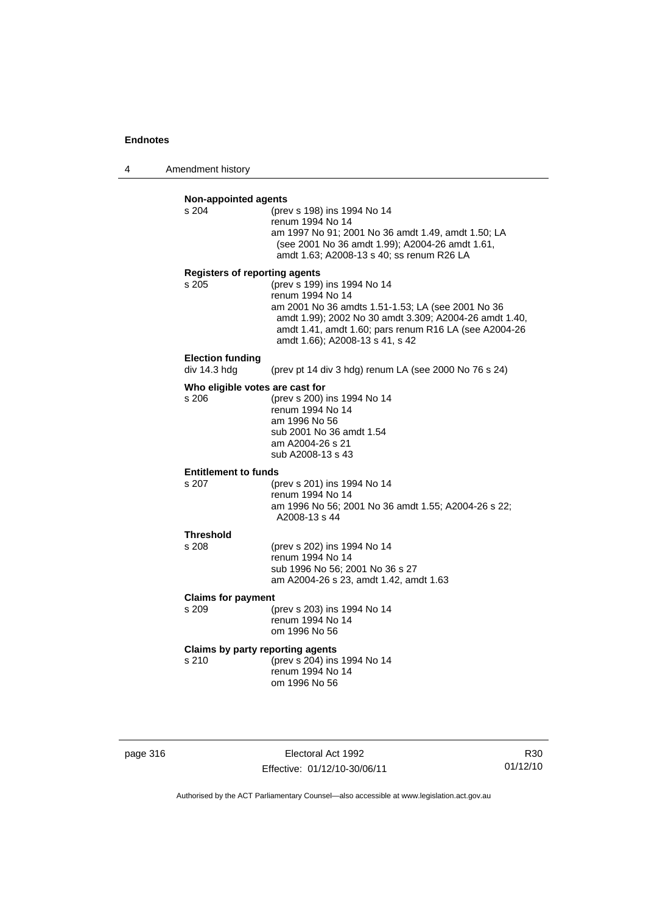**Non-appointed agents**

s 204 (prev s 198) ins 1994 No 14
renum 1994 No 14
am 1997 No 91; 2001 No 36 amdt 1.49, amdt 1.50; LA (see 2001 No 36 amdt 1.99); A2004-26 amdt 1.61, amdt 1.63; A2008-13 s 40; ss renum R26 LA

**Registers of reporting agents**

s 205 (prev s 199) ins 1994 No 14
renum 1994 No 14
am 2001 No 36 amdts 1.51-1.53; LA (see 2001 No 36 amdt 1.99); 2002 No 30 amdt 3.309; A2004-26 amdt 1.40, amdt 1.41, amdt 1.60; pars renum R16 LA (see A2004-26 amdt 1.66); A2008-13 s 41, s 42

**Election funding**

div 14.3 hdg (prev pt 14 div 3 hdg) renum LA (see 2000 No 76 s 24)

**Who eligible votes are cast for**

s 206 (prev s 200) ins 1994 No 14
renum 1994 No 14
am 1996 No 56
sub 2001 No 36 amdt 1.54
am A2004-26 s 21
sub A2008-13 s 43

**Entitlement to funds**

s 207 (prev s 201) ins 1994 No 14
renum 1994 No 14
am 1996 No 56; 2001 No 36 amdt 1.55; A2004-26 s 22; A2008-13 s 44

**Threshold**

s 208 (prev s 202) ins 1994 No 14
renum 1994 No 14
sub 1996 No 56; 2001 No 36 s 27
am A2004-26 s 23, amdt 1.42, amdt 1.63

**Claims for payment**

s 209 (prev s 203) ins 1994 No 14
renum 1994 No 14
om 1996 No 56

**Claims by party reporting agents**

s 210 (prev s 204) ins 1994 No 14
renum 1994 No 14
om 1996 No 56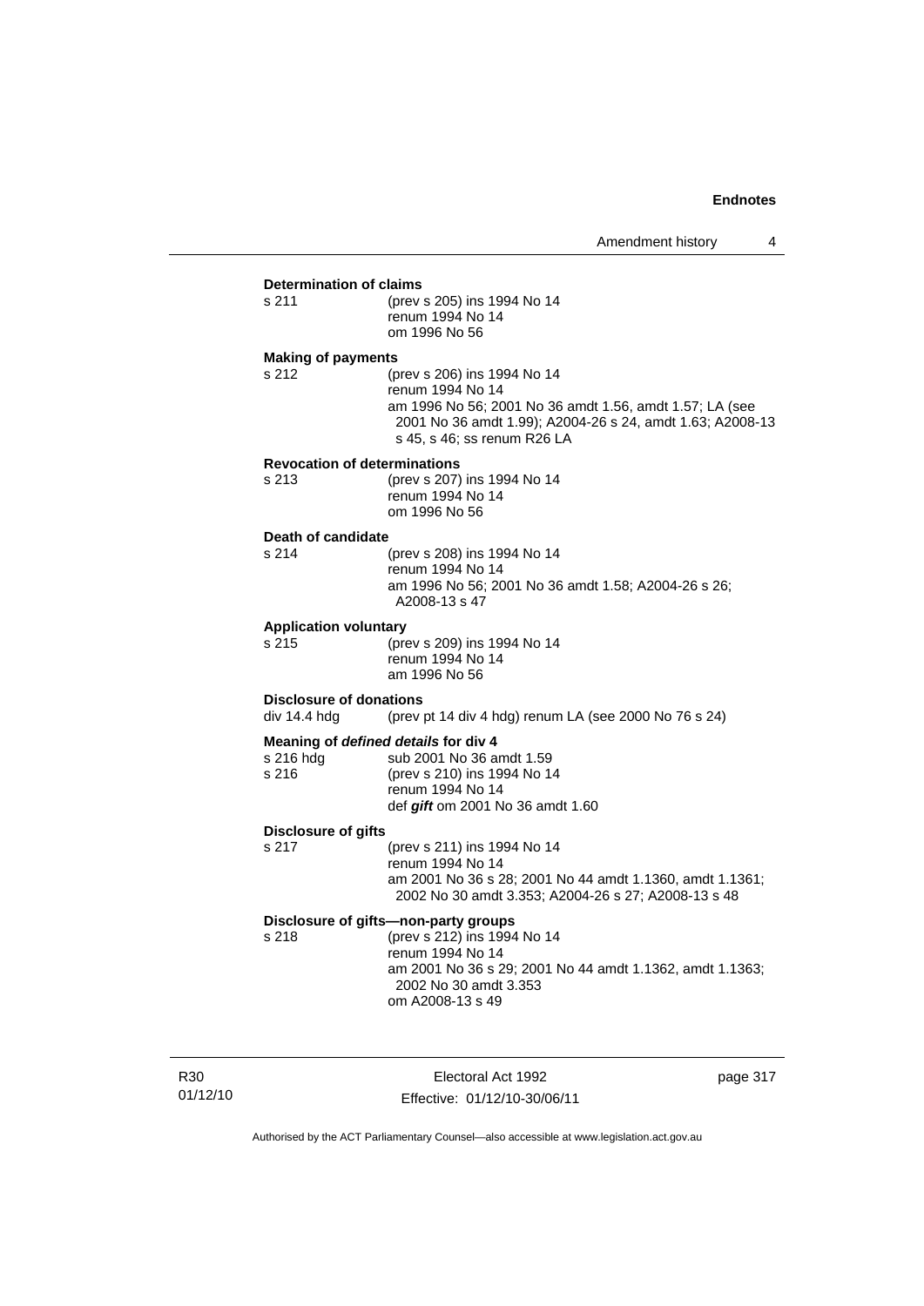**Determination of claims**

s 211 (prev s 205) ins 1994 No 14
renum 1994 No 14
om 1996 No 56

**Making of payments**

s 212 (prev s 206) ins 1994 No 14
renum 1994 No 14
am 1996 No 56; 2001 No 36 amdt 1.56, amdt 1.57; LA (see 2001 No 36 amdt 1.99); A2004-26 s 24, amdt 1.63; A2008-13 s 45, s 46; ss renum R26 LA

**Revocation of determinations**

s 213 (prev s 207) ins 1994 No 14
renum 1994 No 14
om 1996 No 56

**Death of candidate**

s 214 (prev s 208) ins 1994 No 14
renum 1994 No 14
am 1996 No 56; 2001 No 36 amdt 1.58; A2004-26 s 26; A2008-13 s 47

**Application voluntary**

s 215 (prev s 209) ins 1994 No 14
renum 1994 No 14
am 1996 No 56

**Disclosure of donations**

div 14.4 hdg (prev pt 14 div 4 hdg) renum LA (see 2000 No 76 s 24)

**Meaning of *defined details* for div 4**

s 216 hdg sub 2001 No 36 amdt 1.59
s 216 (prev s 210) ins 1994 No 14
renum 1994 No 14
def ***gift*** om 2001 No 36 amdt 1.60

**Disclosure of gifts**

s 217 (prev s 211) ins 1994 No 14
renum 1994 No 14
am 2001 No 36 s 28; 2001 No 44 amdt 1.1360, amdt 1.1361; 2002 No 30 amdt 3.353; A2004-26 s 27; A2008-13 s 48

**Disclosure of gifts—non-party groups**

s 218 (prev s 212) ins 1994 No 14
renum 1994 No 14
am 2001 No 36 s 29; 2001 No 44 amdt 1.1362, amdt 1.1363; 2002 No 30 amdt 3.353
om A2008-13 s 49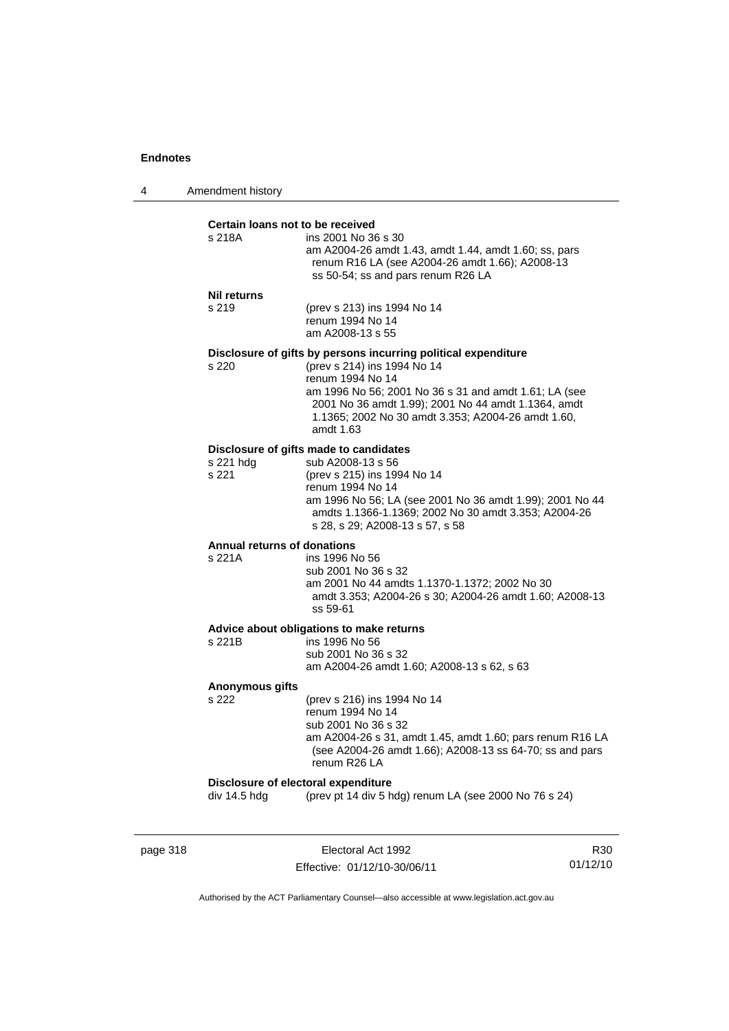**Certain loans not to be received**

s 218A — ins 2001 No 36 s 30
am A2004-26 amdt 1.43, amdt 1.44, amdt 1.60; ss, pars renum R16 LA (see A2004-26 amdt 1.66); A2008-13 ss 50-54; ss and pars renum R26 LA

**Nil returns**

s 219 — (prev s 213) ins 1994 No 14
renum 1994 No 14
am A2008-13 s 55

**Disclosure of gifts by persons incurring political expenditure**

s 220 — (prev s 214) ins 1994 No 14
renum 1994 No 14
am 1996 No 56; 2001 No 36 s 31 and amdt 1.61; LA (see 2001 No 36 amdt 1.99); 2001 No 44 amdt 1.1364, amdt 1.1365; 2002 No 30 amdt 3.353; A2004-26 amdt 1.60, amdt 1.63

**Disclosure of gifts made to candidates**

s 221 hdg — sub A2008-13 s 56

s 221 — (prev s 215) ins 1994 No 14
renum 1994 No 14
am 1996 No 56; LA (see 2001 No 36 amdt 1.99); 2001 No 44 amdts 1.1366-1.1369; 2002 No 30 amdt 3.353; A2004-26 s 28, s 29; A2008-13 s 57, s 58

**Annual returns of donations**

s 221A — ins 1996 No 56
sub 2001 No 36 s 32
am 2001 No 44 amdts 1.1370-1.1372; 2002 No 30 amdt 3.353; A2004-26 s 30; A2004-26 amdt 1.60; A2008-13 ss 59-61

**Advice about obligations to make returns**

s 221B — ins 1996 No 56
sub 2001 No 36 s 32
am A2004-26 amdt 1.60; A2008-13 s 62, s 63

**Anonymous gifts**

s 222 — (prev s 216) ins 1994 No 14
renum 1994 No 14
sub 2001 No 36 s 32
am A2004-26 s 31, amdt 1.45, amdt 1.60; pars renum R16 LA (see A2004-26 amdt 1.66); A2008-13 ss 64-70; ss and pars renum R26 LA

**Disclosure of electoral expenditure**

div 14.5 hdg — (prev pt 14 div 5 hdg) renum LA (see 2000 No 76 s 24)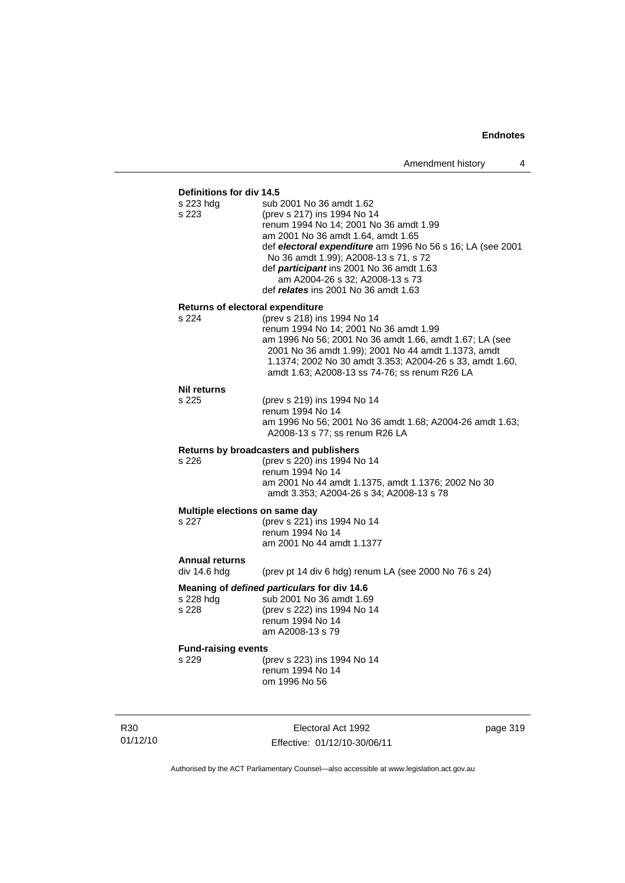**Definitions for div 14.5**

s 223 hdg sub 2001 No 36 amdt 1.62

s 223 (prev s 217) ins 1994 No 14
renum 1994 No 14; 2001 No 36 amdt 1.99
am 2001 No 36 amdt 1.64, amdt 1.65
def ***electoral expenditure*** am 1996 No 56 s 16; LA (see 2001 No 36 amdt 1.99); A2008-13 s 71, s 72
def ***participant*** ins 2001 No 36 amdt 1.63
am A2004-26 s 32; A2008-13 s 73
def ***relates*** ins 2001 No 36 amdt 1.63

**Returns of electoral expenditure**

s 224 (prev s 218) ins 1994 No 14
renum 1994 No 14; 2001 No 36 amdt 1.99
am 1996 No 56; 2001 No 36 amdt 1.66, amdt 1.67; LA (see 2001 No 36 amdt 1.99); 2001 No 44 amdt 1.1373, amdt 1.1374; 2002 No 30 amdt 3.353; A2004-26 s 33, amdt 1.60, amdt 1.63; A2008-13 ss 74-76; ss renum R26 LA

**Nil returns**

s 225 (prev s 219) ins 1994 No 14
renum 1994 No 14
am 1996 No 56; 2001 No 36 amdt 1.68; A2004-26 amdt 1.63; A2008-13 s 77; ss renum R26 LA

**Returns by broadcasters and publishers**

s 226 (prev s 220) ins 1994 No 14
renum 1994 No 14
am 2001 No 44 amdt 1.1375, amdt 1.1376; 2002 No 30 amdt 3.353; A2004-26 s 34; A2008-13 s 78

**Multiple elections on same day**

s 227 (prev s 221) ins 1994 No 14
renum 1994 No 14
am 2001 No 44 amdt 1.1377

**Annual returns**

div 14.6 hdg (prev pt 14 div 6 hdg) renum LA (see 2000 No 76 s 24)

**Meaning of *defined particulars* for div 14.6**

s 228 hdg sub 2001 No 36 amdt 1.69

s 228 (prev s 222) ins 1994 No 14
renum 1994 No 14
am A2008-13 s 79

**Fund-raising events**

s 229 (prev s 223) ins 1994 No 14
renum 1994 No 14
om 1996 No 56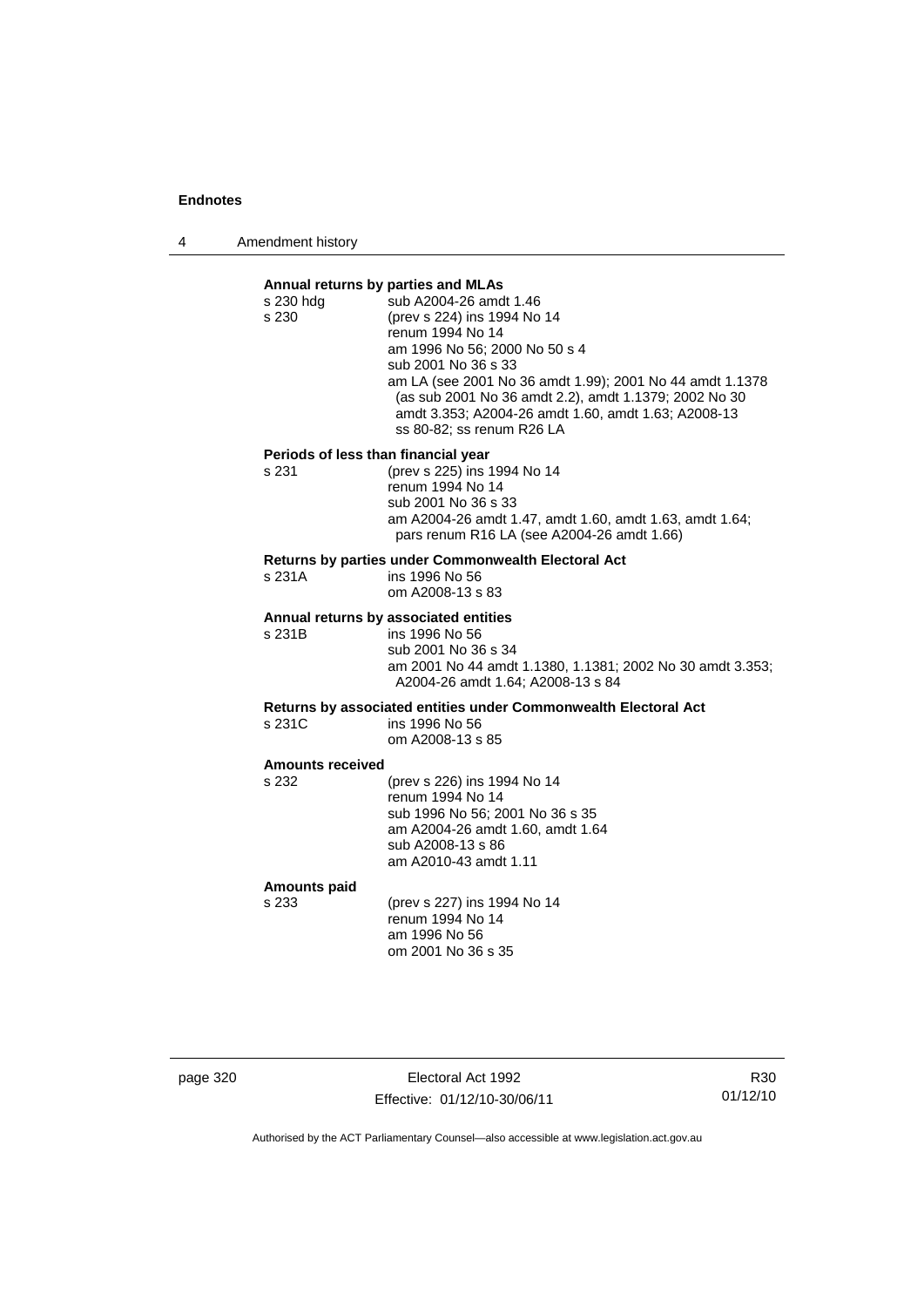**Annual returns by parties and MLAs**

| | |
|---|---|
| s 230 hdg | sub A2004-26 amdt 1.46 |
| s 230 | (prev s 224) ins 1994 No 14<br>renum 1994 No 14<br>am 1996 No 56; 2000 No 50 s 4<br>sub 2001 No 36 s 33<br>am LA (see 2001 No 36 amdt 1.99); 2001 No 44 amdt 1.1378 (as sub 2001 No 36 amdt 2.2), amdt 1.1379; 2002 No 30 amdt 3.353; A2004-26 amdt 1.60, amdt 1.63; A2008-13 ss 80-82; ss renum R26 LA |

**Periods of less than financial year**

| | |
|---|---|
| s 231 | (prev s 225) ins 1994 No 14<br>renum 1994 No 14<br>sub 2001 No 36 s 33<br>am A2004-26 amdt 1.47, amdt 1.60, amdt 1.63, amdt 1.64; pars renum R16 LA (see A2004-26 amdt 1.66) |

**Returns by parties under Commonwealth Electoral Act**

| | |
|---|---|
| s 231A | ins 1996 No 56<br>om A2008-13 s 83 |

**Annual returns by associated entities**

| | |
|---|---|
| s 231B | ins 1996 No 56<br>sub 2001 No 36 s 34<br>am 2001 No 44 amdt 1.1380, 1.1381; 2002 No 30 amdt 3.353; A2004-26 amdt 1.64; A2008-13 s 84 |

**Returns by associated entities under Commonwealth Electoral Act**

| | |
|---|---|
| s 231C | ins 1996 No 56<br>om A2008-13 s 85 |

**Amounts received**

| | |
|---|---|
| s 232 | (prev s 226) ins 1994 No 14<br>renum 1994 No 14<br>sub 1996 No 56; 2001 No 36 s 35<br>am A2004-26 amdt 1.60, amdt 1.64<br>sub A2008-13 s 86<br>am A2010-43 amdt 1.11 |

**Amounts paid**

| | |
|---|---|
| s 233 | (prev s 227) ins 1994 No 14<br>renum 1994 No 14<br>am 1996 No 56<br>om 2001 No 36 s 35 |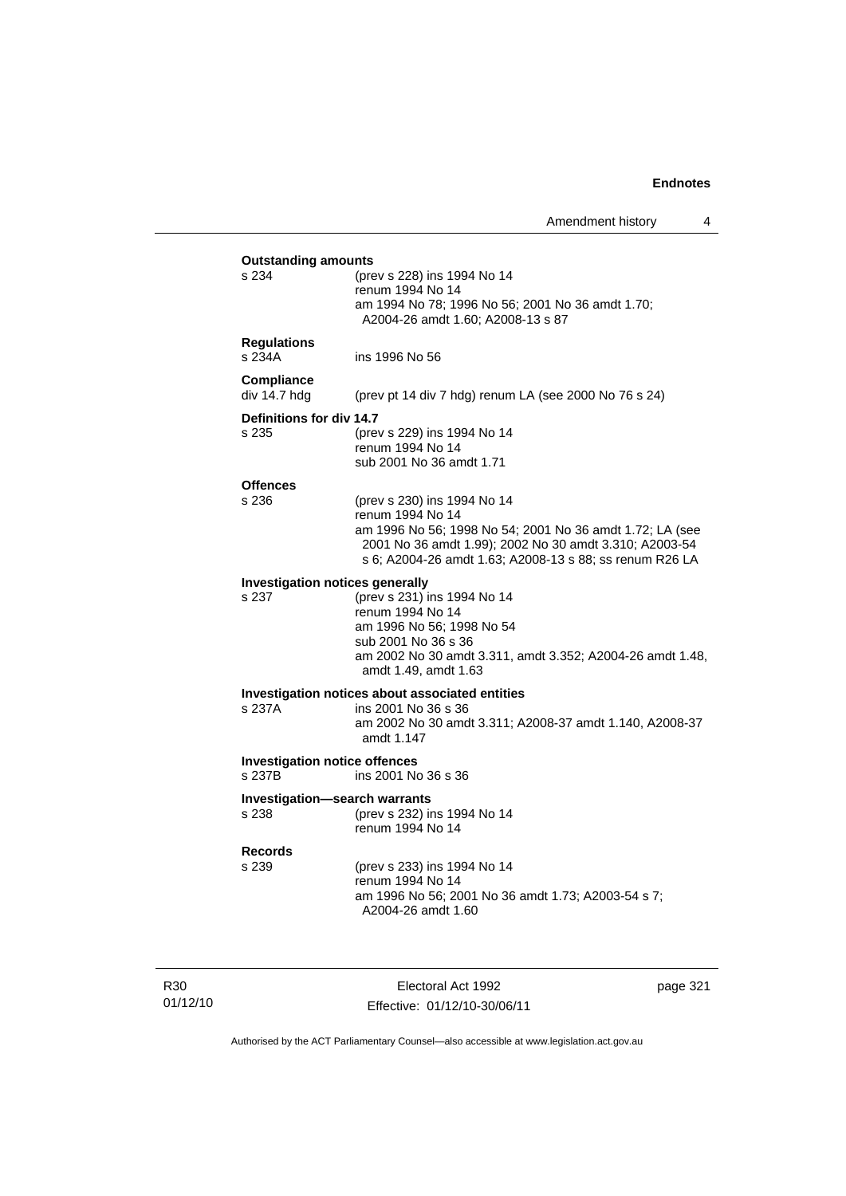**Outstanding amounts**

s 234 (prev s 228) ins 1994 No 14
renum 1994 No 14
am 1994 No 78; 1996 No 56; 2001 No 36 amdt 1.70; A2004-26 amdt 1.60; A2008-13 s 87

**Regulations**

s 234A ins 1996 No 56

**Compliance**

div 14.7 hdg (prev pt 14 div 7 hdg) renum LA (see 2000 No 76 s 24)

**Definitions for div 14.7**

s 235 (prev s 229) ins 1994 No 14
renum 1994 No 14
sub 2001 No 36 amdt 1.71

**Offences**

s 236 (prev s 230) ins 1994 No 14
renum 1994 No 14
am 1996 No 56; 1998 No 54; 2001 No 36 amdt 1.72; LA (see 2001 No 36 amdt 1.99); 2002 No 30 amdt 3.310; A2003-54 s 6; A2004-26 amdt 1.63; A2008-13 s 88; ss renum R26 LA

**Investigation notices generally**

s 237 (prev s 231) ins 1994 No 14
renum 1994 No 14
am 1996 No 56; 1998 No 54
sub 2001 No 36 s 36
am 2002 No 30 amdt 3.311, amdt 3.352; A2004-26 amdt 1.48, amdt 1.49, amdt 1.63

**Investigation notices about associated entities**

s 237A ins 2001 No 36 s 36
am 2002 No 30 amdt 3.311; A2008-37 amdt 1.140, A2008-37 amdt 1.147

**Investigation notice offences**

s 237B ins 2001 No 36 s 36

**Investigation—search warrants**

s 238 (prev s 232) ins 1994 No 14
renum 1994 No 14

**Records**

s 239 (prev s 233) ins 1994 No 14
renum 1994 No 14
am 1996 No 56; 2001 No 36 amdt 1.73; A2003-54 s 7; A2004-26 amdt 1.60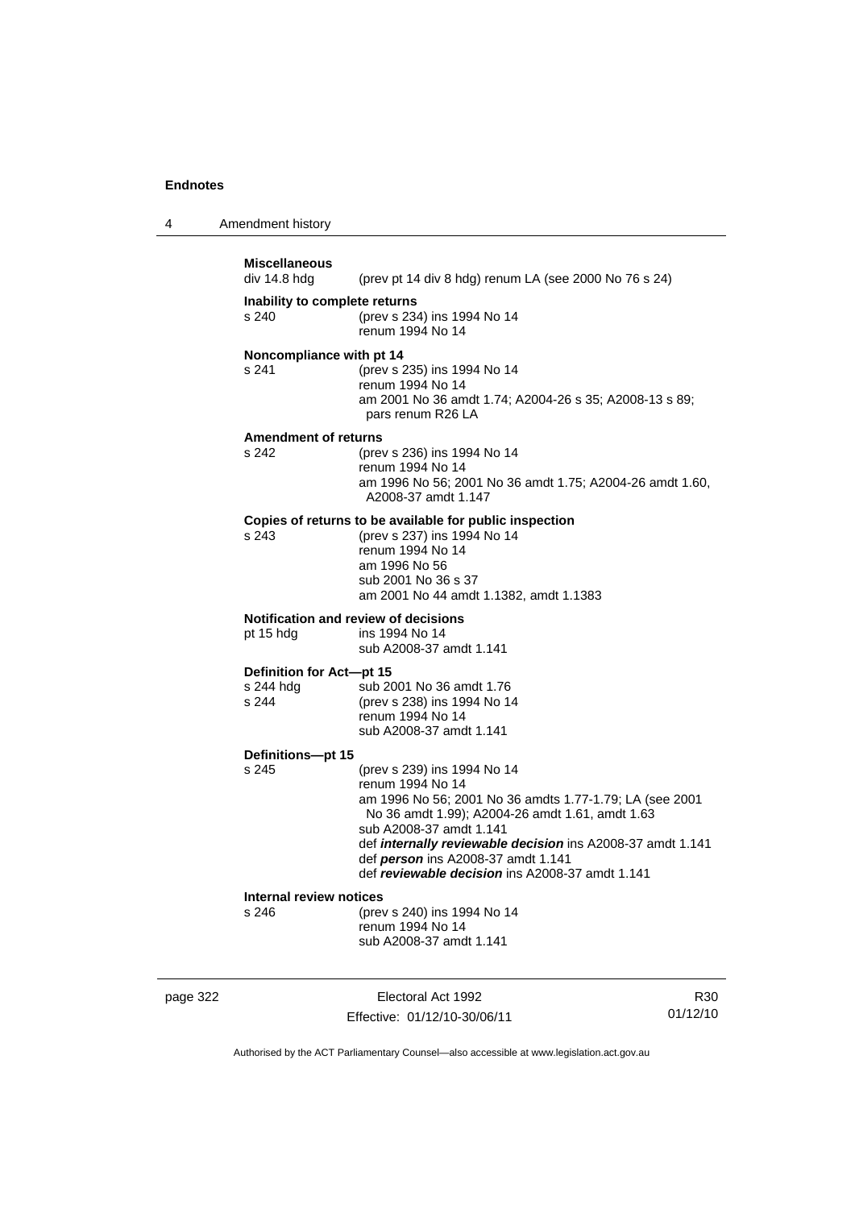**Miscellaneous**
div 14.8 hdg (prev pt 14 div 8 hdg) renum LA (see 2000 No 76 s 24)

**Inability to complete returns**
s 240 (prev s 234) ins 1994 No 14
renum 1994 No 14

**Noncompliance with pt 14**
s 241 (prev s 235) ins 1994 No 14
renum 1994 No 14
am 2001 No 36 amdt 1.74; A2004-26 s 35; A2008-13 s 89; pars renum R26 LA

**Amendment of returns**
s 242 (prev s 236) ins 1994 No 14
renum 1994 No 14
am 1996 No 56; 2001 No 36 amdt 1.75; A2004-26 amdt 1.60, A2008-37 amdt 1.147

**Copies of returns to be available for public inspection**
s 243 (prev s 237) ins 1994 No 14
renum 1994 No 14
am 1996 No 56
sub 2001 No 36 s 37
am 2001 No 44 amdt 1.1382, amdt 1.1383

**Notification and review of decisions**
pt 15 hdg ins 1994 No 14
sub A2008-37 amdt 1.141

**Definition for Act—pt 15**
s 244 hdg sub 2001 No 36 amdt 1.76
s 244 (prev s 238) ins 1994 No 14
renum 1994 No 14
sub A2008-37 amdt 1.141

**Definitions—pt 15**
s 245 (prev s 239) ins 1994 No 14
renum 1994 No 14
am 1996 No 56; 2001 No 36 amdts 1.77-1.79; LA (see 2001 No 36 amdt 1.99); A2004-26 amdt 1.61, amdt 1.63
sub A2008-37 amdt 1.141
def ***internally reviewable decision*** ins A2008-37 amdt 1.141
def ***person*** ins A2008-37 amdt 1.141
def ***reviewable decision*** ins A2008-37 amdt 1.141

**Internal review notices**
s 246 (prev s 240) ins 1994 No 14
renum 1994 No 14
sub A2008-37 amdt 1.141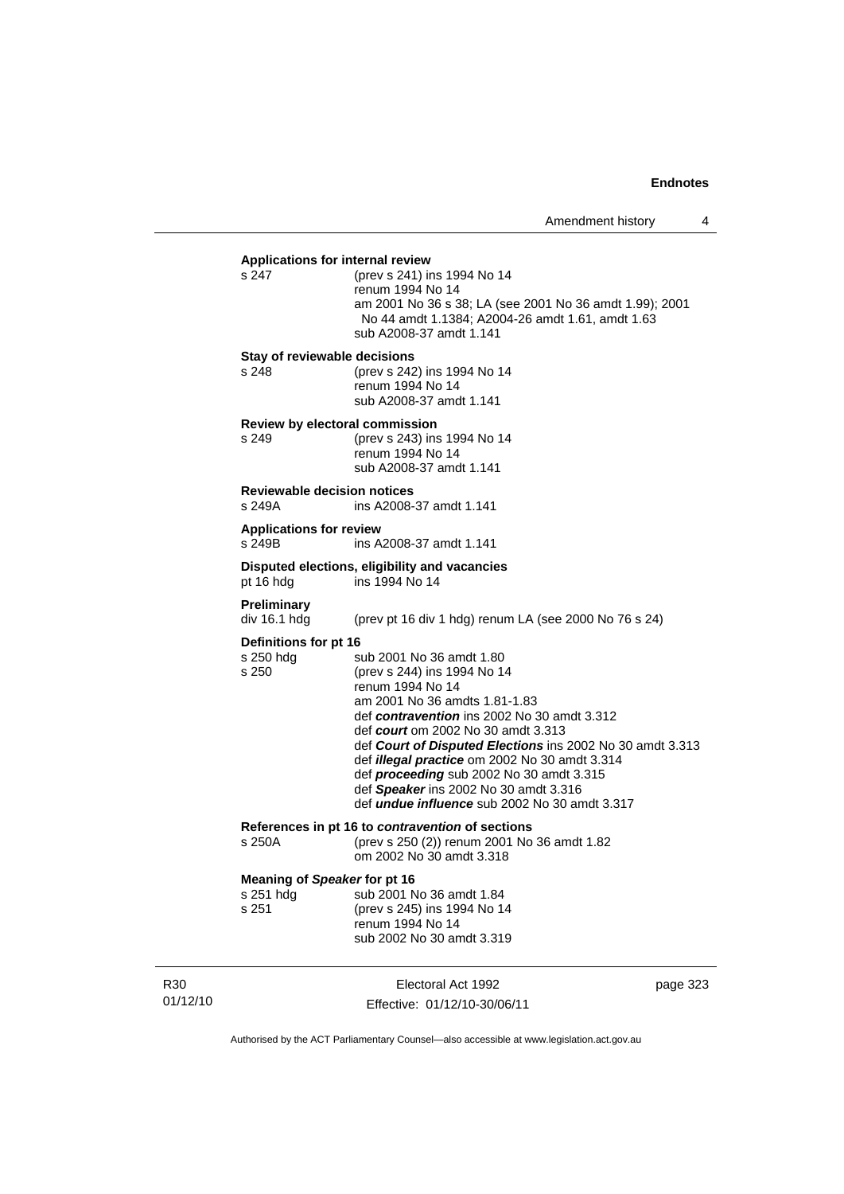**Applications for internal review**

s 247 (prev s 241) ins 1994 No 14
renum 1994 No 14
am 2001 No 36 s 38; LA (see 2001 No 36 amdt 1.99); 2001 No 44 amdt 1.1384; A2004-26 amdt 1.61, amdt 1.63
sub A2008-37 amdt 1.141

**Stay of reviewable decisions**

s 248 (prev s 242) ins 1994 No 14
renum 1994 No 14
sub A2008-37 amdt 1.141

**Review by electoral commission**

s 249 (prev s 243) ins 1994 No 14
renum 1994 No 14
sub A2008-37 amdt 1.141

**Reviewable decision notices**

s 249A ins A2008-37 amdt 1.141

**Applications for review**

s 249B ins A2008-37 amdt 1.141

**Disputed elections, eligibility and vacancies**

pt 16 hdg ins 1994 No 14

**Preliminary**

div 16.1 hdg (prev pt 16 div 1 hdg) renum LA (see 2000 No 76 s 24)

**Definitions for pt 16**

s 250 hdg sub 2001 No 36 amdt 1.80
s 250 (prev s 244) ins 1994 No 14
renum 1994 No 14
am 2001 No 36 amdts 1.81-1.83
def ***contravention*** ins 2002 No 30 amdt 3.312
def ***court*** om 2002 No 30 amdt 3.313
def ***Court of Disputed Elections*** ins 2002 No 30 amdt 3.313
def ***illegal practice*** om 2002 No 30 amdt 3.314
def ***proceeding*** sub 2002 No 30 amdt 3.315
def ***Speaker*** ins 2002 No 30 amdt 3.316
def ***undue influence*** sub 2002 No 30 amdt 3.317

**References in pt 16 to *contravention* of sections**

s 250A (prev s 250 (2)) renum 2001 No 36 amdt 1.82
om 2002 No 30 amdt 3.318

**Meaning of *Speaker* for pt 16**

s 251 hdg sub 2001 No 36 amdt 1.84
s 251 (prev s 245) ins 1994 No 14
renum 1994 No 14
sub 2002 No 30 amdt 3.319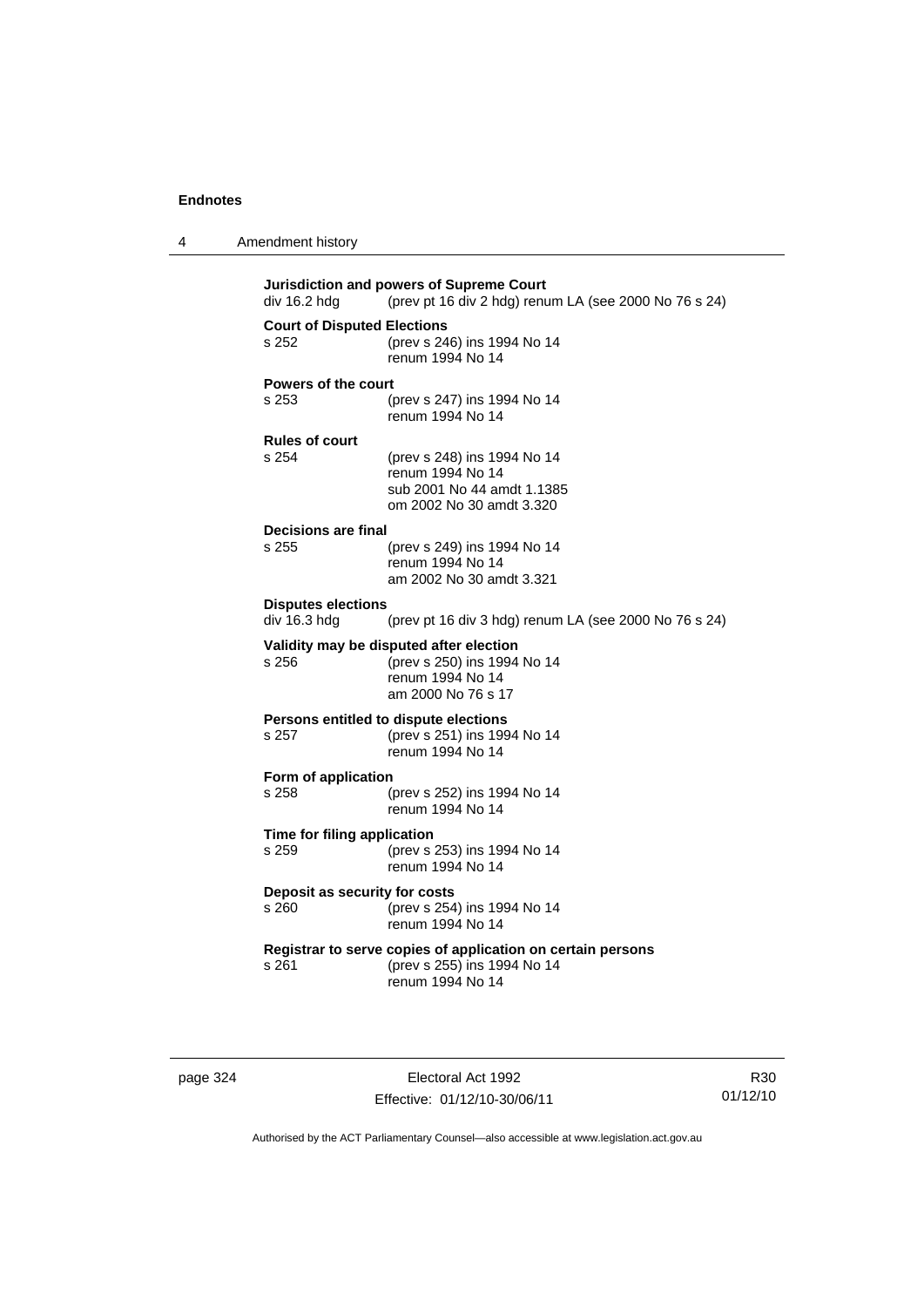**Jurisdiction and powers of Supreme Court**
div 16.2 hdg (prev pt 16 div 2 hdg) renum LA (see 2000 No 76 s 24)

**Court of Disputed Elections**
s 252 (prev s 246) ins 1994 No 14
renum 1994 No 14

**Powers of the court**
s 253 (prev s 247) ins 1994 No 14
renum 1994 No 14

**Rules of court**
s 254 (prev s 248) ins 1994 No 14
renum 1994 No 14
sub 2001 No 44 amdt 1.1385
om 2002 No 30 amdt 3.320

**Decisions are final**
s 255 (prev s 249) ins 1994 No 14
renum 1994 No 14
am 2002 No 30 amdt 3.321

**Disputes elections**
div 16.3 hdg (prev pt 16 div 3 hdg) renum LA (see 2000 No 76 s 24)

**Validity may be disputed after election**
s 256 (prev s 250) ins 1994 No 14
renum 1994 No 14
am 2000 No 76 s 17

**Persons entitled to dispute elections**
s 257 (prev s 251) ins 1994 No 14
renum 1994 No 14

**Form of application**
s 258 (prev s 252) ins 1994 No 14
renum 1994 No 14

**Time for filing application**
s 259 (prev s 253) ins 1994 No 14
renum 1994 No 14

**Deposit as security for costs**
s 260 (prev s 254) ins 1994 No 14
renum 1994 No 14

**Registrar to serve copies of application on certain persons**
s 261 (prev s 255) ins 1994 No 14
renum 1994 No 14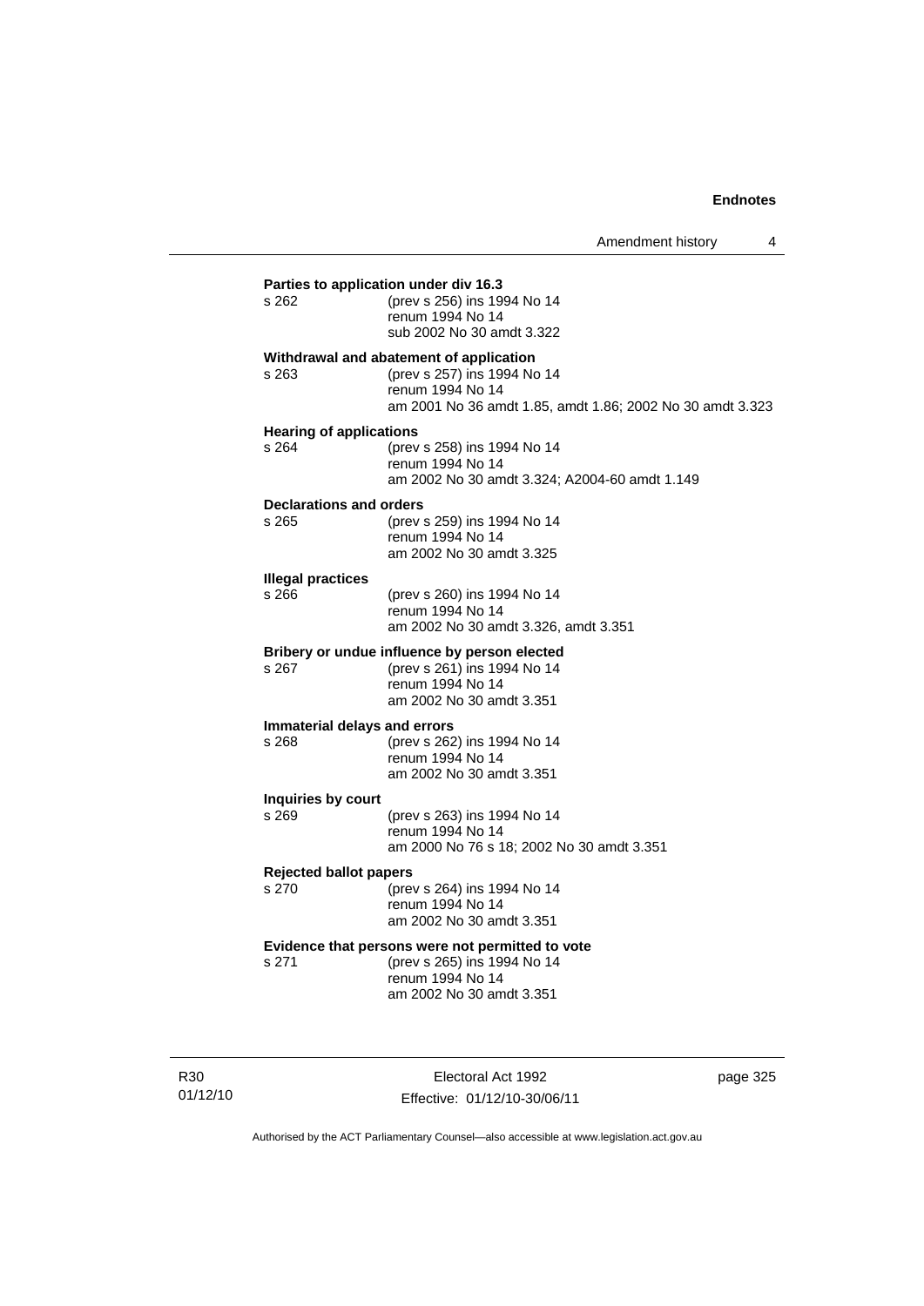**Parties to application under div 16.3**

s 262 (prev s 256) ins 1994 No 14
renum 1994 No 14
sub 2002 No 30 amdt 3.322

**Withdrawal and abatement of application**

s 263 (prev s 257) ins 1994 No 14
renum 1994 No 14
am 2001 No 36 amdt 1.85, amdt 1.86; 2002 No 30 amdt 3.323

**Hearing of applications**

s 264 (prev s 258) ins 1994 No 14
renum 1994 No 14
am 2002 No 30 amdt 3.324; A2004-60 amdt 1.149

**Declarations and orders**

s 265 (prev s 259) ins 1994 No 14
renum 1994 No 14
am 2002 No 30 amdt 3.325

**Illegal practices**

s 266 (prev s 260) ins 1994 No 14
renum 1994 No 14
am 2002 No 30 amdt 3.326, amdt 3.351

**Bribery or undue influence by person elected**

s 267 (prev s 261) ins 1994 No 14
renum 1994 No 14
am 2002 No 30 amdt 3.351

**Immaterial delays and errors**

s 268 (prev s 262) ins 1994 No 14
renum 1994 No 14
am 2002 No 30 amdt 3.351

**Inquiries by court**

s 269 (prev s 263) ins 1994 No 14
renum 1994 No 14
am 2000 No 76 s 18; 2002 No 30 amdt 3.351

**Rejected ballot papers**

s 270 (prev s 264) ins 1994 No 14
renum 1994 No 14
am 2002 No 30 amdt 3.351

**Evidence that persons were not permitted to vote**

s 271 (prev s 265) ins 1994 No 14
renum 1994 No 14
am 2002 No 30 amdt 3.351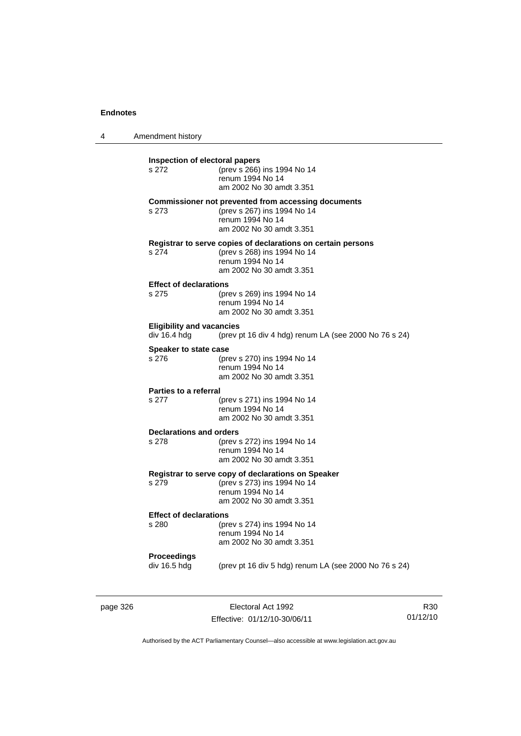**Inspection of electoral papers**

s 272 (prev s 266) ins 1994 No 14
renum 1994 No 14
am 2002 No 30 amdt 3.351

**Commissioner not prevented from accessing documents**

s 273 (prev s 267) ins 1994 No 14
renum 1994 No 14
am 2002 No 30 amdt 3.351

**Registrar to serve copies of declarations on certain persons**

s 274 (prev s 268) ins 1994 No 14
renum 1994 No 14
am 2002 No 30 amdt 3.351

**Effect of declarations**

s 275 (prev s 269) ins 1994 No 14
renum 1994 No 14
am 2002 No 30 amdt 3.351

**Eligibility and vacancies**

div 16.4 hdg (prev pt 16 div 4 hdg) renum LA (see 2000 No 76 s 24)

**Speaker to state case**

s 276 (prev s 270) ins 1994 No 14
renum 1994 No 14
am 2002 No 30 amdt 3.351

**Parties to a referral**

s 277 (prev s 271) ins 1994 No 14
renum 1994 No 14
am 2002 No 30 amdt 3.351

**Declarations and orders**

s 278 (prev s 272) ins 1994 No 14
renum 1994 No 14
am 2002 No 30 amdt 3.351

**Registrar to serve copy of declarations on Speaker**

s 279 (prev s 273) ins 1994 No 14
renum 1994 No 14
am 2002 No 30 amdt 3.351

**Effect of declarations**

s 280 (prev s 274) ins 1994 No 14
renum 1994 No 14
am 2002 No 30 amdt 3.351

**Proceedings**

div 16.5 hdg (prev pt 16 div 5 hdg) renum LA (see 2000 No 76 s 24)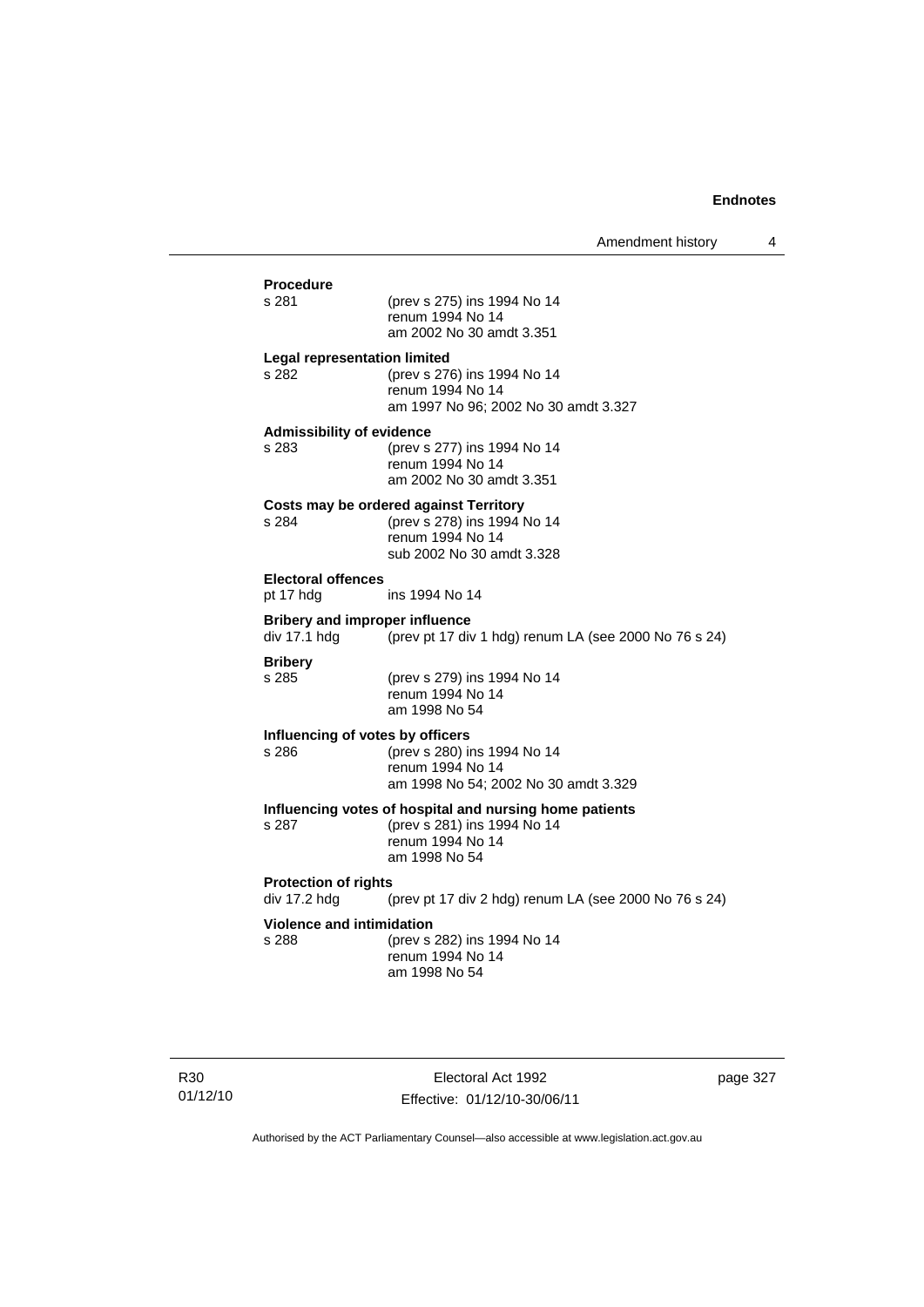**Procedure**

s 281 (prev s 275) ins 1994 No 14
renum 1994 No 14
am 2002 No 30 amdt 3.351

**Legal representation limited**

s 282 (prev s 276) ins 1994 No 14
renum 1994 No 14
am 1997 No 96; 2002 No 30 amdt 3.327

**Admissibility of evidence**

s 283 (prev s 277) ins 1994 No 14
renum 1994 No 14
am 2002 No 30 amdt 3.351

**Costs may be ordered against Territory**

s 284 (prev s 278) ins 1994 No 14
renum 1994 No 14
sub 2002 No 30 amdt 3.328

**Electoral offences**

pt 17 hdg ins 1994 No 14

**Bribery and improper influence**

div 17.1 hdg (prev pt 17 div 1 hdg) renum LA (see 2000 No 76 s 24)

**Bribery**

s 285 (prev s 279) ins 1994 No 14
renum 1994 No 14
am 1998 No 54

**Influencing of votes by officers**

s 286 (prev s 280) ins 1994 No 14
renum 1994 No 14
am 1998 No 54; 2002 No 30 amdt 3.329

**Influencing votes of hospital and nursing home patients**

s 287 (prev s 281) ins 1994 No 14
renum 1994 No 14
am 1998 No 54

**Protection of rights**

div 17.2 hdg (prev pt 17 div 2 hdg) renum LA (see 2000 No 76 s 24)

**Violence and intimidation**

s 288 (prev s 282) ins 1994 No 14
renum 1994 No 14
am 1998 No 54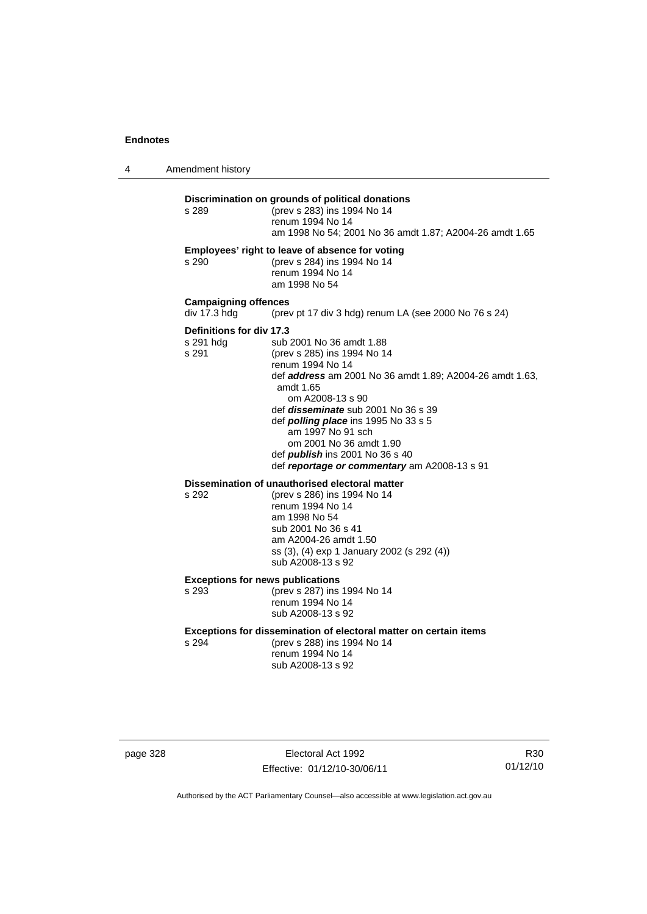**Discrimination on grounds of political donations**

s 289 (prev s 283) ins 1994 No 14
renum 1994 No 14
am 1998 No 54; 2001 No 36 amdt 1.87; A2004-26 amdt 1.65

**Employees' right to leave of absence for voting**

s 290 (prev s 284) ins 1994 No 14
renum 1994 No 14
am 1998 No 54

**Campaigning offences**

div 17.3 hdg (prev pt 17 div 3 hdg) renum LA (see 2000 No 76 s 24)

**Definitions for div 17.3**

s 291 hdg sub 2001 No 36 amdt 1.88

s 291 (prev s 285) ins 1994 No 14
renum 1994 No 14
def ***address*** am 2001 No 36 amdt 1.89; A2004-26 amdt 1.63, amdt 1.65
om A2008-13 s 90
def ***disseminate*** sub 2001 No 36 s 39
def ***polling place*** ins 1995 No 33 s 5
am 1997 No 91 sch
om 2001 No 36 amdt 1.90
def ***publish*** ins 2001 No 36 s 40
def ***reportage or commentary*** am A2008-13 s 91

**Dissemination of unauthorised electoral matter**

s 292 (prev s 286) ins 1994 No 14
renum 1994 No 14
am 1998 No 54
sub 2001 No 36 s 41
am A2004-26 amdt 1.50
ss (3), (4) exp 1 January 2002 (s 292 (4))
sub A2008-13 s 92

**Exceptions for news publications**

s 293 (prev s 287) ins 1994 No 14
renum 1994 No 14
sub A2008-13 s 92

**Exceptions for dissemination of electoral matter on certain items**

s 294 (prev s 288) ins 1994 No 14
renum 1994 No 14
sub A2008-13 s 92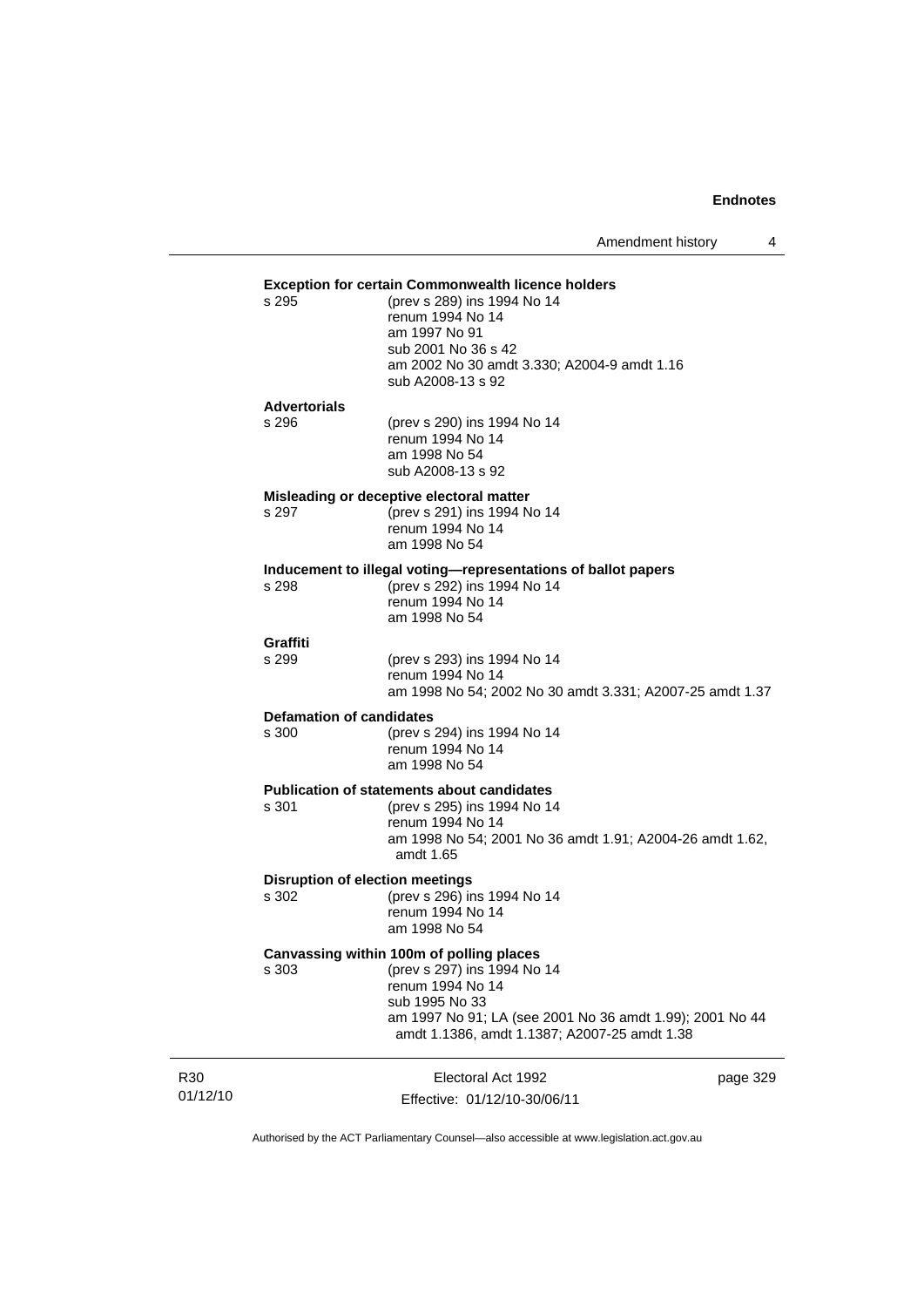**Exception for certain Commonwealth licence holders**

s 295 (prev s 289) ins 1994 No 14
renum 1994 No 14
am 1997 No 91
sub 2001 No 36 s 42
am 2002 No 30 amdt 3.330; A2004-9 amdt 1.16
sub A2008-13 s 92

**Advertorials**

s 296 (prev s 290) ins 1994 No 14
renum 1994 No 14
am 1998 No 54
sub A2008-13 s 92

**Misleading or deceptive electoral matter**

s 297 (prev s 291) ins 1994 No 14
renum 1994 No 14
am 1998 No 54

**Inducement to illegal voting—representations of ballot papers**

s 298 (prev s 292) ins 1994 No 14
renum 1994 No 14
am 1998 No 54

**Graffiti**

s 299 (prev s 293) ins 1994 No 14
renum 1994 No 14
am 1998 No 54; 2002 No 30 amdt 3.331; A2007-25 amdt 1.37

**Defamation of candidates**

s 300 (prev s 294) ins 1994 No 14
renum 1994 No 14
am 1998 No 54

**Publication of statements about candidates**

s 301 (prev s 295) ins 1994 No 14
renum 1994 No 14
am 1998 No 54; 2001 No 36 amdt 1.91; A2004-26 amdt 1.62, amdt 1.65

**Disruption of election meetings**

s 302 (prev s 296) ins 1994 No 14
renum 1994 No 14
am 1998 No 54

**Canvassing within 100m of polling places**

s 303 (prev s 297) ins 1994 No 14
renum 1994 No 14
sub 1995 No 33
am 1997 No 91; LA (see 2001 No 36 amdt 1.99); 2001 No 44 amdt 1.1386, amdt 1.1387; A2007-25 amdt 1.38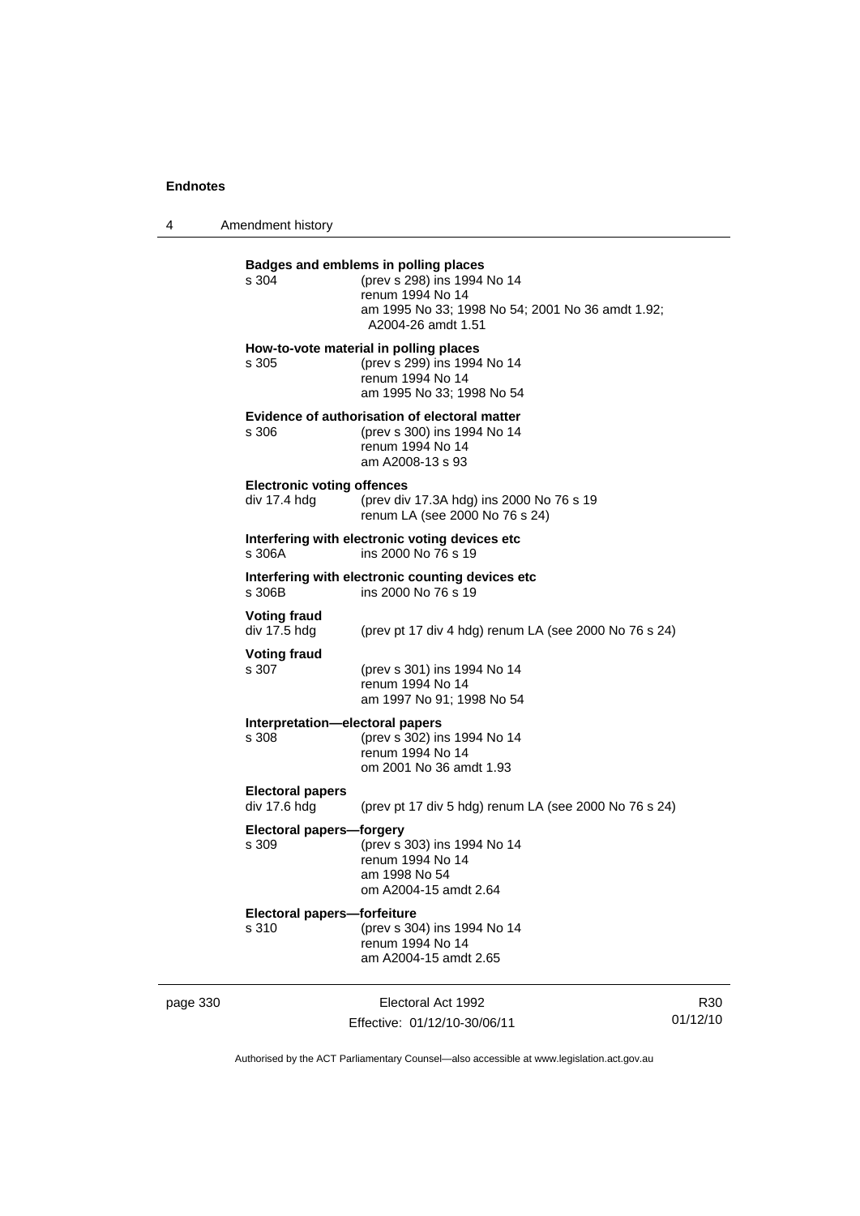**Badges and emblems in polling places**

s 304 (prev s 298) ins 1994 No 14
renum 1994 No 14
am 1995 No 33; 1998 No 54; 2001 No 36 amdt 1.92; A2004-26 amdt 1.51

**How-to-vote material in polling places**

s 305 (prev s 299) ins 1994 No 14
renum 1994 No 14
am 1995 No 33; 1998 No 54

**Evidence of authorisation of electoral matter**

s 306 (prev s 300) ins 1994 No 14
renum 1994 No 14
am A2008-13 s 93

**Electronic voting offences**

div 17.4 hdg (prev div 17.3A hdg) ins 2000 No 76 s 19
renum LA (see 2000 No 76 s 24)

**Interfering with electronic voting devices etc**

s 306A ins 2000 No 76 s 19

**Interfering with electronic counting devices etc**

s 306B ins 2000 No 76 s 19

**Voting fraud**

div 17.5 hdg (prev pt 17 div 4 hdg) renum LA (see 2000 No 76 s 24)

**Voting fraud**

s 307 (prev s 301) ins 1994 No 14
renum 1994 No 14
am 1997 No 91; 1998 No 54

**Interpretation—electoral papers**

s 308 (prev s 302) ins 1994 No 14
renum 1994 No 14
om 2001 No 36 amdt 1.93

**Electoral papers**

div 17.6 hdg (prev pt 17 div 5 hdg) renum LA (see 2000 No 76 s 24)

**Electoral papers—forgery**

s 309 (prev s 303) ins 1994 No 14
renum 1994 No 14
am 1998 No 54
om A2004-15 amdt 2.64

**Electoral papers—forfeiture**

s 310 (prev s 304) ins 1994 No 14
renum 1994 No 14
am A2004-15 amdt 2.65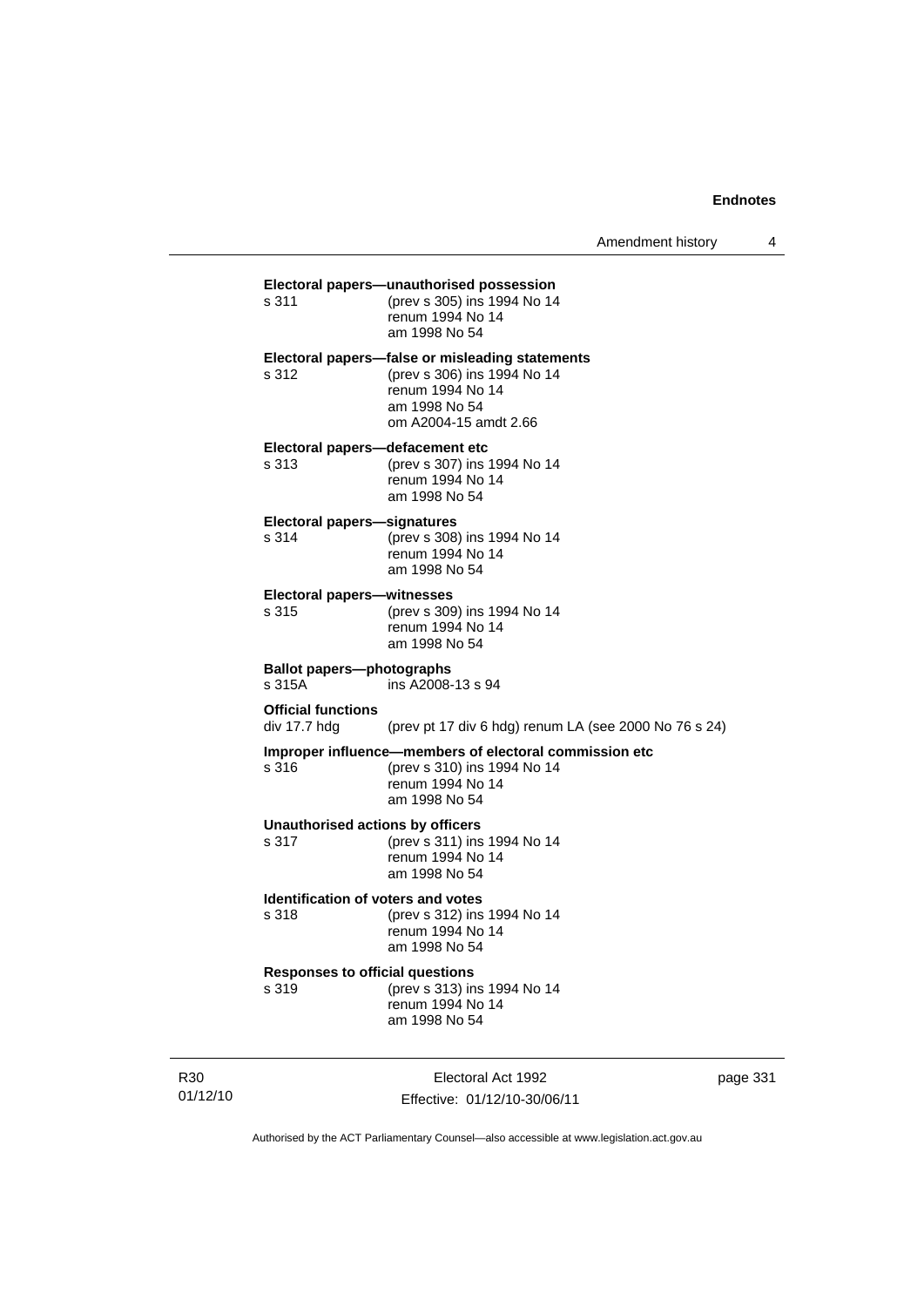**Electoral papers—unauthorised possession**

s 311 (prev s 305) ins 1994 No 14
renum 1994 No 14
am 1998 No 54

**Electoral papers—false or misleading statements**

s 312 (prev s 306) ins 1994 No 14
renum 1994 No 14
am 1998 No 54
om A2004-15 amdt 2.66

**Electoral papers—defacement etc**

s 313 (prev s 307) ins 1994 No 14
renum 1994 No 14
am 1998 No 54

**Electoral papers—signatures**

s 314 (prev s 308) ins 1994 No 14
renum 1994 No 14
am 1998 No 54

**Electoral papers—witnesses**

s 315 (prev s 309) ins 1994 No 14
renum 1994 No 14
am 1998 No 54

**Ballot papers—photographs**

s 315A ins A2008-13 s 94

**Official functions**

div 17.7 hdg (prev pt 17 div 6 hdg) renum LA (see 2000 No 76 s 24)

**Improper influence—members of electoral commission etc**

s 316 (prev s 310) ins 1994 No 14
renum 1994 No 14
am 1998 No 54

**Unauthorised actions by officers**

s 317 (prev s 311) ins 1994 No 14
renum 1994 No 14
am 1998 No 54

**Identification of voters and votes**

s 318 (prev s 312) ins 1994 No 14
renum 1994 No 14
am 1998 No 54

**Responses to official questions**

s 319 (prev s 313) ins 1994 No 14
renum 1994 No 14
am 1998 No 54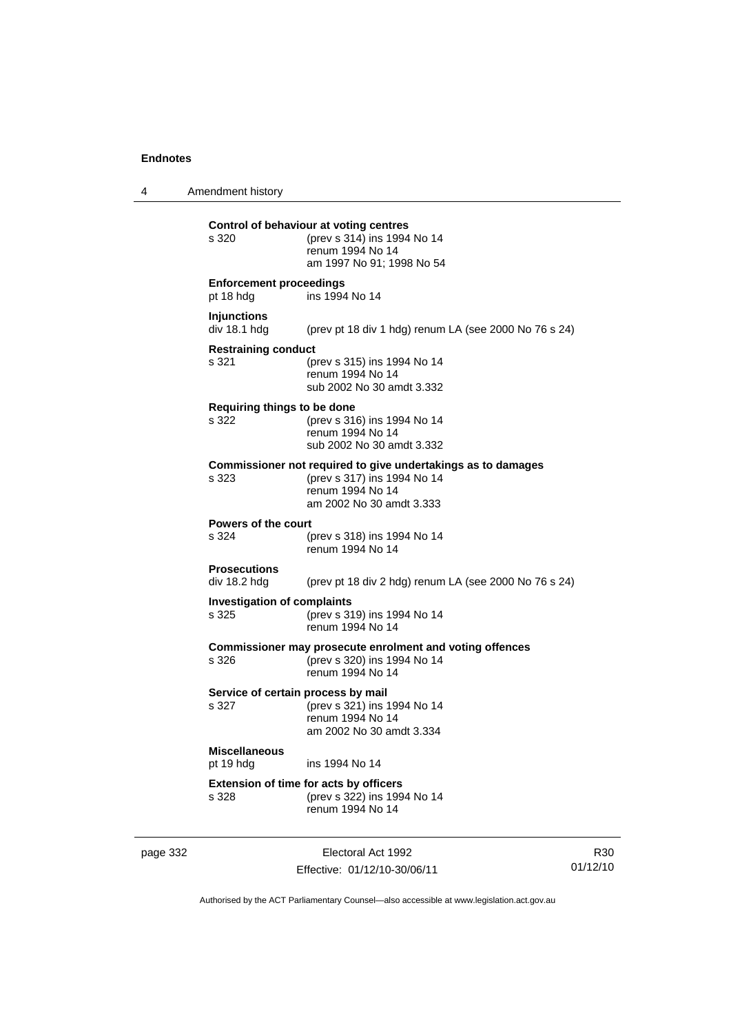**Control of behaviour at voting centres**

s 320 (prev s 314) ins 1994 No 14
renum 1994 No 14
am 1997 No 91; 1998 No 54

**Enforcement proceedings**

pt 18 hdg ins 1994 No 14

**Injunctions**

div 18.1 hdg (prev pt 18 div 1 hdg) renum LA (see 2000 No 76 s 24)

**Restraining conduct**

s 321 (prev s 315) ins 1994 No 14
renum 1994 No 14
sub 2002 No 30 amdt 3.332

**Requiring things to be done**

s 322 (prev s 316) ins 1994 No 14
renum 1994 No 14
sub 2002 No 30 amdt 3.332

**Commissioner not required to give undertakings as to damages**

s 323 (prev s 317) ins 1994 No 14
renum 1994 No 14
am 2002 No 30 amdt 3.333

**Powers of the court**

s 324 (prev s 318) ins 1994 No 14
renum 1994 No 14

**Prosecutions**

div 18.2 hdg (prev pt 18 div 2 hdg) renum LA (see 2000 No 76 s 24)

**Investigation of complaints**

s 325 (prev s 319) ins 1994 No 14
renum 1994 No 14

**Commissioner may prosecute enrolment and voting offences**

s 326 (prev s 320) ins 1994 No 14
renum 1994 No 14

**Service of certain process by mail**

s 327 (prev s 321) ins 1994 No 14
renum 1994 No 14
am 2002 No 30 amdt 3.334

**Miscellaneous**

pt 19 hdg ins 1994 No 14

**Extension of time for acts by officers**

s 328 (prev s 322) ins 1994 No 14
renum 1994 No 14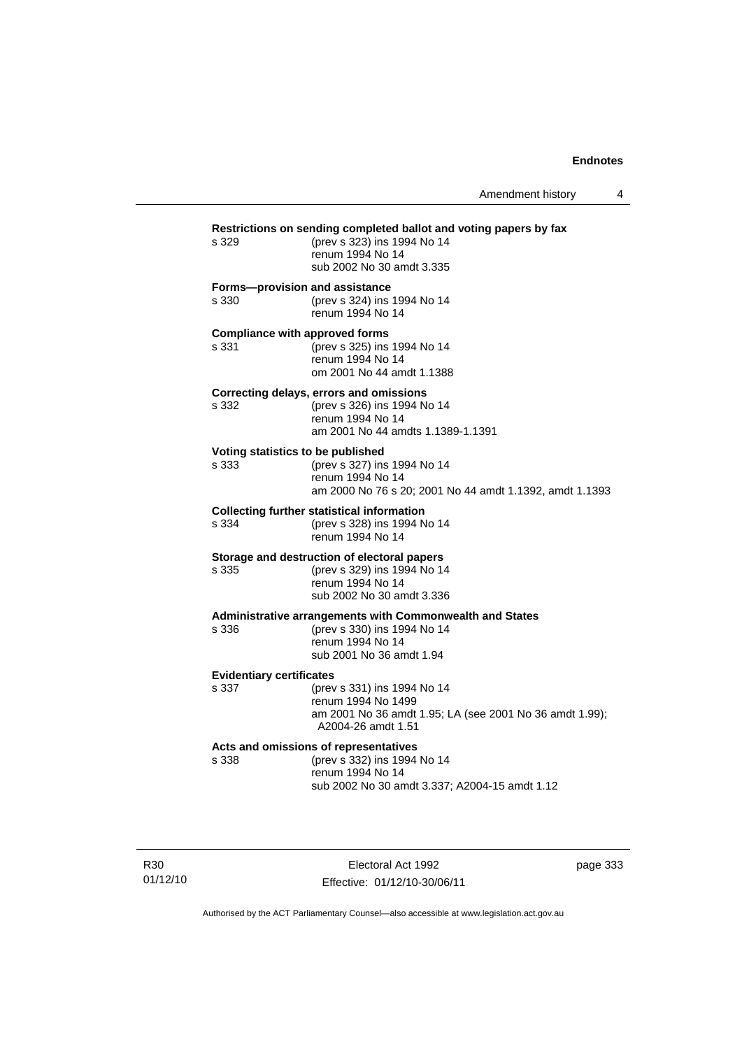**Restrictions on sending completed ballot and voting papers by fax**
s 329 (prev s 323) ins 1994 No 14
renum 1994 No 14
sub 2002 No 30 amdt 3.335

**Forms—provision and assistance**
s 330 (prev s 324) ins 1994 No 14
renum 1994 No 14

**Compliance with approved forms**
s 331 (prev s 325) ins 1994 No 14
renum 1994 No 14
om 2001 No 44 amdt 1.1388

**Correcting delays, errors and omissions**
s 332 (prev s 326) ins 1994 No 14
renum 1994 No 14
am 2001 No 44 amdts 1.1389-1.1391

**Voting statistics to be published**
s 333 (prev s 327) ins 1994 No 14
renum 1994 No 14
am 2000 No 76 s 20; 2001 No 44 amdt 1.1392, amdt 1.1393

**Collecting further statistical information**
s 334 (prev s 328) ins 1994 No 14
renum 1994 No 14

**Storage and destruction of electoral papers**
s 335 (prev s 329) ins 1994 No 14
renum 1994 No 14
sub 2002 No 30 amdt 3.336

**Administrative arrangements with Commonwealth and States**
s 336 (prev s 330) ins 1994 No 14
renum 1994 No 14
sub 2001 No 36 amdt 1.94

**Evidentiary certificates**
s 337 (prev s 331) ins 1994 No 14
renum 1994 No 1499
am 2001 No 36 amdt 1.95; LA (see 2001 No 36 amdt 1.99); A2004-26 amdt 1.51

**Acts and omissions of representatives**
s 338 (prev s 332) ins 1994 No 14
renum 1994 No 14
sub 2002 No 30 amdt 3.337; A2004-15 amdt 1.12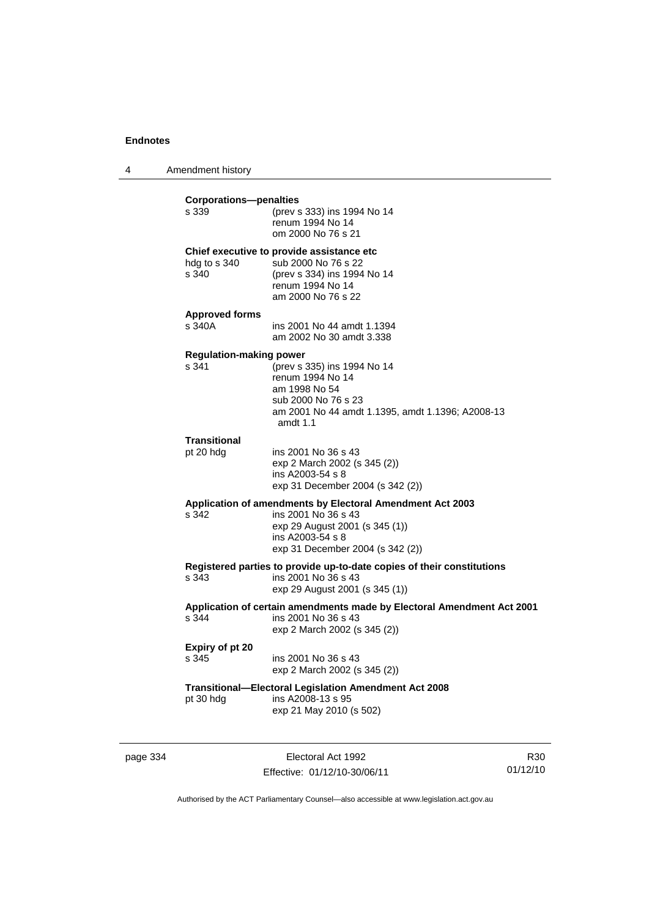**Corporations—penalties**

| | |
|---|---|
| s 339 | (prev s 333) ins 1994 No 14<br>renum 1994 No 14<br>om 2000 No 76 s 21 |

**Chief executive to provide assistance etc**

| | |
|---|---|
| hdg to s 340 | sub 2000 No 76 s 22 |
| s 340 | (prev s 334) ins 1994 No 14<br>renum 1994 No 14<br>am 2000 No 76 s 22 |

**Approved forms**

| | |
|---|---|
| s 340A | ins 2001 No 44 amdt 1.1394<br>am 2002 No 30 amdt 3.338 |

**Regulation-making power**

| | |
|---|---|
| s 341 | (prev s 335) ins 1994 No 14<br>renum 1994 No 14<br>am 1998 No 54<br>sub 2000 No 76 s 23<br>am 2001 No 44 amdt 1.1395, amdt 1.1396; A2008-13 amdt 1.1 |

**Transitional**

| | |
|---|---|
| pt 20 hdg | ins 2001 No 36 s 43<br>exp 2 March 2002 (s 345 (2))<br>ins A2003-54 s 8<br>exp 31 December 2004 (s 342 (2)) |

**Application of amendments by Electoral Amendment Act 2003**

| | |
|---|---|
| s 342 | ins 2001 No 36 s 43<br>exp 29 August 2001 (s 345 (1))<br>ins A2003-54 s 8<br>exp 31 December 2004 (s 342 (2)) |

**Registered parties to provide up-to-date copies of their constitutions**

| | |
|---|---|
| s 343 | ins 2001 No 36 s 43<br>exp 29 August 2001 (s 345 (1)) |

**Application of certain amendments made by Electoral Amendment Act 2001**

| | |
|---|---|
| s 344 | ins 2001 No 36 s 43<br>exp 2 March 2002 (s 345 (2)) |

**Expiry of pt 20**

| | |
|---|---|
| s 345 | ins 2001 No 36 s 43<br>exp 2 March 2002 (s 345 (2)) |

**Transitional—Electoral Legislation Amendment Act 2008**

| | |
|---|---|
| pt 30 hdg | ins A2008-13 s 95<br>exp 21 May 2010 (s 502) |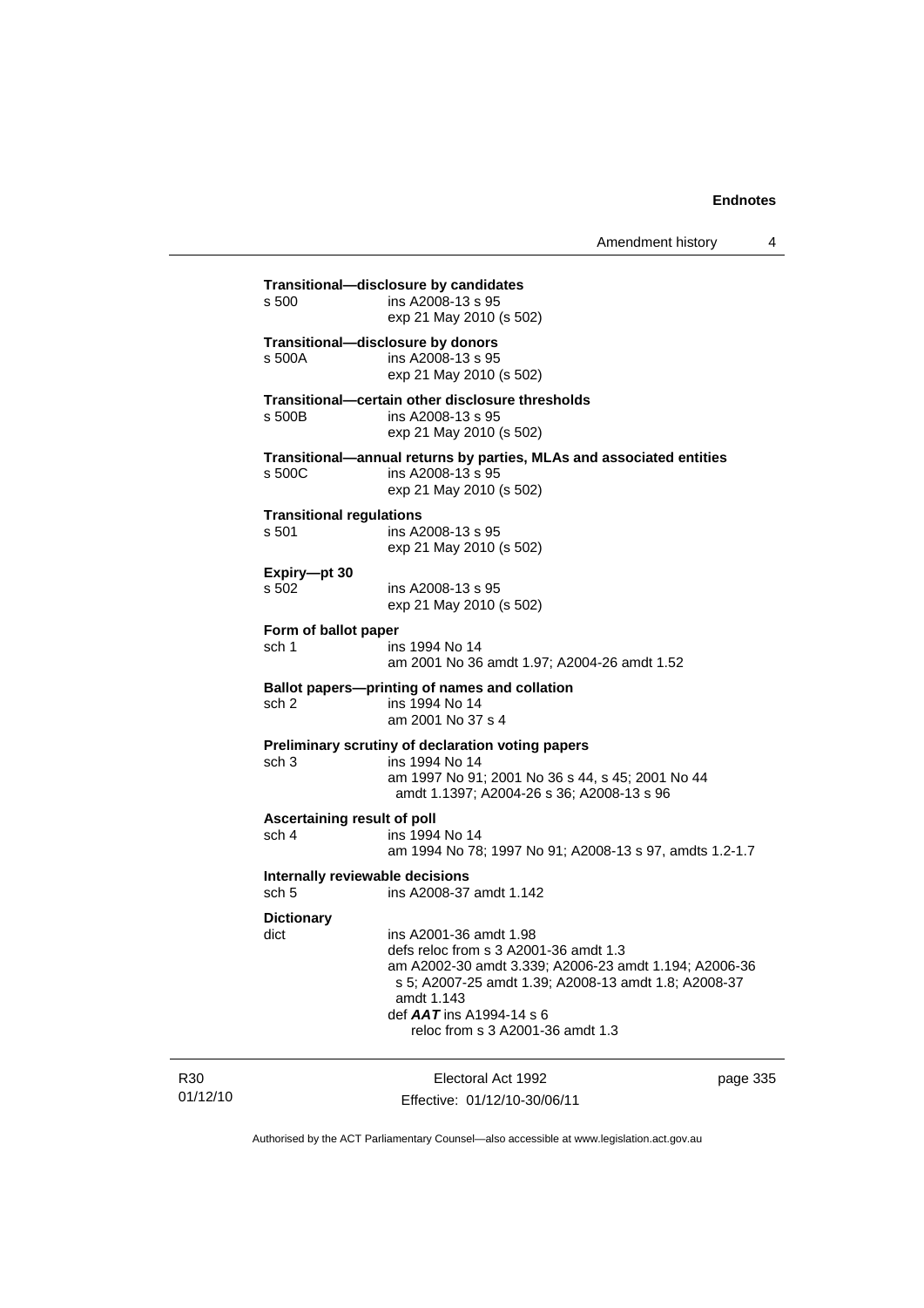**Transitional—disclosure by candidates**

s 500 ins A2008-13 s 95
exp 21 May 2010 (s 502)

**Transitional—disclosure by donors**

s 500A ins A2008-13 s 95
exp 21 May 2010 (s 502)

**Transitional—certain other disclosure thresholds**

s 500B ins A2008-13 s 95
exp 21 May 2010 (s 502)

**Transitional—annual returns by parties, MLAs and associated entities**

s 500C ins A2008-13 s 95
exp 21 May 2010 (s 502)

**Transitional regulations**

s 501 ins A2008-13 s 95
exp 21 May 2010 (s 502)

**Expiry—pt 30**

s 502 ins A2008-13 s 95
exp 21 May 2010 (s 502)

**Form of ballot paper**

sch 1 ins 1994 No 14
am 2001 No 36 amdt 1.97; A2004-26 amdt 1.52

**Ballot papers—printing of names and collation**

sch 2 ins 1994 No 14
am 2001 No 37 s 4

**Preliminary scrutiny of declaration voting papers**

sch 3 ins 1994 No 14
am 1997 No 91; 2001 No 36 s 44, s 45; 2001 No 44 amdt 1.1397; A2004-26 s 36; A2008-13 s 96

**Ascertaining result of poll**

sch 4 ins 1994 No 14
am 1994 No 78; 1997 No 91; A2008-13 s 97, amdts 1.2-1.7

**Internally reviewable decisions**

sch 5 ins A2008-37 amdt 1.142

**Dictionary**

dict ins A2001-36 amdt 1.98
defs reloc from s 3 A2001-36 amdt 1.3
am A2002-30 amdt 3.339; A2006-23 amdt 1.194; A2006-36 s 5; A2007-25 amdt 1.39; A2008-13 amdt 1.8; A2008-37 amdt 1.143
def ***AAT*** ins A1994-14 s 6
reloc from s 3 A2001-36 amdt 1.3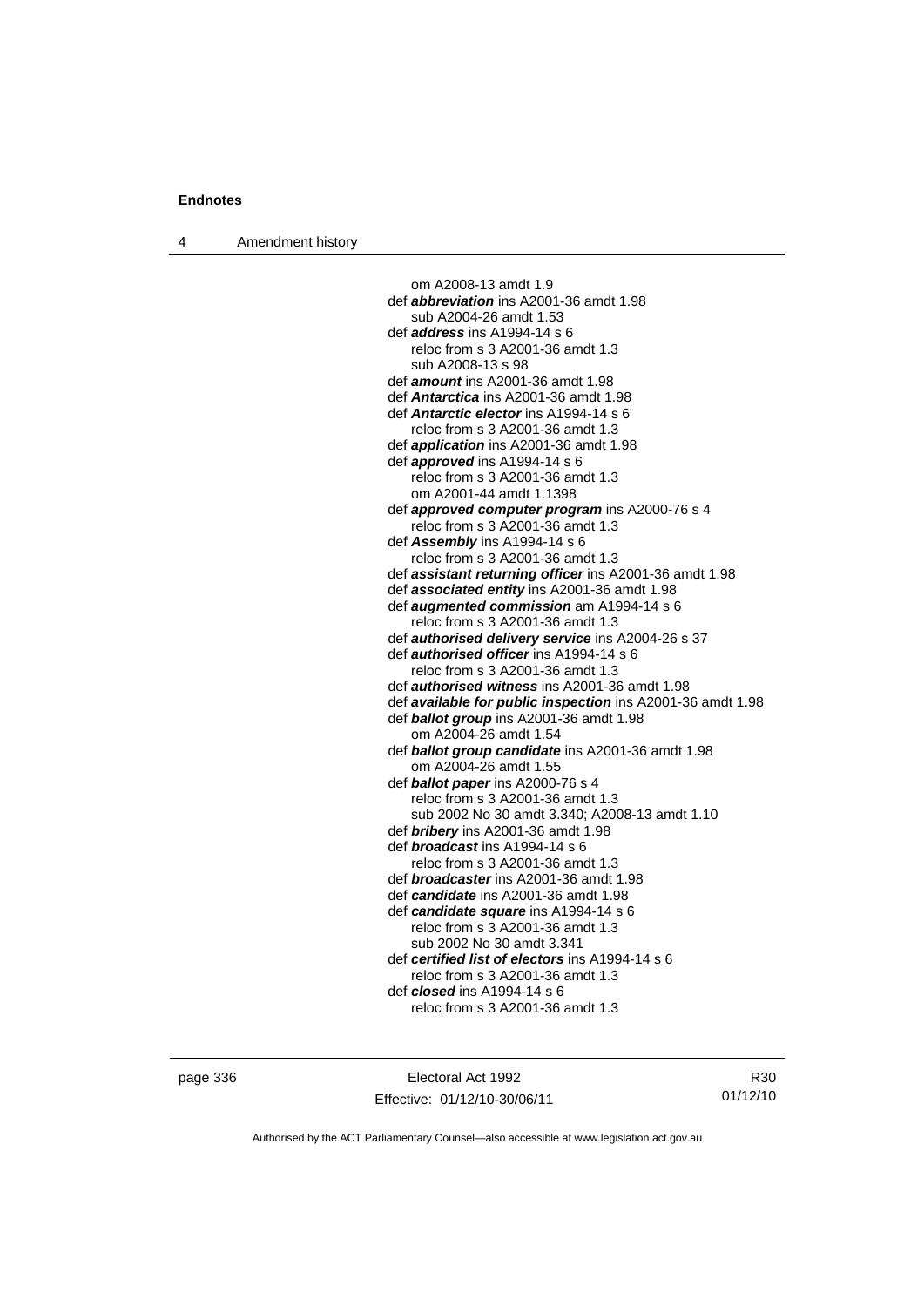om A2008-13 amdt 1.9
def ***abbreviation*** ins A2001-36 amdt 1.98
sub A2004-26 amdt 1.53
def ***address*** ins A1994-14 s 6
reloc from s 3 A2001-36 amdt 1.3
sub A2008-13 s 98
def ***amount*** ins A2001-36 amdt 1.98
def ***Antarctica*** ins A2001-36 amdt 1.98
def ***Antarctic elector*** ins A1994-14 s 6
reloc from s 3 A2001-36 amdt 1.3
def ***application*** ins A2001-36 amdt 1.98
def ***approved*** ins A1994-14 s 6
reloc from s 3 A2001-36 amdt 1.3
om A2001-44 amdt 1.1398
def ***approved computer program*** ins A2000-76 s 4
reloc from s 3 A2001-36 amdt 1.3
def ***Assembly*** ins A1994-14 s 6
reloc from s 3 A2001-36 amdt 1.3
def ***assistant returning officer*** ins A2001-36 amdt 1.98
def ***associated entity*** ins A2001-36 amdt 1.98
def ***augmented commission*** am A1994-14 s 6
reloc from s 3 A2001-36 amdt 1.3
def ***authorised delivery service*** ins A2004-26 s 37
def ***authorised officer*** ins A1994-14 s 6
reloc from s 3 A2001-36 amdt 1.3
def ***authorised witness*** ins A2001-36 amdt 1.98
def ***available for public inspection*** ins A2001-36 amdt 1.98
def ***ballot group*** ins A2001-36 amdt 1.98
om A2004-26 amdt 1.54
def ***ballot group candidate*** ins A2001-36 amdt 1.98
om A2004-26 amdt 1.55
def ***ballot paper*** ins A2000-76 s 4
reloc from s 3 A2001-36 amdt 1.3
sub 2002 No 30 amdt 3.340; A2008-13 amdt 1.10
def ***bribery*** ins A2001-36 amdt 1.98
def ***broadcast*** ins A1994-14 s 6
reloc from s 3 A2001-36 amdt 1.3
def ***broadcaster*** ins A2001-36 amdt 1.98
def ***candidate*** ins A2001-36 amdt 1.98
def ***candidate square*** ins A1994-14 s 6
reloc from s 3 A2001-36 amdt 1.3
sub 2002 No 30 amdt 3.341
def ***certified list of electors*** ins A1994-14 s 6
reloc from s 3 A2001-36 amdt 1.3
def ***closed*** ins A1994-14 s 6
reloc from s 3 A2001-36 amdt 1.3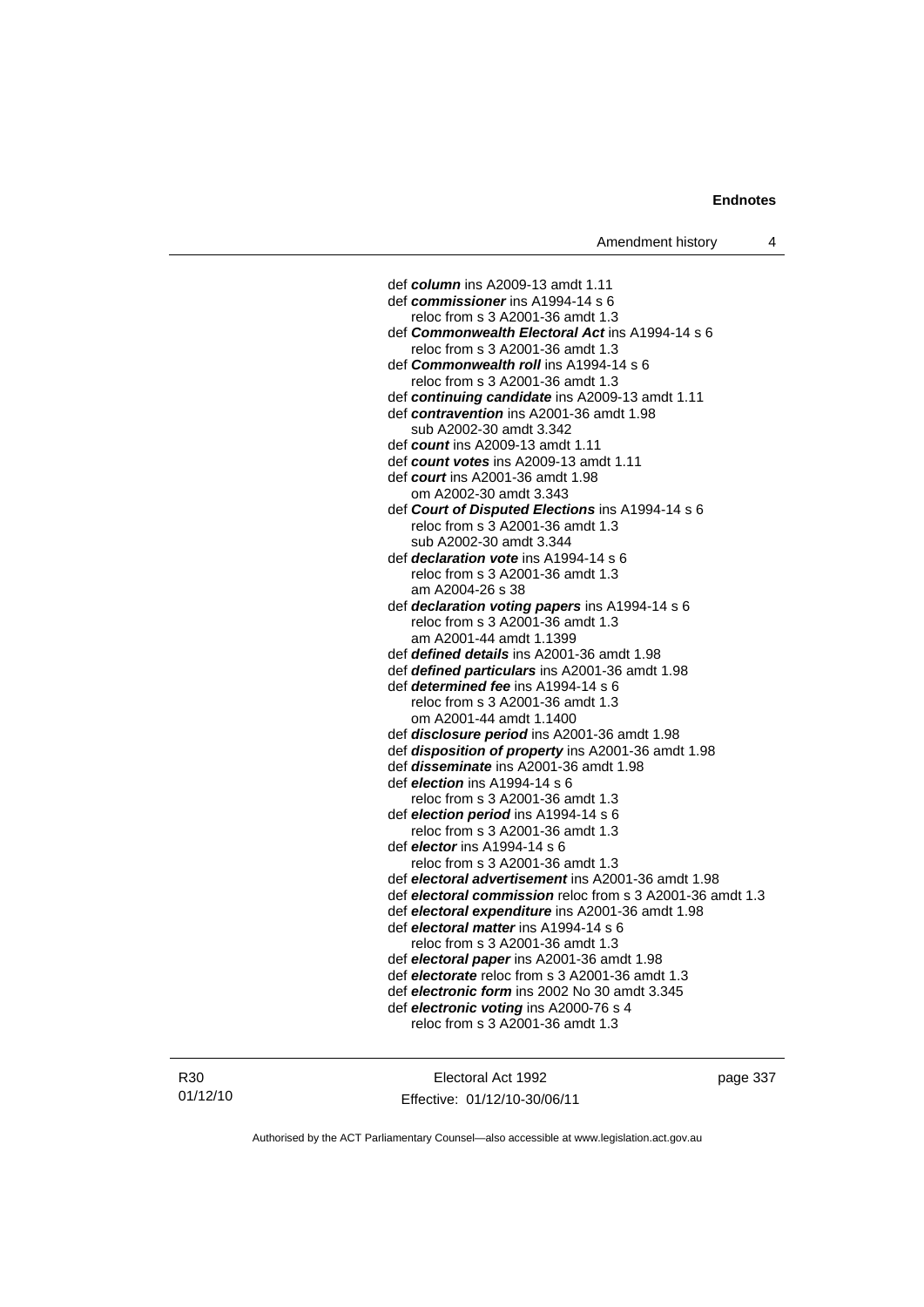def ***column*** ins A2009-13 amdt 1.11
def ***commissioner*** ins A1994-14 s 6
    reloc from s 3 A2001-36 amdt 1.3
def ***Commonwealth Electoral Act*** ins A1994-14 s 6
    reloc from s 3 A2001-36 amdt 1.3
def ***Commonwealth roll*** ins A1994-14 s 6
    reloc from s 3 A2001-36 amdt 1.3
def ***continuing candidate*** ins A2009-13 amdt 1.11
def ***contravention*** ins A2001-36 amdt 1.98
    sub A2002-30 amdt 3.342
def ***count*** ins A2009-13 amdt 1.11
def ***count votes*** ins A2009-13 amdt 1.11
def ***court*** ins A2001-36 amdt 1.98
    om A2002-30 amdt 3.343
def ***Court of Disputed Elections*** ins A1994-14 s 6
    reloc from s 3 A2001-36 amdt 1.3
    sub A2002-30 amdt 3.344
def ***declaration vote*** ins A1994-14 s 6
    reloc from s 3 A2001-36 amdt 1.3
    am A2004-26 s 38
def ***declaration voting papers*** ins A1994-14 s 6
    reloc from s 3 A2001-36 amdt 1.3
    am A2001-44 amdt 1.1399
def ***defined details*** ins A2001-36 amdt 1.98
def ***defined particulars*** ins A2001-36 amdt 1.98
def ***determined fee*** ins A1994-14 s 6
    reloc from s 3 A2001-36 amdt 1.3
    om A2001-44 amdt 1.1400
def ***disclosure period*** ins A2001-36 amdt 1.98
def ***disposition of property*** ins A2001-36 amdt 1.98
def ***disseminate*** ins A2001-36 amdt 1.98
def ***election*** ins A1994-14 s 6
    reloc from s 3 A2001-36 amdt 1.3
def ***election period*** ins A1994-14 s 6
    reloc from s 3 A2001-36 amdt 1.3
def ***elector*** ins A1994-14 s 6
    reloc from s 3 A2001-36 amdt 1.3
def ***electoral advertisement*** ins A2001-36 amdt 1.98
def ***electoral commission*** reloc from s 3 A2001-36 amdt 1.3
def ***electoral expenditure*** ins A2001-36 amdt 1.98
def ***electoral matter*** ins A1994-14 s 6
    reloc from s 3 A2001-36 amdt 1.3
def ***electoral paper*** ins A2001-36 amdt 1.98
def ***electorate*** reloc from s 3 A2001-36 amdt 1.3
def ***electronic form*** ins 2002 No 30 amdt 3.345
def ***electronic voting*** ins A2000-76 s 4
    reloc from s 3 A2001-36 amdt 1.3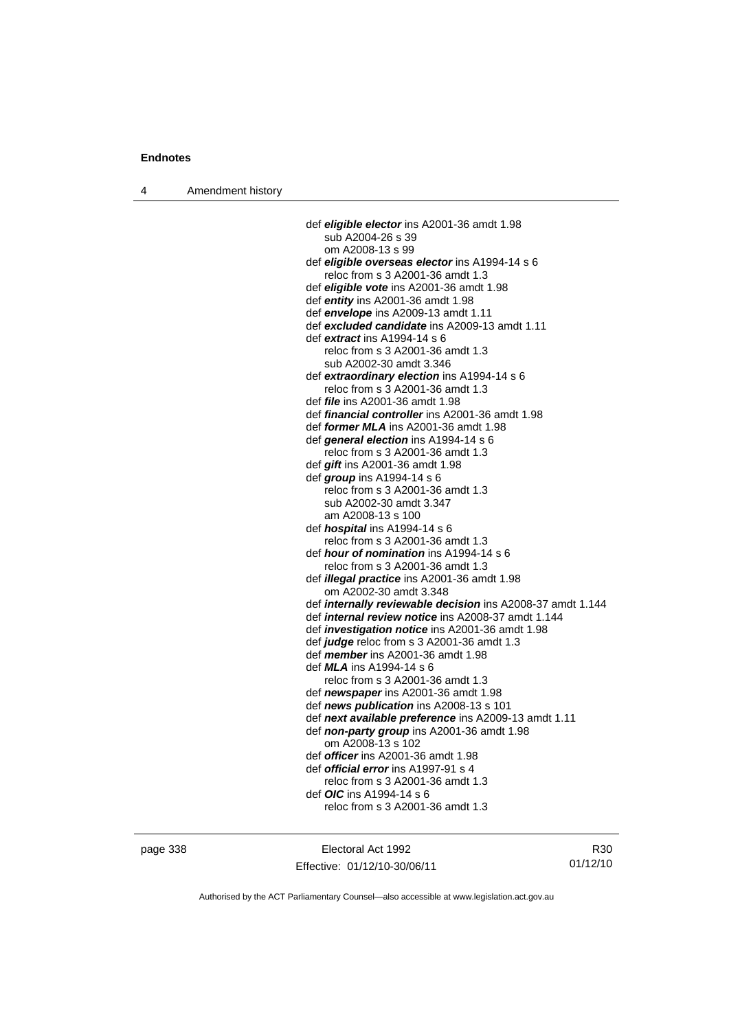def ***eligible elector*** ins A2001-36 amdt 1.98
    sub A2004-26 s 39
    om A2008-13 s 99
def ***eligible overseas elector*** ins A1994-14 s 6
    reloc from s 3 A2001-36 amdt 1.3
def ***eligible vote*** ins A2001-36 amdt 1.98
def ***entity*** ins A2001-36 amdt 1.98
def ***envelope*** ins A2009-13 amdt 1.11
def ***excluded candidate*** ins A2009-13 amdt 1.11
def ***extract*** ins A1994-14 s 6
    reloc from s 3 A2001-36 amdt 1.3
    sub A2002-30 amdt 3.346
def ***extraordinary election*** ins A1994-14 s 6
    reloc from s 3 A2001-36 amdt 1.3
def ***file*** ins A2001-36 amdt 1.98
def ***financial controller*** ins A2001-36 amdt 1.98
def ***former MLA*** ins A2001-36 amdt 1.98
def ***general election*** ins A1994-14 s 6
    reloc from s 3 A2001-36 amdt 1.3
def ***gift*** ins A2001-36 amdt 1.98
def ***group*** ins A1994-14 s 6
    reloc from s 3 A2001-36 amdt 1.3
    sub A2002-30 amdt 3.347
    am A2008-13 s 100
def ***hospital*** ins A1994-14 s 6
    reloc from s 3 A2001-36 amdt 1.3
def ***hour of nomination*** ins A1994-14 s 6
    reloc from s 3 A2001-36 amdt 1.3
def ***illegal practice*** ins A2001-36 amdt 1.98
    om A2002-30 amdt 3.348
def ***internally reviewable decision*** ins A2008-37 amdt 1.144
def ***internal review notice*** ins A2008-37 amdt 1.144
def ***investigation notice*** ins A2001-36 amdt 1.98
def ***judge*** reloc from s 3 A2001-36 amdt 1.3
def ***member*** ins A2001-36 amdt 1.98
def ***MLA*** ins A1994-14 s 6
    reloc from s 3 A2001-36 amdt 1.3
def ***newspaper*** ins A2001-36 amdt 1.98
def ***news publication*** ins A2008-13 s 101
def ***next available preference*** ins A2009-13 amdt 1.11
def ***non-party group*** ins A2001-36 amdt 1.98
    om A2008-13 s 102
def ***officer*** ins A2001-36 amdt 1.98
def ***official error*** ins A1997-91 s 4
    reloc from s 3 A2001-36 amdt 1.3
def ***OIC*** ins A1994-14 s 6
    reloc from s 3 A2001-36 amdt 1.3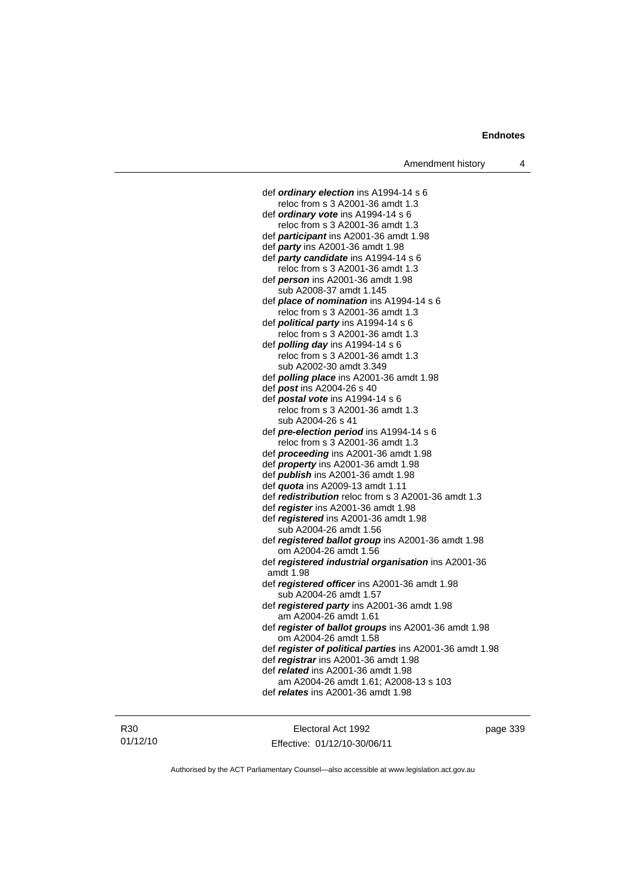def ***ordinary election*** ins A1994-14 s 6
  reloc from s 3 A2001-36 amdt 1.3
def ***ordinary vote*** ins A1994-14 s 6
  reloc from s 3 A2001-36 amdt 1.3
def ***participant*** ins A2001-36 amdt 1.98
def ***party*** ins A2001-36 amdt 1.98
def ***party candidate*** ins A1994-14 s 6
  reloc from s 3 A2001-36 amdt 1.3
def ***person*** ins A2001-36 amdt 1.98
  sub A2008-37 amdt 1.145
def ***place of nomination*** ins A1994-14 s 6
  reloc from s 3 A2001-36 amdt 1.3
def ***political party*** ins A1994-14 s 6
  reloc from s 3 A2001-36 amdt 1.3
def ***polling day*** ins A1994-14 s 6
  reloc from s 3 A2001-36 amdt 1.3
  sub A2002-30 amdt 3.349
def ***polling place*** ins A2001-36 amdt 1.98
def ***post*** ins A2004-26 s 40
def ***postal vote*** ins A1994-14 s 6
  reloc from s 3 A2001-36 amdt 1.3
  sub A2004-26 s 41
def ***pre-election period*** ins A1994-14 s 6
  reloc from s 3 A2001-36 amdt 1.3
def ***proceeding*** ins A2001-36 amdt 1.98
def ***property*** ins A2001-36 amdt 1.98
def ***publish*** ins A2001-36 amdt 1.98
def ***quota*** ins A2009-13 amdt 1.11
def ***redistribution*** reloc from s 3 A2001-36 amdt 1.3
def ***register*** ins A2001-36 amdt 1.98
def ***registered*** ins A2001-36 amdt 1.98
  sub A2004-26 amdt 1.56
def ***registered ballot group*** ins A2001-36 amdt 1.98
  om A2004-26 amdt 1.56
def ***registered industrial organisation*** ins A2001-36 amdt 1.98
def ***registered officer*** ins A2001-36 amdt 1.98
  sub A2004-26 amdt 1.57
def ***registered party*** ins A2001-36 amdt 1.98
  am A2004-26 amdt 1.61
def ***register of ballot groups*** ins A2001-36 amdt 1.98
  om A2004-26 amdt 1.58
def ***register of political parties*** ins A2001-36 amdt 1.98
def ***registrar*** ins A2001-36 amdt 1.98
def ***related*** ins A2001-36 amdt 1.98
  am A2004-26 amdt 1.61; A2008-13 s 103
def ***relates*** ins A2001-36 amdt 1.98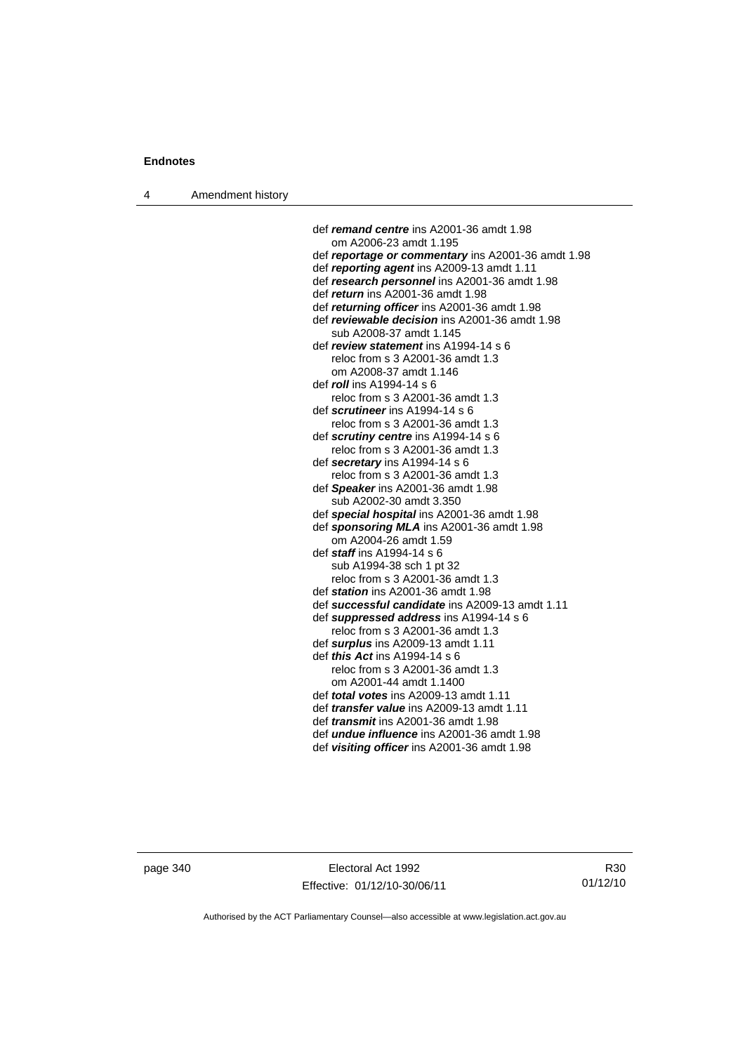def ***remand centre*** ins A2001-36 amdt 1.98
om A2006-23 amdt 1.195

def ***reportage or commentary*** ins A2001-36 amdt 1.98

def ***reporting agent*** ins A2009-13 amdt 1.11

def ***research personnel*** ins A2001-36 amdt 1.98

def ***return*** ins A2001-36 amdt 1.98

def ***returning officer*** ins A2001-36 amdt 1.98

def ***reviewable decision*** ins A2001-36 amdt 1.98
sub A2008-37 amdt 1.145

def ***review statement*** ins A1994-14 s 6
reloc from s 3 A2001-36 amdt 1.3
om A2008-37 amdt 1.146

def ***roll*** ins A1994-14 s 6
reloc from s 3 A2001-36 amdt 1.3

def ***scrutineer*** ins A1994-14 s 6
reloc from s 3 A2001-36 amdt 1.3

def ***scrutiny centre*** ins A1994-14 s 6
reloc from s 3 A2001-36 amdt 1.3

def ***secretary*** ins A1994-14 s 6
reloc from s 3 A2001-36 amdt 1.3

def ***Speaker*** ins A2001-36 amdt 1.98
sub A2002-30 amdt 3.350

def ***special hospital*** ins A2001-36 amdt 1.98

def ***sponsoring MLA*** ins A2001-36 amdt 1.98
om A2004-26 amdt 1.59

def ***staff*** ins A1994-14 s 6
sub A1994-38 sch 1 pt 32
reloc from s 3 A2001-36 amdt 1.3

def ***station*** ins A2001-36 amdt 1.98

def ***successful candidate*** ins A2009-13 amdt 1.11

def ***suppressed address*** ins A1994-14 s 6
reloc from s 3 A2001-36 amdt 1.3

def ***surplus*** ins A2009-13 amdt 1.11

def ***this Act*** ins A1994-14 s 6
reloc from s 3 A2001-36 amdt 1.3
om A2001-44 amdt 1.1400

def ***total votes*** ins A2009-13 amdt 1.11

def ***transfer value*** ins A2009-13 amdt 1.11

def ***transmit*** ins A2001-36 amdt 1.98

def ***undue influence*** ins A2001-36 amdt 1.98

def ***visiting officer*** ins A2001-36 amdt 1.98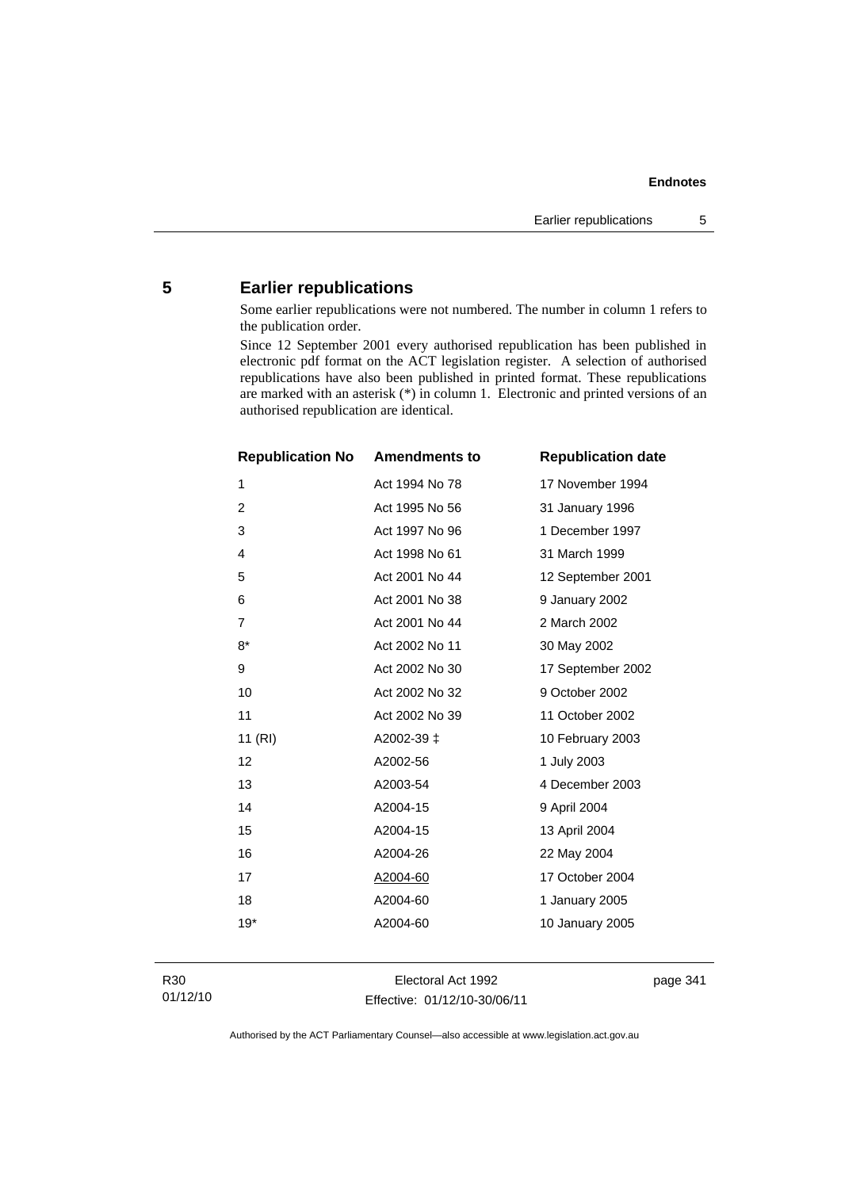## 5 Earlier republications

Some earlier republications were not numbered. The number in column 1 refers to the publication order.

Since 12 September 2001 every authorised republication has been published in electronic pdf format on the ACT legislation register. A selection of authorised republications have also been published in printed format. These republications are marked with an asterisk (*) in column 1. Electronic and printed versions of an authorised republication are identical.

| Republication No | Amendments to | Republication date |
|---|---|---|
| 1 | Act 1994 No 78 | 17 November 1994 |
| 2 | Act 1995 No 56 | 31 January 1996 |
| 3 | Act 1997 No 96 | 1 December 1997 |
| 4 | Act 1998 No 61 | 31 March 1999 |
| 5 | Act 2001 No 44 | 12 September 2001 |
| 6 | Act 2001 No 38 | 9 January 2002 |
| 7 | Act 2001 No 44 | 2 March 2002 |
| 8* | Act 2002 No 11 | 30 May 2002 |
| 9 | Act 2002 No 30 | 17 September 2002 |
| 10 | Act 2002 No 32 | 9 October 2002 |
| 11 | Act 2002 No 39 | 11 October 2002 |
| 11 (RI) | A2002-39 ‡ | 10 February 2003 |
| 12 | A2002-56 | 1 July 2003 |
| 13 | A2003-54 | 4 December 2003 |
| 14 | A2004-15 | 9 April 2004 |
| 15 | A2004-15 | 13 April 2004 |
| 16 | A2004-26 | 22 May 2004 |
| 17 | A2004-60 | 17 October 2004 |
| 18 | A2004-60 | 1 January 2005 |
| 19* | A2004-60 | 10 January 2005 |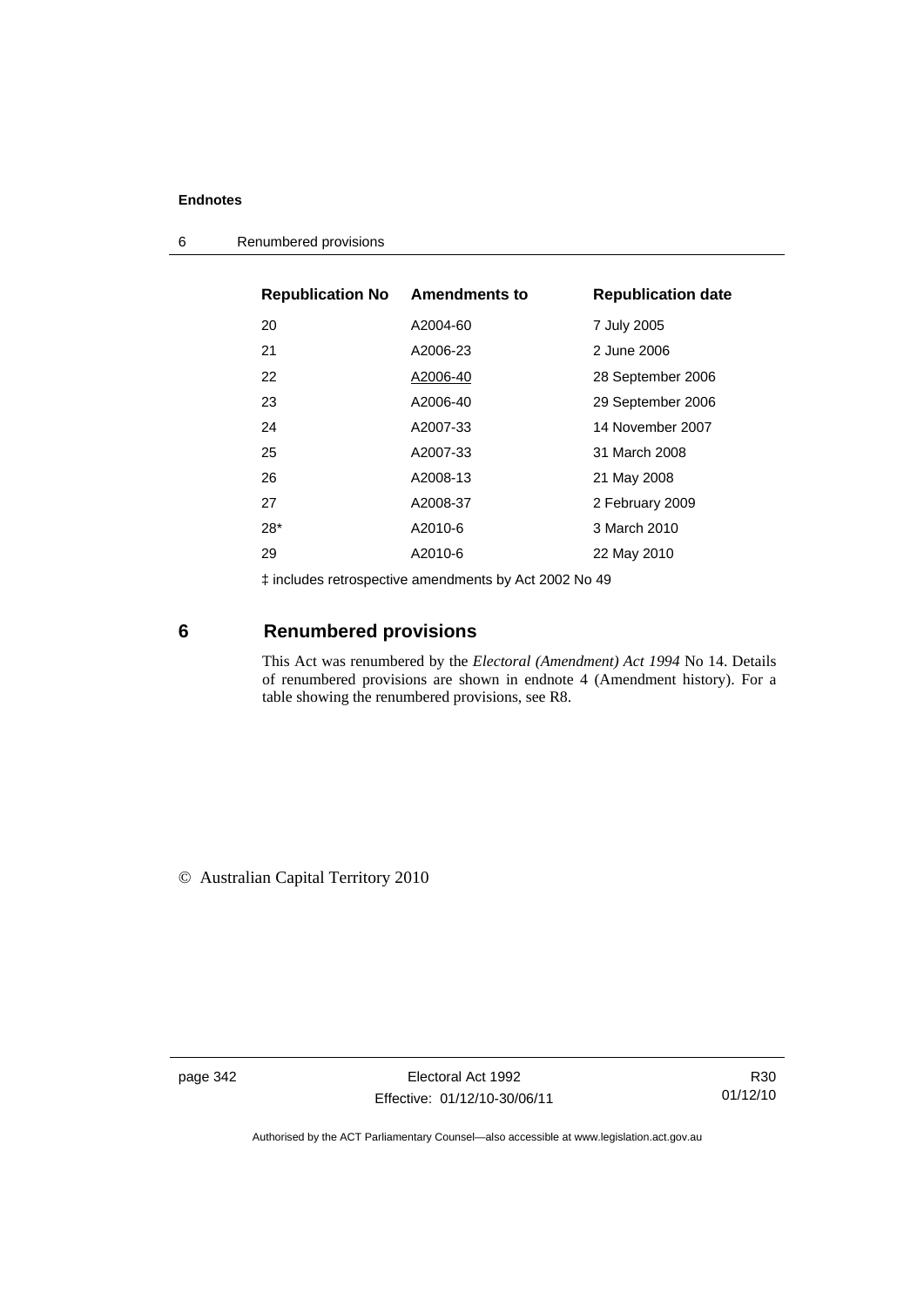| Republication No | Amendments to | Republication date |
|---|---|---|
| 20 | A2004-60 | 7 July 2005 |
| 21 | A2006-23 | 2 June 2006 |
| 22 | A2006-40 | 28 September 2006 |
| 23 | A2006-40 | 29 September 2006 |
| 24 | A2007-33 | 14 November 2007 |
| 25 | A2007-33 | 31 March 2008 |
| 26 | A2008-13 | 21 May 2008 |
| 27 | A2008-37 | 2 February 2009 |
| 28* | A2010-6 | 3 March 2010 |
| 29 | A2010-6 | 22 May 2010 |

‡ includes retrospective amendments by Act 2002 No 49

## 6 Renumbered provisions

This Act was renumbered by the *Electoral (Amendment) Act 1994* No 14. Details of renumbered provisions are shown in endnote 4 (Amendment history). For a table showing the renumbered provisions, see R8.

© Australian Capital Territory 2010